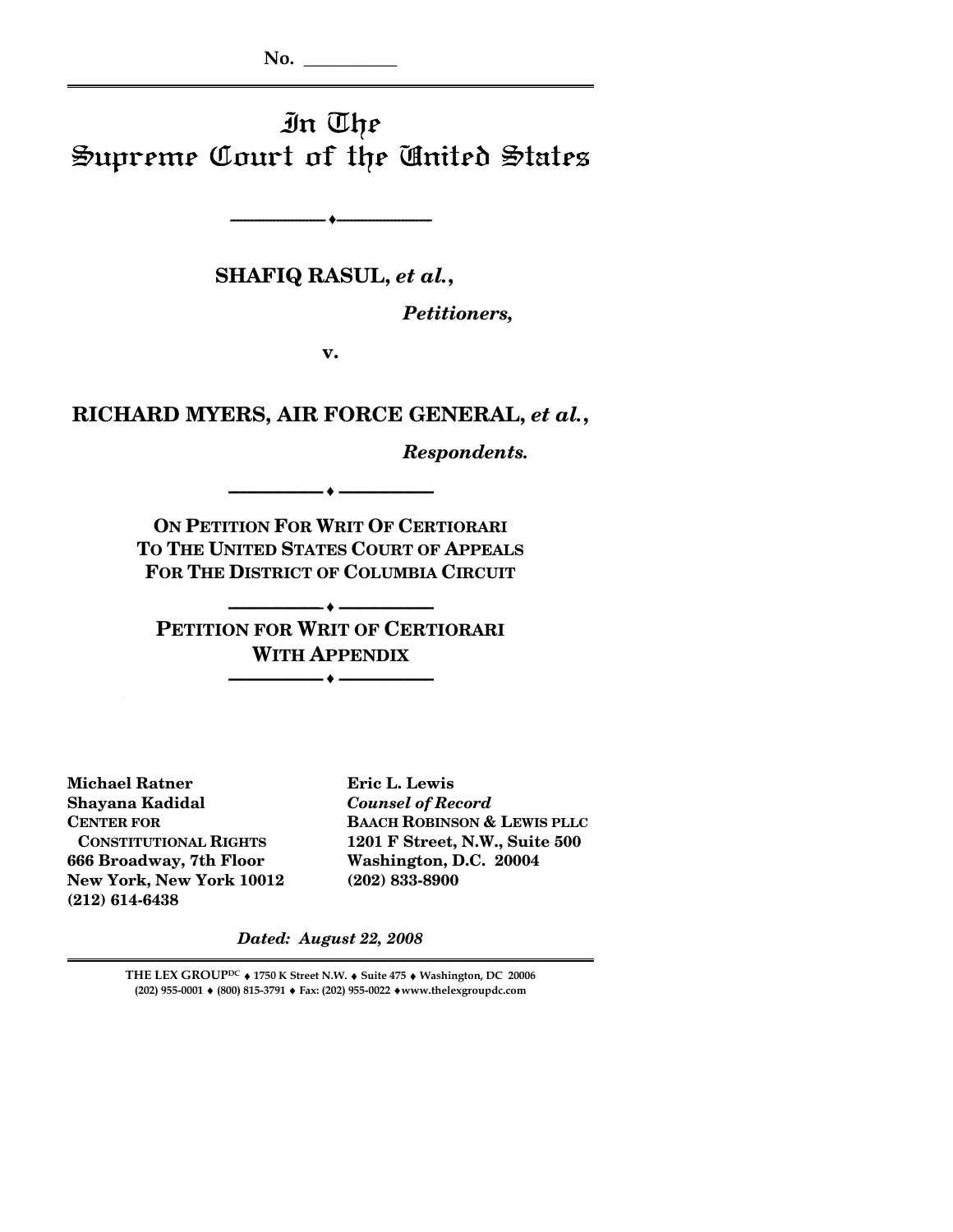No. \_\_\_\_\_\_\_\_\_\_

# In The Supreme Court of the United States

---

**SHAFIQ RASUL, *et al.*,**

***Petitioners,***

**v.**

**RICHARD MYERS, AIR FORCE GENERAL, *et al.*,**

***Respondents.***

---

**ON PETITION FOR WRIT OF CERTIORARI TO THE UNITED STATES COURT OF APPEALS FOR THE DISTRICT OF COLUMBIA CIRCUIT**

---

**PETITION FOR WRIT OF CERTIORARI WITH APPENDIX**

---

**Michael Ratner**
**Shayana Kadidal**
**CENTER FOR CONSTITUTIONAL RIGHTS**
**666 Broadway, 7th Floor**
**New York, New York 10012**
**(212) 614-6438**

**Eric L. Lewis**
***Counsel of Record***
**BAACH ROBINSON & LEWIS PLLC**
**1201 F Street, N.W., Suite 500**
**Washington, D.C. 20004**
**(202) 833-8900**

***Dated: August 22, 2008***

**THE LEX GROUP[DC] ♦ 1750 K Street N.W. ♦ Suite 475 ♦ Washington, DC 20006**
**(202) 955-0001 ♦ (800) 815-3791 ♦ Fax: (202) 955-0022 ♦ www.thelexgroupdc.com**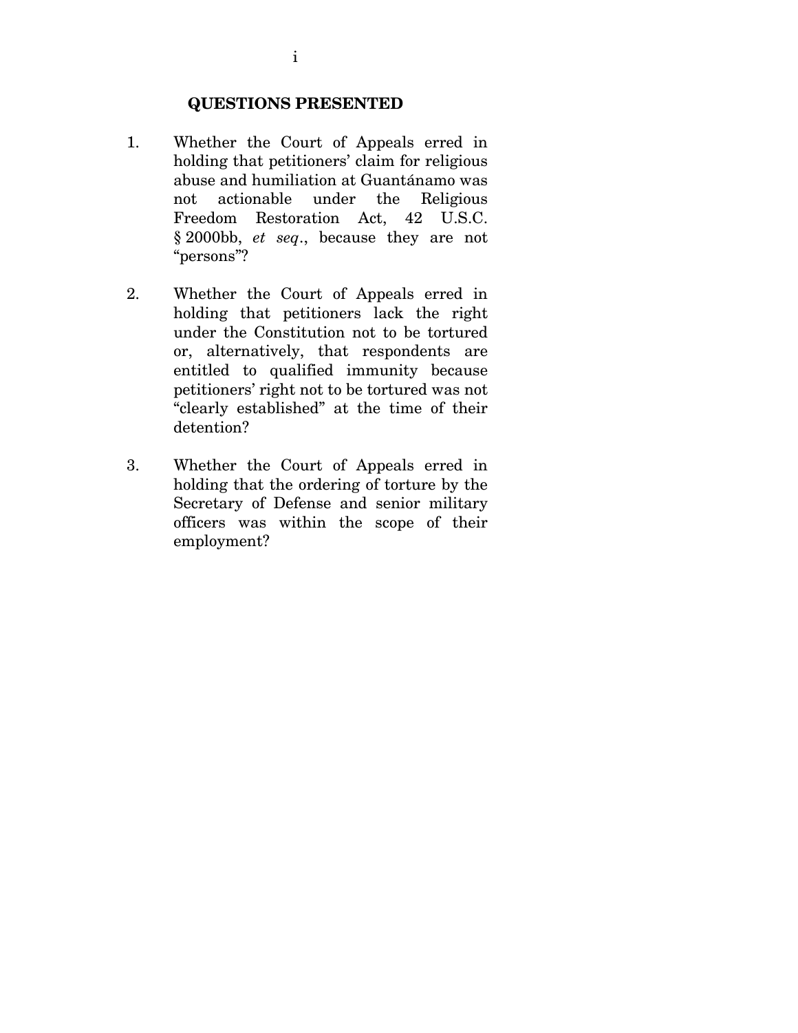## QUESTIONS PRESENTED

1. Whether the Court of Appeals erred in holding that petitioners' claim for religious abuse and humiliation at Guantánamo was not actionable under the Religious Freedom Restoration Act, 42 U.S.C. § 2000bb, *et seq.*, because they are not "persons"?

2. Whether the Court of Appeals erred in holding that petitioners lack the right under the Constitution not to be tortured or, alternatively, that respondents are entitled to qualified immunity because petitioners' right not to be tortured was not "clearly established" at the time of their detention?

3. Whether the Court of Appeals erred in holding that the ordering of torture by the Secretary of Defense and senior military officers was within the scope of their employment?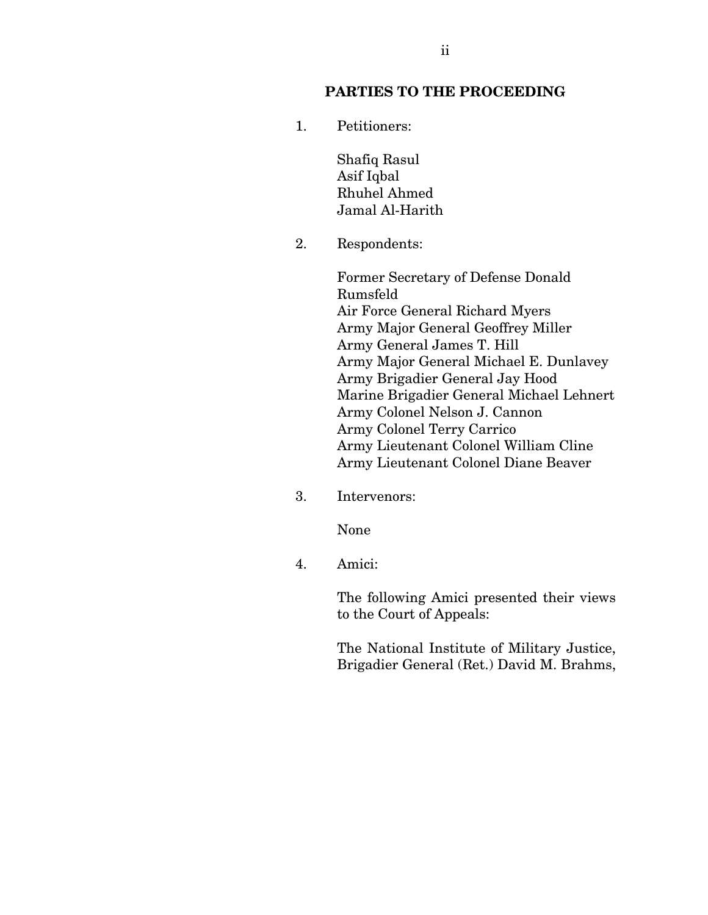## PARTIES TO THE PROCEEDING

1. Petitioners:

   Shafiq Rasul
   Asif Iqbal
   Rhuhel Ahmed
   Jamal Al-Harith

2. Respondents:

   Former Secretary of Defense Donald Rumsfeld
   Air Force General Richard Myers
   Army Major General Geoffrey Miller
   Army General James T. Hill
   Army Major General Michael E. Dunlavey
   Army Brigadier General Jay Hood
   Marine Brigadier General Michael Lehnert
   Army Colonel Nelson J. Cannon
   Army Colonel Terry Carrico
   Army Lieutenant Colonel William Cline
   Army Lieutenant Colonel Diane Beaver

3. Intervenors:

   None

4. Amici:

   The following Amici presented their views to the Court of Appeals:

   The National Institute of Military Justice, Brigadier General (Ret.) David M. Brahms,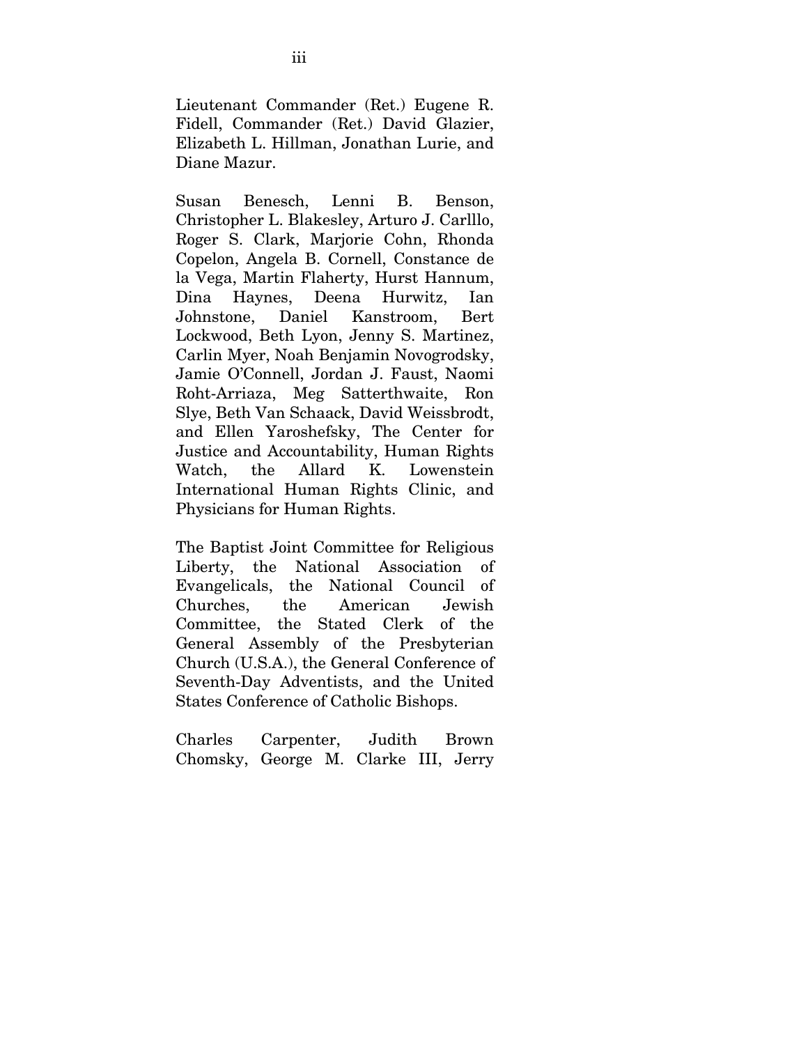Lieutenant Commander (Ret.) Eugene R. Fidell, Commander (Ret.) David Glazier, Elizabeth L. Hillman, Jonathan Lurie, and Diane Mazur.

Susan Benesch, Lenni B. Benson, Christopher L. Blakesley, Arturo J. Carlllo, Roger S. Clark, Marjorie Cohn, Rhonda Copelon, Angela B. Cornell, Constance de la Vega, Martin Flaherty, Hurst Hannum, Dina Haynes, Deena Hurwitz, Ian Johnstone, Daniel Kanstroom, Bert Lockwood, Beth Lyon, Jenny S. Martinez, Carlin Myer, Noah Benjamin Novogrodsky, Jamie O'Connell, Jordan J. Faust, Naomi Roht-Arriaza, Meg Satterthwaite, Ron Slye, Beth Van Schaack, David Weissbrodt, and Ellen Yaroshefsky, The Center for Justice and Accountability, Human Rights Watch, the Allard K. Lowenstein International Human Rights Clinic, and Physicians for Human Rights.

The Baptist Joint Committee for Religious Liberty, the National Association of Evangelicals, the National Council of Churches, the American Jewish Committee, the Stated Clerk of the General Assembly of the Presbyterian Church (U.S.A.), the General Conference of Seventh-Day Adventists, and the United States Conference of Catholic Bishops.

Charles Carpenter, Judith Brown Chomsky, George M. Clarke III, Jerry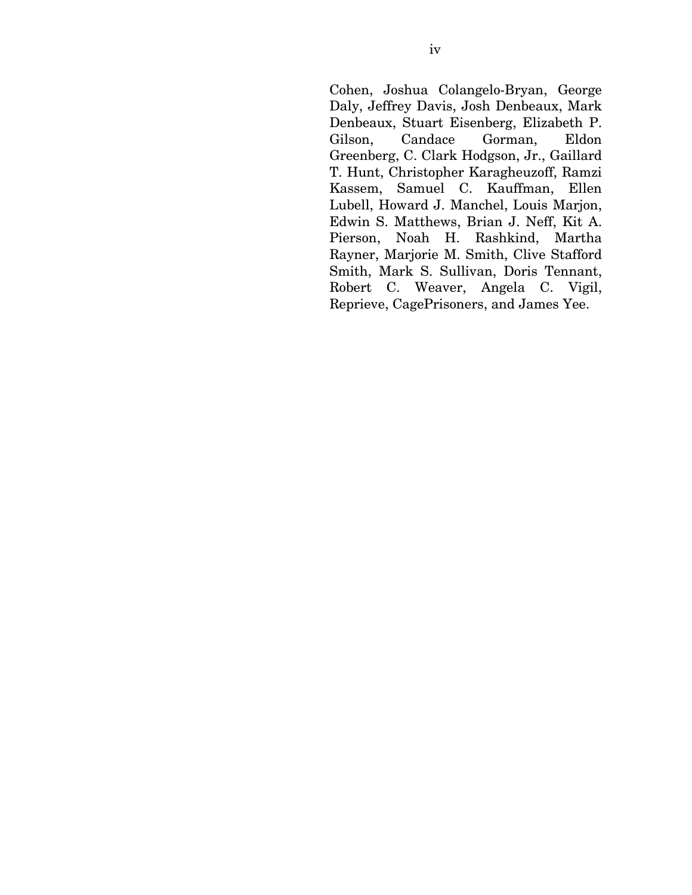Cohen, Joshua Colangelo-Bryan, George Daly, Jeffrey Davis, Josh Denbeaux, Mark Denbeaux, Stuart Eisenberg, Elizabeth P. Gilson, Candace Gorman, Eldon Greenberg, C. Clark Hodgson, Jr., Gaillard T. Hunt, Christopher Karagheuzoff, Ramzi Kassem, Samuel C. Kauffman, Ellen Lubell, Howard J. Manchel, Louis Marjon, Edwin S. Matthews, Brian J. Neff, Kit A. Pierson, Noah H. Rashkind, Martha Rayner, Marjorie M. Smith, Clive Stafford Smith, Mark S. Sullivan, Doris Tennant, Robert C. Weaver, Angela C. Vigil, Reprieve, CagePrisoners, and James Yee.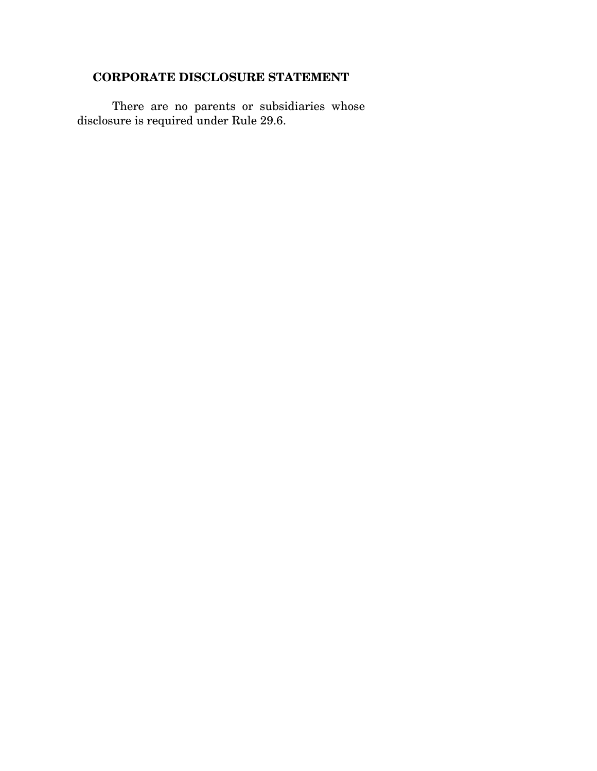## CORPORATE DISCLOSURE STATEMENT

There are no parents or subsidiaries whose disclosure is required under Rule 29.6.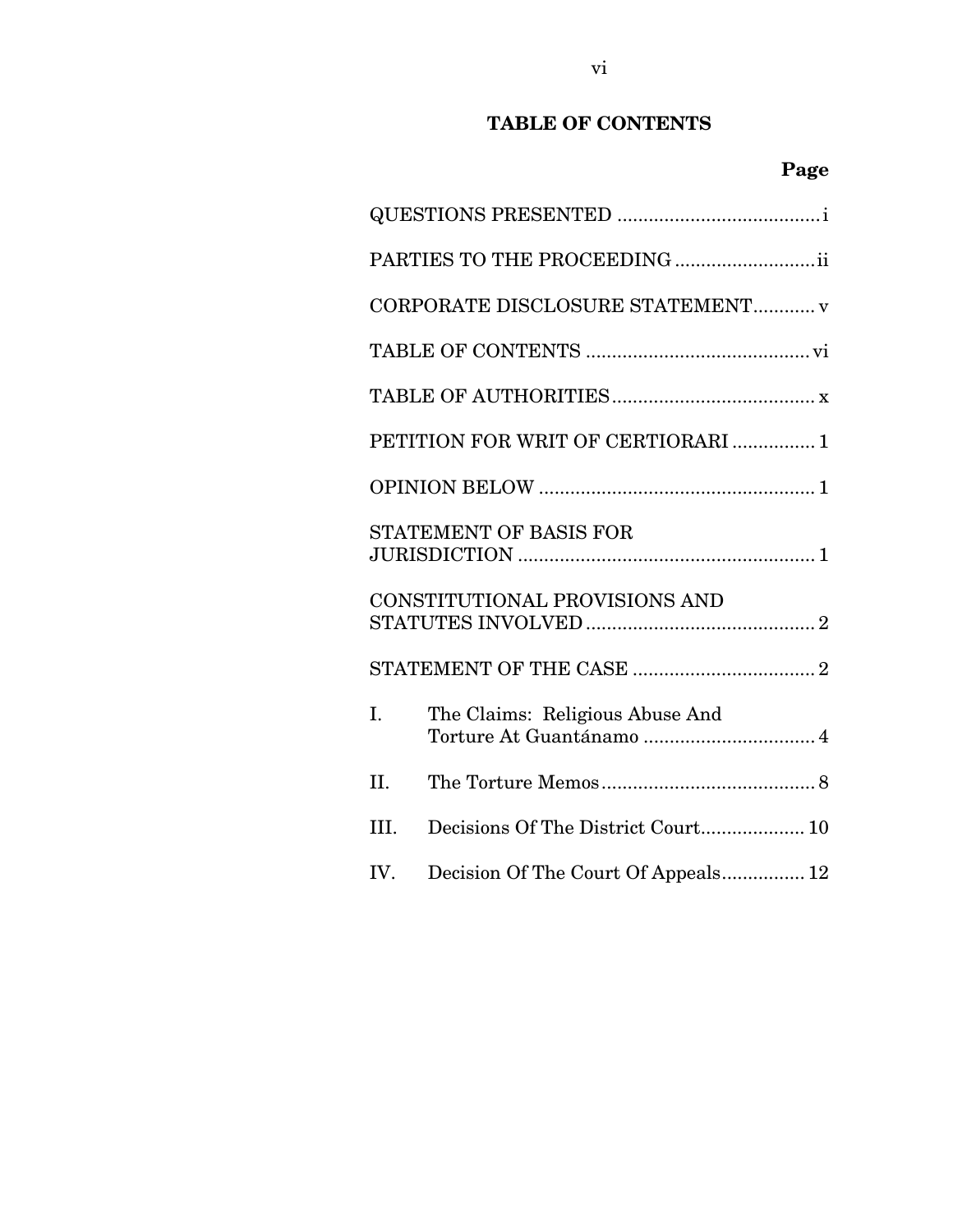## TABLE OF CONTENTS

| | Page |
|---|---|
| QUESTIONS PRESENTED | i |
| PARTIES TO THE PROCEEDING | ii |
| CORPORATE DISCLOSURE STATEMENT | v |
| TABLE OF CONTENTS | vi |
| TABLE OF AUTHORITIES | x |
| PETITION FOR WRIT OF CERTIORARI | 1 |
| OPINION BELOW | 1 |
| STATEMENT OF BASIS FOR JURISDICTION | 1 |
| CONSTITUTIONAL PROVISIONS AND STATUTES INVOLVED | 2 |
| STATEMENT OF THE CASE | 2 |
| I. The Claims: Religious Abuse And Torture At Guantánamo | 4 |
| II. The Torture Memos | 8 |
| III. Decisions Of The District Court | 10 |
| IV. Decision Of The Court Of Appeals | 12 |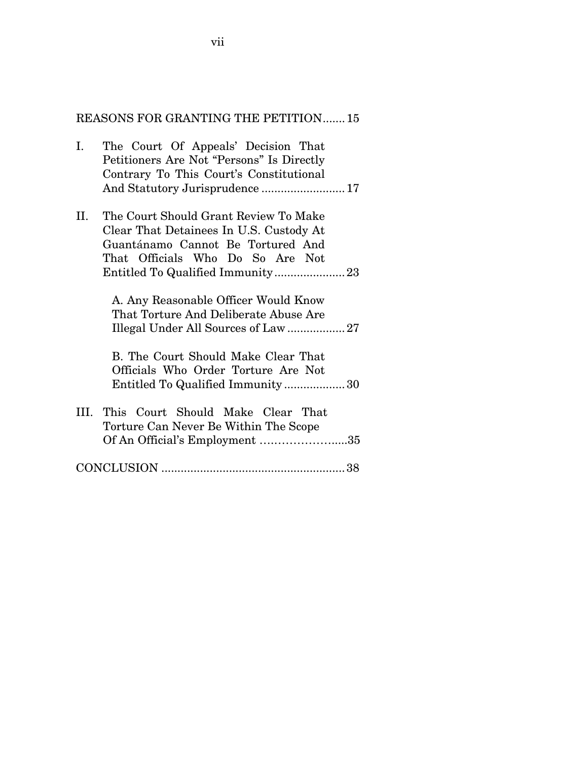REASONS FOR GRANTING THE PETITION....... 15

I. The Court Of Appeals' Decision That Petitioners Are Not "Persons" Is Directly Contrary To This Court's Constitutional And Statutory Jurisprudence .......................... 17

II. The Court Should Grant Review To Make Clear That Detainees In U.S. Custody At Guantánamo Cannot Be Tortured And That Officials Who Do So Are Not Entitled To Qualified Immunity...................... 23

   A. Any Reasonable Officer Would Know That Torture And Deliberate Abuse Are Illegal Under All Sources of Law .................. 27

   B. The Court Should Make Clear That Officials Who Order Torture Are Not Entitled To Qualified Immunity ................... 30

III. This Court Should Make Clear That Torture Can Never Be Within The Scope Of An Official's Employment …………………....35

CONCLUSION ......................................................... 38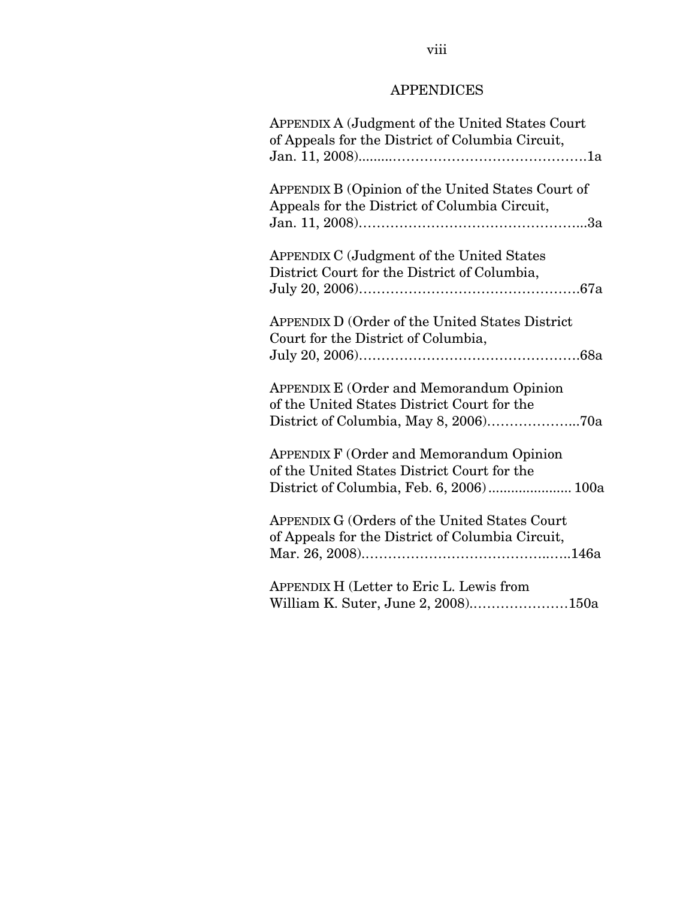## APPENDICES

APPENDIX A (Judgment of the United States Court of Appeals for the District of Columbia Circuit, Jan. 11, 2008)..........................................................1a

APPENDIX B (Opinion of the United States Court of Appeals for the District of Columbia Circuit, Jan. 11, 2008)..........................................................3a

APPENDIX C (Judgment of the United States District Court for the District of Columbia, July 20, 2006)..........................................................67a

APPENDIX D (Order of the United States District Court for the District of Columbia, July 20, 2006)..........................................................68a

APPENDIX E (Order and Memorandum Opinion of the United States District Court for the District of Columbia, May 8, 2006)....................70a

APPENDIX F (Order and Memorandum Opinion of the United States District Court for the District of Columbia, Feb. 6, 2006)...................... 100a

APPENDIX G (Orders of the United States Court of Appeals for the District of Columbia Circuit, Mar. 26, 2008)..........................................................146a

APPENDIX H (Letter to Eric L. Lewis from William K. Suter, June 2, 2008)......................150a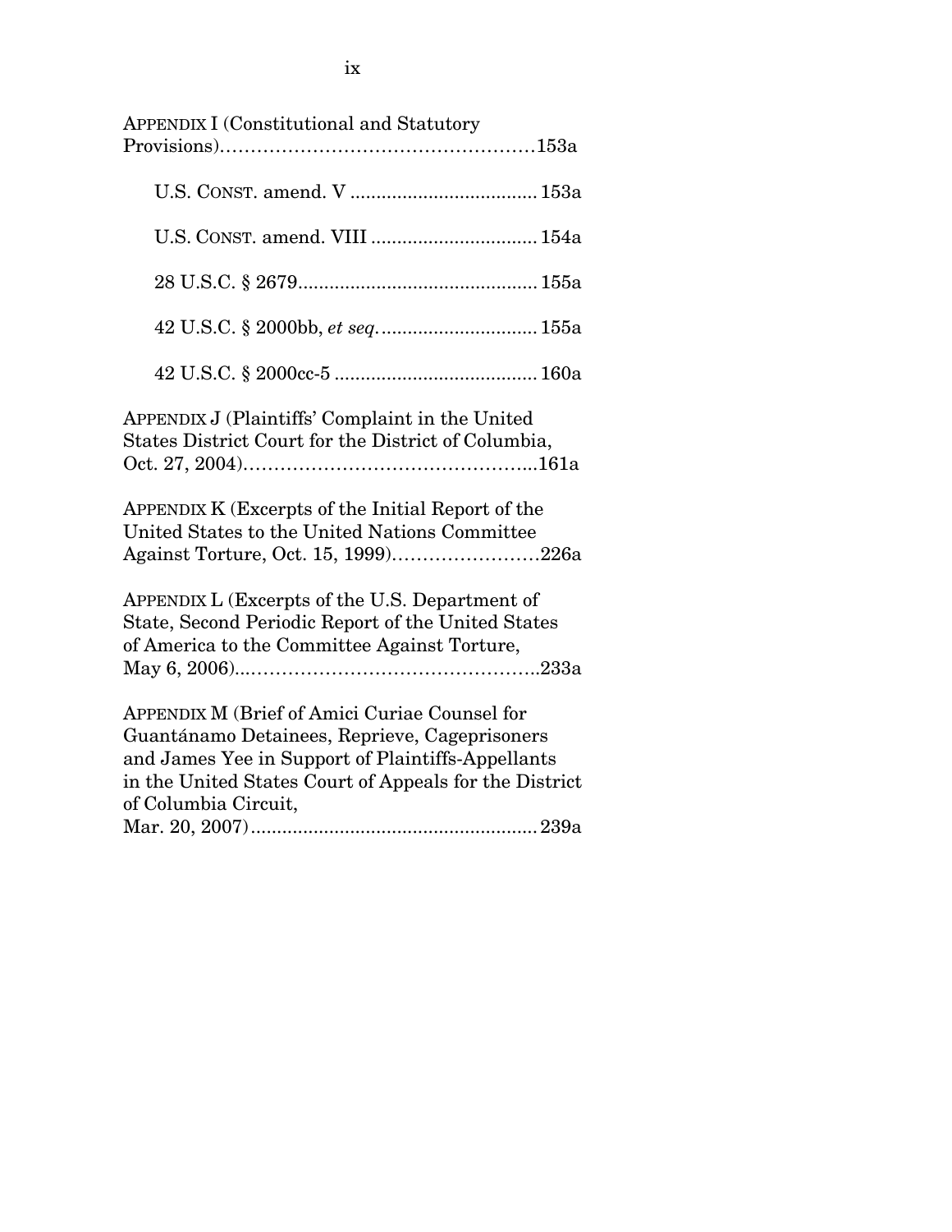APPENDIX I (Constitutional and Statutory Provisions)……………………………………………153a

U.S. CONST. amend. V .................................... 153a

U.S. CONST. amend. VIII ................................ 154a

28 U.S.C. § 2679.............................................. 155a

42 U.S.C. § 2000bb, *et seq*. .............................. 155a

42 U.S.C. § 2000cc-5 ....................................... 160a

APPENDIX J (Plaintiffs' Complaint in the United States District Court for the District of Columbia, Oct. 27, 2004)………………………………………...161a

APPENDIX K (Excerpts of the Initial Report of the United States to the United Nations Committee Against Torture, Oct. 15, 1999)……………………226a

APPENDIX L (Excerpts of the U.S. Department of State, Second Periodic Report of the United States of America to the Committee Against Torture, May 6, 2006)...………………………………………..233a

APPENDIX M (Brief of Amici Curiae Counsel for Guantánamo Detainees, Reprieve, Cageprisoners and James Yee in Support of Plaintiffs-Appellants in the United States Court of Appeals for the District of Columbia Circuit, Mar. 20, 2007) ...................................................... 239a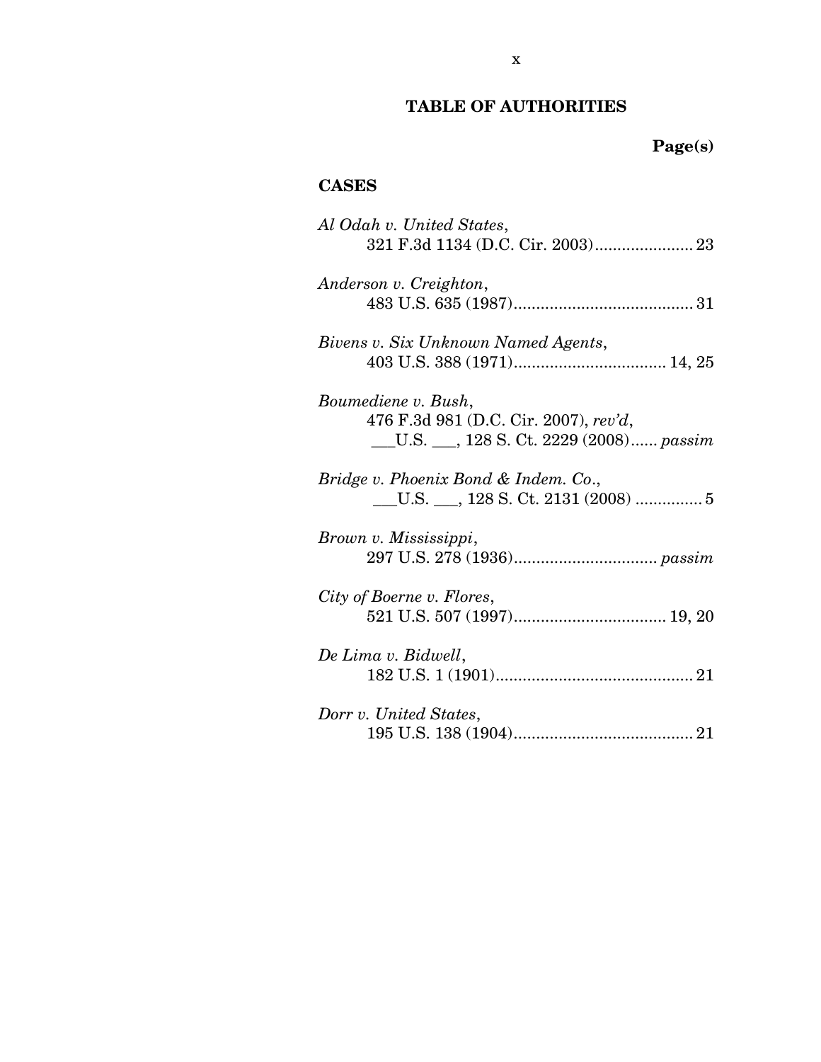## TABLE OF AUTHORITIES

**Page(s)**

### CASES

*Al Odah v. United States*,
321 F.3d 1134 (D.C. Cir. 2003)...................... 23

*Anderson v. Creighton*,
483 U.S. 635 (1987)........................................ 31

*Bivens v. Six Unknown Named Agents*,
403 U.S. 388 (1971).................................. 14, 25

*Boumediene v. Bush*,
476 F.3d 981 (D.C. Cir. 2007), *rev'd*,
___U.S. ___, 128 S. Ct. 2229 (2008)...... *passim*

*Bridge v. Phoenix Bond & Indem. Co.*,
___U.S. ___, 128 S. Ct. 2131 (2008) ............... 5

*Brown v. Mississippi*,
297 U.S. 278 (1936)................................ *passim*

*City of Boerne v. Flores*,
521 U.S. 507 (1997).................................. 19, 20

*De Lima v. Bidwell*,
182 U.S. 1 (1901)............................................ 21

*Dorr v. United States*,
195 U.S. 138 (1904)........................................ 21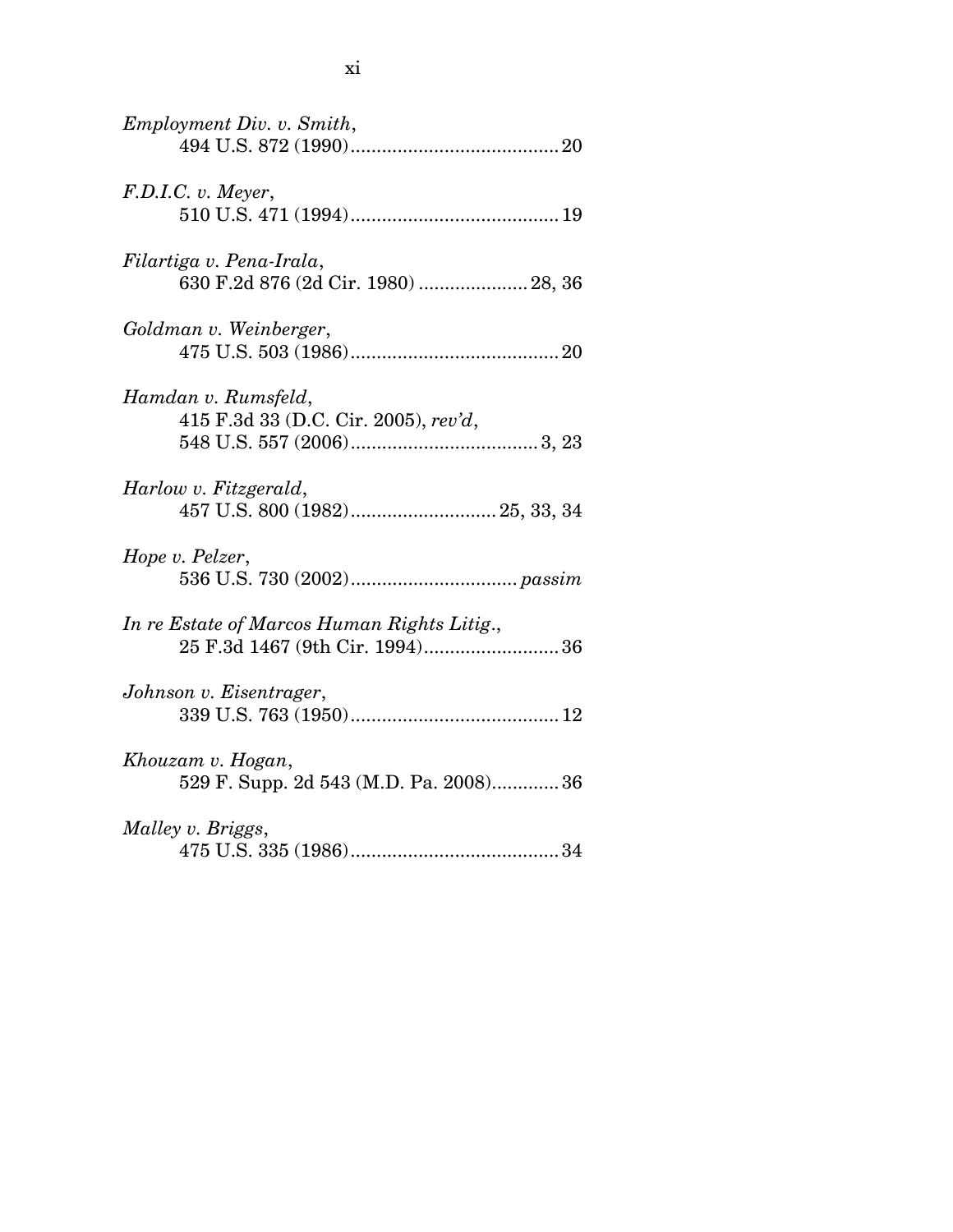*Employment Div. v. Smith*,
494 U.S. 872 (1990)........................................20

*F.D.I.C. v. Meyer*,
510 U.S. 471 (1994)........................................19

*Filartiga v. Pena-Irala*,
630 F.2d 876 (2d Cir. 1980) .....................28, 36

*Goldman v. Weinberger*,
475 U.S. 503 (1986)........................................20

*Hamdan v. Rumsfeld*,
415 F.3d 33 (D.C. Cir. 2005), *rev'd*,
548 U.S. 557 (2006)....................................3, 23

*Harlow v. Fitzgerald*,
457 U.S. 800 (1982)............................25, 33, 34

*Hope v. Pelzer*,
536 U.S. 730 (2002)................................*passim*

*In re Estate of Marcos Human Rights Litig.*,
25 F.3d 1467 (9th Cir. 1994)..........................36

*Johnson v. Eisentrager*,
339 U.S. 763 (1950)........................................12

*Khouzam v. Hogan*,
529 F. Supp. 2d 543 (M.D. Pa. 2008).............36

*Malley v. Briggs*,
475 U.S. 335 (1986)........................................34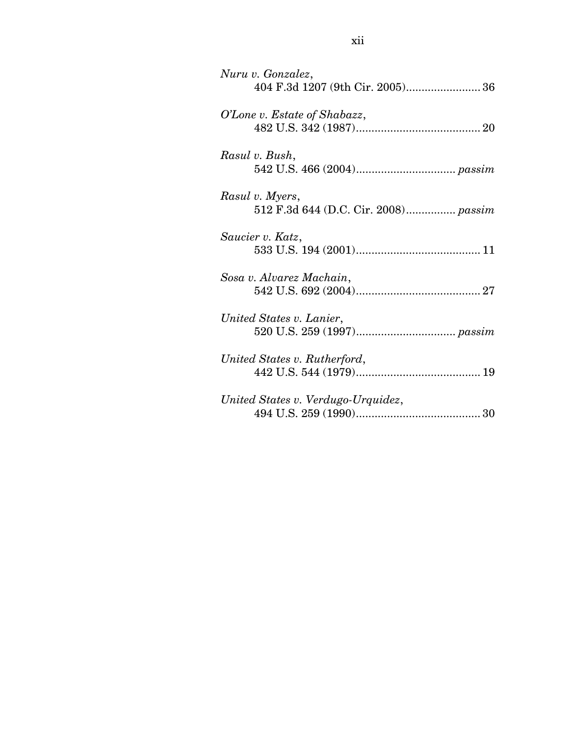*Nuru v. Gonzalez*,
404 F.3d 1207 (9th Cir. 2005)........................ 36

*O'Lone v. Estate of Shabazz*,
482 U.S. 342 (1987)........................................ 20

*Rasul v. Bush*,
542 U.S. 466 (2004)................................ *passim*

*Rasul v. Myers*,
512 F.3d 644 (D.C. Cir. 2008)................ *passim*

*Saucier v. Katz*,
533 U.S. 194 (2001)........................................ 11

*Sosa v. Alvarez Machain*,
542 U.S. 692 (2004)........................................ 27

*United States v. Lanier*,
520 U.S. 259 (1997)................................ *passim*

*United States v. Rutherford*,
442 U.S. 544 (1979)........................................ 19

*United States v. Verdugo-Urquidez*,
494 U.S. 259 (1990)........................................ 30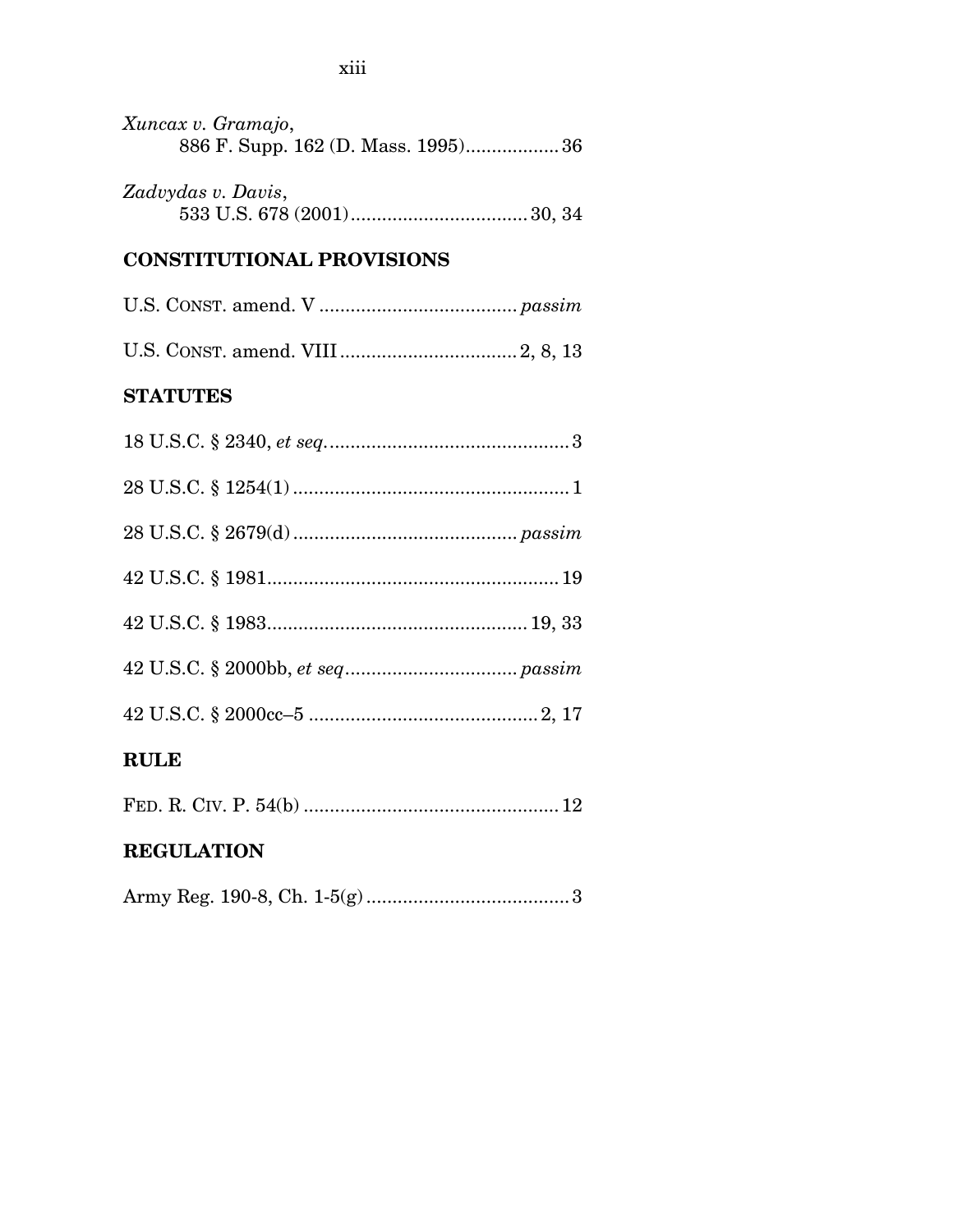*Xuncax v. Gramajo*,
886 F. Supp. 162 (D. Mass. 1995).................. 36

*Zadvydas v. Davis*,
533 U.S. 678 (2001).................................. 30, 34

## CONSTITUTIONAL PROVISIONS

U.S. CONST. amend. V ..................................... *passim*

U.S. CONST. amend. VIII.................................. 2, 8, 13

## STATUTES

18 U.S.C. § 2340, *et seq.*.............................................. 3

28 U.S.C. § 1254(1) ..................................................... 1

28 U.S.C. § 2679(d) .......................................... *passim*

42 U.S.C. § 1981....................................................... 19

42 U.S.C. § 1983................................................. 19, 33

42 U.S.C. § 2000bb, *et seq*................................ *passim*

42 U.S.C. § 2000cc–5 ............................................ 2, 17

## RULE

FED. R. CIV. P. 54(b) ................................................ 12

## REGULATION

Army Reg. 190-8, Ch. 1-5(g) ....................................... 3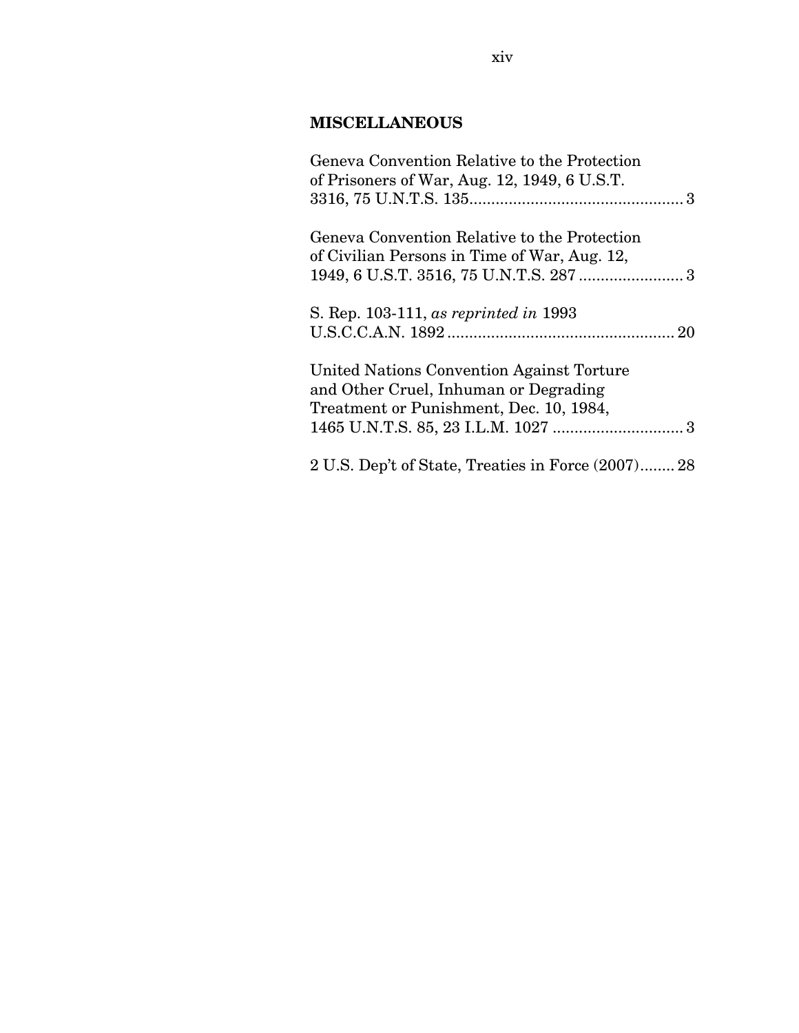## MISCELLANEOUS

Geneva Convention Relative to the Protection of Prisoners of War, Aug. 12, 1949, 6 U.S.T. 3316, 75 U.N.T.S. 135 .................................................. 3

Geneva Convention Relative to the Protection of Civilian Persons in Time of War, Aug. 12, 1949, 6 U.S.T. 3516, 75 U.N.T.S. 287 ........................ 3

S. Rep. 103-111, *as reprinted in* 1993 U.S.C.C.A.N. 1892 .................................................... 20

United Nations Convention Against Torture and Other Cruel, Inhuman or Degrading Treatment or Punishment, Dec. 10, 1984, 1465 U.N.T.S. 85, 23 I.L.M. 1027 .............................. 3

2 U.S. Dep't of State, Treaties in Force (2007)........ 28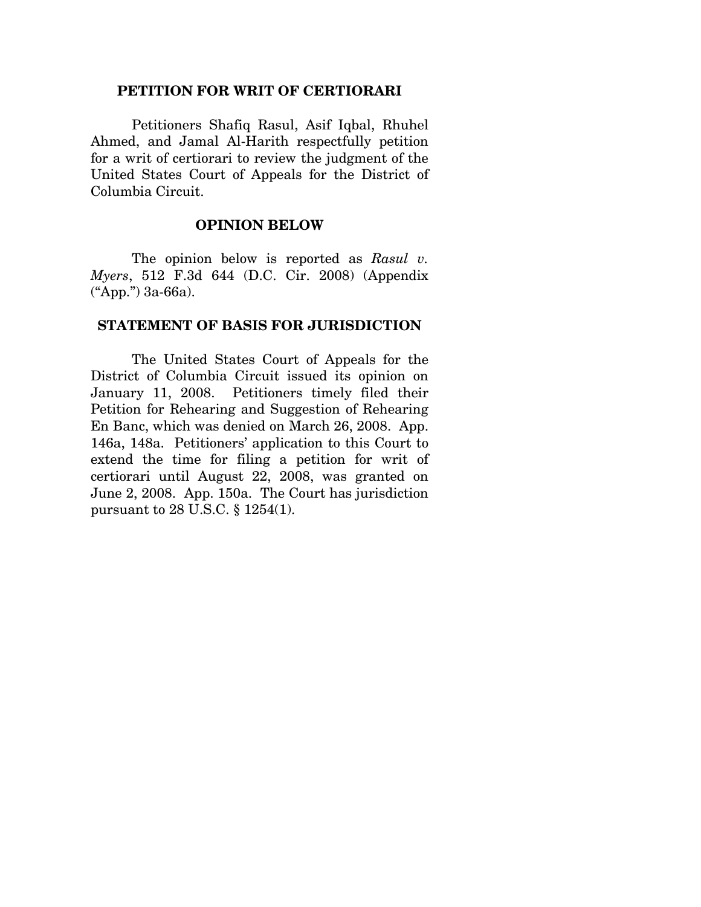## PETITION FOR WRIT OF CERTIORARI

Petitioners Shafiq Rasul, Asif Iqbal, Rhuhel Ahmed, and Jamal Al-Harith respectfully petition for a writ of certiorari to review the judgment of the United States Court of Appeals for the District of Columbia Circuit.

## OPINION BELOW

The opinion below is reported as *Rasul v. Myers*, 512 F.3d 644 (D.C. Cir. 2008) (Appendix ("App.") 3a-66a).

## STATEMENT OF BASIS FOR JURISDICTION

The United States Court of Appeals for the District of Columbia Circuit issued its opinion on January 11, 2008. Petitioners timely filed their Petition for Rehearing and Suggestion of Rehearing En Banc, which was denied on March 26, 2008. App. 146a, 148a. Petitioners' application to this Court to extend the time for filing a petition for writ of certiorari until August 22, 2008, was granted on June 2, 2008. App. 150a. The Court has jurisdiction pursuant to 28 U.S.C. § 1254(1).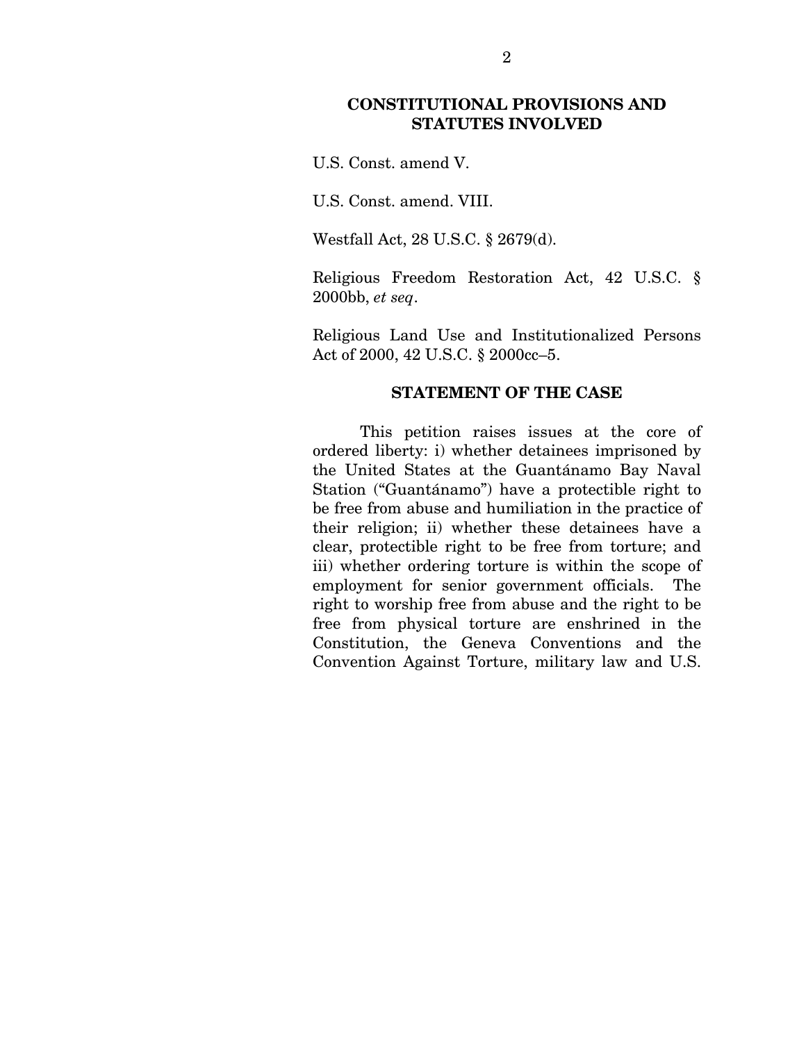## CONSTITUTIONAL PROVISIONS AND STATUTES INVOLVED

U.S. Const. amend V.

U.S. Const. amend. VIII.

Westfall Act, 28 U.S.C. § 2679(d).

Religious Freedom Restoration Act, 42 U.S.C. § 2000bb, *et seq*.

Religious Land Use and Institutionalized Persons Act of 2000, 42 U.S.C. § 2000cc–5.

## STATEMENT OF THE CASE

This petition raises issues at the core of ordered liberty: i) whether detainees imprisoned by the United States at the Guantánamo Bay Naval Station ("Guantánamo") have a protectible right to be free from abuse and humiliation in the practice of their religion; ii) whether these detainees have a clear, protectible right to be free from torture; and iii) whether ordering torture is within the scope of employment for senior government officials. The right to worship free from abuse and the right to be free from physical torture are enshrined in the Constitution, the Geneva Conventions and the Convention Against Torture, military law and U.S.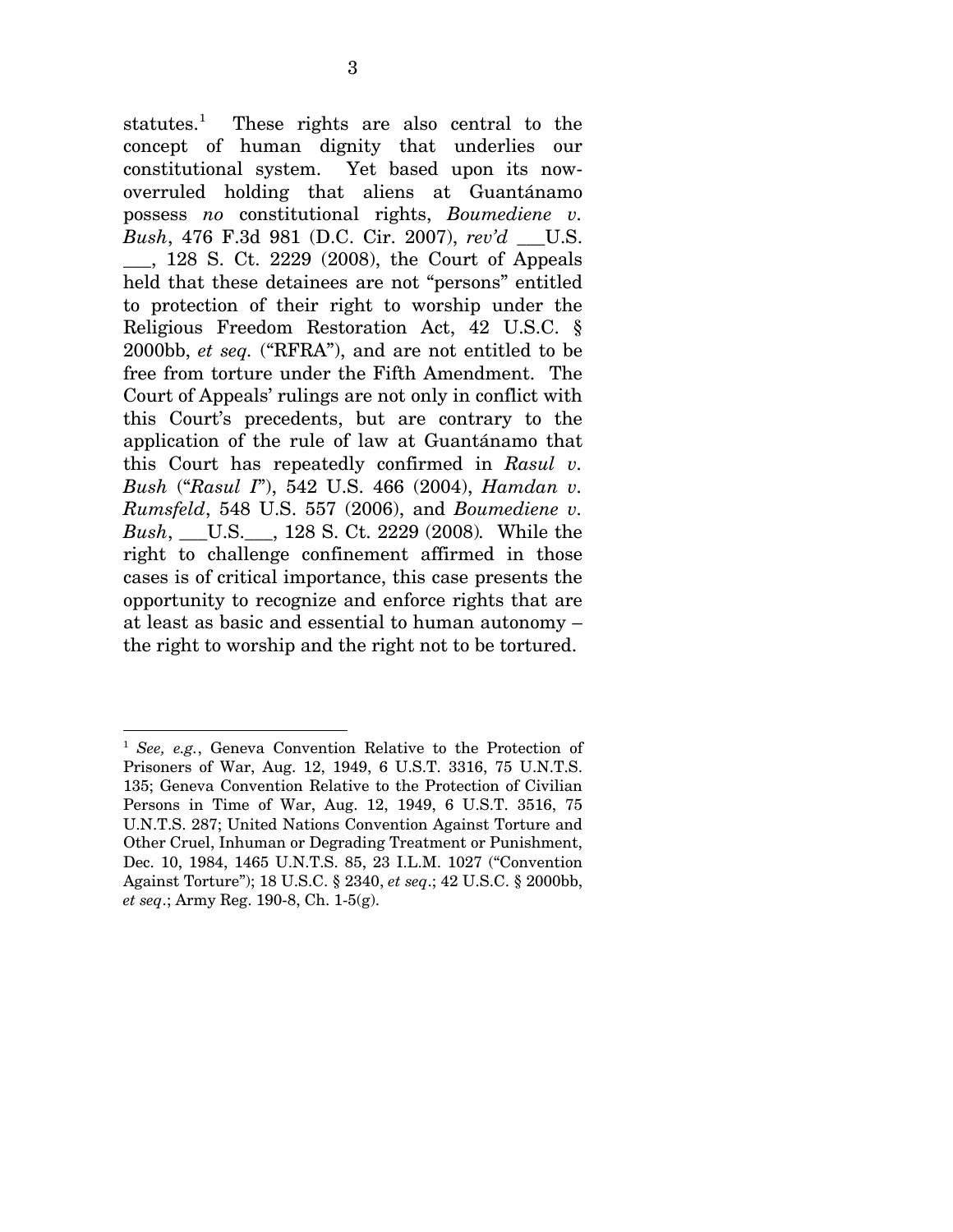statutes.[1] These rights are also central to the concept of human dignity that underlies our constitutional system. Yet based upon its now-overruled holding that aliens at Guantánamo possess *no* constitutional rights, *Boumediene v. Bush*, 476 F.3d 981 (D.C. Cir. 2007), *rev'd* ___U.S. ___, 128 S. Ct. 2229 (2008), the Court of Appeals held that these detainees are not "persons" entitled to protection of their right to worship under the Religious Freedom Restoration Act, 42 U.S.C. § 2000bb, *et seq.* ("RFRA"), and are not entitled to be free from torture under the Fifth Amendment. The Court of Appeals' rulings are not only in conflict with this Court's precedents, but are contrary to the application of the rule of law at Guantánamo that this Court has repeatedly confirmed in *Rasul v. Bush* ("*Rasul I*"), 542 U.S. 466 (2004), *Hamdan v. Rumsfeld*, 548 U.S. 557 (2006), and *Boumediene v. Bush*, ___U.S.___, 128 S. Ct. 2229 (2008). While the right to challenge confinement affirmed in those cases is of critical importance, this case presents the opportunity to recognize and enforce rights that are at least as basic and essential to human autonomy – the right to worship and the right not to be tortured.

---

[1] *See, e.g.*, Geneva Convention Relative to the Protection of Prisoners of War, Aug. 12, 1949, 6 U.S.T. 3316, 75 U.N.T.S. 135; Geneva Convention Relative to the Protection of Civilian Persons in Time of War, Aug. 12, 1949, 6 U.S.T. 3516, 75 U.N.T.S. 287; United Nations Convention Against Torture and Other Cruel, Inhuman or Degrading Treatment or Punishment, Dec. 10, 1984, 1465 U.N.T.S. 85, 23 I.L.M. 1027 ("Convention Against Torture"); 18 U.S.C. § 2340, *et seq*.; 42 U.S.C. § 2000bb, *et seq*.; Army Reg. 190-8, Ch. 1-5(g).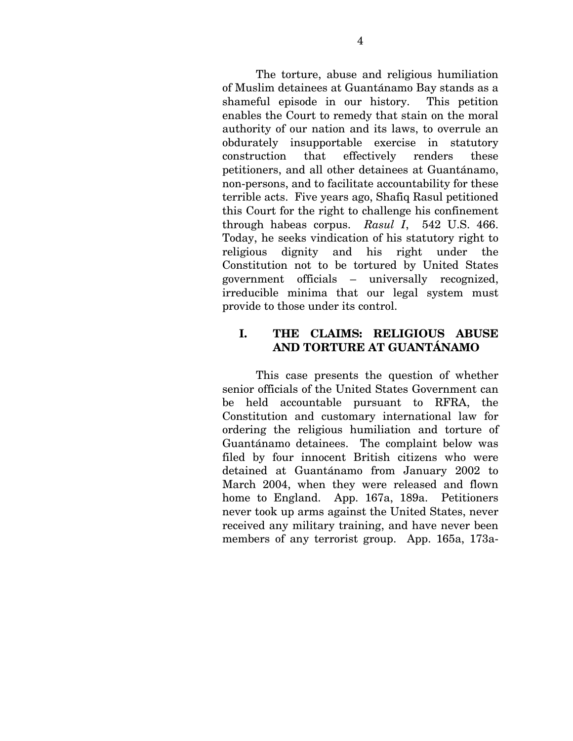The torture, abuse and religious humiliation of Muslim detainees at Guantánamo Bay stands as a shameful episode in our history. This petition enables the Court to remedy that stain on the moral authority of our nation and its laws, to overrule an obdurately insupportable exercise in statutory construction that effectively renders these petitioners, and all other detainees at Guantánamo, non-persons, and to facilitate accountability for these terrible acts. Five years ago, Shafiq Rasul petitioned this Court for the right to challenge his confinement through habeas corpus. *Rasul I*, 542 U.S. 466. Today, he seeks vindication of his statutory right to religious dignity and his right under the Constitution not to be tortured by United States government officials – universally recognized, irreducible minima that our legal system must provide to those under its control.

## I. THE CLAIMS: RELIGIOUS ABUSE AND TORTURE AT GUANTÁNAMO

This case presents the question of whether senior officials of the United States Government can be held accountable pursuant to RFRA, the Constitution and customary international law for ordering the religious humiliation and torture of Guantánamo detainees. The complaint below was filed by four innocent British citizens who were detained at Guantánamo from January 2002 to March 2004, when they were released and flown home to England. App. 167a, 189a. Petitioners never took up arms against the United States, never received any military training, and have never been members of any terrorist group. App. 165a, 173a-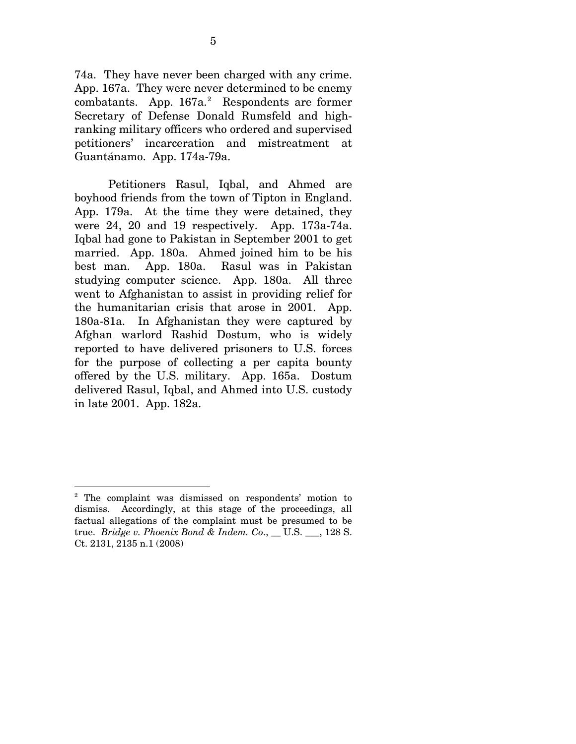74a. They have never been charged with any crime. App. 167a. They were never determined to be enemy combatants. App. 167a.[2] Respondents are former Secretary of Defense Donald Rumsfeld and high-ranking military officers who ordered and supervised petitioners' incarceration and mistreatment at Guantánamo. App. 174a-79a.

Petitioners Rasul, Iqbal, and Ahmed are boyhood friends from the town of Tipton in England. App. 179a. At the time they were detained, they were 24, 20 and 19 respectively. App. 173a-74a. Iqbal had gone to Pakistan in September 2001 to get married. App. 180a. Ahmed joined him to be his best man. App. 180a. Rasul was in Pakistan studying computer science. App. 180a. All three went to Afghanistan to assist in providing relief for the humanitarian crisis that arose in 2001. App. 180a-81a. In Afghanistan they were captured by Afghan warlord Rashid Dostum, who is widely reported to have delivered prisoners to U.S. forces for the purpose of collecting a per capita bounty offered by the U.S. military. App. 165a. Dostum delivered Rasul, Iqbal, and Ahmed into U.S. custody in late 2001. App. 182a.

---

[2] The complaint was dismissed on respondents' motion to dismiss. Accordingly, at this stage of the proceedings, all factual allegations of the complaint must be presumed to be true. *Bridge v. Phoenix Bond & Indem. Co.*, __ U.S. ___, 128 S. Ct. 2131, 2135 n.1 (2008)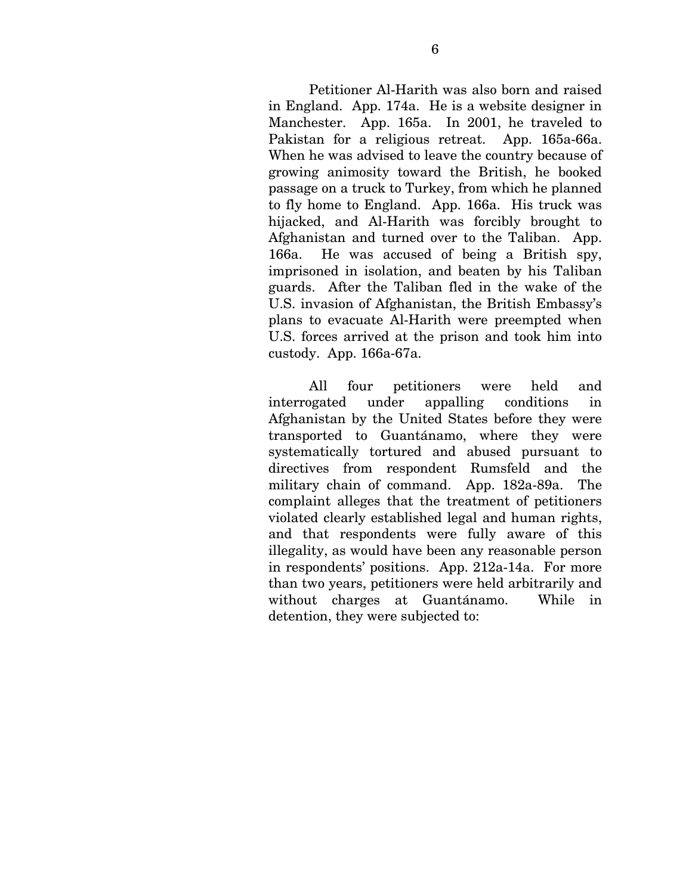Petitioner Al-Harith was also born and raised in England. App. 174a. He is a website designer in Manchester. App. 165a. In 2001, he traveled to Pakistan for a religious retreat. App. 165a-66a. When he was advised to leave the country because of growing animosity toward the British, he booked passage on a truck to Turkey, from which he planned to fly home to England. App. 166a. His truck was hijacked, and Al-Harith was forcibly brought to Afghanistan and turned over to the Taliban. App. 166a. He was accused of being a British spy, imprisoned in isolation, and beaten by his Taliban guards. After the Taliban fled in the wake of the U.S. invasion of Afghanistan, the British Embassy's plans to evacuate Al-Harith were preempted when U.S. forces arrived at the prison and took him into custody. App. 166a-67a.

All four petitioners were held and interrogated under appalling conditions in Afghanistan by the United States before they were transported to Guantánamo, where they were systematically tortured and abused pursuant to directives from respondent Rumsfeld and the military chain of command. App. 182a-89a. The complaint alleges that the treatment of petitioners violated clearly established legal and human rights, and that respondents were fully aware of this illegality, as would have been any reasonable person in respondents' positions. App. 212a-14a. For more than two years, petitioners were held arbitrarily and without charges at Guantánamo. While in detention, they were subjected to: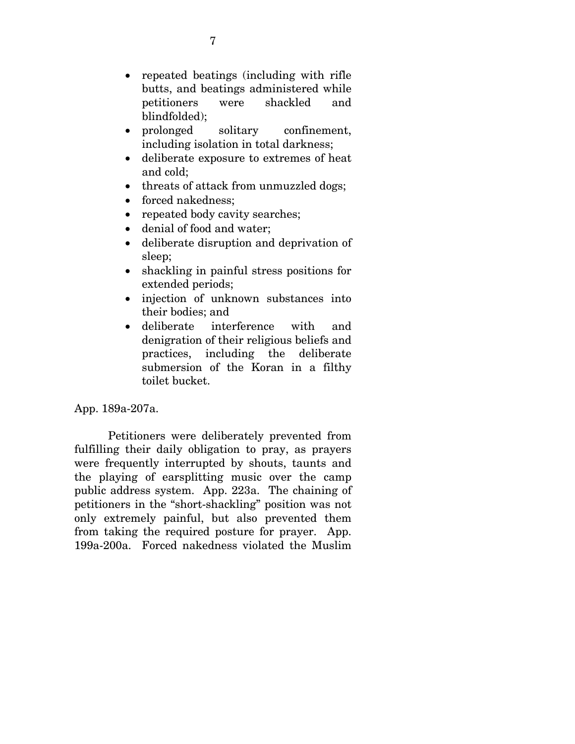- repeated beatings (including with rifle butts, and beatings administered while petitioners were shackled and blindfolded);
- prolonged solitary confinement, including isolation in total darkness;
- deliberate exposure to extremes of heat and cold;
- threats of attack from unmuzzled dogs;
- forced nakedness;
- repeated body cavity searches;
- denial of food and water;
- deliberate disruption and deprivation of sleep;
- shackling in painful stress positions for extended periods;
- injection of unknown substances into their bodies; and
- deliberate interference with and denigration of their religious beliefs and practices, including the deliberate submersion of the Koran in a filthy toilet bucket.

App. 189a-207a.

Petitioners were deliberately prevented from fulfilling their daily obligation to pray, as prayers were frequently interrupted by shouts, taunts and the playing of earsplitting music over the camp public address system. App. 223a. The chaining of petitioners in the "short-shackling" position was not only extremely painful, but also prevented them from taking the required posture for prayer. App. 199a-200a. Forced nakedness violated the Muslim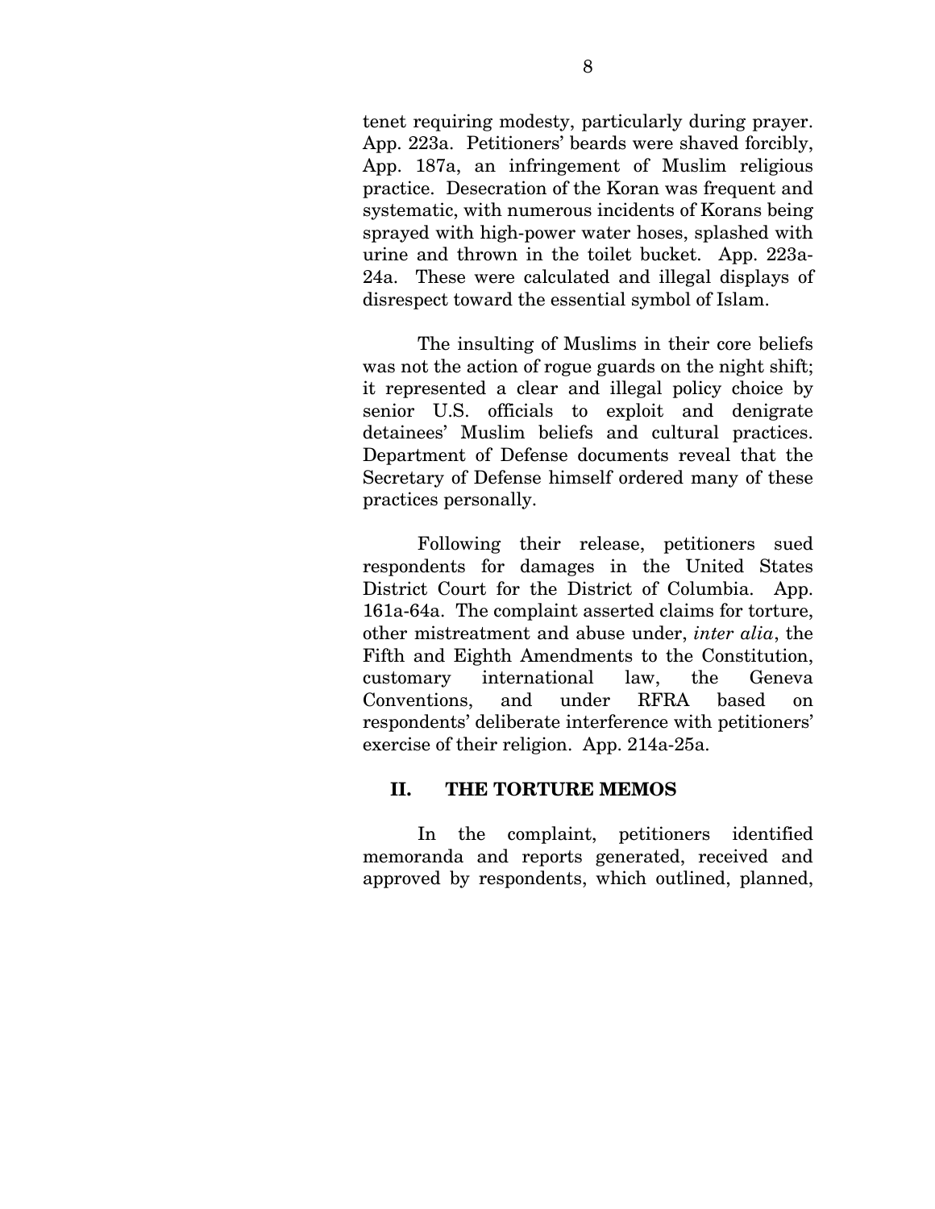tenet requiring modesty, particularly during prayer. App. 223a. Petitioners' beards were shaved forcibly, App. 187a, an infringement of Muslim religious practice. Desecration of the Koran was frequent and systematic, with numerous incidents of Korans being sprayed with high-power water hoses, splashed with urine and thrown in the toilet bucket. App. 223a-24a. These were calculated and illegal displays of disrespect toward the essential symbol of Islam.

The insulting of Muslims in their core beliefs was not the action of rogue guards on the night shift; it represented a clear and illegal policy choice by senior U.S. officials to exploit and denigrate detainees' Muslim beliefs and cultural practices. Department of Defense documents reveal that the Secretary of Defense himself ordered many of these practices personally.

Following their release, petitioners sued respondents for damages in the United States District Court for the District of Columbia. App. 161a-64a. The complaint asserted claims for torture, other mistreatment and abuse under, *inter alia*, the Fifth and Eighth Amendments to the Constitution, customary international law, the Geneva Conventions, and under RFRA based on respondents' deliberate interference with petitioners' exercise of their religion. App. 214a-25a.

## II. THE TORTURE MEMOS

In the complaint, petitioners identified memoranda and reports generated, received and approved by respondents, which outlined, planned,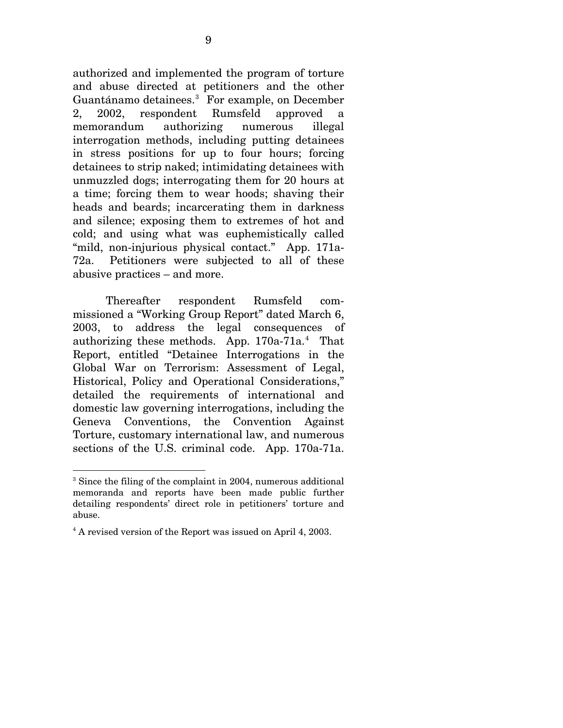authorized and implemented the program of torture and abuse directed at petitioners and the other Guantánamo detainees.[3] For example, on December 2, 2002, respondent Rumsfeld approved a memorandum authorizing numerous illegal interrogation methods, including putting detainees in stress positions for up to four hours; forcing detainees to strip naked; intimidating detainees with unmuzzled dogs; interrogating them for 20 hours at a time; forcing them to wear hoods; shaving their heads and beards; incarcerating them in darkness and silence; exposing them to extremes of hot and cold; and using what was euphemistically called "mild, non-injurious physical contact." App. 171a-72a. Petitioners were subjected to all of these abusive practices – and more.

Thereafter respondent Rumsfeld commissioned a "Working Group Report" dated March 6, 2003, to address the legal consequences of authorizing these methods. App. 170a-71a.[4] That Report, entitled "Detainee Interrogations in the Global War on Terrorism: Assessment of Legal, Historical, Policy and Operational Considerations," detailed the requirements of international and domestic law governing interrogations, including the Geneva Conventions, the Convention Against Torture, customary international law, and numerous sections of the U.S. criminal code. App. 170a-71a.

---

[3] Since the filing of the complaint in 2004, numerous additional memoranda and reports have been made public further detailing respondents' direct role in petitioners' torture and abuse.

[4] A revised version of the Report was issued on April 4, 2003.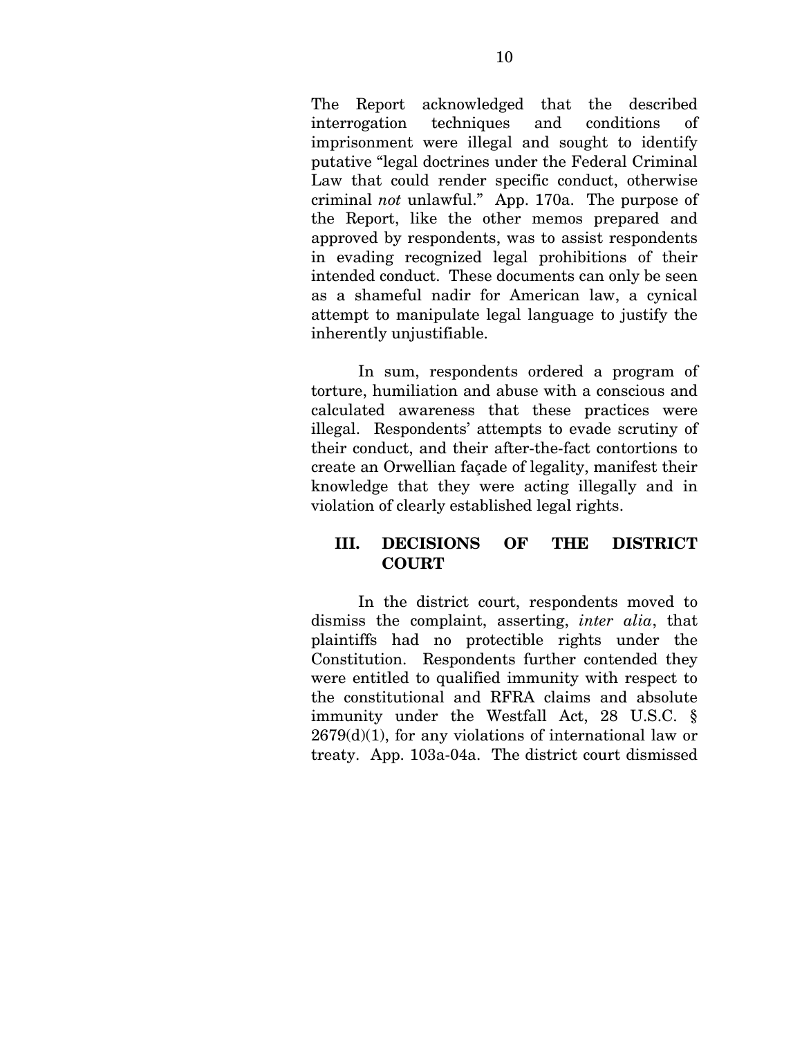The Report acknowledged that the described interrogation techniques and conditions of imprisonment were illegal and sought to identify putative "legal doctrines under the Federal Criminal Law that could render specific conduct, otherwise criminal *not* unlawful." App. 170a. The purpose of the Report, like the other memos prepared and approved by respondents, was to assist respondents in evading recognized legal prohibitions of their intended conduct. These documents can only be seen as a shameful nadir for American law, a cynical attempt to manipulate legal language to justify the inherently unjustifiable.

In sum, respondents ordered a program of torture, humiliation and abuse with a conscious and calculated awareness that these practices were illegal. Respondents' attempts to evade scrutiny of their conduct, and their after-the-fact contortions to create an Orwellian façade of legality, manifest their knowledge that they were acting illegally and in violation of clearly established legal rights.

## III. DECISIONS OF THE DISTRICT COURT

In the district court, respondents moved to dismiss the complaint, asserting, *inter alia*, that plaintiffs had no protectible rights under the Constitution. Respondents further contended they were entitled to qualified immunity with respect to the constitutional and RFRA claims and absolute immunity under the Westfall Act, 28 U.S.C. § 2679(d)(1), for any violations of international law or treaty. App. 103a-04a. The district court dismissed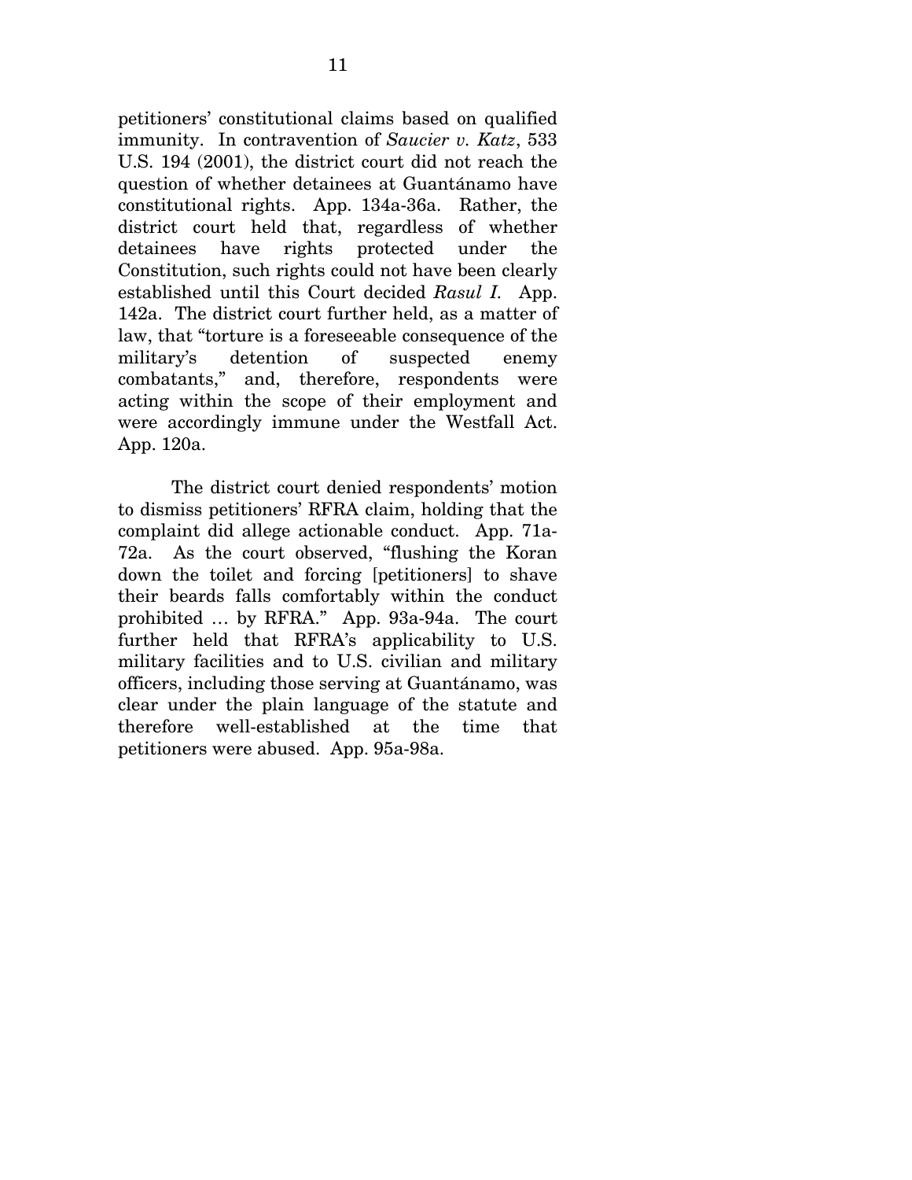petitioners' constitutional claims based on qualified immunity. In contravention of *Saucier v. Katz*, 533 U.S. 194 (2001), the district court did not reach the question of whether detainees at Guantánamo have constitutional rights. App. 134a-36a. Rather, the district court held that, regardless of whether detainees have rights protected under the Constitution, such rights could not have been clearly established until this Court decided *Rasul I.* App. 142a. The district court further held, as a matter of law, that "torture is a foreseeable consequence of the military's detention of suspected enemy combatants," and, therefore, respondents were acting within the scope of their employment and were accordingly immune under the Westfall Act. App. 120a.

The district court denied respondents' motion to dismiss petitioners' RFRA claim, holding that the complaint did allege actionable conduct. App. 71a-72a. As the court observed, "flushing the Koran down the toilet and forcing [petitioners] to shave their beards falls comfortably within the conduct prohibited … by RFRA." App. 93a-94a. The court further held that RFRA's applicability to U.S. military facilities and to U.S. civilian and military officers, including those serving at Guantánamo, was clear under the plain language of the statute and therefore well-established at the time that petitioners were abused. App. 95a-98a.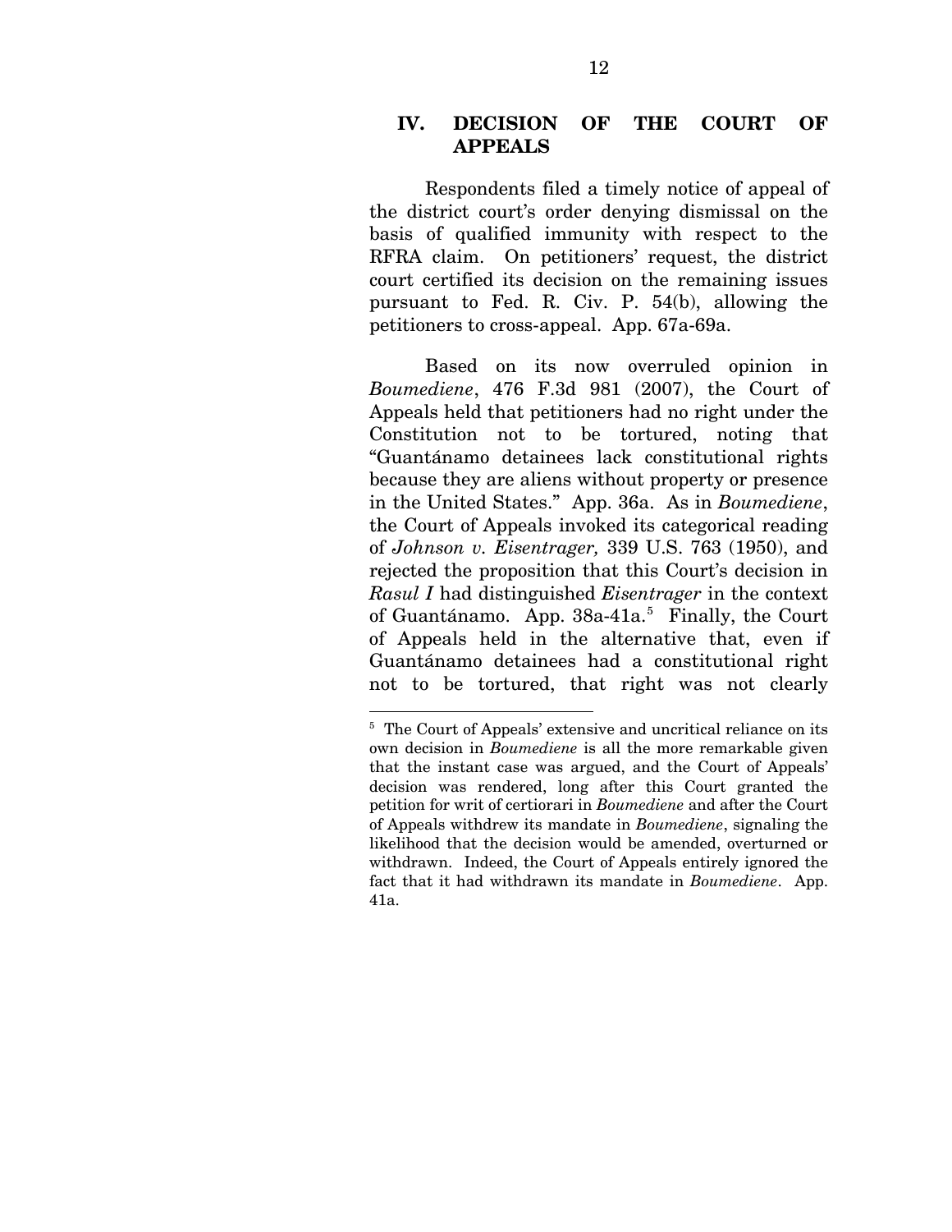## IV. DECISION OF THE COURT OF APPEALS

Respondents filed a timely notice of appeal of the district court's order denying dismissal on the basis of qualified immunity with respect to the RFRA claim. On petitioners' request, the district court certified its decision on the remaining issues pursuant to Fed. R. Civ. P. 54(b), allowing the petitioners to cross-appeal. App. 67a-69a.

Based on its now overruled opinion in *Boumediene*, 476 F.3d 981 (2007), the Court of Appeals held that petitioners had no right under the Constitution not to be tortured, noting that "Guantánamo detainees lack constitutional rights because they are aliens without property or presence in the United States." App. 36a. As in *Boumediene*, the Court of Appeals invoked its categorical reading of *Johnson v. Eisentrager,* 339 U.S. 763 (1950), and rejected the proposition that this Court's decision in *Rasul I* had distinguished *Eisentrager* in the context of Guantánamo. App. 38a-41a.[5] Finally, the Court of Appeals held in the alternative that, even if Guantánamo detainees had a constitutional right not to be tortured, that right was not clearly

---

[5] The Court of Appeals' extensive and uncritical reliance on its own decision in *Boumediene* is all the more remarkable given that the instant case was argued, and the Court of Appeals' decision was rendered, long after this Court granted the petition for writ of certiorari in *Boumediene* and after the Court of Appeals withdrew its mandate in *Boumediene*, signaling the likelihood that the decision would be amended, overturned or withdrawn. Indeed, the Court of Appeals entirely ignored the fact that it had withdrawn its mandate in *Boumediene*. App. 41a.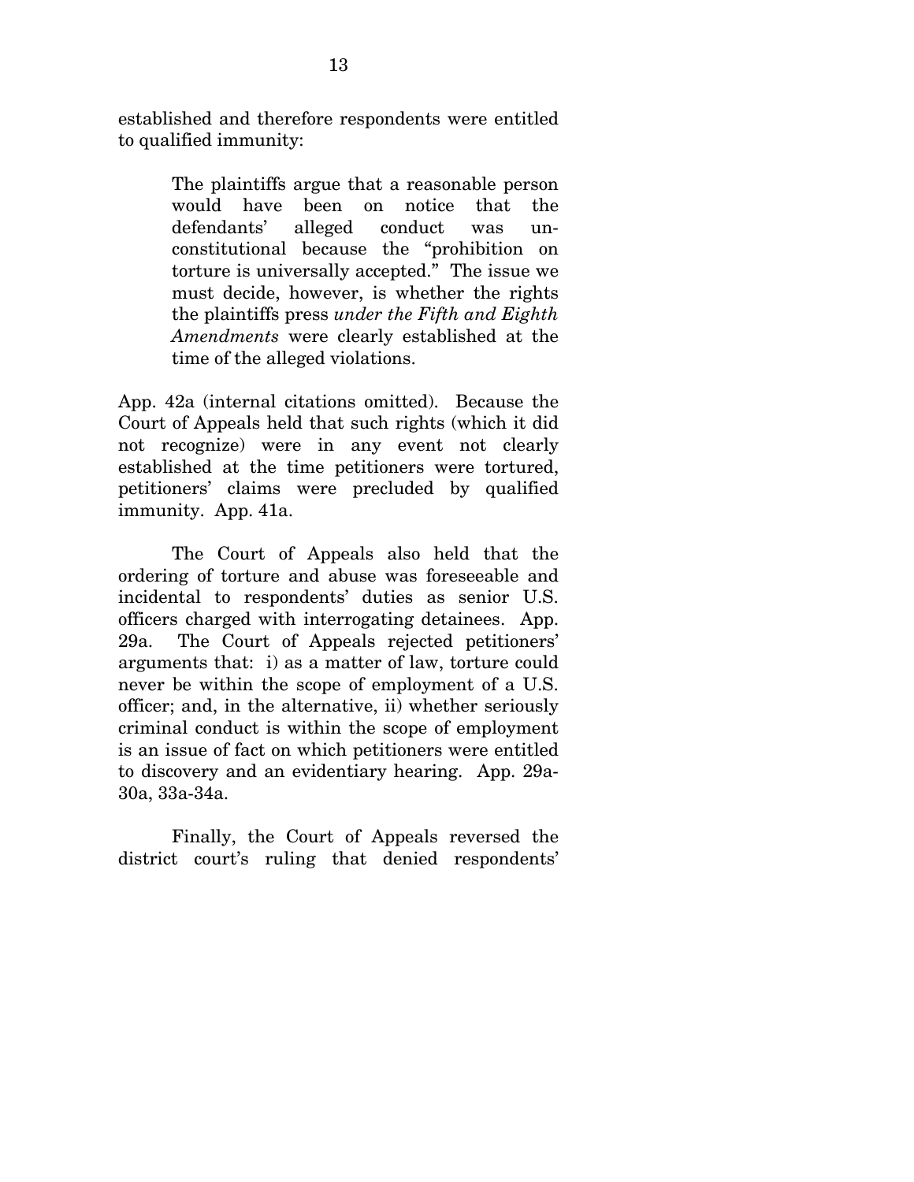established and therefore respondents were entitled to qualified immunity:

> The plaintiffs argue that a reasonable person would have been on notice that the defendants' alleged conduct was unconstitutional because the "prohibition on torture is universally accepted." The issue we must decide, however, is whether the rights the plaintiffs press *under the Fifth and Eighth Amendments* were clearly established at the time of the alleged violations.

App. 42a (internal citations omitted). Because the Court of Appeals held that such rights (which it did not recognize) were in any event not clearly established at the time petitioners were tortured, petitioners' claims were precluded by qualified immunity. App. 41a.

The Court of Appeals also held that the ordering of torture and abuse was foreseeable and incidental to respondents' duties as senior U.S. officers charged with interrogating detainees. App. 29a. The Court of Appeals rejected petitioners' arguments that: i) as a matter of law, torture could never be within the scope of employment of a U.S. officer; and, in the alternative, ii) whether seriously criminal conduct is within the scope of employment is an issue of fact on which petitioners were entitled to discovery and an evidentiary hearing. App. 29a-30a, 33a-34a.

Finally, the Court of Appeals reversed the district court's ruling that denied respondents'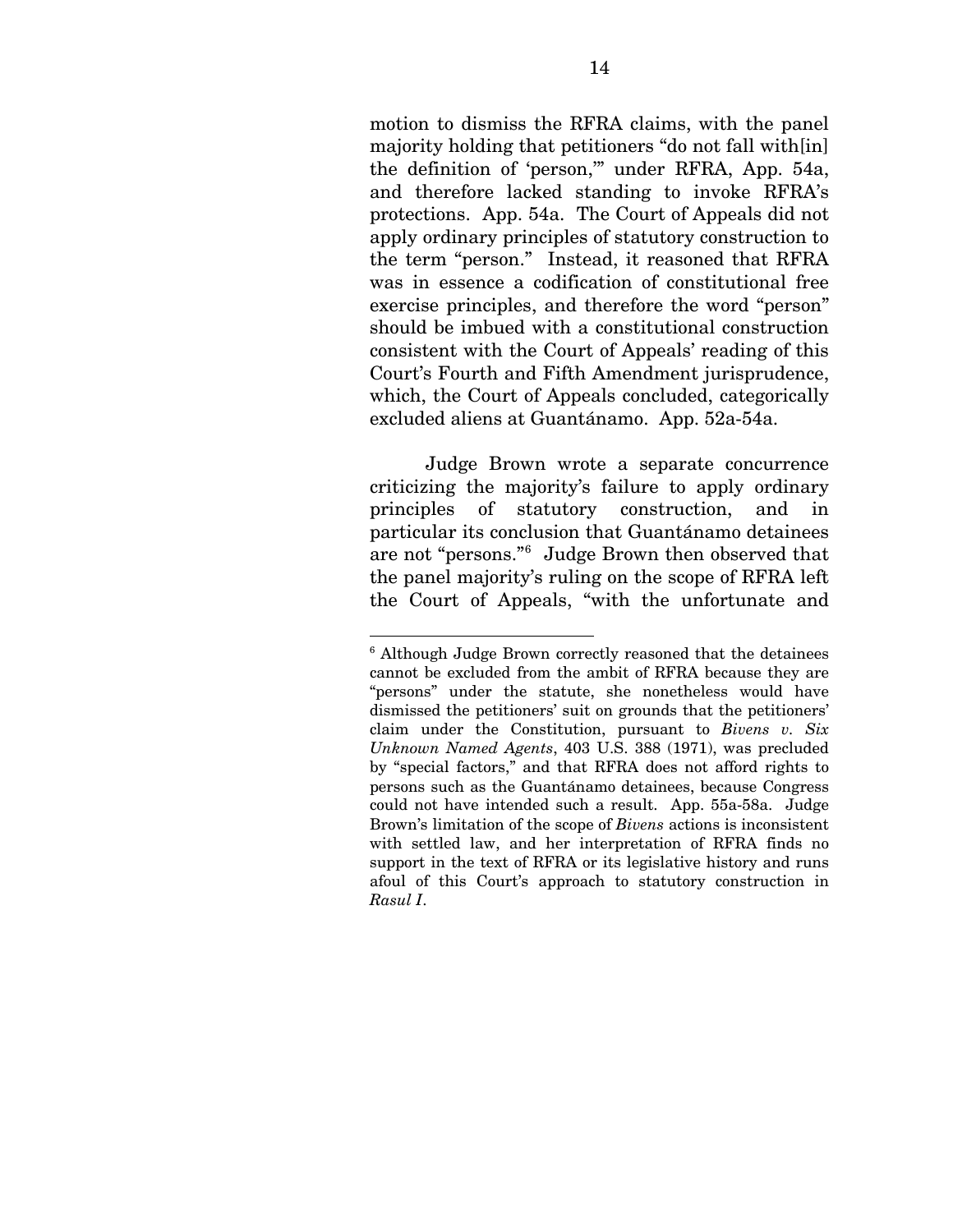motion to dismiss the RFRA claims, with the panel majority holding that petitioners "do not fall with[in] the definition of 'person,'" under RFRA, App. 54a, and therefore lacked standing to invoke RFRA's protections. App. 54a. The Court of Appeals did not apply ordinary principles of statutory construction to the term "person." Instead, it reasoned that RFRA was in essence a codification of constitutional free exercise principles, and therefore the word "person" should be imbued with a constitutional construction consistent with the Court of Appeals' reading of this Court's Fourth and Fifth Amendment jurisprudence, which, the Court of Appeals concluded, categorically excluded aliens at Guantánamo. App. 52a-54a.

Judge Brown wrote a separate concurrence criticizing the majority's failure to apply ordinary principles of statutory construction, and in particular its conclusion that Guantánamo detainees are not "persons."[6] Judge Brown then observed that the panel majority's ruling on the scope of RFRA left the Court of Appeals, "with the unfortunate and

---

[6] Although Judge Brown correctly reasoned that the detainees cannot be excluded from the ambit of RFRA because they are "persons" under the statute, she nonetheless would have dismissed the petitioners' suit on grounds that the petitioners' claim under the Constitution, pursuant to *Bivens v. Six Unknown Named Agents*, 403 U.S. 388 (1971), was precluded by "special factors," and that RFRA does not afford rights to persons such as the Guantánamo detainees, because Congress could not have intended such a result. App. 55a-58a. Judge Brown's limitation of the scope of *Bivens* actions is inconsistent with settled law, and her interpretation of RFRA finds no support in the text of RFRA or its legislative history and runs afoul of this Court's approach to statutory construction in *Rasul I*.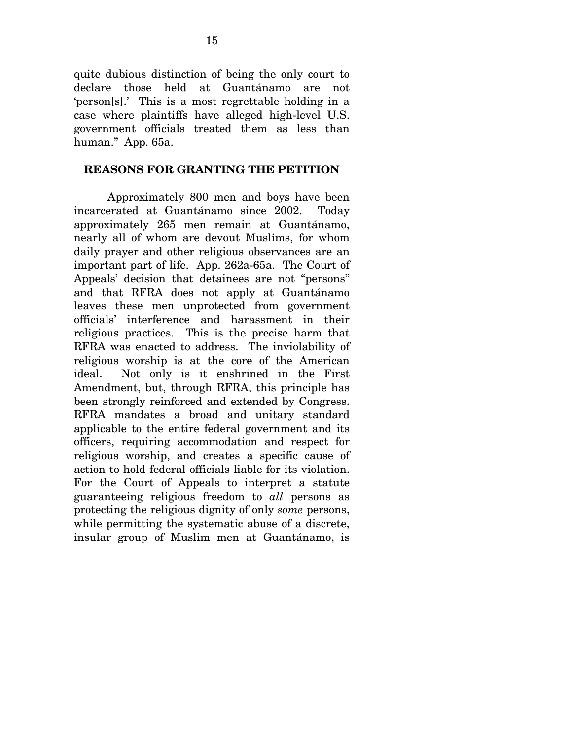quite dubious distinction of being the only court to declare those held at Guantánamo are not 'person[s].' This is a most regrettable holding in a case where plaintiffs have alleged high-level U.S. government officials treated them as less than human." App. 65a.

## REASONS FOR GRANTING THE PETITION

Approximately 800 men and boys have been incarcerated at Guantánamo since 2002. Today approximately 265 men remain at Guantánamo, nearly all of whom are devout Muslims, for whom daily prayer and other religious observances are an important part of life. App. 262a-65a. The Court of Appeals' decision that detainees are not "persons" and that RFRA does not apply at Guantánamo leaves these men unprotected from government officials' interference and harassment in their religious practices. This is the precise harm that RFRA was enacted to address. The inviolability of religious worship is at the core of the American ideal. Not only is it enshrined in the First Amendment, but, through RFRA, this principle has been strongly reinforced and extended by Congress. RFRA mandates a broad and unitary standard applicable to the entire federal government and its officers, requiring accommodation and respect for religious worship, and creates a specific cause of action to hold federal officials liable for its violation. For the Court of Appeals to interpret a statute guaranteeing religious freedom to *all* persons as protecting the religious dignity of only *some* persons, while permitting the systematic abuse of a discrete, insular group of Muslim men at Guantánamo, is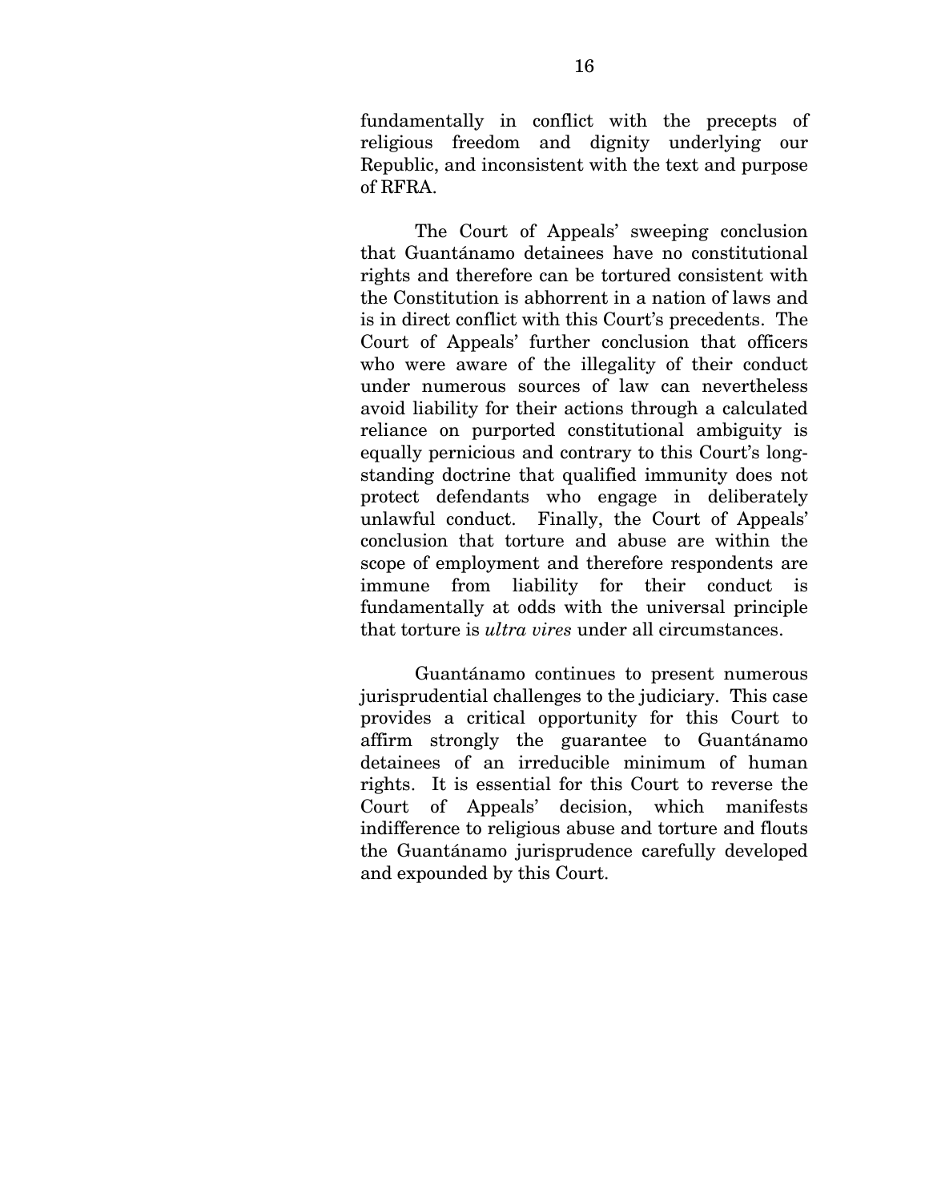fundamentally in conflict with the precepts of religious freedom and dignity underlying our Republic, and inconsistent with the text and purpose of RFRA.

The Court of Appeals' sweeping conclusion that Guantánamo detainees have no constitutional rights and therefore can be tortured consistent with the Constitution is abhorrent in a nation of laws and is in direct conflict with this Court's precedents. The Court of Appeals' further conclusion that officers who were aware of the illegality of their conduct under numerous sources of law can nevertheless avoid liability for their actions through a calculated reliance on purported constitutional ambiguity is equally pernicious and contrary to this Court's long-standing doctrine that qualified immunity does not protect defendants who engage in deliberately unlawful conduct. Finally, the Court of Appeals' conclusion that torture and abuse are within the scope of employment and therefore respondents are immune from liability for their conduct is fundamentally at odds with the universal principle that torture is *ultra vires* under all circumstances.

Guantánamo continues to present numerous jurisprudential challenges to the judiciary. This case provides a critical opportunity for this Court to affirm strongly the guarantee to Guantánamo detainees of an irreducible minimum of human rights. It is essential for this Court to reverse the Court of Appeals' decision, which manifests indifference to religious abuse and torture and flouts the Guantánamo jurisprudence carefully developed and expounded by this Court.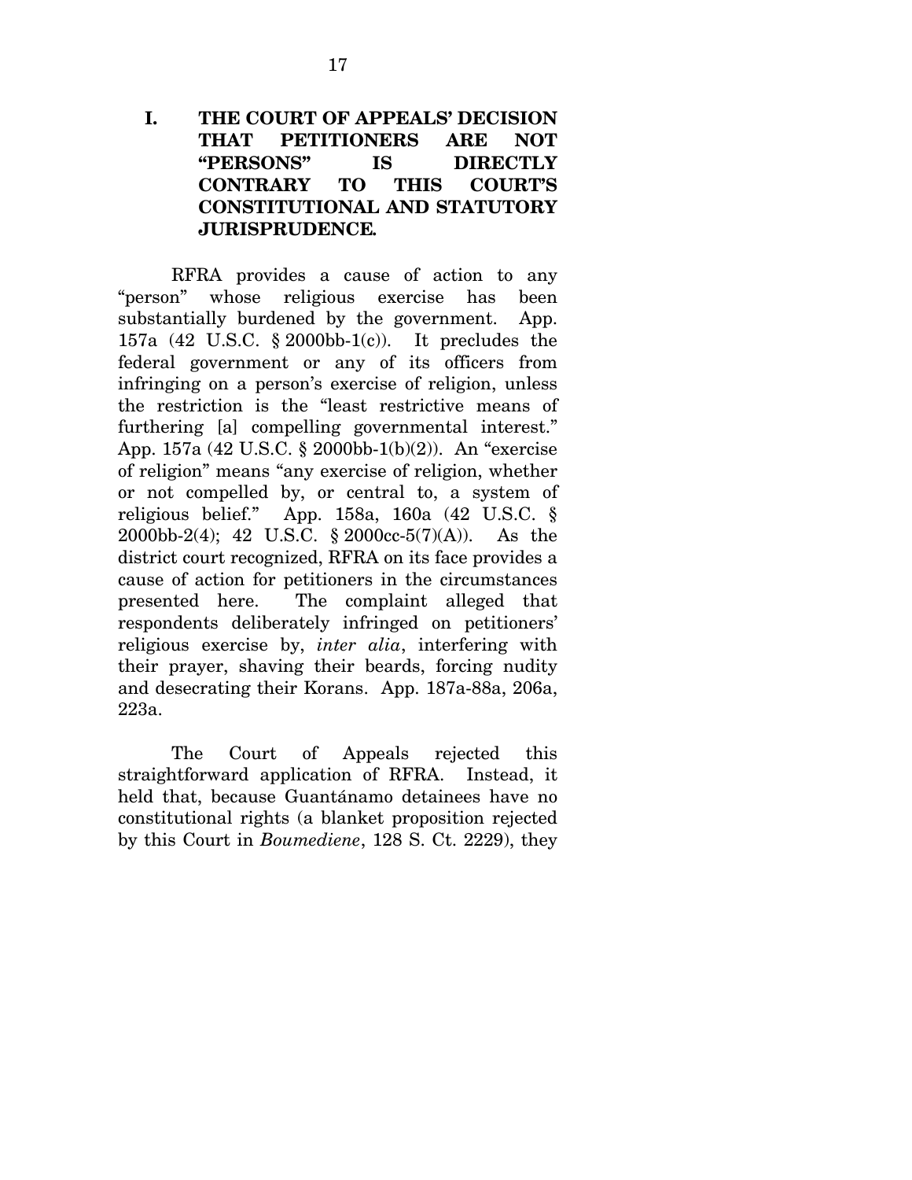## I. THE COURT OF APPEALS' DECISION THAT PETITIONERS ARE NOT "PERSONS" IS DIRECTLY CONTRARY TO THIS COURT'S CONSTITUTIONAL AND STATUTORY JURISPRUDENCE.

RFRA provides a cause of action to any "person" whose religious exercise has been substantially burdened by the government. App. 157a (42 U.S.C. § 2000bb-1(c)). It precludes the federal government or any of its officers from infringing on a person's exercise of religion, unless the restriction is the "least restrictive means of furthering [a] compelling governmental interest." App. 157a (42 U.S.C. § 2000bb-1(b)(2)). An "exercise of religion" means "any exercise of religion, whether or not compelled by, or central to, a system of religious belief." App. 158a, 160a (42 U.S.C. § 2000bb-2(4); 42 U.S.C. § 2000cc-5(7)(A)). As the district court recognized, RFRA on its face provides a cause of action for petitioners in the circumstances presented here. The complaint alleged that respondents deliberately infringed on petitioners' religious exercise by, *inter alia*, interfering with their prayer, shaving their beards, forcing nudity and desecrating their Korans. App. 187a-88a, 206a, 223a.

The Court of Appeals rejected this straightforward application of RFRA. Instead, it held that, because Guantánamo detainees have no constitutional rights (a blanket proposition rejected by this Court in *Boumediene*, 128 S. Ct. 2229), they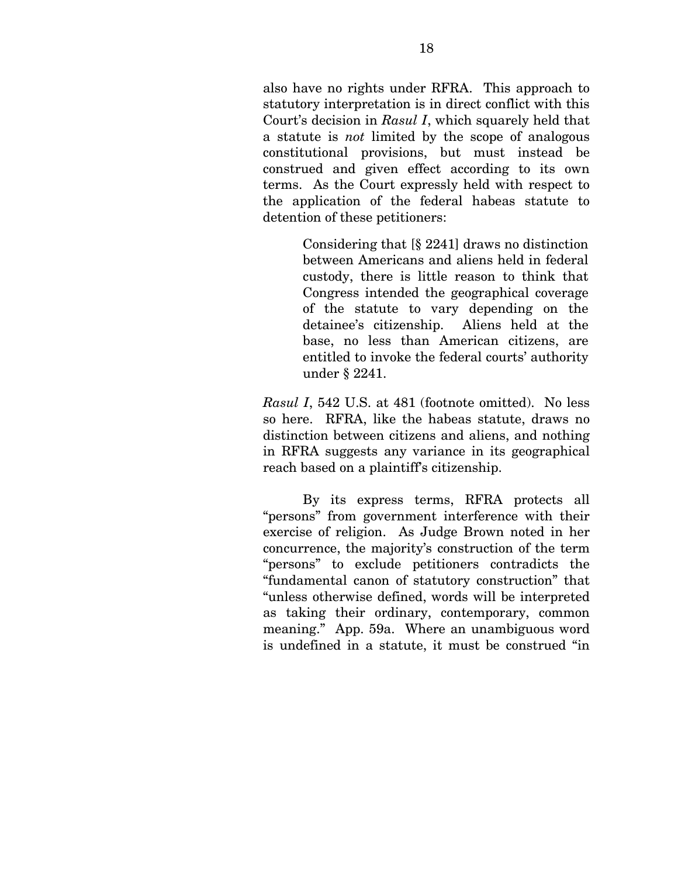also have no rights under RFRA. This approach to statutory interpretation is in direct conflict with this Court's decision in *Rasul I*, which squarely held that a statute is *not* limited by the scope of analogous constitutional provisions, but must instead be construed and given effect according to its own terms. As the Court expressly held with respect to the application of the federal habeas statute to detention of these petitioners:

> Considering that [§ 2241] draws no distinction between Americans and aliens held in federal custody, there is little reason to think that Congress intended the geographical coverage of the statute to vary depending on the detainee's citizenship. Aliens held at the base, no less than American citizens, are entitled to invoke the federal courts' authority under § 2241.

*Rasul I*, 542 U.S. at 481 (footnote omitted). No less so here. RFRA, like the habeas statute, draws no distinction between citizens and aliens, and nothing in RFRA suggests any variance in its geographical reach based on a plaintiff's citizenship.

By its express terms, RFRA protects all "persons" from government interference with their exercise of religion. As Judge Brown noted in her concurrence, the majority's construction of the term "persons" to exclude petitioners contradicts the "fundamental canon of statutory construction" that "unless otherwise defined, words will be interpreted as taking their ordinary, contemporary, common meaning." App. 59a. Where an unambiguous word is undefined in a statute, it must be construed "in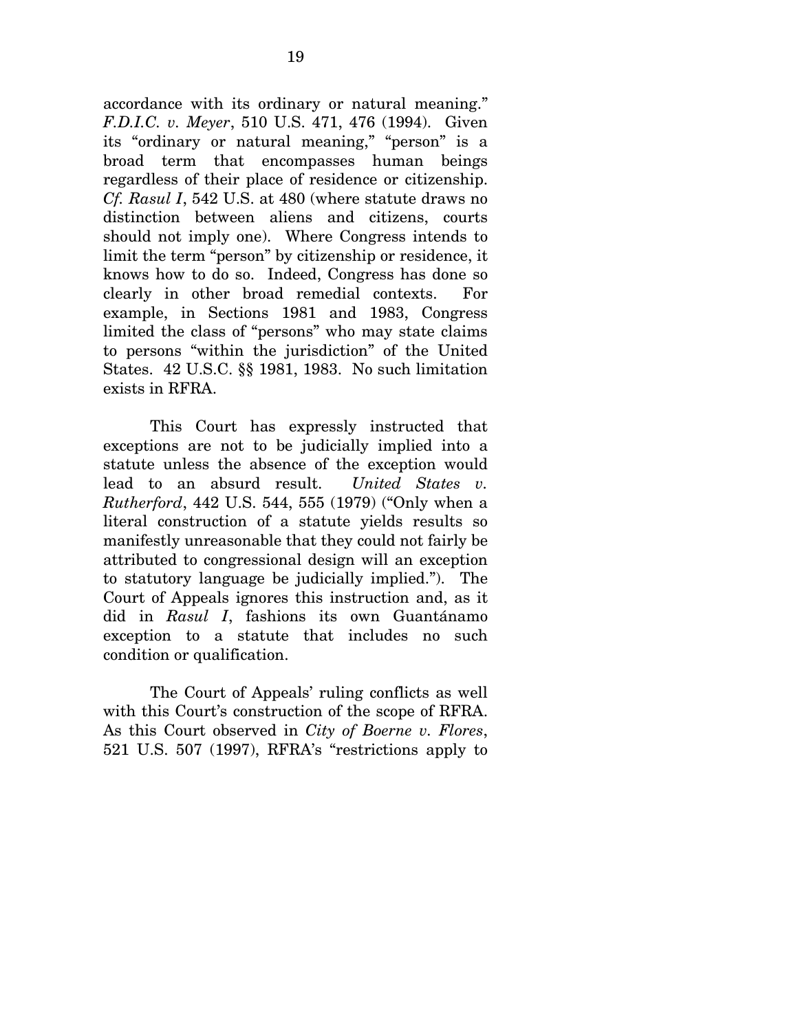accordance with its ordinary or natural meaning." *F.D.I.C. v. Meyer*, 510 U.S. 471, 476 (1994). Given its "ordinary or natural meaning," "person" is a broad term that encompasses human beings regardless of their place of residence or citizenship. *Cf. Rasul I*, 542 U.S. at 480 (where statute draws no distinction between aliens and citizens, courts should not imply one). Where Congress intends to limit the term "person" by citizenship or residence, it knows how to do so. Indeed, Congress has done so clearly in other broad remedial contexts. For example, in Sections 1981 and 1983, Congress limited the class of "persons" who may state claims to persons "within the jurisdiction" of the United States. 42 U.S.C. §§ 1981, 1983. No such limitation exists in RFRA.

This Court has expressly instructed that exceptions are not to be judicially implied into a statute unless the absence of the exception would lead to an absurd result. *United States v. Rutherford*, 442 U.S. 544, 555 (1979) ("Only when a literal construction of a statute yields results so manifestly unreasonable that they could not fairly be attributed to congressional design will an exception to statutory language be judicially implied."). The Court of Appeals ignores this instruction and, as it did in *Rasul I*, fashions its own Guantánamo exception to a statute that includes no such condition or qualification.

The Court of Appeals' ruling conflicts as well with this Court's construction of the scope of RFRA. As this Court observed in *City of Boerne v. Flores*, 521 U.S. 507 (1997), RFRA's "restrictions apply to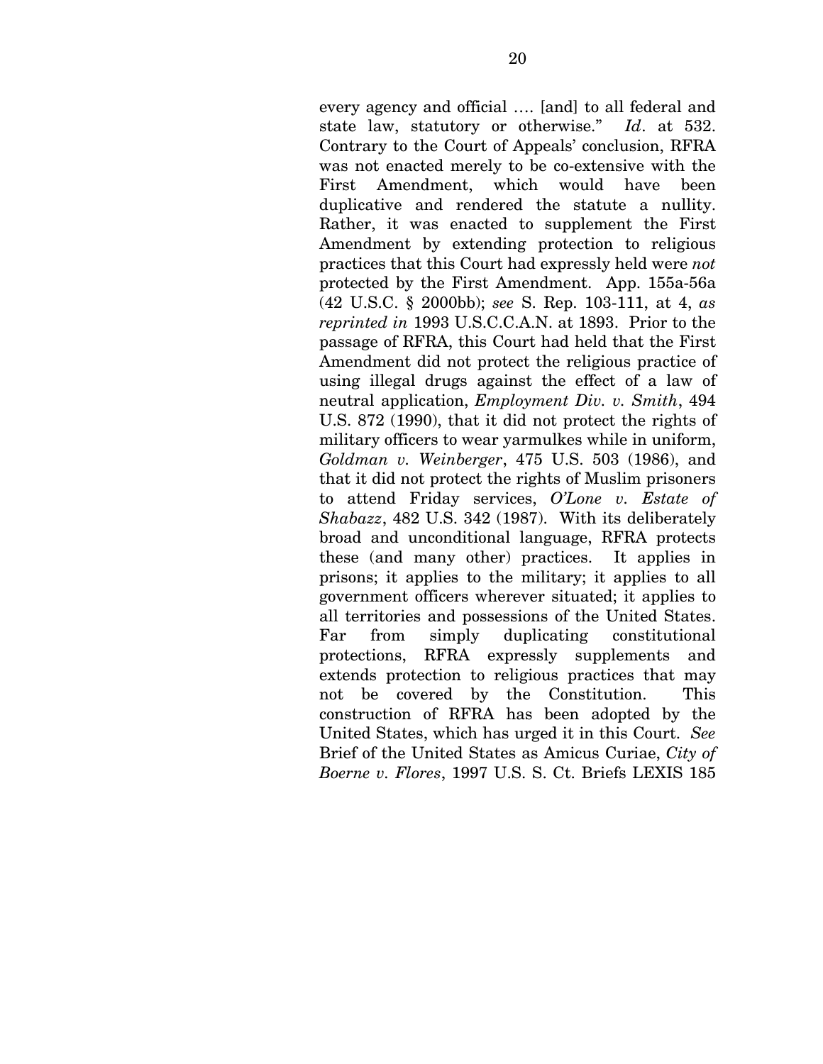every agency and official …. [and] to all federal and state law, statutory or otherwise." *Id*. at 532. Contrary to the Court of Appeals' conclusion, RFRA was not enacted merely to be co-extensive with the First Amendment, which would have been duplicative and rendered the statute a nullity. Rather, it was enacted to supplement the First Amendment by extending protection to religious practices that this Court had expressly held were *not* protected by the First Amendment. App. 155a-56a (42 U.S.C. § 2000bb); *see* S. Rep. 103-111, at 4, *as reprinted in* 1993 U.S.C.C.A.N. at 1893. Prior to the passage of RFRA, this Court had held that the First Amendment did not protect the religious practice of using illegal drugs against the effect of a law of neutral application, *Employment Div. v. Smith*, 494 U.S. 872 (1990), that it did not protect the rights of military officers to wear yarmulkes while in uniform, *Goldman v. Weinberger*, 475 U.S. 503 (1986), and that it did not protect the rights of Muslim prisoners to attend Friday services, *O'Lone v. Estate of Shabazz*, 482 U.S. 342 (1987). With its deliberately broad and unconditional language, RFRA protects these (and many other) practices. It applies in prisons; it applies to the military; it applies to all government officers wherever situated; it applies to all territories and possessions of the United States. Far from simply duplicating constitutional protections, RFRA expressly supplements and extends protection to religious practices that may not be covered by the Constitution. This construction of RFRA has been adopted by the United States, which has urged it in this Court. *See* Brief of the United States as Amicus Curiae, *City of Boerne v. Flores*, 1997 U.S. S. Ct. Briefs LEXIS 185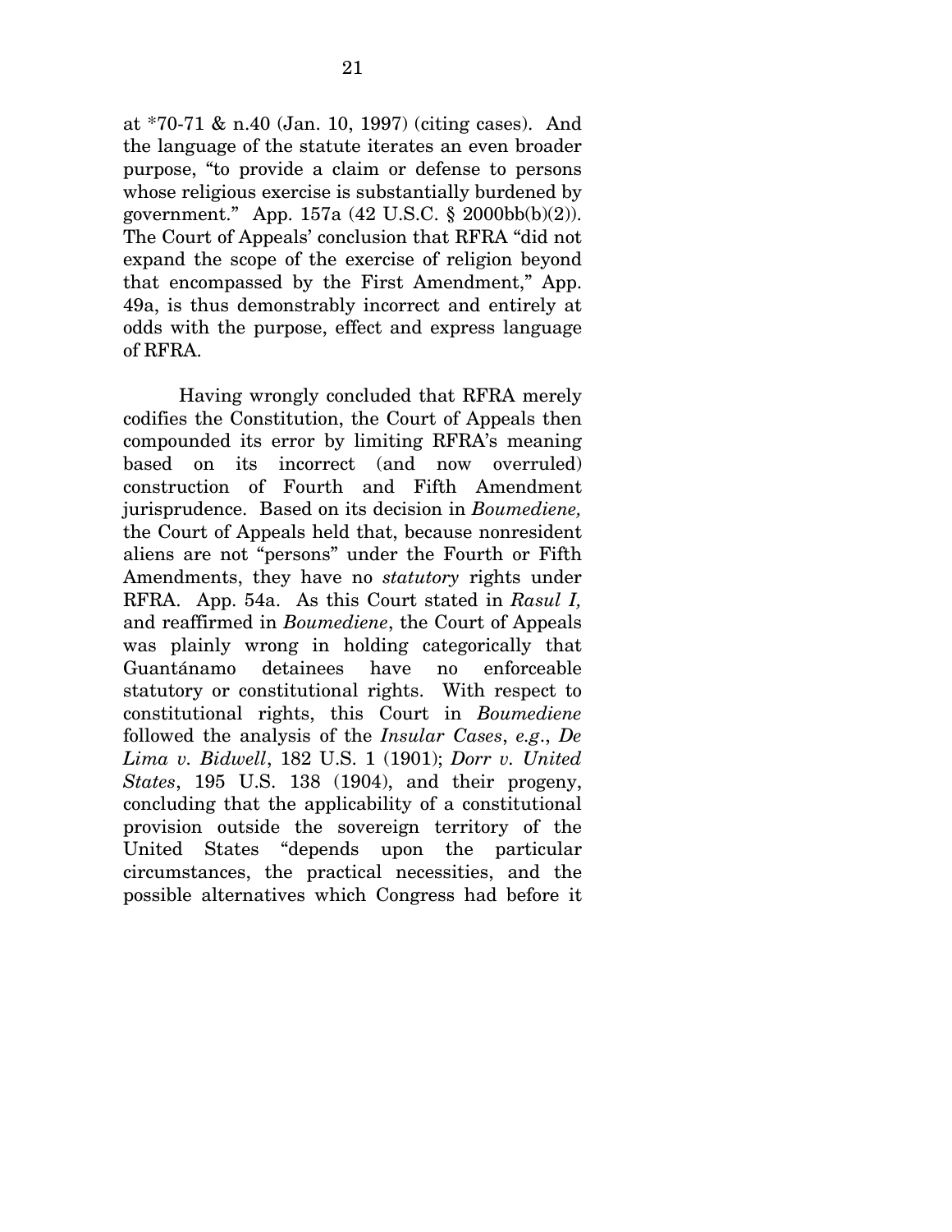at *70-71 & n.40 (Jan. 10, 1997) (citing cases). And the language of the statute iterates an even broader purpose, "to provide a claim or defense to persons whose religious exercise is substantially burdened by government." App. 157a (42 U.S.C. § 2000bb(b)(2)). The Court of Appeals' conclusion that RFRA "did not expand the scope of the exercise of religion beyond that encompassed by the First Amendment," App. 49a, is thus demonstrably incorrect and entirely at odds with the purpose, effect and express language of RFRA.

Having wrongly concluded that RFRA merely codifies the Constitution, the Court of Appeals then compounded its error by limiting RFRA's meaning based on its incorrect (and now overruled) construction of Fourth and Fifth Amendment jurisprudence. Based on its decision in *Boumediene,* the Court of Appeals held that, because nonresident aliens are not "persons" under the Fourth or Fifth Amendments, they have no *statutory* rights under RFRA. App. 54a. As this Court stated in *Rasul I,* and reaffirmed in *Boumediene*, the Court of Appeals was plainly wrong in holding categorically that Guantánamo detainees have no enforceable statutory or constitutional rights. With respect to constitutional rights, this Court in *Boumediene* followed the analysis of the *Insular Cases*, *e.g*., *De Lima v. Bidwell*, 182 U.S. 1 (1901); *Dorr v. United States*, 195 U.S. 138 (1904), and their progeny, concluding that the applicability of a constitutional provision outside the sovereign territory of the United States "depends upon the particular circumstances, the practical necessities, and the possible alternatives which Congress had before it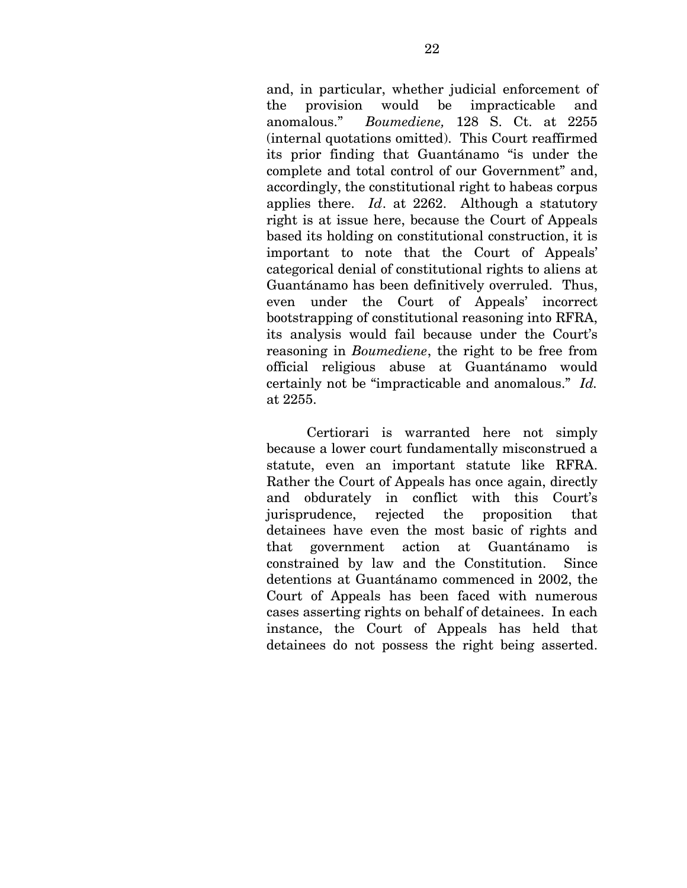and, in particular, whether judicial enforcement of the provision would be impracticable and anomalous." *Boumediene,* 128 S. Ct. at 2255 (internal quotations omitted). This Court reaffirmed its prior finding that Guantánamo "is under the complete and total control of our Government" and, accordingly, the constitutional right to habeas corpus applies there. *Id*. at 2262. Although a statutory right is at issue here, because the Court of Appeals based its holding on constitutional construction, it is important to note that the Court of Appeals' categorical denial of constitutional rights to aliens at Guantánamo has been definitively overruled. Thus, even under the Court of Appeals' incorrect bootstrapping of constitutional reasoning into RFRA, its analysis would fail because under the Court's reasoning in *Boumediene*, the right to be free from official religious abuse at Guantánamo would certainly not be "impracticable and anomalous." *Id.* at 2255.

Certiorari is warranted here not simply because a lower court fundamentally misconstrued a statute, even an important statute like RFRA. Rather the Court of Appeals has once again, directly and obdurately in conflict with this Court's jurisprudence, rejected the proposition that detainees have even the most basic of rights and that government action at Guantánamo is constrained by law and the Constitution. Since detentions at Guantánamo commenced in 2002, the Court of Appeals has been faced with numerous cases asserting rights on behalf of detainees. In each instance, the Court of Appeals has held that detainees do not possess the right being asserted.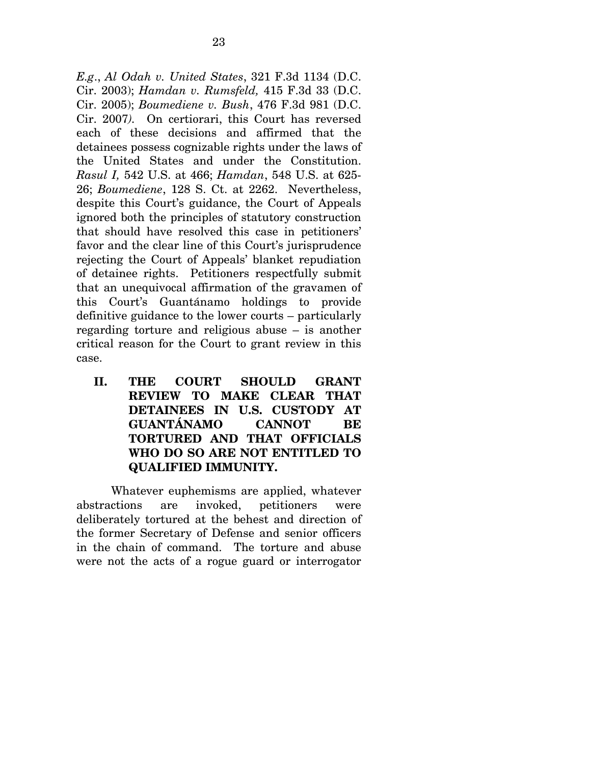*E.g.*, *Al Odah v. United States*, 321 F.3d 1134 (D.C. Cir. 2003); *Hamdan v. Rumsfeld,* 415 F.3d 33 (D.C. Cir. 2005); *Boumediene v. Bush*, 476 F.3d 981 (D.C. Cir. 2007). On certiorari, this Court has reversed each of these decisions and affirmed that the detainees possess cognizable rights under the laws of the United States and under the Constitution. *Rasul I,* 542 U.S. at 466; *Hamdan*, 548 U.S. at 625-26; *Boumediene*, 128 S. Ct. at 2262. Nevertheless, despite this Court's guidance, the Court of Appeals ignored both the principles of statutory construction that should have resolved this case in petitioners' favor and the clear line of this Court's jurisprudence rejecting the Court of Appeals' blanket repudiation of detainee rights. Petitioners respectfully submit that an unequivocal affirmation of the gravamen of this Court's Guantánamo holdings to provide definitive guidance to the lower courts – particularly regarding torture and religious abuse – is another critical reason for the Court to grant review in this case.

## II. THE COURT SHOULD GRANT REVIEW TO MAKE CLEAR THAT DETAINEES IN U.S. CUSTODY AT GUANTÁNAMO CANNOT BE TORTURED AND THAT OFFICIALS WHO DO SO ARE NOT ENTITLED TO QUALIFIED IMMUNITY.

Whatever euphemisms are applied, whatever abstractions are invoked, petitioners were deliberately tortured at the behest and direction of the former Secretary of Defense and senior officers in the chain of command. The torture and abuse were not the acts of a rogue guard or interrogator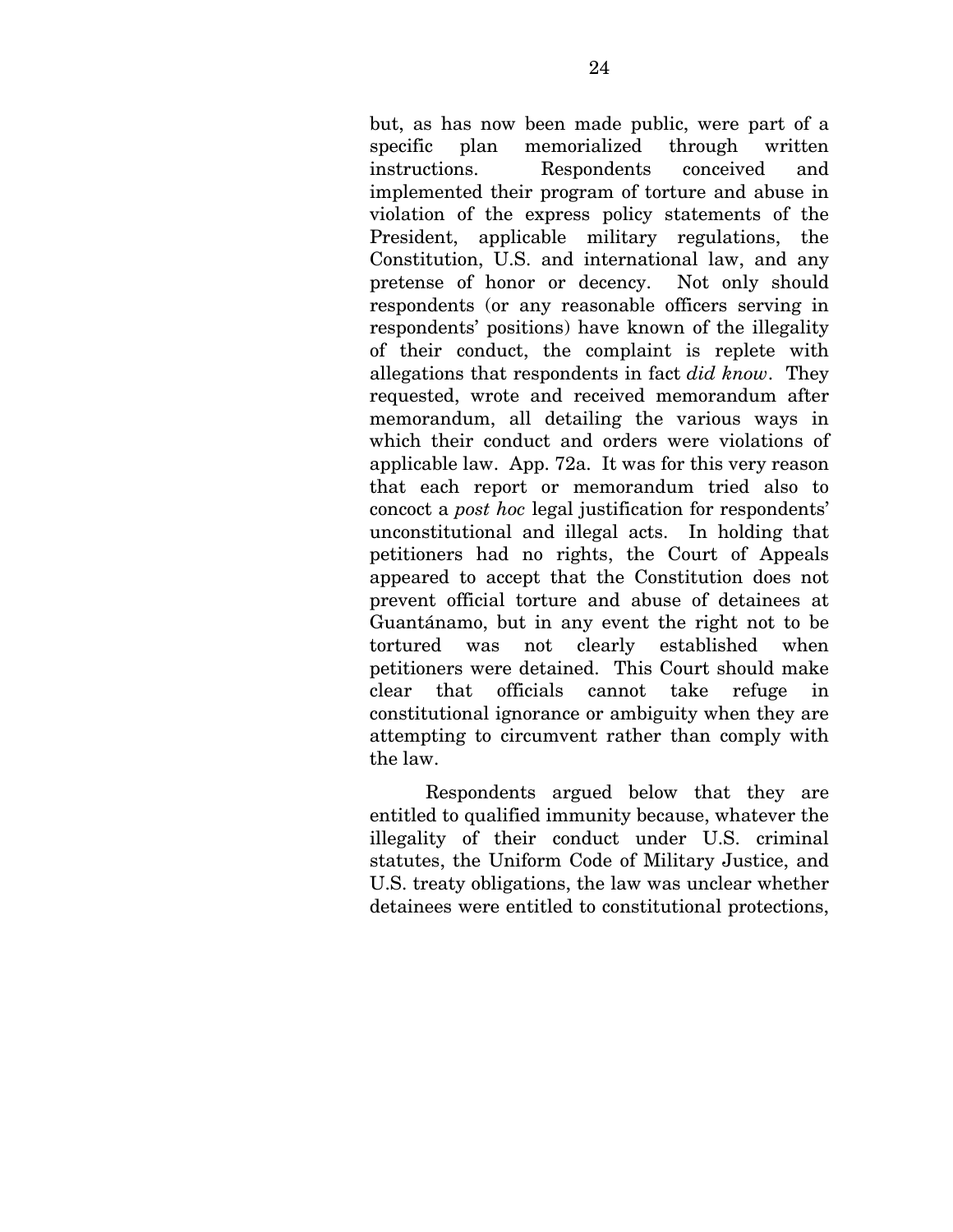but, as has now been made public, were part of a specific plan memorialized through written instructions. Respondents conceived and implemented their program of torture and abuse in violation of the express policy statements of the President, applicable military regulations, the Constitution, U.S. and international law, and any pretense of honor or decency. Not only should respondents (or any reasonable officers serving in respondents' positions) have known of the illegality of their conduct, the complaint is replete with allegations that respondents in fact *did know*. They requested, wrote and received memorandum after memorandum, all detailing the various ways in which their conduct and orders were violations of applicable law. App. 72a. It was for this very reason that each report or memorandum tried also to concoct a *post hoc* legal justification for respondents' unconstitutional and illegal acts. In holding that petitioners had no rights, the Court of Appeals appeared to accept that the Constitution does not prevent official torture and abuse of detainees at Guantánamo, but in any event the right not to be tortured was not clearly established when petitioners were detained. This Court should make clear that officials cannot take refuge in constitutional ignorance or ambiguity when they are attempting to circumvent rather than comply with the law.

Respondents argued below that they are entitled to qualified immunity because, whatever the illegality of their conduct under U.S. criminal statutes, the Uniform Code of Military Justice, and U.S. treaty obligations, the law was unclear whether detainees were entitled to constitutional protections,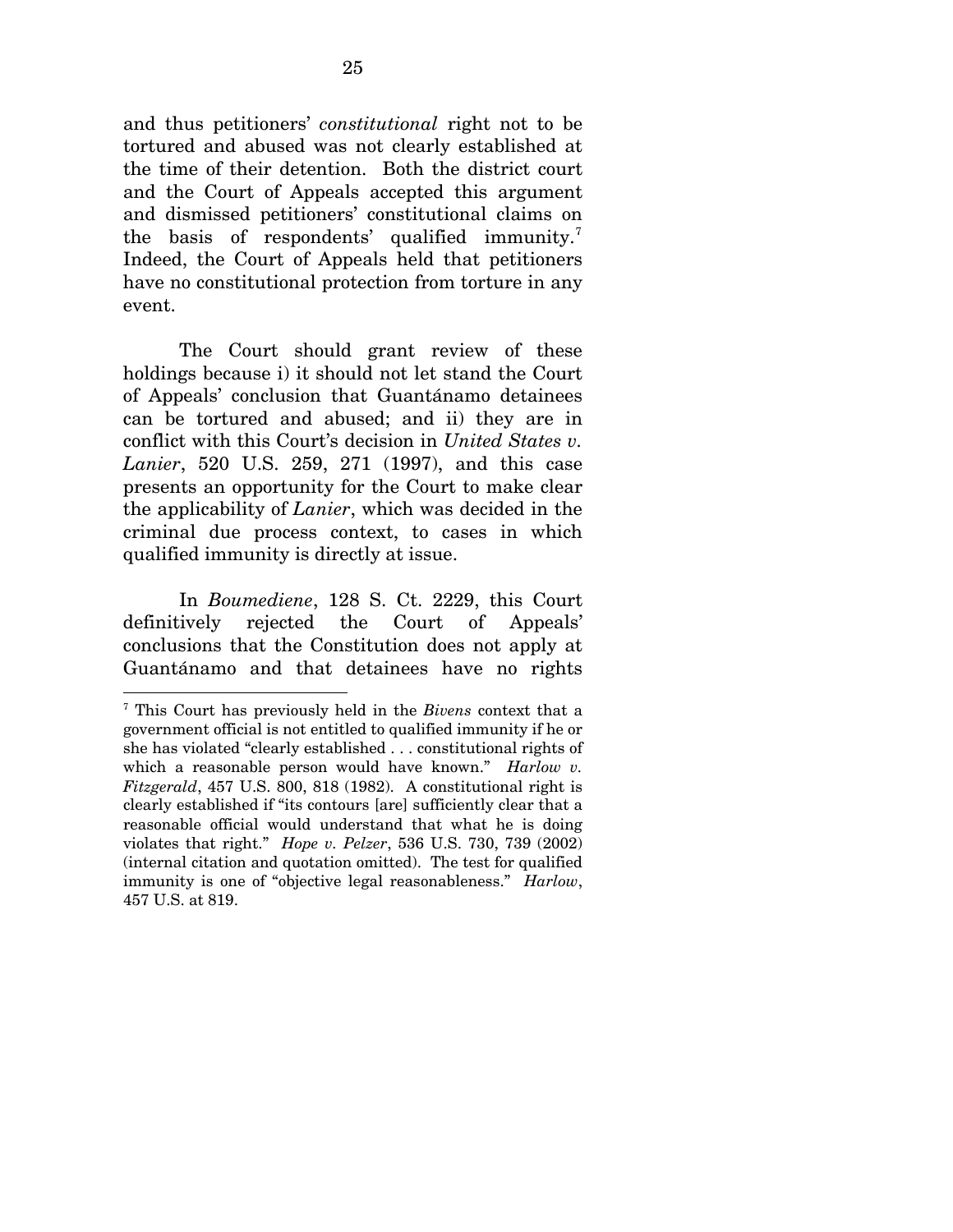and thus petitioners' *constitutional* right not to be tortured and abused was not clearly established at the time of their detention. Both the district court and the Court of Appeals accepted this argument and dismissed petitioners' constitutional claims on the basis of respondents' qualified immunity.[7] Indeed, the Court of Appeals held that petitioners have no constitutional protection from torture in any event.

The Court should grant review of these holdings because i) it should not let stand the Court of Appeals' conclusion that Guantánamo detainees can be tortured and abused; and ii) they are in conflict with this Court's decision in *United States v. Lanier*, 520 U.S. 259, 271 (1997), and this case presents an opportunity for the Court to make clear the applicability of *Lanier*, which was decided in the criminal due process context, to cases in which qualified immunity is directly at issue.

In *Boumediene*, 128 S. Ct. 2229, this Court definitively rejected the Court of Appeals' conclusions that the Constitution does not apply at Guantánamo and that detainees have no rights

---

[7] This Court has previously held in the *Bivens* context that a government official is not entitled to qualified immunity if he or she has violated "clearly established . . . constitutional rights of which a reasonable person would have known." *Harlow v. Fitzgerald*, 457 U.S. 800, 818 (1982). A constitutional right is clearly established if "its contours [are] sufficiently clear that a reasonable official would understand that what he is doing violates that right." *Hope v. Pelzer*, 536 U.S. 730, 739 (2002) (internal citation and quotation omitted). The test for qualified immunity is one of "objective legal reasonableness." *Harlow*, 457 U.S. at 819.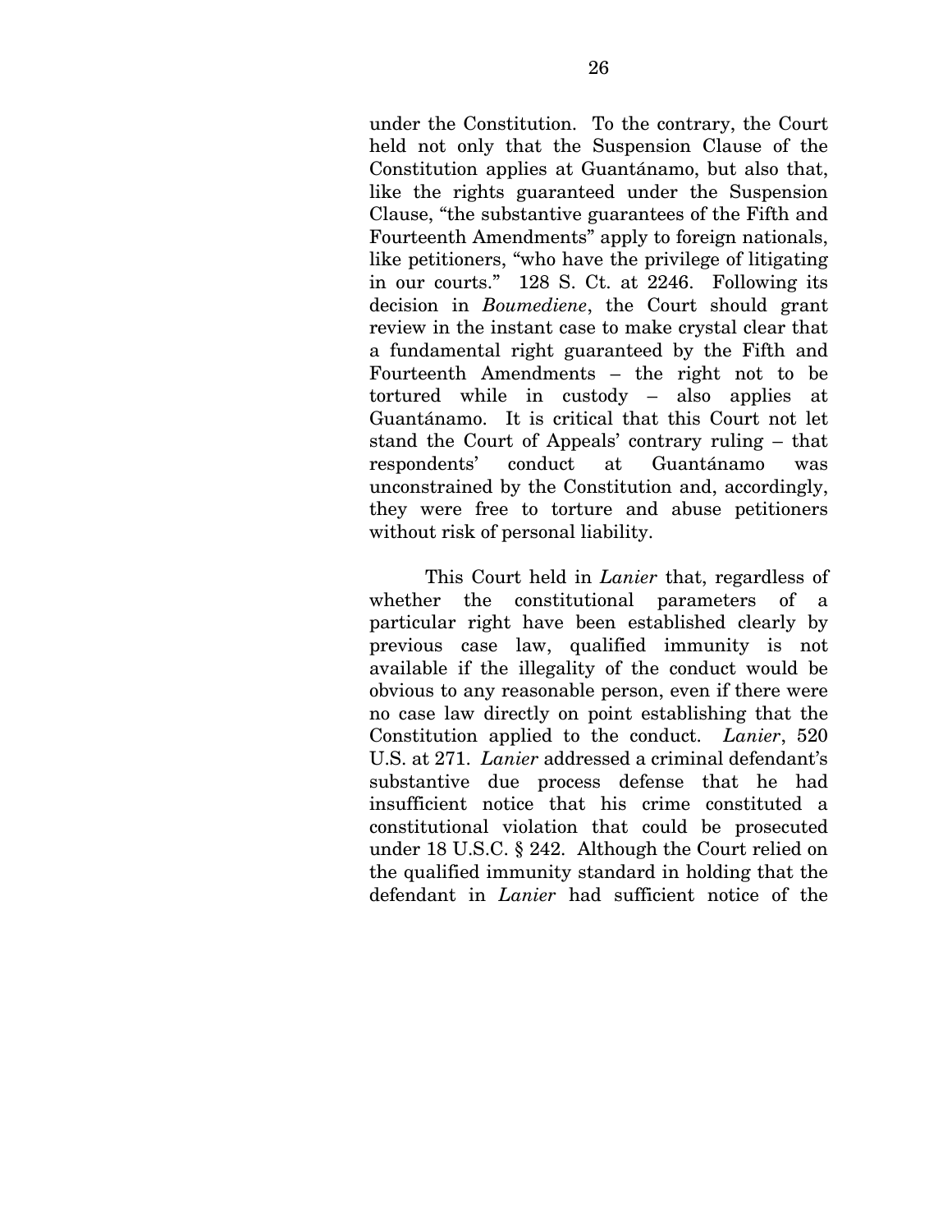under the Constitution. To the contrary, the Court held not only that the Suspension Clause of the Constitution applies at Guantánamo, but also that, like the rights guaranteed under the Suspension Clause, "the substantive guarantees of the Fifth and Fourteenth Amendments" apply to foreign nationals, like petitioners, "who have the privilege of litigating in our courts." 128 S. Ct. at 2246. Following its decision in *Boumediene*, the Court should grant review in the instant case to make crystal clear that a fundamental right guaranteed by the Fifth and Fourteenth Amendments – the right not to be tortured while in custody – also applies at Guantánamo. It is critical that this Court not let stand the Court of Appeals' contrary ruling – that respondents' conduct at Guantánamo was unconstrained by the Constitution and, accordingly, they were free to torture and abuse petitioners without risk of personal liability.

This Court held in *Lanier* that, regardless of whether the constitutional parameters of a particular right have been established clearly by previous case law, qualified immunity is not available if the illegality of the conduct would be obvious to any reasonable person, even if there were no case law directly on point establishing that the Constitution applied to the conduct. *Lanier*, 520 U.S. at 271. *Lanier* addressed a criminal defendant's substantive due process defense that he had insufficient notice that his crime constituted a constitutional violation that could be prosecuted under 18 U.S.C. § 242. Although the Court relied on the qualified immunity standard in holding that the defendant in *Lanier* had sufficient notice of the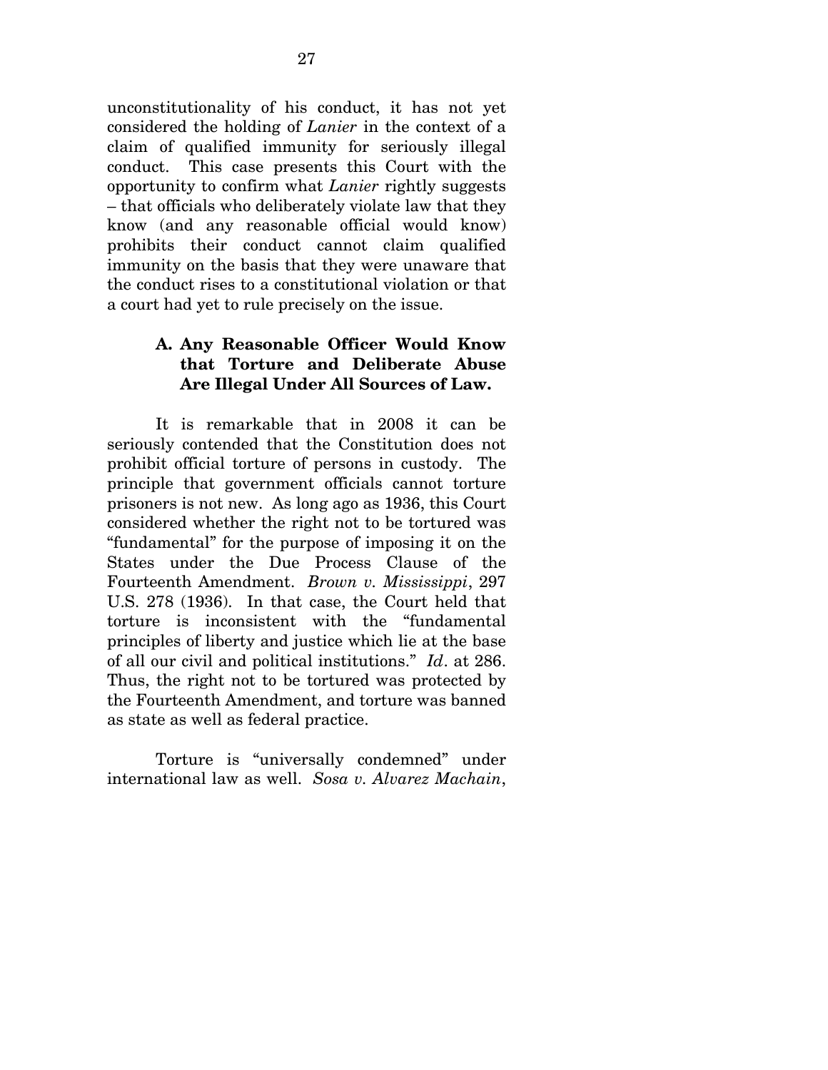unconstitutionality of his conduct, it has not yet considered the holding of *Lanier* in the context of a claim of qualified immunity for seriously illegal conduct. This case presents this Court with the opportunity to confirm what *Lanier* rightly suggests – that officials who deliberately violate law that they know (and any reasonable official would know) prohibits their conduct cannot claim qualified immunity on the basis that they were unaware that the conduct rises to a constitutional violation or that a court had yet to rule precisely on the issue.

### A. Any Reasonable Officer Would Know that Torture and Deliberate Abuse Are Illegal Under All Sources of Law.

It is remarkable that in 2008 it can be seriously contended that the Constitution does not prohibit official torture of persons in custody. The principle that government officials cannot torture prisoners is not new. As long ago as 1936, this Court considered whether the right not to be tortured was "fundamental" for the purpose of imposing it on the States under the Due Process Clause of the Fourteenth Amendment. *Brown v. Mississippi*, 297 U.S. 278 (1936). In that case, the Court held that torture is inconsistent with the "fundamental principles of liberty and justice which lie at the base of all our civil and political institutions." *Id*. at 286. Thus, the right not to be tortured was protected by the Fourteenth Amendment, and torture was banned as state as well as federal practice.

Torture is "universally condemned" under international law as well. *Sosa v. Alvarez Machain*,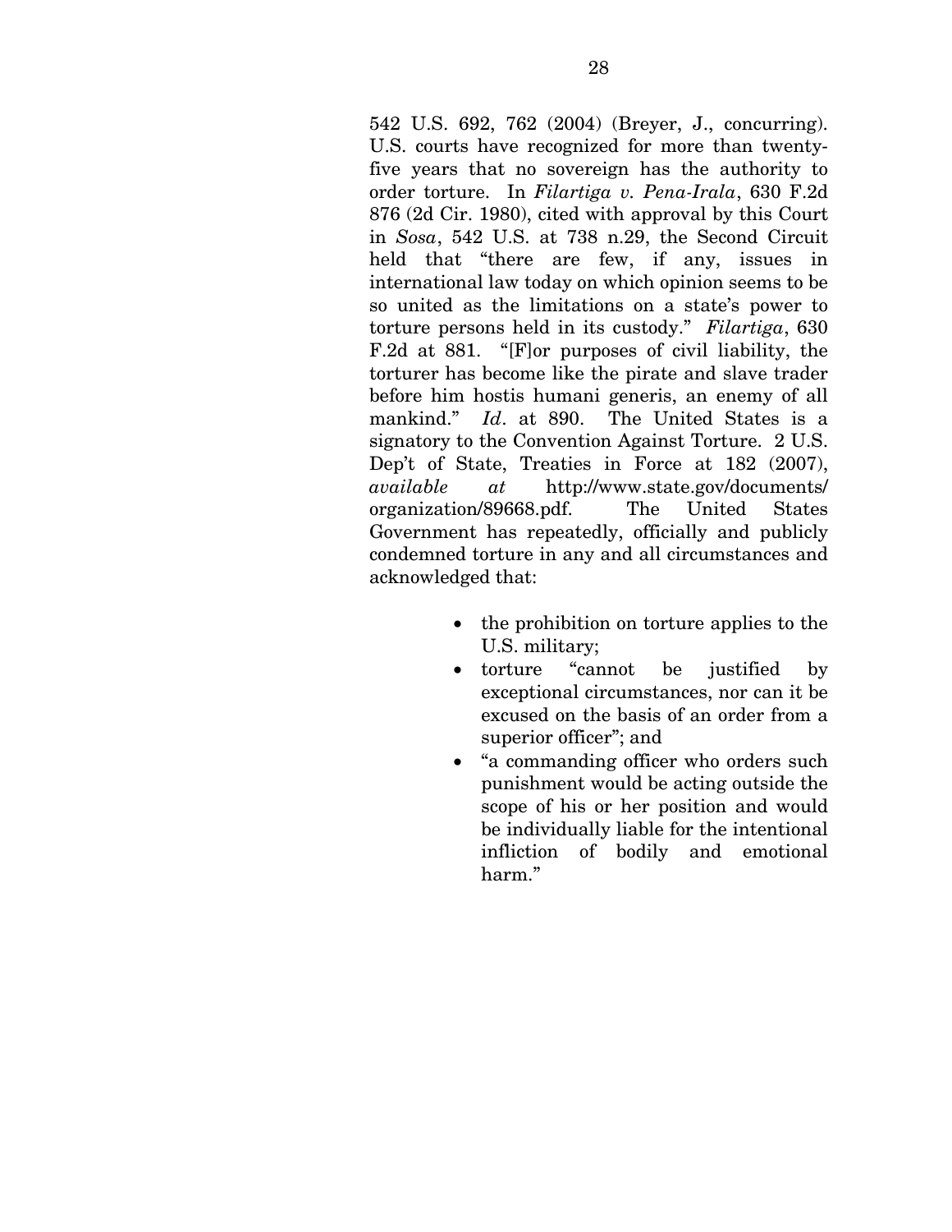542 U.S. 692, 762 (2004) (Breyer, J., concurring). U.S. courts have recognized for more than twenty-five years that no sovereign has the authority to order torture. In *Filartiga v. Pena-Irala*, 630 F.2d 876 (2d Cir. 1980), cited with approval by this Court in *Sosa*, 542 U.S. at 738 n.29, the Second Circuit held that "there are few, if any, issues in international law today on which opinion seems to be so united as the limitations on a state's power to torture persons held in its custody." *Filartiga*, 630 F.2d at 881. "[F]or purposes of civil liability, the torturer has become like the pirate and slave trader before him hostis humani generis, an enemy of all mankind." *Id*. at 890. The United States is a signatory to the Convention Against Torture. 2 U.S. Dep't of State, Treaties in Force at 182 (2007), *available at* http://www.state.gov/documents/organization/89668.pdf. The United States Government has repeatedly, officially and publicly condemned torture in any and all circumstances and acknowledged that:

- the prohibition on torture applies to the U.S. military;
- torture "cannot be justified by exceptional circumstances, nor can it be excused on the basis of an order from a superior officer"; and
- "a commanding officer who orders such punishment would be acting outside the scope of his or her position and would be individually liable for the intentional infliction of bodily and emotional harm."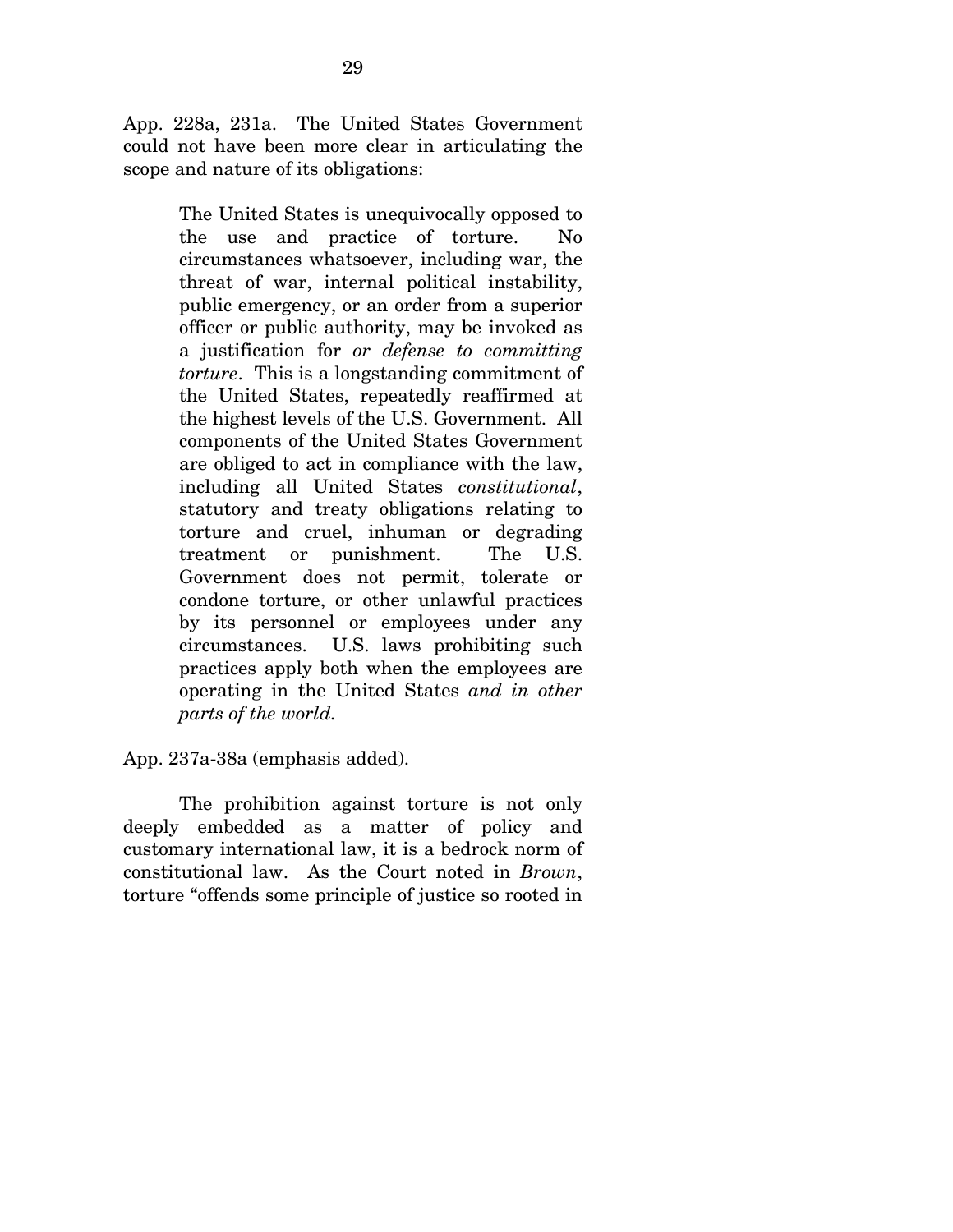App. 228a, 231a. The United States Government could not have been more clear in articulating the scope and nature of its obligations:

> The United States is unequivocally opposed to the use and practice of torture. No circumstances whatsoever, including war, the threat of war, internal political instability, public emergency, or an order from a superior officer or public authority, may be invoked as a justification for *or defense to committing torture*. This is a longstanding commitment of the United States, repeatedly reaffirmed at the highest levels of the U.S. Government. All components of the United States Government are obliged to act in compliance with the law, including all United States *constitutional*, statutory and treaty obligations relating to torture and cruel, inhuman or degrading treatment or punishment. The U.S. Government does not permit, tolerate or condone torture, or other unlawful practices by its personnel or employees under any circumstances. U.S. laws prohibiting such practices apply both when the employees are operating in the United States *and in other parts of the world.*

App. 237a-38a (emphasis added).

The prohibition against torture is not only deeply embedded as a matter of policy and customary international law, it is a bedrock norm of constitutional law. As the Court noted in *Brown*, torture "offends some principle of justice so rooted in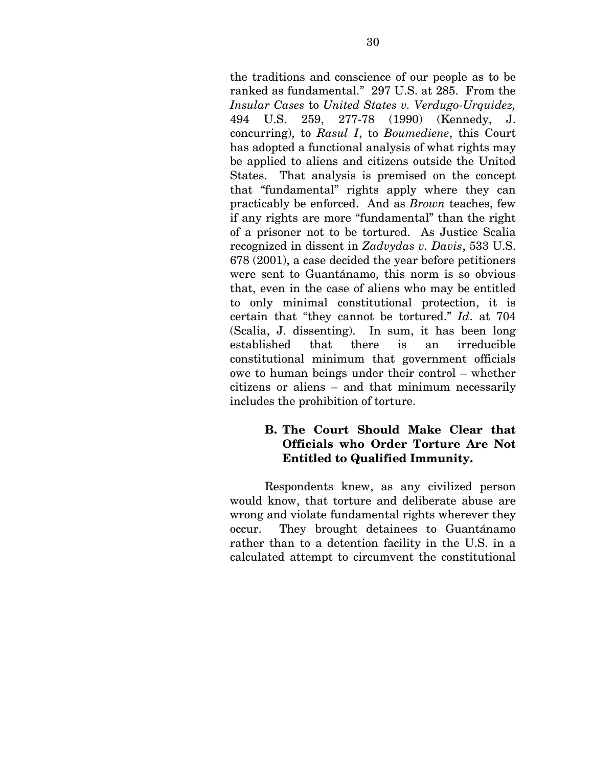the traditions and conscience of our people as to be ranked as fundamental." 297 U.S. at 285. From the *Insular Cases* to *United States v. Verdugo-Urquidez,* 494 U.S. 259, 277-78 (1990) (Kennedy, J. concurring), to *Rasul I*, to *Boumediene*, this Court has adopted a functional analysis of what rights may be applied to aliens and citizens outside the United States. That analysis is premised on the concept that "fundamental" rights apply where they can practicably be enforced. And as *Brown* teaches, few if any rights are more "fundamental" than the right of a prisoner not to be tortured. As Justice Scalia recognized in dissent in *Zadvydas v. Davis*, 533 U.S. 678 (2001), a case decided the year before petitioners were sent to Guantánamo, this norm is so obvious that, even in the case of aliens who may be entitled to only minimal constitutional protection, it is certain that "they cannot be tortured." *Id*. at 704 (Scalia, J. dissenting). In sum, it has been long established that there is an irreducible constitutional minimum that government officials owe to human beings under their control – whether citizens or aliens – and that minimum necessarily includes the prohibition of torture.

### B. The Court Should Make Clear that Officials who Order Torture Are Not Entitled to Qualified Immunity.

Respondents knew, as any civilized person would know, that torture and deliberate abuse are wrong and violate fundamental rights wherever they occur. They brought detainees to Guantánamo rather than to a detention facility in the U.S. in a calculated attempt to circumvent the constitutional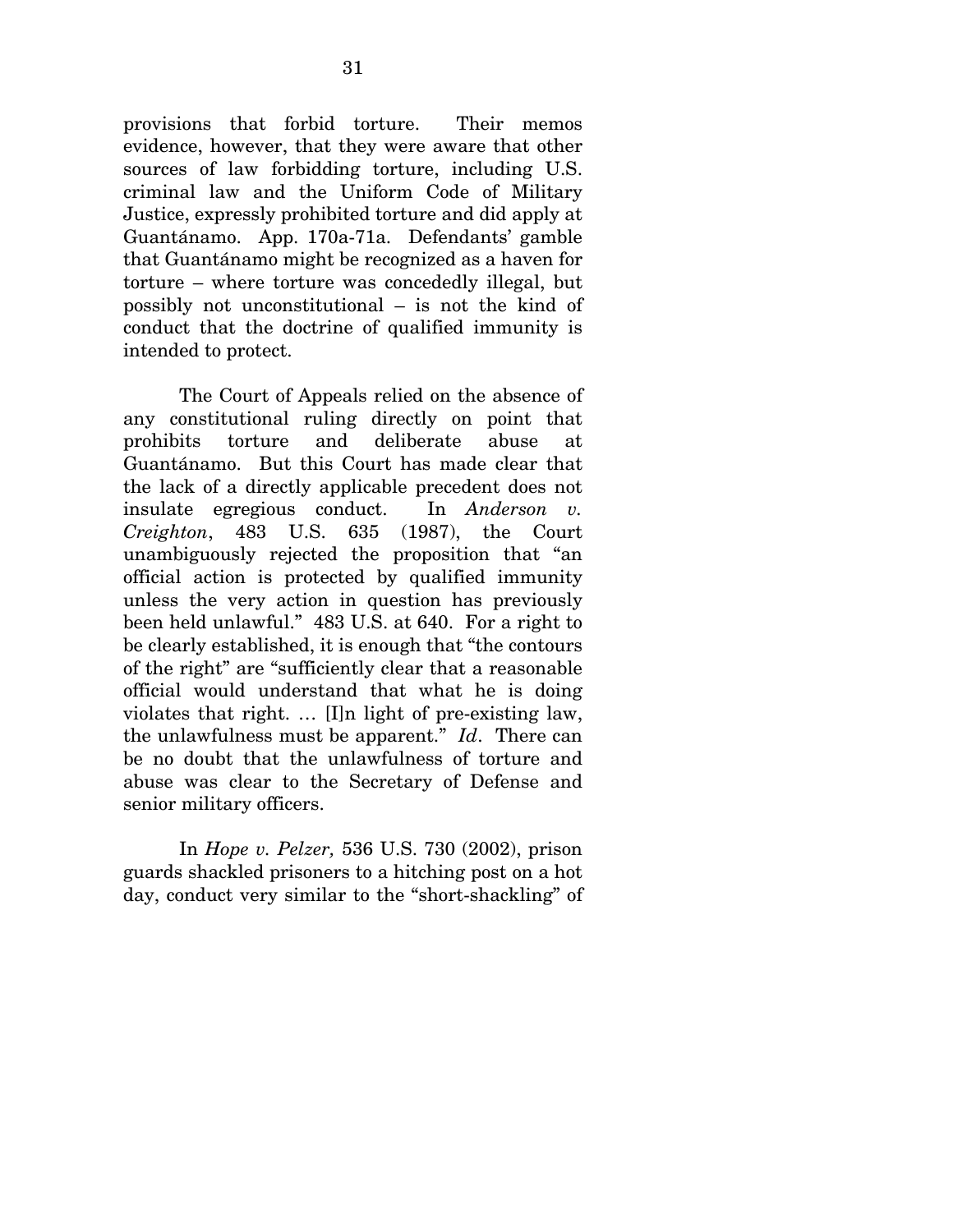provisions that forbid torture. Their memos evidence, however, that they were aware that other sources of law forbidding torture, including U.S. criminal law and the Uniform Code of Military Justice, expressly prohibited torture and did apply at Guantánamo. App. 170a-71a. Defendants' gamble that Guantánamo might be recognized as a haven for torture – where torture was concededly illegal, but possibly not unconstitutional – is not the kind of conduct that the doctrine of qualified immunity is intended to protect.

The Court of Appeals relied on the absence of any constitutional ruling directly on point that prohibits torture and deliberate abuse at Guantánamo. But this Court has made clear that the lack of a directly applicable precedent does not insulate egregious conduct. In *Anderson v. Creighton*, 483 U.S. 635 (1987), the Court unambiguously rejected the proposition that "an official action is protected by qualified immunity unless the very action in question has previously been held unlawful." 483 U.S. at 640. For a right to be clearly established, it is enough that "the contours of the right" are "sufficiently clear that a reasonable official would understand that what he is doing violates that right. … [I]n light of pre-existing law, the unlawfulness must be apparent." *Id*. There can be no doubt that the unlawfulness of torture and abuse was clear to the Secretary of Defense and senior military officers.

In *Hope v. Pelzer,* 536 U.S. 730 (2002), prison guards shackled prisoners to a hitching post on a hot day, conduct very similar to the "short-shackling" of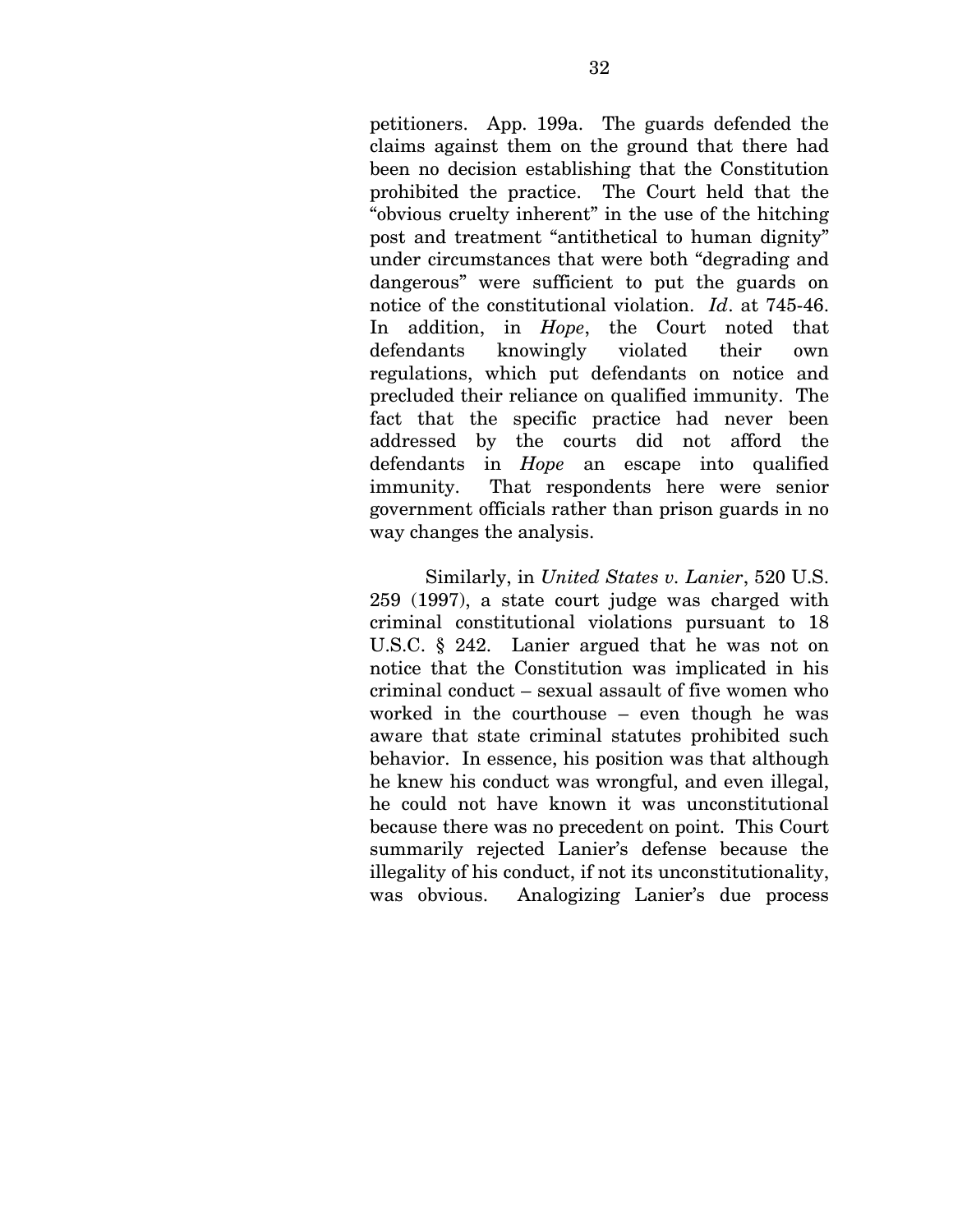petitioners. App. 199a. The guards defended the claims against them on the ground that there had been no decision establishing that the Constitution prohibited the practice. The Court held that the "obvious cruelty inherent" in the use of the hitching post and treatment "antithetical to human dignity" under circumstances that were both "degrading and dangerous" were sufficient to put the guards on notice of the constitutional violation. *Id*. at 745-46. In addition, in *Hope*, the Court noted that defendants knowingly violated their own regulations, which put defendants on notice and precluded their reliance on qualified immunity. The fact that the specific practice had never been addressed by the courts did not afford the defendants in *Hope* an escape into qualified immunity. That respondents here were senior government officials rather than prison guards in no way changes the analysis.

Similarly, in *United States v. Lanier*, 520 U.S. 259 (1997), a state court judge was charged with criminal constitutional violations pursuant to 18 U.S.C. § 242. Lanier argued that he was not on notice that the Constitution was implicated in his criminal conduct – sexual assault of five women who worked in the courthouse – even though he was aware that state criminal statutes prohibited such behavior. In essence, his position was that although he knew his conduct was wrongful, and even illegal, he could not have known it was unconstitutional because there was no precedent on point. This Court summarily rejected Lanier's defense because the illegality of his conduct, if not its unconstitutionality, was obvious. Analogizing Lanier's due process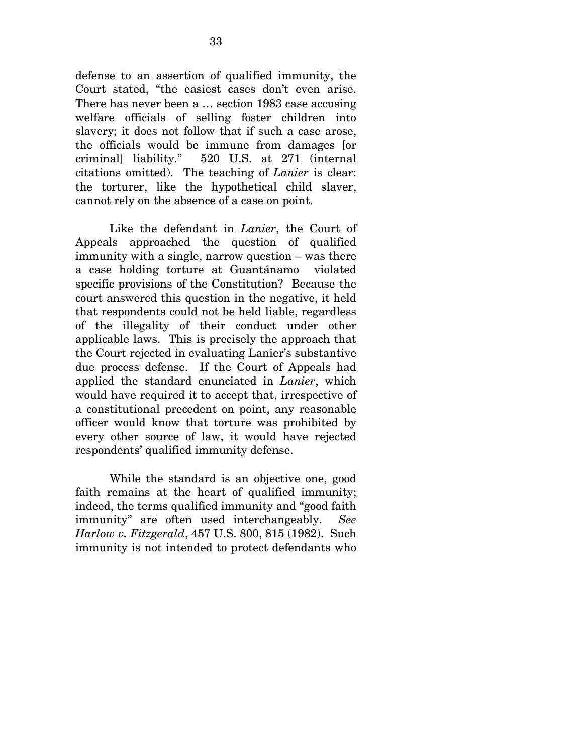defense to an assertion of qualified immunity, the Court stated, "the easiest cases don't even arise. There has never been a … section 1983 case accusing welfare officials of selling foster children into slavery; it does not follow that if such a case arose, the officials would be immune from damages [or criminal] liability." 520 U.S. at 271 (internal citations omitted). The teaching of *Lanier* is clear: the torturer, like the hypothetical child slaver, cannot rely on the absence of a case on point.

Like the defendant in *Lanier*, the Court of Appeals approached the question of qualified immunity with a single, narrow question – was there a case holding torture at Guantánamo violated specific provisions of the Constitution? Because the court answered this question in the negative, it held that respondents could not be held liable, regardless of the illegality of their conduct under other applicable laws. This is precisely the approach that the Court rejected in evaluating Lanier's substantive due process defense. If the Court of Appeals had applied the standard enunciated in *Lanier*, which would have required it to accept that, irrespective of a constitutional precedent on point, any reasonable officer would know that torture was prohibited by every other source of law, it would have rejected respondents' qualified immunity defense.

While the standard is an objective one, good faith remains at the heart of qualified immunity; indeed, the terms qualified immunity and "good faith immunity" are often used interchangeably. *See Harlow v. Fitzgerald*, 457 U.S. 800, 815 (1982). Such immunity is not intended to protect defendants who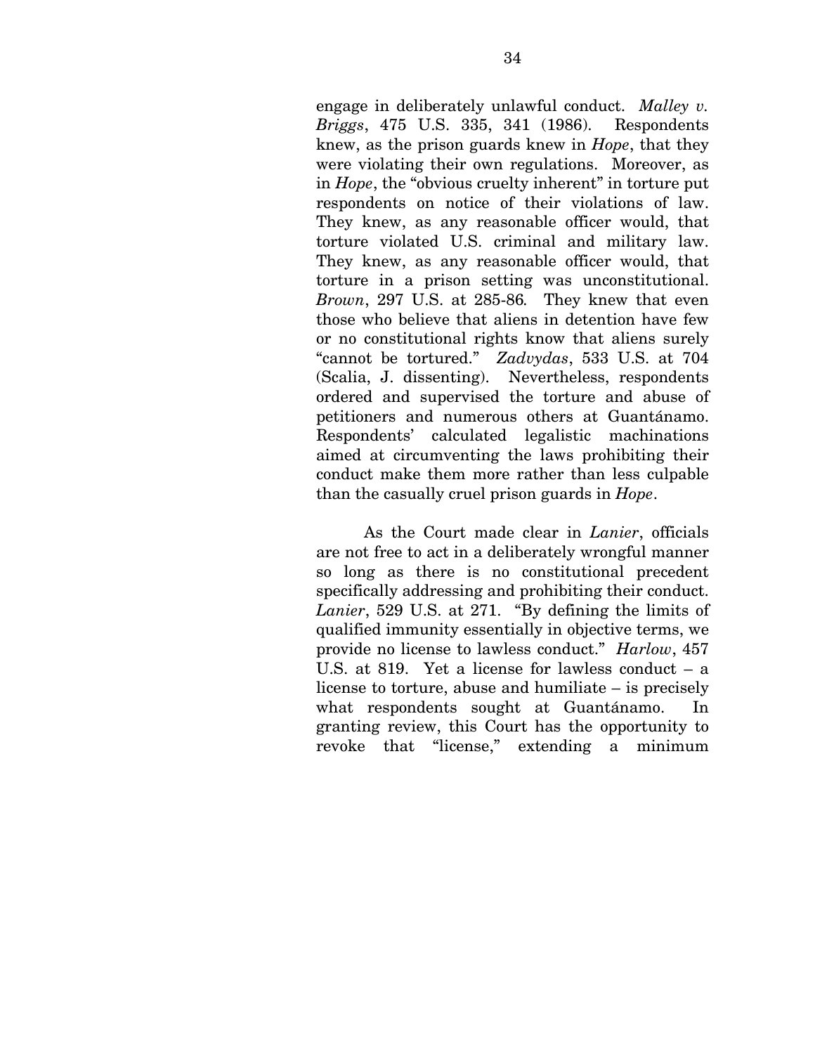engage in deliberately unlawful conduct. *Malley v. Briggs*, 475 U.S. 335, 341 (1986). Respondents knew, as the prison guards knew in *Hope*, that they were violating their own regulations. Moreover, as in *Hope*, the "obvious cruelty inherent" in torture put respondents on notice of their violations of law. They knew, as any reasonable officer would, that torture violated U.S. criminal and military law. They knew, as any reasonable officer would, that torture in a prison setting was unconstitutional. *Brown*, 297 U.S. at 285-86*.* They knew that even those who believe that aliens in detention have few or no constitutional rights know that aliens surely "cannot be tortured." *Zadvydas*, 533 U.S. at 704 (Scalia, J. dissenting). Nevertheless, respondents ordered and supervised the torture and abuse of petitioners and numerous others at Guantánamo. Respondents' calculated legalistic machinations aimed at circumventing the laws prohibiting their conduct make them more rather than less culpable than the casually cruel prison guards in *Hope*.

As the Court made clear in *Lanier*, officials are not free to act in a deliberately wrongful manner so long as there is no constitutional precedent specifically addressing and prohibiting their conduct. *Lanier*, 529 U.S. at 271. "By defining the limits of qualified immunity essentially in objective terms, we provide no license to lawless conduct." *Harlow*, 457 U.S. at 819. Yet a license for lawless conduct – a license to torture, abuse and humiliate – is precisely what respondents sought at Guantánamo. In granting review, this Court has the opportunity to revoke that "license," extending a minimum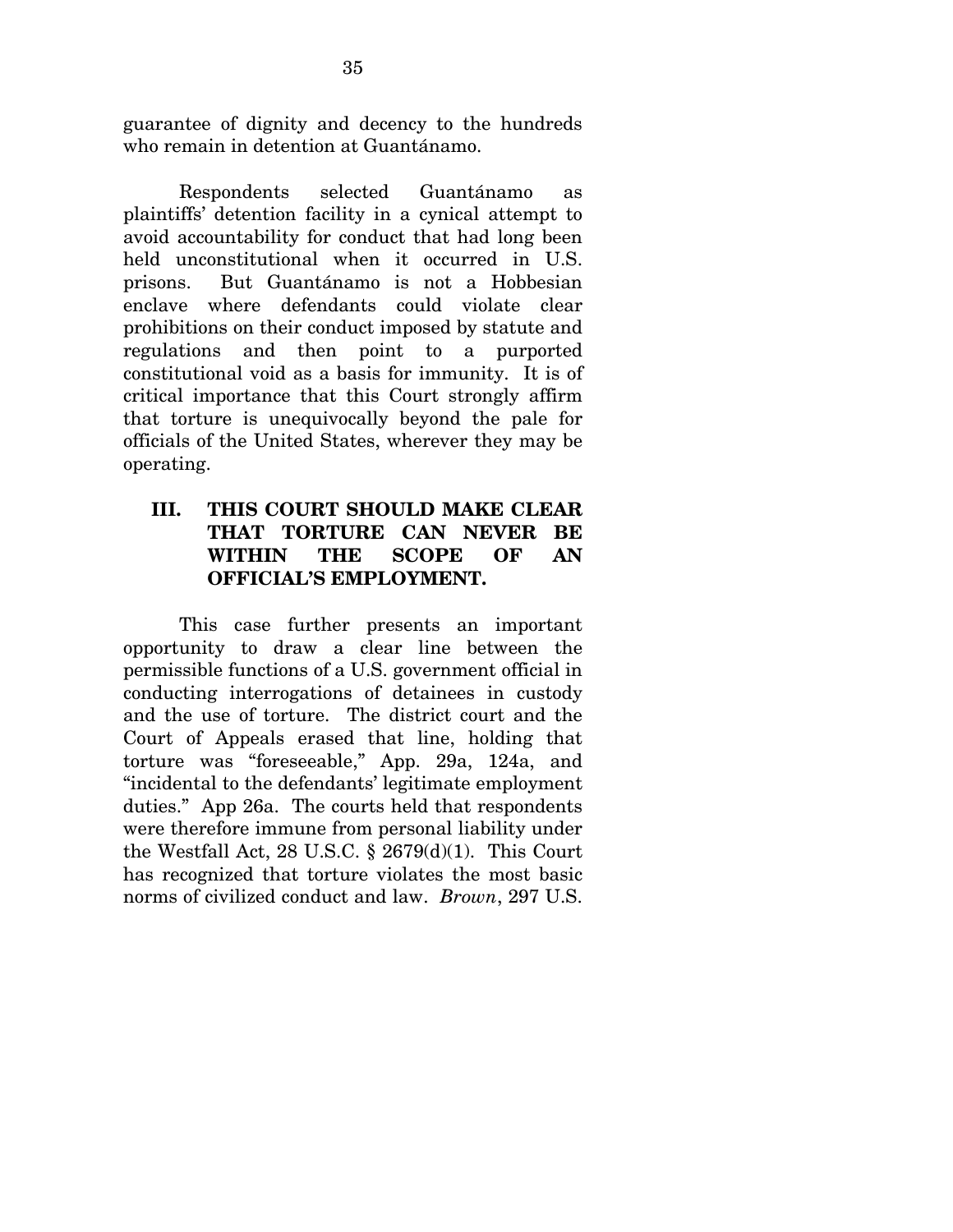guarantee of dignity and decency to the hundreds who remain in detention at Guantánamo.

Respondents selected Guantánamo as plaintiffs' detention facility in a cynical attempt to avoid accountability for conduct that had long been held unconstitutional when it occurred in U.S. prisons. But Guantánamo is not a Hobbesian enclave where defendants could violate clear prohibitions on their conduct imposed by statute and regulations and then point to a purported constitutional void as a basis for immunity. It is of critical importance that this Court strongly affirm that torture is unequivocally beyond the pale for officials of the United States, wherever they may be operating.

## III. THIS COURT SHOULD MAKE CLEAR THAT TORTURE CAN NEVER BE WITHIN THE SCOPE OF AN OFFICIAL'S EMPLOYMENT.

This case further presents an important opportunity to draw a clear line between the permissible functions of a U.S. government official in conducting interrogations of detainees in custody and the use of torture. The district court and the Court of Appeals erased that line, holding that torture was "foreseeable," App. 29a, 124a, and "incidental to the defendants' legitimate employment duties." App 26a. The courts held that respondents were therefore immune from personal liability under the Westfall Act, 28 U.S.C. § 2679(d)(1). This Court has recognized that torture violates the most basic norms of civilized conduct and law. *Brown*, 297 U.S.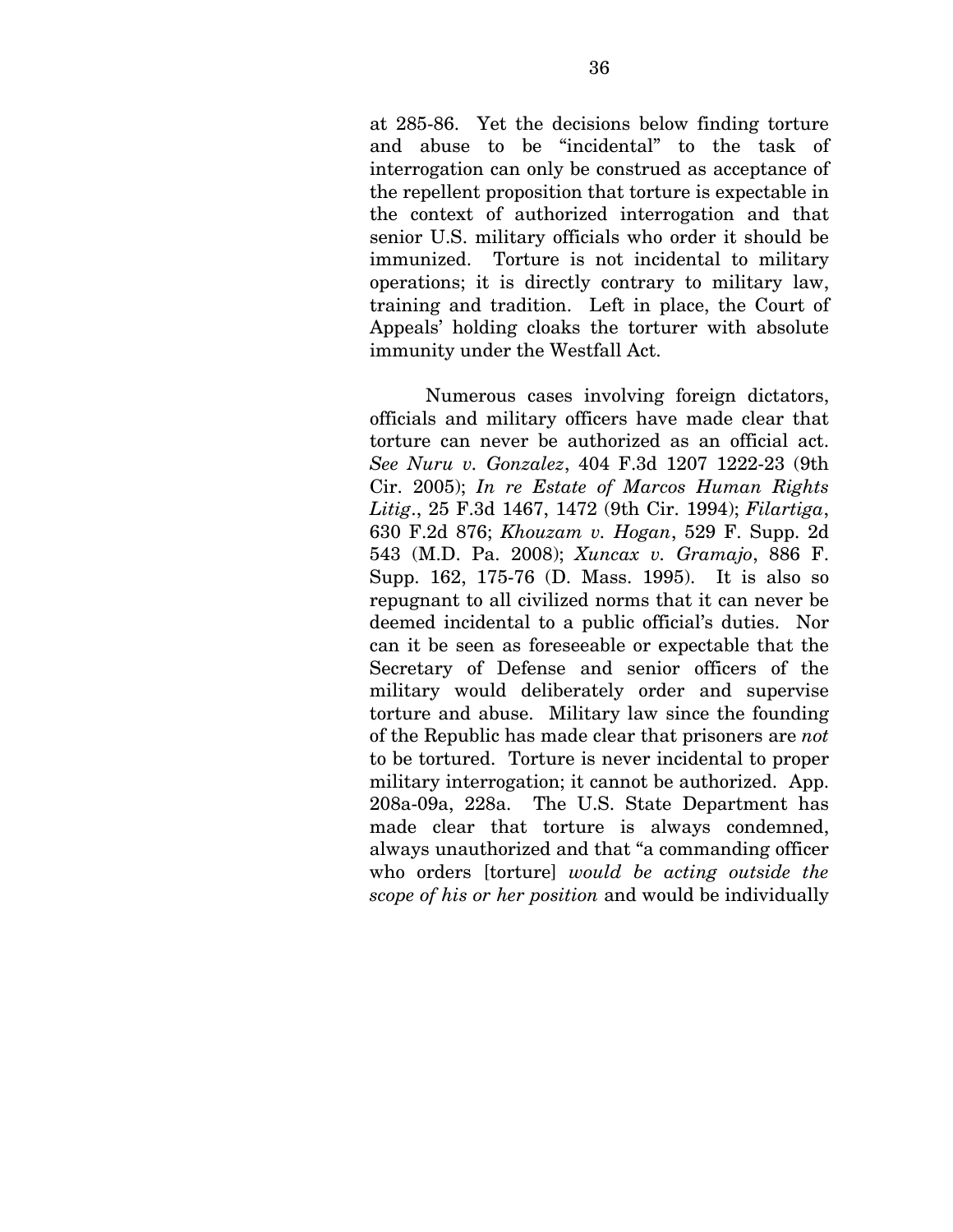at 285-86. Yet the decisions below finding torture and abuse to be "incidental" to the task of interrogation can only be construed as acceptance of the repellent proposition that torture is expectable in the context of authorized interrogation and that senior U.S. military officials who order it should be immunized. Torture is not incidental to military operations; it is directly contrary to military law, training and tradition. Left in place, the Court of Appeals' holding cloaks the torturer with absolute immunity under the Westfall Act.

Numerous cases involving foreign dictators, officials and military officers have made clear that torture can never be authorized as an official act. *See Nuru v. Gonzalez*, 404 F.3d 1207 1222-23 (9th Cir. 2005); *In re Estate of Marcos Human Rights Litig.*, 25 F.3d 1467, 1472 (9th Cir. 1994); *Filartiga*, 630 F.2d 876; *Khouzam v. Hogan*, 529 F. Supp. 2d 543 (M.D. Pa. 2008); *Xuncax v. Gramajo*, 886 F. Supp. 162, 175-76 (D. Mass. 1995). It is also so repugnant to all civilized norms that it can never be deemed incidental to a public official's duties. Nor can it be seen as foreseeable or expectable that the Secretary of Defense and senior officers of the military would deliberately order and supervise torture and abuse. Military law since the founding of the Republic has made clear that prisoners are *not* to be tortured. Torture is never incidental to proper military interrogation; it cannot be authorized. App. 208a-09a, 228a. The U.S. State Department has made clear that torture is always condemned, always unauthorized and that "a commanding officer who orders [torture] *would be acting outside the scope of his or her position* and would be individually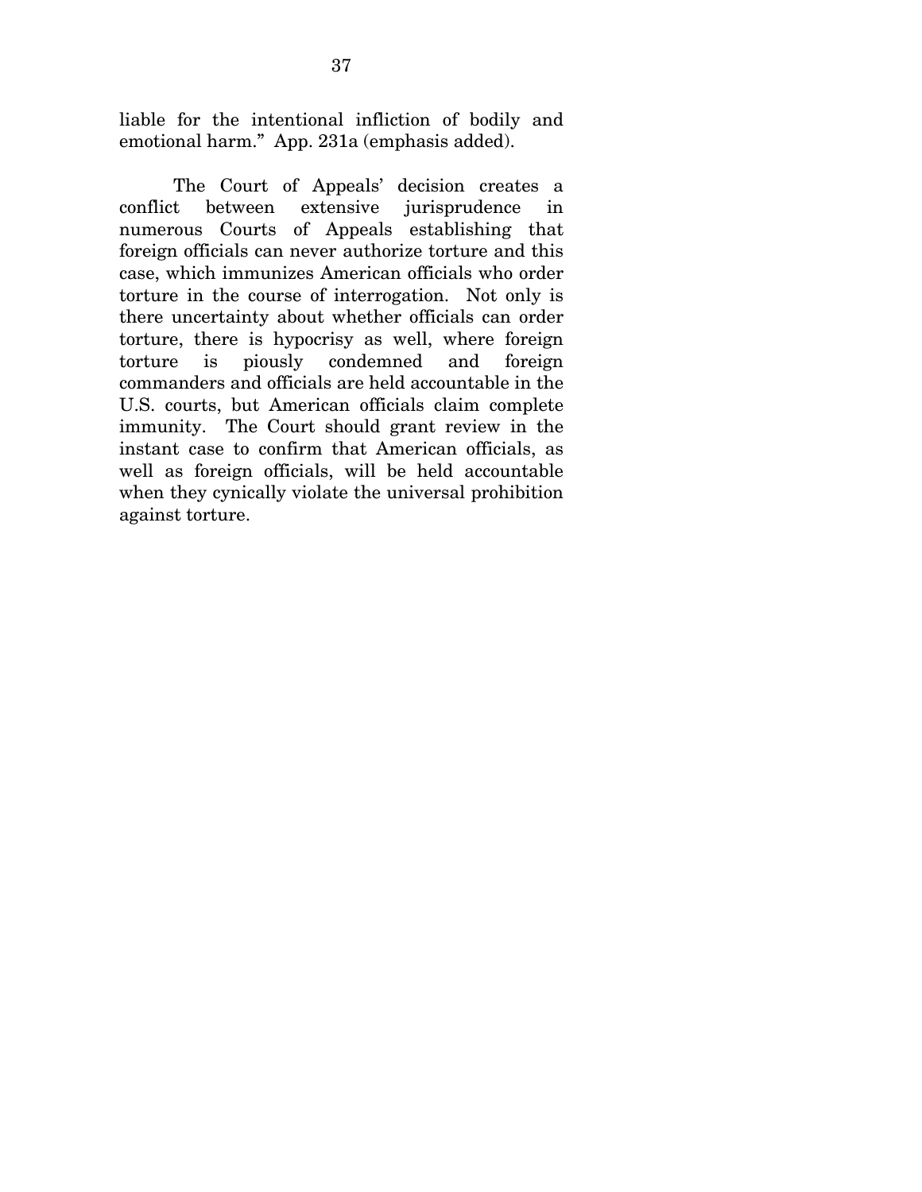liable for the intentional infliction of bodily and emotional harm." App. 231a (emphasis added).

The Court of Appeals' decision creates a conflict between extensive jurisprudence in numerous Courts of Appeals establishing that foreign officials can never authorize torture and this case, which immunizes American officials who order torture in the course of interrogation. Not only is there uncertainty about whether officials can order torture, there is hypocrisy as well, where foreign torture is piously condemned and foreign commanders and officials are held accountable in the U.S. courts, but American officials claim complete immunity. The Court should grant review in the instant case to confirm that American officials, as well as foreign officials, will be held accountable when they cynically violate the universal prohibition against torture.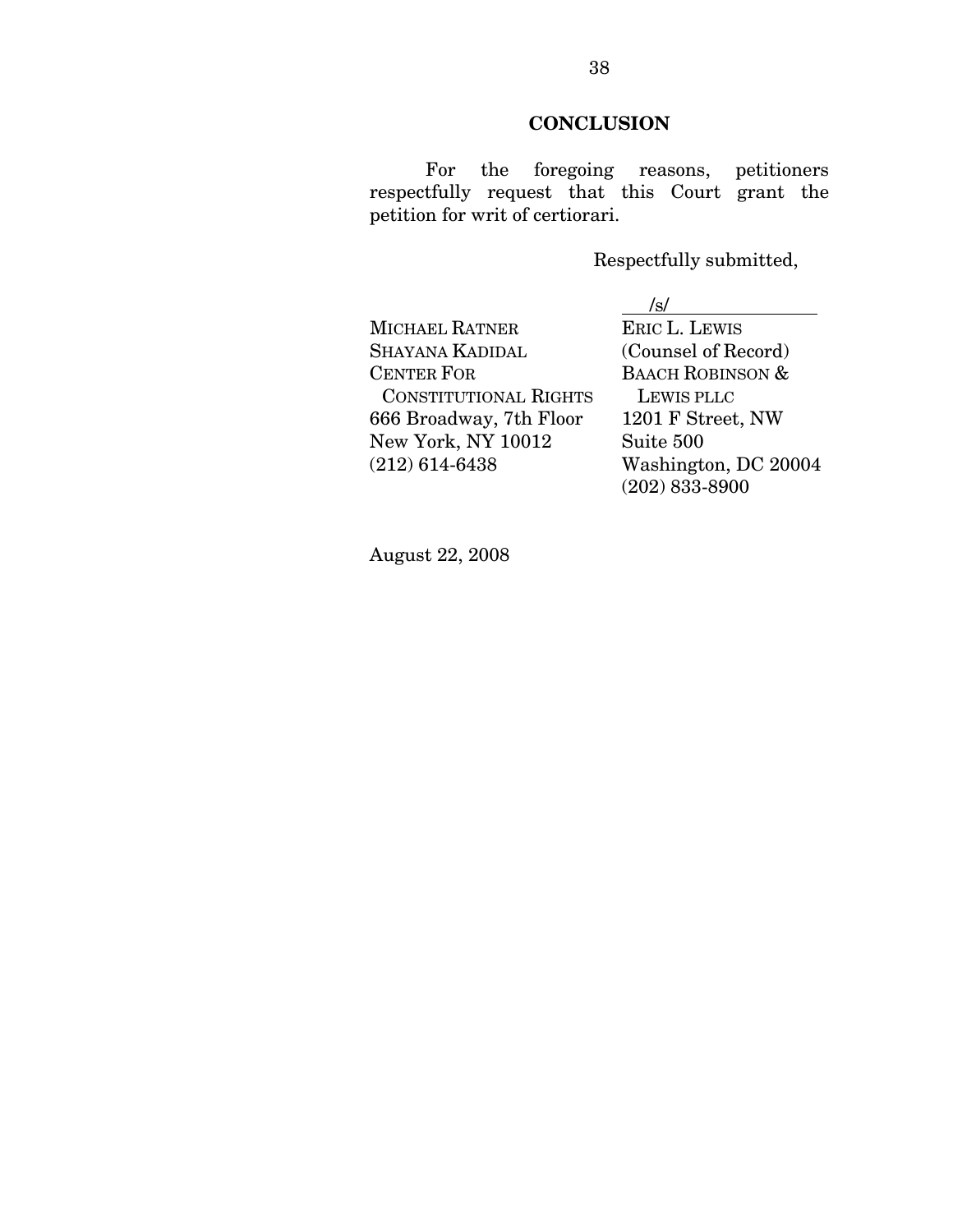## CONCLUSION

For the foregoing reasons, petitioners respectfully request that this Court grant the petition for writ of certiorari.

Respectfully submitted,

/s/

ERIC L. LEWIS
(Counsel of Record)
BAACH ROBINSON & LEWIS PLLC
1201 F Street, NW
Suite 500
Washington, DC 20004
(202) 833-8900

MICHAEL RATNER
SHAYANA KADIDAL
CENTER FOR CONSTITUTIONAL RIGHTS
666 Broadway, 7th Floor
New York, NY 10012
(212) 614-6438

August 22, 2008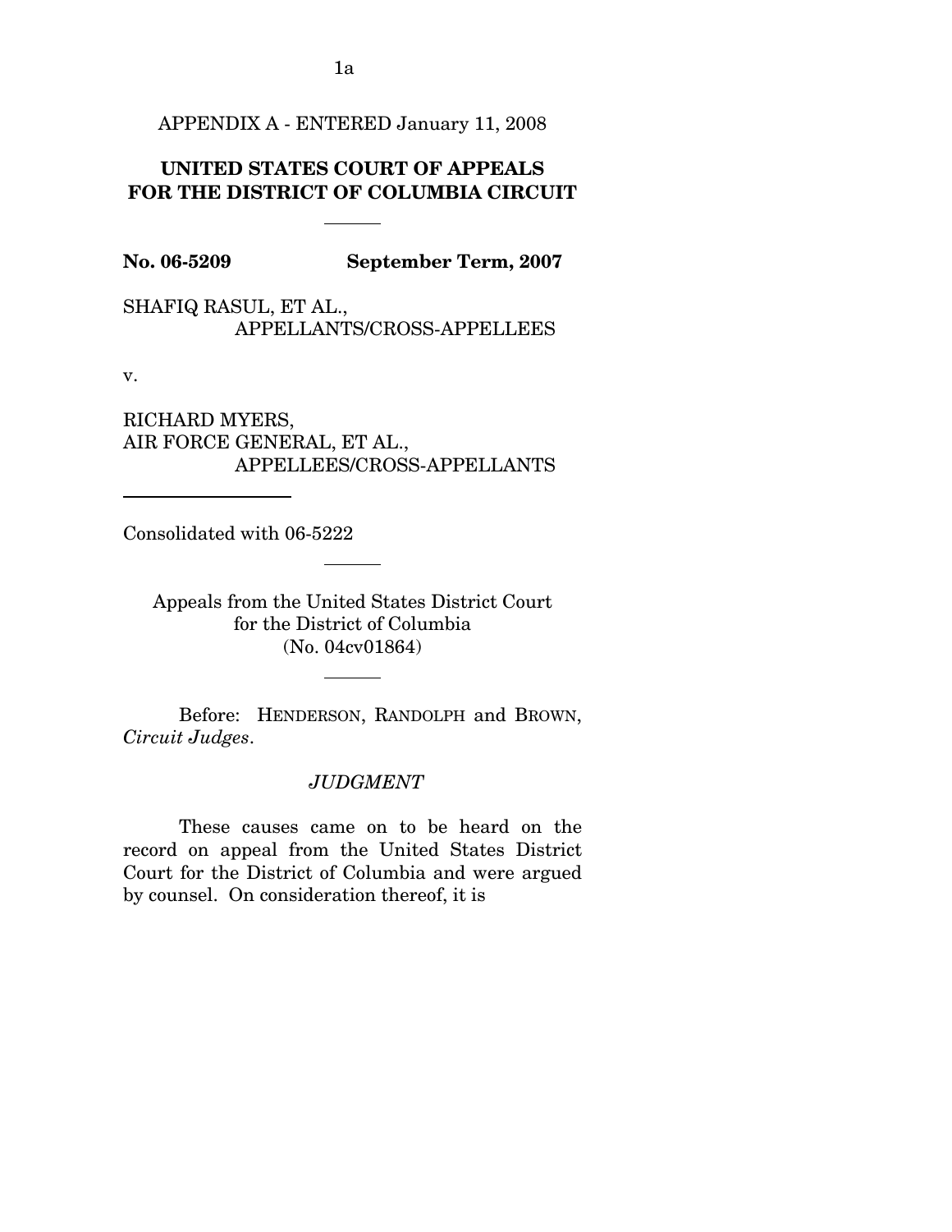APPENDIX A - ENTERED January 11, 2008

**UNITED STATES COURT OF APPEALS FOR THE DISTRICT OF COLUMBIA CIRCUIT**

---

**No. 06-5209** **September Term, 2007**

SHAFIQ RASUL, ET AL.,
APPELLANTS/CROSS-APPELLEES

v.

RICHARD MYERS,
AIR FORCE GENERAL, ET AL.,
APPELLEES/CROSS-APPELLANTS

---

Consolidated with 06-5222

---

Appeals from the United States District Court for the District of Columbia
(No. 04cv01864)

---

Before: HENDERSON, RANDOLPH and BROWN, *Circuit Judges*.

*JUDGMENT*

These causes came on to be heard on the record on appeal from the United States District Court for the District of Columbia and were argued by counsel. On consideration thereof, it is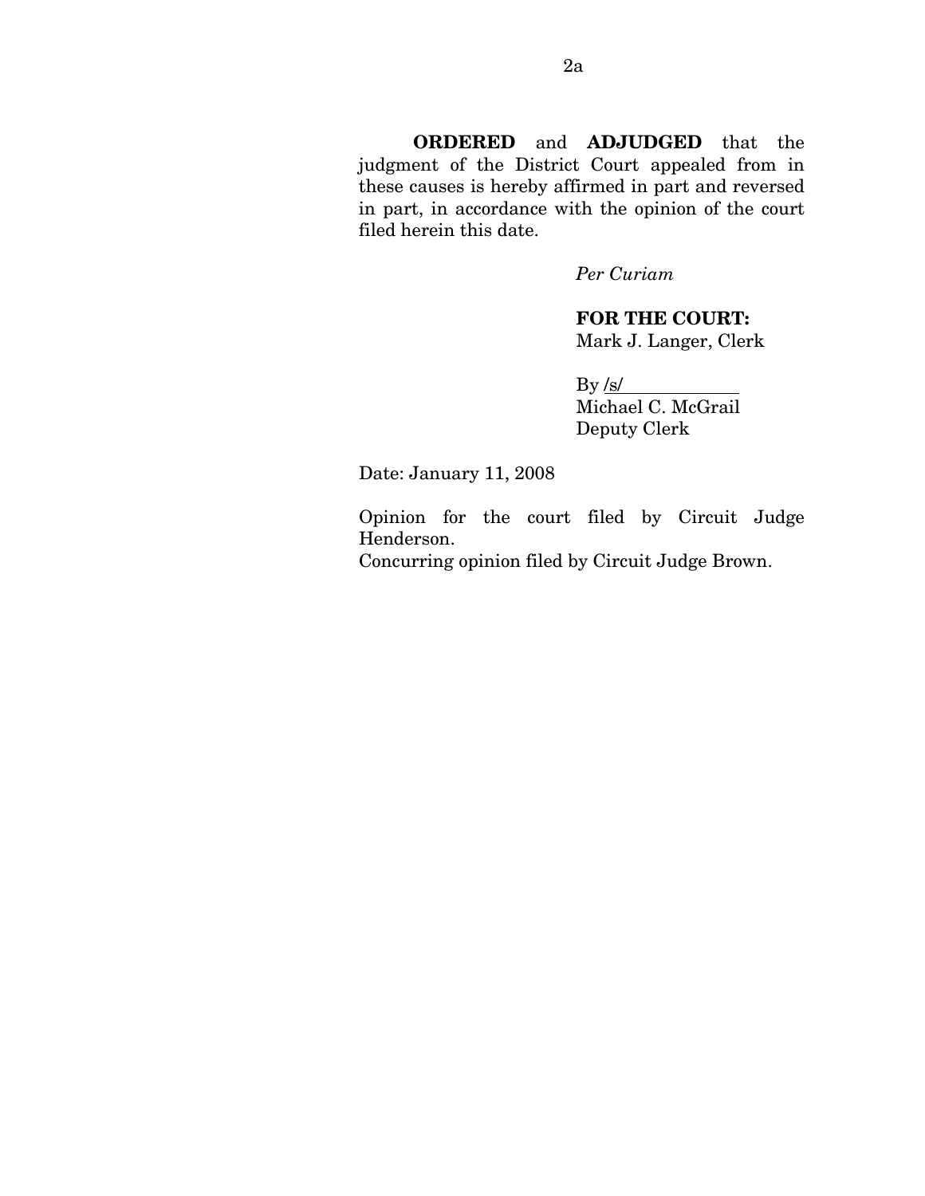**ORDERED** and **ADJUDGED** that the judgment of the District Court appealed from in these causes is hereby affirmed in part and reversed in part, in accordance with the opinion of the court filed herein this date.

*Per Curiam*

**FOR THE COURT:**
Mark J. Langer, Clerk

By /s/
Michael C. McGrail
Deputy Clerk

Date: January 11, 2008

Opinion for the court filed by Circuit Judge Henderson.
Concurring opinion filed by Circuit Judge Brown.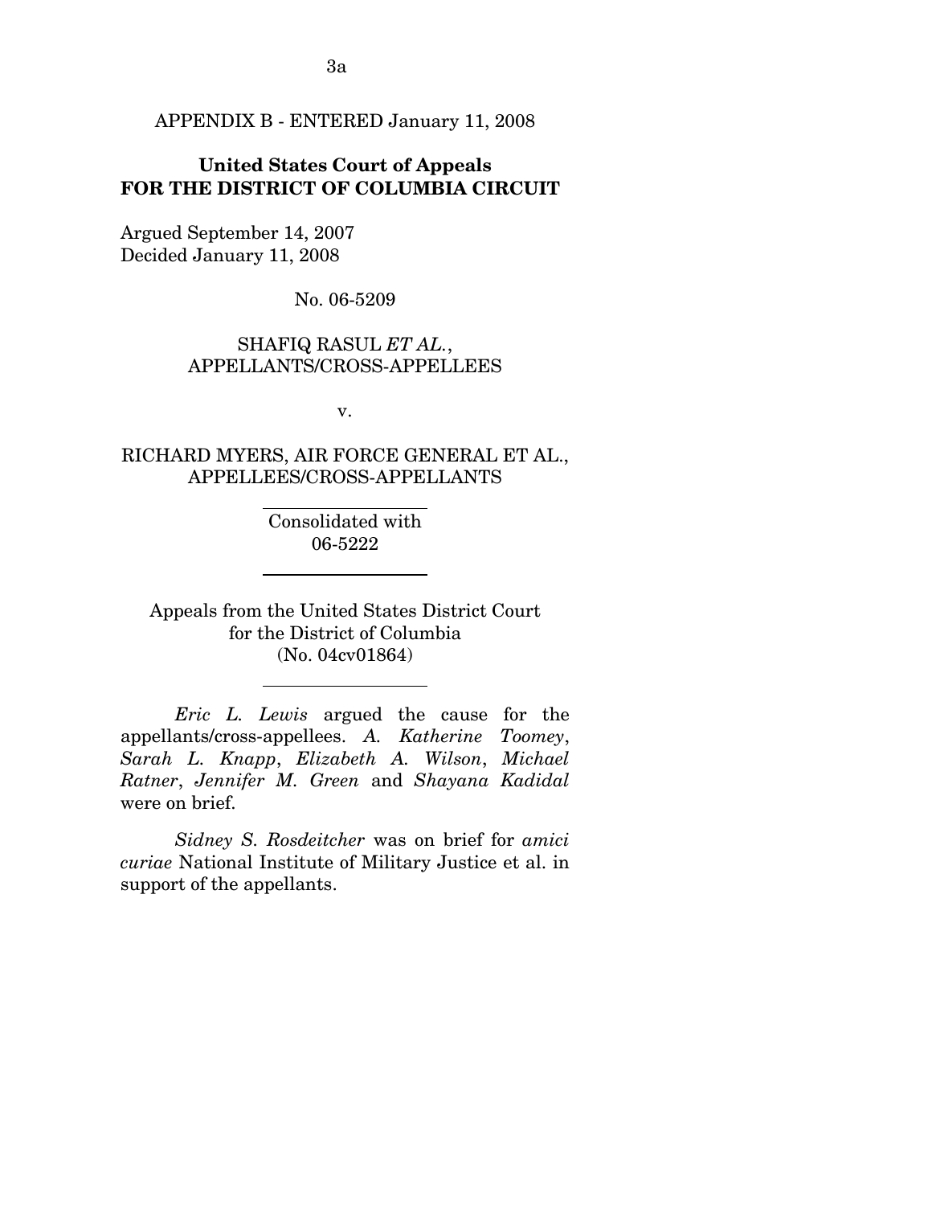APPENDIX B - ENTERED January 11, 2008

**United States Court of Appeals**
**FOR THE DISTRICT OF COLUMBIA CIRCUIT**

Argued September 14, 2007
Decided January 11, 2008

No. 06-5209

SHAFIQ RASUL *ET AL.*,
APPELLANTS/CROSS-APPELLEES

v.

RICHARD MYERS, AIR FORCE GENERAL ET AL.,
APPELLEES/CROSS-APPELLANTS

---

Consolidated with
06-5222

---

Appeals from the United States District Court
for the District of Columbia
(No. 04cv01864)

---

*Eric L. Lewis* argued the cause for the appellants/cross-appellees. *A. Katherine Toomey*, *Sarah L. Knapp*, *Elizabeth A. Wilson*, *Michael Ratner*, *Jennifer M. Green* and *Shayana Kadidal* were on brief.

*Sidney S. Rosdeitcher* was on brief for *amici curiae* National Institute of Military Justice et al. in support of the appellants.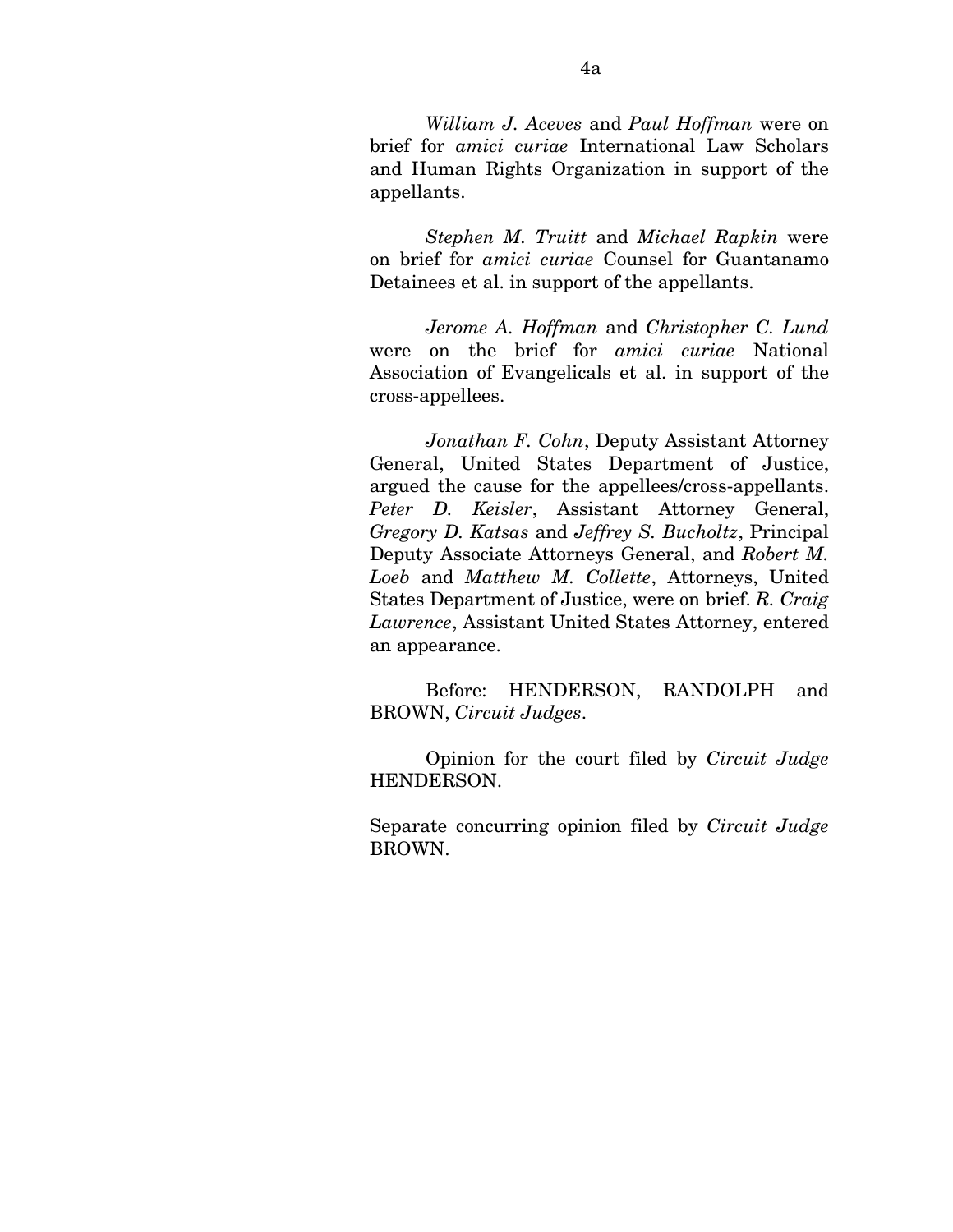*William J. Aceves* and *Paul Hoffman* were on brief for *amici curiae* International Law Scholars and Human Rights Organization in support of the appellants.

*Stephen M. Truitt* and *Michael Rapkin* were on brief for *amici curiae* Counsel for Guantanamo Detainees et al. in support of the appellants.

*Jerome A. Hoffman* and *Christopher C. Lund* were on the brief for *amici curiae* National Association of Evangelicals et al. in support of the cross-appellees.

*Jonathan F. Cohn*, Deputy Assistant Attorney General, United States Department of Justice, argued the cause for the appellees/cross-appellants. *Peter D. Keisler*, Assistant Attorney General, *Gregory D. Katsas* and *Jeffrey S. Bucholtz*, Principal Deputy Associate Attorneys General, and *Robert M. Loeb* and *Matthew M. Collette*, Attorneys, United States Department of Justice, were on brief. *R. Craig Lawrence*, Assistant United States Attorney, entered an appearance.

Before: HENDERSON, RANDOLPH and BROWN, *Circuit Judges*.

Opinion for the court filed by *Circuit Judge* HENDERSON.

Separate concurring opinion filed by *Circuit Judge* BROWN.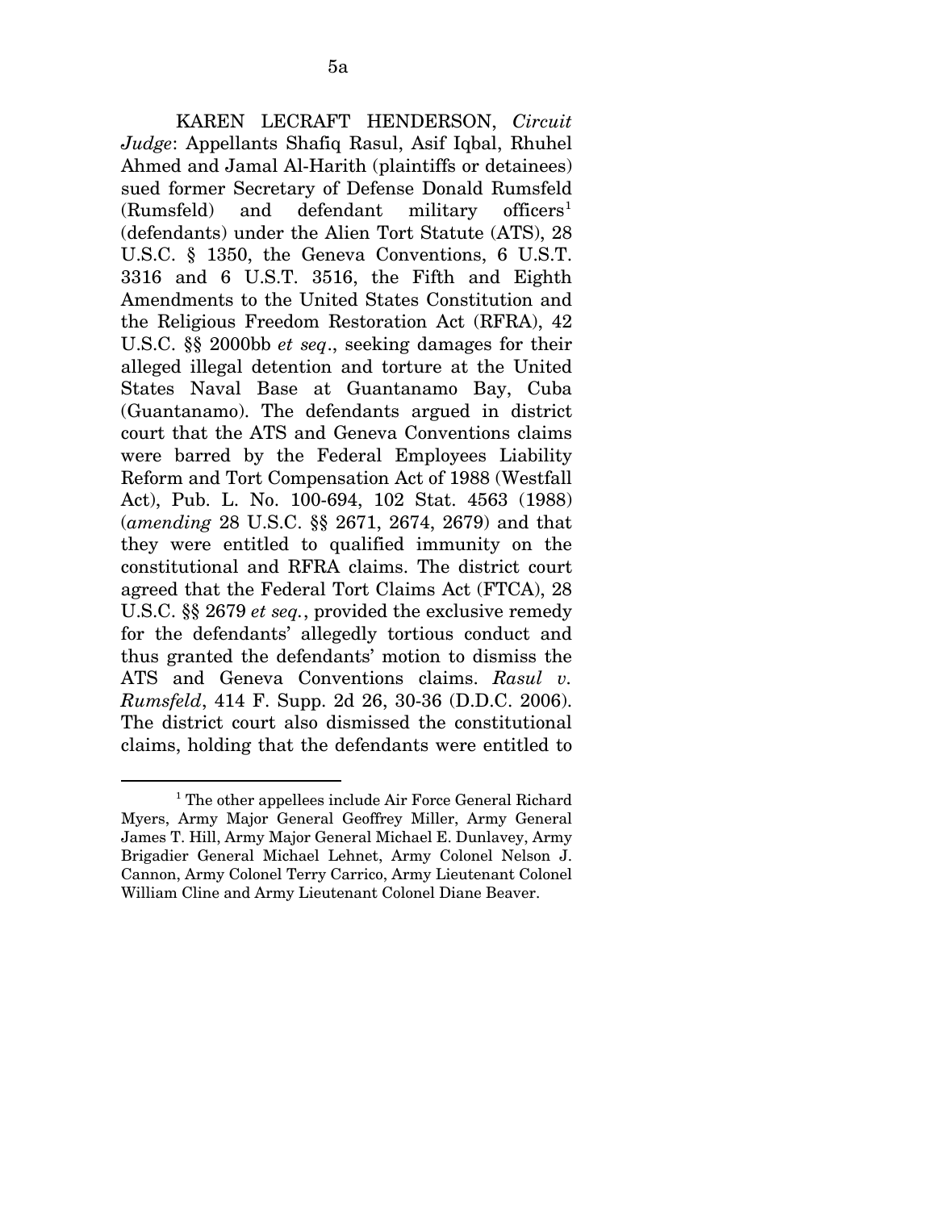KAREN LECRAFT HENDERSON, *Circuit Judge*: Appellants Shafiq Rasul, Asif Iqbal, Rhuhel Ahmed and Jamal Al-Harith (plaintiffs or detainees) sued former Secretary of Defense Donald Rumsfeld (Rumsfeld) and defendant military officers[1] (defendants) under the Alien Tort Statute (ATS), 28 U.S.C. § 1350, the Geneva Conventions, 6 U.S.T. 3316 and 6 U.S.T. 3516, the Fifth and Eighth Amendments to the United States Constitution and the Religious Freedom Restoration Act (RFRA), 42 U.S.C. §§ 2000bb *et seq*., seeking damages for their alleged illegal detention and torture at the United States Naval Base at Guantanamo Bay, Cuba (Guantanamo). The defendants argued in district court that the ATS and Geneva Conventions claims were barred by the Federal Employees Liability Reform and Tort Compensation Act of 1988 (Westfall Act), Pub. L. No. 100-694, 102 Stat. 4563 (1988) (*amending* 28 U.S.C. §§ 2671, 2674, 2679) and that they were entitled to qualified immunity on the constitutional and RFRA claims. The district court agreed that the Federal Tort Claims Act (FTCA), 28 U.S.C. §§ 2679 *et seq.*, provided the exclusive remedy for the defendants' allegedly tortious conduct and thus granted the defendants' motion to dismiss the ATS and Geneva Conventions claims. *Rasul v. Rumsfeld*, 414 F. Supp. 2d 26, 30-36 (D.D.C. 2006). The district court also dismissed the constitutional claims, holding that the defendants were entitled to

[1] The other appellees include Air Force General Richard Myers, Army Major General Geoffrey Miller, Army General James T. Hill, Army Major General Michael E. Dunlavey, Army Brigadier General Michael Lehnet, Army Colonel Nelson J. Cannon, Army Colonel Terry Carrico, Army Lieutenant Colonel William Cline and Army Lieutenant Colonel Diane Beaver.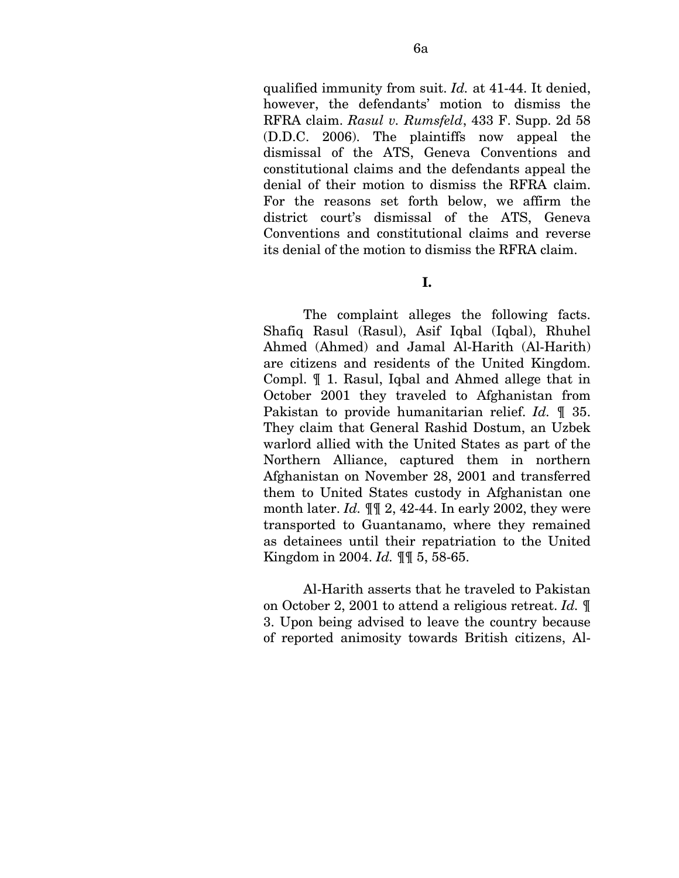qualified immunity from suit. *Id.* at 41-44. It denied, however, the defendants' motion to dismiss the RFRA claim. *Rasul v. Rumsfeld*, 433 F. Supp. 2d 58 (D.D.C. 2006). The plaintiffs now appeal the dismissal of the ATS, Geneva Conventions and constitutional claims and the defendants appeal the denial of their motion to dismiss the RFRA claim. For the reasons set forth below, we affirm the district court's dismissal of the ATS, Geneva Conventions and constitutional claims and reverse its denial of the motion to dismiss the RFRA claim.

**I.**

The complaint alleges the following facts. Shafiq Rasul (Rasul), Asif Iqbal (Iqbal), Rhuhel Ahmed (Ahmed) and Jamal Al-Harith (Al-Harith) are citizens and residents of the United Kingdom. Compl. ¶ 1. Rasul, Iqbal and Ahmed allege that in October 2001 they traveled to Afghanistan from Pakistan to provide humanitarian relief. *Id.* ¶ 35. They claim that General Rashid Dostum, an Uzbek warlord allied with the United States as part of the Northern Alliance, captured them in northern Afghanistan on November 28, 2001 and transferred them to United States custody in Afghanistan one month later. *Id.* ¶¶ 2, 42-44. In early 2002, they were transported to Guantanamo, where they remained as detainees until their repatriation to the United Kingdom in 2004. *Id.* ¶¶ 5, 58-65.

Al-Harith asserts that he traveled to Pakistan on October 2, 2001 to attend a religious retreat. *Id.* ¶ 3. Upon being advised to leave the country because of reported animosity towards British citizens, Al-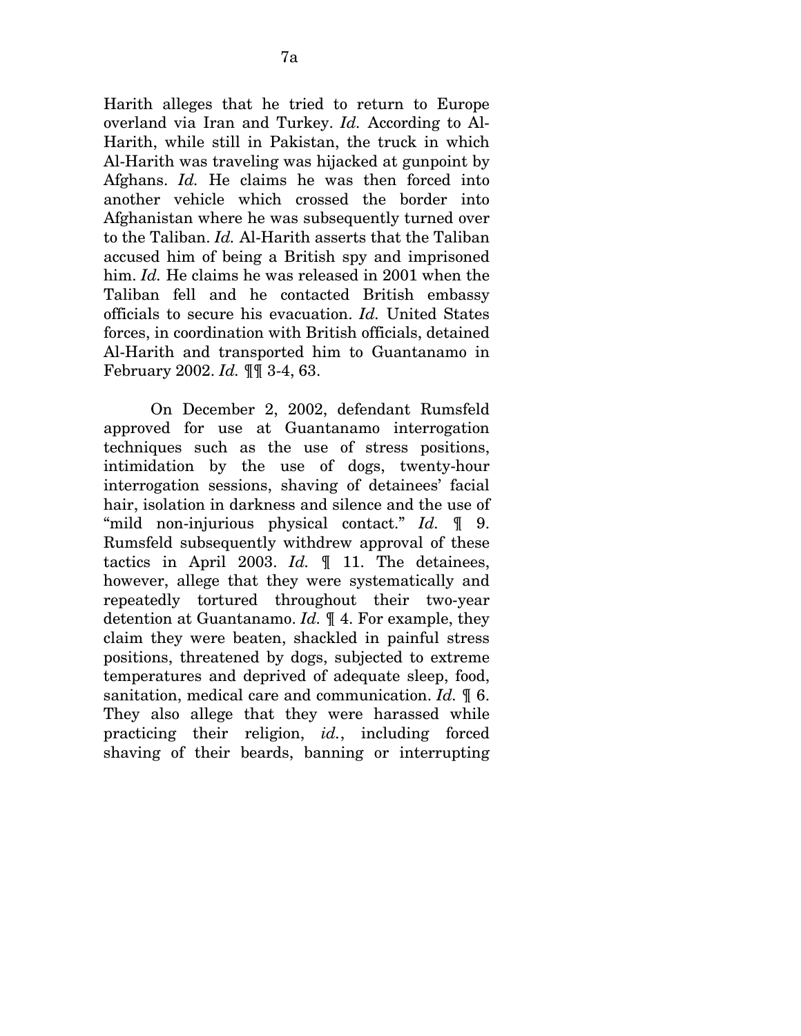Harith alleges that he tried to return to Europe overland via Iran and Turkey. *Id.* According to Al-Harith, while still in Pakistan, the truck in which Al-Harith was traveling was hijacked at gunpoint by Afghans. *Id.* He claims he was then forced into another vehicle which crossed the border into Afghanistan where he was subsequently turned over to the Taliban. *Id.* Al-Harith asserts that the Taliban accused him of being a British spy and imprisoned him. *Id.* He claims he was released in 2001 when the Taliban fell and he contacted British embassy officials to secure his evacuation. *Id.* United States forces, in coordination with British officials, detained Al-Harith and transported him to Guantanamo in February 2002. *Id.* ¶¶ 3-4, 63.

On December 2, 2002, defendant Rumsfeld approved for use at Guantanamo interrogation techniques such as the use of stress positions, intimidation by the use of dogs, twenty-hour interrogation sessions, shaving of detainees' facial hair, isolation in darkness and silence and the use of "mild non-injurious physical contact." *Id.* ¶ 9. Rumsfeld subsequently withdrew approval of these tactics in April 2003. *Id.* ¶ 11. The detainees, however, allege that they were systematically and repeatedly tortured throughout their two-year detention at Guantanamo. *Id.* ¶ 4. For example, they claim they were beaten, shackled in painful stress positions, threatened by dogs, subjected to extreme temperatures and deprived of adequate sleep, food, sanitation, medical care and communication. *Id.* ¶ 6. They also allege that they were harassed while practicing their religion, *id.*, including forced shaving of their beards, banning or interrupting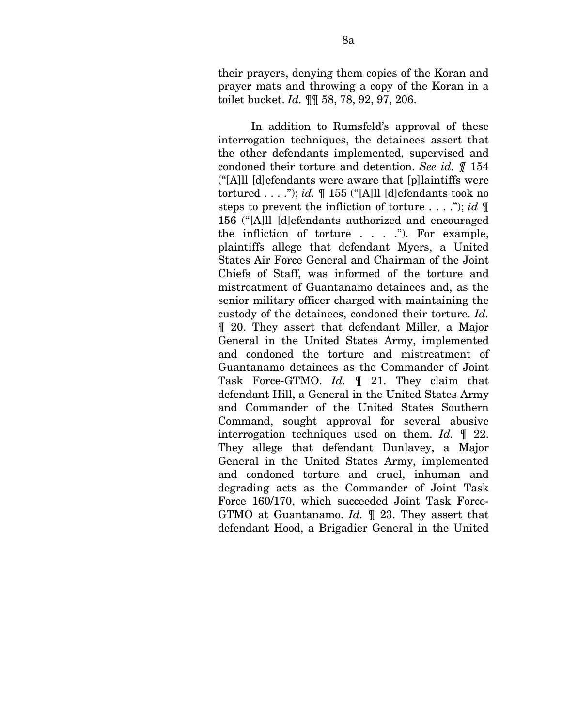their prayers, denying them copies of the Koran and prayer mats and throwing a copy of the Koran in a toilet bucket. *Id.* ¶¶ 58, 78, 92, 97, 206.

In addition to Rumsfeld's approval of these interrogation techniques, the detainees assert that the other defendants implemented, supervised and condoned their torture and detention. *See id.* ¶ 154 ("[A]ll [d]efendants were aware that [p]laintiffs were tortured . . . ."); *id.* ¶ 155 ("[A]ll [d]efendants took no steps to prevent the infliction of torture . . . ."); *id* ¶ 156 ("[A]ll [d]efendants authorized and encouraged the infliction of torture . . . ."). For example, plaintiffs allege that defendant Myers, a United States Air Force General and Chairman of the Joint Chiefs of Staff, was informed of the torture and mistreatment of Guantanamo detainees and, as the senior military officer charged with maintaining the custody of the detainees, condoned their torture. *Id.* ¶ 20. They assert that defendant Miller, a Major General in the United States Army, implemented and condoned the torture and mistreatment of Guantanamo detainees as the Commander of Joint Task Force-GTMO. *Id.* ¶ 21. They claim that defendant Hill, a General in the United States Army and Commander of the United States Southern Command, sought approval for several abusive interrogation techniques used on them. *Id.* ¶ 22. They allege that defendant Dunlavey, a Major General in the United States Army, implemented and condoned torture and cruel, inhuman and degrading acts as the Commander of Joint Task Force 160/170, which succeeded Joint Task Force-GTMO at Guantanamo. *Id.* ¶ 23. They assert that defendant Hood, a Brigadier General in the United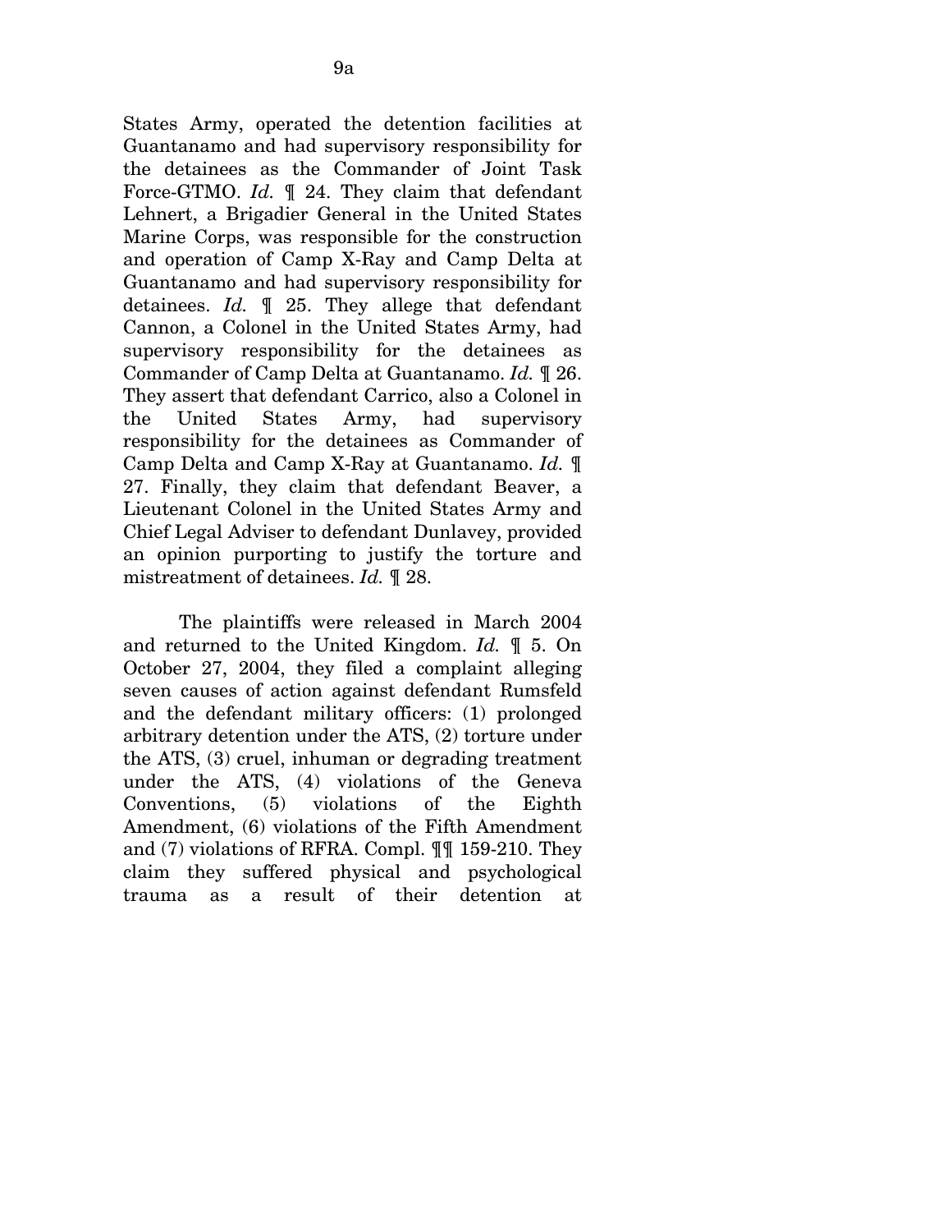States Army, operated the detention facilities at Guantanamo and had supervisory responsibility for the detainees as the Commander of Joint Task Force-GTMO. *Id.* ¶ 24. They claim that defendant Lehnert, a Brigadier General in the United States Marine Corps, was responsible for the construction and operation of Camp X-Ray and Camp Delta at Guantanamo and had supervisory responsibility for detainees. *Id.* ¶ 25. They allege that defendant Cannon, a Colonel in the United States Army, had supervisory responsibility for the detainees as Commander of Camp Delta at Guantanamo. *Id.* ¶ 26. They assert that defendant Carrico, also a Colonel in the United States Army, had supervisory responsibility for the detainees as Commander of Camp Delta and Camp X-Ray at Guantanamo. *Id.* ¶ 27. Finally, they claim that defendant Beaver, a Lieutenant Colonel in the United States Army and Chief Legal Adviser to defendant Dunlavey, provided an opinion purporting to justify the torture and mistreatment of detainees. *Id.* ¶ 28.

The plaintiffs were released in March 2004 and returned to the United Kingdom. *Id.* ¶ 5. On October 27, 2004, they filed a complaint alleging seven causes of action against defendant Rumsfeld and the defendant military officers: (1) prolonged arbitrary detention under the ATS, (2) torture under the ATS, (3) cruel, inhuman or degrading treatment under the ATS, (4) violations of the Geneva Conventions, (5) violations of the Eighth Amendment, (6) violations of the Fifth Amendment and (7) violations of RFRA. Compl. ¶¶ 159-210. They claim they suffered physical and psychological trauma as a result of their detention at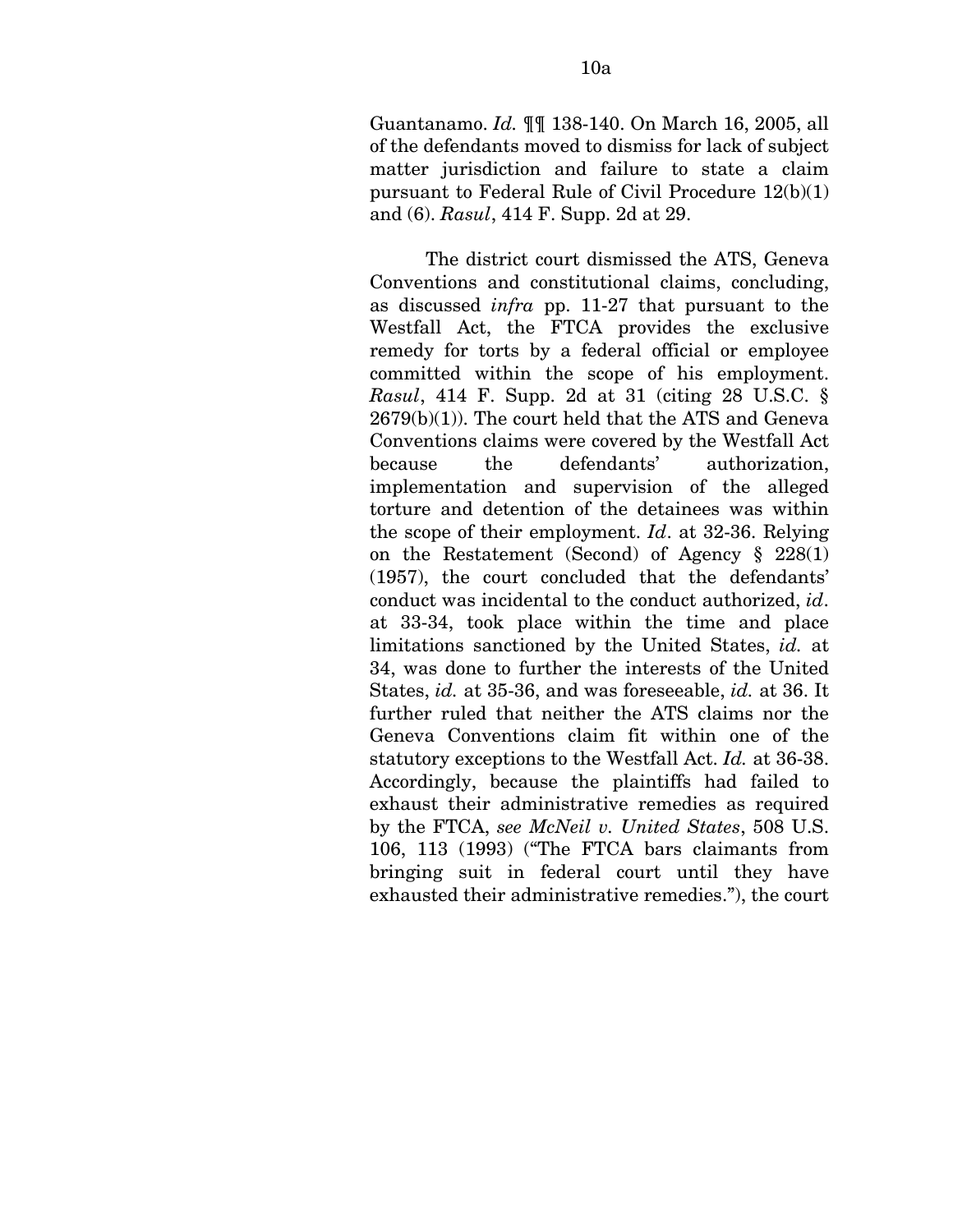Guantanamo. *Id.* ¶¶ 138-140. On March 16, 2005, all of the defendants moved to dismiss for lack of subject matter jurisdiction and failure to state a claim pursuant to Federal Rule of Civil Procedure 12(b)(1) and (6). *Rasul*, 414 F. Supp. 2d at 29.

The district court dismissed the ATS, Geneva Conventions and constitutional claims, concluding, as discussed *infra* pp. 11-27 that pursuant to the Westfall Act, the FTCA provides the exclusive remedy for torts by a federal official or employee committed within the scope of his employment. *Rasul*, 414 F. Supp. 2d at 31 (citing 28 U.S.C. § 2679(b)(1)). The court held that the ATS and Geneva Conventions claims were covered by the Westfall Act because the defendants' authorization, implementation and supervision of the alleged torture and detention of the detainees was within the scope of their employment. *Id*. at 32-36. Relying on the Restatement (Second) of Agency § 228(1) (1957), the court concluded that the defendants' conduct was incidental to the conduct authorized, *id*. at 33-34, took place within the time and place limitations sanctioned by the United States, *id.* at 34, was done to further the interests of the United States, *id.* at 35-36, and was foreseeable, *id.* at 36. It further ruled that neither the ATS claims nor the Geneva Conventions claim fit within one of the statutory exceptions to the Westfall Act. *Id.* at 36-38. Accordingly, because the plaintiffs had failed to exhaust their administrative remedies as required by the FTCA, *see McNeil v. United States*, 508 U.S. 106, 113 (1993) ("The FTCA bars claimants from bringing suit in federal court until they have exhausted their administrative remedies."), the court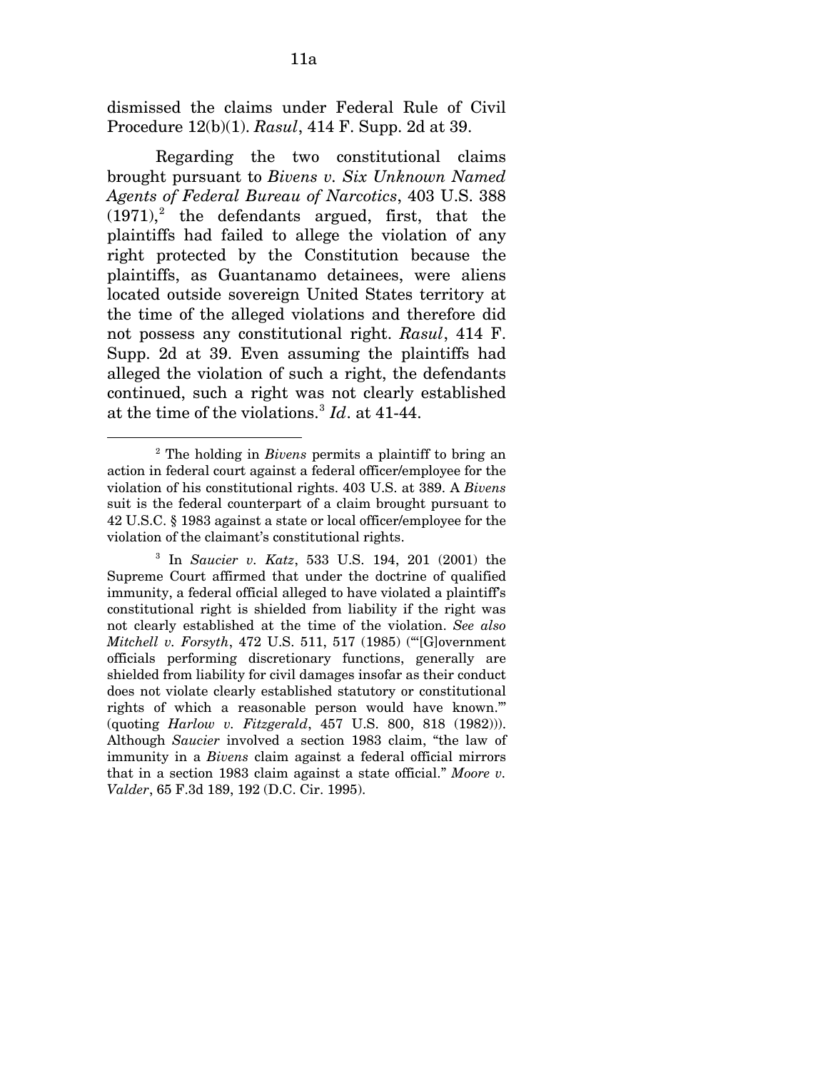dismissed the claims under Federal Rule of Civil Procedure 12(b)(1). *Rasul*, 414 F. Supp. 2d at 39.

Regarding the two constitutional claims brought pursuant to *Bivens v. Six Unknown Named Agents of Federal Bureau of Narcotics*, 403 U.S. 388 (1971),[2] the defendants argued, first, that the plaintiffs had failed to allege the violation of any right protected by the Constitution because the plaintiffs, as Guantanamo detainees, were aliens located outside sovereign United States territory at the time of the alleged violations and therefore did not possess any constitutional right. *Rasul*, 414 F. Supp. 2d at 39. Even assuming the plaintiffs had alleged the violation of such a right, the defendants continued, such a right was not clearly established at the time of the violations.[3] *Id*. at 41-44.

---

[2] The holding in *Bivens* permits a plaintiff to bring an action in federal court against a federal officer/employee for the violation of his constitutional rights. 403 U.S. at 389. A *Bivens* suit is the federal counterpart of a claim brought pursuant to 42 U.S.C. § 1983 against a state or local officer/employee for the violation of the claimant's constitutional rights.

[3] In *Saucier v. Katz*, 533 U.S. 194, 201 (2001) the Supreme Court affirmed that under the doctrine of qualified immunity, a federal official alleged to have violated a plaintiff's constitutional right is shielded from liability if the right was not clearly established at the time of the violation. *See also Mitchell v. Forsyth*, 472 U.S. 511, 517 (1985) ("'[G]overnment officials performing discretionary functions, generally are shielded from liability for civil damages insofar as their conduct does not violate clearly established statutory or constitutional rights of which a reasonable person would have known.'" (quoting *Harlow v. Fitzgerald*, 457 U.S. 800, 818 (1982))). Although *Saucier* involved a section 1983 claim, "the law of immunity in a *Bivens* claim against a federal official mirrors that in a section 1983 claim against a state official." *Moore v. Valder*, 65 F.3d 189, 192 (D.C. Cir. 1995).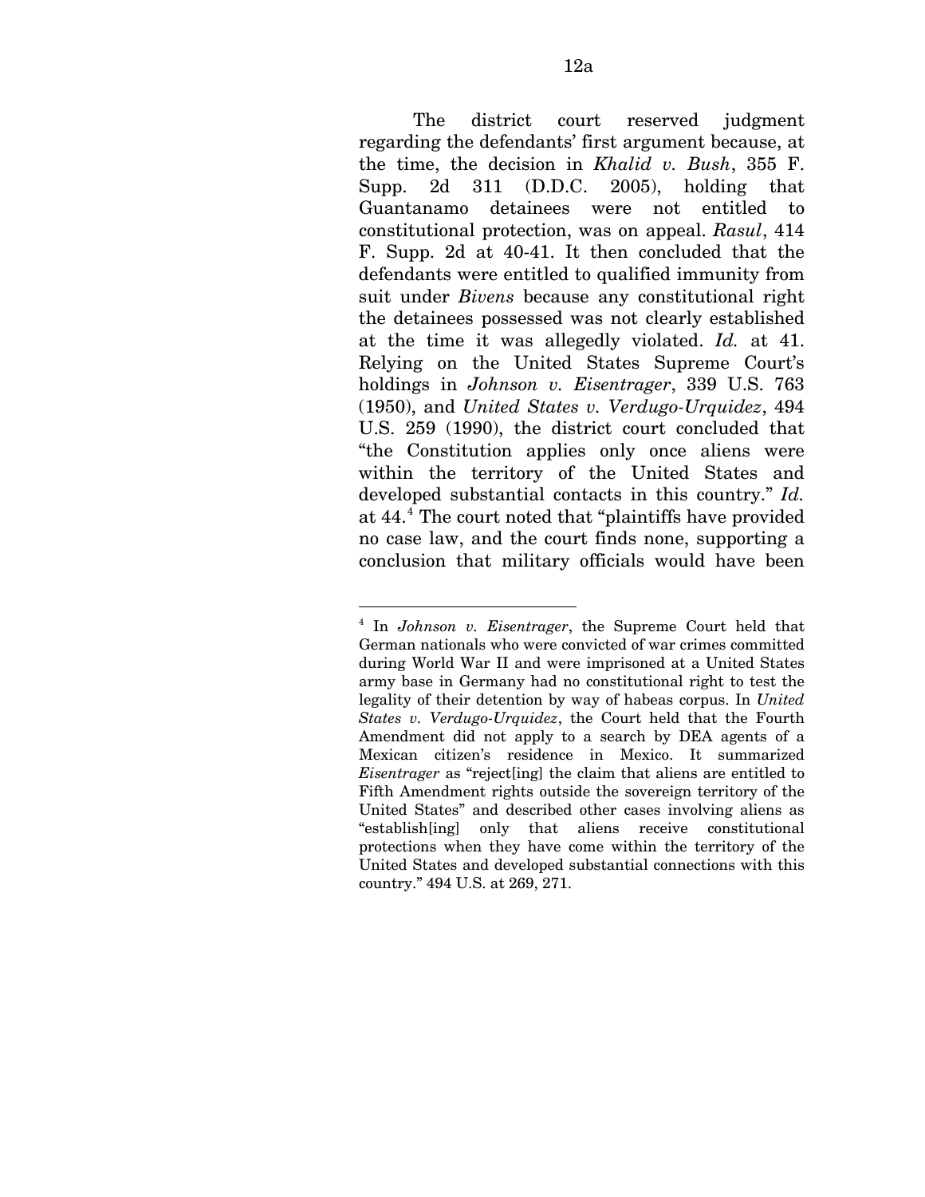The district court reserved judgment regarding the defendants' first argument because, at the time, the decision in *Khalid v. Bush*, 355 F. Supp. 2d 311 (D.D.C. 2005), holding that Guantanamo detainees were not entitled to constitutional protection, was on appeal. *Rasul*, 414 F. Supp. 2d at 40-41. It then concluded that the defendants were entitled to qualified immunity from suit under *Bivens* because any constitutional right the detainees possessed was not clearly established at the time it was allegedly violated. *Id.* at 41. Relying on the United States Supreme Court's holdings in *Johnson v. Eisentrager*, 339 U.S. 763 (1950), and *United States v. Verdugo-Urquidez*, 494 U.S. 259 (1990), the district court concluded that "the Constitution applies only once aliens were within the territory of the United States and developed substantial contacts in this country." *Id.* at 44.[4] The court noted that "plaintiffs have provided no case law, and the court finds none, supporting a conclusion that military officials would have been

---

[4] In *Johnson v. Eisentrager*, the Supreme Court held that German nationals who were convicted of war crimes committed during World War II and were imprisoned at a United States army base in Germany had no constitutional right to test the legality of their detention by way of habeas corpus. In *United States v. Verdugo-Urquidez*, the Court held that the Fourth Amendment did not apply to a search by DEA agents of a Mexican citizen's residence in Mexico. It summarized *Eisentrager* as "reject[ing] the claim that aliens are entitled to Fifth Amendment rights outside the sovereign territory of the United States" and described other cases involving aliens as "establish[ing] only that aliens receive constitutional protections when they have come within the territory of the United States and developed substantial connections with this country." 494 U.S. at 269, 271.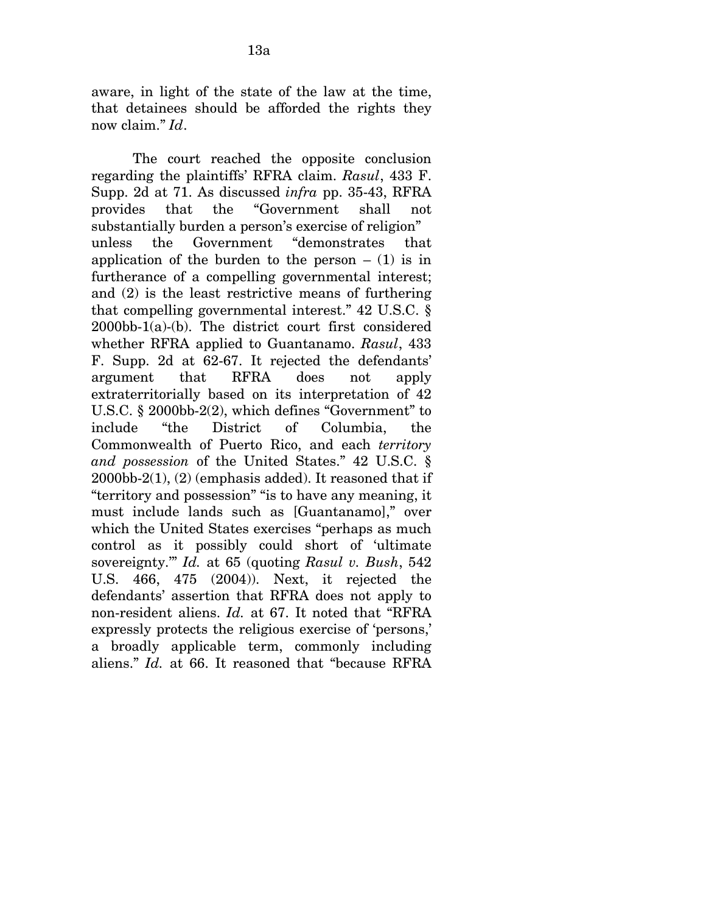aware, in light of the state of the law at the time, that detainees should be afforded the rights they now claim." *Id*.

The court reached the opposite conclusion regarding the plaintiffs' RFRA claim. *Rasul*, 433 F. Supp. 2d at 71. As discussed *infra* pp. 35-43, RFRA provides that the "Government shall not substantially burden a person's exercise of religion" unless the Government "demonstrates that application of the burden to the person – (1) is in furtherance of a compelling governmental interest; and (2) is the least restrictive means of furthering that compelling governmental interest." 42 U.S.C. § 2000bb-1(a)-(b). The district court first considered whether RFRA applied to Guantanamo. *Rasul*, 433 F. Supp. 2d at 62-67. It rejected the defendants' argument that RFRA does not apply extraterritorially based on its interpretation of 42 U.S.C. § 2000bb-2(2), which defines "Government" to include "the District of Columbia, the Commonwealth of Puerto Rico, and each *territory and possession* of the United States." 42 U.S.C. § 2000bb-2(1), (2) (emphasis added). It reasoned that if "territory and possession" "is to have any meaning, it must include lands such as [Guantanamo]," over which the United States exercises "perhaps as much control as it possibly could short of 'ultimate sovereignty.'" *Id.* at 65 (quoting *Rasul v. Bush*, 542 U.S. 466, 475 (2004)). Next, it rejected the defendants' assertion that RFRA does not apply to non-resident aliens. *Id.* at 67. It noted that "RFRA expressly protects the religious exercise of 'persons,' a broadly applicable term, commonly including aliens." *Id.* at 66. It reasoned that "because RFRA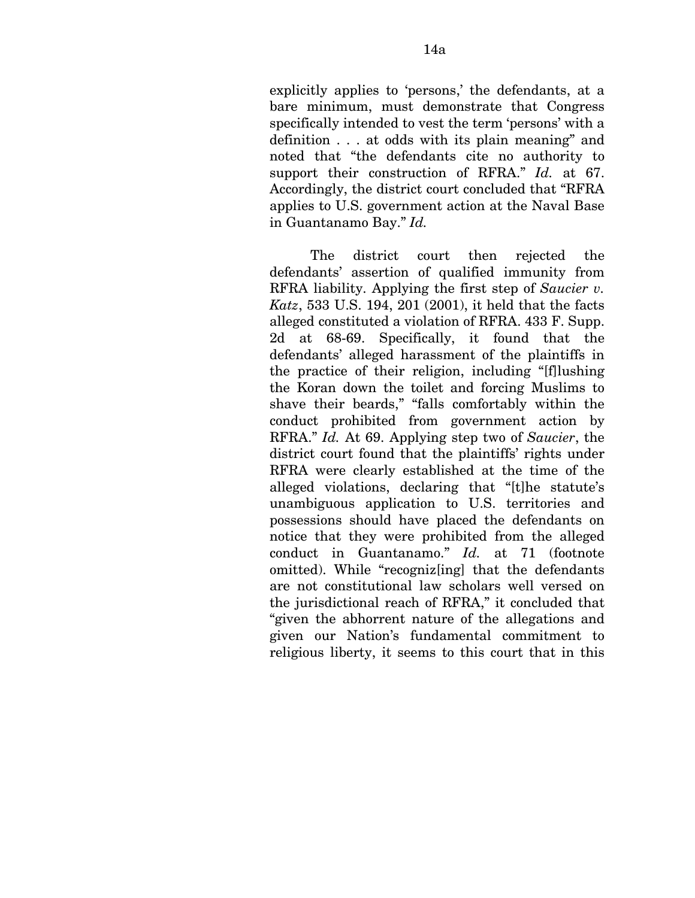explicitly applies to 'persons,' the defendants, at a bare minimum, must demonstrate that Congress specifically intended to vest the term 'persons' with a definition . . . at odds with its plain meaning" and noted that "the defendants cite no authority to support their construction of RFRA." *Id.* at 67. Accordingly, the district court concluded that "RFRA applies to U.S. government action at the Naval Base in Guantanamo Bay." *Id.*

The district court then rejected the defendants' assertion of qualified immunity from RFRA liability. Applying the first step of *Saucier v. Katz*, 533 U.S. 194, 201 (2001), it held that the facts alleged constituted a violation of RFRA. 433 F. Supp. 2d at 68-69. Specifically, it found that the defendants' alleged harassment of the plaintiffs in the practice of their religion, including "[f]lushing the Koran down the toilet and forcing Muslims to shave their beards," "falls comfortably within the conduct prohibited from government action by RFRA." *Id.* At 69. Applying step two of *Saucier*, the district court found that the plaintiffs' rights under RFRA were clearly established at the time of the alleged violations, declaring that "[t]he statute's unambiguous application to U.S. territories and possessions should have placed the defendants on notice that they were prohibited from the alleged conduct in Guantanamo." *Id.* at 71 (footnote omitted). While "recogniz[ing] that the defendants are not constitutional law scholars well versed on the jurisdictional reach of RFRA," it concluded that "given the abhorrent nature of the allegations and given our Nation's fundamental commitment to religious liberty, it seems to this court that in this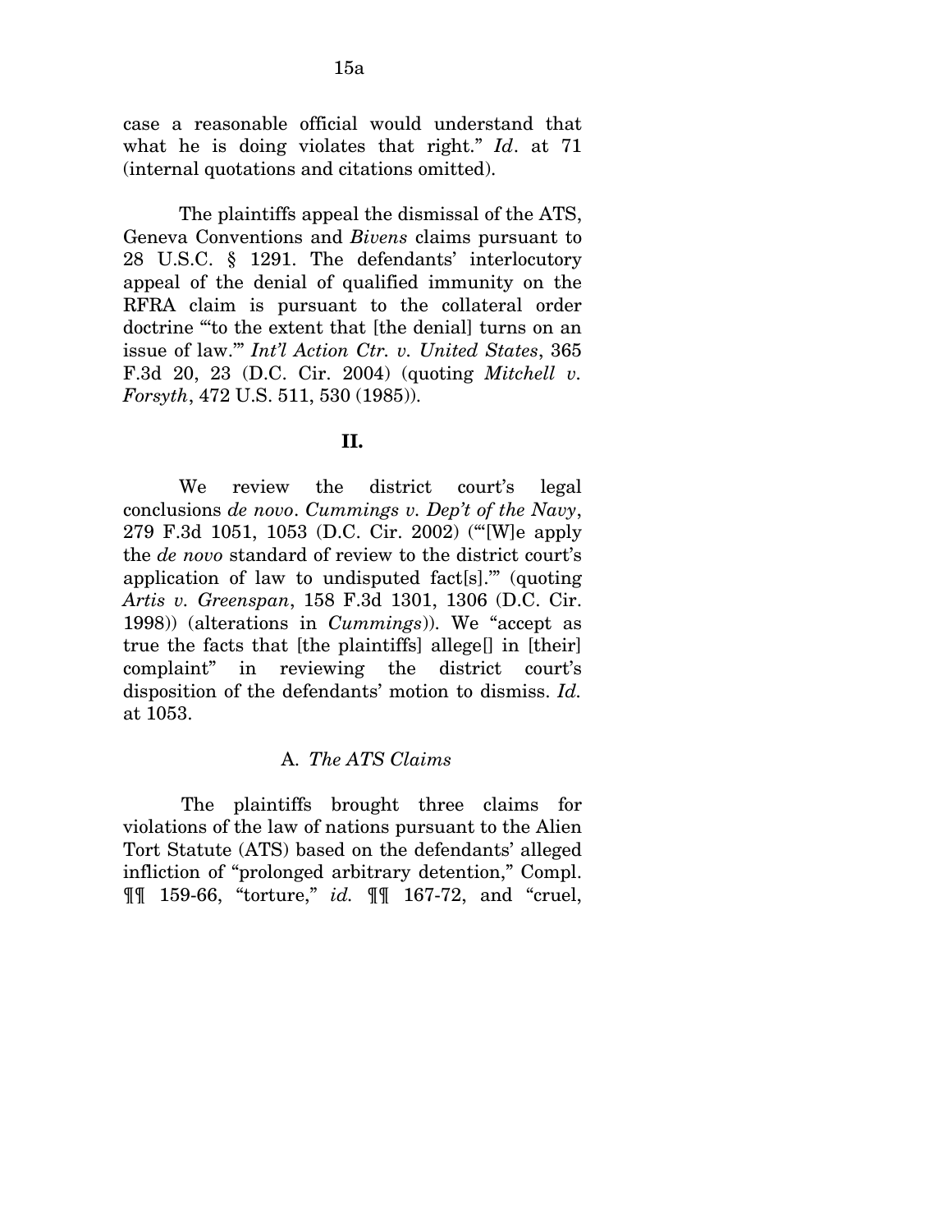case a reasonable official would understand that what he is doing violates that right." *Id*. at 71 (internal quotations and citations omitted).

The plaintiffs appeal the dismissal of the ATS, Geneva Conventions and *Bivens* claims pursuant to 28 U.S.C. § 1291. The defendants' interlocutory appeal of the denial of qualified immunity on the RFRA claim is pursuant to the collateral order doctrine "'to the extent that [the denial] turns on an issue of law.'" *Int'l Action Ctr. v. United States*, 365 F.3d 20, 23 (D.C. Cir. 2004) (quoting *Mitchell v. Forsyth*, 472 U.S. 511, 530 (1985)).

## II.

We review the district court's legal conclusions *de novo*. *Cummings v. Dep't of the Navy*, 279 F.3d 1051, 1053 (D.C. Cir. 2002) ("'[W]e apply the *de novo* standard of review to the district court's application of law to undisputed fact[s].'" (quoting *Artis v. Greenspan*, 158 F.3d 1301, 1306 (D.C. Cir. 1998)) (alterations in *Cummings*)). We "accept as true the facts that [the plaintiffs] allege[] in [their] complaint" in reviewing the district court's disposition of the defendants' motion to dismiss. *Id.* at 1053.

### A. *The ATS Claims*

The plaintiffs brought three claims for violations of the law of nations pursuant to the Alien Tort Statute (ATS) based on the defendants' alleged infliction of "prolonged arbitrary detention," Compl. ¶¶ 159-66, "torture," *id.* ¶¶ 167-72, and "cruel,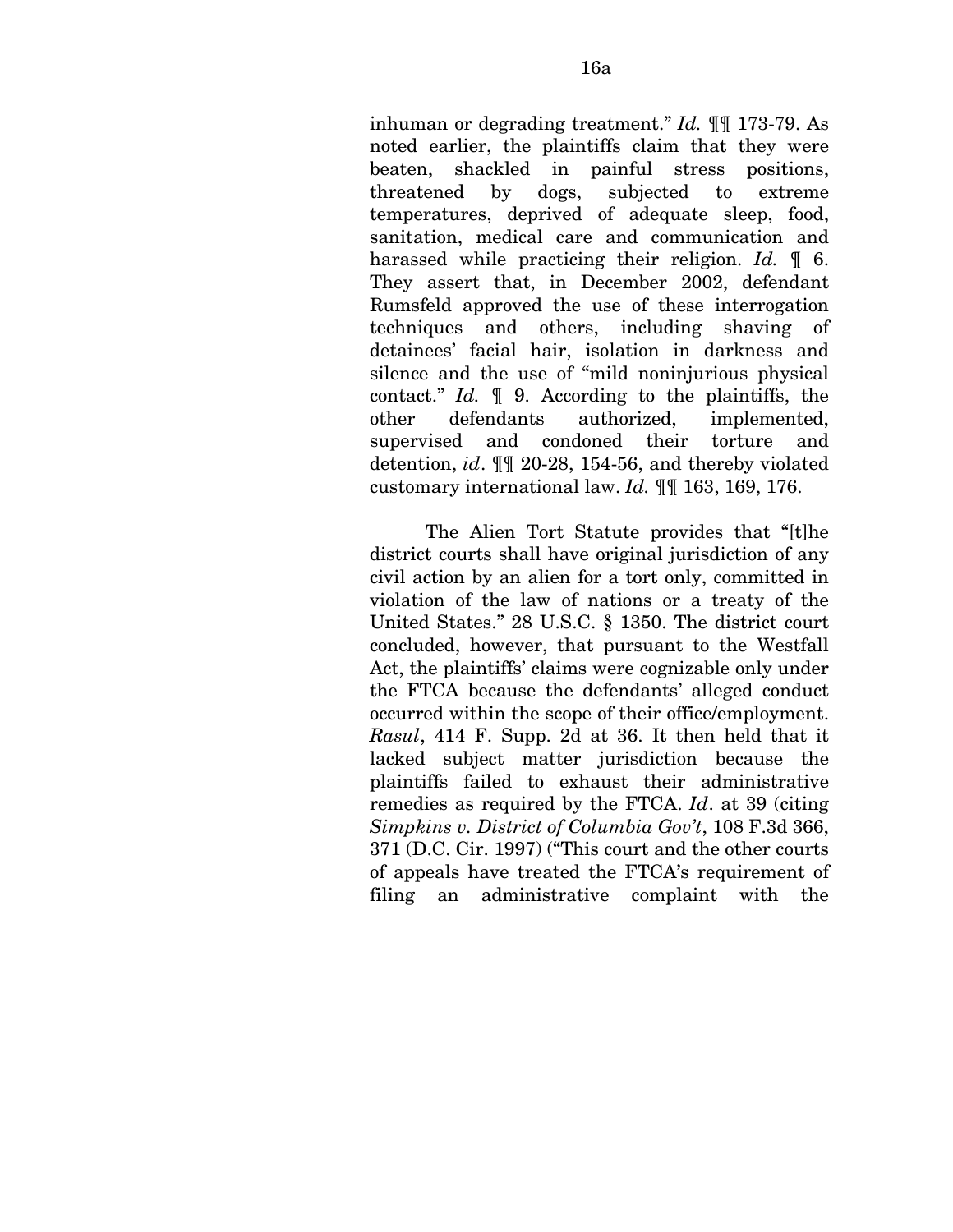inhuman or degrading treatment." *Id.* ¶¶ 173-79. As noted earlier, the plaintiffs claim that they were beaten, shackled in painful stress positions, threatened by dogs, subjected to extreme temperatures, deprived of adequate sleep, food, sanitation, medical care and communication and harassed while practicing their religion. *Id.* ¶ 6. They assert that, in December 2002, defendant Rumsfeld approved the use of these interrogation techniques and others, including shaving of detainees' facial hair, isolation in darkness and silence and the use of "mild noninjurious physical contact." *Id.* ¶ 9. According to the plaintiffs, the other defendants authorized, implemented, supervised and condoned their torture and detention, *id*. ¶¶ 20-28, 154-56, and thereby violated customary international law. *Id.* ¶¶ 163, 169, 176.

The Alien Tort Statute provides that "[t]he district courts shall have original jurisdiction of any civil action by an alien for a tort only, committed in violation of the law of nations or a treaty of the United States." 28 U.S.C. § 1350. The district court concluded, however, that pursuant to the Westfall Act, the plaintiffs' claims were cognizable only under the FTCA because the defendants' alleged conduct occurred within the scope of their office/employment. *Rasul*, 414 F. Supp. 2d at 36. It then held that it lacked subject matter jurisdiction because the plaintiffs failed to exhaust their administrative remedies as required by the FTCA. *Id*. at 39 (citing *Simpkins v. District of Columbia Gov't*, 108 F.3d 366, 371 (D.C. Cir. 1997) ("This court and the other courts of appeals have treated the FTCA's requirement of filing an administrative complaint with the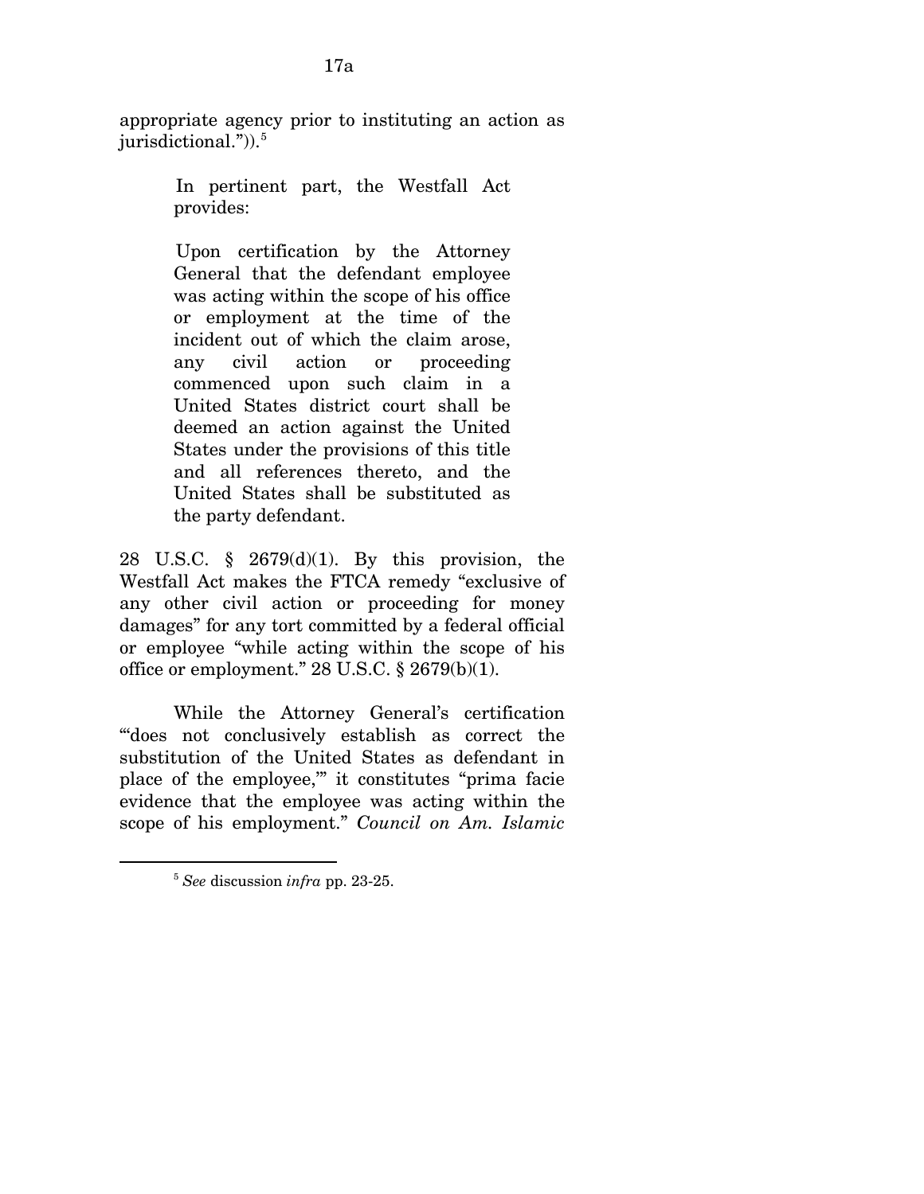appropriate agency prior to instituting an action as jurisdictional.")).[5]

> In pertinent part, the Westfall Act provides:
>
> Upon certification by the Attorney General that the defendant employee was acting within the scope of his office or employment at the time of the incident out of which the claim arose, any civil action or proceeding commenced upon such claim in a United States district court shall be deemed an action against the United States under the provisions of this title and all references thereto, and the United States shall be substituted as the party defendant.

28 U.S.C. § 2679(d)(1). By this provision, the Westfall Act makes the FTCA remedy "exclusive of any other civil action or proceeding for money damages" for any tort committed by a federal official or employee "while acting within the scope of his office or employment." 28 U.S.C. § 2679(b)(1).

While the Attorney General's certification "'does not conclusively establish as correct the substitution of the United States as defendant in place of the employee,'" it constitutes "prima facie evidence that the employee was acting within the scope of his employment." *Council on Am. Islamic*

---

[5] *See* discussion *infra* pp. 23-25.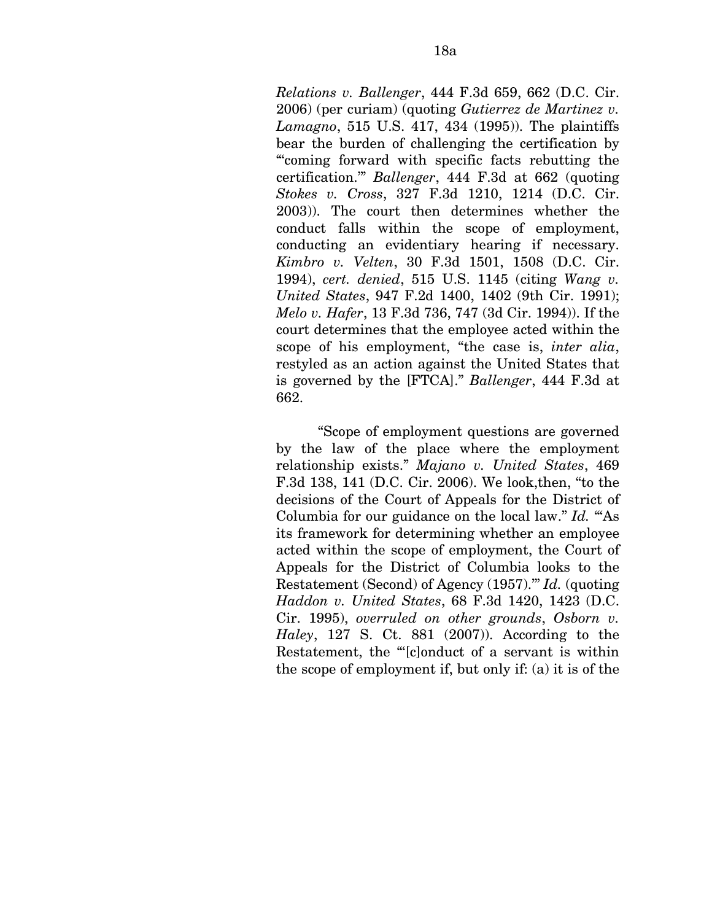*Relations v. Ballenger*, 444 F.3d 659, 662 (D.C. Cir. 2006) (per curiam) (quoting *Gutierrez de Martinez v. Lamagno*, 515 U.S. 417, 434 (1995)). The plaintiffs bear the burden of challenging the certification by "'coming forward with specific facts rebutting the certification.'" *Ballenger*, 444 F.3d at 662 (quoting *Stokes v. Cross*, 327 F.3d 1210, 1214 (D.C. Cir. 2003)). The court then determines whether the conduct falls within the scope of employment, conducting an evidentiary hearing if necessary. *Kimbro v. Velten*, 30 F.3d 1501, 1508 (D.C. Cir. 1994), *cert. denied*, 515 U.S. 1145 (citing *Wang v. United States*, 947 F.2d 1400, 1402 (9th Cir. 1991); *Melo v. Hafer*, 13 F.3d 736, 747 (3d Cir. 1994)). If the court determines that the employee acted within the scope of his employment, "the case is, *inter alia*, restyled as an action against the United States that is governed by the [FTCA]." *Ballenger*, 444 F.3d at 662.

"Scope of employment questions are governed by the law of the place where the employment relationship exists." *Majano v. United States*, 469 F.3d 138, 141 (D.C. Cir. 2006). We look,then, "to the decisions of the Court of Appeals for the District of Columbia for our guidance on the local law." *Id.* "'As its framework for determining whether an employee acted within the scope of employment, the Court of Appeals for the District of Columbia looks to the Restatement (Second) of Agency (1957).'" *Id.* (quoting *Haddon v. United States*, 68 F.3d 1420, 1423 (D.C. Cir. 1995), *overruled on other grounds*, *Osborn v. Haley*, 127 S. Ct. 881 (2007)). According to the Restatement, the "'[c]onduct of a servant is within the scope of employment if, but only if: (a) it is of the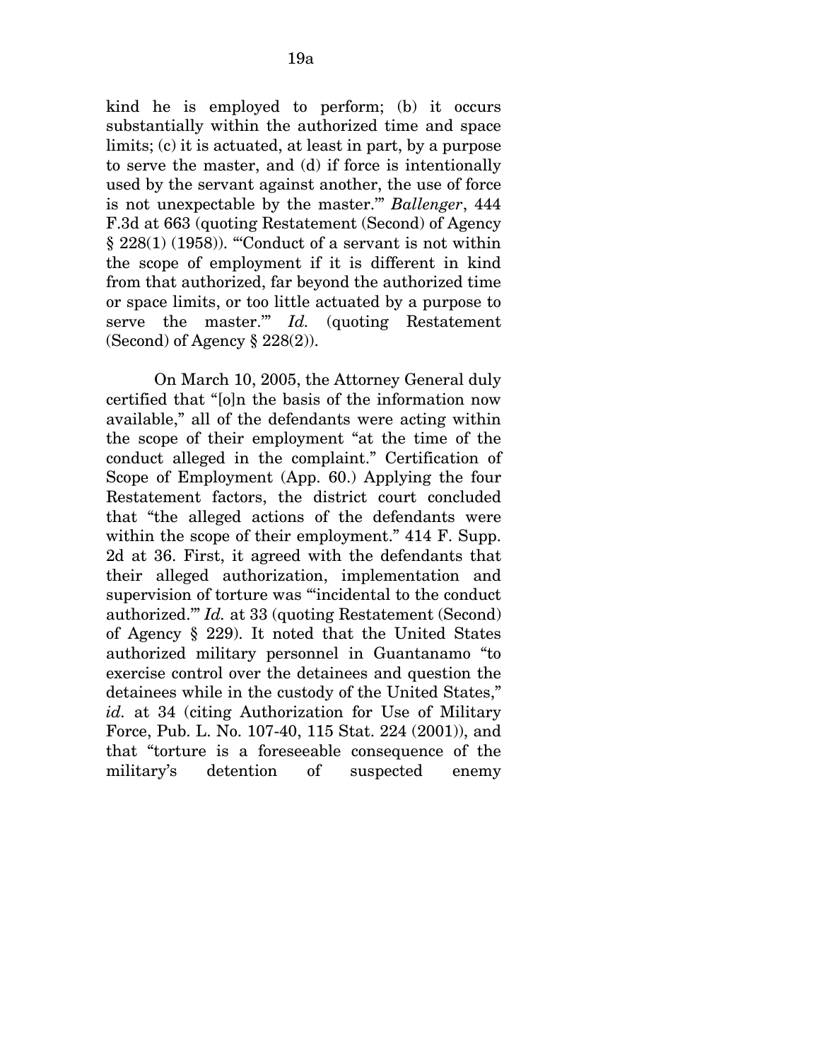kind he is employed to perform; (b) it occurs substantially within the authorized time and space limits; (c) it is actuated, at least in part, by a purpose to serve the master, and (d) if force is intentionally used by the servant against another, the use of force is not unexpectable by the master.'" *Ballenger*, 444 F.3d at 663 (quoting Restatement (Second) of Agency § 228(1) (1958)). "'Conduct of a servant is not within the scope of employment if it is different in kind from that authorized, far beyond the authorized time or space limits, or too little actuated by a purpose to serve the master.'" *Id.* (quoting Restatement (Second) of Agency § 228(2)).

On March 10, 2005, the Attorney General duly certified that "[o]n the basis of the information now available," all of the defendants were acting within the scope of their employment "at the time of the conduct alleged in the complaint." Certification of Scope of Employment (App. 60.) Applying the four Restatement factors, the district court concluded that "the alleged actions of the defendants were within the scope of their employment." 414 F. Supp. 2d at 36. First, it agreed with the defendants that their alleged authorization, implementation and supervision of torture was "'incidental to the conduct authorized.'" *Id.* at 33 (quoting Restatement (Second) of Agency § 229). It noted that the United States authorized military personnel in Guantanamo "to exercise control over the detainees and question the detainees while in the custody of the United States," *id.* at 34 (citing Authorization for Use of Military Force, Pub. L. No. 107-40, 115 Stat. 224 (2001)), and that "torture is a foreseeable consequence of the military's detention of suspected enemy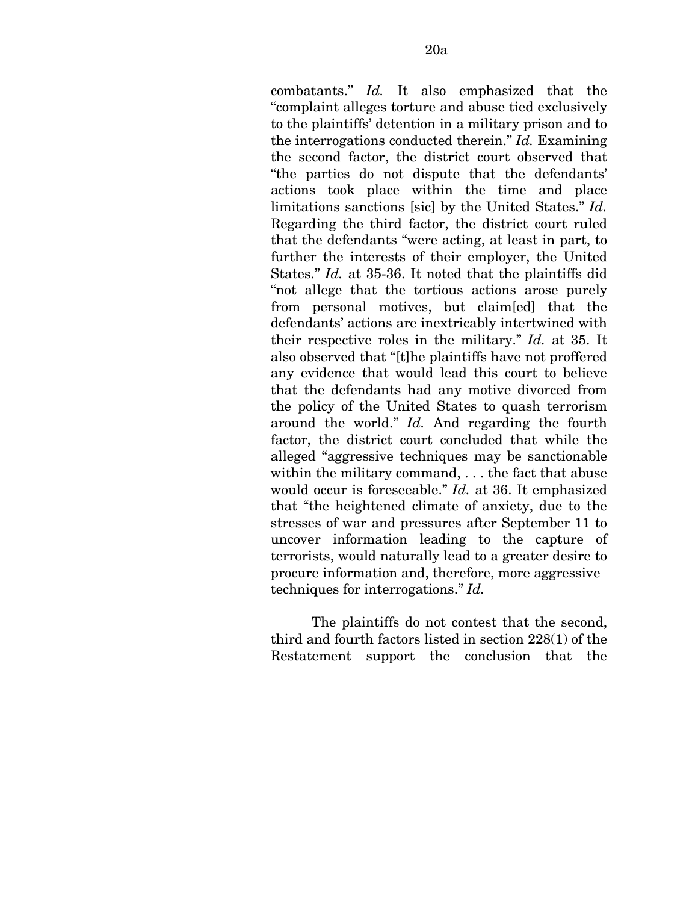combatants." *Id.* It also emphasized that the "complaint alleges torture and abuse tied exclusively to the plaintiffs' detention in a military prison and to the interrogations conducted therein." *Id.* Examining the second factor, the district court observed that "the parties do not dispute that the defendants' actions took place within the time and place limitations sanctions [sic] by the United States." *Id.* Regarding the third factor, the district court ruled that the defendants "were acting, at least in part, to further the interests of their employer, the United States." *Id.* at 35-36. It noted that the plaintiffs did "not allege that the tortious actions arose purely from personal motives, but claim[ed] that the defendants' actions are inextricably intertwined with their respective roles in the military." *Id.* at 35. It also observed that "[t]he plaintiffs have not proffered any evidence that would lead this court to believe that the defendants had any motive divorced from the policy of the United States to quash terrorism around the world." *Id.* And regarding the fourth factor, the district court concluded that while the alleged "aggressive techniques may be sanctionable within the military command, . . . the fact that abuse would occur is foreseeable." *Id.* at 36. It emphasized that "the heightened climate of anxiety, due to the stresses of war and pressures after September 11 to uncover information leading to the capture of terrorists, would naturally lead to a greater desire to procure information and, therefore, more aggressive techniques for interrogations." *Id.*

The plaintiffs do not contest that the second, third and fourth factors listed in section 228(1) of the Restatement support the conclusion that the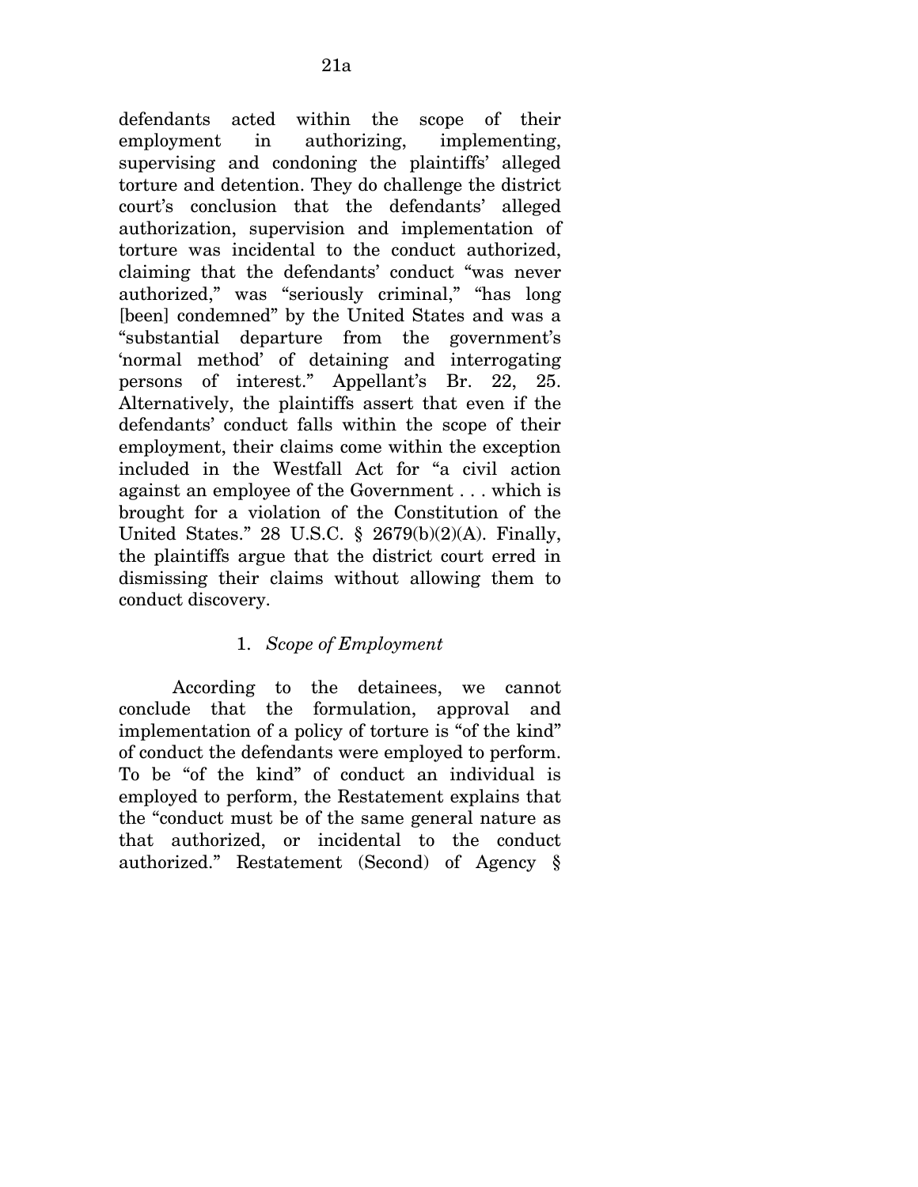defendants acted within the scope of their employment in authorizing, implementing, supervising and condoning the plaintiffs' alleged torture and detention. They do challenge the district court's conclusion that the defendants' alleged authorization, supervision and implementation of torture was incidental to the conduct authorized, claiming that the defendants' conduct "was never authorized," was "seriously criminal," "has long [been] condemned" by the United States and was a "substantial departure from the government's 'normal method' of detaining and interrogating persons of interest." Appellant's Br. 22, 25. Alternatively, the plaintiffs assert that even if the defendants' conduct falls within the scope of their employment, their claims come within the exception included in the Westfall Act for "a civil action against an employee of the Government . . . which is brought for a violation of the Constitution of the United States." 28 U.S.C. § 2679(b)(2)(A). Finally, the plaintiffs argue that the district court erred in dismissing their claims without allowing them to conduct discovery.

1. *Scope of Employment*

According to the detainees, we cannot conclude that the formulation, approval and implementation of a policy of torture is "of the kind" of conduct the defendants were employed to perform. To be "of the kind" of conduct an individual is employed to perform, the Restatement explains that the "conduct must be of the same general nature as that authorized, or incidental to the conduct authorized." Restatement (Second) of Agency §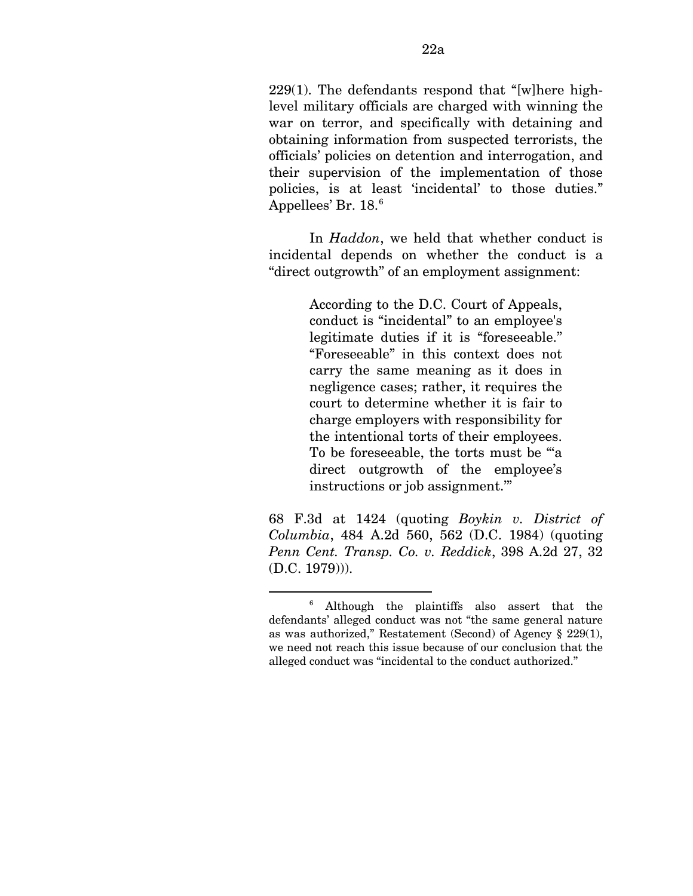229(1). The defendants respond that "[w]here high-level military officials are charged with winning the war on terror, and specifically with detaining and obtaining information from suspected terrorists, the officials' policies on detention and interrogation, and their supervision of the implementation of those policies, is at least 'incidental' to those duties." Appellees' Br. 18.[6]

In *Haddon*, we held that whether conduct is incidental depends on whether the conduct is a "direct outgrowth" of an employment assignment:

> According to the D.C. Court of Appeals, conduct is "incidental" to an employee's legitimate duties if it is "foreseeable." "Foreseeable" in this context does not carry the same meaning as it does in negligence cases; rather, it requires the court to determine whether it is fair to charge employers with responsibility for the intentional torts of their employees. To be foreseeable, the torts must be "'a direct outgrowth of the employee's instructions or job assignment.'"

68 F.3d at 1424 (quoting *Boykin v. District of Columbia*, 484 A.2d 560, 562 (D.C. 1984) (quoting *Penn Cent. Transp. Co. v. Reddick*, 398 A.2d 27, 32 (D.C. 1979))).

---

[6] Although the plaintiffs also assert that the defendants' alleged conduct was not "the same general nature as was authorized," Restatement (Second) of Agency § 229(1), we need not reach this issue because of our conclusion that the alleged conduct was "incidental to the conduct authorized."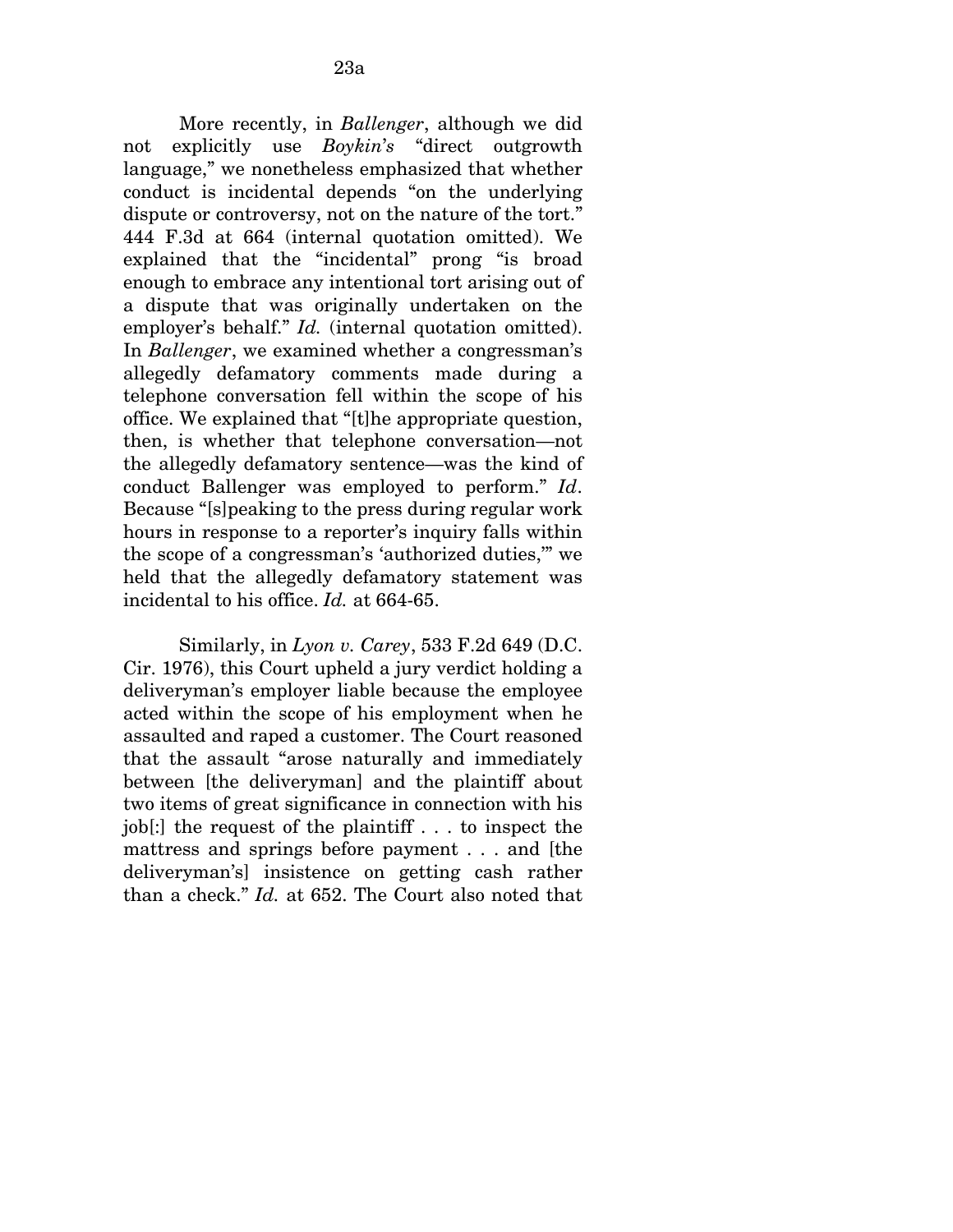More recently, in *Ballenger*, although we did not explicitly use *Boykin's* "direct outgrowth language," we nonetheless emphasized that whether conduct is incidental depends "on the underlying dispute or controversy, not on the nature of the tort." 444 F.3d at 664 (internal quotation omitted). We explained that the "incidental" prong "is broad enough to embrace any intentional tort arising out of a dispute that was originally undertaken on the employer's behalf." *Id.* (internal quotation omitted). In *Ballenger*, we examined whether a congressman's allegedly defamatory comments made during a telephone conversation fell within the scope of his office. We explained that "[t]he appropriate question, then, is whether that telephone conversation—not the allegedly defamatory sentence—was the kind of conduct Ballenger was employed to perform." *Id*. Because "[s]peaking to the press during regular work hours in response to a reporter's inquiry falls within the scope of a congressman's 'authorized duties,'" we held that the allegedly defamatory statement was incidental to his office. *Id.* at 664-65.

Similarly, in *Lyon v. Carey*, 533 F.2d 649 (D.C. Cir. 1976), this Court upheld a jury verdict holding a deliveryman's employer liable because the employee acted within the scope of his employment when he assaulted and raped a customer. The Court reasoned that the assault "arose naturally and immediately between [the deliveryman] and the plaintiff about two items of great significance in connection with his job[:] the request of the plaintiff . . . to inspect the mattress and springs before payment . . . and [the deliveryman's] insistence on getting cash rather than a check." *Id.* at 652. The Court also noted that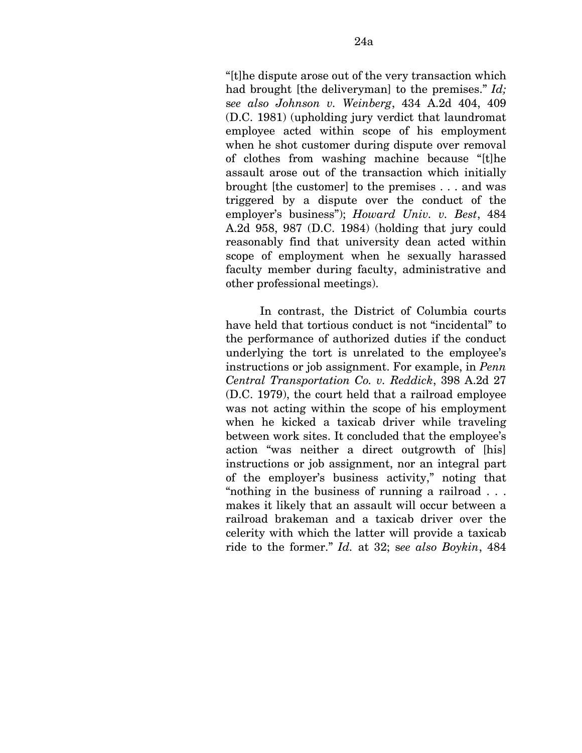"[t]he dispute arose out of the very transaction which had brought [the deliveryman] to the premises." *Id; see also Johnson v. Weinberg*, 434 A.2d 404, 409 (D.C. 1981) (upholding jury verdict that laundromat employee acted within scope of his employment when he shot customer during dispute over removal of clothes from washing machine because "[t]he assault arose out of the transaction which initially brought [the customer] to the premises . . . and was triggered by a dispute over the conduct of the employer's business"); *Howard Univ. v. Best*, 484 A.2d 958, 987 (D.C. 1984) (holding that jury could reasonably find that university dean acted within scope of employment when he sexually harassed faculty member during faculty, administrative and other professional meetings).

In contrast, the District of Columbia courts have held that tortious conduct is not "incidental" to the performance of authorized duties if the conduct underlying the tort is unrelated to the employee's instructions or job assignment. For example, in *Penn Central Transportation Co. v. Reddick*, 398 A.2d 27 (D.C. 1979), the court held that a railroad employee was not acting within the scope of his employment when he kicked a taxicab driver while traveling between work sites. It concluded that the employee's action "was neither a direct outgrowth of [his] instructions or job assignment, nor an integral part of the employer's business activity," noting that "nothing in the business of running a railroad . . . makes it likely that an assault will occur between a railroad brakeman and a taxicab driver over the celerity with which the latter will provide a taxicab ride to the former." *Id.* at 32; *see also Boykin*, 484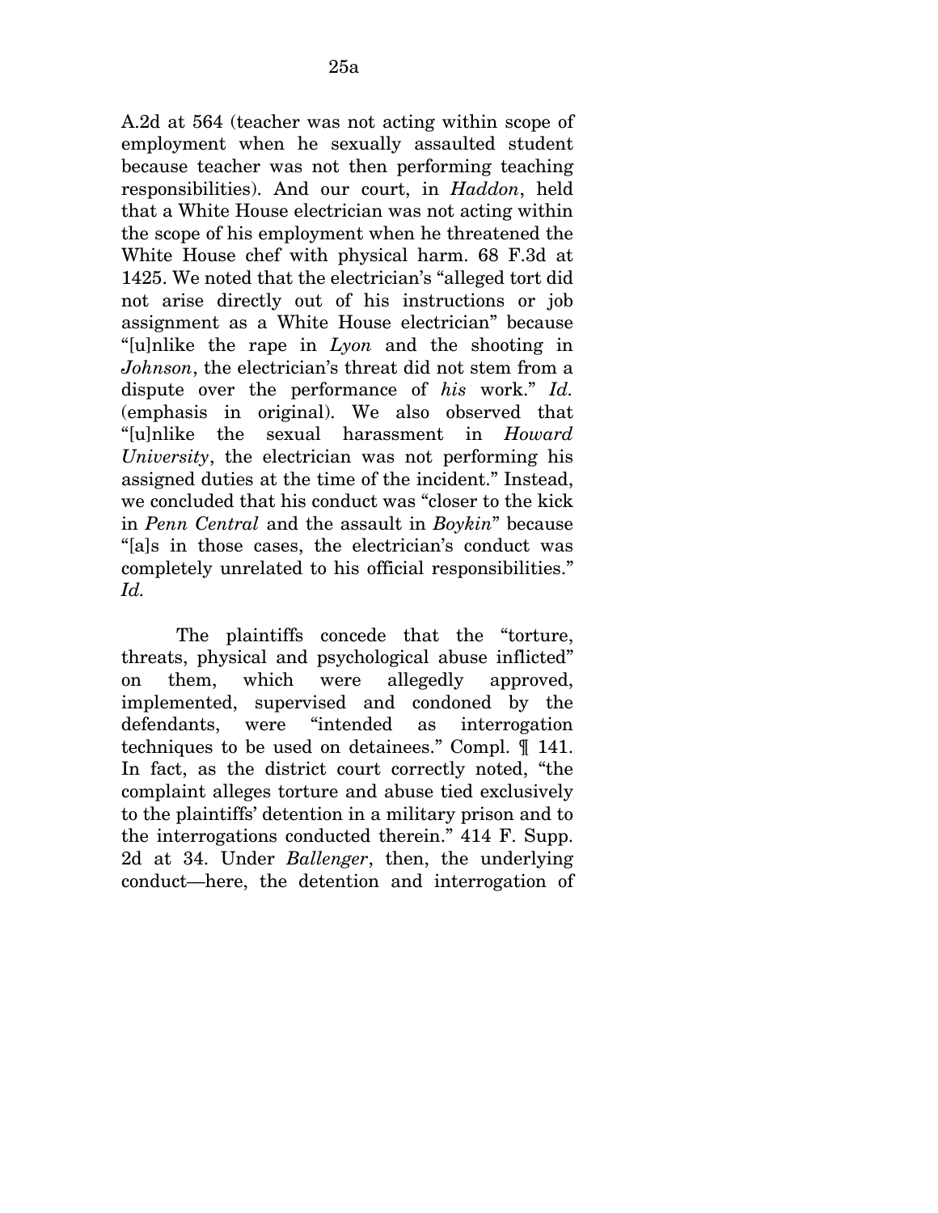A.2d at 564 (teacher was not acting within scope of employment when he sexually assaulted student because teacher was not then performing teaching responsibilities). And our court, in *Haddon*, held that a White House electrician was not acting within the scope of his employment when he threatened the White House chef with physical harm. 68 F.3d at 1425. We noted that the electrician's "alleged tort did not arise directly out of his instructions or job assignment as a White House electrician" because "[u]nlike the rape in *Lyon* and the shooting in *Johnson*, the electrician's threat did not stem from a dispute over the performance of *his* work." *Id.* (emphasis in original). We also observed that "[u]nlike the sexual harassment in *Howard University*, the electrician was not performing his assigned duties at the time of the incident." Instead, we concluded that his conduct was "closer to the kick in *Penn Central* and the assault in *Boykin*" because "[a]s in those cases, the electrician's conduct was completely unrelated to his official responsibilities." *Id.*

The plaintiffs concede that the "torture, threats, physical and psychological abuse inflicted" on them, which were allegedly approved, implemented, supervised and condoned by the defendants, were "intended as interrogation techniques to be used on detainees." Compl. ¶ 141. In fact, as the district court correctly noted, "the complaint alleges torture and abuse tied exclusively to the plaintiffs' detention in a military prison and to the interrogations conducted therein." 414 F. Supp. 2d at 34. Under *Ballenger*, then, the underlying conduct—here, the detention and interrogation of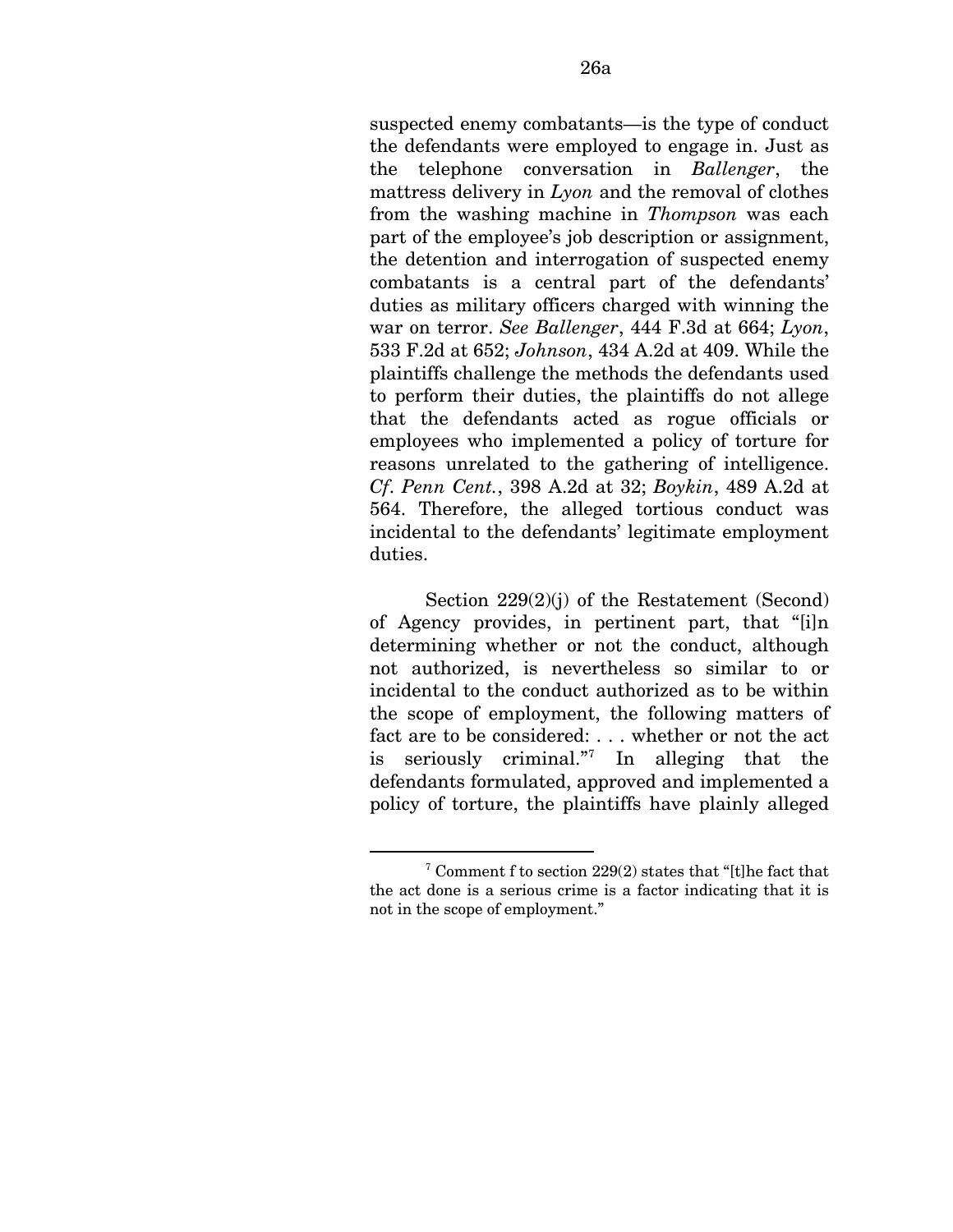suspected enemy combatants—is the type of conduct the defendants were employed to engage in. Just as the telephone conversation in *Ballenger*, the mattress delivery in *Lyon* and the removal of clothes from the washing machine in *Thompson* was each part of the employee's job description or assignment, the detention and interrogation of suspected enemy combatants is a central part of the defendants' duties as military officers charged with winning the war on terror. *See Ballenger*, 444 F.3d at 664; *Lyon*, 533 F.2d at 652; *Johnson*, 434 A.2d at 409. While the plaintiffs challenge the methods the defendants used to perform their duties, the plaintiffs do not allege that the defendants acted as rogue officials or employees who implemented a policy of torture for reasons unrelated to the gathering of intelligence. *Cf. Penn Cent.*, 398 A.2d at 32; *Boykin*, 489 A.2d at 564. Therefore, the alleged tortious conduct was incidental to the defendants' legitimate employment duties.

Section 229(2)(j) of the Restatement (Second) of Agency provides, in pertinent part, that "[i]n determining whether or not the conduct, although not authorized, is nevertheless so similar to or incidental to the conduct authorized as to be within the scope of employment, the following matters of fact are to be considered: . . . whether or not the act is seriously criminal."[7] In alleging that the defendants formulated, approved and implemented a policy of torture, the plaintiffs have plainly alleged

---

[7] Comment f to section 229(2) states that "[t]he fact that the act done is a serious crime is a factor indicating that it is not in the scope of employment."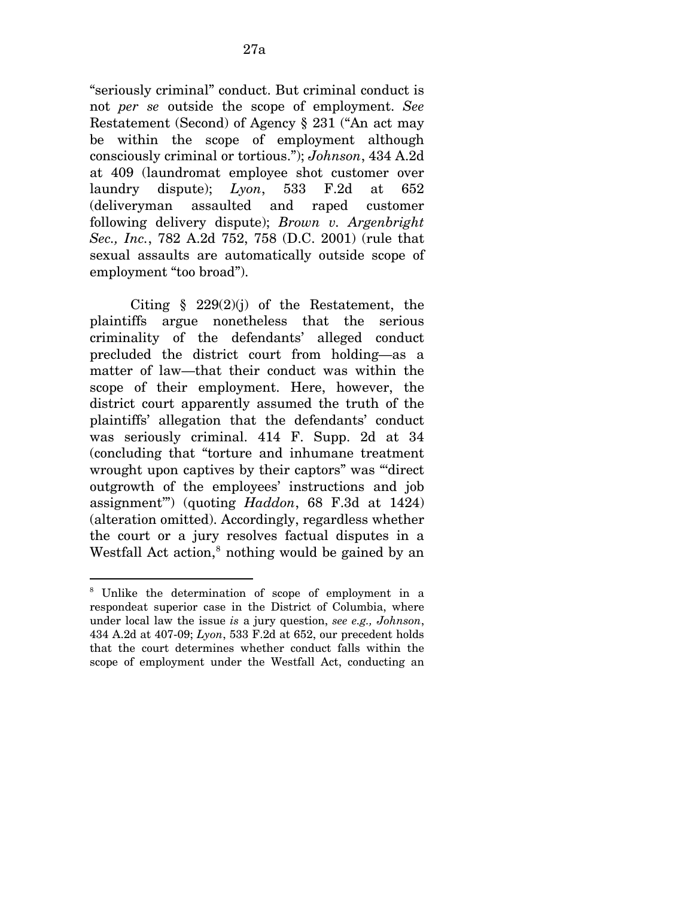"seriously criminal" conduct. But criminal conduct is not *per se* outside the scope of employment. *See* Restatement (Second) of Agency § 231 ("An act may be within the scope of employment although consciously criminal or tortious."); *Johnson*, 434 A.2d at 409 (laundromat employee shot customer over laundry dispute); *Lyon*, 533 F.2d at 652 (deliveryman assaulted and raped customer following delivery dispute); *Brown v. Argenbright Sec., Inc.*, 782 A.2d 752, 758 (D.C. 2001) (rule that sexual assaults are automatically outside scope of employment "too broad").

Citing § 229(2)(j) of the Restatement, the plaintiffs argue nonetheless that the serious criminality of the defendants' alleged conduct precluded the district court from holding—as a matter of law—that their conduct was within the scope of their employment. Here, however, the district court apparently assumed the truth of the plaintiffs' allegation that the defendants' conduct was seriously criminal. 414 F. Supp. 2d at 34 (concluding that "torture and inhumane treatment wrought upon captives by their captors" was "'direct outgrowth of the employees' instructions and job assignment'") (quoting *Haddon*, 68 F.3d at 1424) (alteration omitted). Accordingly, regardless whether the court or a jury resolves factual disputes in a Westfall Act action,[8] nothing would be gained by an

---

[8] Unlike the determination of scope of employment in a respondeat superior case in the District of Columbia, where under local law the issue *is* a jury question, *see e.g., Johnson*, 434 A.2d at 407-09; *Lyon*, 533 F.2d at 652, our precedent holds that the court determines whether conduct falls within the scope of employment under the Westfall Act, conducting an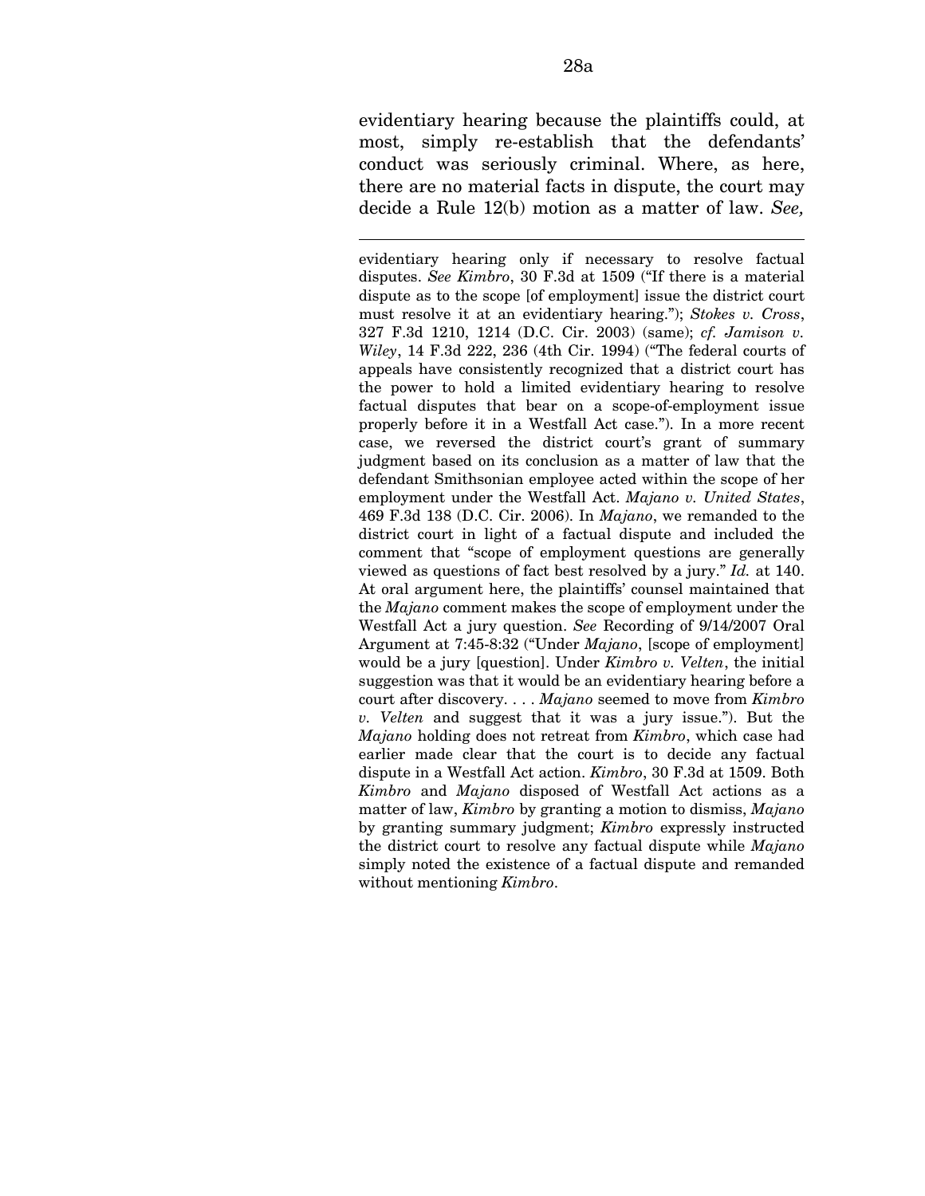evidentiary hearing because the plaintiffs could, at most, simply re-establish that the defendants' conduct was seriously criminal. Where, as here, there are no material facts in dispute, the court may decide a Rule 12(b) motion as a matter of law. *See,*

---

evidentiary hearing only if necessary to resolve factual disputes. *See Kimbro*, 30 F.3d at 1509 ("If there is a material dispute as to the scope [of employment] issue the district court must resolve it at an evidentiary hearing."); *Stokes v. Cross*, 327 F.3d 1210, 1214 (D.C. Cir. 2003) (same); *cf. Jamison v. Wiley*, 14 F.3d 222, 236 (4th Cir. 1994) ("The federal courts of appeals have consistently recognized that a district court has the power to hold a limited evidentiary hearing to resolve factual disputes that bear on a scope-of-employment issue properly before it in a Westfall Act case."). In a more recent case, we reversed the district court's grant of summary judgment based on its conclusion as a matter of law that the defendant Smithsonian employee acted within the scope of her employment under the Westfall Act. *Majano v. United States*, 469 F.3d 138 (D.C. Cir. 2006). In *Majano*, we remanded to the district court in light of a factual dispute and included the comment that "scope of employment questions are generally viewed as questions of fact best resolved by a jury." *Id.* at 140. At oral argument here, the plaintiffs' counsel maintained that the *Majano* comment makes the scope of employment under the Westfall Act a jury question. *See* Recording of 9/14/2007 Oral Argument at 7:45-8:32 ("Under *Majano*, [scope of employment] would be a jury [question]. Under *Kimbro v. Velten*, the initial suggestion was that it would be an evidentiary hearing before a court after discovery. . . . *Majano* seemed to move from *Kimbro v. Velten* and suggest that it was a jury issue."). But the *Majano* holding does not retreat from *Kimbro*, which case had earlier made clear that the court is to decide any factual dispute in a Westfall Act action. *Kimbro*, 30 F.3d at 1509. Both *Kimbro* and *Majano* disposed of Westfall Act actions as a matter of law, *Kimbro* by granting a motion to dismiss, *Majano* by granting summary judgment; *Kimbro* expressly instructed the district court to resolve any factual dispute while *Majano* simply noted the existence of a factual dispute and remanded without mentioning *Kimbro*.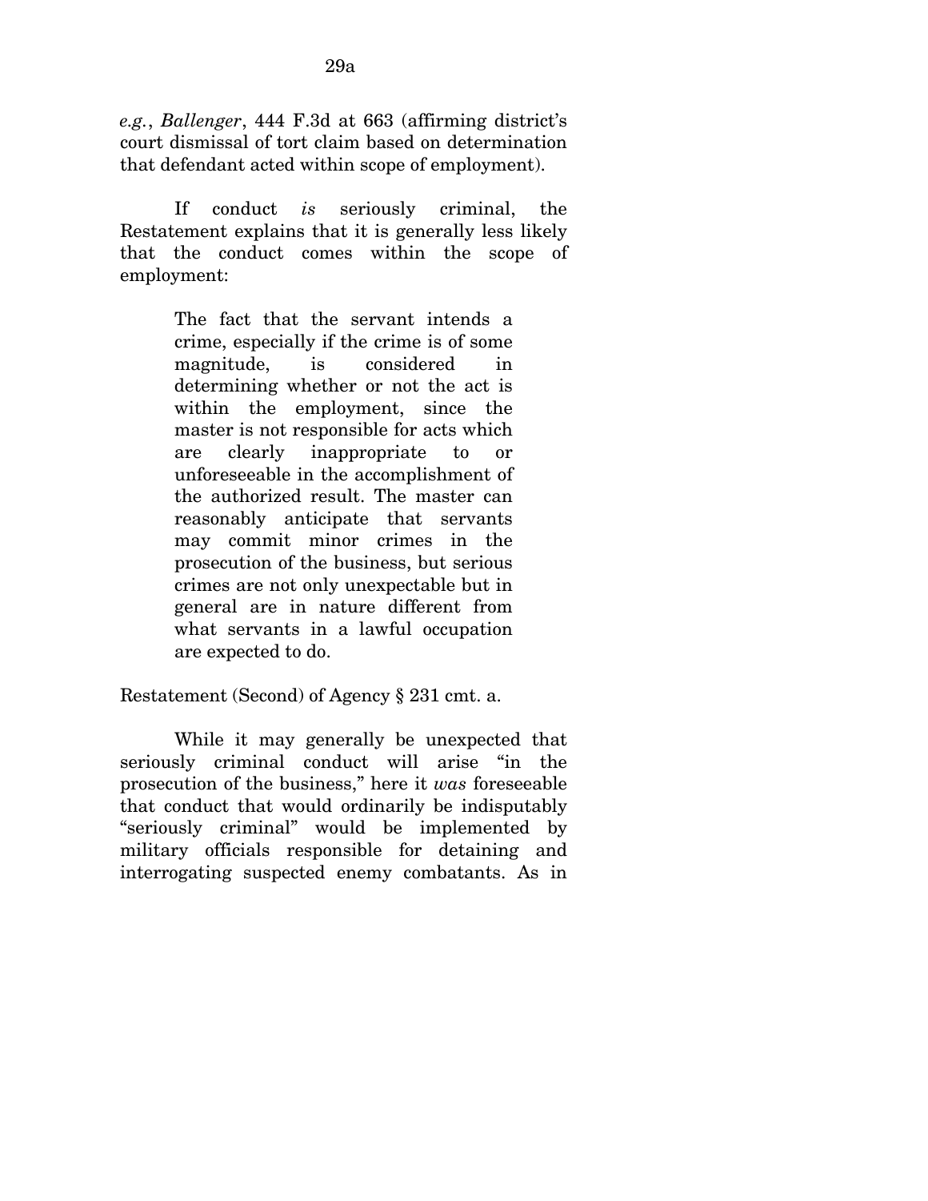*e.g.*, *Ballenger*, 444 F.3d at 663 (affirming district's court dismissal of tort claim based on determination that defendant acted within scope of employment).

If conduct *is* seriously criminal, the Restatement explains that it is generally less likely that the conduct comes within the scope of employment:

> The fact that the servant intends a crime, especially if the crime is of some magnitude, is considered in determining whether or not the act is within the employment, since the master is not responsible for acts which are clearly inappropriate to or unforeseeable in the accomplishment of the authorized result. The master can reasonably anticipate that servants may commit minor crimes in the prosecution of the business, but serious crimes are not only unexpectable but in general are in nature different from what servants in a lawful occupation are expected to do.

Restatement (Second) of Agency § 231 cmt. a.

While it may generally be unexpected that seriously criminal conduct will arise "in the prosecution of the business," here it *was* foreseeable that conduct that would ordinarily be indisputably "seriously criminal" would be implemented by military officials responsible for detaining and interrogating suspected enemy combatants. As in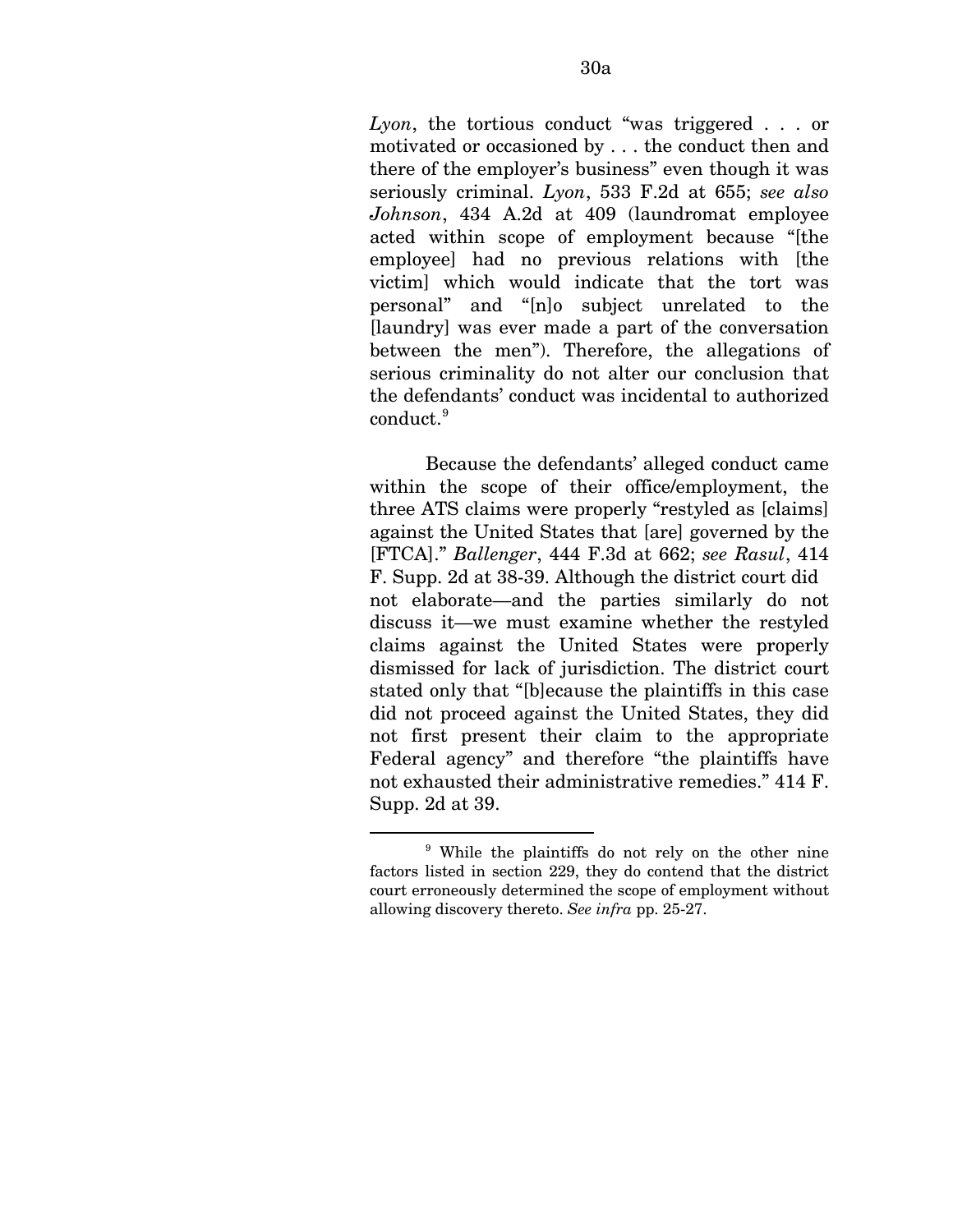*Lyon*, the tortious conduct "was triggered . . . or motivated or occasioned by . . . the conduct then and there of the employer's business" even though it was seriously criminal. *Lyon*, 533 F.2d at 655; *see also Johnson*, 434 A.2d at 409 (laundromat employee acted within scope of employment because "[the employee] had no previous relations with [the victim] which would indicate that the tort was personal" and "[n]o subject unrelated to the [laundry] was ever made a part of the conversation between the men"). Therefore, the allegations of serious criminality do not alter our conclusion that the defendants' conduct was incidental to authorized conduct.[9]

Because the defendants' alleged conduct came within the scope of their office/employment, the three ATS claims were properly "restyled as [claims] against the United States that [are] governed by the [FTCA]." *Ballenger*, 444 F.3d at 662; *see Rasul*, 414 F. Supp. 2d at 38-39. Although the district court did not elaborate—and the parties similarly do not discuss it—we must examine whether the restyled claims against the United States were properly dismissed for lack of jurisdiction. The district court stated only that "[b]ecause the plaintiffs in this case did not proceed against the United States, they did not first present their claim to the appropriate Federal agency" and therefore "the plaintiffs have not exhausted their administrative remedies." 414 F. Supp. 2d at 39.

---

[9] While the plaintiffs do not rely on the other nine factors listed in section 229, they do contend that the district court erroneously determined the scope of employment without allowing discovery thereto. *See infra* pp. 25-27.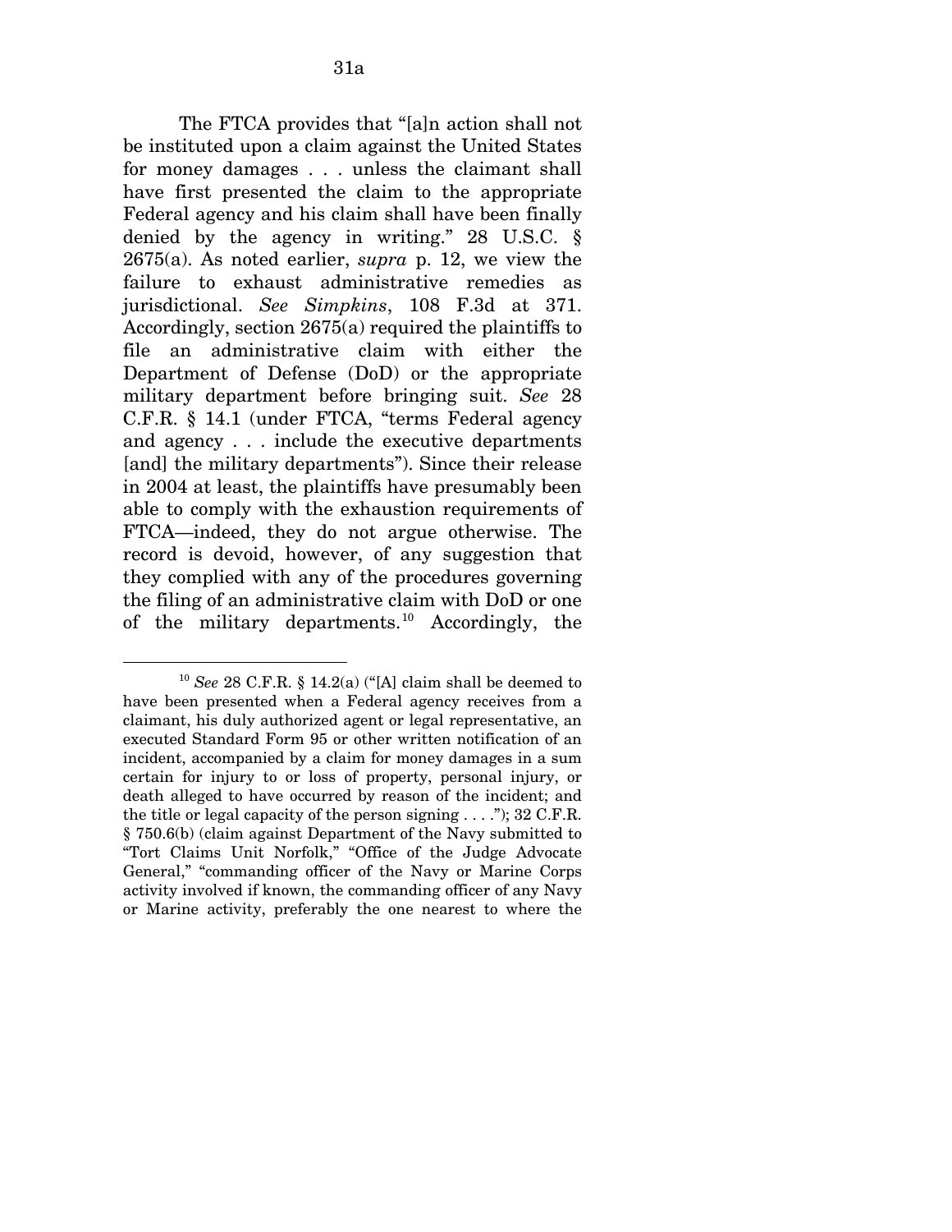The FTCA provides that "[a]n action shall not be instituted upon a claim against the United States for money damages . . . unless the claimant shall have first presented the claim to the appropriate Federal agency and his claim shall have been finally denied by the agency in writing." 28 U.S.C. § 2675(a). As noted earlier, *supra* p. 12, we view the failure to exhaust administrative remedies as jurisdictional. *See Simpkins*, 108 F.3d at 371. Accordingly, section 2675(a) required the plaintiffs to file an administrative claim with either the Department of Defense (DoD) or the appropriate military department before bringing suit. *See* 28 C.F.R. § 14.1 (under FTCA, "terms Federal agency and agency . . . include the executive departments [and] the military departments"). Since their release in 2004 at least, the plaintiffs have presumably been able to comply with the exhaustion requirements of FTCA—indeed, they do not argue otherwise. The record is devoid, however, of any suggestion that they complied with any of the procedures governing the filing of an administrative claim with DoD or one of the military departments.[10] Accordingly, the

---

[10] *See* 28 C.F.R. § 14.2(a) ("[A] claim shall be deemed to have been presented when a Federal agency receives from a claimant, his duly authorized agent or legal representative, an executed Standard Form 95 or other written notification of an incident, accompanied by a claim for money damages in a sum certain for injury to or loss of property, personal injury, or death alleged to have occurred by reason of the incident; and the title or legal capacity of the person signing . . . ."); 32 C.F.R. § 750.6(b) (claim against Department of the Navy submitted to "Tort Claims Unit Norfolk," "Office of the Judge Advocate General," "commanding officer of the Navy or Marine Corps activity involved if known, the commanding officer of any Navy or Marine activity, preferably the one nearest to where the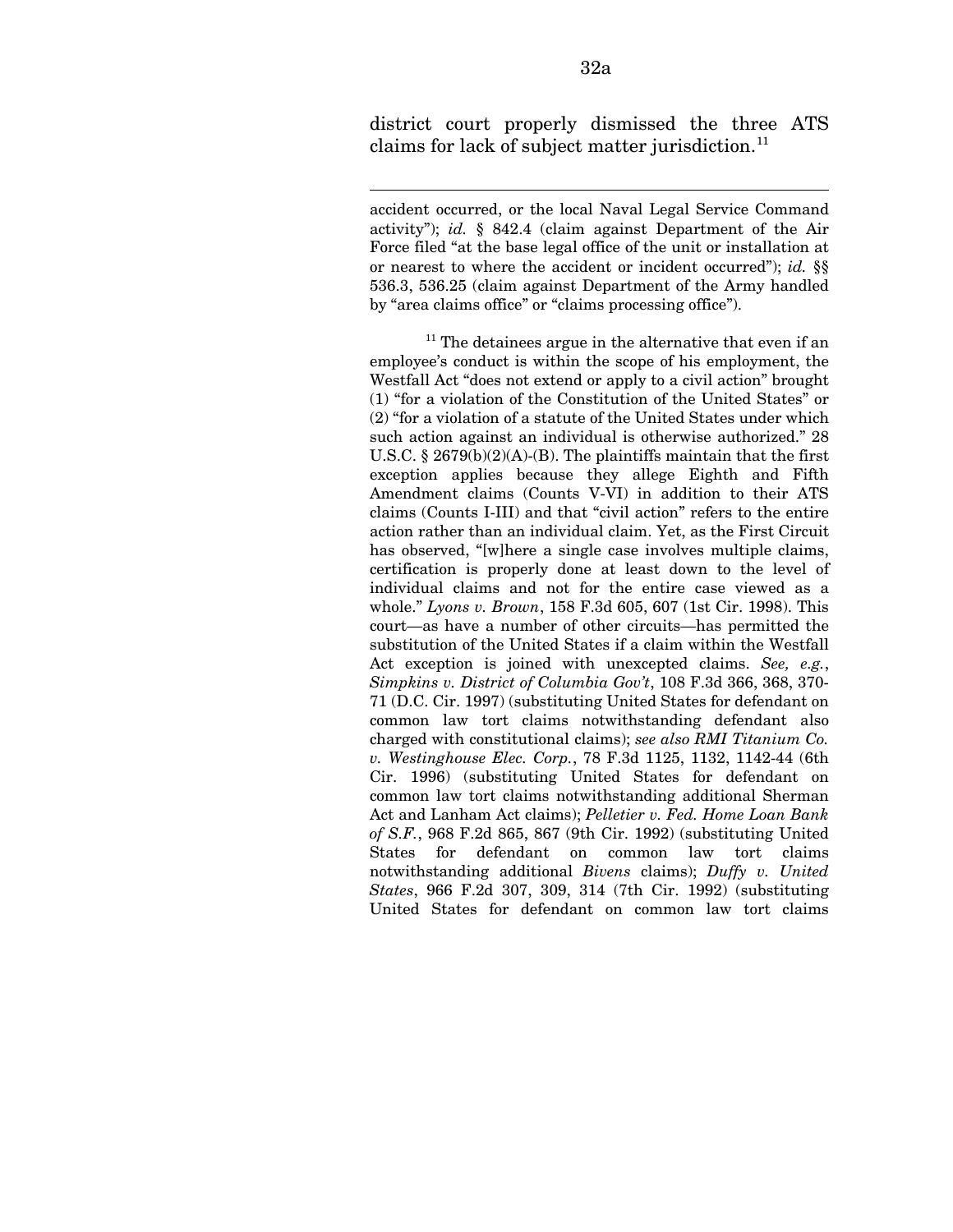district court properly dismissed the three ATS claims for lack of subject matter jurisdiction.[11]

---

accident occurred, or the local Naval Legal Service Command activity"); *id.* § 842.4 (claim against Department of the Air Force filed "at the base legal office of the unit or installation at or nearest to where the accident or incident occurred"); *id.* §§ 536.3, 536.25 (claim against Department of the Army handled by "area claims office" or "claims processing office").

[11] The detainees argue in the alternative that even if an employee's conduct is within the scope of his employment, the Westfall Act "does not extend or apply to a civil action" brought (1) "for a violation of the Constitution of the United States" or (2) "for a violation of a statute of the United States under which such action against an individual is otherwise authorized." 28 U.S.C. § 2679(b)(2)(A)-(B). The plaintiffs maintain that the first exception applies because they allege Eighth and Fifth Amendment claims (Counts V-VI) in addition to their ATS claims (Counts I-III) and that "civil action" refers to the entire action rather than an individual claim. Yet, as the First Circuit has observed, "[w]here a single case involves multiple claims, certification is properly done at least down to the level of individual claims and not for the entire case viewed as a whole." *Lyons v. Brown*, 158 F.3d 605, 607 (1st Cir. 1998). This court—as have a number of other circuits—has permitted the substitution of the United States if a claim within the Westfall Act exception is joined with unexcepted claims. *See, e.g.*, *Simpkins v. District of Columbia Gov't*, 108 F.3d 366, 368, 370-71 (D.C. Cir. 1997) (substituting United States for defendant on common law tort claims notwithstanding defendant also charged with constitutional claims); *see also RMI Titanium Co. v. Westinghouse Elec. Corp.*, 78 F.3d 1125, 1132, 1142-44 (6th Cir. 1996) (substituting United States for defendant on common law tort claims notwithstanding additional Sherman Act and Lanham Act claims); *Pelletier v. Fed. Home Loan Bank of S.F.*, 968 F.2d 865, 867 (9th Cir. 1992) (substituting United States for defendant on common law tort claims notwithstanding additional *Bivens* claims); *Duffy v. United States*, 966 F.2d 307, 309, 314 (7th Cir. 1992) (substituting United States for defendant on common law tort claims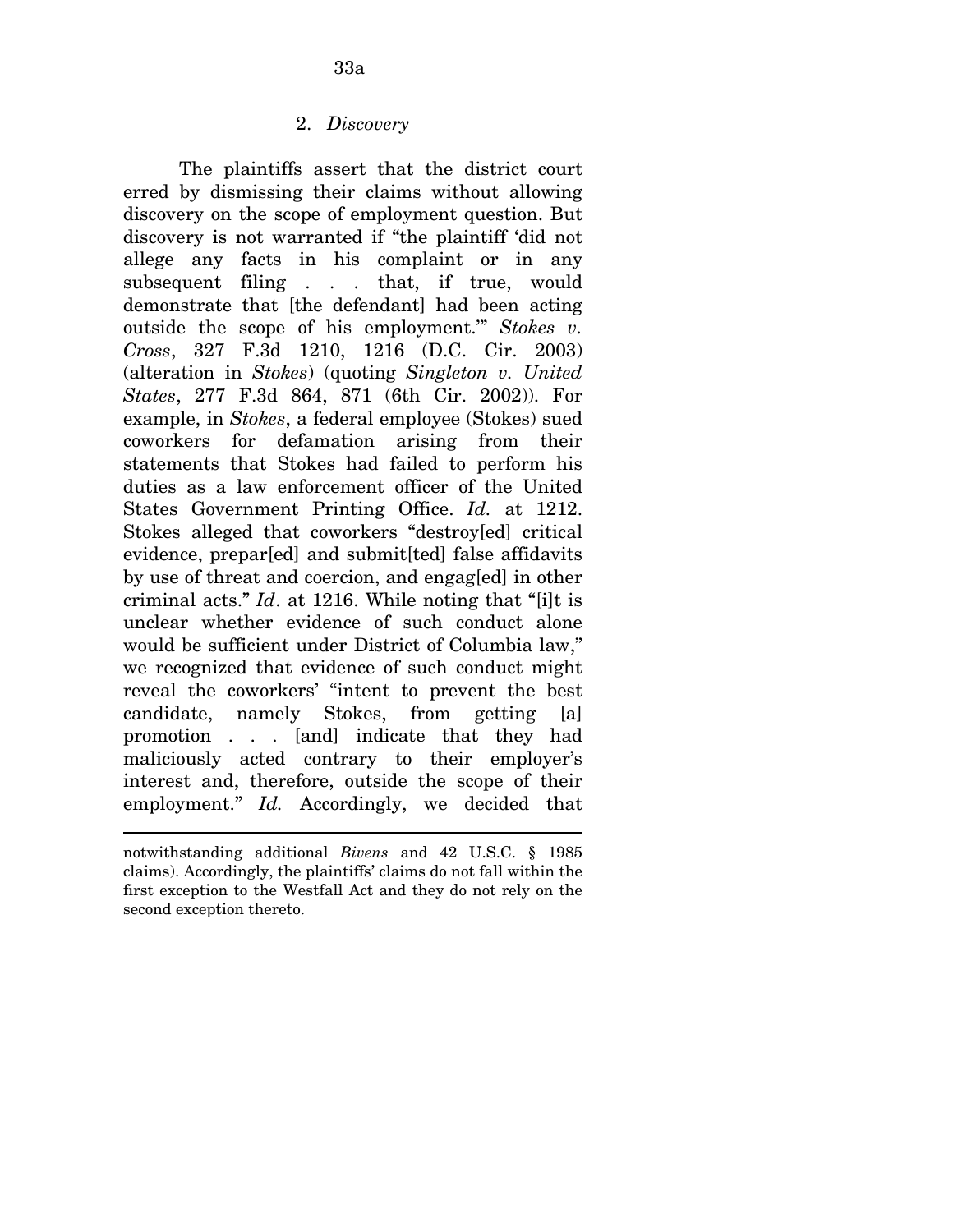### 2. *Discovery*

The plaintiffs assert that the district court erred by dismissing their claims without allowing discovery on the scope of employment question. But discovery is not warranted if "the plaintiff 'did not allege any facts in his complaint or in any subsequent filing . . . that, if true, would demonstrate that [the defendant] had been acting outside the scope of his employment.'" *Stokes v. Cross*, 327 F.3d 1210, 1216 (D.C. Cir. 2003) (alteration in *Stokes*) (quoting *Singleton v. United States*, 277 F.3d 864, 871 (6th Cir. 2002)). For example, in *Stokes*, a federal employee (Stokes) sued coworkers for defamation arising from their statements that Stokes had failed to perform his duties as a law enforcement officer of the United States Government Printing Office. *Id.* at 1212. Stokes alleged that coworkers "destroy[ed] critical evidence, prepar[ed] and submit[ted] false affidavits by use of threat and coercion, and engag[ed] in other criminal acts." *Id*. at 1216. While noting that "[i]t is unclear whether evidence of such conduct alone would be sufficient under District of Columbia law," we recognized that evidence of such conduct might reveal the coworkers' "intent to prevent the best candidate, namely Stokes, from getting [a] promotion . . . [and] indicate that they had maliciously acted contrary to their employer's interest and, therefore, outside the scope of their employment." *Id.* Accordingly, we decided that

---

notwithstanding additional *Bivens* and 42 U.S.C. § 1985 claims). Accordingly, the plaintiffs' claims do not fall within the first exception to the Westfall Act and they do not rely on the second exception thereto.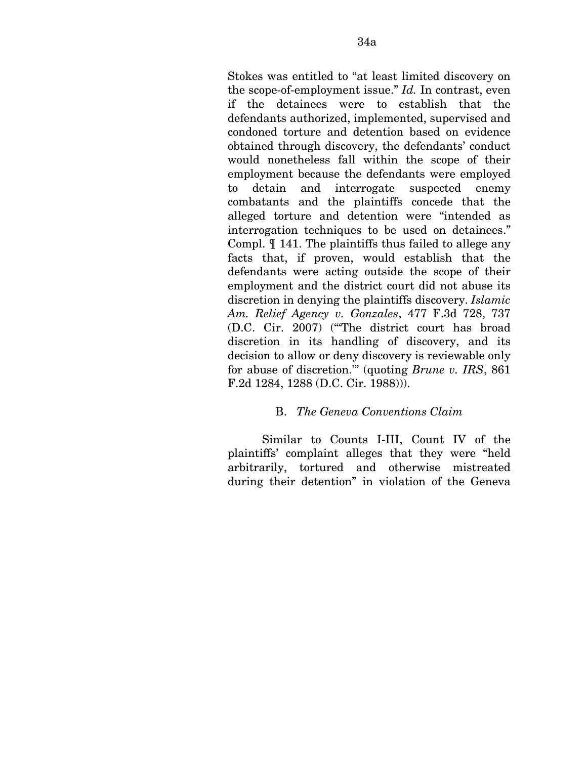Stokes was entitled to "at least limited discovery on the scope-of-employment issue." *Id.* In contrast, even if the detainees were to establish that the defendants authorized, implemented, supervised and condoned torture and detention based on evidence obtained through discovery, the defendants' conduct would nonetheless fall within the scope of their employment because the defendants were employed to detain and interrogate suspected enemy combatants and the plaintiffs concede that the alleged torture and detention were "intended as interrogation techniques to be used on detainees." Compl. ¶ 141. The plaintiffs thus failed to allege any facts that, if proven, would establish that the defendants were acting outside the scope of their employment and the district court did not abuse its discretion in denying the plaintiffs discovery. *Islamic Am. Relief Agency v. Gonzales*, 477 F.3d 728, 737 (D.C. Cir. 2007) ("'The district court has broad discretion in its handling of discovery, and its decision to allow or deny discovery is reviewable only for abuse of discretion.'" (quoting *Brune v. IRS*, 861 F.2d 1284, 1288 (D.C. Cir. 1988))).

B. *The Geneva Conventions Claim*

Similar to Counts I-III, Count IV of the plaintiffs' complaint alleges that they were "held arbitrarily, tortured and otherwise mistreated during their detention" in violation of the Geneva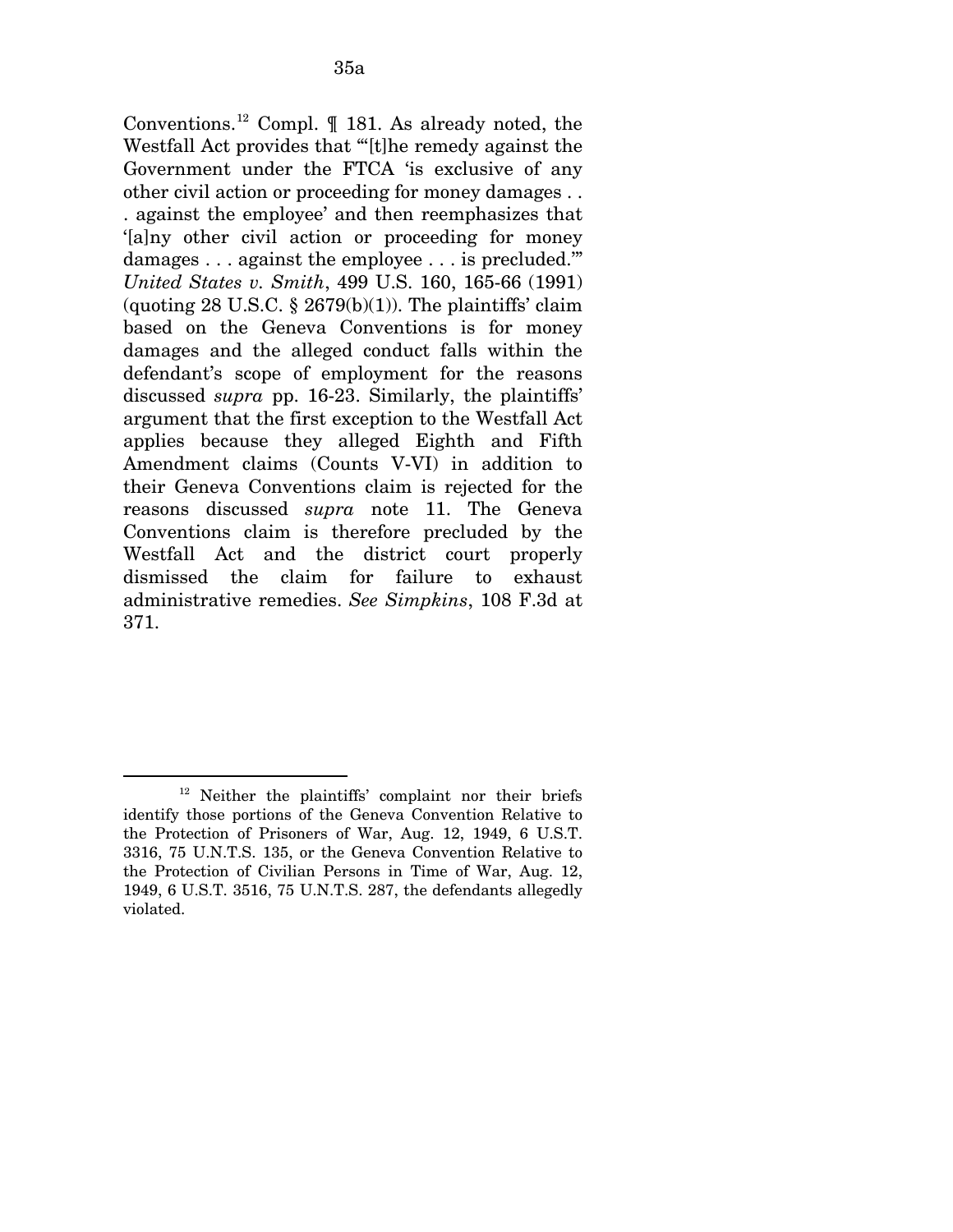Conventions.[12] Compl. ¶ 181. As already noted, the Westfall Act provides that "'[t]he remedy against the Government under the FTCA 'is exclusive of any other civil action or proceeding for money damages . . . against the employee' and then reemphasizes that '[a]ny other civil action or proceeding for money damages . . . against the employee . . . is precluded.'" *United States v. Smith*, 499 U.S. 160, 165-66 (1991) (quoting 28 U.S.C. § 2679(b)(1)). The plaintiffs' claim based on the Geneva Conventions is for money damages and the alleged conduct falls within the defendant's scope of employment for the reasons discussed *supra* pp. 16-23. Similarly, the plaintiffs' argument that the first exception to the Westfall Act applies because they alleged Eighth and Fifth Amendment claims (Counts V-VI) in addition to their Geneva Conventions claim is rejected for the reasons discussed *supra* note 11. The Geneva Conventions claim is therefore precluded by the Westfall Act and the district court properly dismissed the claim for failure to exhaust administrative remedies. *See Simpkins*, 108 F.3d at 371.

---

[12] Neither the plaintiffs' complaint nor their briefs identify those portions of the Geneva Convention Relative to the Protection of Prisoners of War, Aug. 12, 1949, 6 U.S.T. 3316, 75 U.N.T.S. 135, or the Geneva Convention Relative to the Protection of Civilian Persons in Time of War, Aug. 12, 1949, 6 U.S.T. 3516, 75 U.N.T.S. 287, the defendants allegedly violated.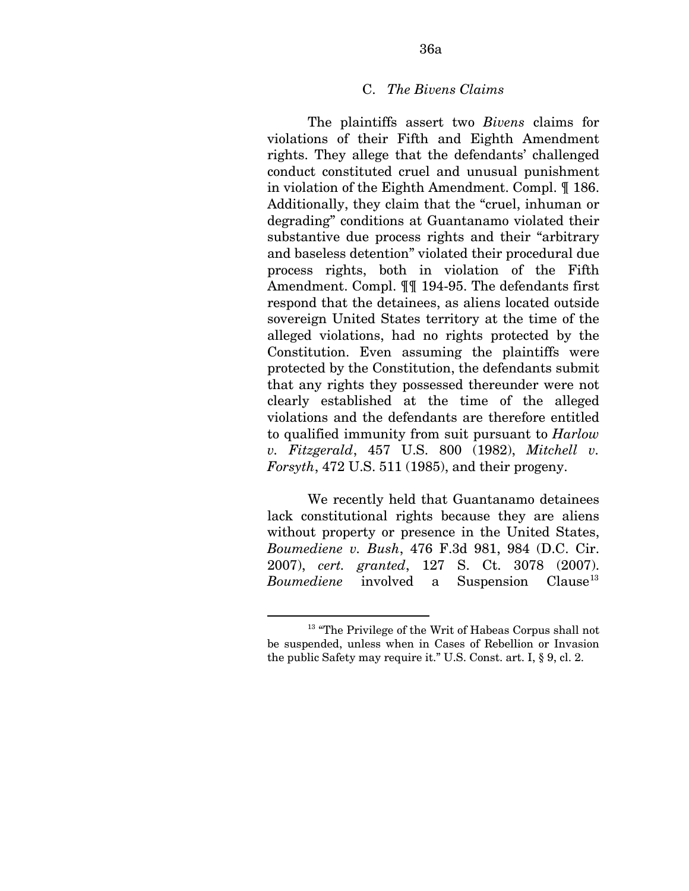### C. *The Bivens Claims*

The plaintiffs assert two *Bivens* claims for violations of their Fifth and Eighth Amendment rights. They allege that the defendants' challenged conduct constituted cruel and unusual punishment in violation of the Eighth Amendment. Compl. ¶ 186. Additionally, they claim that the "cruel, inhuman or degrading" conditions at Guantanamo violated their substantive due process rights and their "arbitrary and baseless detention" violated their procedural due process rights, both in violation of the Fifth Amendment. Compl. ¶¶ 194-95. The defendants first respond that the detainees, as aliens located outside sovereign United States territory at the time of the alleged violations, had no rights protected by the Constitution. Even assuming the plaintiffs were protected by the Constitution, the defendants submit that any rights they possessed thereunder were not clearly established at the time of the alleged violations and the defendants are therefore entitled to qualified immunity from suit pursuant to *Harlow v. Fitzgerald*, 457 U.S. 800 (1982), *Mitchell v. Forsyth*, 472 U.S. 511 (1985), and their progeny.

We recently held that Guantanamo detainees lack constitutional rights because they are aliens without property or presence in the United States, *Boumediene v. Bush*, 476 F.3d 981, 984 (D.C. Cir. 2007), *cert. granted*, 127 S. Ct. 3078 (2007). *Boumediene* involved a Suspension Clause[13]

---

[13] "The Privilege of the Writ of Habeas Corpus shall not be suspended, unless when in Cases of Rebellion or Invasion the public Safety may require it." U.S. Const. art. I, § 9, cl. 2.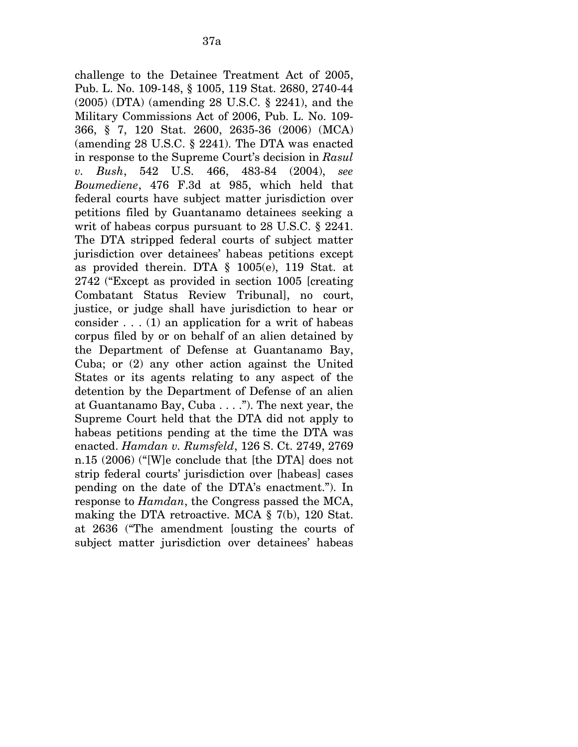challenge to the Detainee Treatment Act of 2005, Pub. L. No. 109-148, § 1005, 119 Stat. 2680, 2740-44 (2005) (DTA) (amending 28 U.S.C. § 2241), and the Military Commissions Act of 2006, Pub. L. No. 109-366, § 7, 120 Stat. 2600, 2635-36 (2006) (MCA) (amending 28 U.S.C. § 2241). The DTA was enacted in response to the Supreme Court's decision in *Rasul v. Bush*, 542 U.S. 466, 483-84 (2004), *see Boumediene*, 476 F.3d at 985, which held that federal courts have subject matter jurisdiction over petitions filed by Guantanamo detainees seeking a writ of habeas corpus pursuant to 28 U.S.C. § 2241. The DTA stripped federal courts of subject matter jurisdiction over detainees' habeas petitions except as provided therein. DTA § 1005(e), 119 Stat. at 2742 ("Except as provided in section 1005 [creating Combatant Status Review Tribunal], no court, justice, or judge shall have jurisdiction to hear or consider . . . (1) an application for a writ of habeas corpus filed by or on behalf of an alien detained by the Department of Defense at Guantanamo Bay, Cuba; or (2) any other action against the United States or its agents relating to any aspect of the detention by the Department of Defense of an alien at Guantanamo Bay, Cuba . . . ."). The next year, the Supreme Court held that the DTA did not apply to habeas petitions pending at the time the DTA was enacted. *Hamdan v. Rumsfeld*, 126 S. Ct. 2749, 2769 n.15 (2006) ("[W]e conclude that [the DTA] does not strip federal courts' jurisdiction over [habeas] cases pending on the date of the DTA's enactment."). In response to *Hamdan*, the Congress passed the MCA, making the DTA retroactive. MCA § 7(b), 120 Stat. at 2636 ("The amendment [ousting the courts of subject matter jurisdiction over detainees' habeas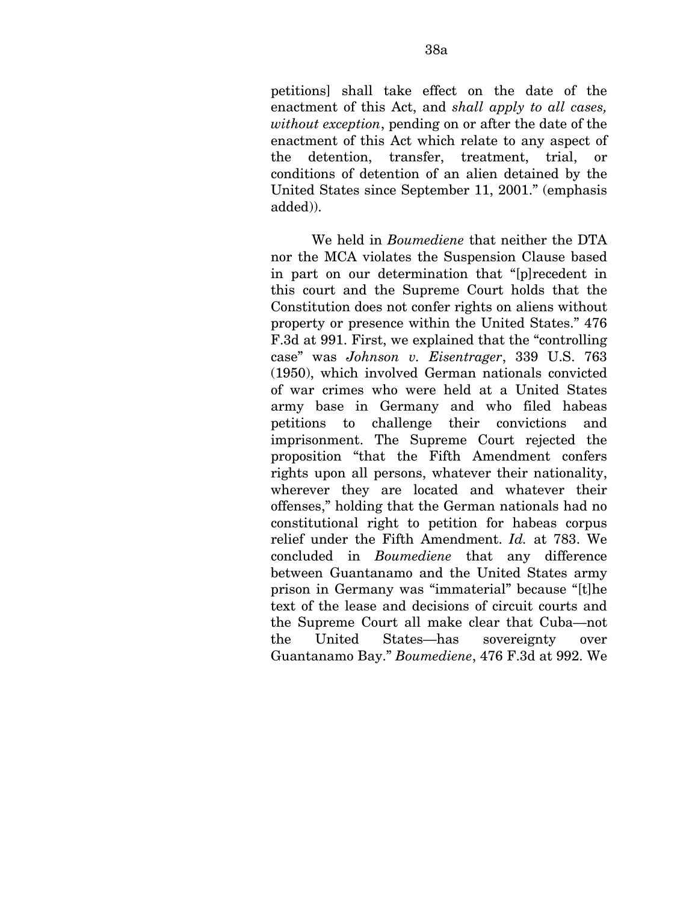petitions] shall take effect on the date of the enactment of this Act, and *shall apply to all cases, without exception*, pending on or after the date of the enactment of this Act which relate to any aspect of the detention, transfer, treatment, trial, or conditions of detention of an alien detained by the United States since September 11, 2001." (emphasis added)).

We held in *Boumediene* that neither the DTA nor the MCA violates the Suspension Clause based in part on our determination that "[p]recedent in this court and the Supreme Court holds that the Constitution does not confer rights on aliens without property or presence within the United States." 476 F.3d at 991. First, we explained that the "controlling case" was *Johnson v. Eisentrager*, 339 U.S. 763 (1950), which involved German nationals convicted of war crimes who were held at a United States army base in Germany and who filed habeas petitions to challenge their convictions and imprisonment. The Supreme Court rejected the proposition "that the Fifth Amendment confers rights upon all persons, whatever their nationality, wherever they are located and whatever their offenses," holding that the German nationals had no constitutional right to petition for habeas corpus relief under the Fifth Amendment. *Id.* at 783. We concluded in *Boumediene* that any difference between Guantanamo and the United States army prison in Germany was "immaterial" because "[t]he text of the lease and decisions of circuit courts and the Supreme Court all make clear that Cuba—not the United States—has sovereignty over Guantanamo Bay." *Boumediene*, 476 F.3d at 992. We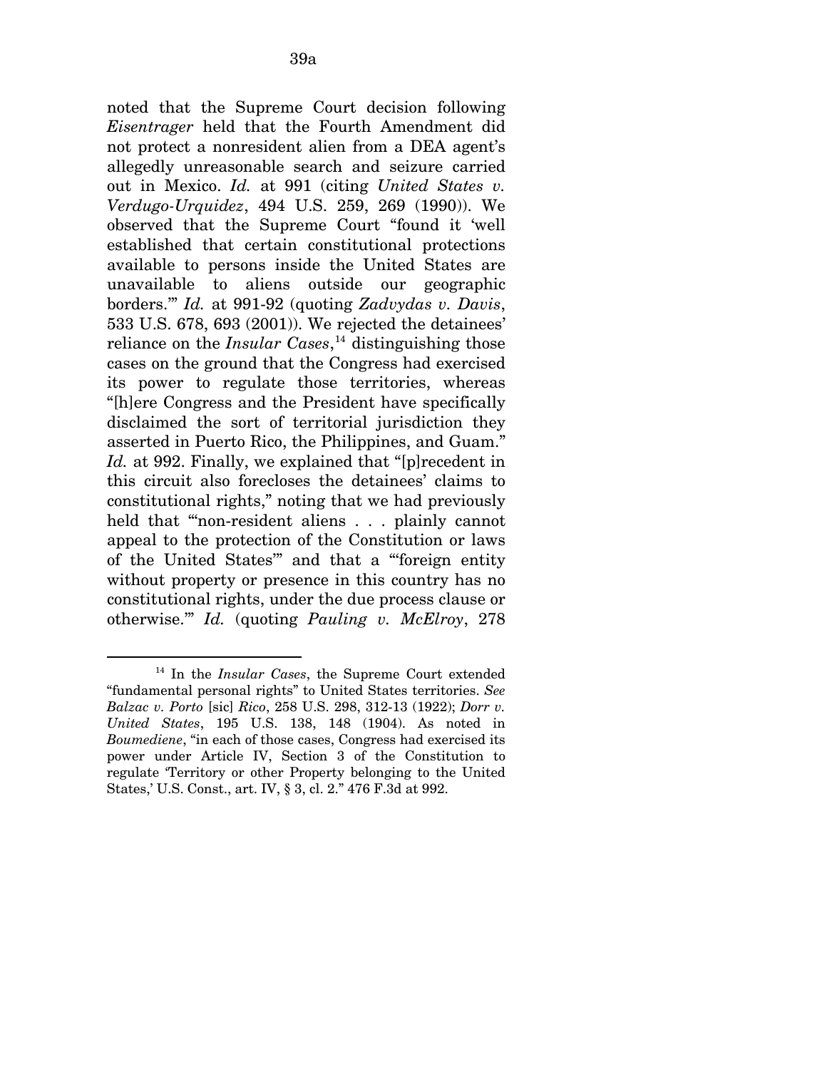noted that the Supreme Court decision following *Eisentrager* held that the Fourth Amendment did not protect a nonresident alien from a DEA agent's allegedly unreasonable search and seizure carried out in Mexico. *Id.* at 991 (citing *United States v. Verdugo-Urquidez*, 494 U.S. 259, 269 (1990)). We observed that the Supreme Court "found it 'well established that certain constitutional protections available to persons inside the United States are unavailable to aliens outside our geographic borders.'" *Id.* at 991-92 (quoting *Zadvydas v. Davis*, 533 U.S. 678, 693 (2001)). We rejected the detainees' reliance on the *Insular Cases*,[14] distinguishing those cases on the ground that the Congress had exercised its power to regulate those territories, whereas "[h]ere Congress and the President have specifically disclaimed the sort of territorial jurisdiction they asserted in Puerto Rico, the Philippines, and Guam." *Id.* at 992. Finally, we explained that "[p]recedent in this circuit also forecloses the detainees' claims to constitutional rights," noting that we had previously held that "'non-resident aliens . . . plainly cannot appeal to the protection of the Constitution or laws of the United States'" and that a "'foreign entity without property or presence in this country has no constitutional rights, under the due process clause or otherwise.'" *Id.* (quoting *Pauling v. McElroy*, 278

---

[14] In the *Insular Cases*, the Supreme Court extended "fundamental personal rights" to United States territories. *See Balzac v. Porto* [sic] *Rico*, 258 U.S. 298, 312-13 (1922); *Dorr v. United States*, 195 U.S. 138, 148 (1904). As noted in *Boumediene*, "in each of those cases, Congress had exercised its power under Article IV, Section 3 of the Constitution to regulate 'Territory or other Property belonging to the United States,' U.S. Const., art. IV, § 3, cl. 2." 476 F.3d at 992.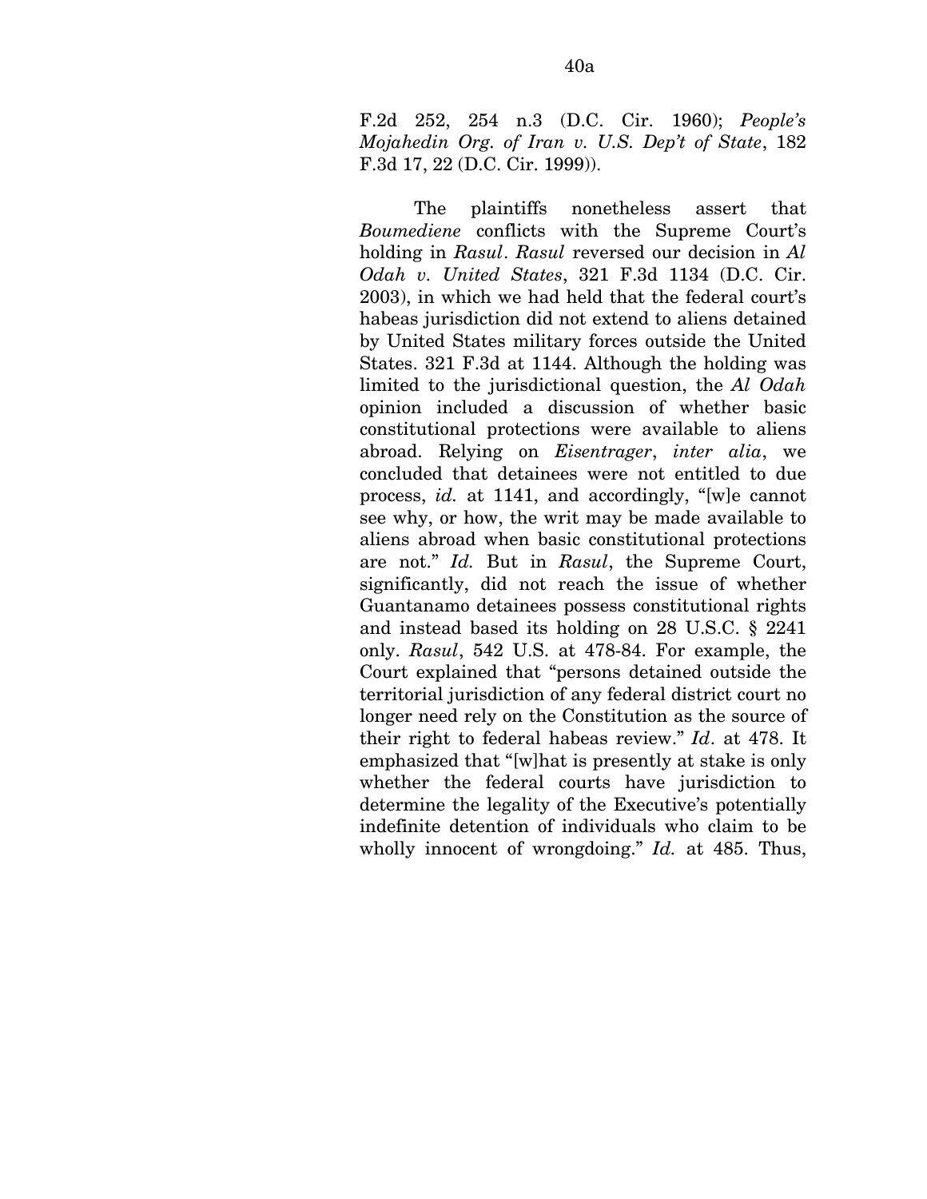F.2d 252, 254 n.3 (D.C. Cir. 1960); *People's Mojahedin Org. of Iran v. U.S. Dep't of State*, 182 F.3d 17, 22 (D.C. Cir. 1999)).

The plaintiffs nonetheless assert that *Boumediene* conflicts with the Supreme Court's holding in *Rasul*. *Rasul* reversed our decision in *Al Odah v. United States*, 321 F.3d 1134 (D.C. Cir. 2003), in which we had held that the federal court's habeas jurisdiction did not extend to aliens detained by United States military forces outside the United States. 321 F.3d at 1144. Although the holding was limited to the jurisdictional question, the *Al Odah* opinion included a discussion of whether basic constitutional protections were available to aliens abroad. Relying on *Eisentrager*, *inter alia*, we concluded that detainees were not entitled to due process, *id.* at 1141, and accordingly, "[w]e cannot see why, or how, the writ may be made available to aliens abroad when basic constitutional protections are not." *Id.* But in *Rasul*, the Supreme Court, significantly, did not reach the issue of whether Guantanamo detainees possess constitutional rights and instead based its holding on 28 U.S.C. § 2241 only. *Rasul*, 542 U.S. at 478-84. For example, the Court explained that "persons detained outside the territorial jurisdiction of any federal district court no longer need rely on the Constitution as the source of their right to federal habeas review." *Id*. at 478. It emphasized that "[w]hat is presently at stake is only whether the federal courts have jurisdiction to determine the legality of the Executive's potentially indefinite detention of individuals who claim to be wholly innocent of wrongdoing." *Id.* at 485. Thus,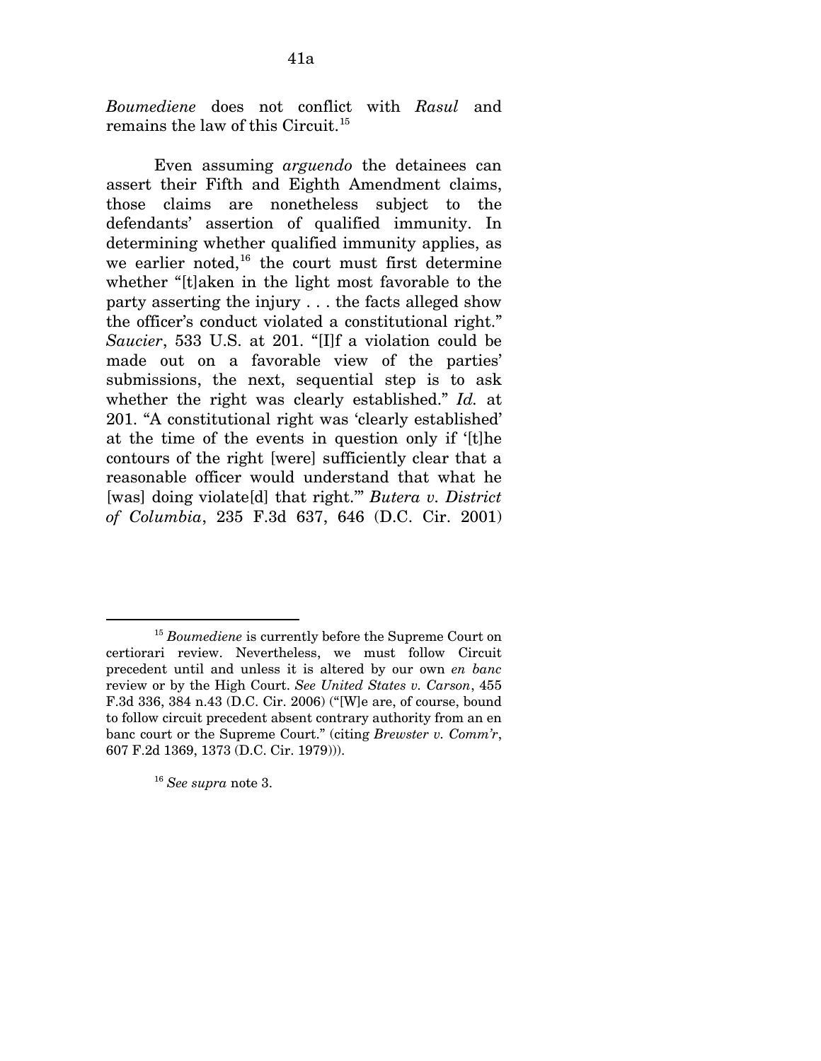*Boumediene* does not conflict with *Rasul* and remains the law of this Circuit.[15]

Even assuming *arguendo* the detainees can assert their Fifth and Eighth Amendment claims, those claims are nonetheless subject to the defendants' assertion of qualified immunity. In determining whether qualified immunity applies, as we earlier noted,[16] the court must first determine whether "[t]aken in the light most favorable to the party asserting the injury . . . the facts alleged show the officer's conduct violated a constitutional right." *Saucier*, 533 U.S. at 201. "[I]f a violation could be made out on a favorable view of the parties' submissions, the next, sequential step is to ask whether the right was clearly established." *Id.* at 201. "A constitutional right was 'clearly established' at the time of the events in question only if '[t]he contours of the right [were] sufficiently clear that a reasonable officer would understand that what he [was] doing violate[d] that right.'" *Butera v. District of Columbia*, 235 F.3d 637, 646 (D.C. Cir. 2001)

---

[15] *Boumediene* is currently before the Supreme Court on certiorari review. Nevertheless, we must follow Circuit precedent until and unless it is altered by our own *en banc* review or by the High Court. *See United States v. Carson*, 455 F.3d 336, 384 n.43 (D.C. Cir. 2006) ("[W]e are, of course, bound to follow circuit precedent absent contrary authority from an en banc court or the Supreme Court." (citing *Brewster v. Comm'r*, 607 F.2d 1369, 1373 (D.C. Cir. 1979))).

[16] *See supra* note 3.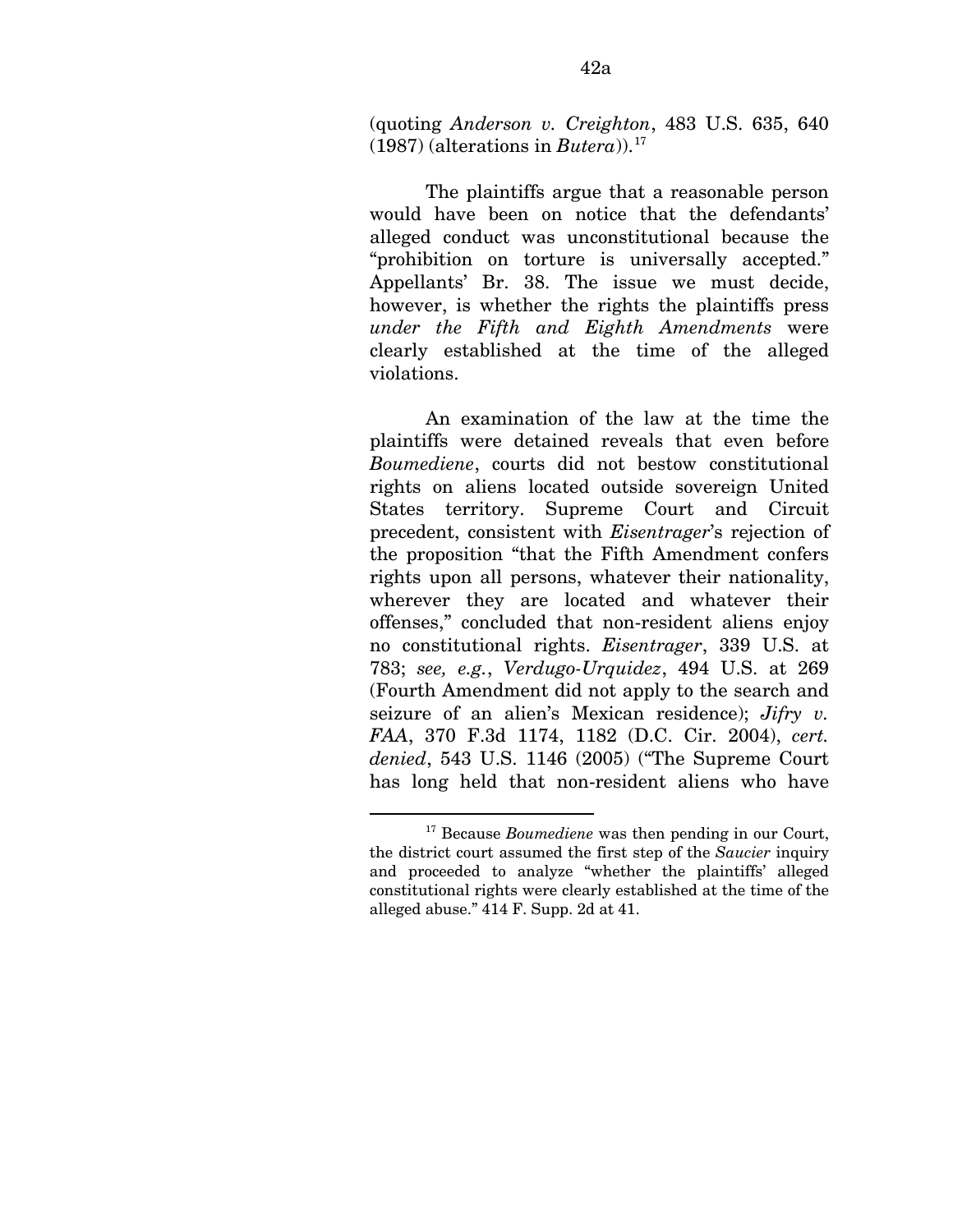(quoting *Anderson v. Creighton*, 483 U.S. 635, 640 (1987) (alterations in *Butera*)).[17]

The plaintiffs argue that a reasonable person would have been on notice that the defendants' alleged conduct was unconstitutional because the "prohibition on torture is universally accepted." Appellants' Br. 38. The issue we must decide, however, is whether the rights the plaintiffs press *under the Fifth and Eighth Amendments* were clearly established at the time of the alleged violations.

An examination of the law at the time the plaintiffs were detained reveals that even before *Boumediene*, courts did not bestow constitutional rights on aliens located outside sovereign United States territory. Supreme Court and Circuit precedent, consistent with *Eisentrager*'s rejection of the proposition "that the Fifth Amendment confers rights upon all persons, whatever their nationality, wherever they are located and whatever their offenses," concluded that non-resident aliens enjoy no constitutional rights. *Eisentrager*, 339 U.S. at 783; *see, e.g.*, *Verdugo-Urquidez*, 494 U.S. at 269 (Fourth Amendment did not apply to the search and seizure of an alien's Mexican residence); *Jifry v. FAA*, 370 F.3d 1174, 1182 (D.C. Cir. 2004), *cert. denied*, 543 U.S. 1146 (2005) ("The Supreme Court has long held that non-resident aliens who have

---

[17] Because *Boumediene* was then pending in our Court, the district court assumed the first step of the *Saucier* inquiry and proceeded to analyze "whether the plaintiffs' alleged constitutional rights were clearly established at the time of the alleged abuse." 414 F. Supp. 2d at 41.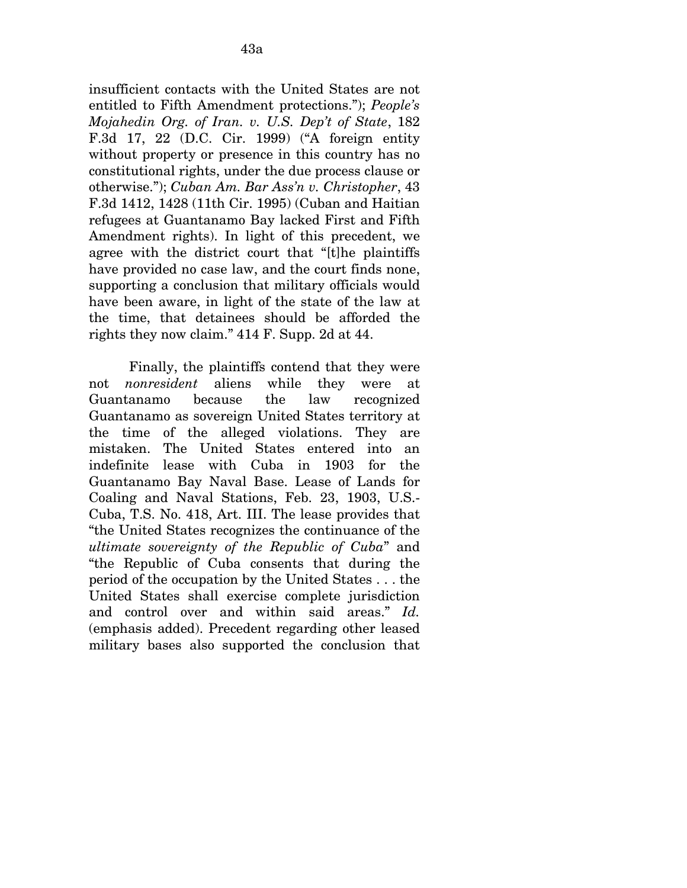insufficient contacts with the United States are not entitled to Fifth Amendment protections."); *People's Mojahedin Org. of Iran. v. U.S. Dep't of State*, 182 F.3d 17, 22 (D.C. Cir. 1999) ("A foreign entity without property or presence in this country has no constitutional rights, under the due process clause or otherwise."); *Cuban Am. Bar Ass'n v. Christopher*, 43 F.3d 1412, 1428 (11th Cir. 1995) (Cuban and Haitian refugees at Guantanamo Bay lacked First and Fifth Amendment rights). In light of this precedent, we agree with the district court that "[t]he plaintiffs have provided no case law, and the court finds none, supporting a conclusion that military officials would have been aware, in light of the state of the law at the time, that detainees should be afforded the rights they now claim." 414 F. Supp. 2d at 44.

Finally, the plaintiffs contend that they were not *nonresident* aliens while they were at Guantanamo because the law recognized Guantanamo as sovereign United States territory at the time of the alleged violations. They are mistaken. The United States entered into an indefinite lease with Cuba in 1903 for the Guantanamo Bay Naval Base. Lease of Lands for Coaling and Naval Stations, Feb. 23, 1903, U.S.-Cuba, T.S. No. 418, Art. III. The lease provides that "the United States recognizes the continuance of the *ultimate sovereignty of the Republic of Cuba*" and "the Republic of Cuba consents that during the period of the occupation by the United States . . . the United States shall exercise complete jurisdiction and control over and within said areas." *Id.* (emphasis added). Precedent regarding other leased military bases also supported the conclusion that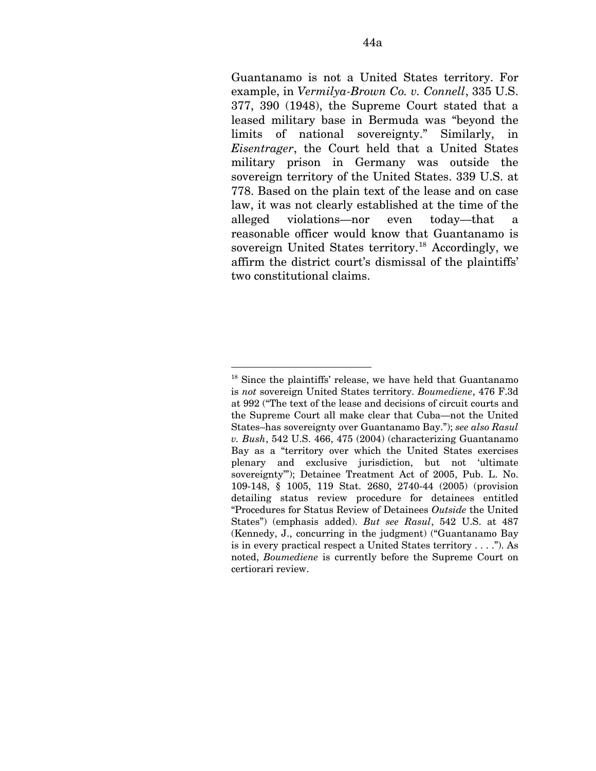Guantanamo is not a United States territory. For example, in *Vermilya-Brown Co. v. Connell*, 335 U.S. 377, 390 (1948), the Supreme Court stated that a leased military base in Bermuda was "beyond the limits of national sovereignty." Similarly, in *Eisentrager*, the Court held that a United States military prison in Germany was outside the sovereign territory of the United States. 339 U.S. at 778. Based on the plain text of the lease and on case law, it was not clearly established at the time of the alleged violations—nor even today—that a reasonable officer would know that Guantanamo is sovereign United States territory.[18] Accordingly, we affirm the district court's dismissal of the plaintiffs' two constitutional claims.

---

[18] Since the plaintiffs' release, we have held that Guantanamo is *not* sovereign United States territory. *Boumediene*, 476 F.3d at 992 ("The text of the lease and decisions of circuit courts and the Supreme Court all make clear that Cuba—not the United States–has sovereignty over Guantanamo Bay."); *see also Rasul v. Bush*, 542 U.S. 466, 475 (2004) (characterizing Guantanamo Bay as a "territory over which the United States exercises plenary and exclusive jurisdiction, but not 'ultimate sovereignty'"); Detainee Treatment Act of 2005, Pub. L. No. 109-148, § 1005, 119 Stat. 2680, 2740-44 (2005) (provision detailing status review procedure for detainees entitled "Procedures for Status Review of Detainees *Outside* the United States") (emphasis added). *But see Rasul*, 542 U.S. at 487 (Kennedy, J., concurring in the judgment) ("Guantanamo Bay is in every practical respect a United States territory . . . ."). As noted, *Boumediene* is currently before the Supreme Court on certiorari review.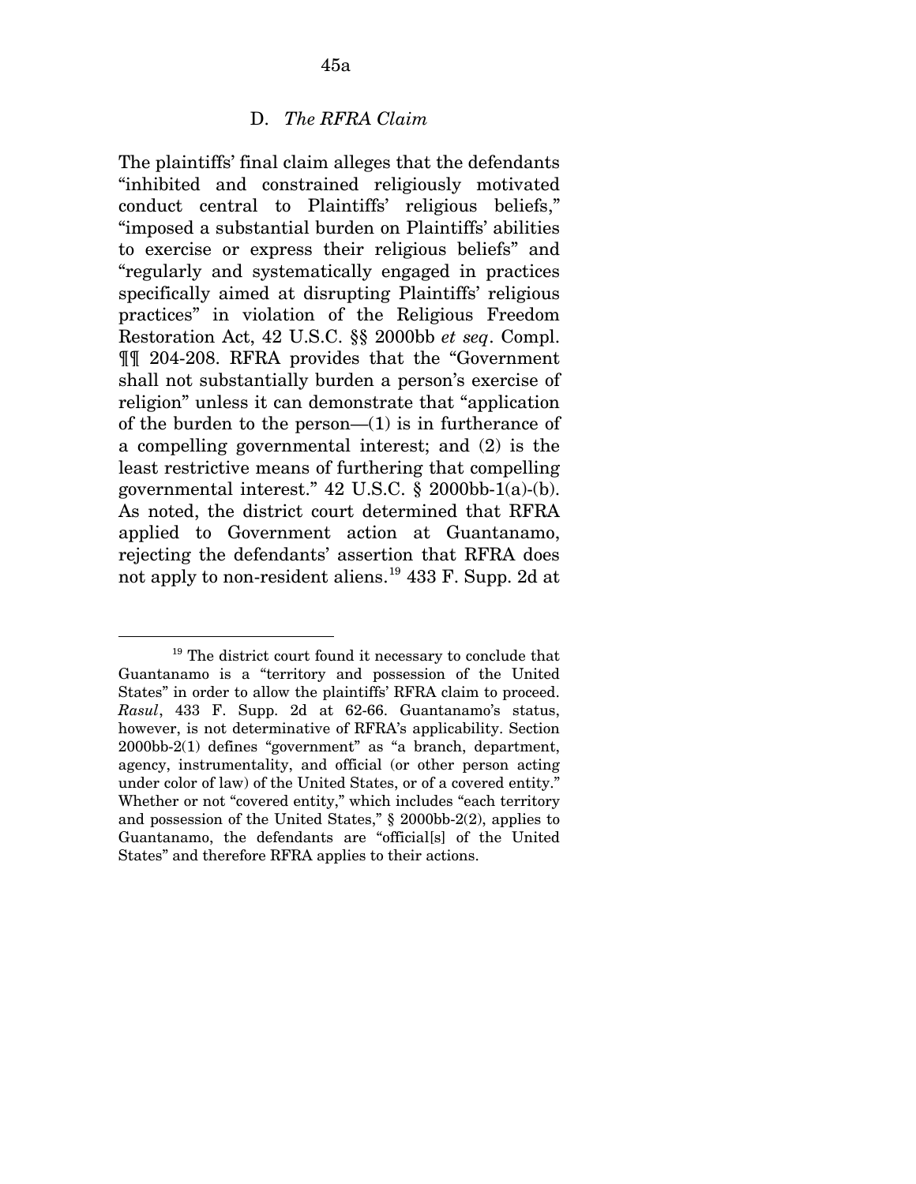### D. *The RFRA Claim*

The plaintiffs' final claim alleges that the defendants "inhibited and constrained religiously motivated conduct central to Plaintiffs' religious beliefs," "imposed a substantial burden on Plaintiffs' abilities to exercise or express their religious beliefs" and "regularly and systematically engaged in practices specifically aimed at disrupting Plaintiffs' religious practices" in violation of the Religious Freedom Restoration Act, 42 U.S.C. §§ 2000bb *et seq*. Compl. ¶¶ 204-208. RFRA provides that the "Government shall not substantially burden a person's exercise of religion" unless it can demonstrate that "application of the burden to the person—(1) is in furtherance of a compelling governmental interest; and (2) is the least restrictive means of furthering that compelling governmental interest." 42 U.S.C. § 2000bb-1(a)-(b). As noted, the district court determined that RFRA applied to Government action at Guantanamo, rejecting the defendants' assertion that RFRA does not apply to non-resident aliens.[19] 433 F. Supp. 2d at

---

[19] The district court found it necessary to conclude that Guantanamo is a "territory and possession of the United States" in order to allow the plaintiffs' RFRA claim to proceed. *Rasul*, 433 F. Supp. 2d at 62-66. Guantanamo's status, however, is not determinative of RFRA's applicability. Section 2000bb-2(1) defines "government" as "a branch, department, agency, instrumentality, and official (or other person acting under color of law) of the United States, or of a covered entity." Whether or not "covered entity," which includes "each territory and possession of the United States," § 2000bb-2(2), applies to Guantanamo, the defendants are "official[s] of the United States" and therefore RFRA applies to their actions.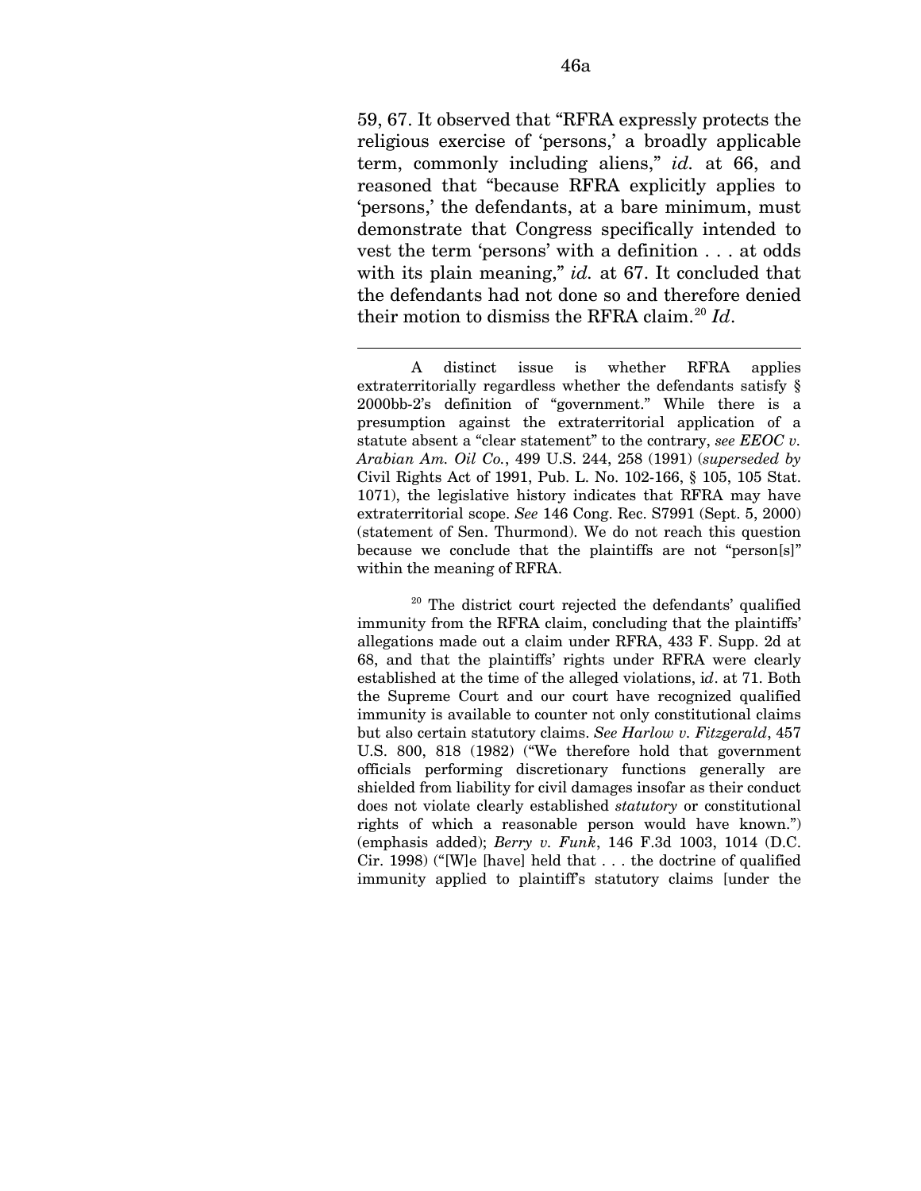59, 67. It observed that "RFRA expressly protects the religious exercise of 'persons,' a broadly applicable term, commonly including aliens," *id.* at 66, and reasoned that "because RFRA explicitly applies to 'persons,' the defendants, at a bare minimum, must demonstrate that Congress specifically intended to vest the term 'persons' with a definition . . . at odds with its plain meaning," *id.* at 67. It concluded that the defendants had not done so and therefore denied their motion to dismiss the RFRA claim.[20] *Id*.

---

A distinct issue is whether RFRA applies extraterritorially regardless whether the defendants satisfy § 2000bb-2's definition of "government." While there is a presumption against the extraterritorial application of a statute absent a "clear statement" to the contrary, *see EEOC v. Arabian Am. Oil Co.*, 499 U.S. 244, 258 (1991) (*superseded by* Civil Rights Act of 1991, Pub. L. No. 102-166, § 105, 105 Stat. 1071), the legislative history indicates that RFRA may have extraterritorial scope. *See* 146 Cong. Rec. S7991 (Sept. 5, 2000) (statement of Sen. Thurmond). We do not reach this question because we conclude that the plaintiffs are not "person[s]" within the meaning of RFRA.

[20] The district court rejected the defendants' qualified immunity from the RFRA claim, concluding that the plaintiffs' allegations made out a claim under RFRA, 433 F. Supp. 2d at 68, and that the plaintiffs' rights under RFRA were clearly established at the time of the alleged violations, i*d*. at 71. Both the Supreme Court and our court have recognized qualified immunity is available to counter not only constitutional claims but also certain statutory claims. *See Harlow v. Fitzgerald*, 457 U.S. 800, 818 (1982) ("We therefore hold that government officials performing discretionary functions generally are shielded from liability for civil damages insofar as their conduct does not violate clearly established *statutory* or constitutional rights of which a reasonable person would have known.") (emphasis added); *Berry v. Funk*, 146 F.3d 1003, 1014 (D.C. Cir. 1998) ("[W]e [have] held that . . . the doctrine of qualified immunity applied to plaintiff's statutory claims [under the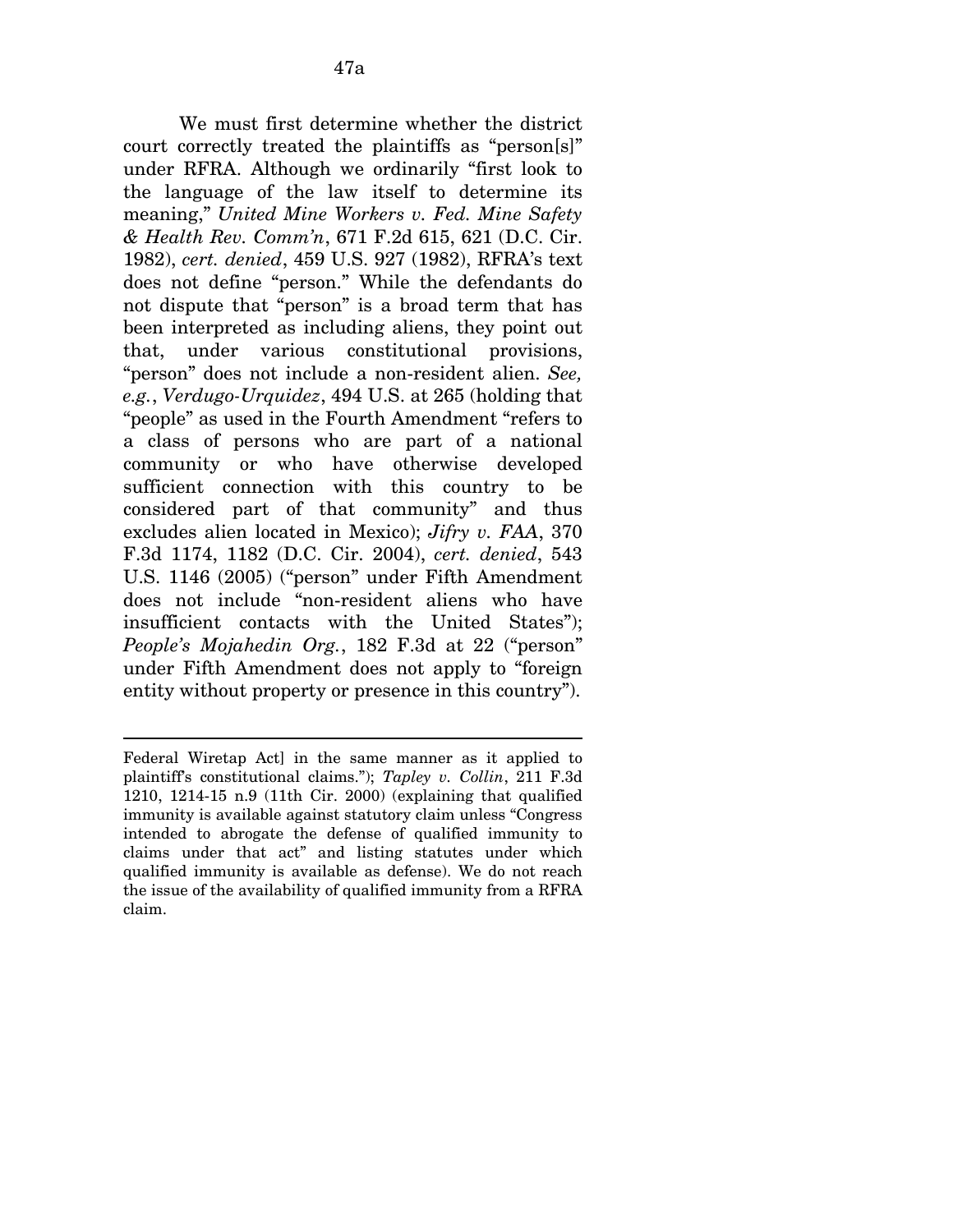We must first determine whether the district court correctly treated the plaintiffs as "person[s]" under RFRA. Although we ordinarily "first look to the language of the law itself to determine its meaning," *United Mine Workers v. Fed. Mine Safety & Health Rev. Comm'n*, 671 F.2d 615, 621 (D.C. Cir. 1982), *cert. denied*, 459 U.S. 927 (1982), RFRA's text does not define "person." While the defendants do not dispute that "person" is a broad term that has been interpreted as including aliens, they point out that, under various constitutional provisions, "person" does not include a non-resident alien. *See, e.g.*, *Verdugo-Urquidez*, 494 U.S. at 265 (holding that "people" as used in the Fourth Amendment "refers to a class of persons who are part of a national community or who have otherwise developed sufficient connection with this country to be considered part of that community" and thus excludes alien located in Mexico); *Jifry v. FAA*, 370 F.3d 1174, 1182 (D.C. Cir. 2004), *cert. denied*, 543 U.S. 1146 (2005) ("person" under Fifth Amendment does not include "non-resident aliens who have insufficient contacts with the United States"); *People's Mojahedin Org.*, 182 F.3d at 22 ("person" under Fifth Amendment does not apply to "foreign entity without property or presence in this country").

---

Federal Wiretap Act] in the same manner as it applied to plaintiff's constitutional claims."); *Tapley v. Collin*, 211 F.3d 1210, 1214-15 n.9 (11th Cir. 2000) (explaining that qualified immunity is available against statutory claim unless "Congress intended to abrogate the defense of qualified immunity to claims under that act" and listing statutes under which qualified immunity is available as defense). We do not reach the issue of the availability of qualified immunity from a RFRA claim.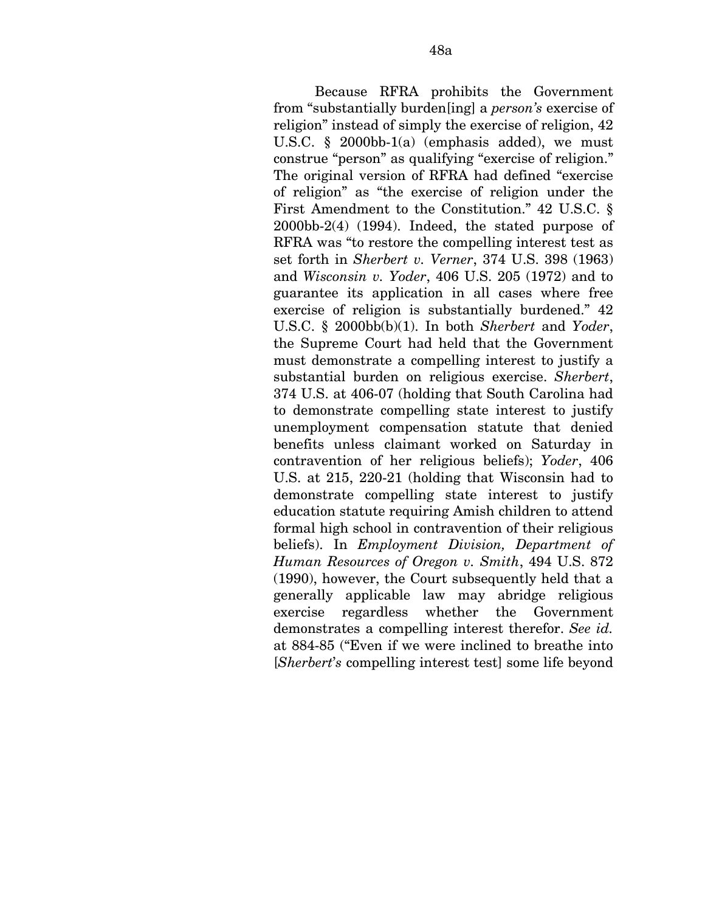Because RFRA prohibits the Government from "substantially burden[ing] a *person's* exercise of religion" instead of simply the exercise of religion, 42 U.S.C. § 2000bb-1(a) (emphasis added), we must construe "person" as qualifying "exercise of religion." The original version of RFRA had defined "exercise of religion" as "the exercise of religion under the First Amendment to the Constitution." 42 U.S.C. § 2000bb-2(4) (1994). Indeed, the stated purpose of RFRA was "to restore the compelling interest test as set forth in *Sherbert v. Verner*, 374 U.S. 398 (1963) and *Wisconsin v. Yoder*, 406 U.S. 205 (1972) and to guarantee its application in all cases where free exercise of religion is substantially burdened." 42 U.S.C. § 2000bb(b)(1). In both *Sherbert* and *Yoder*, the Supreme Court had held that the Government must demonstrate a compelling interest to justify a substantial burden on religious exercise. *Sherbert*, 374 U.S. at 406-07 (holding that South Carolina had to demonstrate compelling state interest to justify unemployment compensation statute that denied benefits unless claimant worked on Saturday in contravention of her religious beliefs); *Yoder*, 406 U.S. at 215, 220-21 (holding that Wisconsin had to demonstrate compelling state interest to justify education statute requiring Amish children to attend formal high school in contravention of their religious beliefs). In *Employment Division, Department of Human Resources of Oregon v. Smith*, 494 U.S. 872 (1990), however, the Court subsequently held that a generally applicable law may abridge religious exercise regardless whether the Government demonstrates a compelling interest therefor. *See id.* at 884-85 ("Even if we were inclined to breathe into [*Sherbert's* compelling interest test] some life beyond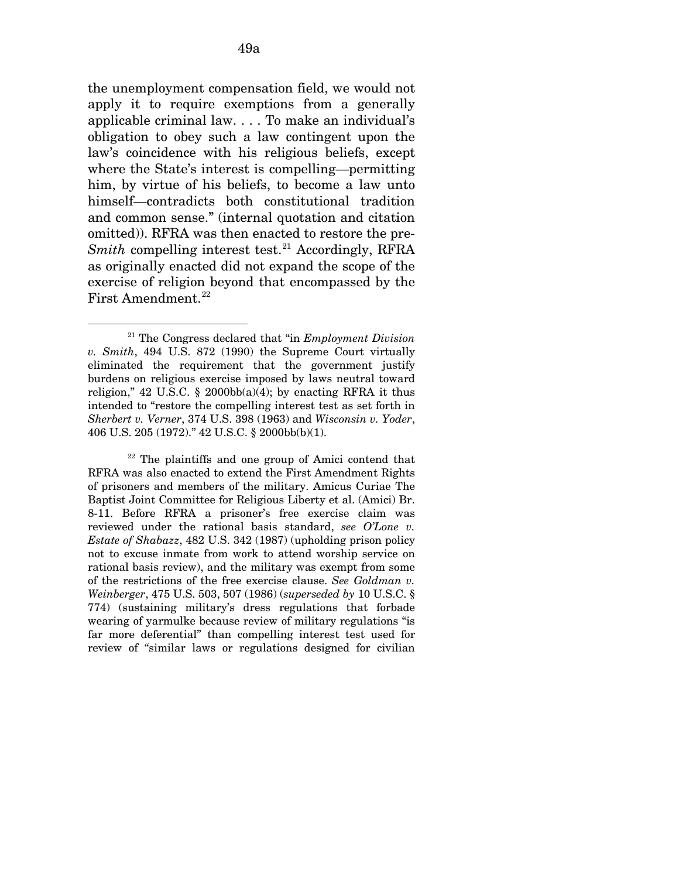the unemployment compensation field, we would not apply it to require exemptions from a generally applicable criminal law. . . . To make an individual's obligation to obey such a law contingent upon the law's coincidence with his religious beliefs, except where the State's interest is compelling—permitting him, by virtue of his beliefs, to become a law unto himself—contradicts both constitutional tradition and common sense." (internal quotation and citation omitted)). RFRA was then enacted to restore the pre-*Smith* compelling interest test.[21] Accordingly, RFRA as originally enacted did not expand the scope of the exercise of religion beyond that encompassed by the First Amendment.[22]

---

[21] The Congress declared that "in *Employment Division v. Smith*, 494 U.S. 872 (1990) the Supreme Court virtually eliminated the requirement that the government justify burdens on religious exercise imposed by laws neutral toward religion," 42 U.S.C. § 2000bb(a)(4); by enacting RFRA it thus intended to "restore the compelling interest test as set forth in *Sherbert v. Verner*, 374 U.S. 398 (1963) and *Wisconsin v. Yoder*, 406 U.S. 205 (1972)." 42 U.S.C. § 2000bb(b)(1).

[22] The plaintiffs and one group of Amici contend that RFRA was also enacted to extend the First Amendment Rights of prisoners and members of the military. Amicus Curiae The Baptist Joint Committee for Religious Liberty et al. (Amici) Br. 8-11. Before RFRA a prisoner's free exercise claim was reviewed under the rational basis standard, *see O'Lone v. Estate of Shabazz*, 482 U.S. 342 (1987) (upholding prison policy not to excuse inmate from work to attend worship service on rational basis review), and the military was exempt from some of the restrictions of the free exercise clause. *See Goldman v. Weinberger*, 475 U.S. 503, 507 (1986) (*superseded by* 10 U.S.C. § 774) (sustaining military's dress regulations that forbade wearing of yarmulke because review of military regulations "is far more deferential" than compelling interest test used for review of "similar laws or regulations designed for civilian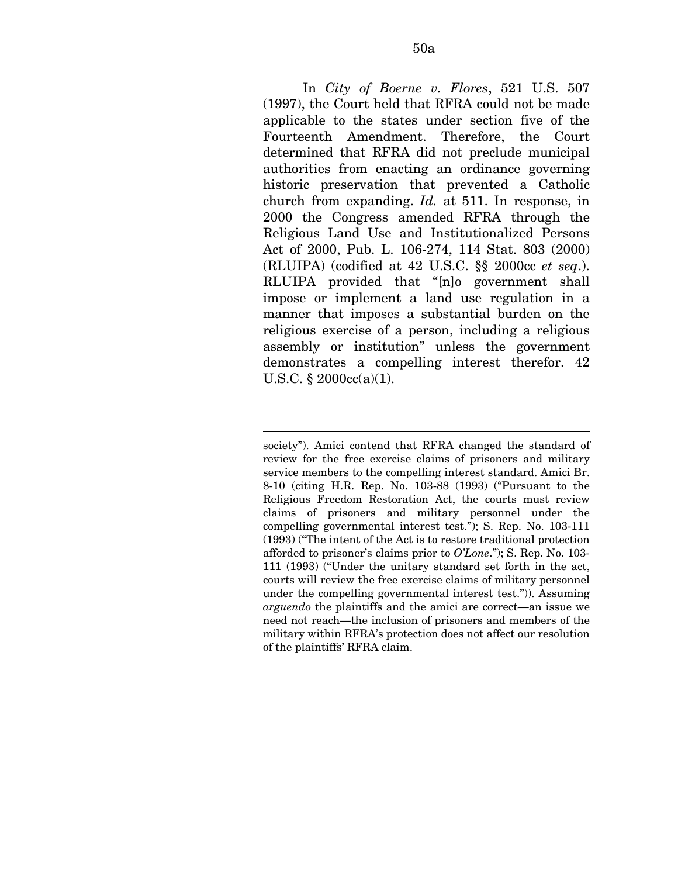In *City of Boerne v. Flores*, 521 U.S. 507 (1997), the Court held that RFRA could not be made applicable to the states under section five of the Fourteenth Amendment. Therefore, the Court determined that RFRA did not preclude municipal authorities from enacting an ordinance governing historic preservation that prevented a Catholic church from expanding. *Id.* at 511. In response, in 2000 the Congress amended RFRA through the Religious Land Use and Institutionalized Persons Act of 2000, Pub. L. 106-274, 114 Stat. 803 (2000) (RLUIPA) (codified at 42 U.S.C. §§ 2000cc *et seq*.). RLUIPA provided that "[n]o government shall impose or implement a land use regulation in a manner that imposes a substantial burden on the religious exercise of a person, including a religious assembly or institution" unless the government demonstrates a compelling interest therefor. 42 U.S.C. § 2000cc(a)(1).

---

society"). Amici contend that RFRA changed the standard of review for the free exercise claims of prisoners and military service members to the compelling interest standard. Amici Br. 8-10 (citing H.R. Rep. No. 103-88 (1993) ("Pursuant to the Religious Freedom Restoration Act, the courts must review claims of prisoners and military personnel under the compelling governmental interest test."); S. Rep. No. 103-111 (1993) ("The intent of the Act is to restore traditional protection afforded to prisoner's claims prior to *O'Lone*."); S. Rep. No. 103-111 (1993) ("Under the unitary standard set forth in the act, courts will review the free exercise claims of military personnel under the compelling governmental interest test.")). Assuming *arguendo* the plaintiffs and the amici are correct—an issue we need not reach—the inclusion of prisoners and members of the military within RFRA's protection does not affect our resolution of the plaintiffs' RFRA claim.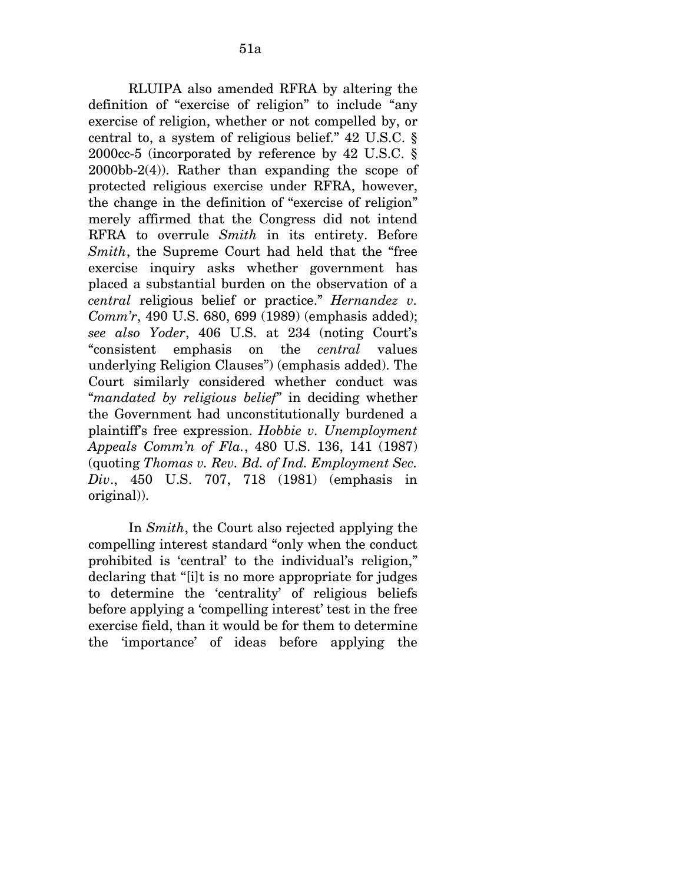RLUIPA also amended RFRA by altering the definition of "exercise of religion" to include "any exercise of religion, whether or not compelled by, or central to, a system of religious belief." 42 U.S.C. § 2000cc-5 (incorporated by reference by 42 U.S.C. § 2000bb-2(4)). Rather than expanding the scope of protected religious exercise under RFRA, however, the change in the definition of "exercise of religion" merely affirmed that the Congress did not intend RFRA to overrule *Smith* in its entirety. Before *Smith*, the Supreme Court had held that the "free exercise inquiry asks whether government has placed a substantial burden on the observation of a *central* religious belief or practice." *Hernandez v. Comm'r*, 490 U.S. 680, 699 (1989) (emphasis added); *see also Yoder*, 406 U.S. at 234 (noting Court's "consistent emphasis on the *central* values underlying Religion Clauses") (emphasis added). The Court similarly considered whether conduct was "*mandated by religious belief*" in deciding whether the Government had unconstitutionally burdened a plaintiff's free expression. *Hobbie v. Unemployment Appeals Comm'n of Fla.*, 480 U.S. 136, 141 (1987) (quoting *Thomas v. Rev. Bd. of Ind. Employment Sec. Div*., 450 U.S. 707, 718 (1981) (emphasis in original)).

In *Smith*, the Court also rejected applying the compelling interest standard "only when the conduct prohibited is 'central' to the individual's religion," declaring that "[i]t is no more appropriate for judges to determine the 'centrality' of religious beliefs before applying a 'compelling interest' test in the free exercise field, than it would be for them to determine the 'importance' of ideas before applying the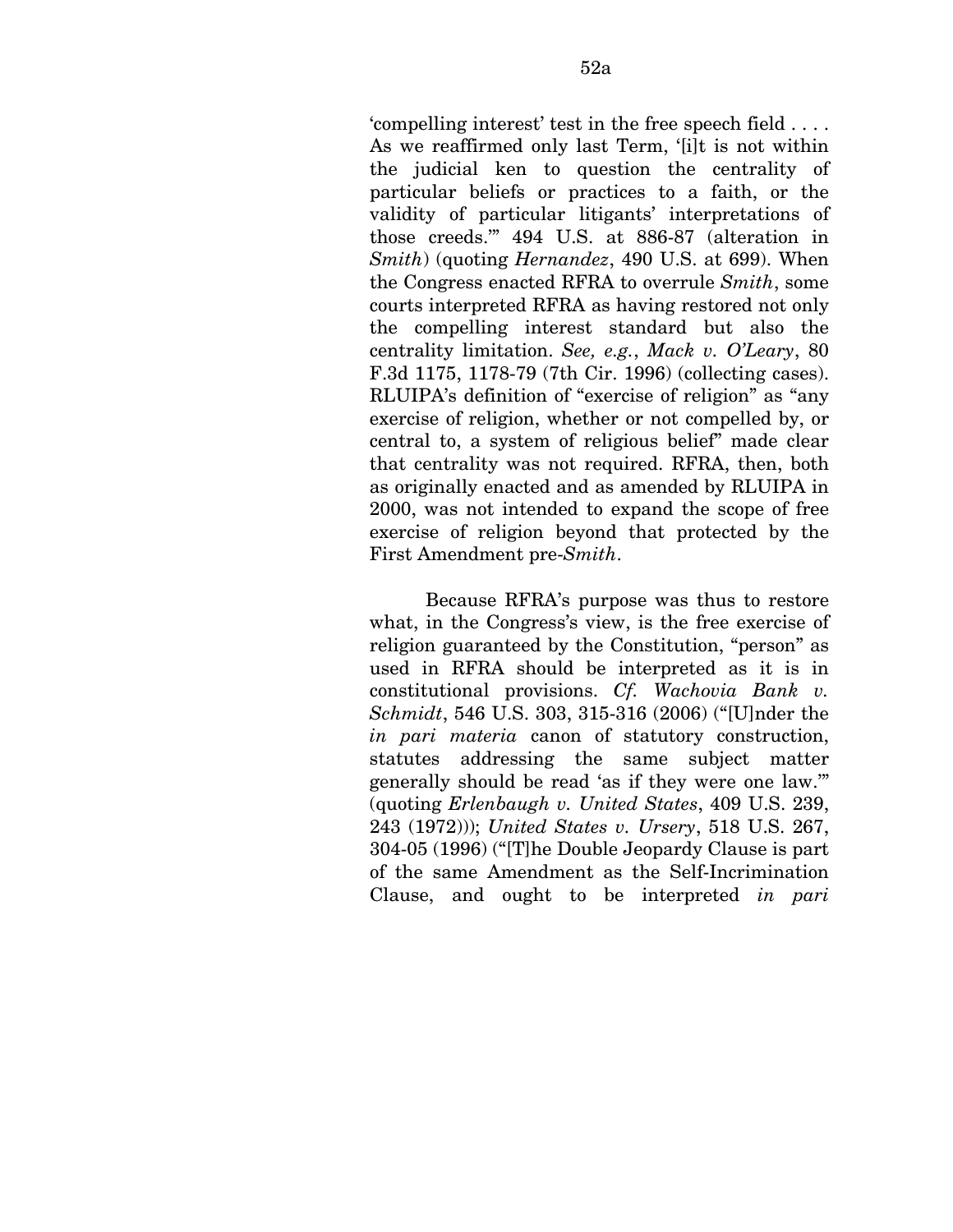'compelling interest' test in the free speech field . . . . As we reaffirmed only last Term, '[i]t is not within the judicial ken to question the centrality of particular beliefs or practices to a faith, or the validity of particular litigants' interpretations of those creeds.'" 494 U.S. at 886-87 (alteration in *Smith*) (quoting *Hernandez*, 490 U.S. at 699). When the Congress enacted RFRA to overrule *Smith*, some courts interpreted RFRA as having restored not only the compelling interest standard but also the centrality limitation. *See, e.g.*, *Mack v. O'Leary*, 80 F.3d 1175, 1178-79 (7th Cir. 1996) (collecting cases). RLUIPA's definition of "exercise of religion" as "any exercise of religion, whether or not compelled by, or central to, a system of religious belief" made clear that centrality was not required. RFRA, then, both as originally enacted and as amended by RLUIPA in 2000, was not intended to expand the scope of free exercise of religion beyond that protected by the First Amendment pre-*Smith*.

Because RFRA's purpose was thus to restore what, in the Congress's view, is the free exercise of religion guaranteed by the Constitution, "person" as used in RFRA should be interpreted as it is in constitutional provisions. *Cf. Wachovia Bank v. Schmidt*, 546 U.S. 303, 315-316 (2006) ("[U]nder the *in pari materia* canon of statutory construction, statutes addressing the same subject matter generally should be read 'as if they were one law.'" (quoting *Erlenbaugh v. United States*, 409 U.S. 239, 243 (1972))); *United States v. Ursery*, 518 U.S. 267, 304-05 (1996) ("[T]he Double Jeopardy Clause is part of the same Amendment as the Self-Incrimination Clause, and ought to be interpreted *in pari*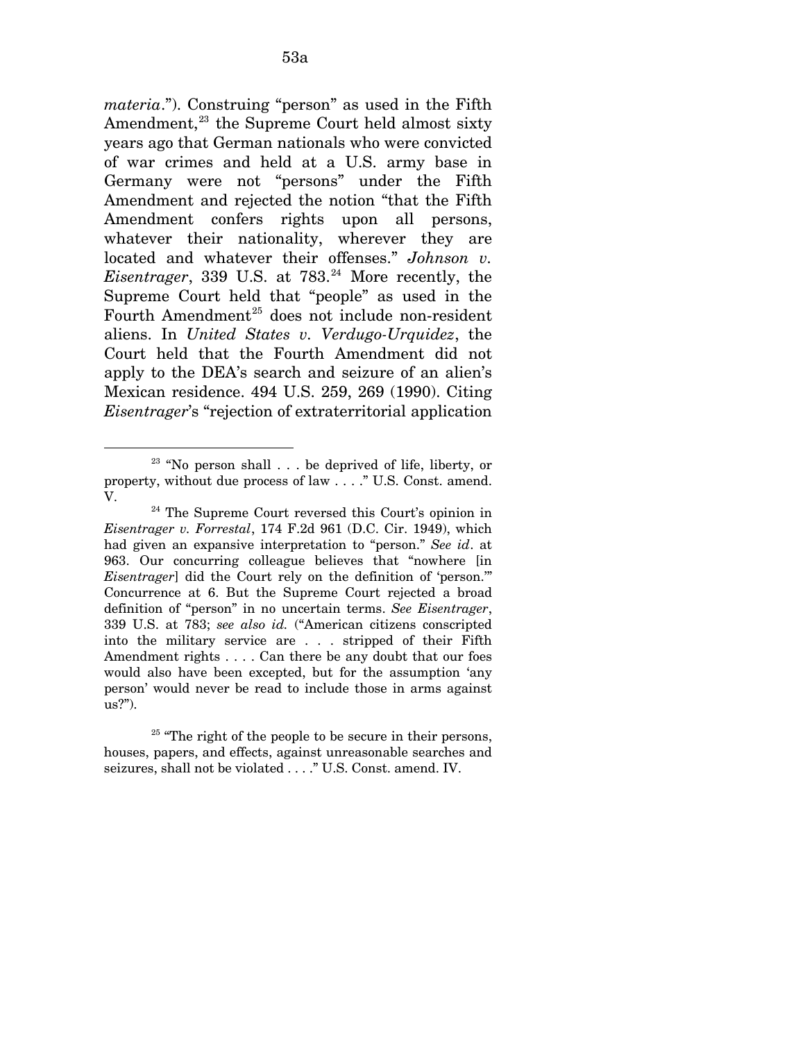*materia*."). Construing "person" as used in the Fifth Amendment,[23] the Supreme Court held almost sixty years ago that German nationals who were convicted of war crimes and held at a U.S. army base in Germany were not "persons" under the Fifth Amendment and rejected the notion "that the Fifth Amendment confers rights upon all persons, whatever their nationality, wherever they are located and whatever their offenses." *Johnson v. Eisentrager*, 339 U.S. at 783.[24] More recently, the Supreme Court held that "people" as used in the Fourth Amendment[25] does not include non-resident aliens. In *United States v. Verdugo-Urquidez*, the Court held that the Fourth Amendment did not apply to the DEA's search and seizure of an alien's Mexican residence. 494 U.S. 259, 269 (1990). Citing *Eisentrager*'s "rejection of extraterritorial application

---

[23] "No person shall . . . be deprived of life, liberty, or property, without due process of law . . . ." U.S. Const. amend. V.

[24] The Supreme Court reversed this Court's opinion in *Eisentrager v. Forrestal*, 174 F.2d 961 (D.C. Cir. 1949), which had given an expansive interpretation to "person." *See id*. at 963. Our concurring colleague believes that "nowhere [in *Eisentrager*] did the Court rely on the definition of 'person.'" Concurrence at 6. But the Supreme Court rejected a broad definition of "person" in no uncertain terms. *See Eisentrager*, 339 U.S. at 783; *see also id.* ("American citizens conscripted into the military service are . . . stripped of their Fifth Amendment rights . . . . Can there be any doubt that our foes would also have been excepted, but for the assumption 'any person' would never be read to include those in arms against us?").

[25] "The right of the people to be secure in their persons, houses, papers, and effects, against unreasonable searches and seizures, shall not be violated . . . ." U.S. Const. amend. IV.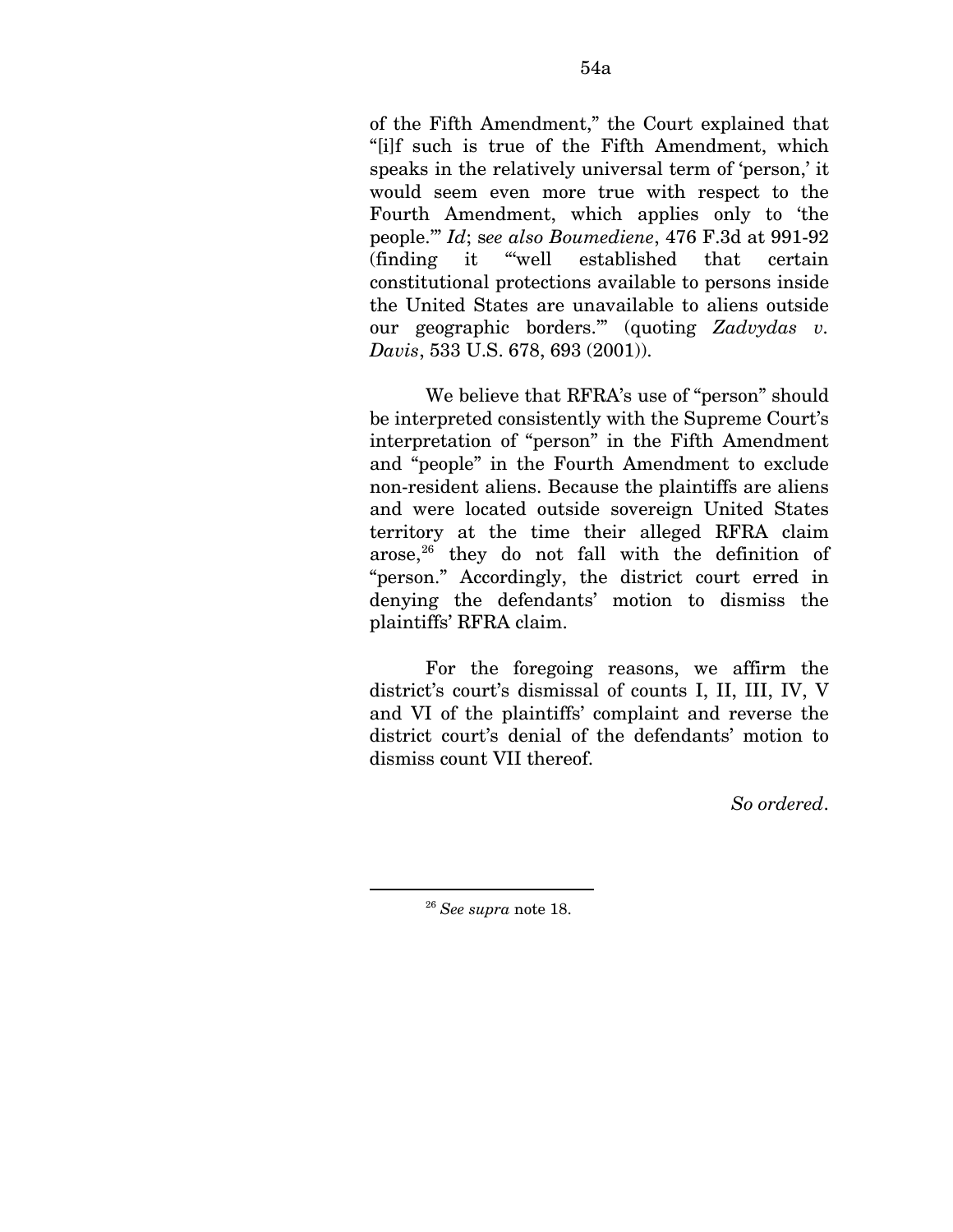of the Fifth Amendment," the Court explained that "[i]f such is true of the Fifth Amendment, which speaks in the relatively universal term of 'person,' it would seem even more true with respect to the Fourth Amendment, which applies only to 'the people.'" *Id*; s*ee also Boumediene*, 476 F.3d at 991-92 (finding it "'well established that certain constitutional protections available to persons inside the United States are unavailable to aliens outside our geographic borders.'" (quoting *Zadvydas v. Davis*, 533 U.S. 678, 693 (2001)).

We believe that RFRA's use of "person" should be interpreted consistently with the Supreme Court's interpretation of "person" in the Fifth Amendment and "people" in the Fourth Amendment to exclude non-resident aliens. Because the plaintiffs are aliens and were located outside sovereign United States territory at the time their alleged RFRA claim arose,[26] they do not fall with the definition of "person." Accordingly, the district court erred in denying the defendants' motion to dismiss the plaintiffs' RFRA claim.

For the foregoing reasons, we affirm the district's court's dismissal of counts I, II, III, IV, V and VI of the plaintiffs' complaint and reverse the district court's denial of the defendants' motion to dismiss count VII thereof.

*So ordered*.

---

[26] *See supra* note 18.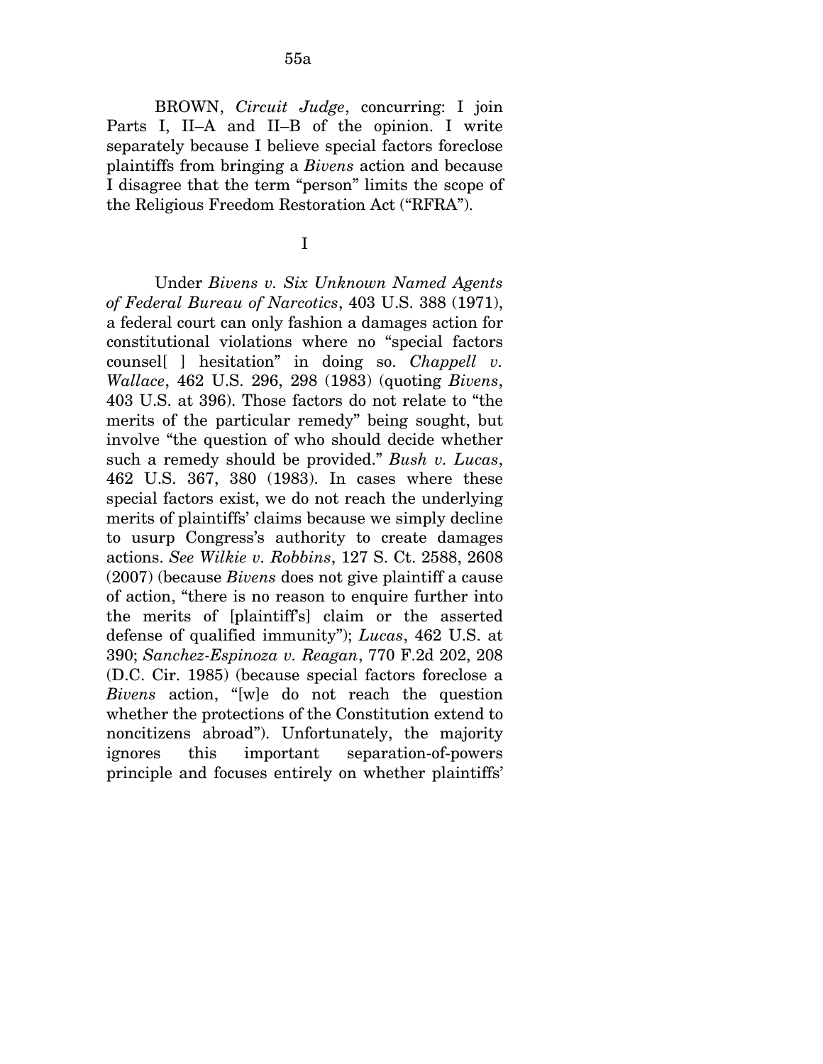BROWN, *Circuit Judge*, concurring: I join Parts I, II–A and II–B of the opinion. I write separately because I believe special factors foreclose plaintiffs from bringing a *Bivens* action and because I disagree that the term "person" limits the scope of the Religious Freedom Restoration Act ("RFRA").

I

Under *Bivens v. Six Unknown Named Agents of Federal Bureau of Narcotics*, 403 U.S. 388 (1971), a federal court can only fashion a damages action for constitutional violations where no "special factors counsel[ ] hesitation" in doing so. *Chappell v. Wallace*, 462 U.S. 296, 298 (1983) (quoting *Bivens*, 403 U.S. at 396). Those factors do not relate to "the merits of the particular remedy" being sought, but involve "the question of who should decide whether such a remedy should be provided." *Bush v. Lucas*, 462 U.S. 367, 380 (1983). In cases where these special factors exist, we do not reach the underlying merits of plaintiffs' claims because we simply decline to usurp Congress's authority to create damages actions. *See Wilkie v. Robbins*, 127 S. Ct. 2588, 2608 (2007) (because *Bivens* does not give plaintiff a cause of action, "there is no reason to enquire further into the merits of [plaintiff's] claim or the asserted defense of qualified immunity"); *Lucas*, 462 U.S. at 390; *Sanchez-Espinoza v. Reagan*, 770 F.2d 202, 208 (D.C. Cir. 1985) (because special factors foreclose a *Bivens* action, "[w]e do not reach the question whether the protections of the Constitution extend to noncitizens abroad"). Unfortunately, the majority ignores this important separation-of-powers principle and focuses entirely on whether plaintiffs'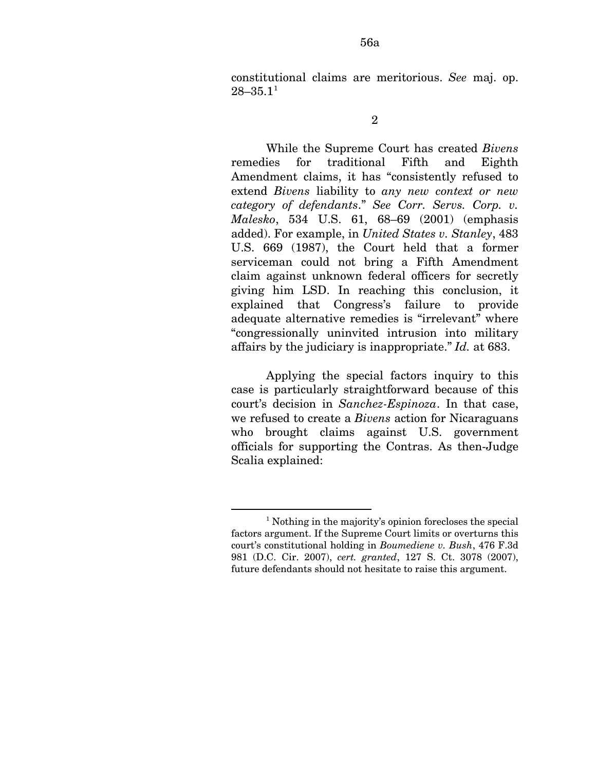constitutional claims are meritorious. *See* maj. op. 28–35.1[1]

2

While the Supreme Court has created *Bivens* remedies for traditional Fifth and Eighth Amendment claims, it has "consistently refused to extend *Bivens* liability to *any new context or new category of defendants*." *See Corr. Servs. Corp. v. Malesko*, 534 U.S. 61, 68–69 (2001) (emphasis added). For example, in *United States v. Stanley*, 483 U.S. 669 (1987), the Court held that a former serviceman could not bring a Fifth Amendment claim against unknown federal officers for secretly giving him LSD. In reaching this conclusion, it explained that Congress's failure to provide adequate alternative remedies is "irrelevant" where "congressionally uninvited intrusion into military affairs by the judiciary is inappropriate." *Id.* at 683.

Applying the special factors inquiry to this case is particularly straightforward because of this court's decision in *Sanchez-Espinoza*. In that case, we refused to create a *Bivens* action for Nicaraguans who brought claims against U.S. government officials for supporting the Contras. As then-Judge Scalia explained:

---

[1] Nothing in the majority's opinion forecloses the special factors argument. If the Supreme Court limits or overturns this court's constitutional holding in *Boumediene v. Bush*, 476 F.3d 981 (D.C. Cir. 2007), *cert. granted*, 127 S. Ct. 3078 (2007), future defendants should not hesitate to raise this argument.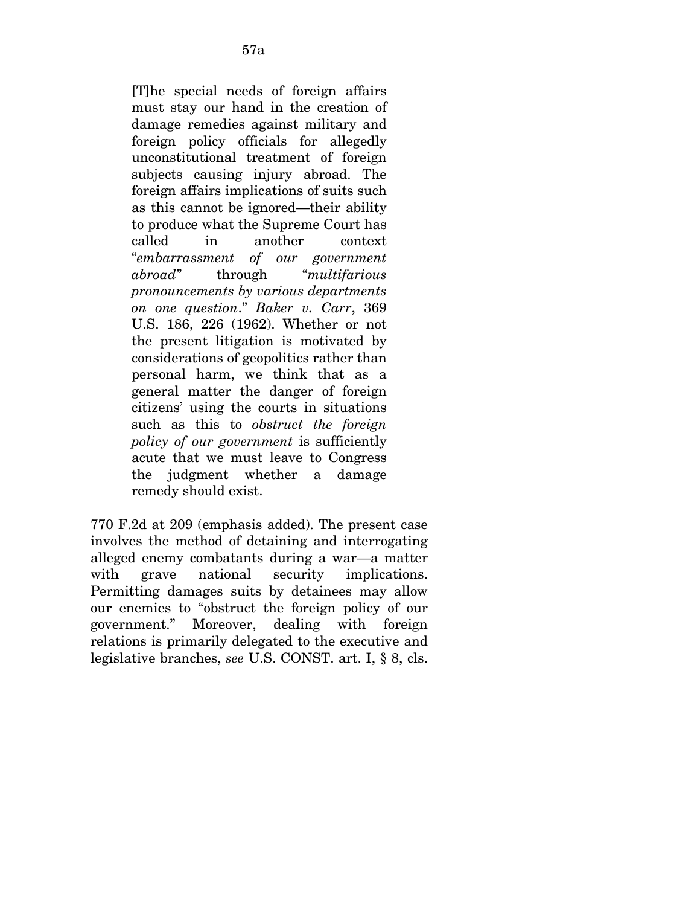> [T]he special needs of foreign affairs must stay our hand in the creation of damage remedies against military and foreign policy officials for allegedly unconstitutional treatment of foreign subjects causing injury abroad. The foreign affairs implications of suits such as this cannot be ignored—their ability to produce what the Supreme Court has called in another context "*embarrassment of our government abroad*" through "*multifarious pronouncements by various departments on one question*." *Baker v. Carr*, 369 U.S. 186, 226 (1962). Whether or not the present litigation is motivated by considerations of geopolitics rather than personal harm, we think that as a general matter the danger of foreign citizens' using the courts in situations such as this to *obstruct the foreign policy of our government* is sufficiently acute that we must leave to Congress the judgment whether a damage remedy should exist.

770 F.2d at 209 (emphasis added). The present case involves the method of detaining and interrogating alleged enemy combatants during a war—a matter with grave national security implications. Permitting damages suits by detainees may allow our enemies to "obstruct the foreign policy of our government." Moreover, dealing with foreign relations is primarily delegated to the executive and legislative branches, *see* U.S. CONST. art. I, § 8, cls.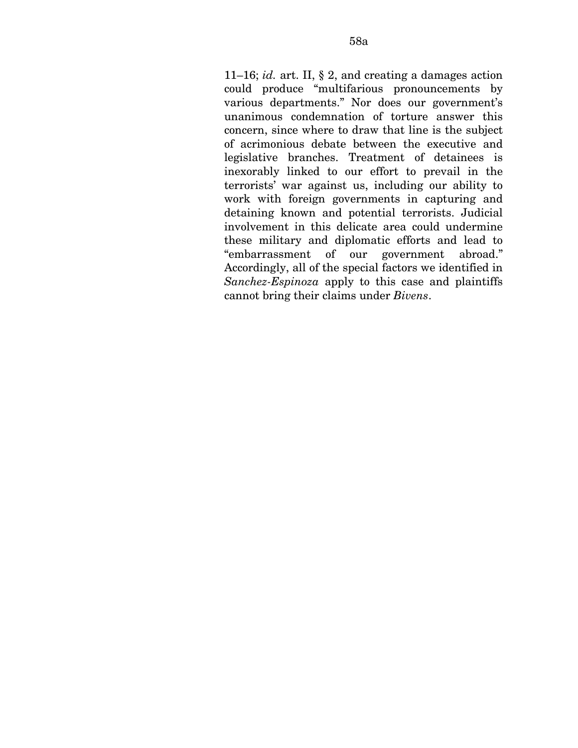11–16; *id.* art. II, § 2, and creating a damages action could produce "multifarious pronouncements by various departments." Nor does our government's unanimous condemnation of torture answer this concern, since where to draw that line is the subject of acrimonious debate between the executive and legislative branches. Treatment of detainees is inexorably linked to our effort to prevail in the terrorists' war against us, including our ability to work with foreign governments in capturing and detaining known and potential terrorists. Judicial involvement in this delicate area could undermine these military and diplomatic efforts and lead to "embarrassment of our government abroad." Accordingly, all of the special factors we identified in *Sanchez-Espinoza* apply to this case and plaintiffs cannot bring their claims under *Bivens*.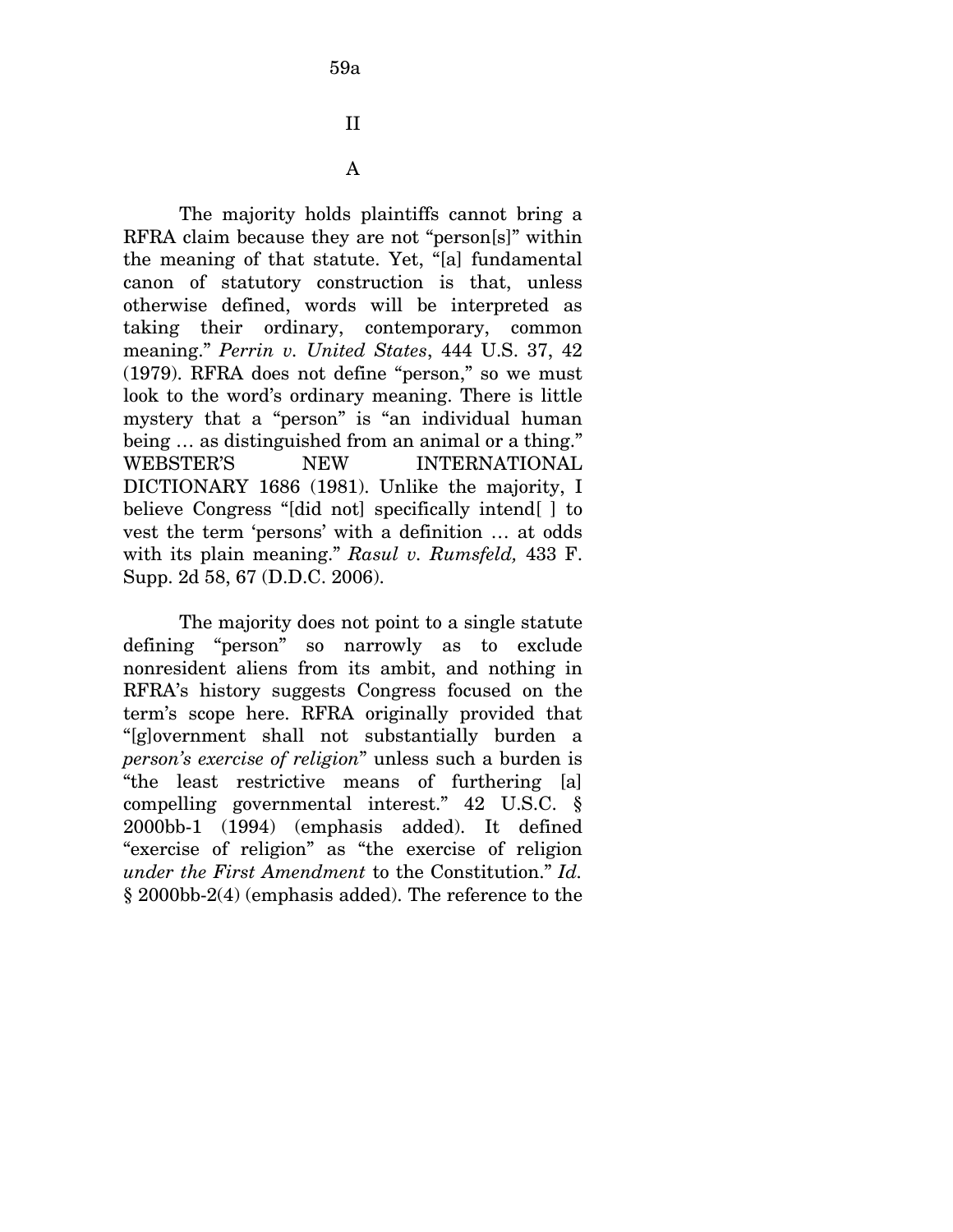# II

## A

The majority holds plaintiffs cannot bring a RFRA claim because they are not "person[s]" within the meaning of that statute. Yet, "[a] fundamental canon of statutory construction is that, unless otherwise defined, words will be interpreted as taking their ordinary, contemporary, common meaning." *Perrin v. United States*, 444 U.S. 37, 42 (1979). RFRA does not define "person," so we must look to the word's ordinary meaning. There is little mystery that a "person" is "an individual human being … as distinguished from an animal or a thing." WEBSTER'S NEW INTERNATIONAL DICTIONARY 1686 (1981). Unlike the majority, I believe Congress "[did not] specifically intend[ ] to vest the term 'persons' with a definition … at odds with its plain meaning." *Rasul v. Rumsfeld,* 433 F. Supp. 2d 58, 67 (D.D.C. 2006).

The majority does not point to a single statute defining "person" so narrowly as to exclude nonresident aliens from its ambit, and nothing in RFRA's history suggests Congress focused on the term's scope here. RFRA originally provided that "[g]overnment shall not substantially burden a *person's exercise of religion*" unless such a burden is "the least restrictive means of furthering [a] compelling governmental interest." 42 U.S.C. § 2000bb-1 (1994) (emphasis added). It defined "exercise of religion" as "the exercise of religion *under the First Amendment* to the Constitution." *Id.* § 2000bb-2(4) (emphasis added). The reference to the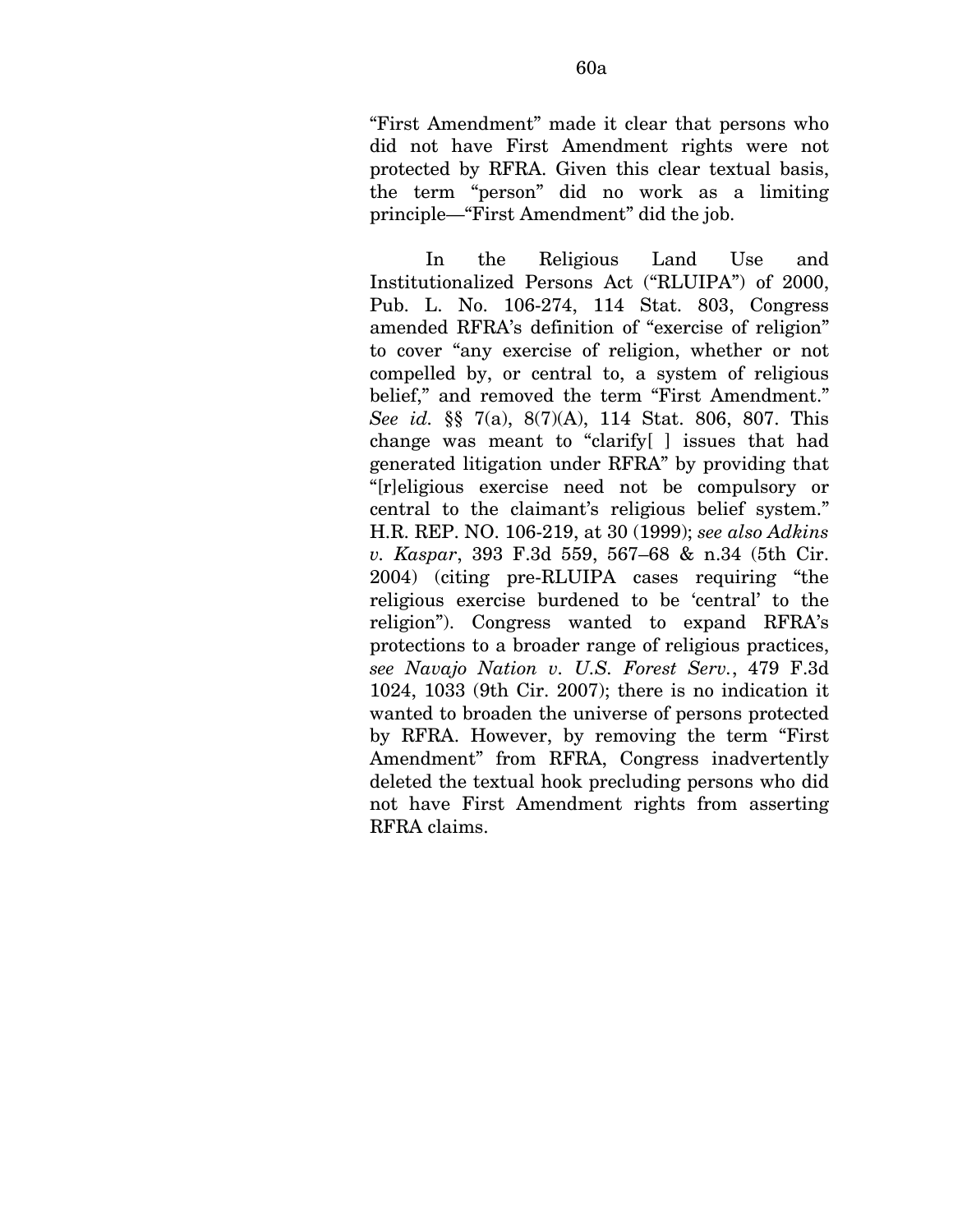"First Amendment" made it clear that persons who did not have First Amendment rights were not protected by RFRA. Given this clear textual basis, the term "person" did no work as a limiting principle—"First Amendment" did the job.

In the Religious Land Use and Institutionalized Persons Act ("RLUIPA") of 2000, Pub. L. No. 106-274, 114 Stat. 803, Congress amended RFRA's definition of "exercise of religion" to cover "any exercise of religion, whether or not compelled by, or central to, a system of religious belief," and removed the term "First Amendment." *See id.* §§ 7(a), 8(7)(A), 114 Stat. 806, 807. This change was meant to "clarify[ ] issues that had generated litigation under RFRA" by providing that "[r]eligious exercise need not be compulsory or central to the claimant's religious belief system." H.R. REP. NO. 106-219, at 30 (1999); *see also Adkins v. Kaspar*, 393 F.3d 559, 567–68 & n.34 (5th Cir. 2004) (citing pre-RLUIPA cases requiring "the religious exercise burdened to be 'central' to the religion"). Congress wanted to expand RFRA's protections to a broader range of religious practices, *see Navajo Nation v. U.S. Forest Serv.*, 479 F.3d 1024, 1033 (9th Cir. 2007); there is no indication it wanted to broaden the universe of persons protected by RFRA. However, by removing the term "First Amendment" from RFRA, Congress inadvertently deleted the textual hook precluding persons who did not have First Amendment rights from asserting RFRA claims.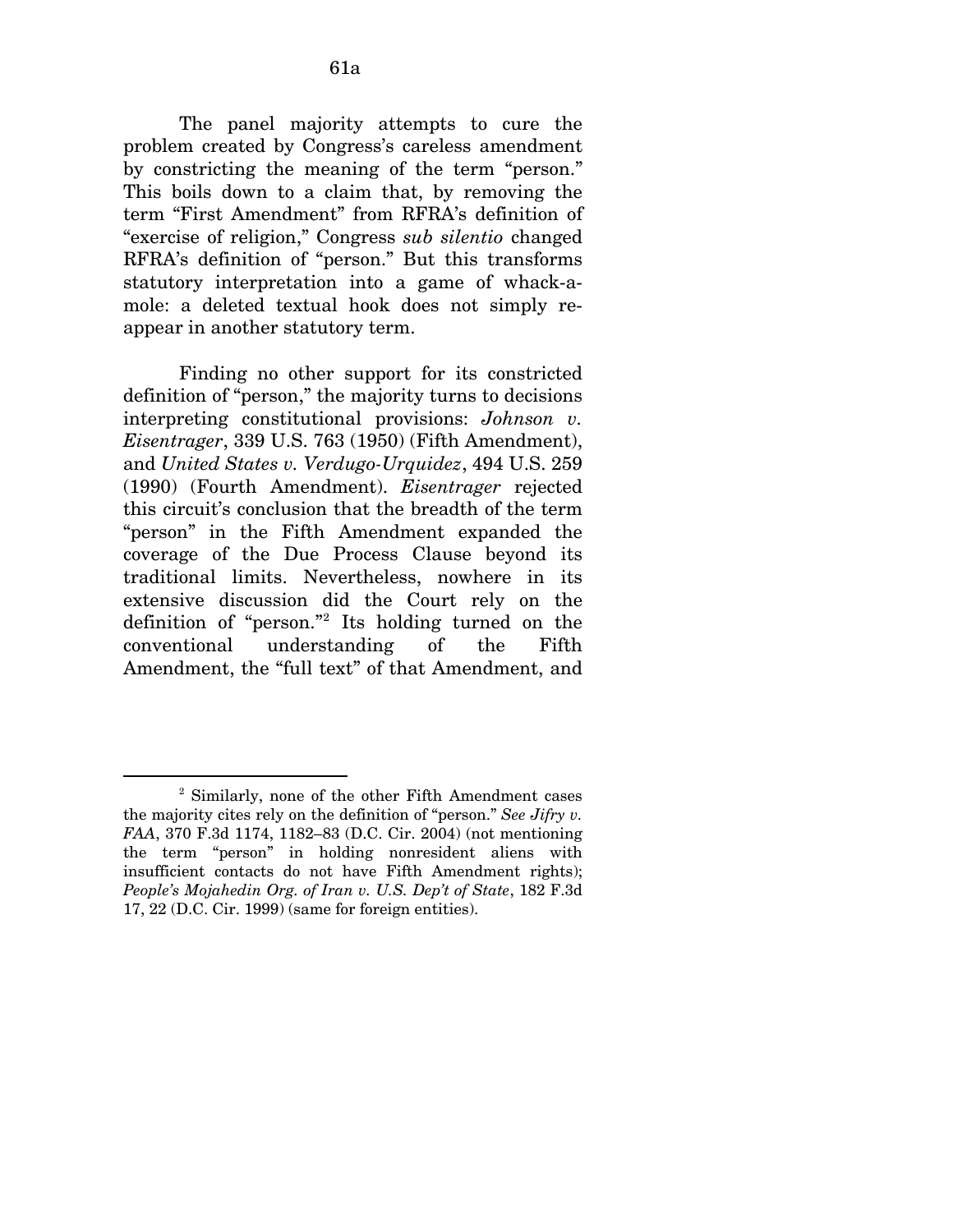The panel majority attempts to cure the problem created by Congress's careless amendment by constricting the meaning of the term "person." This boils down to a claim that, by removing the term "First Amendment" from RFRA's definition of "exercise of religion," Congress *sub silentio* changed RFRA's definition of "person." But this transforms statutory interpretation into a game of whack-a-mole: a deleted textual hook does not simply re-appear in another statutory term.

Finding no other support for its constricted definition of "person," the majority turns to decisions interpreting constitutional provisions: *Johnson v. Eisentrager*, 339 U.S. 763 (1950) (Fifth Amendment), and *United States v. Verdugo-Urquidez*, 494 U.S. 259 (1990) (Fourth Amendment). *Eisentrager* rejected this circuit's conclusion that the breadth of the term "person" in the Fifth Amendment expanded the coverage of the Due Process Clause beyond its traditional limits. Nevertheless, nowhere in its extensive discussion did the Court rely on the definition of "person."[2] Its holding turned on the conventional understanding of the Fifth Amendment, the "full text" of that Amendment, and

---

[2] Similarly, none of the other Fifth Amendment cases the majority cites rely on the definition of "person." *See Jifry v. FAA*, 370 F.3d 1174, 1182–83 (D.C. Cir. 2004) (not mentioning the term "person" in holding nonresident aliens with insufficient contacts do not have Fifth Amendment rights); *People's Mojahedin Org. of Iran v. U.S. Dep't of State*, 182 F.3d 17, 22 (D.C. Cir. 1999) (same for foreign entities).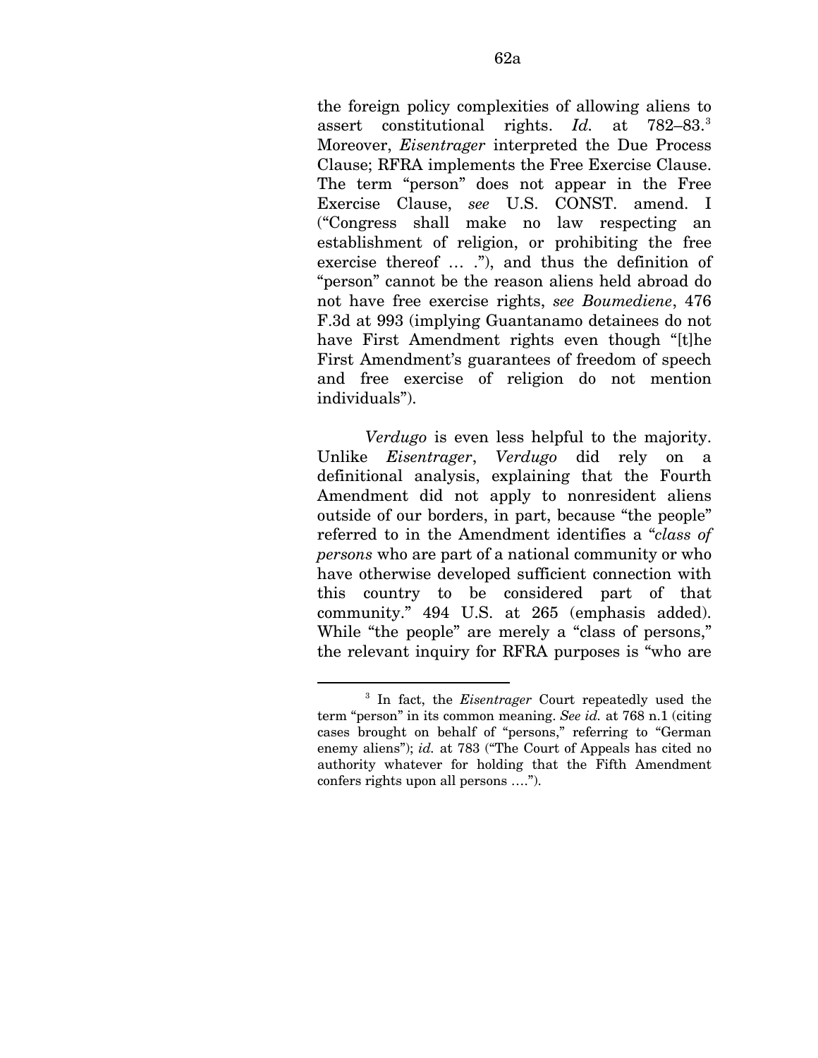the foreign policy complexities of allowing aliens to assert constitutional rights. *Id.* at 782–83.[3] Moreover, *Eisentrager* interpreted the Due Process Clause; RFRA implements the Free Exercise Clause. The term "person" does not appear in the Free Exercise Clause, *see* U.S. CONST. amend. I ("Congress shall make no law respecting an establishment of religion, or prohibiting the free exercise thereof … ."), and thus the definition of "person" cannot be the reason aliens held abroad do not have free exercise rights, *see Boumediene*, 476 F.3d at 993 (implying Guantanamo detainees do not have First Amendment rights even though "[t]he First Amendment's guarantees of freedom of speech and free exercise of religion do not mention individuals").

*Verdugo* is even less helpful to the majority. Unlike *Eisentrager*, *Verdugo* did rely on a definitional analysis, explaining that the Fourth Amendment did not apply to nonresident aliens outside of our borders, in part, because "the people" referred to in the Amendment identifies a "*class of persons* who are part of a national community or who have otherwise developed sufficient connection with this country to be considered part of that community." 494 U.S. at 265 (emphasis added). While "the people" are merely a "class of persons," the relevant inquiry for RFRA purposes is "who are

---

[3] In fact, the *Eisentrager* Court repeatedly used the term "person" in its common meaning. *See id.* at 768 n.1 (citing cases brought on behalf of "persons," referring to "German enemy aliens"); *id.* at 783 ("The Court of Appeals has cited no authority whatever for holding that the Fifth Amendment confers rights upon all persons ….").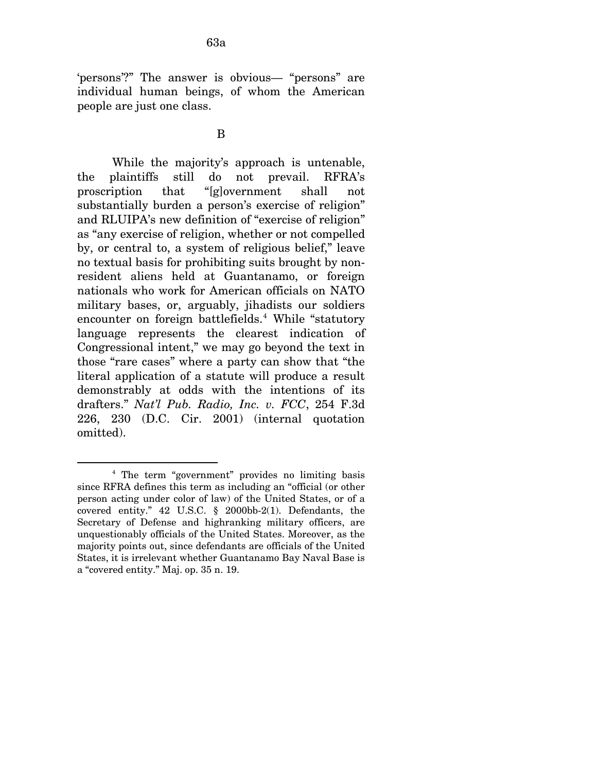'persons'?" The answer is obvious— "persons" are individual human beings, of whom the American people are just one class.

B

While the majority's approach is untenable, the plaintiffs still do not prevail. RFRA's proscription that "[g]overnment shall not substantially burden a person's exercise of religion" and RLUIPA's new definition of "exercise of religion" as "any exercise of religion, whether or not compelled by, or central to, a system of religious belief," leave no textual basis for prohibiting suits brought by non-resident aliens held at Guantanamo, or foreign nationals who work for American officials on NATO military bases, or, arguably, jihadists our soldiers encounter on foreign battlefields.[4] While "statutory language represents the clearest indication of Congressional intent," we may go beyond the text in those "rare cases" where a party can show that "the literal application of a statute will produce a result demonstrably at odds with the intentions of its drafters." *Nat'l Pub. Radio, Inc. v. FCC*, 254 F.3d 226, 230 (D.C. Cir. 2001) (internal quotation omitted).

---

[4] The term "government" provides no limiting basis since RFRA defines this term as including an "official (or other person acting under color of law) of the United States, or of a covered entity." 42 U.S.C. § 2000bb-2(1). Defendants, the Secretary of Defense and highranking military officers, are unquestionably officials of the United States. Moreover, as the majority points out, since defendants are officials of the United States, it is irrelevant whether Guantanamo Bay Naval Base is a "covered entity." Maj. op. 35 n. 19.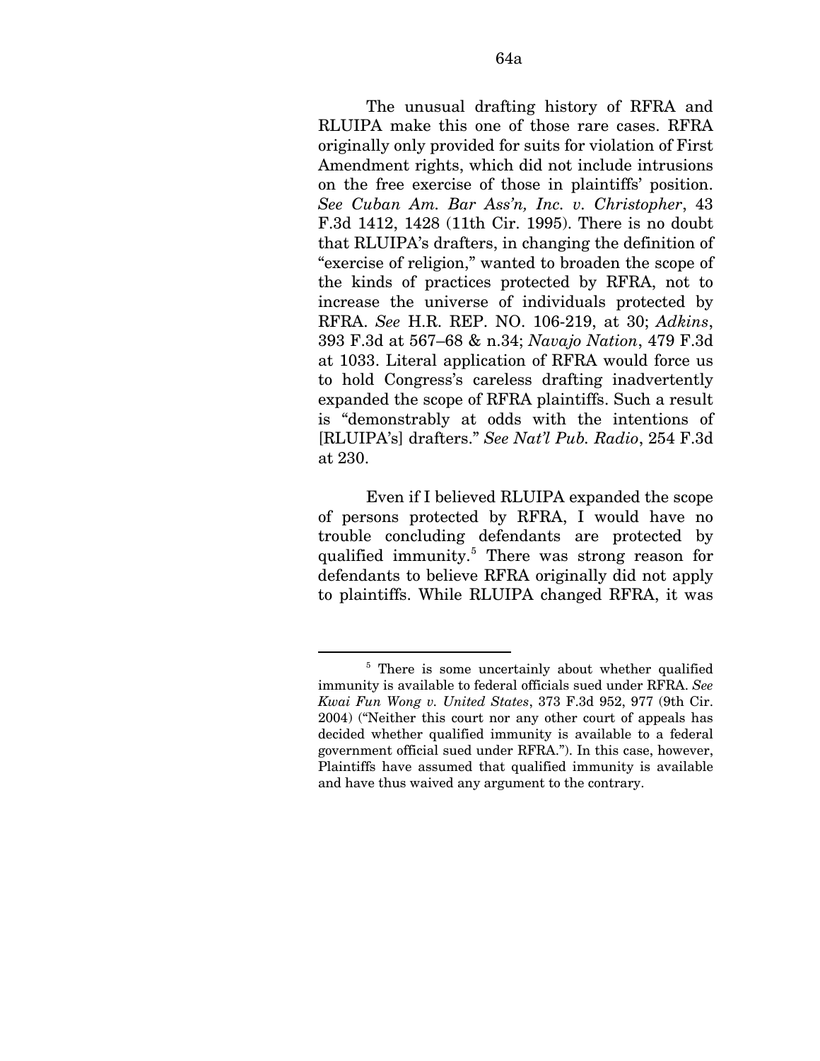The unusual drafting history of RFRA and RLUIPA make this one of those rare cases. RFRA originally only provided for suits for violation of First Amendment rights, which did not include intrusions on the free exercise of those in plaintiffs' position. *See Cuban Am. Bar Ass'n, Inc. v. Christopher*, 43 F.3d 1412, 1428 (11th Cir. 1995). There is no doubt that RLUIPA's drafters, in changing the definition of "exercise of religion," wanted to broaden the scope of the kinds of practices protected by RFRA, not to increase the universe of individuals protected by RFRA. *See* H.R. REP. NO. 106-219, at 30; *Adkins*, 393 F.3d at 567–68 & n.34; *Navajo Nation*, 479 F.3d at 1033. Literal application of RFRA would force us to hold Congress's careless drafting inadvertently expanded the scope of RFRA plaintiffs. Such a result is "demonstrably at odds with the intentions of [RLUIPA's] drafters." *See Nat'l Pub. Radio*, 254 F.3d at 230.

Even if I believed RLUIPA expanded the scope of persons protected by RFRA, I would have no trouble concluding defendants are protected by qualified immunity.[5] There was strong reason for defendants to believe RFRA originally did not apply to plaintiffs. While RLUIPA changed RFRA, it was

---

[5] There is some uncertainly about whether qualified immunity is available to federal officials sued under RFRA. *See Kwai Fun Wong v. United States*, 373 F.3d 952, 977 (9th Cir. 2004) ("Neither this court nor any other court of appeals has decided whether qualified immunity is available to a federal government official sued under RFRA."). In this case, however, Plaintiffs have assumed that qualified immunity is available and have thus waived any argument to the contrary.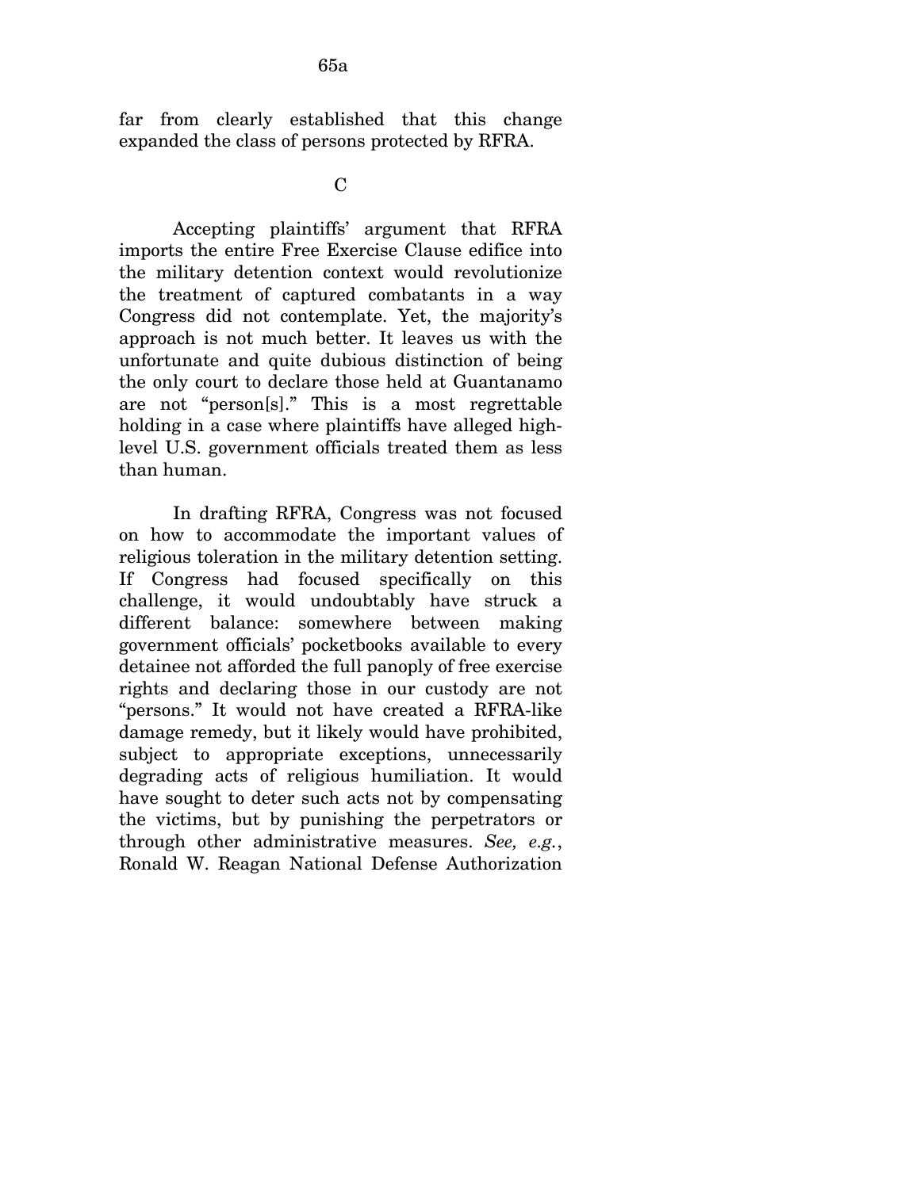far from clearly established that this change expanded the class of persons protected by RFRA.

C

Accepting plaintiffs' argument that RFRA imports the entire Free Exercise Clause edifice into the military detention context would revolutionize the treatment of captured combatants in a way Congress did not contemplate. Yet, the majority's approach is not much better. It leaves us with the unfortunate and quite dubious distinction of being the only court to declare those held at Guantanamo are not "person[s]." This is a most regrettable holding in a case where plaintiffs have alleged high-level U.S. government officials treated them as less than human.

In drafting RFRA, Congress was not focused on how to accommodate the important values of religious toleration in the military detention setting. If Congress had focused specifically on this challenge, it would undoubtably have struck a different balance: somewhere between making government officials' pocketbooks available to every detainee not afforded the full panoply of free exercise rights and declaring those in our custody are not "persons." It would not have created a RFRA-like damage remedy, but it likely would have prohibited, subject to appropriate exceptions, unnecessarily degrading acts of religious humiliation. It would have sought to deter such acts not by compensating the victims, but by punishing the perpetrators or through other administrative measures. *See, e.g.*, Ronald W. Reagan National Defense Authorization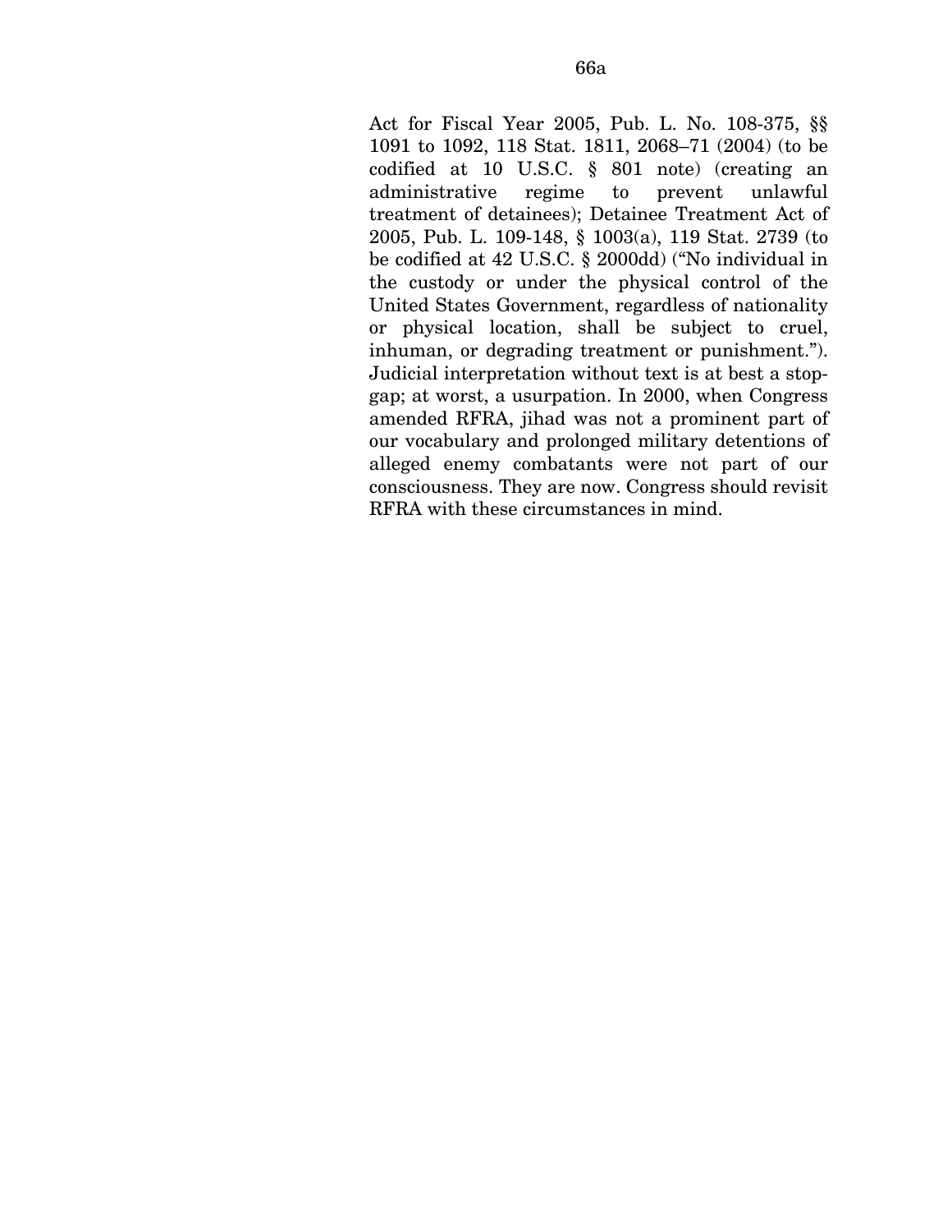Act for Fiscal Year 2005, Pub. L. No. 108-375, §§ 1091 to 1092, 118 Stat. 1811, 2068–71 (2004) (to be codified at 10 U.S.C. § 801 note) (creating an administrative regime to prevent unlawful treatment of detainees); Detainee Treatment Act of 2005, Pub. L. 109-148, § 1003(a), 119 Stat. 2739 (to be codified at 42 U.S.C. § 2000dd) ("No individual in the custody or under the physical control of the United States Government, regardless of nationality or physical location, shall be subject to cruel, inhuman, or degrading treatment or punishment."). Judicial interpretation without text is at best a stop-gap; at worst, a usurpation. In 2000, when Congress amended RFRA, jihad was not a prominent part of our vocabulary and prolonged military detentions of alleged enemy combatants were not part of our consciousness. They are now. Congress should revisit RFRA with these circumstances in mind.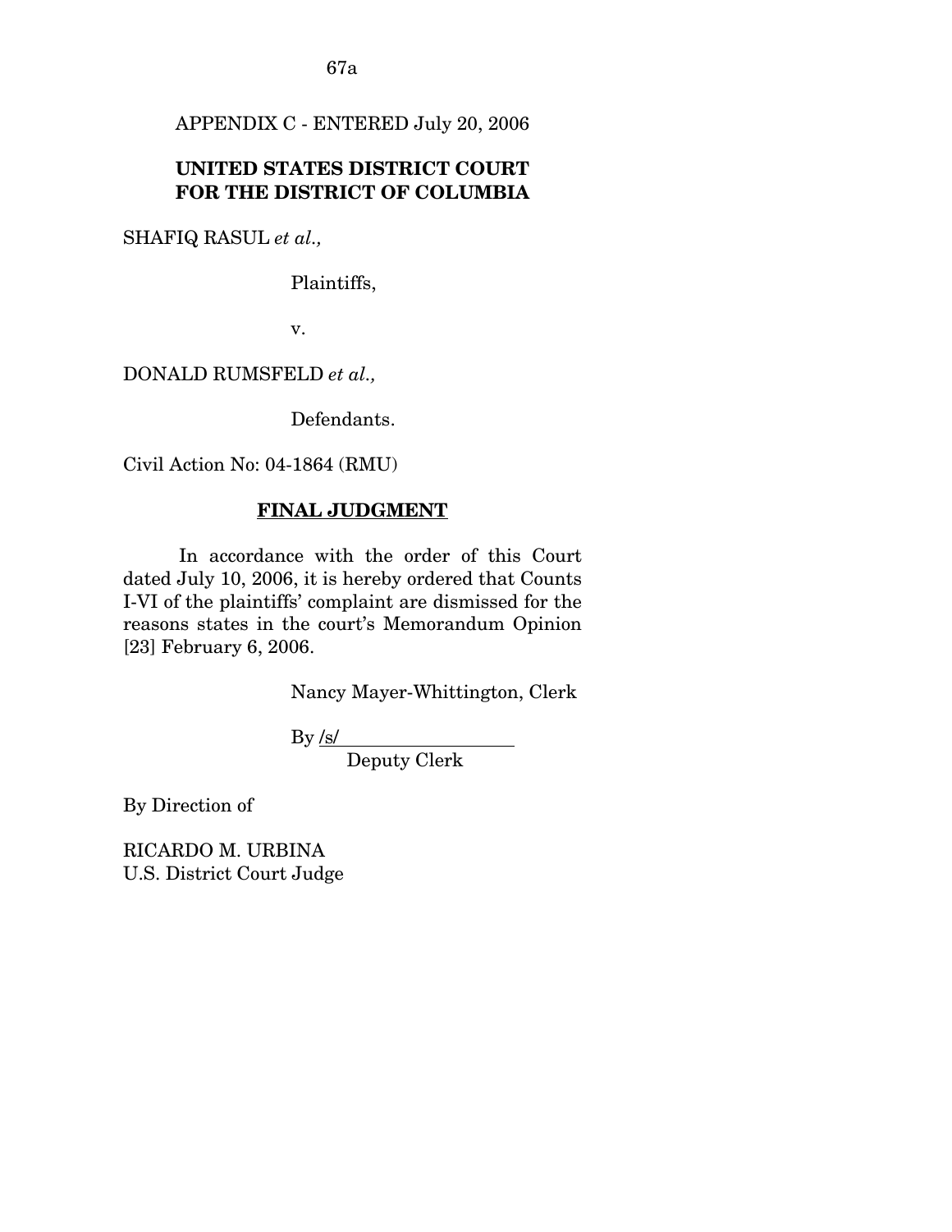APPENDIX C - ENTERED July 20, 2006

**UNITED STATES DISTRICT COURT FOR THE DISTRICT OF COLUMBIA**

SHAFIQ RASUL *et al.,*

Plaintiffs,

v.

DONALD RUMSFELD *et al.,*

Defendants.

Civil Action No: 04-1864 (RMU)

**FINAL JUDGMENT**

In accordance with the order of this Court dated July 10, 2006, it is hereby ordered that Counts I-VI of the plaintiffs' complaint are dismissed for the reasons states in the court's Memorandum Opinion [23] February 6, 2006.

Nancy Mayer-Whittington, Clerk

By /s/
Deputy Clerk

By Direction of

RICARDO M. URBINA
U.S. District Court Judge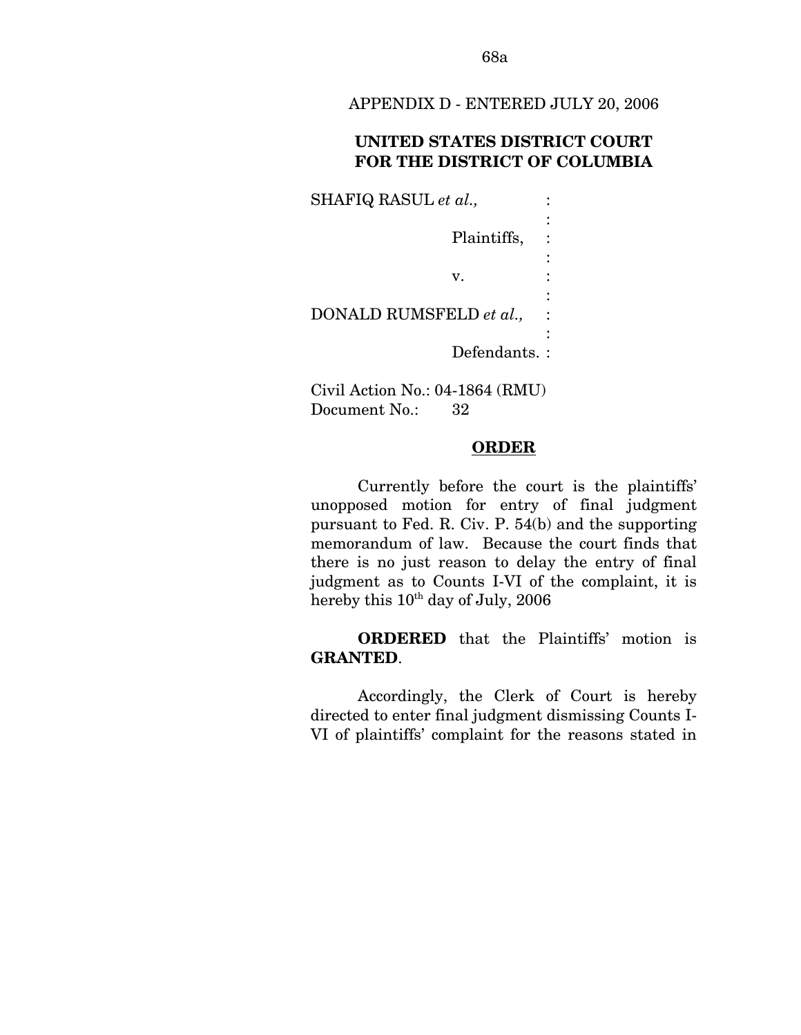APPENDIX D - ENTERED JULY 20, 2006

**UNITED STATES DISTRICT COURT FOR THE DISTRICT OF COLUMBIA**

SHAFIQ RASUL *et al.*,

Plaintiffs,

v.

DONALD RUMSFELD *et al.*,

Defendants.

Civil Action No.: 04-1864 (RMU)
Document No.: 32

**ORDER**

Currently before the court is the plaintiffs' unopposed motion for entry of final judgment pursuant to Fed. R. Civ. P. 54(b) and the supporting memorandum of law. Because the court finds that there is no just reason to delay the entry of final judgment as to Counts I-VI of the complaint, it is hereby this 10th day of July, 2006

**ORDERED** that the Plaintiffs' motion is **GRANTED**.

Accordingly, the Clerk of Court is hereby directed to enter final judgment dismissing Counts I-VI of plaintiffs' complaint for the reasons stated in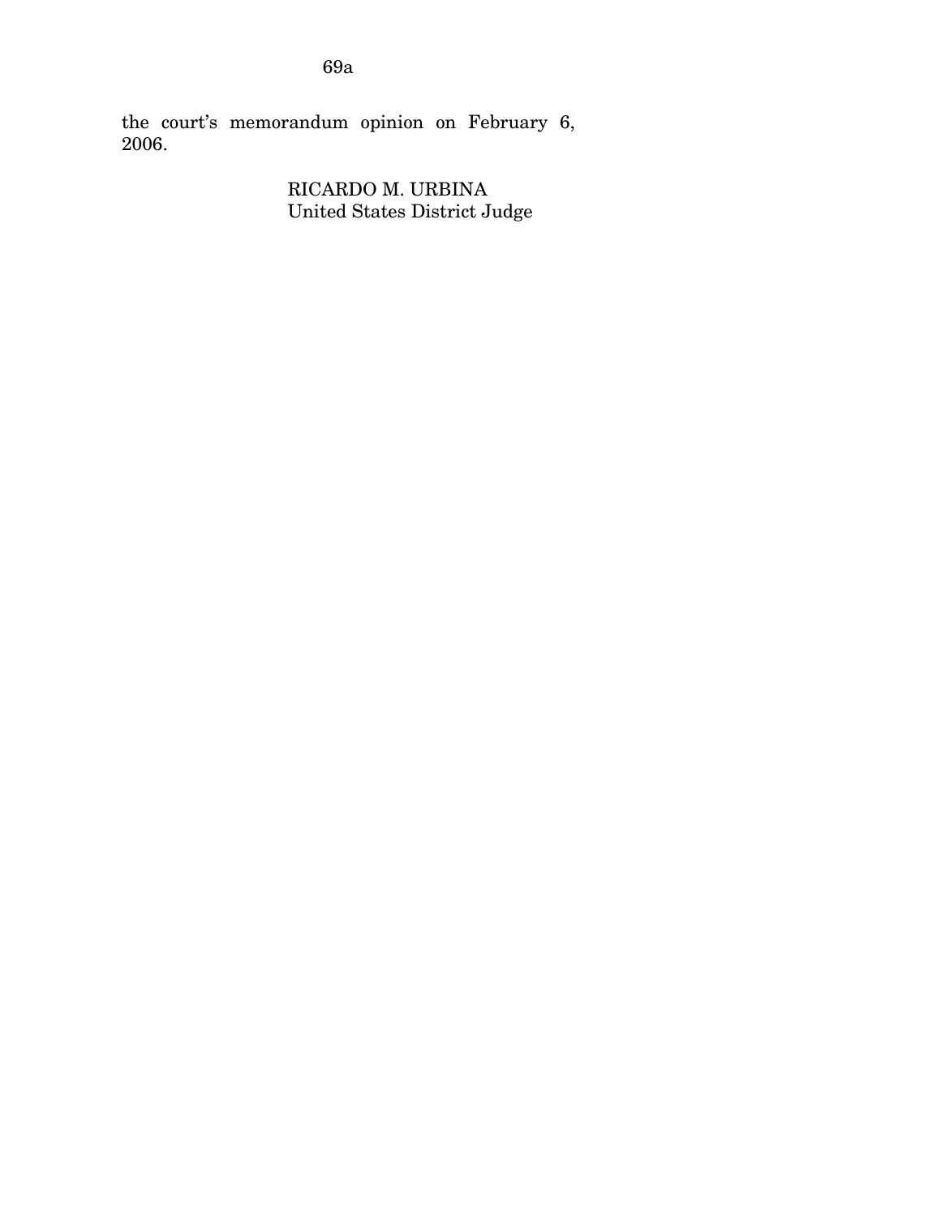the court's memorandum opinion on February 6, 2006.

RICARDO M. URBINA
United States District Judge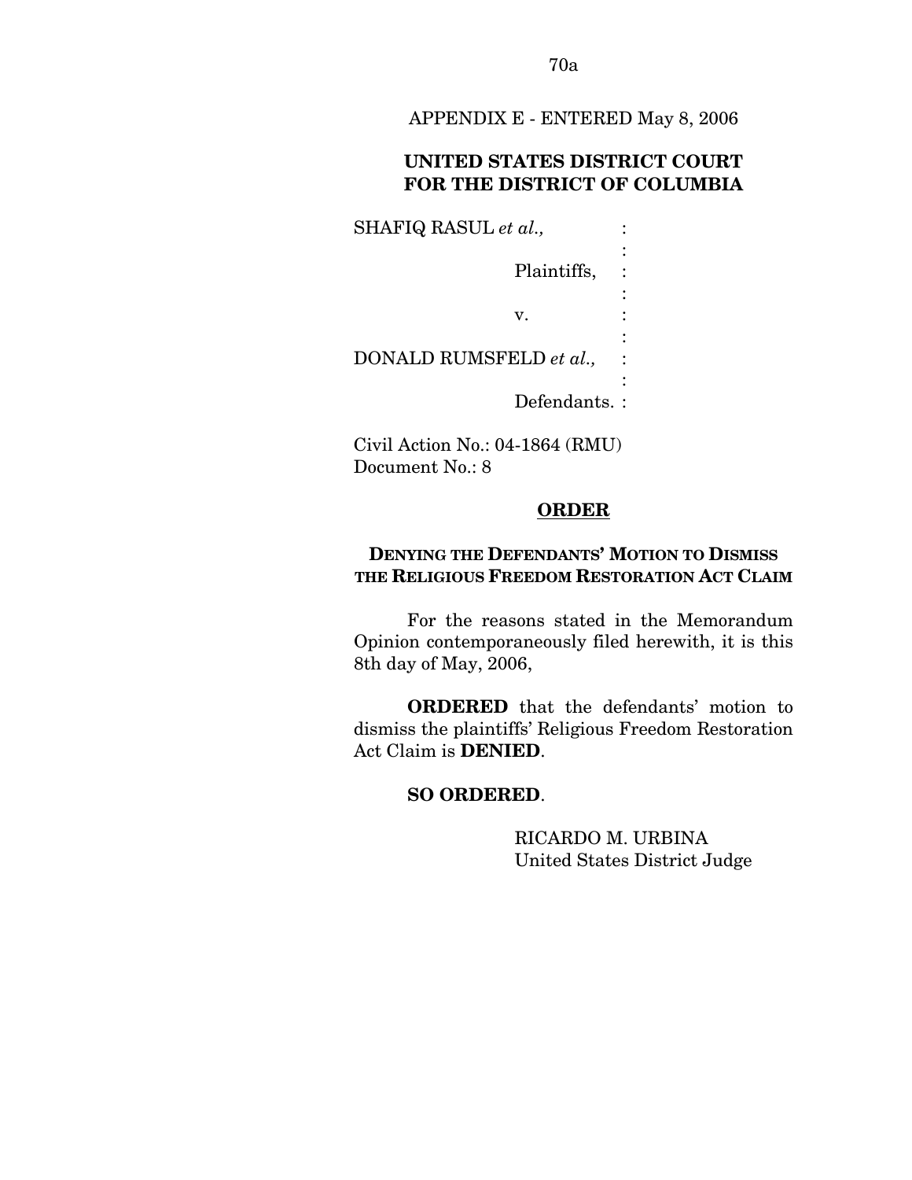APPENDIX E - ENTERED May 8, 2006

**UNITED STATES DISTRICT COURT FOR THE DISTRICT OF COLUMBIA**

SHAFIQ RASUL *et al.*,

Plaintiffs,

v.

DONALD RUMSFELD *et al.*,

Defendants.

Civil Action No.: 04-1864 (RMU)
Document No.: 8

**ORDER**

**DENYING THE DEFENDANTS' MOTION TO DISMISS THE RELIGIOUS FREEDOM RESTORATION ACT CLAIM**

For the reasons stated in the Memorandum Opinion contemporaneously filed herewith, it is this 8th day of May, 2006,

**ORDERED** that the defendants' motion to dismiss the plaintiffs' Religious Freedom Restoration Act Claim is **DENIED**.

**SO ORDERED**.

RICARDO M. URBINA
United States District Judge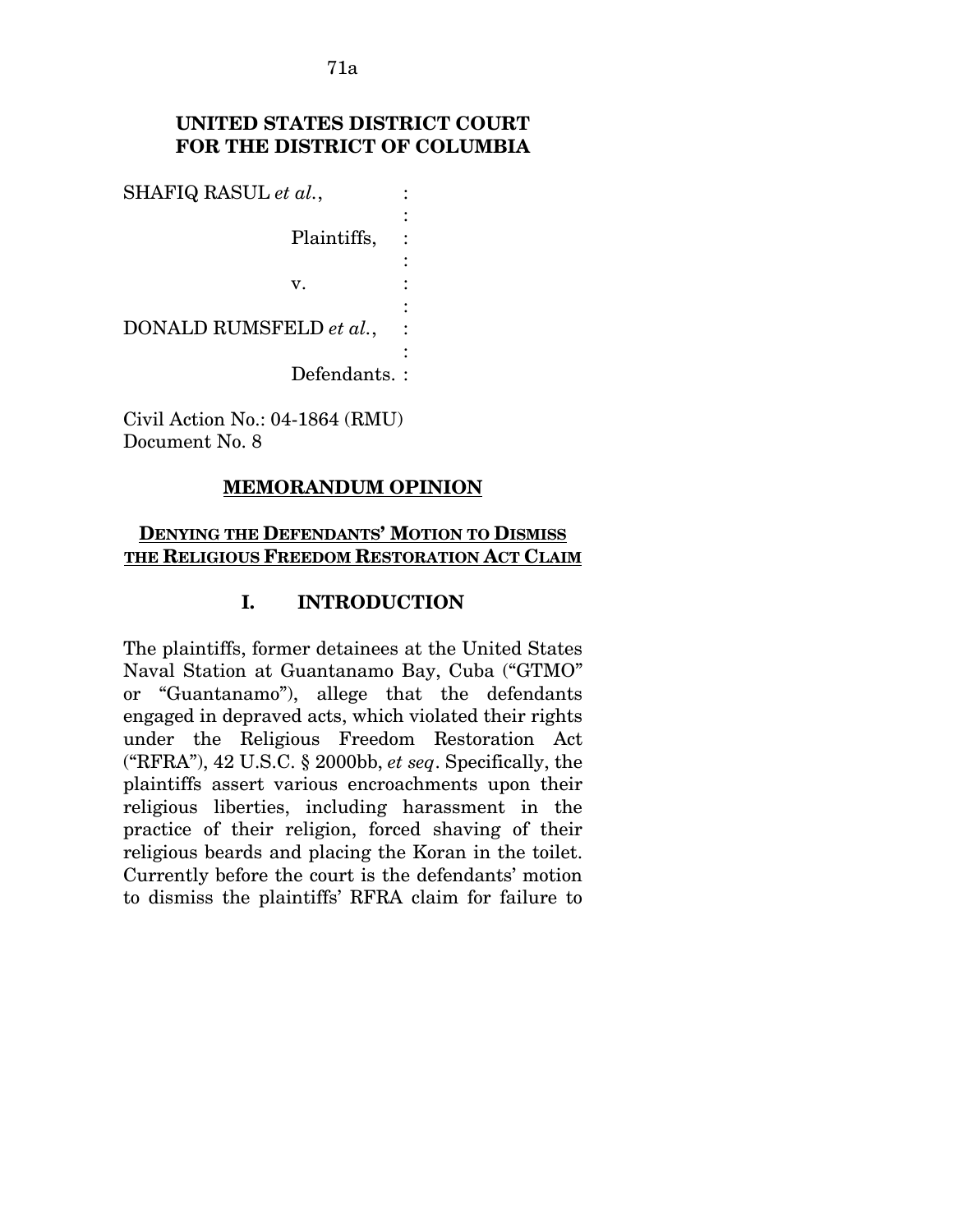**UNITED STATES DISTRICT COURT FOR THE DISTRICT OF COLUMBIA**

SHAFIQ RASUL *et al.*,
:
:
Plaintiffs, :
:
v. :
:
DONALD RUMSFELD *et al.*, :
:
Defendants. :

Civil Action No.: 04-1864 (RMU)
Document No. 8

## MEMORANDUM OPINION

### DENYING THE DEFENDANTS' MOTION TO DISMISS THE RELIGIOUS FREEDOM RESTORATION ACT CLAIM

## I. INTRODUCTION

The plaintiffs, former detainees at the United States Naval Station at Guantanamo Bay, Cuba ("GTMO" or "Guantanamo"), allege that the defendants engaged in depraved acts, which violated their rights under the Religious Freedom Restoration Act ("RFRA"), 42 U.S.C. § 2000bb, *et seq*. Specifically, the plaintiffs assert various encroachments upon their religious liberties, including harassment in the practice of their religion, forced shaving of their religious beards and placing the Koran in the toilet. Currently before the court is the defendants' motion to dismiss the plaintiffs' RFRA claim for failure to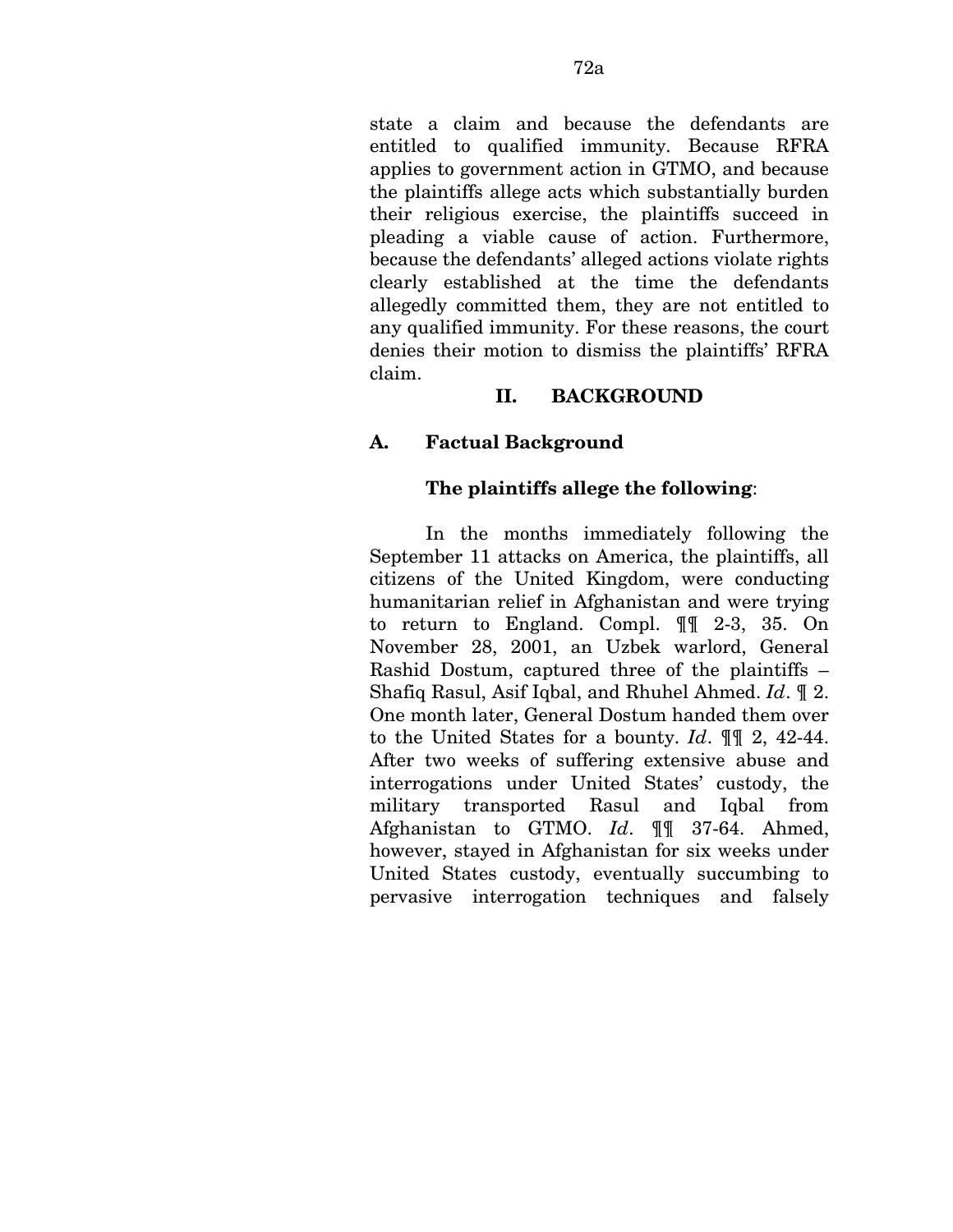state a claim and because the defendants are entitled to qualified immunity. Because RFRA applies to government action in GTMO, and because the plaintiffs allege acts which substantially burden their religious exercise, the plaintiffs succeed in pleading a viable cause of action. Furthermore, because the defendants' alleged actions violate rights clearly established at the time the defendants allegedly committed them, they are not entitled to any qualified immunity. For these reasons, the court denies their motion to dismiss the plaintiffs' RFRA claim.

## II. BACKGROUND

### A. Factual Background

**The plaintiffs allege the following**:

In the months immediately following the September 11 attacks on America, the plaintiffs, all citizens of the United Kingdom, were conducting humanitarian relief in Afghanistan and were trying to return to England. Compl. ¶¶ 2-3, 35. On November 28, 2001, an Uzbek warlord, General Rashid Dostum, captured three of the plaintiffs – Shafiq Rasul, Asif Iqbal, and Rhuhel Ahmed. *Id*. ¶ 2. One month later, General Dostum handed them over to the United States for a bounty. *Id*. ¶¶ 2, 42-44. After two weeks of suffering extensive abuse and interrogations under United States' custody, the military transported Rasul and Iqbal from Afghanistan to GTMO. *Id*. ¶¶ 37-64. Ahmed, however, stayed in Afghanistan for six weeks under United States custody, eventually succumbing to pervasive interrogation techniques and falsely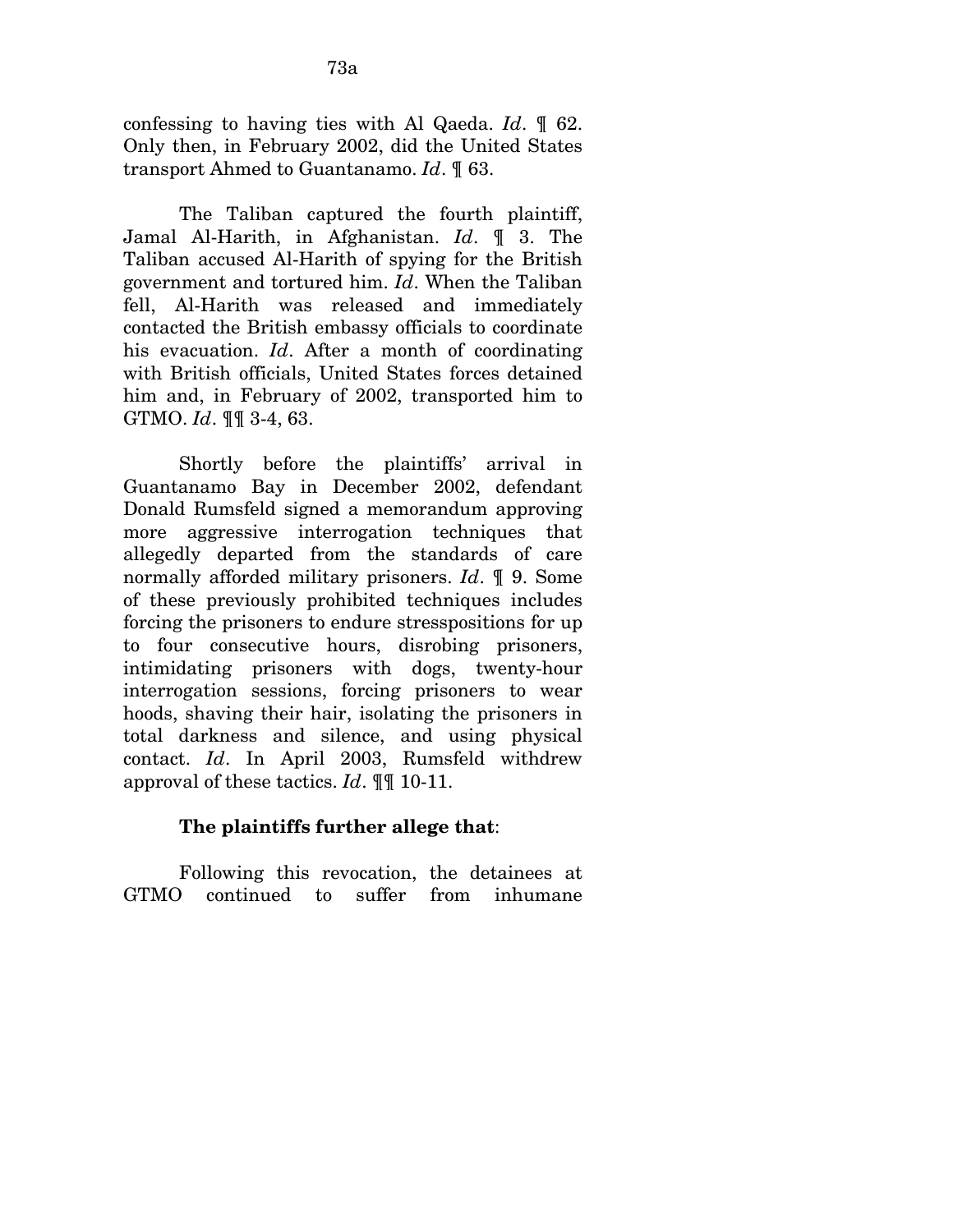confessing to having ties with Al Qaeda. *Id*. ¶ 62. Only then, in February 2002, did the United States transport Ahmed to Guantanamo. *Id*. ¶ 63.

The Taliban captured the fourth plaintiff, Jamal Al-Harith, in Afghanistan. *Id*. ¶ 3. The Taliban accused Al-Harith of spying for the British government and tortured him. *Id*. When the Taliban fell, Al-Harith was released and immediately contacted the British embassy officials to coordinate his evacuation. *Id*. After a month of coordinating with British officials, United States forces detained him and, in February of 2002, transported him to GTMO. *Id*. ¶¶ 3-4, 63.

Shortly before the plaintiffs' arrival in Guantanamo Bay in December 2002, defendant Donald Rumsfeld signed a memorandum approving more aggressive interrogation techniques that allegedly departed from the standards of care normally afforded military prisoners. *Id*. ¶ 9. Some of these previously prohibited techniques includes forcing the prisoners to endure stresspositions for up to four consecutive hours, disrobing prisoners, intimidating prisoners with dogs, twenty-hour interrogation sessions, forcing prisoners to wear hoods, shaving their hair, isolating the prisoners in total darkness and silence, and using physical contact. *Id*. In April 2003, Rumsfeld withdrew approval of these tactics. *Id*. ¶¶ 10-11.

**The plaintiffs further allege that**:

Following this revocation, the detainees at GTMO continued to suffer from inhumane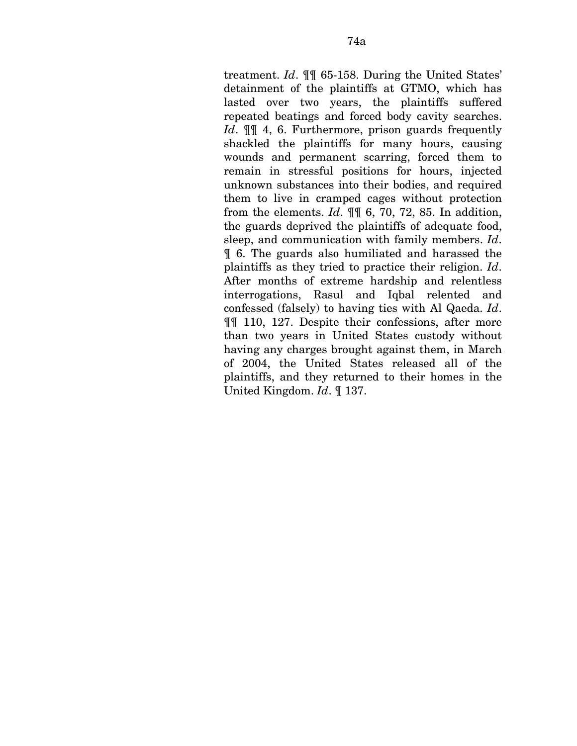treatment. *Id*. ¶¶ 65-158. During the United States' detainment of the plaintiffs at GTMO, which has lasted over two years, the plaintiffs suffered repeated beatings and forced body cavity searches. *Id*. ¶¶ 4, 6. Furthermore, prison guards frequently shackled the plaintiffs for many hours, causing wounds and permanent scarring, forced them to remain in stressful positions for hours, injected unknown substances into their bodies, and required them to live in cramped cages without protection from the elements. *Id*. ¶¶ 6, 70, 72, 85. In addition, the guards deprived the plaintiffs of adequate food, sleep, and communication with family members. *Id*. ¶ 6. The guards also humiliated and harassed the plaintiffs as they tried to practice their religion. *Id*. After months of extreme hardship and relentless interrogations, Rasul and Iqbal relented and confessed (falsely) to having ties with Al Qaeda. *Id*. ¶¶ 110, 127. Despite their confessions, after more than two years in United States custody without having any charges brought against them, in March of 2004, the United States released all of the plaintiffs, and they returned to their homes in the United Kingdom. *Id*. ¶ 137.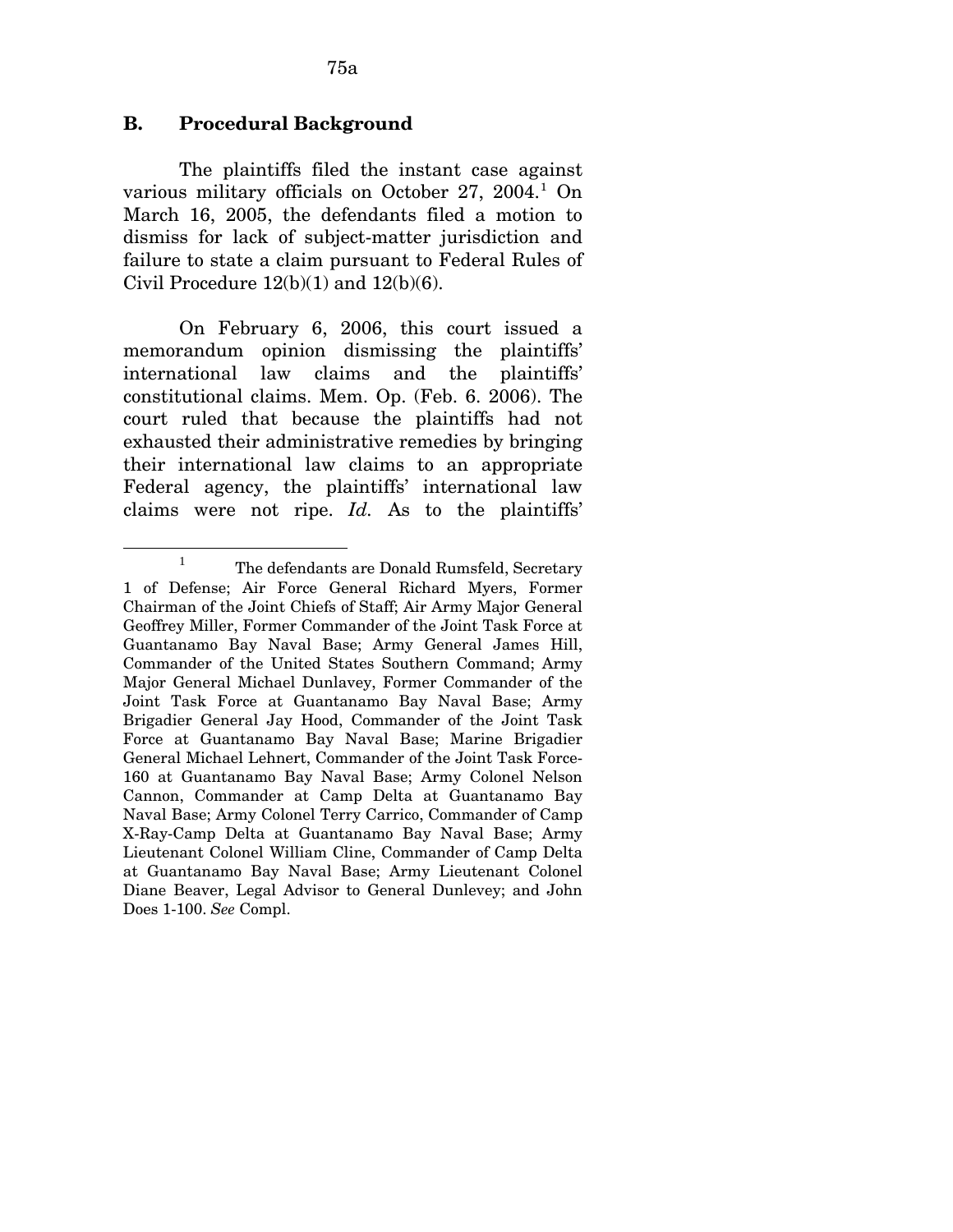## B. Procedural Background

The plaintiffs filed the instant case against various military officials on October 27, 2004.[1] On March 16, 2005, the defendants filed a motion to dismiss for lack of subject-matter jurisdiction and failure to state a claim pursuant to Federal Rules of Civil Procedure 12(b)(1) and 12(b)(6).

On February 6, 2006, this court issued a memorandum opinion dismissing the plaintiffs' international law claims and the plaintiffs' constitutional claims. Mem. Op. (Feb. 6. 2006). The court ruled that because the plaintiffs had not exhausted their administrative remedies by bringing their international law claims to an appropriate Federal agency, the plaintiffs' international law claims were not ripe. *Id.* As to the plaintiffs'

---

[1] The defendants are Donald Rumsfeld, Secretary 1 of Defense; Air Force General Richard Myers, Former Chairman of the Joint Chiefs of Staff; Air Army Major General Geoffrey Miller, Former Commander of the Joint Task Force at Guantanamo Bay Naval Base; Army General James Hill, Commander of the United States Southern Command; Army Major General Michael Dunlavey, Former Commander of the Joint Task Force at Guantanamo Bay Naval Base; Army Brigadier General Jay Hood, Commander of the Joint Task Force at Guantanamo Bay Naval Base; Marine Brigadier General Michael Lehnert, Commander of the Joint Task Force-160 at Guantanamo Bay Naval Base; Army Colonel Nelson Cannon, Commander at Camp Delta at Guantanamo Bay Naval Base; Army Colonel Terry Carrico, Commander of Camp X-Ray-Camp Delta at Guantanamo Bay Naval Base; Army Lieutenant Colonel William Cline, Commander of Camp Delta at Guantanamo Bay Naval Base; Army Lieutenant Colonel Diane Beaver, Legal Advisor to General Dunlevey; and John Does 1-100. *See* Compl.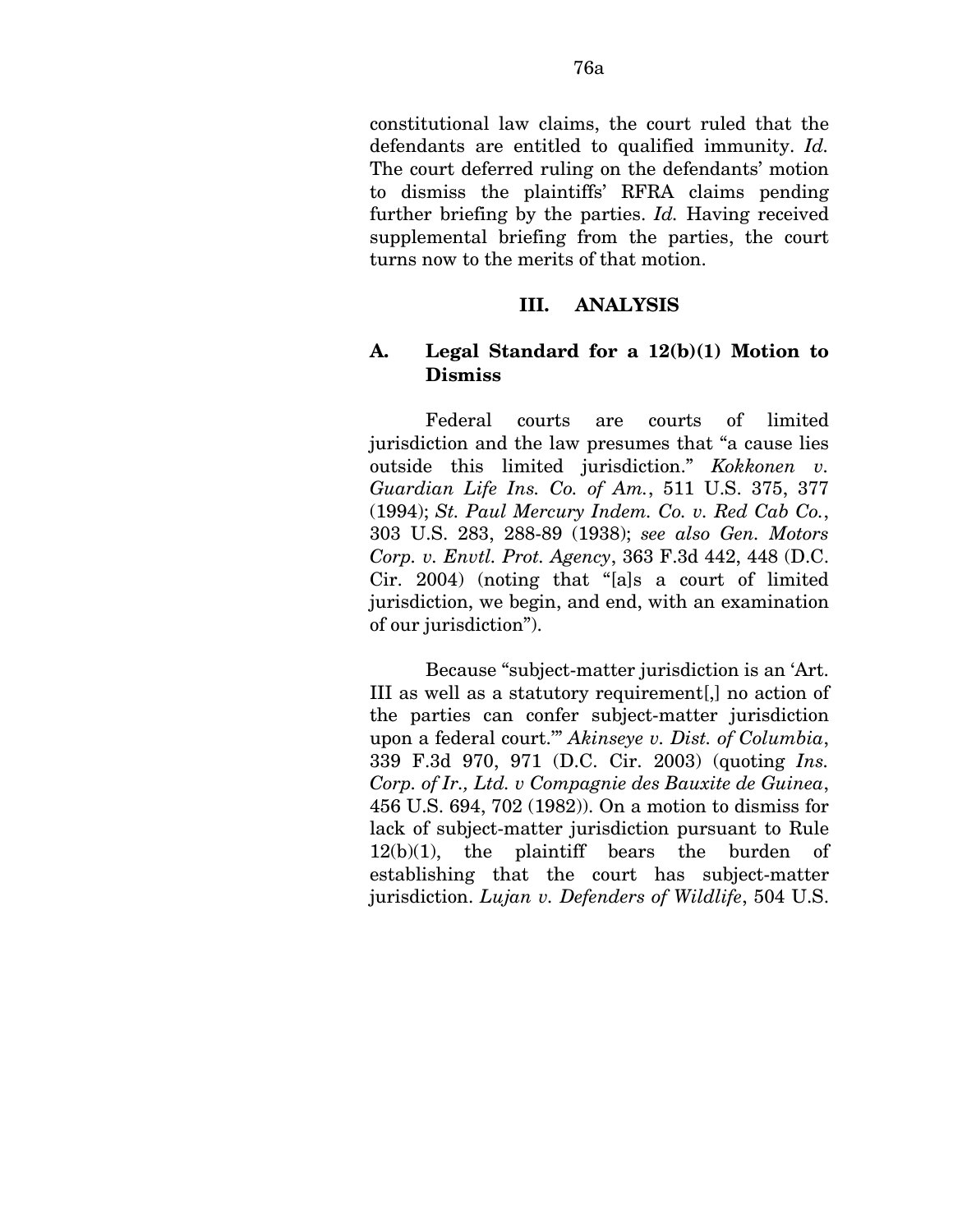constitutional law claims, the court ruled that the defendants are entitled to qualified immunity. *Id.* The court deferred ruling on the defendants' motion to dismiss the plaintiffs' RFRA claims pending further briefing by the parties. *Id.* Having received supplemental briefing from the parties, the court turns now to the merits of that motion.

### III. ANALYSIS

### A. Legal Standard for a 12(b)(1) Motion to Dismiss

Federal courts are courts of limited jurisdiction and the law presumes that "a cause lies outside this limited jurisdiction." *Kokkonen v. Guardian Life Ins. Co. of Am.*, 511 U.S. 375, 377 (1994); *St. Paul Mercury Indem. Co. v. Red Cab Co.*, 303 U.S. 283, 288-89 (1938); *see also Gen. Motors Corp. v. Envtl. Prot. Agency*, 363 F.3d 442, 448 (D.C. Cir. 2004) (noting that "[a]s a court of limited jurisdiction, we begin, and end, with an examination of our jurisdiction").

Because "subject-matter jurisdiction is an 'Art. III as well as a statutory requirement[,] no action of the parties can confer subject-matter jurisdiction upon a federal court.'" *Akinseye v. Dist. of Columbia*, 339 F.3d 970, 971 (D.C. Cir. 2003) (quoting *Ins. Corp. of Ir., Ltd. v Compagnie des Bauxite de Guinea*, 456 U.S. 694, 702 (1982)). On a motion to dismiss for lack of subject-matter jurisdiction pursuant to Rule 12(b)(1), the plaintiff bears the burden of establishing that the court has subject-matter jurisdiction. *Lujan v. Defenders of Wildlife*, 504 U.S.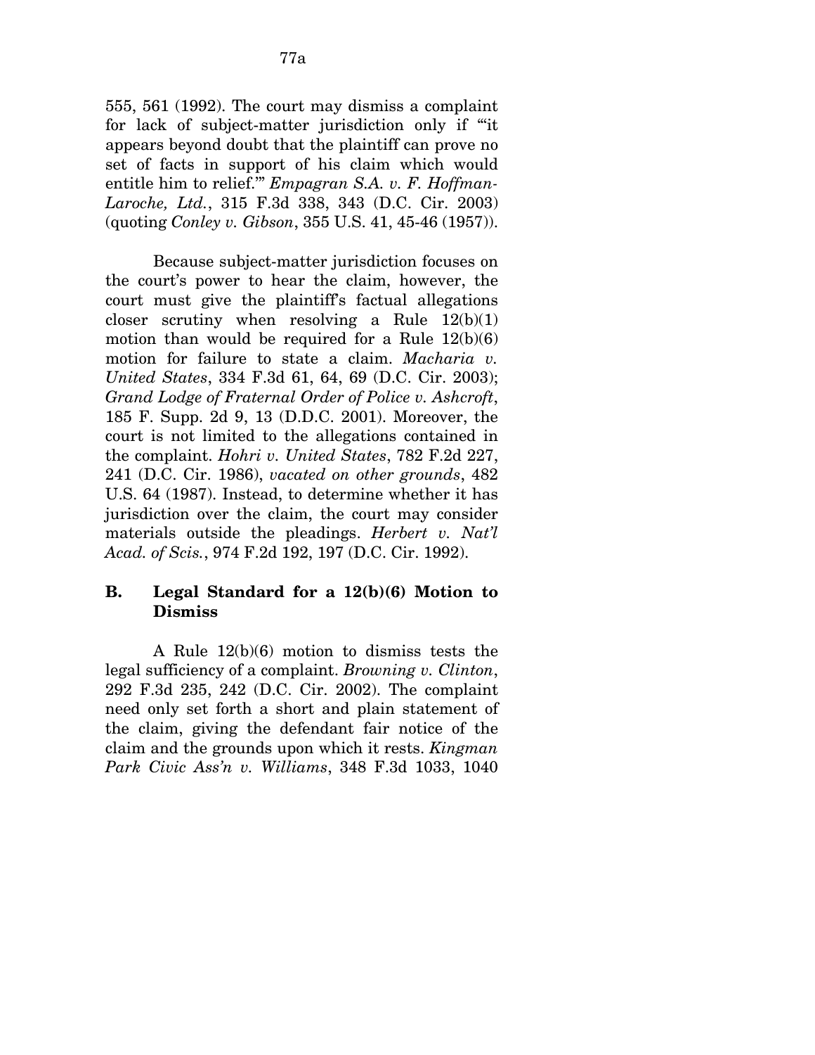555, 561 (1992). The court may dismiss a complaint for lack of subject-matter jurisdiction only if "'it appears beyond doubt that the plaintiff can prove no set of facts in support of his claim which would entitle him to relief.'" *Empagran S.A. v. F. Hoffman-Laroche, Ltd.*, 315 F.3d 338, 343 (D.C. Cir. 2003) (quoting *Conley v. Gibson*, 355 U.S. 41, 45-46 (1957)).

Because subject-matter jurisdiction focuses on the court's power to hear the claim, however, the court must give the plaintiff's factual allegations closer scrutiny when resolving a Rule 12(b)(1) motion than would be required for a Rule 12(b)(6) motion for failure to state a claim. *Macharia v. United States*, 334 F.3d 61, 64, 69 (D.C. Cir. 2003); *Grand Lodge of Fraternal Order of Police v. Ashcroft*, 185 F. Supp. 2d 9, 13 (D.D.C. 2001). Moreover, the court is not limited to the allegations contained in the complaint. *Hohri v. United States*, 782 F.2d 227, 241 (D.C. Cir. 1986), *vacated on other grounds*, 482 U.S. 64 (1987). Instead, to determine whether it has jurisdiction over the claim, the court may consider materials outside the pleadings. *Herbert v. Nat'l Acad. of Scis.*, 974 F.2d 192, 197 (D.C. Cir. 1992).

### B. Legal Standard for a 12(b)(6) Motion to Dismiss

A Rule 12(b)(6) motion to dismiss tests the legal sufficiency of a complaint. *Browning v. Clinton*, 292 F.3d 235, 242 (D.C. Cir. 2002). The complaint need only set forth a short and plain statement of the claim, giving the defendant fair notice of the claim and the grounds upon which it rests. *Kingman Park Civic Ass'n v. Williams*, 348 F.3d 1033, 1040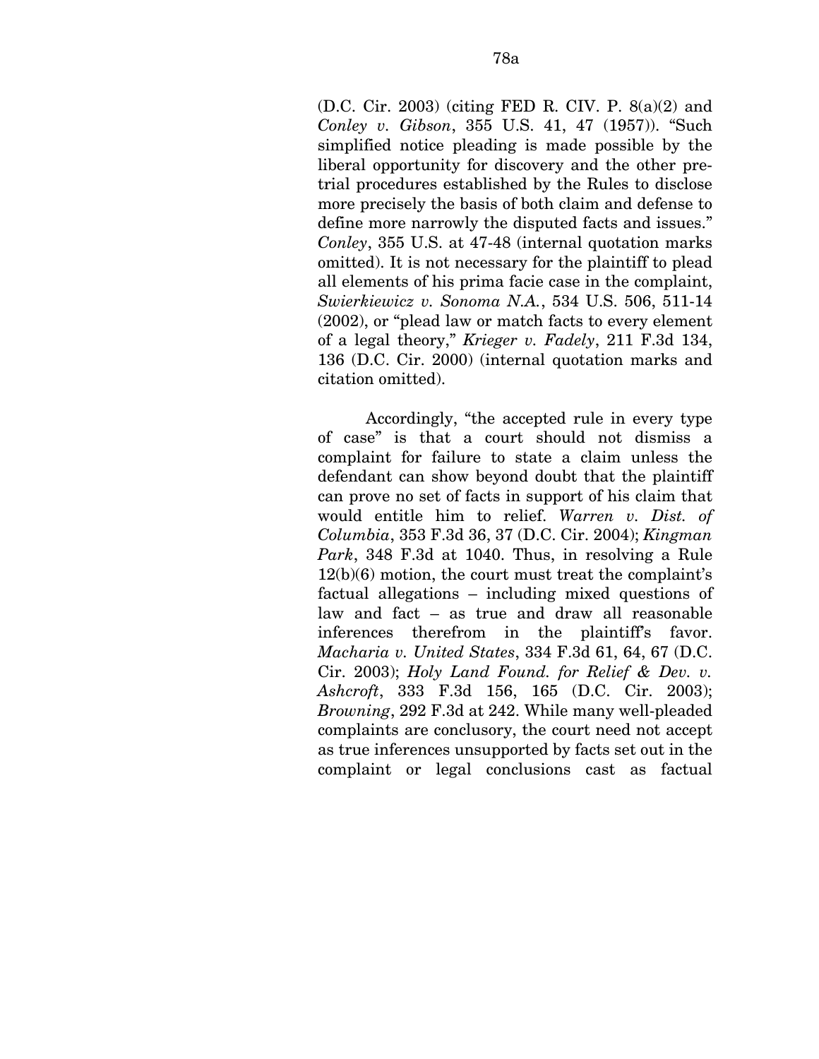(D.C. Cir. 2003) (citing FED R. CIV. P. 8(a)(2) and *Conley v. Gibson*, 355 U.S. 41, 47 (1957)). "Such simplified notice pleading is made possible by the liberal opportunity for discovery and the other pre-trial procedures established by the Rules to disclose more precisely the basis of both claim and defense to define more narrowly the disputed facts and issues." *Conley*, 355 U.S. at 47-48 (internal quotation marks omitted). It is not necessary for the plaintiff to plead all elements of his prima facie case in the complaint, *Swierkiewicz v. Sonoma N.A.*, 534 U.S. 506, 511-14 (2002), or "plead law or match facts to every element of a legal theory," *Krieger v. Fadely*, 211 F.3d 134, 136 (D.C. Cir. 2000) (internal quotation marks and citation omitted).

Accordingly, "the accepted rule in every type of case" is that a court should not dismiss a complaint for failure to state a claim unless the defendant can show beyond doubt that the plaintiff can prove no set of facts in support of his claim that would entitle him to relief. *Warren v. Dist. of Columbia*, 353 F.3d 36, 37 (D.C. Cir. 2004); *Kingman Park*, 348 F.3d at 1040. Thus, in resolving a Rule 12(b)(6) motion, the court must treat the complaint's factual allegations – including mixed questions of law and fact – as true and draw all reasonable inferences therefrom in the plaintiff's favor. *Macharia v. United States*, 334 F.3d 61, 64, 67 (D.C. Cir. 2003); *Holy Land Found. for Relief & Dev. v. Ashcroft*, 333 F.3d 156, 165 (D.C. Cir. 2003); *Browning*, 292 F.3d at 242. While many well-pleaded complaints are conclusory, the court need not accept as true inferences unsupported by facts set out in the complaint or legal conclusions cast as factual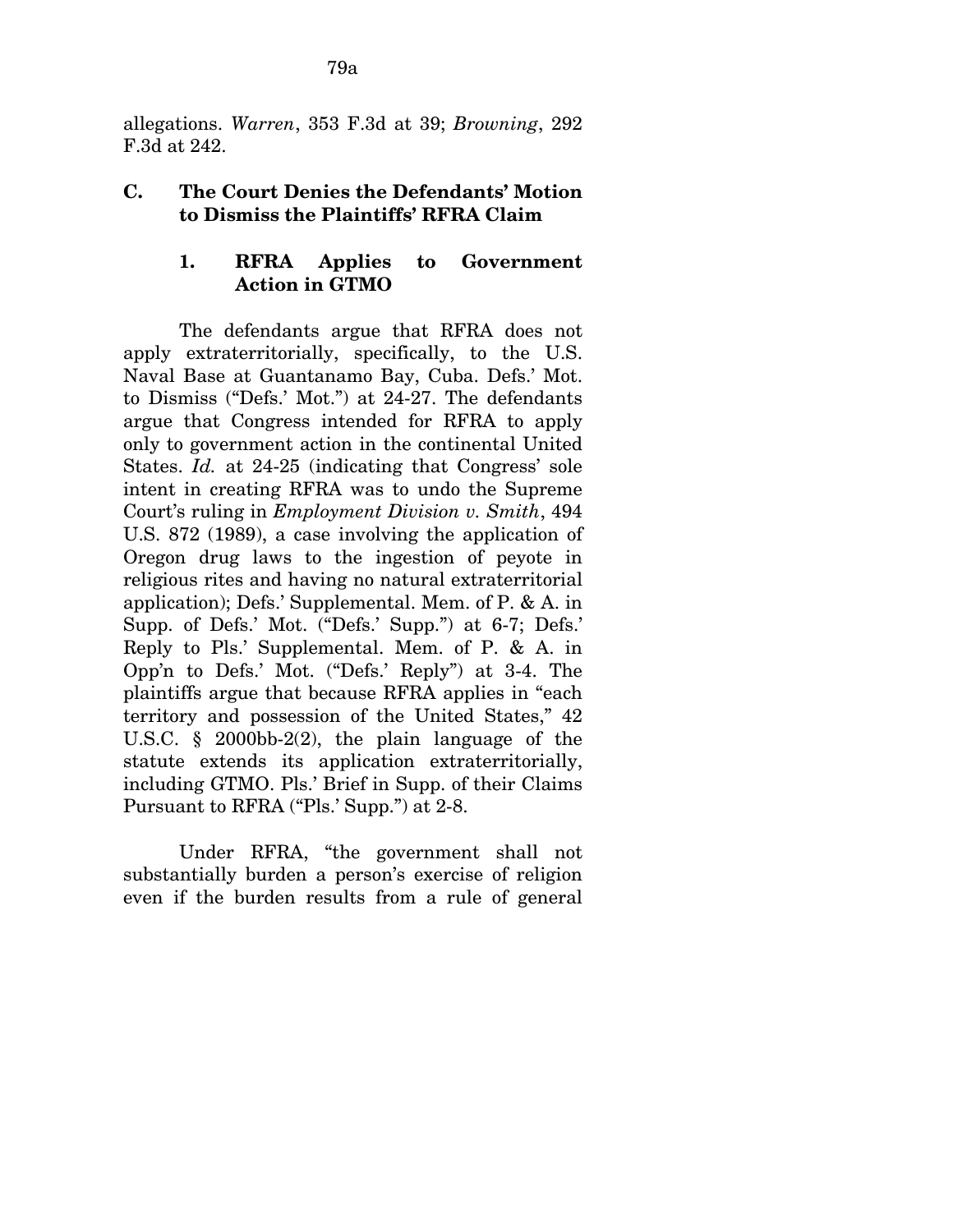allegations. *Warren*, 353 F.3d at 39; *Browning*, 292 F.3d at 242.

### C. The Court Denies the Defendants' Motion to Dismiss the Plaintiffs' RFRA Claim

#### 1. RFRA Applies to Government Action in GTMO

The defendants argue that RFRA does not apply extraterritorially, specifically, to the U.S. Naval Base at Guantanamo Bay, Cuba. Defs.' Mot. to Dismiss ("Defs.' Mot.") at 24-27. The defendants argue that Congress intended for RFRA to apply only to government action in the continental United States. *Id.* at 24-25 (indicating that Congress' sole intent in creating RFRA was to undo the Supreme Court's ruling in *Employment Division v. Smith*, 494 U.S. 872 (1989), a case involving the application of Oregon drug laws to the ingestion of peyote in religious rites and having no natural extraterritorial application); Defs.' Supplemental. Mem. of P. & A. in Supp. of Defs.' Mot. ("Defs.' Supp.") at 6-7; Defs.' Reply to Pls.' Supplemental. Mem. of P. & A. in Opp'n to Defs.' Mot. ("Defs.' Reply") at 3-4. The plaintiffs argue that because RFRA applies in "each territory and possession of the United States," 42 U.S.C. § 2000bb-2(2), the plain language of the statute extends its application extraterritorially, including GTMO. Pls.' Brief in Supp. of their Claims Pursuant to RFRA ("Pls.' Supp.") at 2-8.

Under RFRA, "the government shall not substantially burden a person's exercise of religion even if the burden results from a rule of general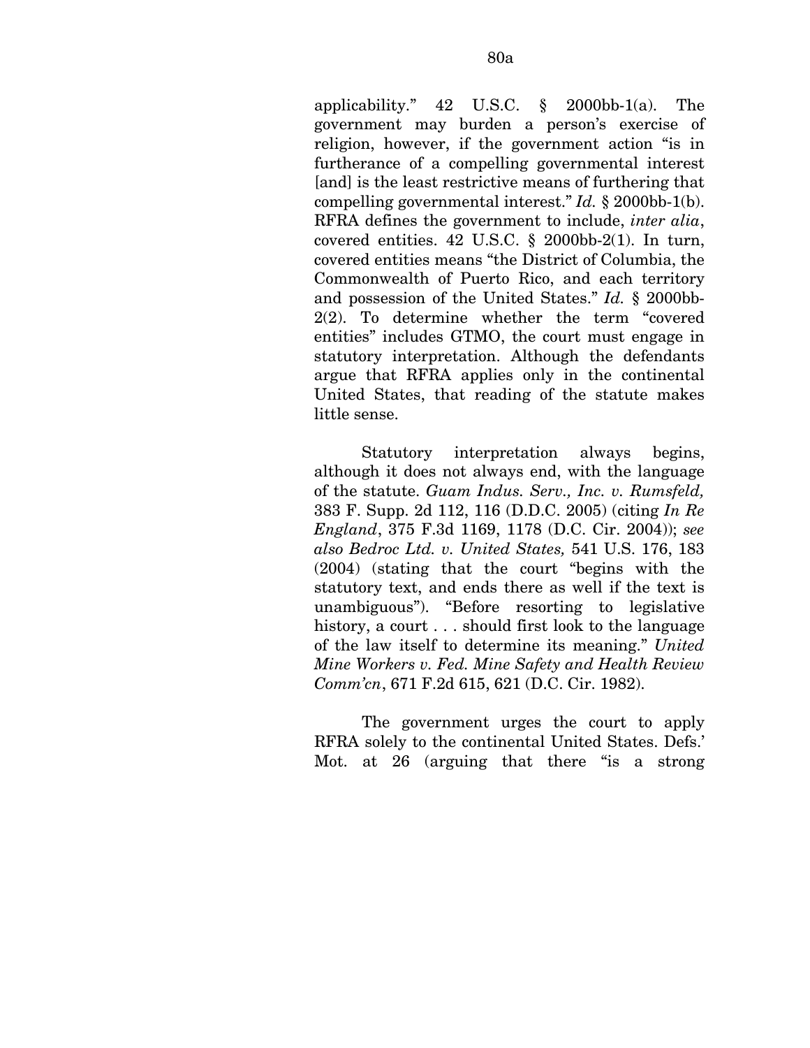applicability." 42 U.S.C. § 2000bb-1(a). The government may burden a person's exercise of religion, however, if the government action "is in furtherance of a compelling governmental interest [and] is the least restrictive means of furthering that compelling governmental interest." *Id.* § 2000bb-1(b). RFRA defines the government to include, *inter alia*, covered entities. 42 U.S.C. § 2000bb-2(1). In turn, covered entities means "the District of Columbia, the Commonwealth of Puerto Rico, and each territory and possession of the United States." *Id.* § 2000bb-2(2). To determine whether the term "covered entities" includes GTMO, the court must engage in statutory interpretation. Although the defendants argue that RFRA applies only in the continental United States, that reading of the statute makes little sense.

Statutory interpretation always begins, although it does not always end, with the language of the statute. *Guam Indus. Serv., Inc. v. Rumsfeld,* 383 F. Supp. 2d 112, 116 (D.D.C. 2005) (citing *In Re England*, 375 F.3d 1169, 1178 (D.C. Cir. 2004)); *see also Bedroc Ltd. v. United States,* 541 U.S. 176, 183 (2004) (stating that the court "begins with the statutory text, and ends there as well if the text is unambiguous"). "Before resorting to legislative history, a court . . . should first look to the language of the law itself to determine its meaning." *United Mine Workers v. Fed. Mine Safety and Health Review Comm'cn*, 671 F.2d 615, 621 (D.C. Cir. 1982).

The government urges the court to apply RFRA solely to the continental United States. Defs.' Mot. at 26 (arguing that there "is a strong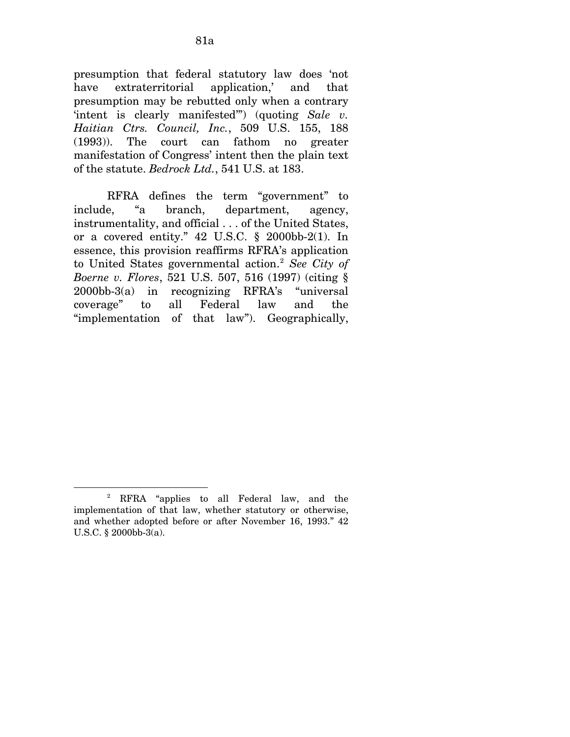presumption that federal statutory law does 'not have extraterritorial application,' and that presumption may be rebutted only when a contrary 'intent is clearly manifested'") (quoting *Sale v. Haitian Ctrs. Council, Inc.*, 509 U.S. 155, 188 (1993)). The court can fathom no greater manifestation of Congress' intent then the plain text of the statute. *Bedrock Ltd.*, 541 U.S. at 183.

RFRA defines the term "government" to include, "a branch, department, agency, instrumentality, and official . . . of the United States, or a covered entity." 42 U.S.C. § 2000bb-2(1). In essence, this provision reaffirms RFRA's application to United States governmental action.[2] *See City of Boerne v. Flores*, 521 U.S. 507, 516 (1997) (citing § 2000bb-3(a) in recognizing RFRA's "universal coverage" to all Federal law and the "implementation of that law"). Geographically,

---

[2] RFRA "applies to all Federal law, and the implementation of that law, whether statutory or otherwise, and whether adopted before or after November 16, 1993." 42 U.S.C. § 2000bb-3(a).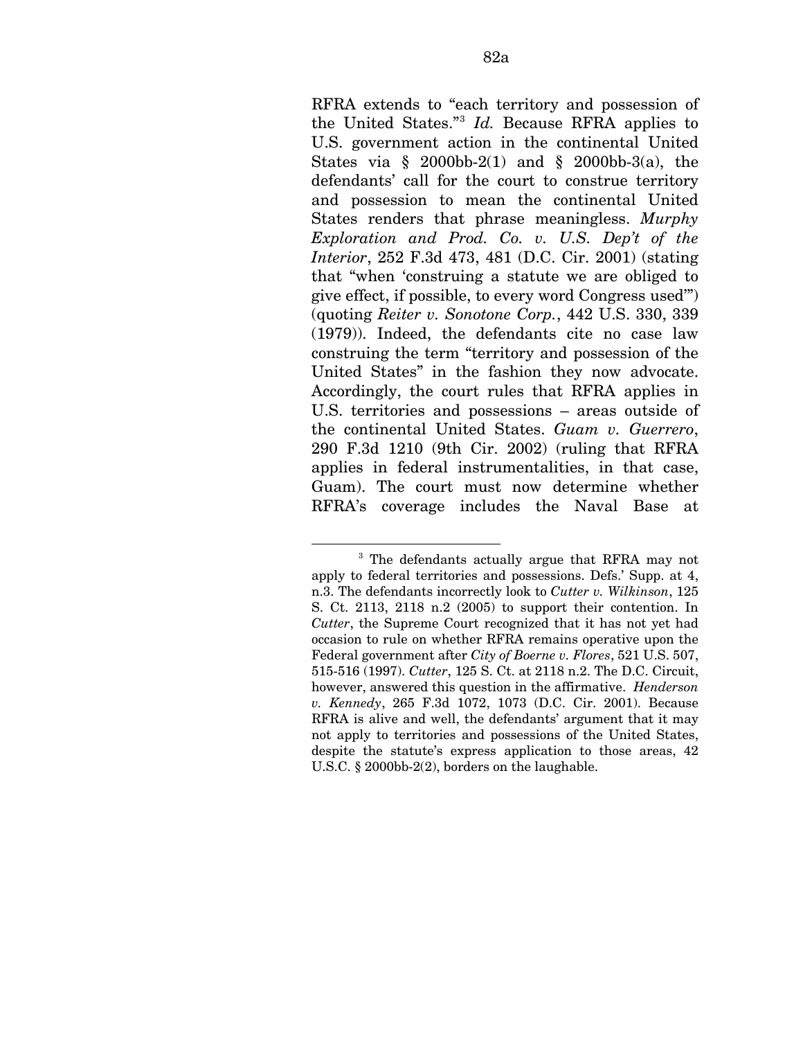RFRA extends to "each territory and possession of the United States."[3] *Id.* Because RFRA applies to U.S. government action in the continental United States via § 2000bb-2(1) and § 2000bb-3(a), the defendants' call for the court to construe territory and possession to mean the continental United States renders that phrase meaningless. *Murphy Exploration and Prod. Co. v. U.S. Dep't of the Interior*, 252 F.3d 473, 481 (D.C. Cir. 2001) (stating that "when 'construing a statute we are obliged to give effect, if possible, to every word Congress used'") (quoting *Reiter v. Sonotone Corp.*, 442 U.S. 330, 339 (1979)). Indeed, the defendants cite no case law construing the term "territory and possession of the United States" in the fashion they now advocate. Accordingly, the court rules that RFRA applies in U.S. territories and possessions – areas outside of the continental United States. *Guam v. Guerrero*, 290 F.3d 1210 (9th Cir. 2002) (ruling that RFRA applies in federal instrumentalities, in that case, Guam). The court must now determine whether RFRA's coverage includes the Naval Base at

---

[3] The defendants actually argue that RFRA may not apply to federal territories and possessions. Defs.' Supp. at 4, n.3. The defendants incorrectly look to *Cutter v. Wilkinson*, 125 S. Ct. 2113, 2118 n.2 (2005) to support their contention. In *Cutter*, the Supreme Court recognized that it has not yet had occasion to rule on whether RFRA remains operative upon the Federal government after *City of Boerne v. Flores*, 521 U.S. 507, 515-516 (1997). *Cutter*, 125 S. Ct. at 2118 n.2. The D.C. Circuit, however, answered this question in the affirmative. *Henderson v. Kennedy*, 265 F.3d 1072, 1073 (D.C. Cir. 2001). Because RFRA is alive and well, the defendants' argument that it may not apply to territories and possessions of the United States, despite the statute's express application to those areas, 42 U.S.C. § 2000bb-2(2), borders on the laughable.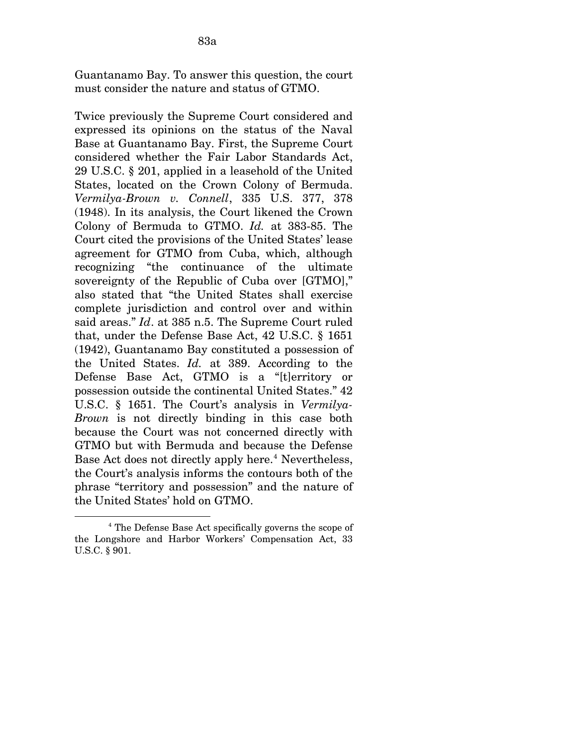Guantanamo Bay. To answer this question, the court must consider the nature and status of GTMO.

Twice previously the Supreme Court considered and expressed its opinions on the status of the Naval Base at Guantanamo Bay. First, the Supreme Court considered whether the Fair Labor Standards Act, 29 U.S.C. § 201, applied in a leasehold of the United States, located on the Crown Colony of Bermuda. *Vermilya-Brown v. Connell*, 335 U.S. 377, 378 (1948). In its analysis, the Court likened the Crown Colony of Bermuda to GTMO. *Id.* at 383-85. The Court cited the provisions of the United States' lease agreement for GTMO from Cuba, which, although recognizing "the continuance of the ultimate sovereignty of the Republic of Cuba over [GTMO]," also stated that "the United States shall exercise complete jurisdiction and control over and within said areas." *Id*. at 385 n.5. The Supreme Court ruled that, under the Defense Base Act, 42 U.S.C. § 1651 (1942), Guantanamo Bay constituted a possession of the United States. *Id.* at 389. According to the Defense Base Act, GTMO is a "[t]erritory or possession outside the continental United States." 42 U.S.C. § 1651. The Court's analysis in *Vermilya-Brown* is not directly binding in this case both because the Court was not concerned directly with GTMO but with Bermuda and because the Defense Base Act does not directly apply here.[4] Nevertheless, the Court's analysis informs the contours both of the phrase "territory and possession" and the nature of the United States' hold on GTMO.

[4] The Defense Base Act specifically governs the scope of the Longshore and Harbor Workers' Compensation Act, 33 U.S.C. § 901.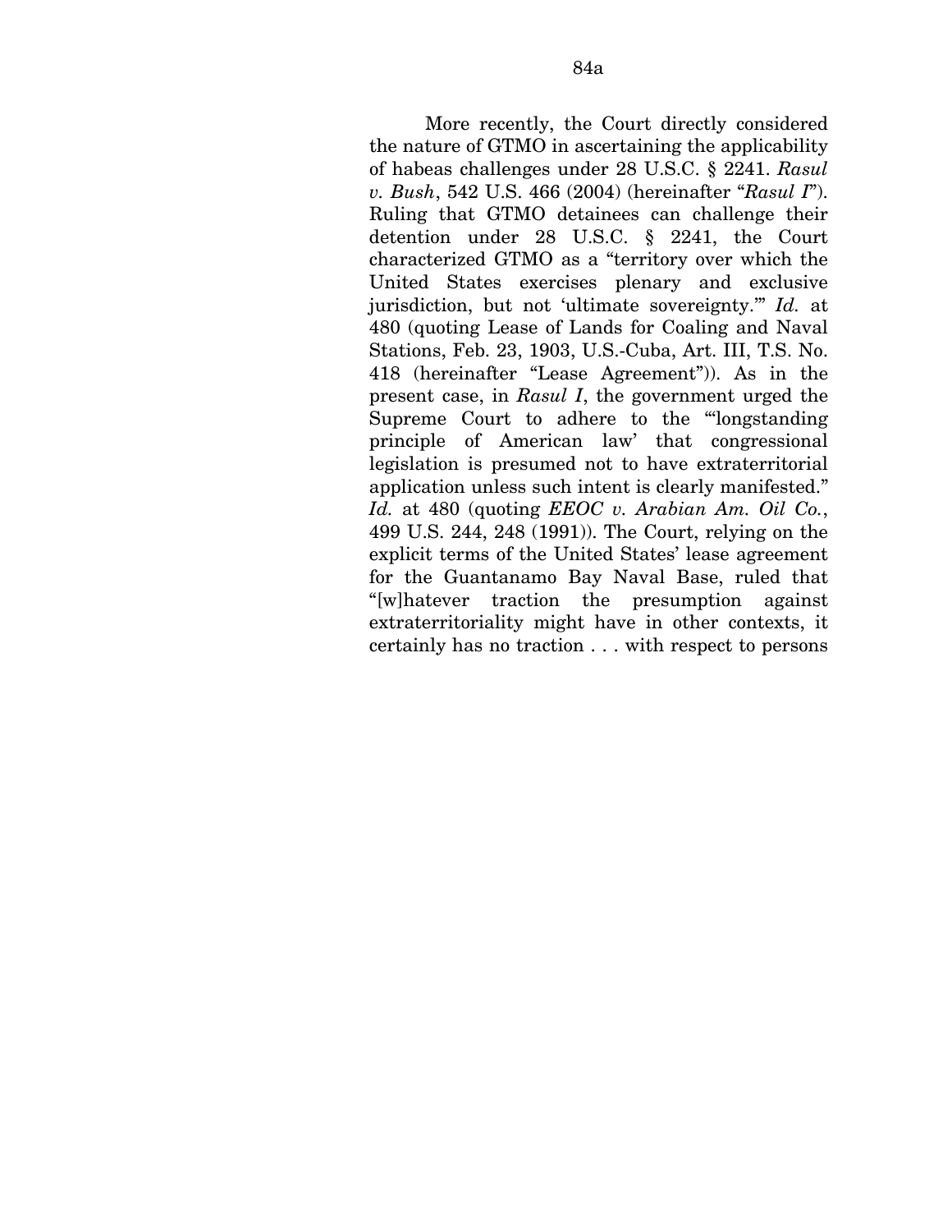More recently, the Court directly considered the nature of GTMO in ascertaining the applicability of habeas challenges under 28 U.S.C. § 2241. *Rasul v. Bush*, 542 U.S. 466 (2004) (hereinafter "*Rasul I*"). Ruling that GTMO detainees can challenge their detention under 28 U.S.C. § 2241, the Court characterized GTMO as a "territory over which the United States exercises plenary and exclusive jurisdiction, but not 'ultimate sovereignty.'" *Id.* at 480 (quoting Lease of Lands for Coaling and Naval Stations, Feb. 23, 1903, U.S.-Cuba, Art. III, T.S. No. 418 (hereinafter "Lease Agreement")). As in the present case, in *Rasul I*, the government urged the Supreme Court to adhere to the "'longstanding principle of American law' that congressional legislation is presumed not to have extraterritorial application unless such intent is clearly manifested." *Id.* at 480 (quoting *EEOC v. Arabian Am. Oil Co.*, 499 U.S. 244, 248 (1991)). The Court, relying on the explicit terms of the United States' lease agreement for the Guantanamo Bay Naval Base, ruled that "[w]hatever traction the presumption against extraterritoriality might have in other contexts, it certainly has no traction . . . with respect to persons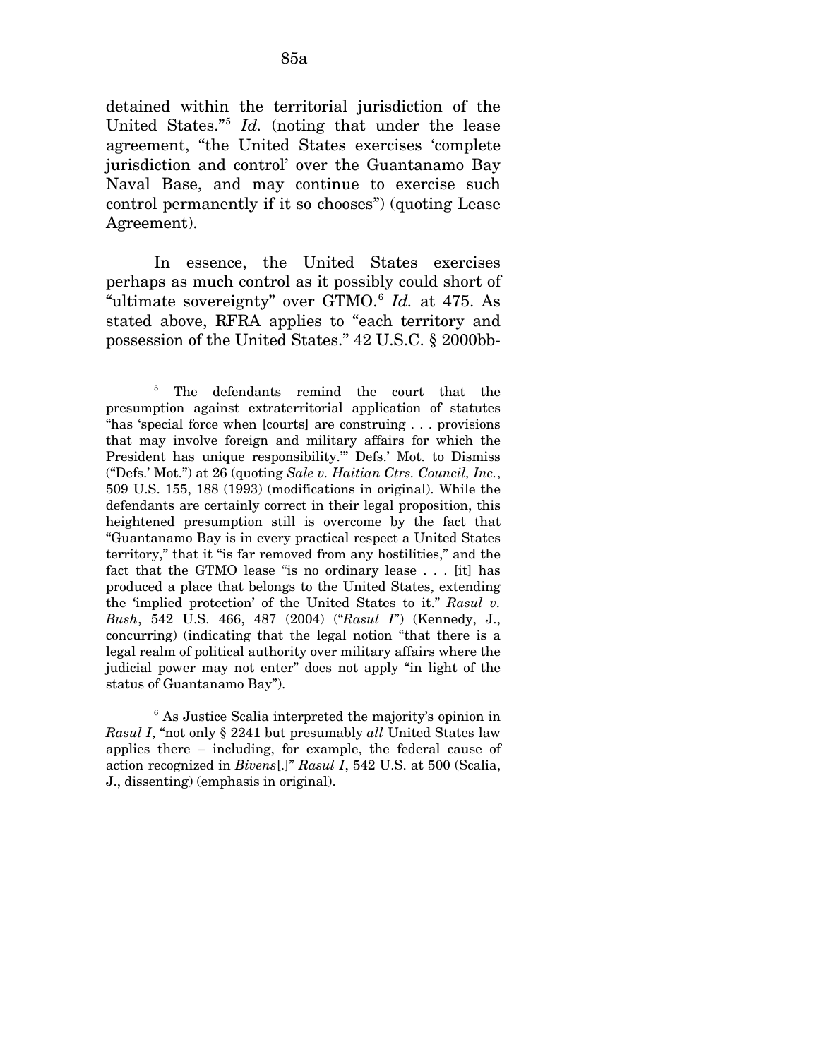detained within the territorial jurisdiction of the United States."[5] *Id.* (noting that under the lease agreement, "the United States exercises 'complete jurisdiction and control' over the Guantanamo Bay Naval Base, and may continue to exercise such control permanently if it so chooses") (quoting Lease Agreement).

In essence, the United States exercises perhaps as much control as it possibly could short of "ultimate sovereignty" over GTMO.[6] *Id.* at 475. As stated above, RFRA applies to "each territory and possession of the United States." 42 U.S.C. § 2000bb-

---

[5] The defendants remind the court that the presumption against extraterritorial application of statutes "has 'special force when [courts] are construing . . . provisions that may involve foreign and military affairs for which the President has unique responsibility.'" Defs.' Mot. to Dismiss ("Defs.' Mot.") at 26 (quoting *Sale v. Haitian Ctrs. Council, Inc.*, 509 U.S. 155, 188 (1993) (modifications in original). While the defendants are certainly correct in their legal proposition, this heightened presumption still is overcome by the fact that "Guantanamo Bay is in every practical respect a United States territory," that it "is far removed from any hostilities," and the fact that the GTMO lease "is no ordinary lease . . . [it] has produced a place that belongs to the United States, extending the 'implied protection' of the United States to it." *Rasul v. Bush*, 542 U.S. 466, 487 (2004) ("*Rasul I*") (Kennedy, J., concurring) (indicating that the legal notion "that there is a legal realm of political authority over military affairs where the judicial power may not enter" does not apply "in light of the status of Guantanamo Bay").

[6] As Justice Scalia interpreted the majority's opinion in *Rasul I*, "not only § 2241 but presumably *all* United States law applies there – including, for example, the federal cause of action recognized in *Bivens*[.]" *Rasul I*, 542 U.S. at 500 (Scalia, J., dissenting) (emphasis in original).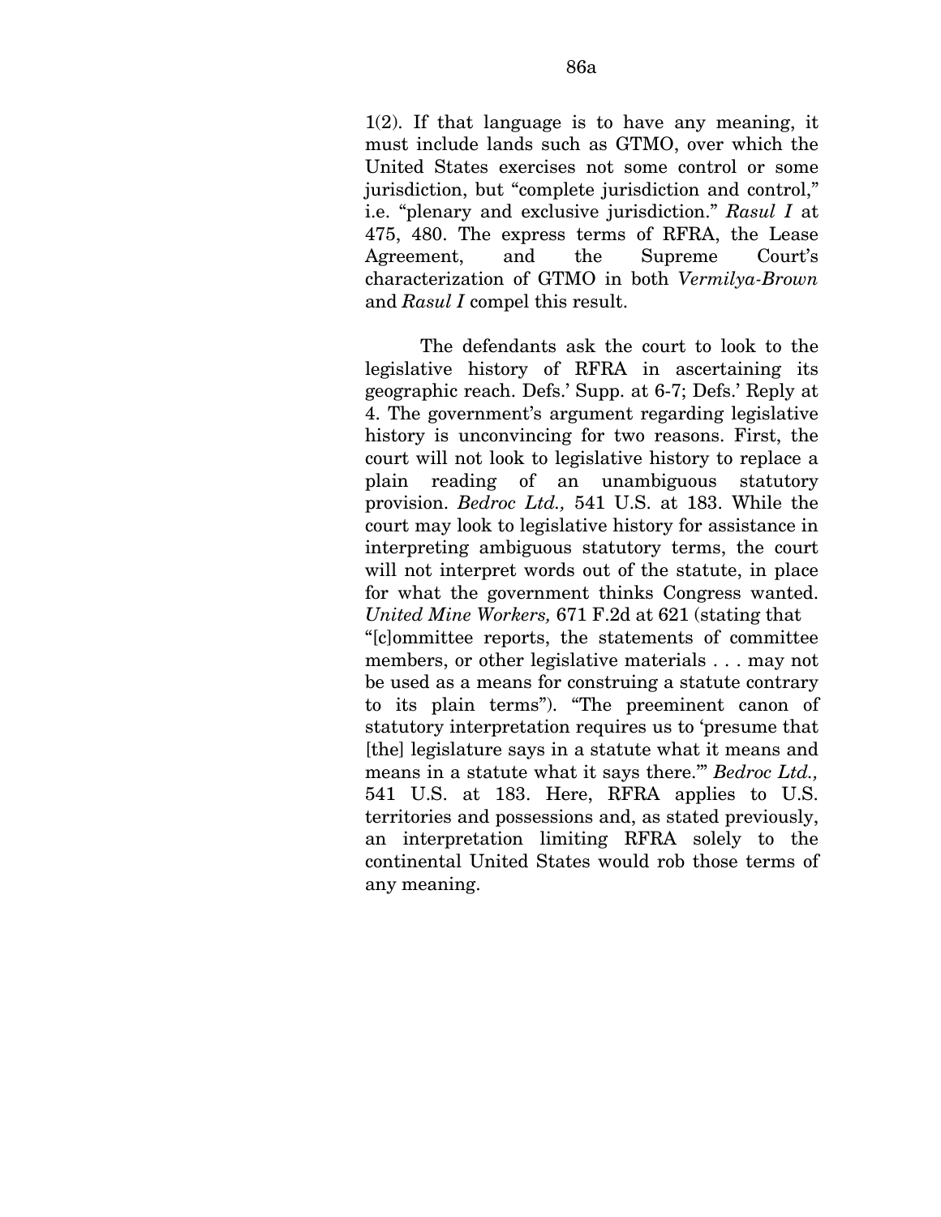1(2). If that language is to have any meaning, it must include lands such as GTMO, over which the United States exercises not some control or some jurisdiction, but "complete jurisdiction and control," i.e. "plenary and exclusive jurisdiction." *Rasul I* at 475, 480. The express terms of RFRA, the Lease Agreement, and the Supreme Court's characterization of GTMO in both *Vermilya-Brown* and *Rasul I* compel this result.

The defendants ask the court to look to the legislative history of RFRA in ascertaining its geographic reach. Defs.' Supp. at 6-7; Defs.' Reply at 4. The government's argument regarding legislative history is unconvincing for two reasons. First, the court will not look to legislative history to replace a plain reading of an unambiguous statutory provision. *Bedroc Ltd.,* 541 U.S. at 183. While the court may look to legislative history for assistance in interpreting ambiguous statutory terms, the court will not interpret words out of the statute, in place for what the government thinks Congress wanted. *United Mine Workers,* 671 F.2d at 621 (stating that "[c]ommittee reports, the statements of committee members, or other legislative materials . . . may not be used as a means for construing a statute contrary to its plain terms"). "The preeminent canon of statutory interpretation requires us to 'presume that [the] legislature says in a statute what it means and means in a statute what it says there.'" *Bedroc Ltd.,* 541 U.S. at 183. Here, RFRA applies to U.S. territories and possessions and, as stated previously, an interpretation limiting RFRA solely to the continental United States would rob those terms of any meaning.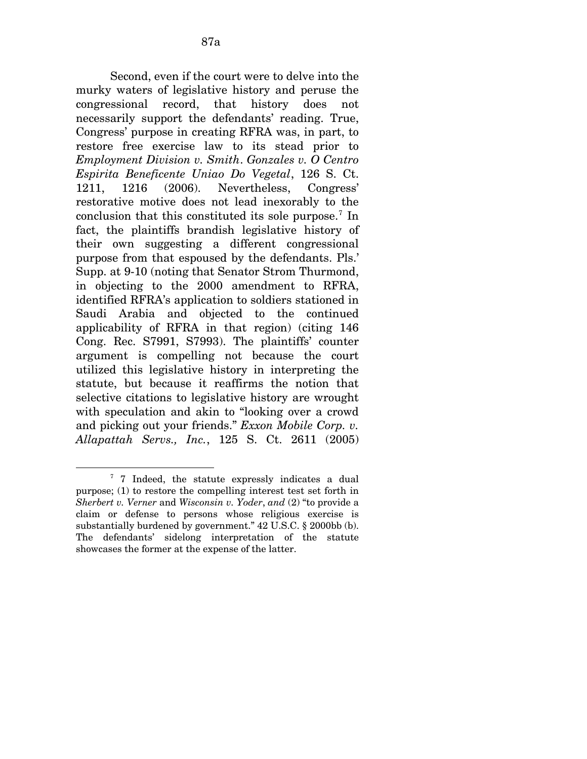Second, even if the court were to delve into the murky waters of legislative history and peruse the congressional record, that history does not necessarily support the defendants' reading. True, Congress' purpose in creating RFRA was, in part, to restore free exercise law to its stead prior to *Employment Division v. Smith*. *Gonzales v. O Centro Espirita Beneficente Uniao Do Vegetal*, 126 S. Ct. 1211, 1216 (2006). Nevertheless, Congress' restorative motive does not lead inexorably to the conclusion that this constituted its sole purpose.[7] In fact, the plaintiffs brandish legislative history of their own suggesting a different congressional purpose from that espoused by the defendants. Pls.' Supp. at 9-10 (noting that Senator Strom Thurmond, in objecting to the 2000 amendment to RFRA, identified RFRA's application to soldiers stationed in Saudi Arabia and objected to the continued applicability of RFRA in that region) (citing 146 Cong. Rec. S7991, S7993). The plaintiffs' counter argument is compelling not because the court utilized this legislative history in interpreting the statute, but because it reaffirms the notion that selective citations to legislative history are wrought with speculation and akin to "looking over a crowd and picking out your friends." *Exxon Mobile Corp. v. Allapattah Servs., Inc.*, 125 S. Ct. 2611 (2005)

---

[7] 7 Indeed, the statute expressly indicates a dual purpose; (1) to restore the compelling interest test set forth in *Sherbert v. Verner* and *Wisconsin v. Yoder*, *and* (2) "to provide a claim or defense to persons whose religious exercise is substantially burdened by government." 42 U.S.C. § 2000bb (b). The defendants' sidelong interpretation of the statute showcases the former at the expense of the latter.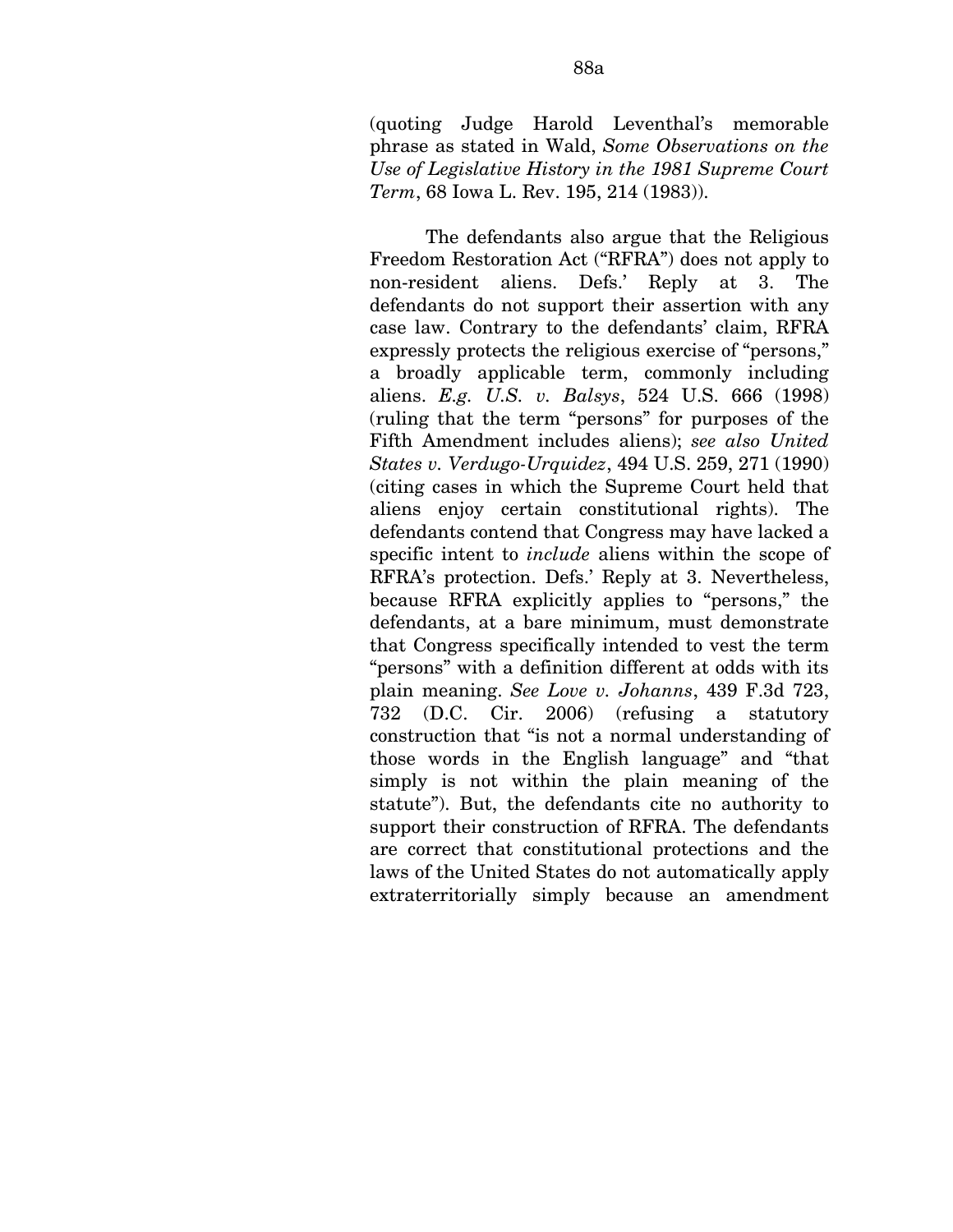(quoting Judge Harold Leventhal's memorable phrase as stated in Wald, *Some Observations on the Use of Legislative History in the 1981 Supreme Court Term*, 68 Iowa L. Rev. 195, 214 (1983)).

The defendants also argue that the Religious Freedom Restoration Act ("RFRA") does not apply to non-resident aliens. Defs.' Reply at 3. The defendants do not support their assertion with any case law. Contrary to the defendants' claim, RFRA expressly protects the religious exercise of "persons," a broadly applicable term, commonly including aliens. *E.g. U.S. v. Balsys*, 524 U.S. 666 (1998) (ruling that the term "persons" for purposes of the Fifth Amendment includes aliens); *see also United States v. Verdugo-Urquidez*, 494 U.S. 259, 271 (1990) (citing cases in which the Supreme Court held that aliens enjoy certain constitutional rights). The defendants contend that Congress may have lacked a specific intent to *include* aliens within the scope of RFRA's protection. Defs.' Reply at 3. Nevertheless, because RFRA explicitly applies to "persons," the defendants, at a bare minimum, must demonstrate that Congress specifically intended to vest the term "persons" with a definition different at odds with its plain meaning. *See Love v. Johanns*, 439 F.3d 723, 732 (D.C. Cir. 2006) (refusing a statutory construction that "is not a normal understanding of those words in the English language" and "that simply is not within the plain meaning of the statute"). But, the defendants cite no authority to support their construction of RFRA. The defendants are correct that constitutional protections and the laws of the United States do not automatically apply extraterritorially simply because an amendment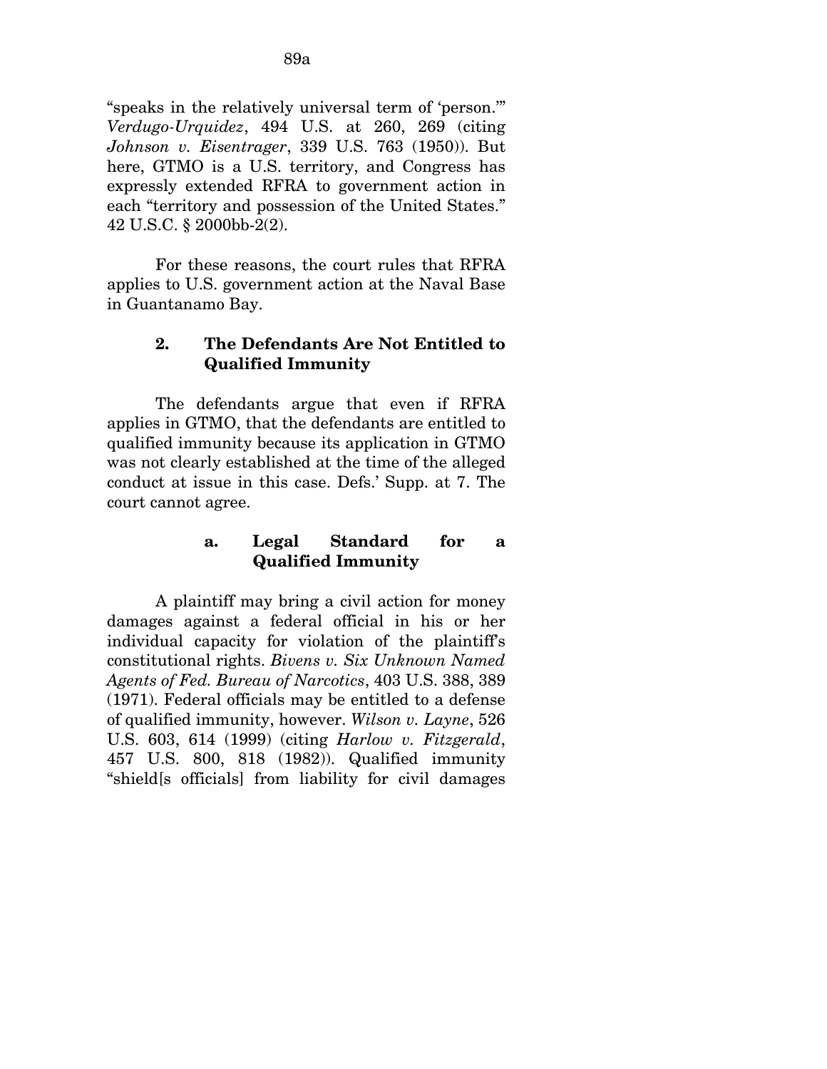"speaks in the relatively universal term of 'person.'" *Verdugo-Urquidez*, 494 U.S. at 260, 269 (citing *Johnson v. Eisentrager*, 339 U.S. 763 (1950)). But here, GTMO is a U.S. territory, and Congress has expressly extended RFRA to government action in each "territory and possession of the United States." 42 U.S.C. § 2000bb-2(2).

For these reasons, the court rules that RFRA applies to U.S. government action at the Naval Base in Guantanamo Bay.

### 2. The Defendants Are Not Entitled to Qualified Immunity

The defendants argue that even if RFRA applies in GTMO, that the defendants are entitled to qualified immunity because its application in GTMO was not clearly established at the time of the alleged conduct at issue in this case. Defs.' Supp. at 7. The court cannot agree.

#### a. Legal Standard for a Qualified Immunity

A plaintiff may bring a civil action for money damages against a federal official in his or her individual capacity for violation of the plaintiff's constitutional rights. *Bivens v. Six Unknown Named Agents of Fed. Bureau of Narcotics*, 403 U.S. 388, 389 (1971). Federal officials may be entitled to a defense of qualified immunity, however. *Wilson v. Layne*, 526 U.S. 603, 614 (1999) (citing *Harlow v. Fitzgerald*, 457 U.S. 800, 818 (1982)). Qualified immunity "shield[s officials] from liability for civil damages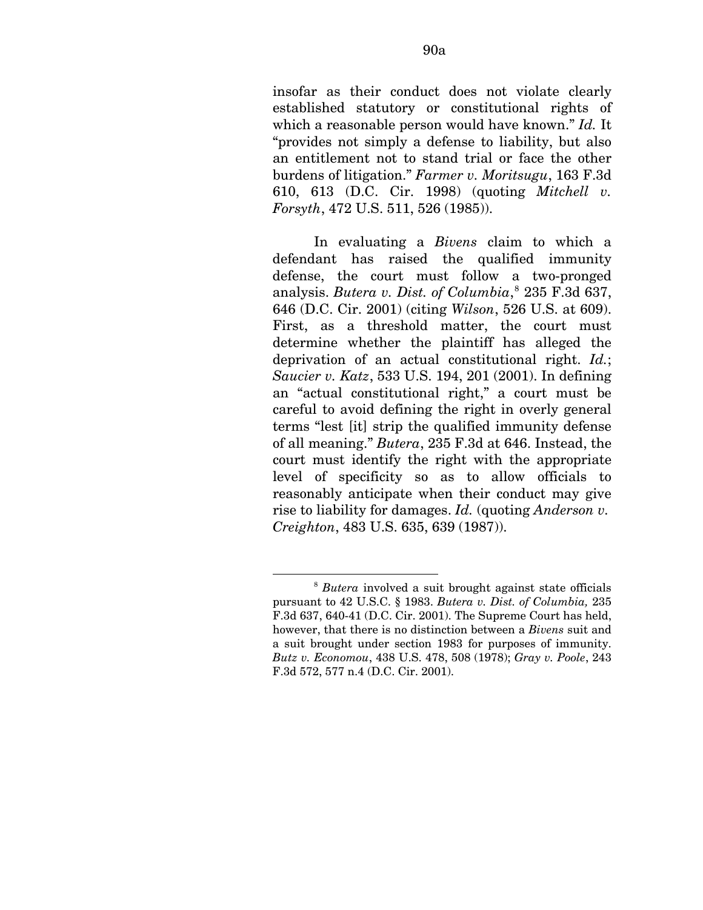insofar as their conduct does not violate clearly established statutory or constitutional rights of which a reasonable person would have known." *Id.* It "provides not simply a defense to liability, but also an entitlement not to stand trial or face the other burdens of litigation." *Farmer v. Moritsugu*, 163 F.3d 610, 613 (D.C. Cir. 1998) (quoting *Mitchell v. Forsyth*, 472 U.S. 511, 526 (1985)).

In evaluating a *Bivens* claim to which a defendant has raised the qualified immunity defense, the court must follow a two-pronged analysis. *Butera v. Dist. of Columbia*,[8] 235 F.3d 637, 646 (D.C. Cir. 2001) (citing *Wilson*, 526 U.S. at 609). First, as a threshold matter, the court must determine whether the plaintiff has alleged the deprivation of an actual constitutional right. *Id.*; *Saucier v. Katz*, 533 U.S. 194, 201 (2001). In defining an "actual constitutional right," a court must be careful to avoid defining the right in overly general terms "lest [it] strip the qualified immunity defense of all meaning." *Butera*, 235 F.3d at 646. Instead, the court must identify the right with the appropriate level of specificity so as to allow officials to reasonably anticipate when their conduct may give rise to liability for damages. *Id.* (quoting *Anderson v. Creighton*, 483 U.S. 635, 639 (1987)).

---

[8] *Butera* involved a suit brought against state officials pursuant to 42 U.S.C. § 1983. *Butera v. Dist. of Columbia,* 235 F.3d 637, 640-41 (D.C. Cir. 2001). The Supreme Court has held, however, that there is no distinction between a *Bivens* suit and a suit brought under section 1983 for purposes of immunity. *Butz v. Economou*, 438 U.S. 478, 508 (1978); *Gray v. Poole*, 243 F.3d 572, 577 n.4 (D.C. Cir. 2001).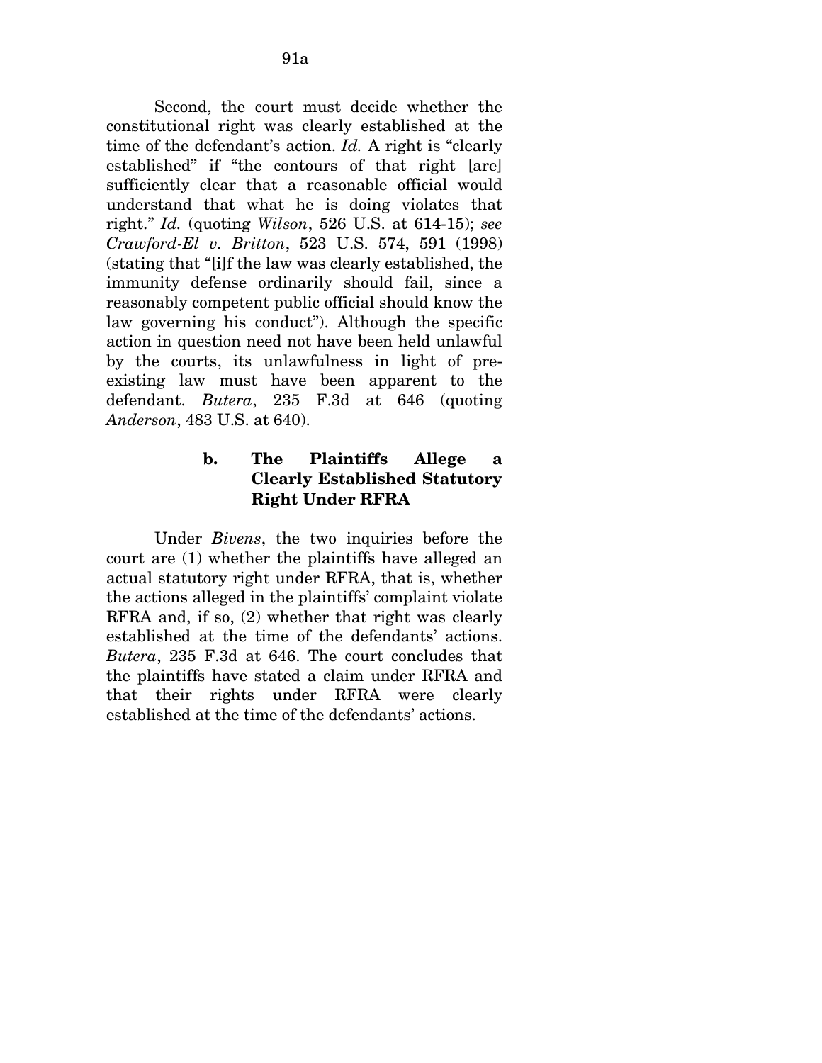Second, the court must decide whether the constitutional right was clearly established at the time of the defendant's action. *Id.* A right is "clearly established" if "the contours of that right [are] sufficiently clear that a reasonable official would understand that what he is doing violates that right." *Id.* (quoting *Wilson*, 526 U.S. at 614-15); *see Crawford-El v. Britton*, 523 U.S. 574, 591 (1998) (stating that "[i]f the law was clearly established, the immunity defense ordinarily should fail, since a reasonably competent public official should know the law governing his conduct"). Although the specific action in question need not have been held unlawful by the courts, its unlawfulness in light of pre-existing law must have been apparent to the defendant. *Butera*, 235 F.3d at 646 (quoting *Anderson*, 483 U.S. at 640).

#### b. The Plaintiffs Allege a Clearly Established Statutory Right Under RFRA

Under *Bivens*, the two inquiries before the court are (1) whether the plaintiffs have alleged an actual statutory right under RFRA, that is, whether the actions alleged in the plaintiffs' complaint violate RFRA and, if so, (2) whether that right was clearly established at the time of the defendants' actions. *Butera*, 235 F.3d at 646. The court concludes that the plaintiffs have stated a claim under RFRA and that their rights under RFRA were clearly established at the time of the defendants' actions.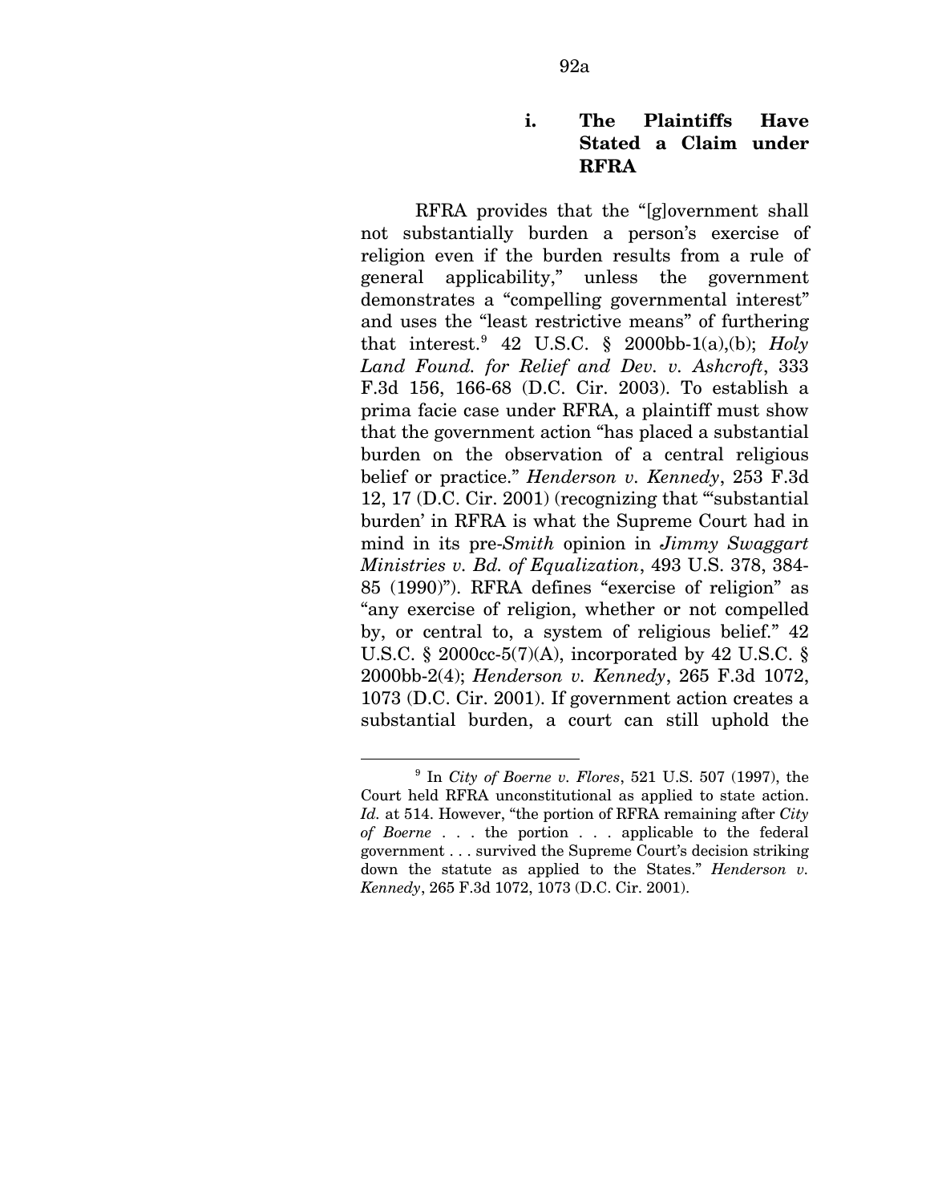#### i. The Plaintiffs Have Stated a Claim under RFRA

RFRA provides that the "[g]overnment shall not substantially burden a person's exercise of religion even if the burden results from a rule of general applicability," unless the government demonstrates a "compelling governmental interest" and uses the "least restrictive means" of furthering that interest.[9] 42 U.S.C. § 2000bb-1(a),(b); *Holy Land Found. for Relief and Dev. v. Ashcroft*, 333 F.3d 156, 166-68 (D.C. Cir. 2003). To establish a prima facie case under RFRA, a plaintiff must show that the government action "has placed a substantial burden on the observation of a central religious belief or practice." *Henderson v. Kennedy*, 253 F.3d 12, 17 (D.C. Cir. 2001) (recognizing that "'substantial burden' in RFRA is what the Supreme Court had in mind in its pre-*Smith* opinion in *Jimmy Swaggart Ministries v. Bd. of Equalization*, 493 U.S. 378, 384-85 (1990)"). RFRA defines "exercise of religion" as "any exercise of religion, whether or not compelled by, or central to, a system of religious belief." 42 U.S.C. § 2000cc-5(7)(A), incorporated by 42 U.S.C. § 2000bb-2(4); *Henderson v. Kennedy*, 265 F.3d 1072, 1073 (D.C. Cir. 2001). If government action creates a substantial burden, a court can still uphold the

---

[9] In *City of Boerne v. Flores*, 521 U.S. 507 (1997), the Court held RFRA unconstitutional as applied to state action. *Id.* at 514. However, "the portion of RFRA remaining after *City of Boerne* . . . the portion . . . applicable to the federal government . . . survived the Supreme Court's decision striking down the statute as applied to the States." *Henderson v. Kennedy*, 265 F.3d 1072, 1073 (D.C. Cir. 2001).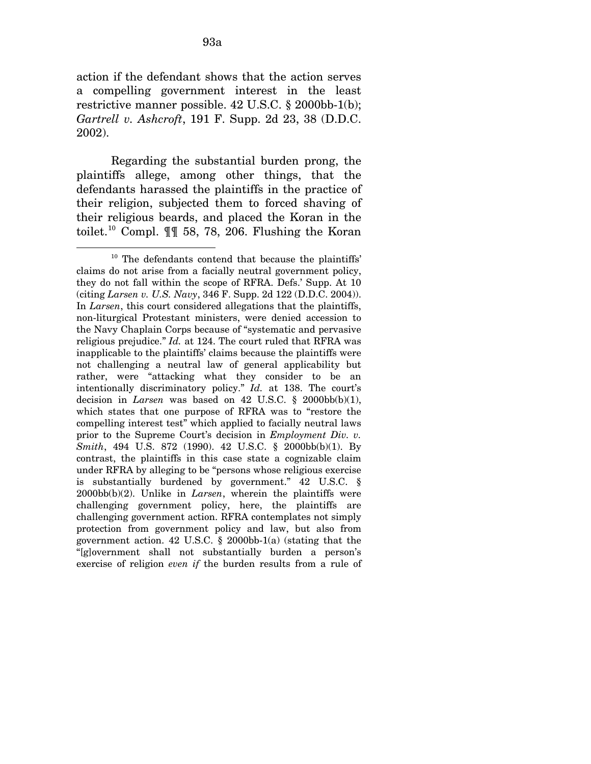action if the defendant shows that the action serves a compelling government interest in the least restrictive manner possible. 42 U.S.C. § 2000bb-1(b); *Gartrell v. Ashcroft*, 191 F. Supp. 2d 23, 38 (D.D.C. 2002).

Regarding the substantial burden prong, the plaintiffs allege, among other things, that the defendants harassed the plaintiffs in the practice of their religion, subjected them to forced shaving of their religious beards, and placed the Koran in the toilet.[10] Compl. ¶¶ 58, 78, 206. Flushing the Koran

---

[10] The defendants contend that because the plaintiffs' claims do not arise from a facially neutral government policy, they do not fall within the scope of RFRA. Defs.' Supp. At 10 (citing *Larsen v. U.S. Navy*, 346 F. Supp. 2d 122 (D.D.C. 2004)). In *Larsen*, this court considered allegations that the plaintiffs, non-liturgical Protestant ministers, were denied accession to the Navy Chaplain Corps because of "systematic and pervasive religious prejudice." *Id.* at 124. The court ruled that RFRA was inapplicable to the plaintiffs' claims because the plaintiffs were not challenging a neutral law of general applicability but rather, were "attacking what they consider to be an intentionally discriminatory policy." *Id.* at 138. The court's decision in *Larsen* was based on 42 U.S.C. § 2000bb(b)(1), which states that one purpose of RFRA was to "restore the compelling interest test" which applied to facially neutral laws prior to the Supreme Court's decision in *Employment Div. v. Smith*, 494 U.S. 872 (1990). 42 U.S.C. § 2000bb(b)(1). By contrast, the plaintiffs in this case state a cognizable claim under RFRA by alleging to be "persons whose religious exercise is substantially burdened by government." 42 U.S.C. § 2000bb(b)(2). Unlike in *Larsen*, wherein the plaintiffs were challenging government policy, here, the plaintiffs are challenging government action. RFRA contemplates not simply protection from government policy and law, but also from government action. 42 U.S.C. § 2000bb-1(a) (stating that the "[g]overnment shall not substantially burden a person's exercise of religion *even if* the burden results from a rule of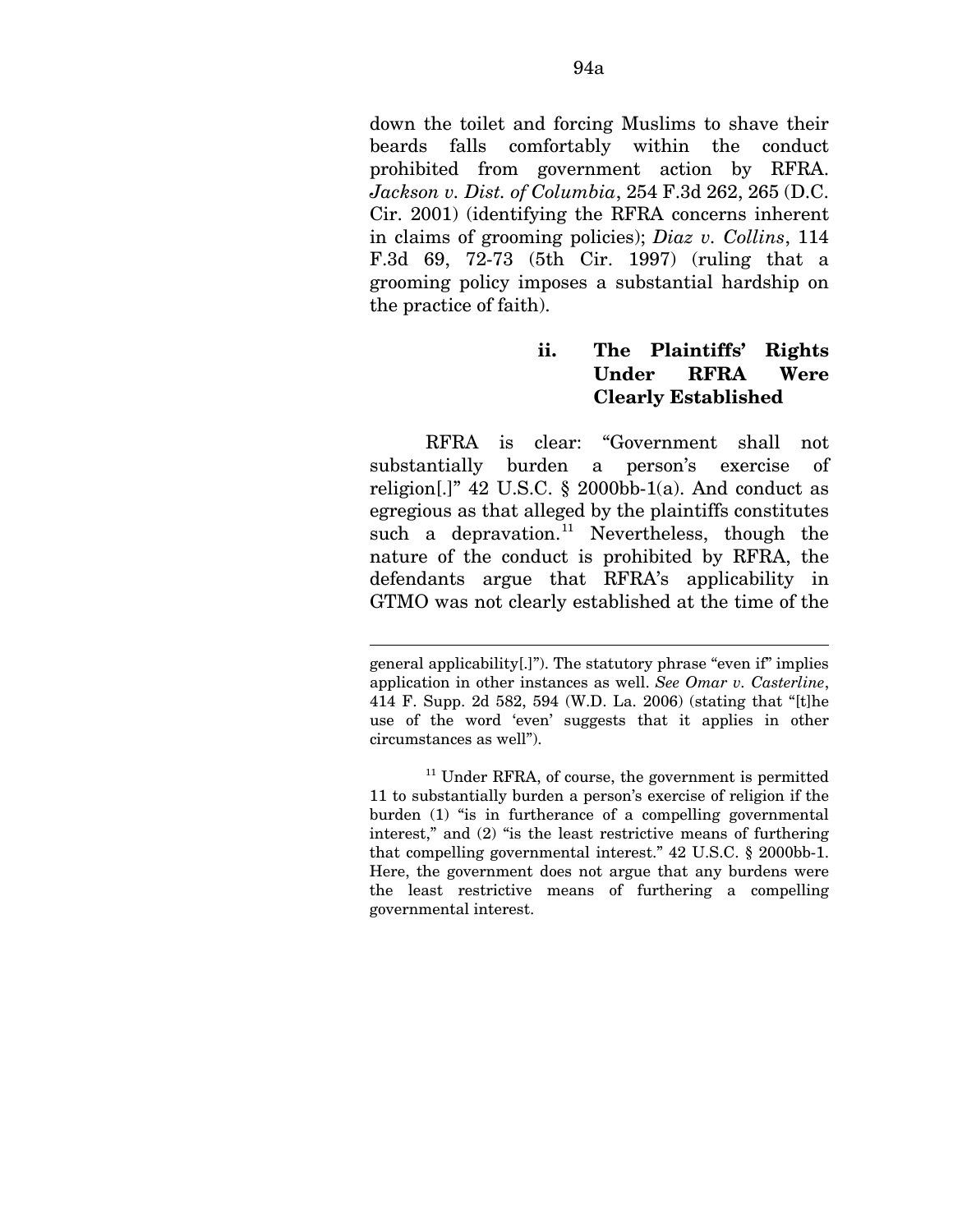down the toilet and forcing Muslims to shave their beards falls comfortably within the conduct prohibited from government action by RFRA. *Jackson v. Dist. of Columbia*, 254 F.3d 262, 265 (D.C. Cir. 2001) (identifying the RFRA concerns inherent in claims of grooming policies); *Diaz v. Collins*, 114 F.3d 69, 72-73 (5th Cir. 1997) (ruling that a grooming policy imposes a substantial hardship on the practice of faith).

**ii. The Plaintiffs' Rights Under RFRA Were Clearly Established**

RFRA is clear: "Government shall not substantially burden a person's exercise of religion[.]" 42 U.S.C. § 2000bb-1(a). And conduct as egregious as that alleged by the plaintiffs constitutes such a depravation.[11] Nevertheless, though the nature of the conduct is prohibited by RFRA, the defendants argue that RFRA's applicability in GTMO was not clearly established at the time of the

---

general applicability[.]"). The statutory phrase "even if" implies application in other instances as well. *See Omar v. Casterline*, 414 F. Supp. 2d 582, 594 (W.D. La. 2006) (stating that "[t]he use of the word 'even' suggests that it applies in other circumstances as well").

[11] Under RFRA, of course, the government is permitted 11 to substantially burden a person's exercise of religion if the burden (1) "is in furtherance of a compelling governmental interest," and (2) "is the least restrictive means of furthering that compelling governmental interest." 42 U.S.C. § 2000bb-1. Here, the government does not argue that any burdens were the least restrictive means of furthering a compelling governmental interest.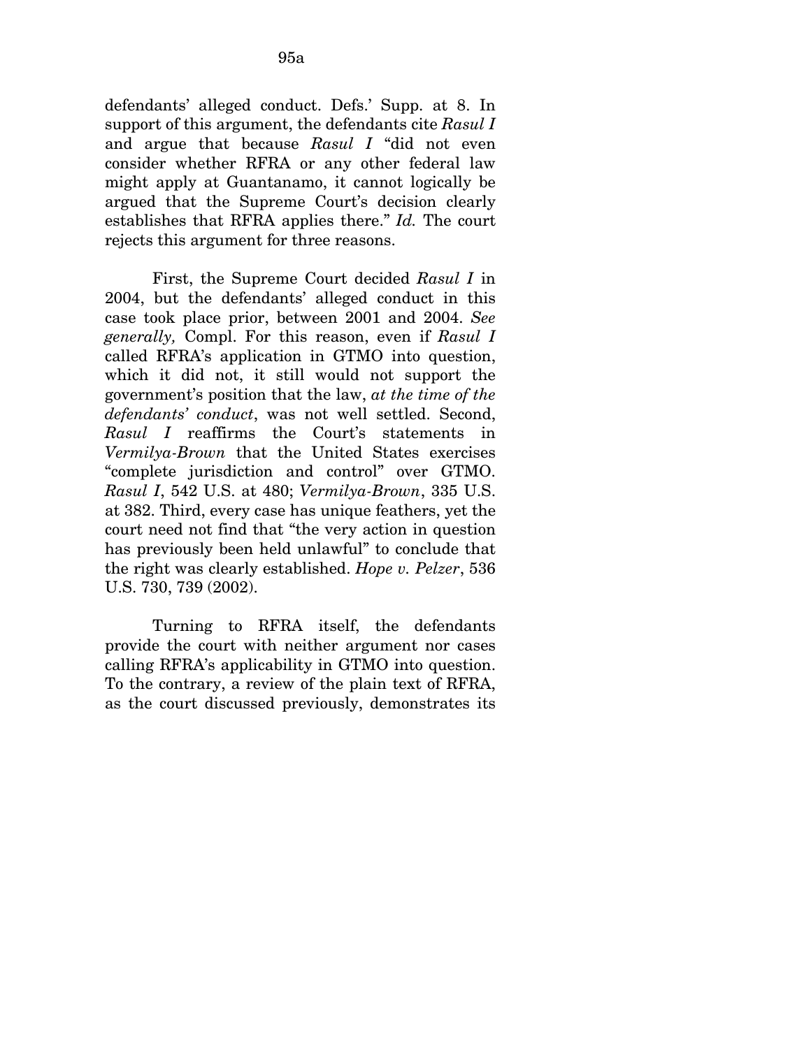defendants' alleged conduct. Defs.' Supp. at 8. In support of this argument, the defendants cite *Rasul I* and argue that because *Rasul I* "did not even consider whether RFRA or any other federal law might apply at Guantanamo, it cannot logically be argued that the Supreme Court's decision clearly establishes that RFRA applies there." *Id.* The court rejects this argument for three reasons.

First, the Supreme Court decided *Rasul I* in 2004, but the defendants' alleged conduct in this case took place prior, between 2001 and 2004. *See generally,* Compl. For this reason, even if *Rasul I* called RFRA's application in GTMO into question, which it did not, it still would not support the government's position that the law, *at the time of the defendants' conduct*, was not well settled. Second, *Rasul I* reaffirms the Court's statements in *Vermilya-Brown* that the United States exercises "complete jurisdiction and control" over GTMO. *Rasul I*, 542 U.S. at 480; *Vermilya-Brown*, 335 U.S. at 382. Third, every case has unique feathers, yet the court need not find that "the very action in question has previously been held unlawful" to conclude that the right was clearly established. *Hope v. Pelzer*, 536 U.S. 730, 739 (2002).

Turning to RFRA itself, the defendants provide the court with neither argument nor cases calling RFRA's applicability in GTMO into question. To the contrary, a review of the plain text of RFRA, as the court discussed previously, demonstrates its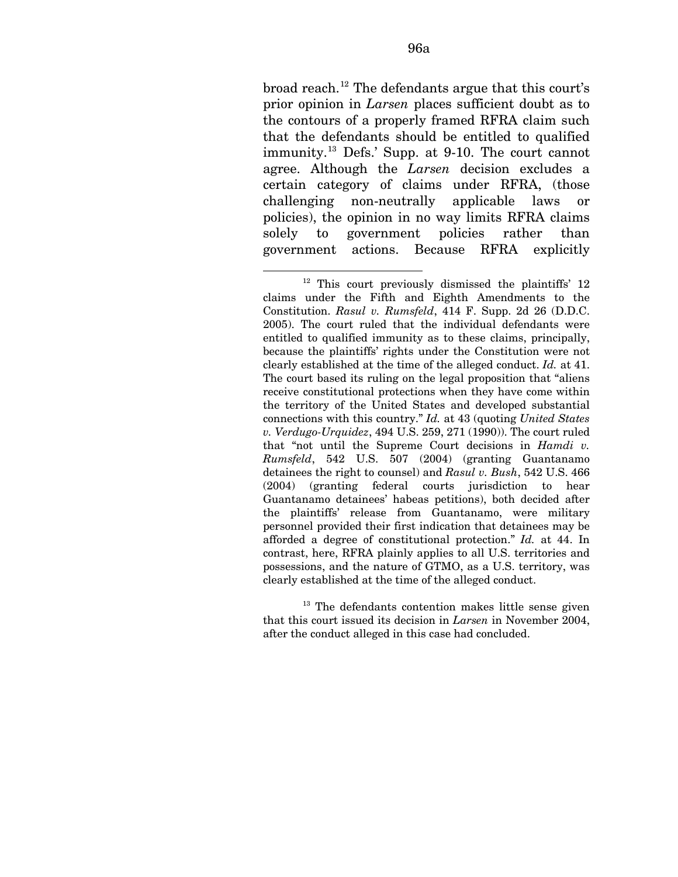broad reach.[12] The defendants argue that this court's prior opinion in *Larsen* places sufficient doubt as to the contours of a properly framed RFRA claim such that the defendants should be entitled to qualified immunity.[13] Defs.' Supp. at 9-10. The court cannot agree. Although the *Larsen* decision excludes a certain category of claims under RFRA, (those challenging non-neutrally applicable laws or policies), the opinion in no way limits RFRA claims solely to government policies rather than government actions. Because RFRA explicitly

---

[12] This court previously dismissed the plaintiffs' 12 claims under the Fifth and Eighth Amendments to the Constitution. *Rasul v. Rumsfeld*, 414 F. Supp. 2d 26 (D.D.C. 2005). The court ruled that the individual defendants were entitled to qualified immunity as to these claims, principally, because the plaintiffs' rights under the Constitution were not clearly established at the time of the alleged conduct. *Id.* at 41. The court based its ruling on the legal proposition that "aliens receive constitutional protections when they have come within the territory of the United States and developed substantial connections with this country." *Id.* at 43 (quoting *United States v. Verdugo-Urquidez*, 494 U.S. 259, 271 (1990)). The court ruled that "not until the Supreme Court decisions in *Hamdi v. Rumsfeld*, 542 U.S. 507 (2004) (granting Guantanamo detainees the right to counsel) and *Rasul v. Bush*, 542 U.S. 466 (2004) (granting federal courts jurisdiction to hear Guantanamo detainees' habeas petitions), both decided after the plaintiffs' release from Guantanamo, were military personnel provided their first indication that detainees may be afforded a degree of constitutional protection." *Id.* at 44. In contrast, here, RFRA plainly applies to all U.S. territories and possessions, and the nature of GTMO, as a U.S. territory, was clearly established at the time of the alleged conduct.

[13] The defendants contention makes little sense given that this court issued its decision in *Larsen* in November 2004, after the conduct alleged in this case had concluded.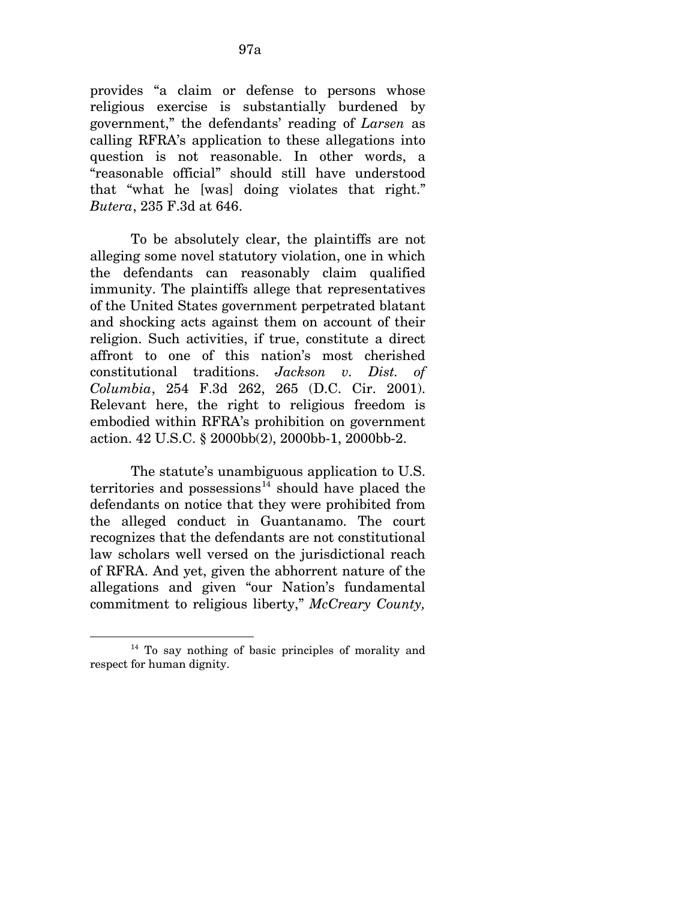provides "a claim or defense to persons whose religious exercise is substantially burdened by government," the defendants' reading of *Larsen* as calling RFRA's application to these allegations into question is not reasonable. In other words, a "reasonable official" should still have understood that "what he [was] doing violates that right." *Butera*, 235 F.3d at 646.

To be absolutely clear, the plaintiffs are not alleging some novel statutory violation, one in which the defendants can reasonably claim qualified immunity. The plaintiffs allege that representatives of the United States government perpetrated blatant and shocking acts against them on account of their religion. Such activities, if true, constitute a direct affront to one of this nation's most cherished constitutional traditions. *Jackson v. Dist. of Columbia*, 254 F.3d 262, 265 (D.C. Cir. 2001). Relevant here, the right to religious freedom is embodied within RFRA's prohibition on government action. 42 U.S.C. § 2000bb(2), 2000bb-1, 2000bb-2.

The statute's unambiguous application to U.S. territories and possessions[14] should have placed the defendants on notice that they were prohibited from the alleged conduct in Guantanamo. The court recognizes that the defendants are not constitutional law scholars well versed on the jurisdictional reach of RFRA. And yet, given the abhorrent nature of the allegations and given "our Nation's fundamental commitment to religious liberty," *McCreary County,*

---

[14] To say nothing of basic principles of morality and respect for human dignity.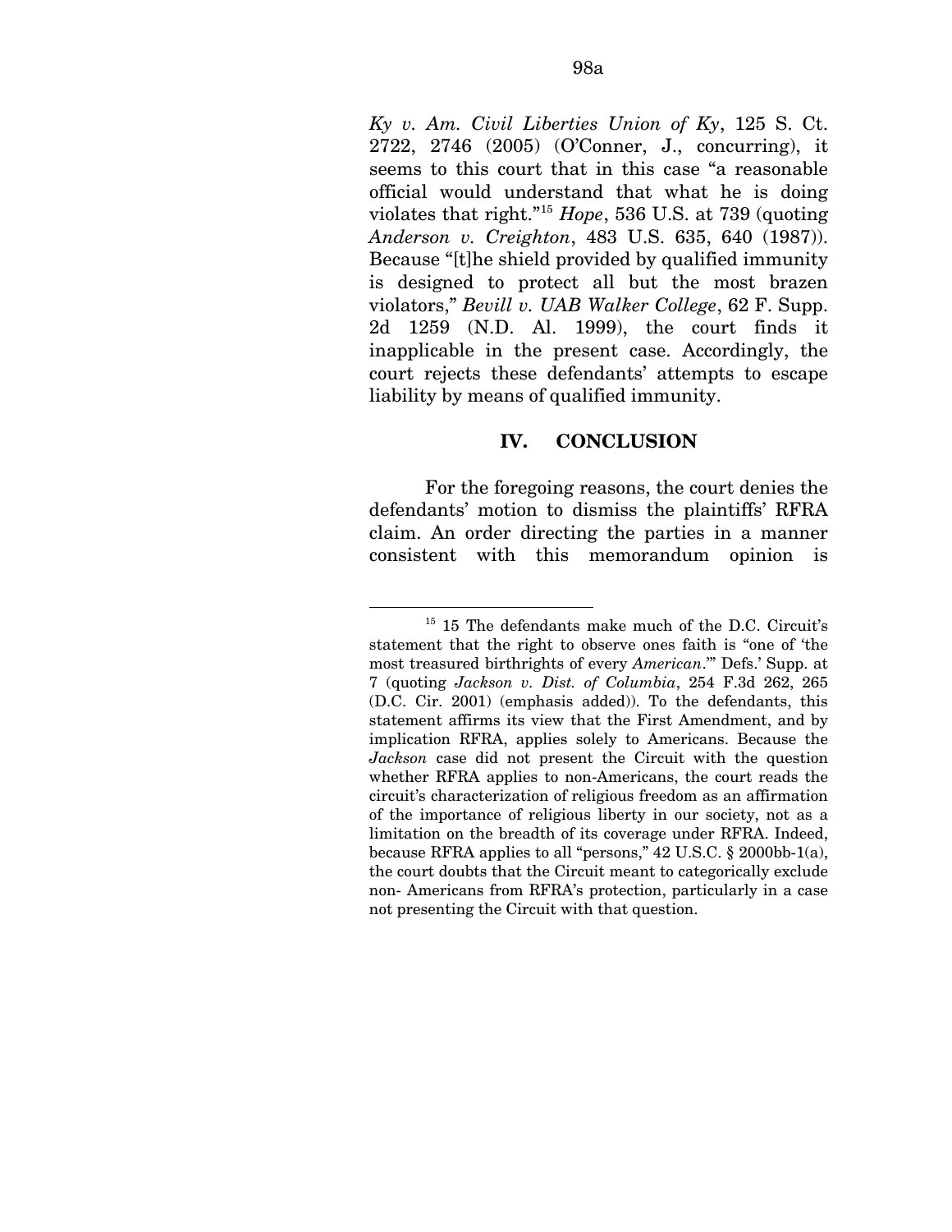*Ky v. Am. Civil Liberties Union of Ky*, 125 S. Ct. 2722, 2746 (2005) (O'Conner, J., concurring), it seems to this court that in this case "a reasonable official would understand that what he is doing violates that right."[15] *Hope*, 536 U.S. at 739 (quoting *Anderson v. Creighton*, 483 U.S. 635, 640 (1987)). Because "[t]he shield provided by qualified immunity is designed to protect all but the most brazen violators," *Bevill v. UAB Walker College*, 62 F. Supp. 2d 1259 (N.D. Al. 1999), the court finds it inapplicable in the present case. Accordingly, the court rejects these defendants' attempts to escape liability by means of qualified immunity.

## IV. CONCLUSION

For the foregoing reasons, the court denies the defendants' motion to dismiss the plaintiffs' RFRA claim. An order directing the parties in a manner consistent with this memorandum opinion is

---

[15] 15 The defendants make much of the D.C. Circuit's statement that the right to observe ones faith is "one of 'the most treasured birthrights of every *American*.'" Defs.' Supp. at 7 (quoting *Jackson v. Dist. of Columbia*, 254 F.3d 262, 265 (D.C. Cir. 2001) (emphasis added)). To the defendants, this statement affirms its view that the First Amendment, and by implication RFRA, applies solely to Americans. Because the *Jackson* case did not present the Circuit with the question whether RFRA applies to non-Americans, the court reads the circuit's characterization of religious freedom as an affirmation of the importance of religious liberty in our society, not as a limitation on the breadth of its coverage under RFRA. Indeed, because RFRA applies to all "persons," 42 U.S.C. § 2000bb-1(a), the court doubts that the Circuit meant to categorically exclude non- Americans from RFRA's protection, particularly in a case not presenting the Circuit with that question.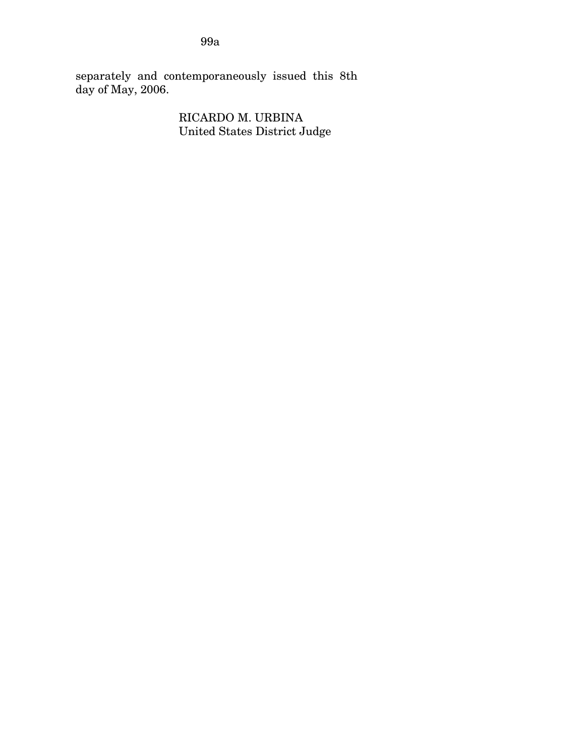separately and contemporaneously issued this 8th day of May, 2006.

RICARDO M. URBINA
United States District Judge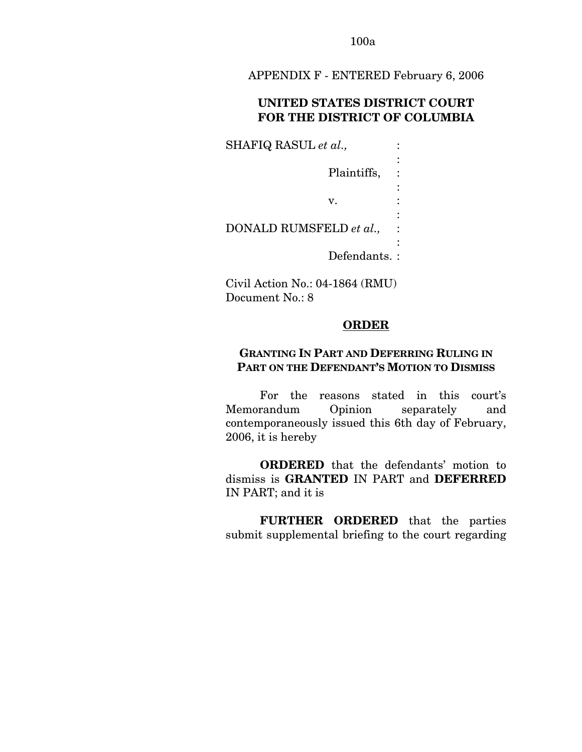APPENDIX F - ENTERED February 6, 2006

**UNITED STATES DISTRICT COURT FOR THE DISTRICT OF COLUMBIA**

SHAFIQ RASUL *et al.*,

Plaintiffs,

v.

DONALD RUMSFELD *et al.*,

Defendants.

Civil Action No.: 04-1864 (RMU)
Document No.: 8

## ORDER

### GRANTING IN PART AND DEFERRING RULING IN PART ON THE DEFENDANT'S MOTION TO DISMISS

For the reasons stated in this court's Memorandum Opinion separately and contemporaneously issued this 6th day of February, 2006, it is hereby

**ORDERED** that the defendants' motion to dismiss is **GRANTED** IN PART and **DEFERRED** IN PART; and it is

**FURTHER ORDERED** that the parties submit supplemental briefing to the court regarding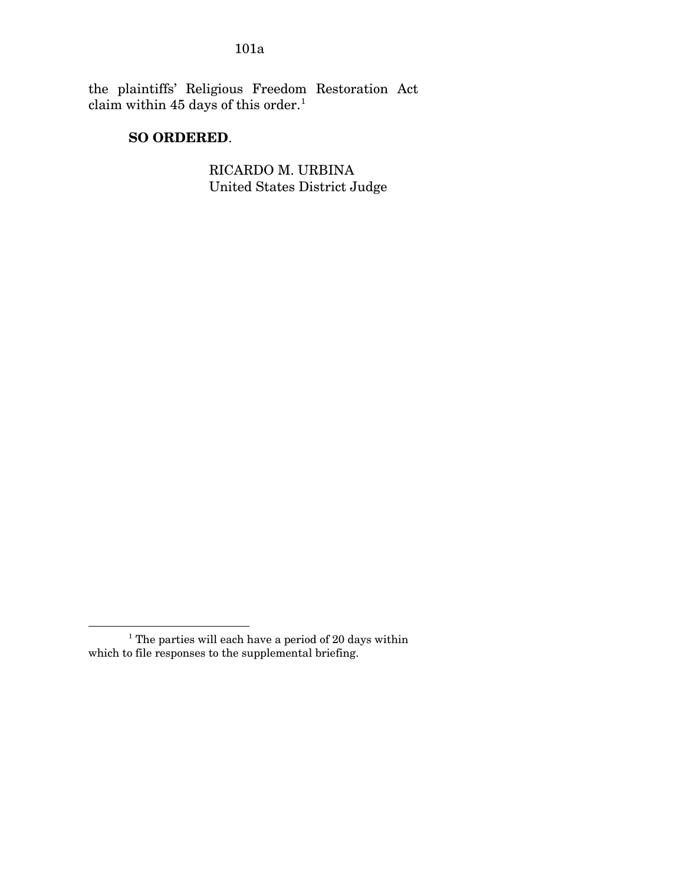the plaintiffs' Religious Freedom Restoration Act claim within 45 days of this order.[1]

**SO ORDERED**.

RICARDO M. URBINA
United States District Judge

---

[1] The parties will each have a period of 20 days within which to file responses to the supplemental briefing.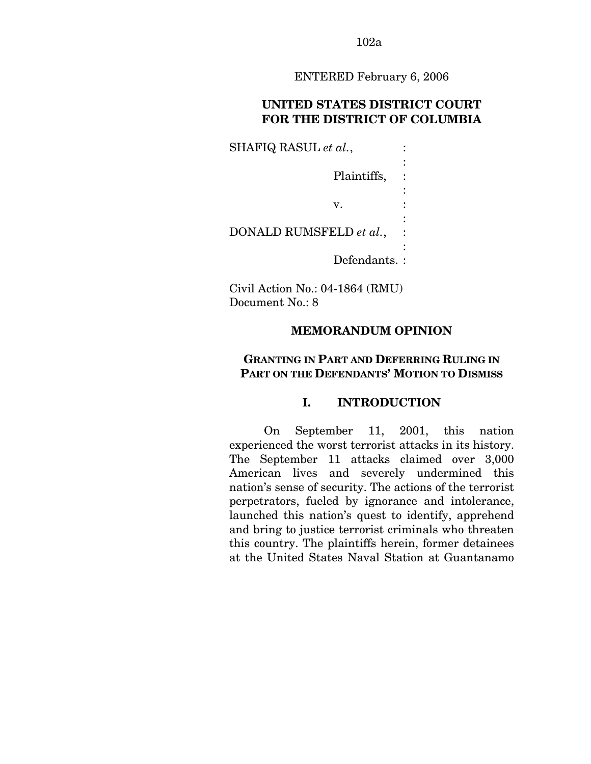ENTERED February 6, 2006

**UNITED STATES DISTRICT COURT FOR THE DISTRICT OF COLUMBIA**

SHAFIQ RASUL *et al.*,

Plaintiffs,

v.

DONALD RUMSFELD *et al.*,

Defendants.

Civil Action No.: 04-1864 (RMU)
Document No.: 8

## MEMORANDUM OPINION

### GRANTING IN PART AND DEFERRING RULING IN PART ON THE DEFENDANTS' MOTION TO DISMISS

### I. INTRODUCTION

On September 11, 2001, this nation experienced the worst terrorist attacks in its history. The September 11 attacks claimed over 3,000 American lives and severely undermined this nation's sense of security. The actions of the terrorist perpetrators, fueled by ignorance and intolerance, launched this nation's quest to identify, apprehend and bring to justice terrorist criminals who threaten this country. The plaintiffs herein, former detainees at the United States Naval Station at Guantanamo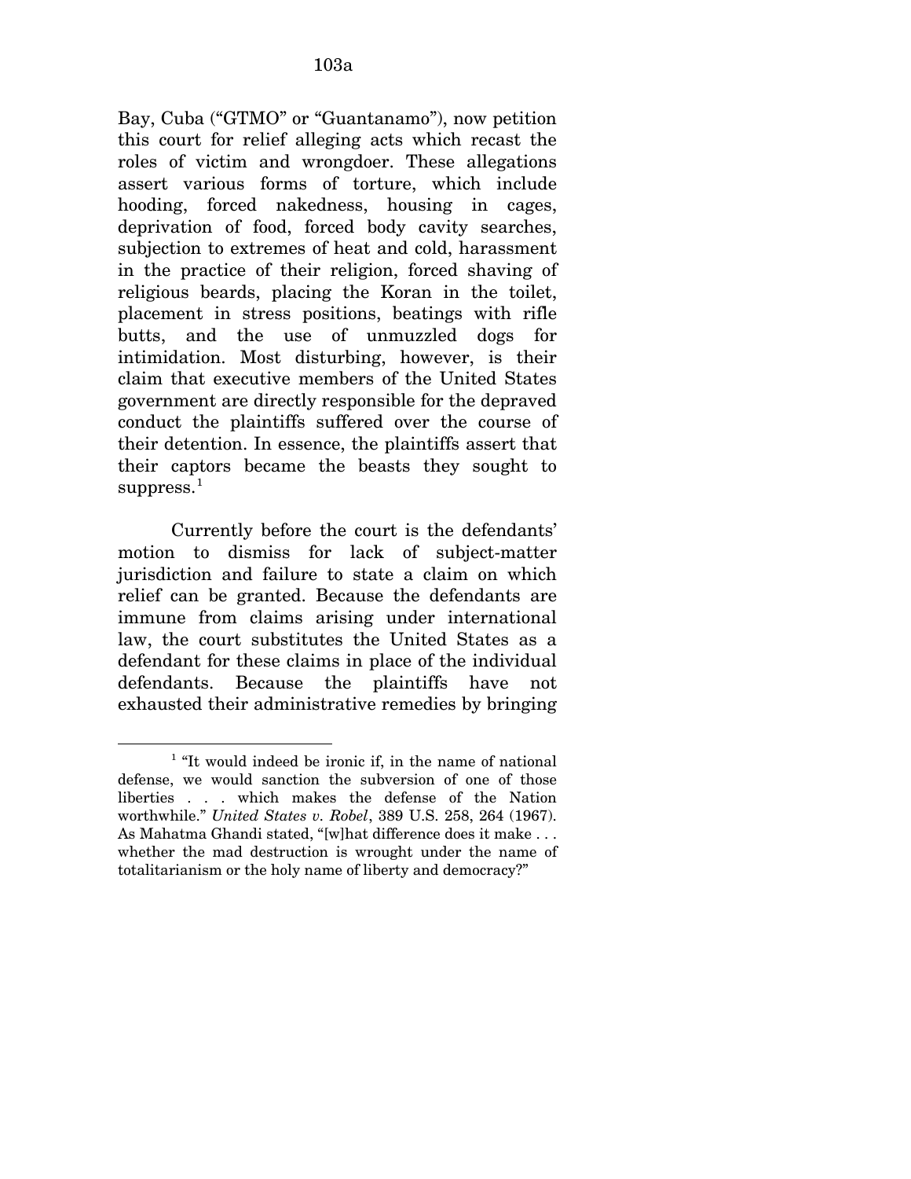Bay, Cuba ("GTMO" or "Guantanamo"), now petition this court for relief alleging acts which recast the roles of victim and wrongdoer. These allegations assert various forms of torture, which include hooding, forced nakedness, housing in cages, deprivation of food, forced body cavity searches, subjection to extremes of heat and cold, harassment in the practice of their religion, forced shaving of religious beards, placing the Koran in the toilet, placement in stress positions, beatings with rifle butts, and the use of unmuzzled dogs for intimidation. Most disturbing, however, is their claim that executive members of the United States government are directly responsible for the depraved conduct the plaintiffs suffered over the course of their detention. In essence, the plaintiffs assert that their captors became the beasts they sought to suppress.[1]

Currently before the court is the defendants' motion to dismiss for lack of subject-matter jurisdiction and failure to state a claim on which relief can be granted. Because the defendants are immune from claims arising under international law, the court substitutes the United States as a defendant for these claims in place of the individual defendants. Because the plaintiffs have not exhausted their administrative remedies by bringing

---

[1] "It would indeed be ironic if, in the name of national defense, we would sanction the subversion of one of those liberties . . . which makes the defense of the Nation worthwhile." *United States v. Robel*, 389 U.S. 258, 264 (1967). As Mahatma Ghandi stated, "[w]hat difference does it make . . . whether the mad destruction is wrought under the name of totalitarianism or the holy name of liberty and democracy?"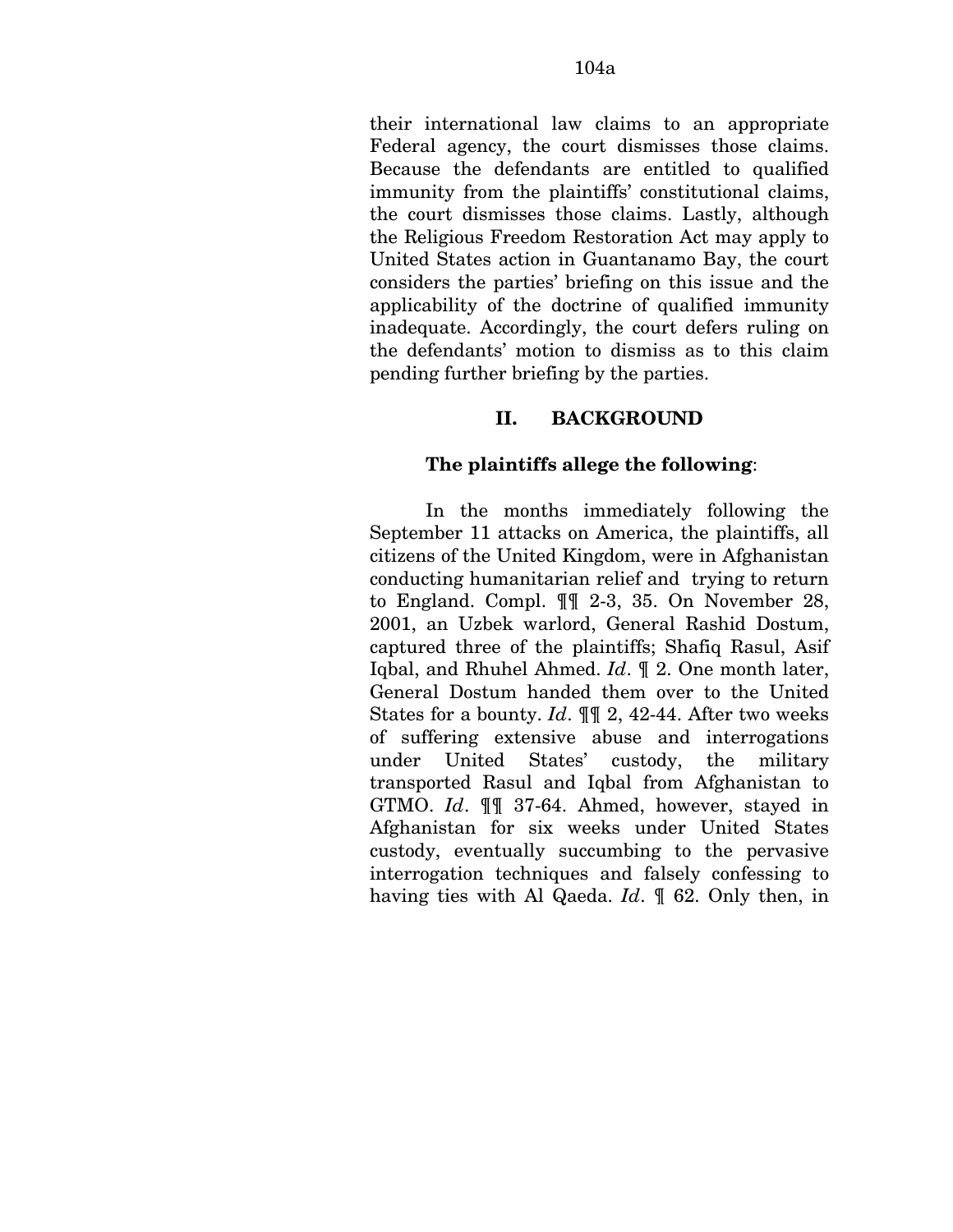their international law claims to an appropriate Federal agency, the court dismisses those claims. Because the defendants are entitled to qualified immunity from the plaintiffs' constitutional claims, the court dismisses those claims. Lastly, although the Religious Freedom Restoration Act may apply to United States action in Guantanamo Bay, the court considers the parties' briefing on this issue and the applicability of the doctrine of qualified immunity inadequate. Accordingly, the court defers ruling on the defendants' motion to dismiss as to this claim pending further briefing by the parties.

## II. BACKGROUND

**The plaintiffs allege the following**:

In the months immediately following the September 11 attacks on America, the plaintiffs, all citizens of the United Kingdom, were in Afghanistan conducting humanitarian relief and trying to return to England. Compl. ¶¶ 2-3, 35. On November 28, 2001, an Uzbek warlord, General Rashid Dostum, captured three of the plaintiffs; Shafiq Rasul, Asif Iqbal, and Rhuhel Ahmed. *Id*. ¶ 2. One month later, General Dostum handed them over to the United States for a bounty. *Id*. ¶¶ 2, 42-44. After two weeks of suffering extensive abuse and interrogations under United States' custody, the military transported Rasul and Iqbal from Afghanistan to GTMO. *Id*. ¶¶ 37-64. Ahmed, however, stayed in Afghanistan for six weeks under United States custody, eventually succumbing to the pervasive interrogation techniques and falsely confessing to having ties with Al Qaeda. *Id*. ¶ 62. Only then, in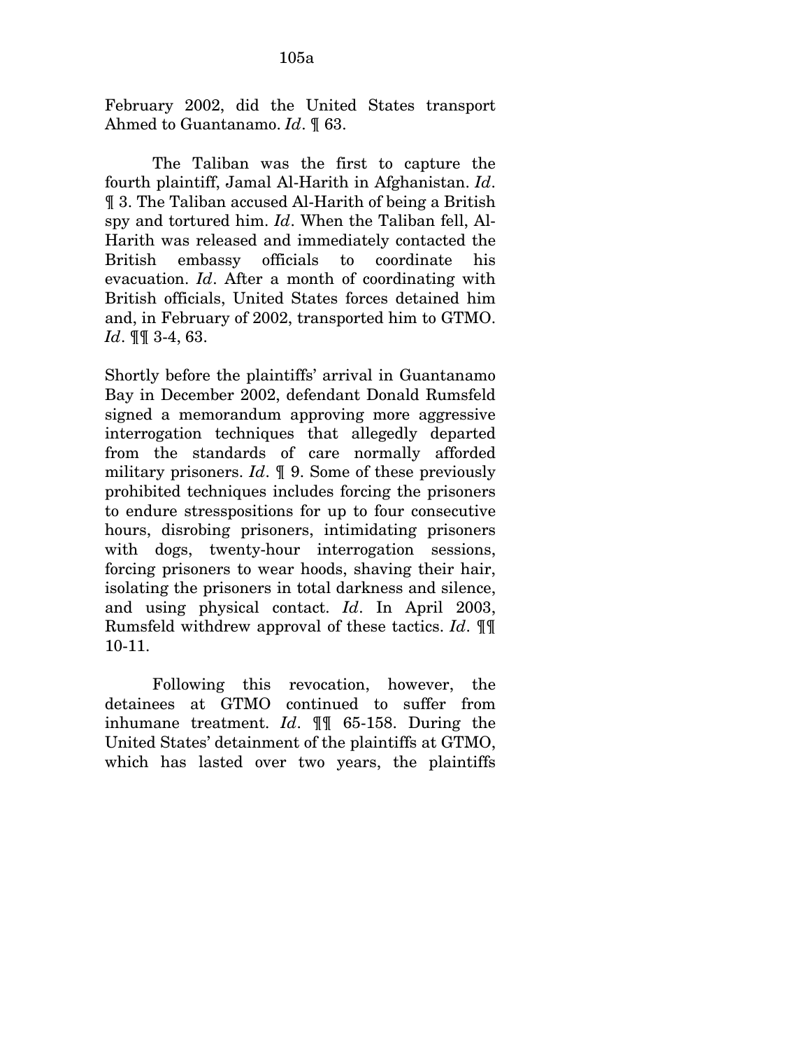February 2002, did the United States transport Ahmed to Guantanamo. *Id*. ¶ 63.

The Taliban was the first to capture the fourth plaintiff, Jamal Al-Harith in Afghanistan. *Id*. ¶ 3. The Taliban accused Al-Harith of being a British spy and tortured him. *Id*. When the Taliban fell, Al-Harith was released and immediately contacted the British embassy officials to coordinate his evacuation. *Id*. After a month of coordinating with British officials, United States forces detained him and, in February of 2002, transported him to GTMO. *Id*. ¶¶ 3-4, 63.

Shortly before the plaintiffs' arrival in Guantanamo Bay in December 2002, defendant Donald Rumsfeld signed a memorandum approving more aggressive interrogation techniques that allegedly departed from the standards of care normally afforded military prisoners. *Id*. ¶ 9. Some of these previously prohibited techniques includes forcing the prisoners to endure stresspositions for up to four consecutive hours, disrobing prisoners, intimidating prisoners with dogs, twenty-hour interrogation sessions, forcing prisoners to wear hoods, shaving their hair, isolating the prisoners in total darkness and silence, and using physical contact. *Id*. In April 2003, Rumsfeld withdrew approval of these tactics. *Id*. ¶¶ 10-11.

Following this revocation, however, the detainees at GTMO continued to suffer from inhumane treatment. *Id*. ¶¶ 65-158. During the United States' detainment of the plaintiffs at GTMO, which has lasted over two years, the plaintiffs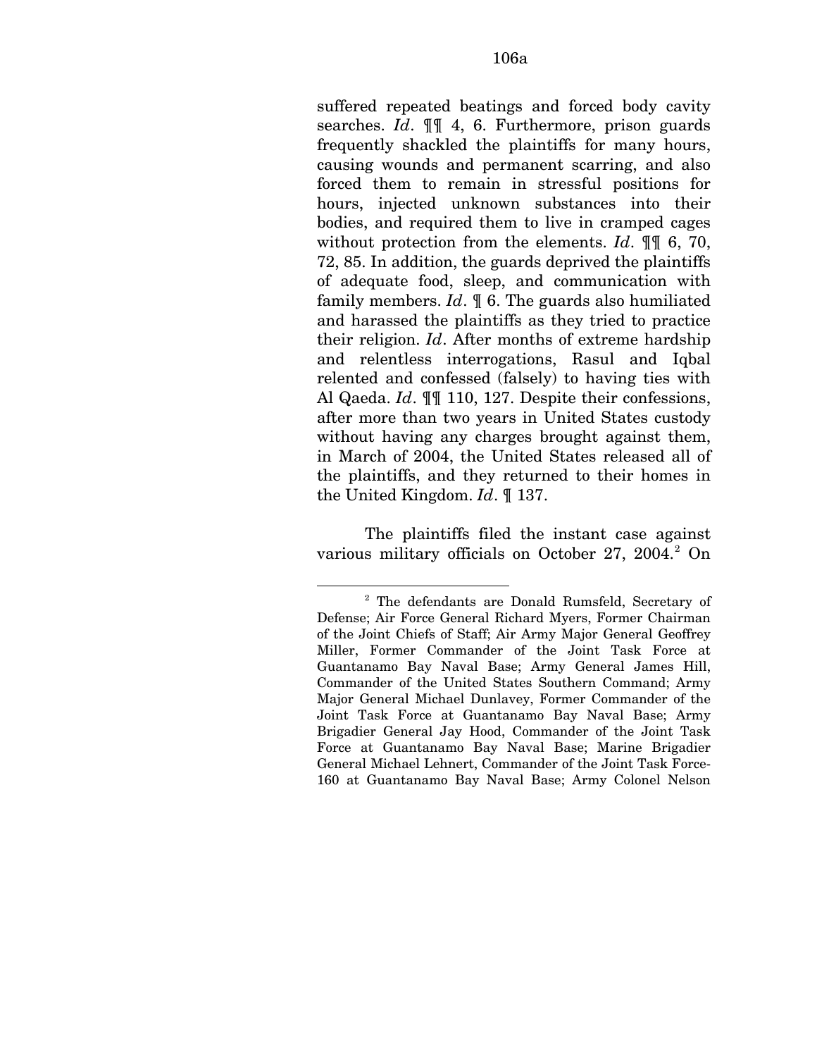suffered repeated beatings and forced body cavity searches. *Id*. ¶¶ 4, 6. Furthermore, prison guards frequently shackled the plaintiffs for many hours, causing wounds and permanent scarring, and also forced them to remain in stressful positions for hours, injected unknown substances into their bodies, and required them to live in cramped cages without protection from the elements. *Id*. ¶¶ 6, 70, 72, 85. In addition, the guards deprived the plaintiffs of adequate food, sleep, and communication with family members. *Id*. ¶ 6. The guards also humiliated and harassed the plaintiffs as they tried to practice their religion. *Id*. After months of extreme hardship and relentless interrogations, Rasul and Iqbal relented and confessed (falsely) to having ties with Al Qaeda. *Id*. ¶¶ 110, 127. Despite their confessions, after more than two years in United States custody without having any charges brought against them, in March of 2004, the United States released all of the plaintiffs, and they returned to their homes in the United Kingdom. *Id*. ¶ 137.

The plaintiffs filed the instant case against various military officials on October 27, 2004.[2] On

---

[2] The defendants are Donald Rumsfeld, Secretary of Defense; Air Force General Richard Myers, Former Chairman of the Joint Chiefs of Staff; Air Army Major General Geoffrey Miller, Former Commander of the Joint Task Force at Guantanamo Bay Naval Base; Army General James Hill, Commander of the United States Southern Command; Army Major General Michael Dunlavey, Former Commander of the Joint Task Force at Guantanamo Bay Naval Base; Army Brigadier General Jay Hood, Commander of the Joint Task Force at Guantanamo Bay Naval Base; Marine Brigadier General Michael Lehnert, Commander of the Joint Task Force-160 at Guantanamo Bay Naval Base; Army Colonel Nelson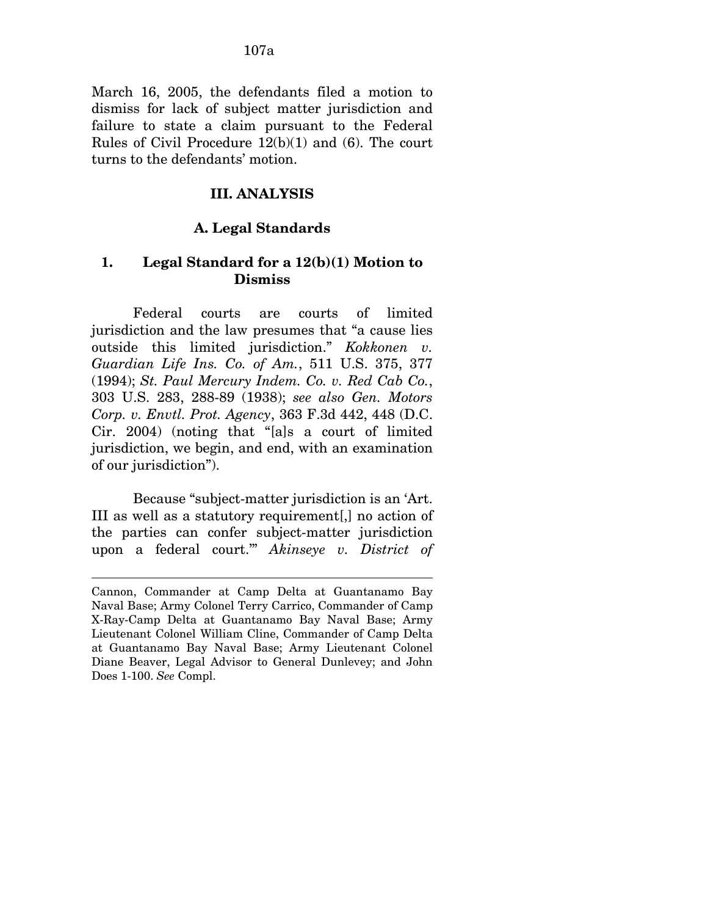March 16, 2005, the defendants filed a motion to dismiss for lack of subject matter jurisdiction and failure to state a claim pursuant to the Federal Rules of Civil Procedure 12(b)(1) and (6). The court turns to the defendants' motion.

## III. ANALYSIS

### A. Legal Standards

#### 1. Legal Standard for a 12(b)(1) Motion to Dismiss

Federal courts are courts of limited jurisdiction and the law presumes that "a cause lies outside this limited jurisdiction." *Kokkonen v. Guardian Life Ins. Co. of Am.*, 511 U.S. 375, 377 (1994); *St. Paul Mercury Indem. Co. v. Red Cab Co.*, 303 U.S. 283, 288-89 (1938); *see also Gen. Motors Corp. v. Envtl. Prot. Agency*, 363 F.3d 442, 448 (D.C. Cir. 2004) (noting that "[a]s a court of limited jurisdiction, we begin, and end, with an examination of our jurisdiction").

Because "subject-matter jurisdiction is an 'Art. III as well as a statutory requirement[,] no action of the parties can confer subject-matter jurisdiction upon a federal court.'" *Akinseye v. District of*

---

Cannon, Commander at Camp Delta at Guantanamo Bay Naval Base; Army Colonel Terry Carrico, Commander of Camp X-Ray-Camp Delta at Guantanamo Bay Naval Base; Army Lieutenant Colonel William Cline, Commander of Camp Delta at Guantanamo Bay Naval Base; Army Lieutenant Colonel Diane Beaver, Legal Advisor to General Dunlevey; and John Does 1-100. *See* Compl.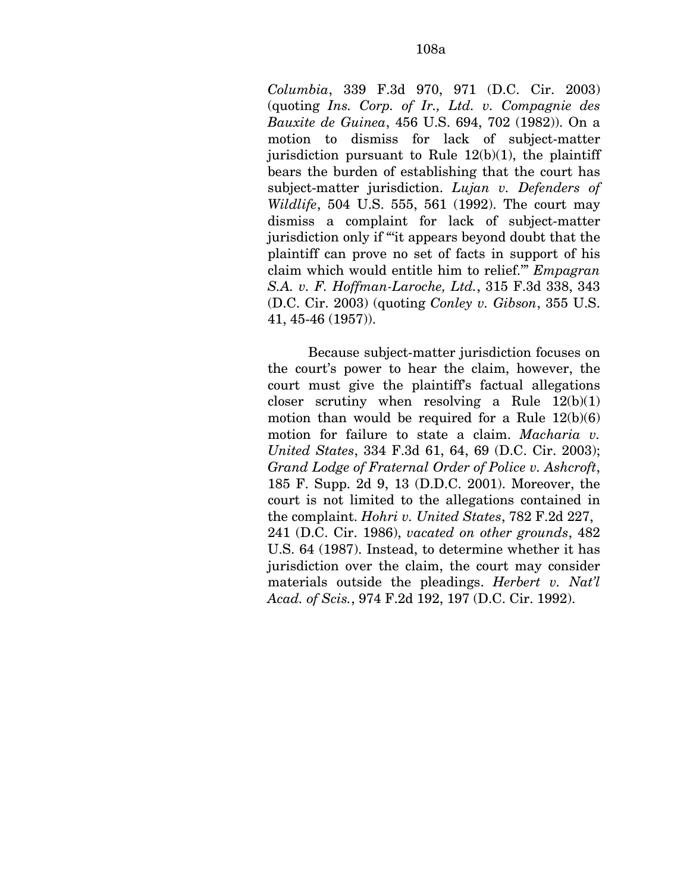*Columbia*, 339 F.3d 970, 971 (D.C. Cir. 2003) (quoting *Ins. Corp. of Ir., Ltd. v. Compagnie des Bauxite de Guinea*, 456 U.S. 694, 702 (1982)). On a motion to dismiss for lack of subject-matter jurisdiction pursuant to Rule 12(b)(1), the plaintiff bears the burden of establishing that the court has subject-matter jurisdiction. *Lujan v. Defenders of Wildlife*, 504 U.S. 555, 561 (1992). The court may dismiss a complaint for lack of subject-matter jurisdiction only if "'it appears beyond doubt that the plaintiff can prove no set of facts in support of his claim which would entitle him to relief.'" *Empagran S.A. v. F. Hoffman-Laroche, Ltd.*, 315 F.3d 338, 343 (D.C. Cir. 2003) (quoting *Conley v. Gibson*, 355 U.S. 41, 45-46 (1957)).

Because subject-matter jurisdiction focuses on the court's power to hear the claim, however, the court must give the plaintiff's factual allegations closer scrutiny when resolving a Rule 12(b)(1) motion than would be required for a Rule 12(b)(6) motion for failure to state a claim. *Macharia v. United States*, 334 F.3d 61, 64, 69 (D.C. Cir. 2003); *Grand Lodge of Fraternal Order of Police v. Ashcroft*, 185 F. Supp. 2d 9, 13 (D.D.C. 2001). Moreover, the court is not limited to the allegations contained in the complaint. *Hohri v. United States*, 782 F.2d 227, 241 (D.C. Cir. 1986), *vacated on other grounds*, 482 U.S. 64 (1987). Instead, to determine whether it has jurisdiction over the claim, the court may consider materials outside the pleadings. *Herbert v. Nat'l Acad. of Scis.*, 974 F.2d 192, 197 (D.C. Cir. 1992).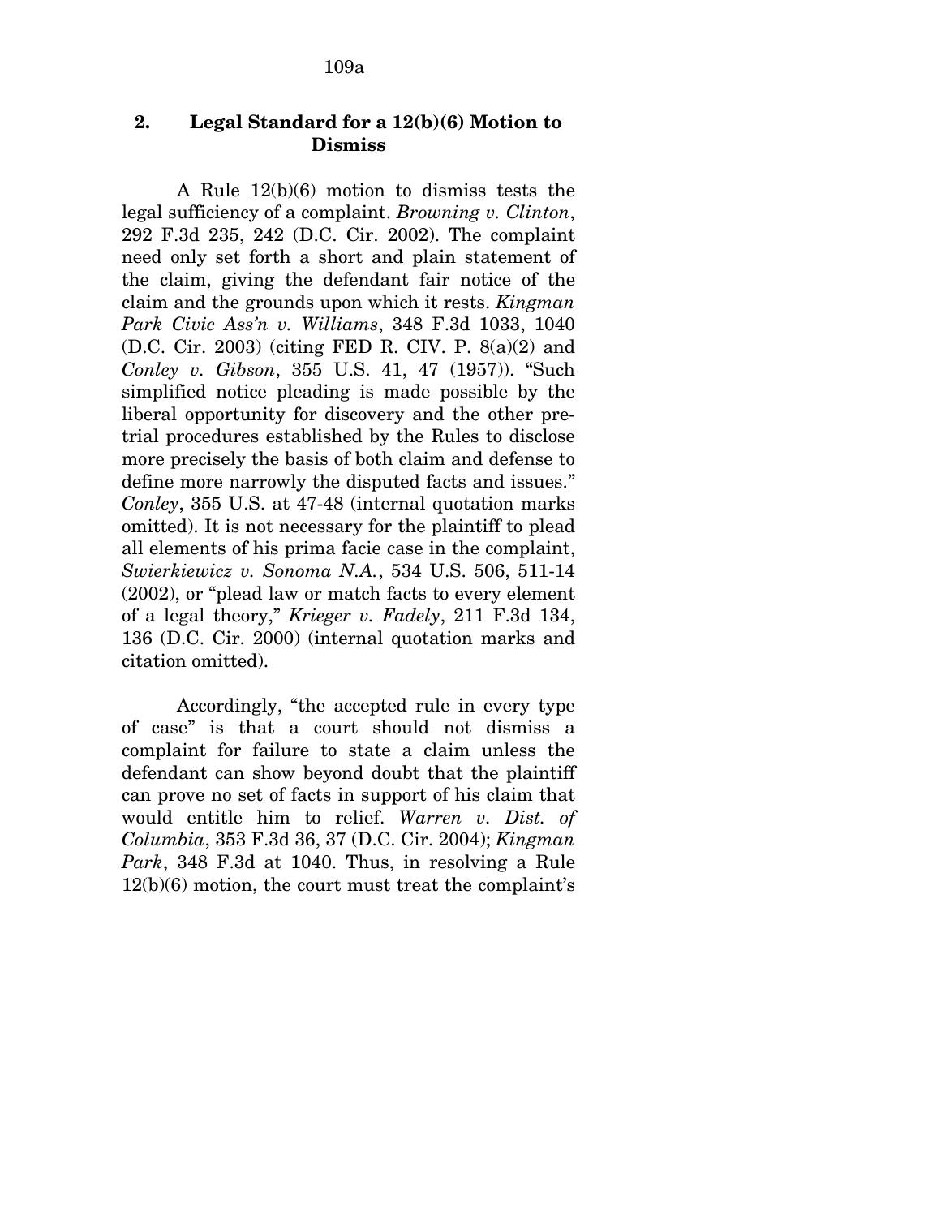## 2. Legal Standard for a 12(b)(6) Motion to Dismiss

A Rule 12(b)(6) motion to dismiss tests the legal sufficiency of a complaint. *Browning v. Clinton*, 292 F.3d 235, 242 (D.C. Cir. 2002). The complaint need only set forth a short and plain statement of the claim, giving the defendant fair notice of the claim and the grounds upon which it rests. *Kingman Park Civic Ass'n v. Williams*, 348 F.3d 1033, 1040 (D.C. Cir. 2003) (citing FED R. CIV. P. 8(a)(2) and *Conley v. Gibson*, 355 U.S. 41, 47 (1957)). "Such simplified notice pleading is made possible by the liberal opportunity for discovery and the other pre-trial procedures established by the Rules to disclose more precisely the basis of both claim and defense to define more narrowly the disputed facts and issues." *Conley*, 355 U.S. at 47-48 (internal quotation marks omitted). It is not necessary for the plaintiff to plead all elements of his prima facie case in the complaint, *Swierkiewicz v. Sonoma N.A.*, 534 U.S. 506, 511-14 (2002), or "plead law or match facts to every element of a legal theory," *Krieger v. Fadely*, 211 F.3d 134, 136 (D.C. Cir. 2000) (internal quotation marks and citation omitted).

Accordingly, "the accepted rule in every type of case" is that a court should not dismiss a complaint for failure to state a claim unless the defendant can show beyond doubt that the plaintiff can prove no set of facts in support of his claim that would entitle him to relief. *Warren v. Dist. of Columbia*, 353 F.3d 36, 37 (D.C. Cir. 2004); *Kingman Park*, 348 F.3d at 1040. Thus, in resolving a Rule 12(b)(6) motion, the court must treat the complaint's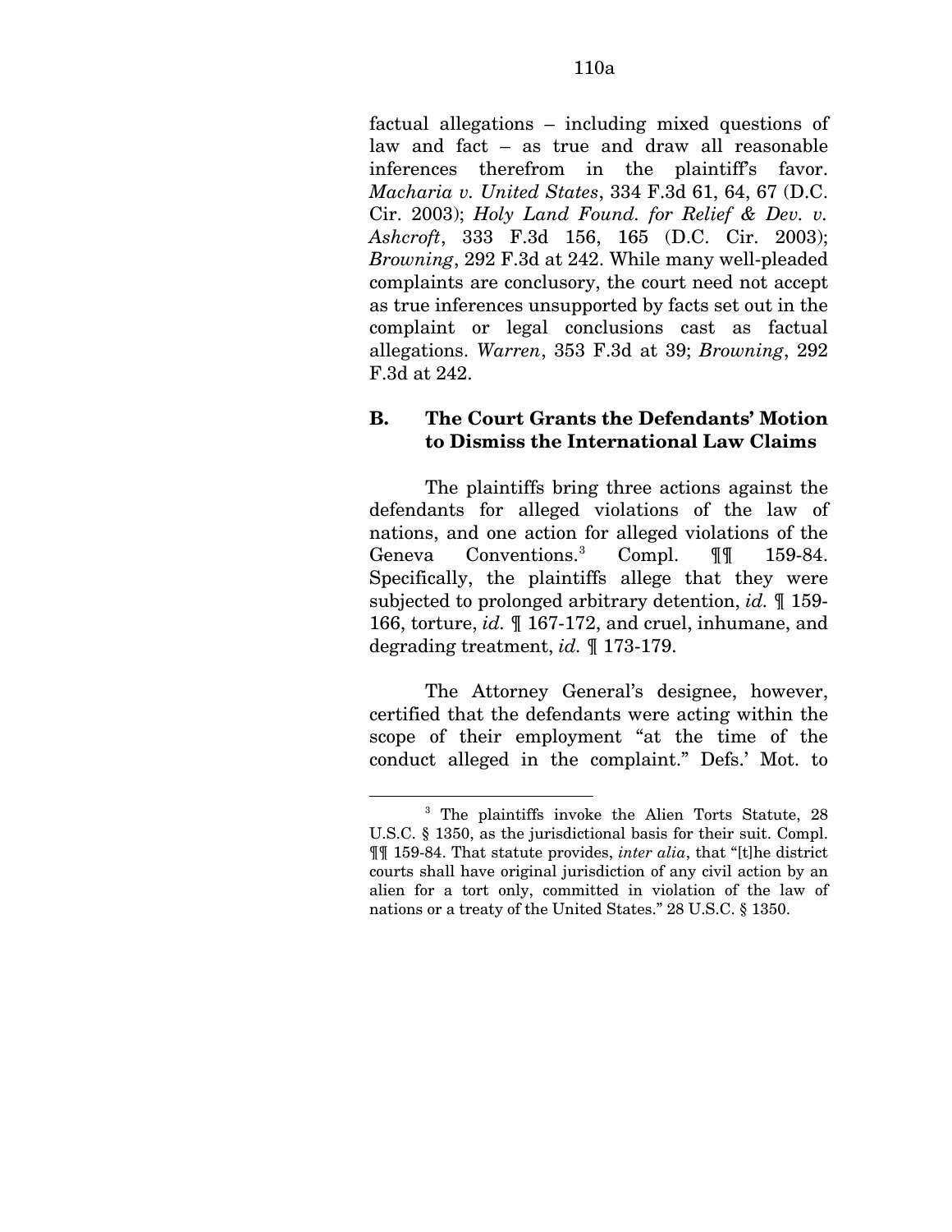factual allegations – including mixed questions of law and fact – as true and draw all reasonable inferences therefrom in the plaintiff's favor. *Macharia v. United States*, 334 F.3d 61, 64, 67 (D.C. Cir. 2003); *Holy Land Found. for Relief & Dev. v. Ashcroft*, 333 F.3d 156, 165 (D.C. Cir. 2003); *Browning*, 292 F.3d at 242. While many well-pleaded complaints are conclusory, the court need not accept as true inferences unsupported by facts set out in the complaint or legal conclusions cast as factual allegations. *Warren*, 353 F.3d at 39; *Browning*, 292 F.3d at 242.

### B. The Court Grants the Defendants' Motion to Dismiss the International Law Claims

The plaintiffs bring three actions against the defendants for alleged violations of the law of nations, and one action for alleged violations of the Geneva Conventions.[3] Compl. ¶¶ 159-84. Specifically, the plaintiffs allege that they were subjected to prolonged arbitrary detention, *id.* ¶ 159-166, torture, *id.* ¶ 167-172, and cruel, inhumane, and degrading treatment, *id.* ¶ 173-179.

The Attorney General's designee, however, certified that the defendants were acting within the scope of their employment "at the time of the conduct alleged in the complaint." Defs.' Mot. to

---

[3] The plaintiffs invoke the Alien Torts Statute, 28 U.S.C. § 1350, as the jurisdictional basis for their suit. Compl. ¶¶ 159-84. That statute provides, *inter alia*, that "[t]he district courts shall have original jurisdiction of any civil action by an alien for a tort only, committed in violation of the law of nations or a treaty of the United States." 28 U.S.C. § 1350.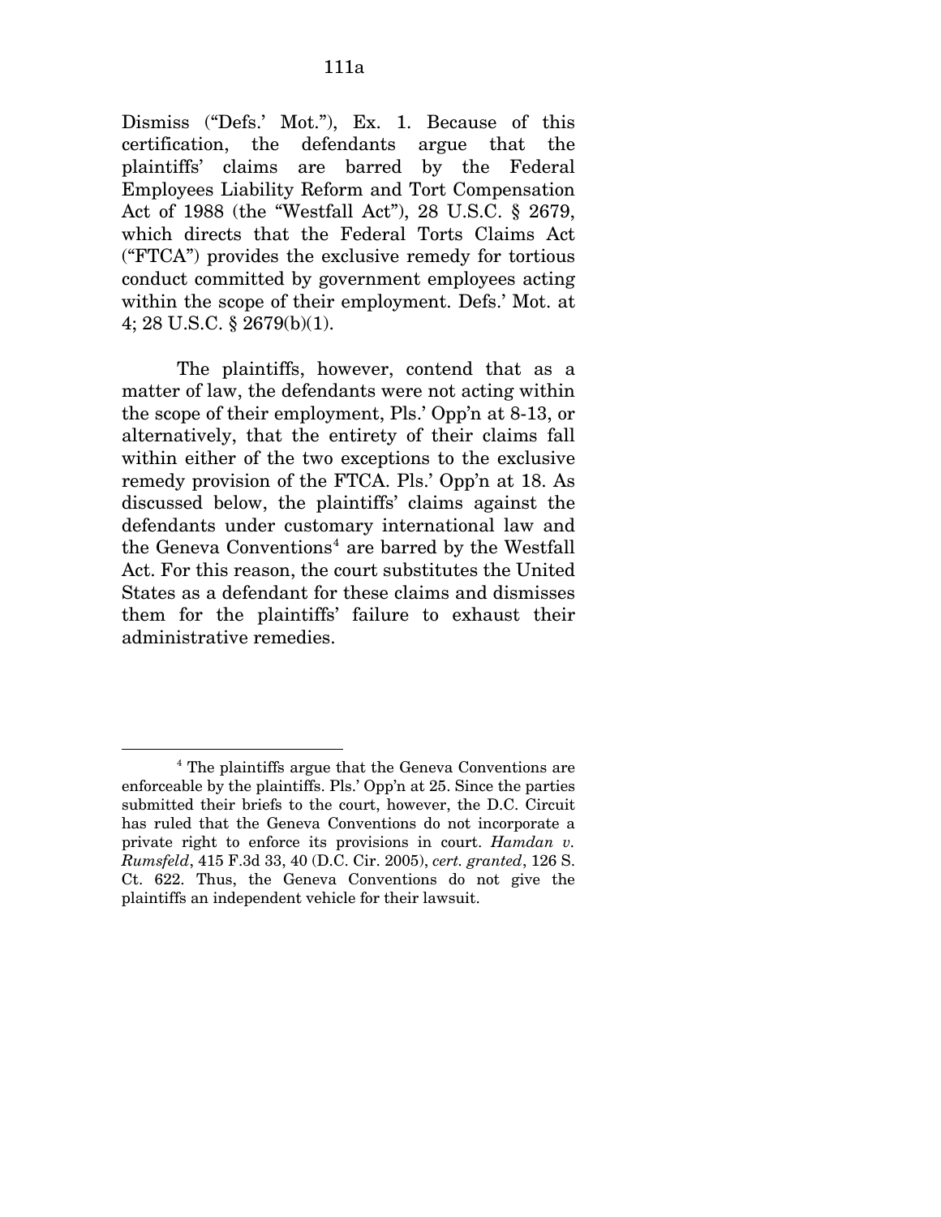Dismiss ("Defs.' Mot."), Ex. 1. Because of this certification, the defendants argue that the plaintiffs' claims are barred by the Federal Employees Liability Reform and Tort Compensation Act of 1988 (the "Westfall Act"), 28 U.S.C. § 2679, which directs that the Federal Torts Claims Act ("FTCA") provides the exclusive remedy for tortious conduct committed by government employees acting within the scope of their employment. Defs.' Mot. at 4; 28 U.S.C. § 2679(b)(1).

The plaintiffs, however, contend that as a matter of law, the defendants were not acting within the scope of their employment, Pls.' Opp'n at 8-13, or alternatively, that the entirety of their claims fall within either of the two exceptions to the exclusive remedy provision of the FTCA. Pls.' Opp'n at 18. As discussed below, the plaintiffs' claims against the defendants under customary international law and the Geneva Conventions[4] are barred by the Westfall Act. For this reason, the court substitutes the United States as a defendant for these claims and dismisses them for the plaintiffs' failure to exhaust their administrative remedies.

---

[4] The plaintiffs argue that the Geneva Conventions are enforceable by the plaintiffs. Pls.' Opp'n at 25. Since the parties submitted their briefs to the court, however, the D.C. Circuit has ruled that the Geneva Conventions do not incorporate a private right to enforce its provisions in court. *Hamdan v. Rumsfeld*, 415 F.3d 33, 40 (D.C. Cir. 2005), *cert. granted*, 126 S. Ct. 622. Thus, the Geneva Conventions do not give the plaintiffs an independent vehicle for their lawsuit.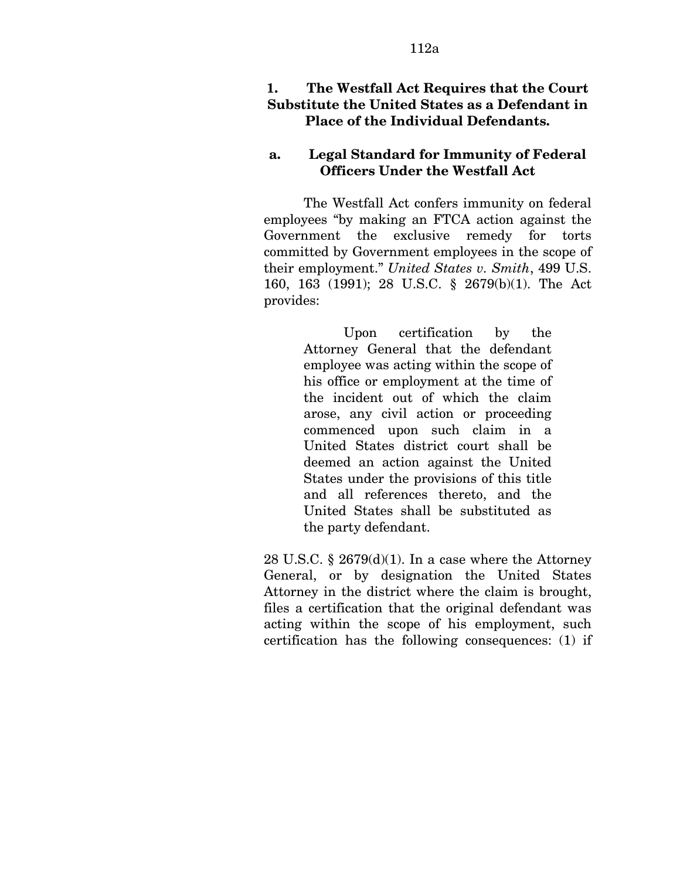### 1. The Westfall Act Requires that the Court Substitute the United States as a Defendant in Place of the Individual Defendants.

#### a. Legal Standard for Immunity of Federal Officers Under the Westfall Act

The Westfall Act confers immunity on federal employees "by making an FTCA action against the Government the exclusive remedy for torts committed by Government employees in the scope of their employment." *United States v. Smith*, 499 U.S. 160, 163 (1991); 28 U.S.C. § 2679(b)(1). The Act provides:

> Upon certification by the Attorney General that the defendant employee was acting within the scope of his office or employment at the time of the incident out of which the claim arose, any civil action or proceeding commenced upon such claim in a United States district court shall be deemed an action against the United States under the provisions of this title and all references thereto, and the United States shall be substituted as the party defendant.

28 U.S.C. § 2679(d)(1). In a case where the Attorney General, or by designation the United States Attorney in the district where the claim is brought, files a certification that the original defendant was acting within the scope of his employment, such certification has the following consequences: (1) if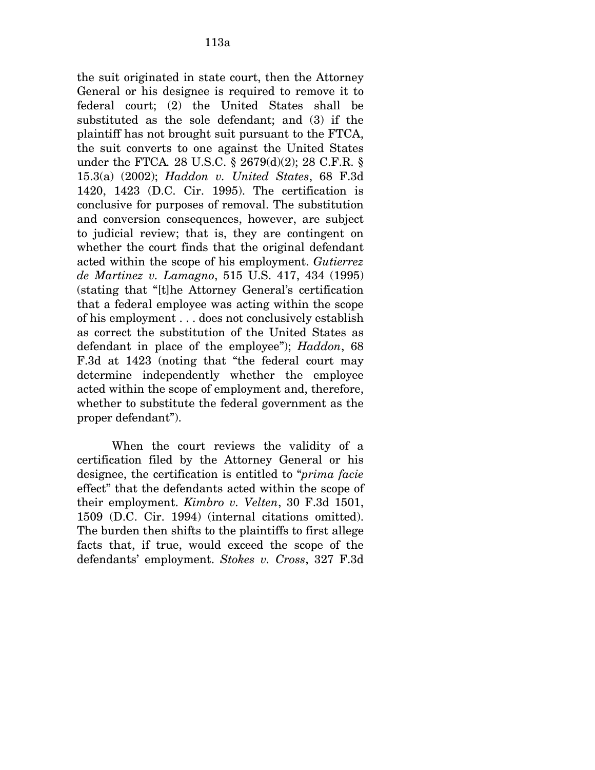the suit originated in state court, then the Attorney General or his designee is required to remove it to federal court; (2) the United States shall be substituted as the sole defendant; and (3) if the plaintiff has not brought suit pursuant to the FTCA, the suit converts to one against the United States under the FTCA. 28 U.S.C. § 2679(d)(2); 28 C.F.R. § 15.3(a) (2002); *Haddon v. United States*, 68 F.3d 1420, 1423 (D.C. Cir. 1995). The certification is conclusive for purposes of removal. The substitution and conversion consequences, however, are subject to judicial review; that is, they are contingent on whether the court finds that the original defendant acted within the scope of his employment. *Gutierrez de Martinez v. Lamagno*, 515 U.S. 417, 434 (1995) (stating that "[t]he Attorney General's certification that a federal employee was acting within the scope of his employment . . . does not conclusively establish as correct the substitution of the United States as defendant in place of the employee"); *Haddon*, 68 F.3d at 1423 (noting that "the federal court may determine independently whether the employee acted within the scope of employment and, therefore, whether to substitute the federal government as the proper defendant").

When the court reviews the validity of a certification filed by the Attorney General or his designee, the certification is entitled to "*prima facie* effect" that the defendants acted within the scope of their employment. *Kimbro v. Velten*, 30 F.3d 1501, 1509 (D.C. Cir. 1994) (internal citations omitted). The burden then shifts to the plaintiffs to first allege facts that, if true, would exceed the scope of the defendants' employment. *Stokes v. Cross*, 327 F.3d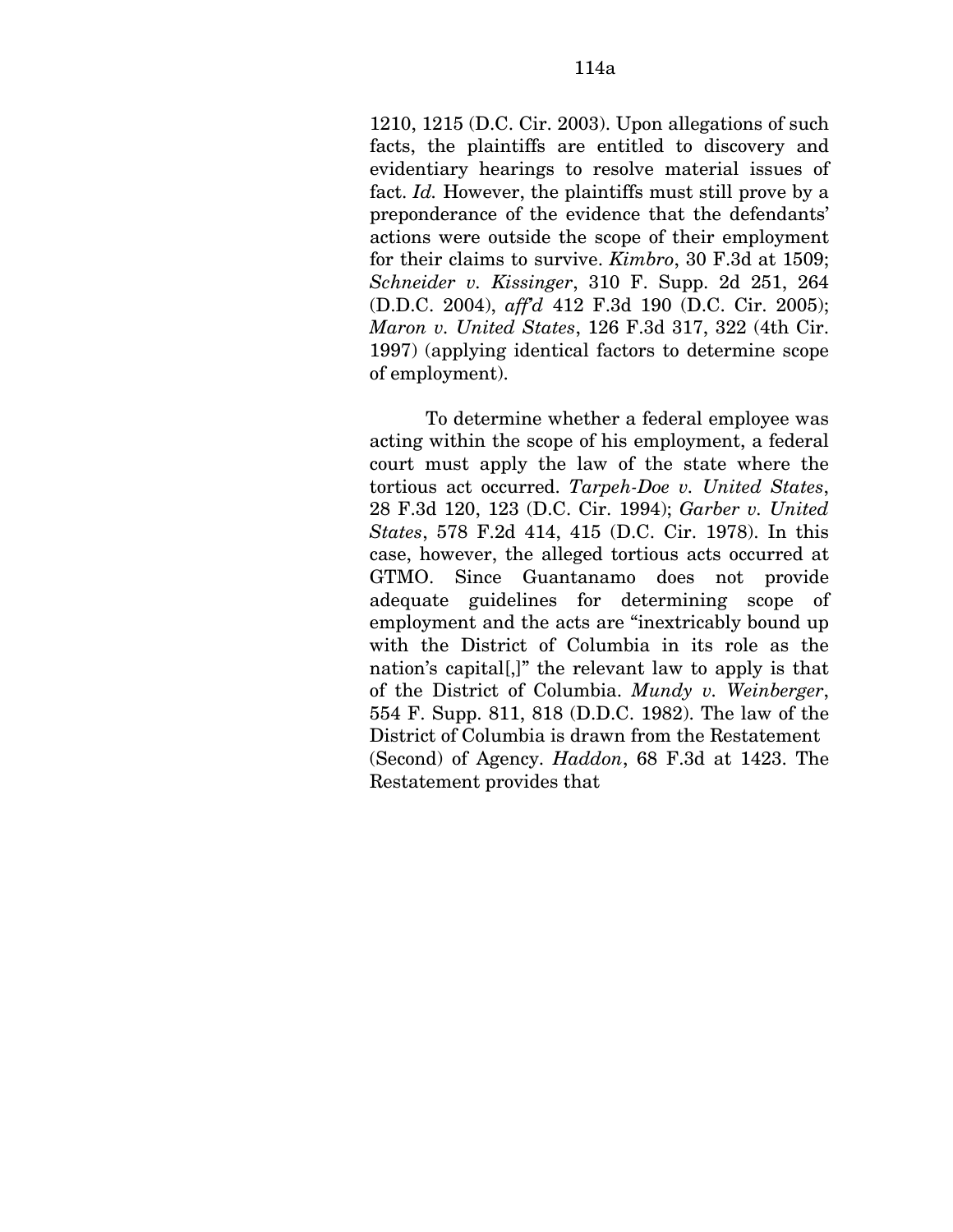1210, 1215 (D.C. Cir. 2003). Upon allegations of such facts, the plaintiffs are entitled to discovery and evidentiary hearings to resolve material issues of fact. *Id.* However, the plaintiffs must still prove by a preponderance of the evidence that the defendants' actions were outside the scope of their employment for their claims to survive. *Kimbro*, 30 F.3d at 1509; *Schneider v. Kissinger*, 310 F. Supp. 2d 251, 264 (D.D.C. 2004), *aff'd* 412 F.3d 190 (D.C. Cir. 2005); *Maron v. United States*, 126 F.3d 317, 322 (4th Cir. 1997) (applying identical factors to determine scope of employment).

To determine whether a federal employee was acting within the scope of his employment, a federal court must apply the law of the state where the tortious act occurred. *Tarpeh-Doe v. United States*, 28 F.3d 120, 123 (D.C. Cir. 1994); *Garber v. United States*, 578 F.2d 414, 415 (D.C. Cir. 1978). In this case, however, the alleged tortious acts occurred at GTMO. Since Guantanamo does not provide adequate guidelines for determining scope of employment and the acts are "inextricably bound up with the District of Columbia in its role as the nation's capital[,]" the relevant law to apply is that of the District of Columbia. *Mundy v. Weinberger*, 554 F. Supp. 811, 818 (D.D.C. 1982). The law of the District of Columbia is drawn from the Restatement (Second) of Agency. *Haddon*, 68 F.3d at 1423. The Restatement provides that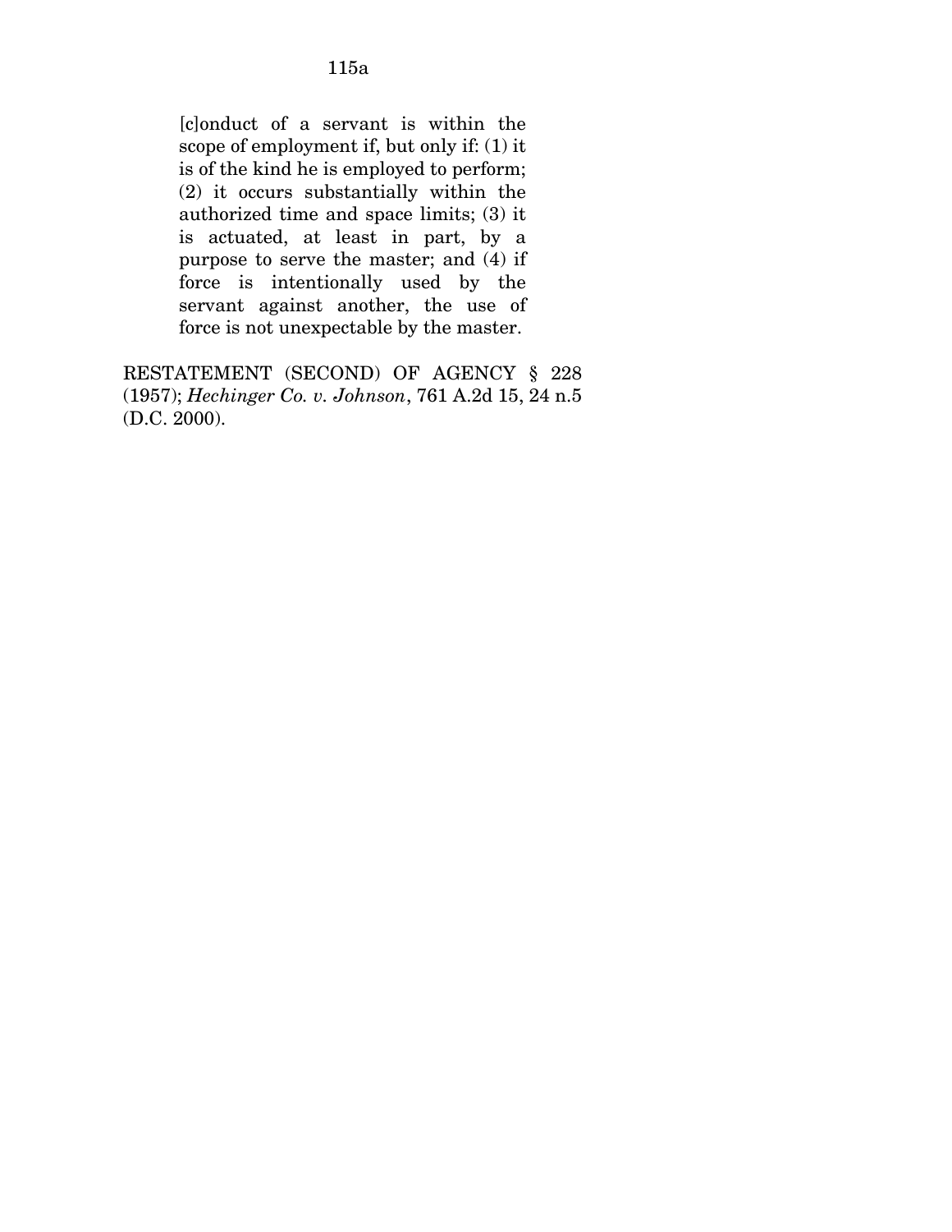> [c]onduct of a servant is within the scope of employment if, but only if: (1) it is of the kind he is employed to perform; (2) it occurs substantially within the authorized time and space limits; (3) it is actuated, at least in part, by a purpose to serve the master; and (4) if force is intentionally used by the servant against another, the use of force is not unexpectable by the master.

RESTATEMENT (SECOND) OF AGENCY § 228 (1957); *Hechinger Co. v. Johnson*, 761 A.2d 15, 24 n.5 (D.C. 2000).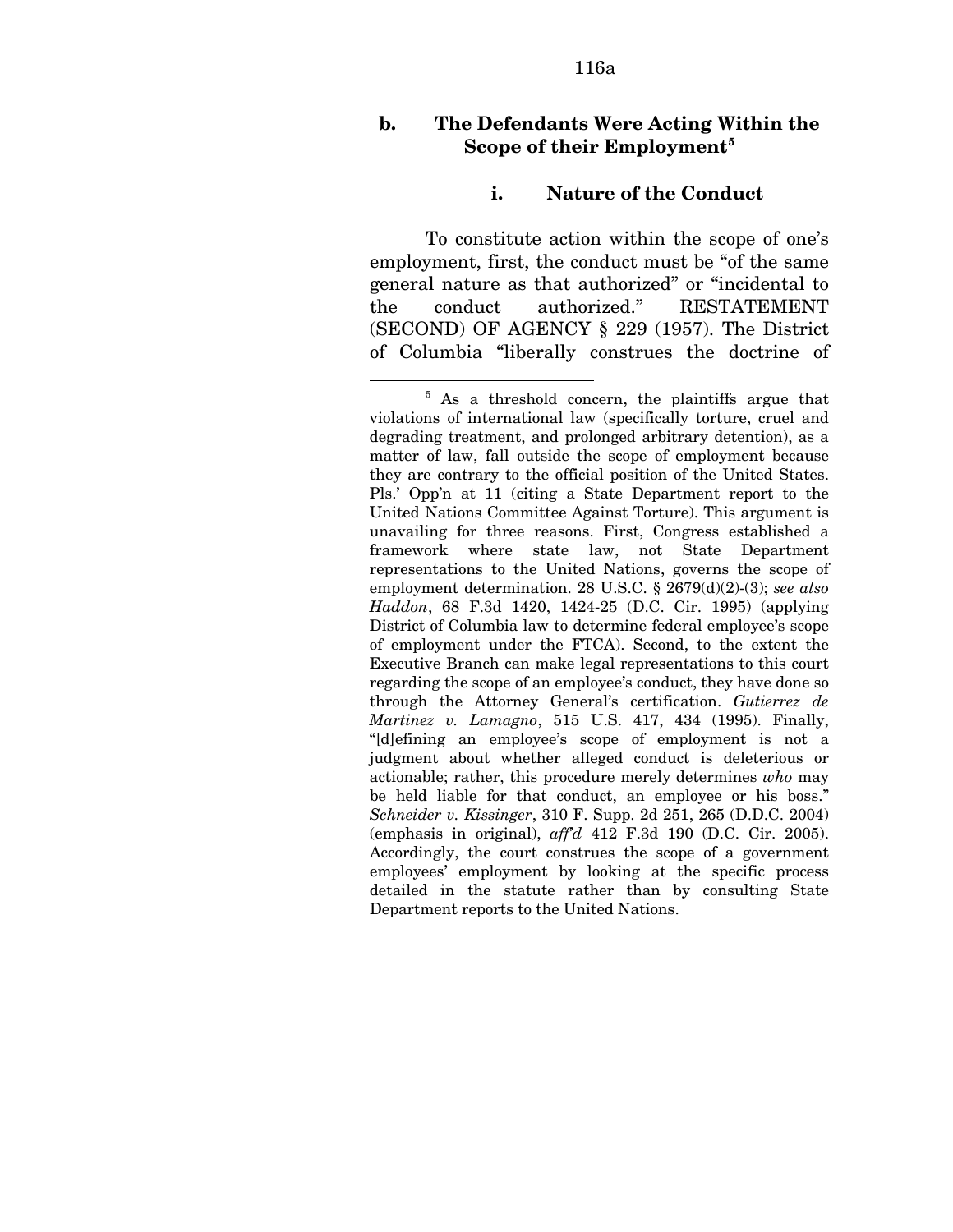### b. The Defendants Were Acting Within the Scope of their Employment[5]

#### i. Nature of the Conduct

To constitute action within the scope of one's employment, first, the conduct must be "of the same general nature as that authorized" or "incidental to the conduct authorized." RESTATEMENT (SECOND) OF AGENCY § 229 (1957). The District of Columbia "liberally construes the doctrine of

---

[5] As a threshold concern, the plaintiffs argue that violations of international law (specifically torture, cruel and degrading treatment, and prolonged arbitrary detention), as a matter of law, fall outside the scope of employment because they are contrary to the official position of the United States. Pls.' Opp'n at 11 (citing a State Department report to the United Nations Committee Against Torture). This argument is unavailing for three reasons. First, Congress established a framework where state law, not State Department representations to the United Nations, governs the scope of employment determination. 28 U.S.C. § 2679(d)(2)-(3); *see also Haddon*, 68 F.3d 1420, 1424-25 (D.C. Cir. 1995) (applying District of Columbia law to determine federal employee's scope of employment under the FTCA). Second, to the extent the Executive Branch can make legal representations to this court regarding the scope of an employee's conduct, they have done so through the Attorney General's certification. *Gutierrez de Martinez v. Lamagno*, 515 U.S. 417, 434 (1995). Finally, "[d]efining an employee's scope of employment is not a judgment about whether alleged conduct is deleterious or actionable; rather, this procedure merely determines *who* may be held liable for that conduct, an employee or his boss." *Schneider v. Kissinger*, 310 F. Supp. 2d 251, 265 (D.D.C. 2004) (emphasis in original), *aff'd* 412 F.3d 190 (D.C. Cir. 2005). Accordingly, the court construes the scope of a government employees' employment by looking at the specific process detailed in the statute rather than by consulting State Department reports to the United Nations.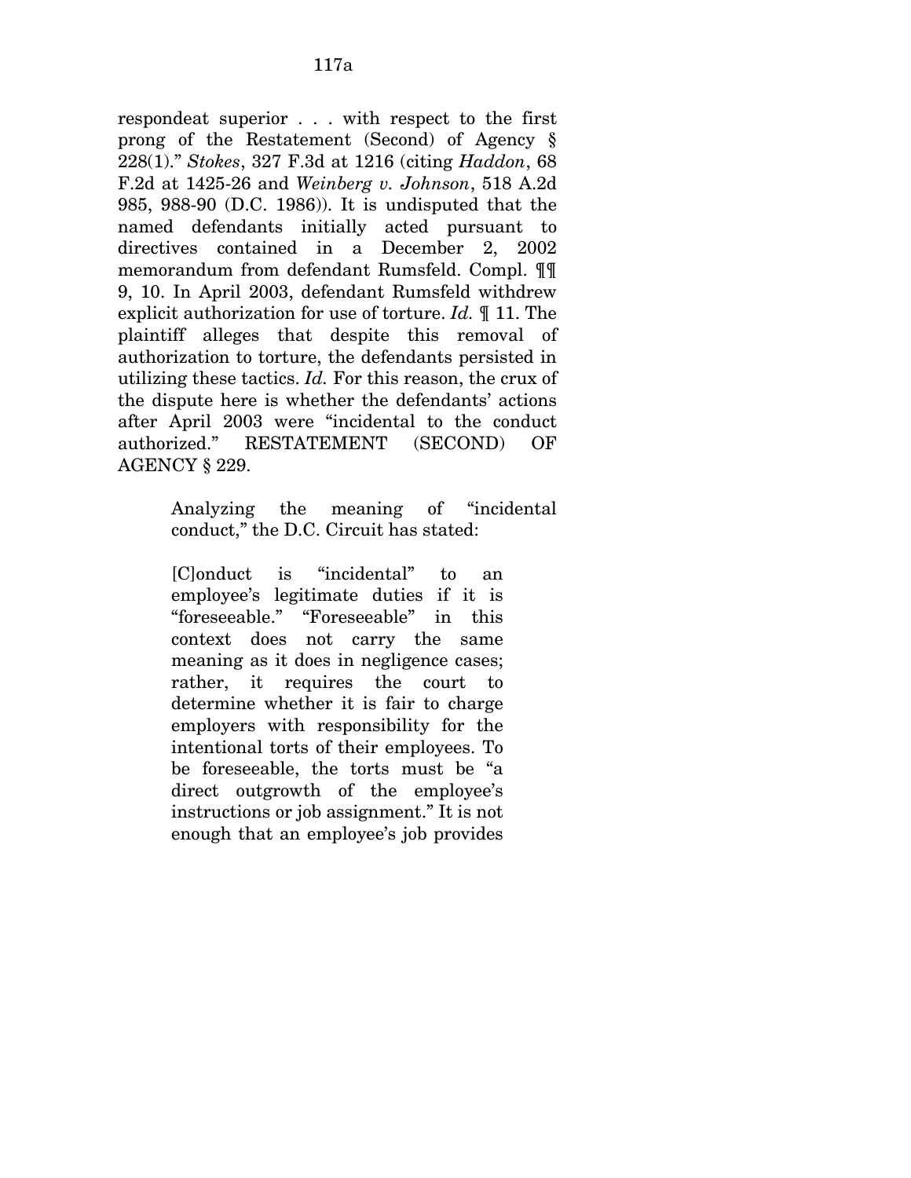respondeat superior . . . with respect to the first prong of the Restatement (Second) of Agency § 228(1)." *Stokes*, 327 F.3d at 1216 (citing *Haddon*, 68 F.2d at 1425-26 and *Weinberg v. Johnson*, 518 A.2d 985, 988-90 (D.C. 1986)). It is undisputed that the named defendants initially acted pursuant to directives contained in a December 2, 2002 memorandum from defendant Rumsfeld. Compl. ¶¶ 9, 10. In April 2003, defendant Rumsfeld withdrew explicit authorization for use of torture. *Id.* ¶ 11. The plaintiff alleges that despite this removal of authorization to torture, the defendants persisted in utilizing these tactics. *Id.* For this reason, the crux of the dispute here is whether the defendants' actions after April 2003 were "incidental to the conduct authorized." RESTATEMENT (SECOND) OF AGENCY § 229.

> Analyzing the meaning of "incidental conduct," the D.C. Circuit has stated:
>
> [C]onduct is "incidental" to an employee's legitimate duties if it is "foreseeable." "Foreseeable" in this context does not carry the same meaning as it does in negligence cases; rather, it requires the court to determine whether it is fair to charge employers with responsibility for the intentional torts of their employees. To be foreseeable, the torts must be "a direct outgrowth of the employee's instructions or job assignment." It is not enough that an employee's job provides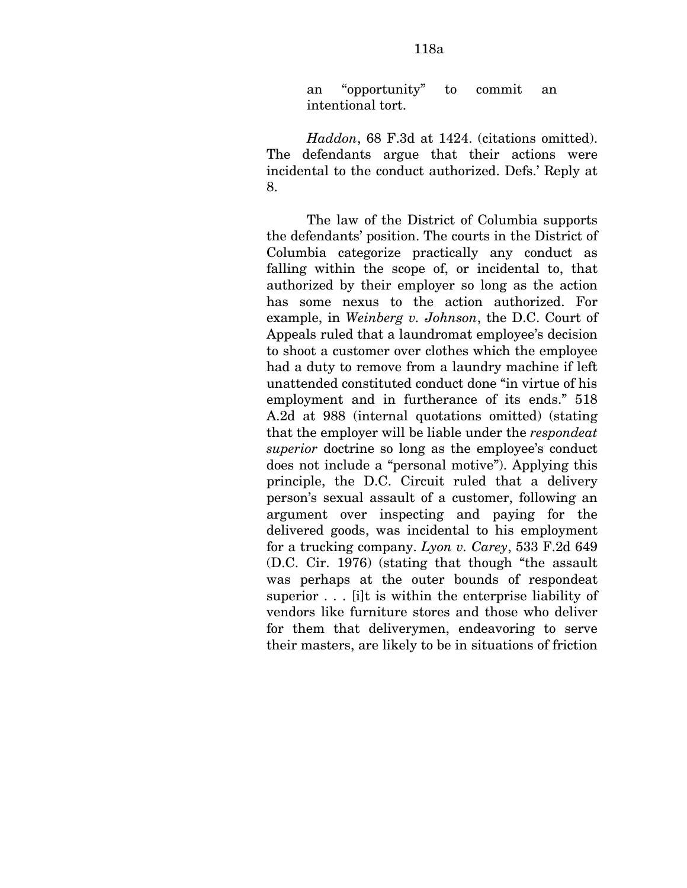an "opportunity" to commit an intentional tort.

*Haddon*, 68 F.3d at 1424. (citations omitted). The defendants argue that their actions were incidental to the conduct authorized. Defs.' Reply at 8.

The law of the District of Columbia supports the defendants' position. The courts in the District of Columbia categorize practically any conduct as falling within the scope of, or incidental to, that authorized by their employer so long as the action has some nexus to the action authorized. For example, in *Weinberg v. Johnson*, the D.C. Court of Appeals ruled that a laundromat employee's decision to shoot a customer over clothes which the employee had a duty to remove from a laundry machine if left unattended constituted conduct done "in virtue of his employment and in furtherance of its ends." 518 A.2d at 988 (internal quotations omitted) (stating that the employer will be liable under the *respondeat superior* doctrine so long as the employee's conduct does not include a "personal motive"). Applying this principle, the D.C. Circuit ruled that a delivery person's sexual assault of a customer, following an argument over inspecting and paying for the delivered goods, was incidental to his employment for a trucking company. *Lyon v. Carey*, 533 F.2d 649 (D.C. Cir. 1976) (stating that though "the assault was perhaps at the outer bounds of respondeat superior . . . [i]t is within the enterprise liability of vendors like furniture stores and those who deliver for them that deliverymen, endeavoring to serve their masters, are likely to be in situations of friction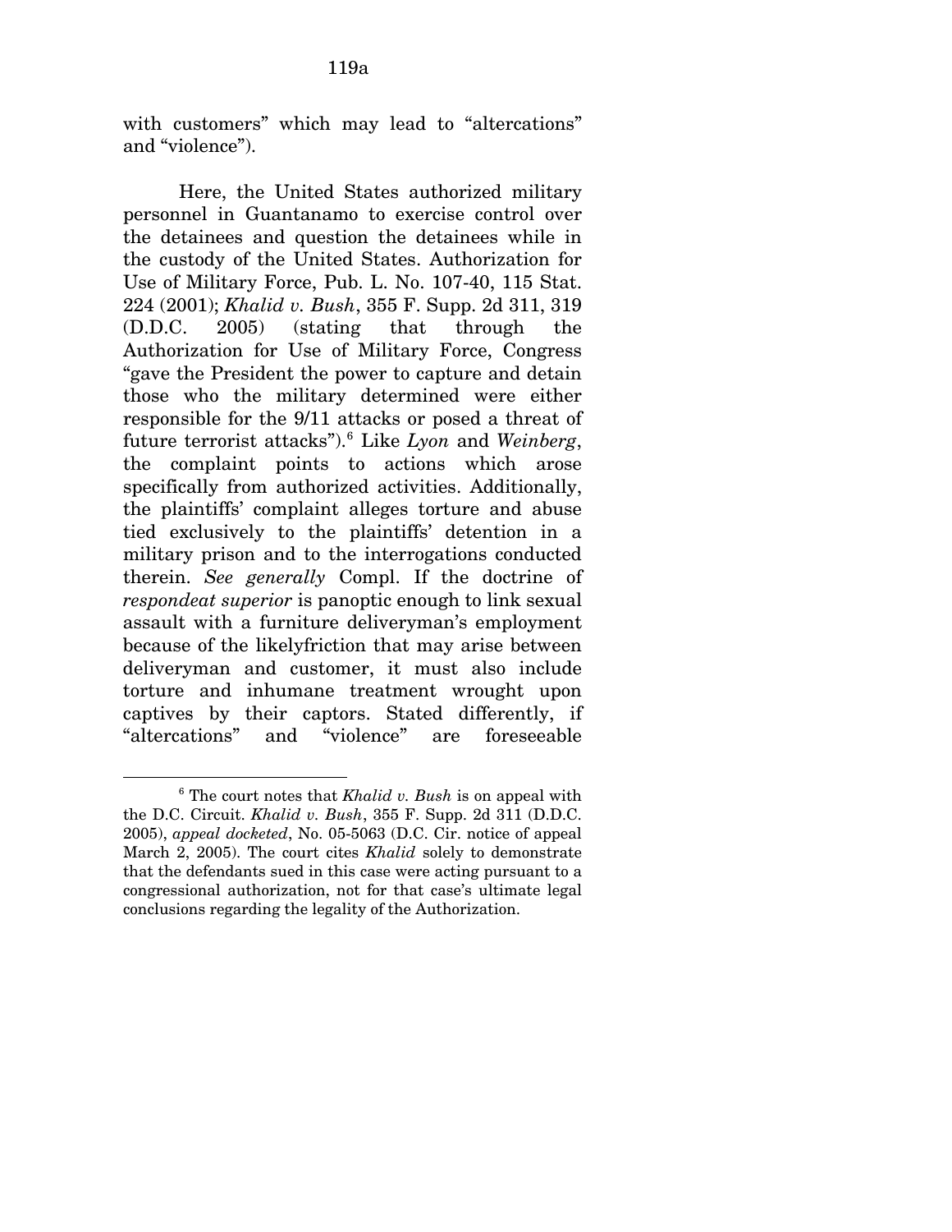with customers" which may lead to "altercations" and "violence").

Here, the United States authorized military personnel in Guantanamo to exercise control over the detainees and question the detainees while in the custody of the United States. Authorization for Use of Military Force, Pub. L. No. 107-40, 115 Stat. 224 (2001); *Khalid v. Bush*, 355 F. Supp. 2d 311, 319 (D.D.C. 2005) (stating that through the Authorization for Use of Military Force, Congress "gave the President the power to capture and detain those who the military determined were either responsible for the 9/11 attacks or posed a threat of future terrorist attacks").[6] Like *Lyon* and *Weinberg*, the complaint points to actions which arose specifically from authorized activities. Additionally, the plaintiffs' complaint alleges torture and abuse tied exclusively to the plaintiffs' detention in a military prison and to the interrogations conducted therein. *See generally* Compl. If the doctrine of *respondeat superior* is panoptic enough to link sexual assault with a furniture deliveryman's employment because of the likelyfriction that may arise between deliveryman and customer, it must also include torture and inhumane treatment wrought upon captives by their captors. Stated differently, if "altercations" and "violence" are foreseeable

[6] The court notes that *Khalid v. Bush* is on appeal with the D.C. Circuit. *Khalid v. Bush*, 355 F. Supp. 2d 311 (D.D.C. 2005), *appeal docketed*, No. 05-5063 (D.C. Cir. notice of appeal March 2, 2005). The court cites *Khalid* solely to demonstrate that the defendants sued in this case were acting pursuant to a congressional authorization, not for that case's ultimate legal conclusions regarding the legality of the Authorization.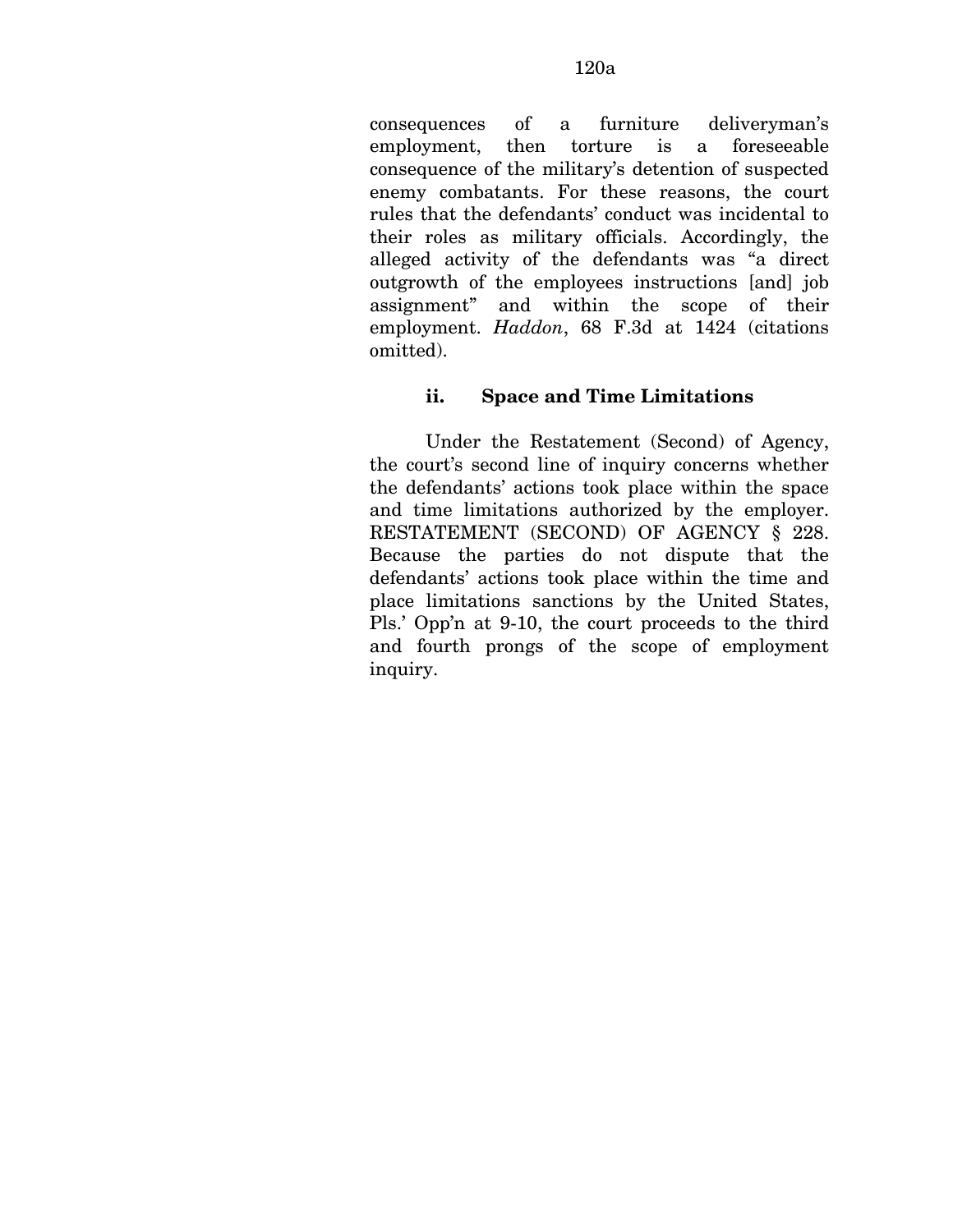consequences of a furniture deliveryman's employment, then torture is a foreseeable consequence of the military's detention of suspected enemy combatants. For these reasons, the court rules that the defendants' conduct was incidental to their roles as military officials. Accordingly, the alleged activity of the defendants was "a direct outgrowth of the employees instructions [and] job assignment" and within the scope of their employment. *Haddon*, 68 F.3d at 1424 (citations omitted).

### ii. Space and Time Limitations

Under the Restatement (Second) of Agency, the court's second line of inquiry concerns whether the defendants' actions took place within the space and time limitations authorized by the employer. RESTATEMENT (SECOND) OF AGENCY § 228. Because the parties do not dispute that the defendants' actions took place within the time and place limitations sanctions by the United States, Pls.' Opp'n at 9-10, the court proceeds to the third and fourth prongs of the scope of employment inquiry.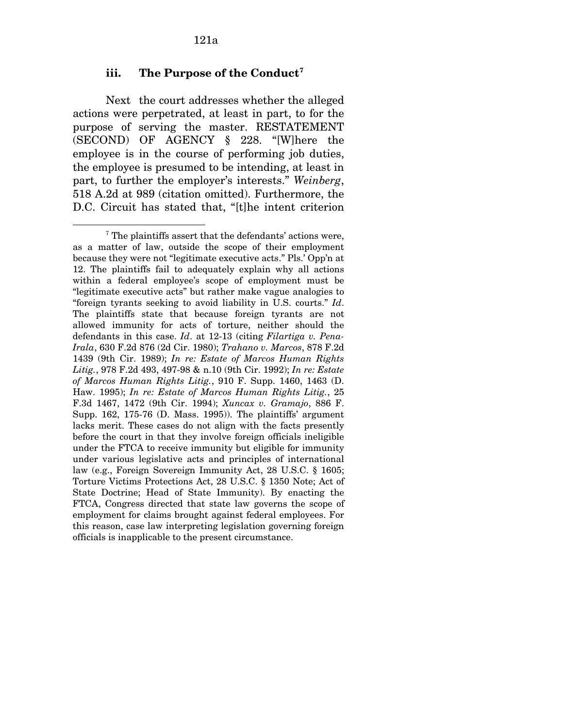### iii. The Purpose of the Conduct[7]

Next the court addresses whether the alleged actions were perpetrated, at least in part, to for the purpose of serving the master. RESTATEMENT (SECOND) OF AGENCY § 228. "[W]here the employee is in the course of performing job duties, the employee is presumed to be intending, at least in part, to further the employer's interests." *Weinberg*, 518 A.2d at 989 (citation omitted). Furthermore, the D.C. Circuit has stated that, "[t]he intent criterion

---

[7] The plaintiffs assert that the defendants' actions were, as a matter of law, outside the scope of their employment because they were not "legitimate executive acts." Pls.' Opp'n at 12. The plaintiffs fail to adequately explain why all actions within a federal employee's scope of employment must be "legitimate executive acts" but rather make vague analogies to "foreign tyrants seeking to avoid liability in U.S. courts." *Id*. The plaintiffs state that because foreign tyrants are not allowed immunity for acts of torture, neither should the defendants in this case. *Id*. at 12-13 (citing *Filartiga v. Pena-Irala*, 630 F.2d 876 (2d Cir. 1980); *Trahano v. Marcos*, 878 F.2d 1439 (9th Cir. 1989); *In re: Estate of Marcos Human Rights Litig.*, 978 F.2d 493, 497-98 & n.10 (9th Cir. 1992); *In re: Estate of Marcos Human Rights Litig.*, 910 F. Supp. 1460, 1463 (D. Haw. 1995); *In re: Estate of Marcos Human Rights Litig.*, 25 F.3d 1467, 1472 (9th Cir. 1994); *Xuncax v. Gramajo*, 886 F. Supp. 162, 175-76 (D. Mass. 1995)). The plaintiffs' argument lacks merit. These cases do not align with the facts presently before the court in that they involve foreign officials ineligible under the FTCA to receive immunity but eligible for immunity under various legislative acts and principles of international law (e.g., Foreign Sovereign Immunity Act, 28 U.S.C. § 1605; Torture Victims Protections Act, 28 U.S.C. § 1350 Note; Act of State Doctrine; Head of State Immunity). By enacting the FTCA, Congress directed that state law governs the scope of employment for claims brought against federal employees. For this reason, case law interpreting legislation governing foreign officials is inapplicable to the present circumstance.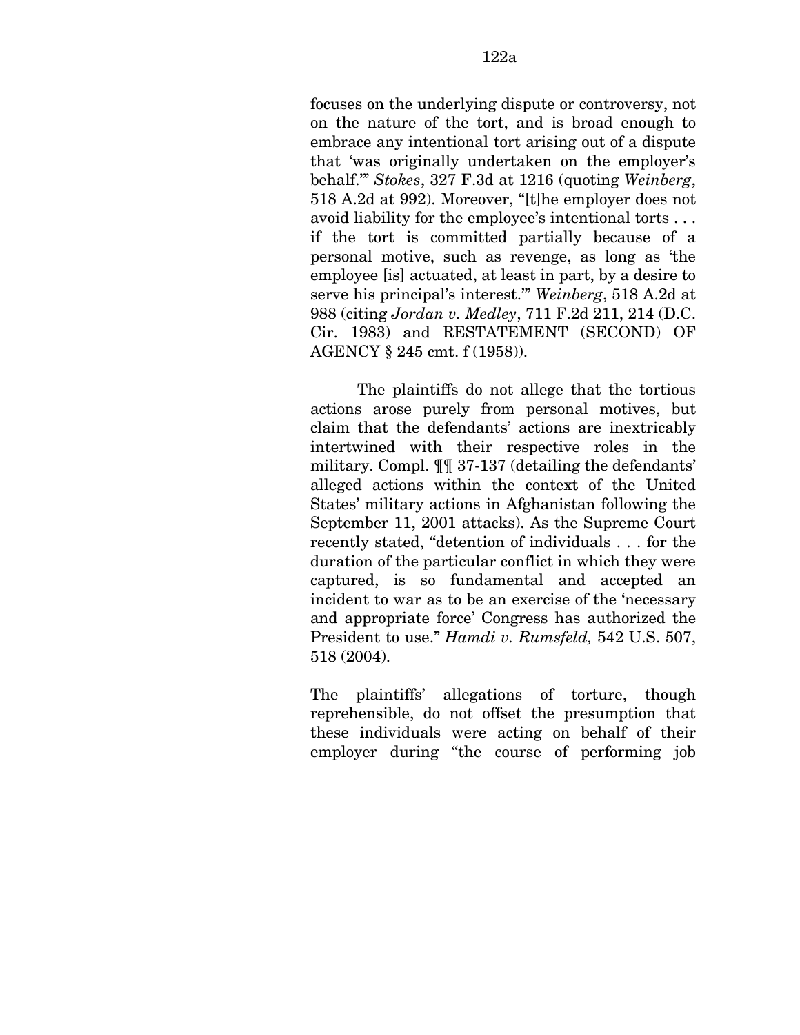focuses on the underlying dispute or controversy, not on the nature of the tort, and is broad enough to embrace any intentional tort arising out of a dispute that 'was originally undertaken on the employer's behalf.'" *Stokes*, 327 F.3d at 1216 (quoting *Weinberg*, 518 A.2d at 992). Moreover, "[t]he employer does not avoid liability for the employee's intentional torts . . . if the tort is committed partially because of a personal motive, such as revenge, as long as 'the employee [is] actuated, at least in part, by a desire to serve his principal's interest.'" *Weinberg*, 518 A.2d at 988 (citing *Jordan v. Medley*, 711 F.2d 211, 214 (D.C. Cir. 1983) and RESTATEMENT (SECOND) OF AGENCY § 245 cmt. f (1958)).

The plaintiffs do not allege that the tortious actions arose purely from personal motives, but claim that the defendants' actions are inextricably intertwined with their respective roles in the military. Compl. ¶¶ 37-137 (detailing the defendants' alleged actions within the context of the United States' military actions in Afghanistan following the September 11, 2001 attacks). As the Supreme Court recently stated, "detention of individuals . . . for the duration of the particular conflict in which they were captured, is so fundamental and accepted an incident to war as to be an exercise of the 'necessary and appropriate force' Congress has authorized the President to use." *Hamdi v. Rumsfeld,* 542 U.S. 507, 518 (2004).

The plaintiffs' allegations of torture, though reprehensible, do not offset the presumption that these individuals were acting on behalf of their employer during "the course of performing job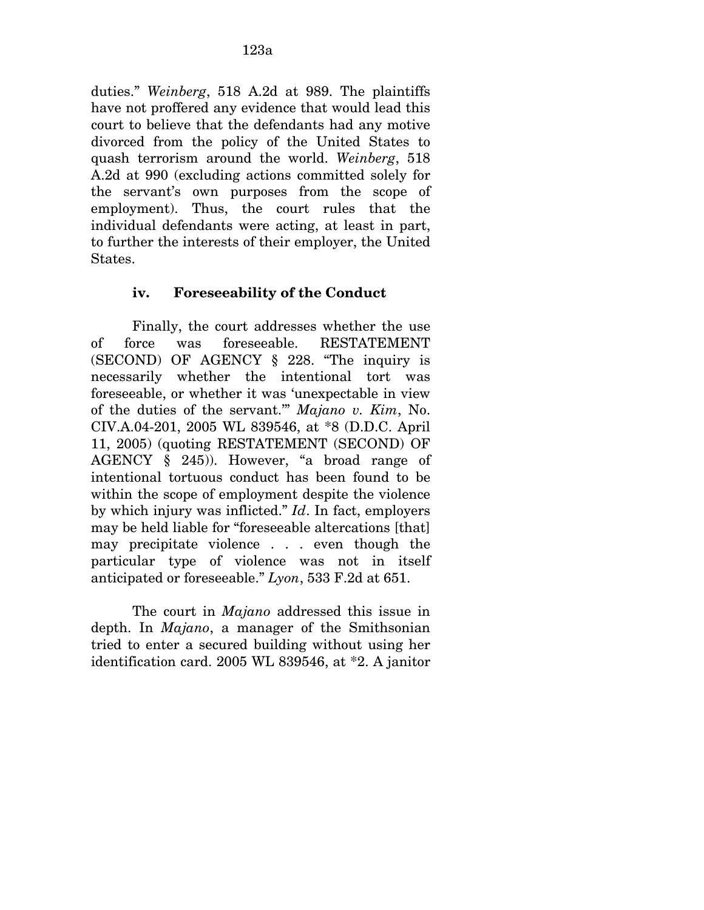duties." *Weinberg*, 518 A.2d at 989. The plaintiffs have not proffered any evidence that would lead this court to believe that the defendants had any motive divorced from the policy of the United States to quash terrorism around the world. *Weinberg*, 518 A.2d at 990 (excluding actions committed solely for the servant's own purposes from the scope of employment). Thus, the court rules that the individual defendants were acting, at least in part, to further the interests of their employer, the United States.

#### iv. Foreseeability of the Conduct

Finally, the court addresses whether the use of force was foreseeable. RESTATEMENT (SECOND) OF AGENCY § 228. "The inquiry is necessarily whether the intentional tort was foreseeable, or whether it was 'unexpectable in view of the duties of the servant.'" *Majano v. Kim*, No. CIV.A.04-201, 2005 WL 839546, at *8 (D.D.C. April 11, 2005) (quoting RESTATEMENT (SECOND) OF AGENCY § 245)). However, "a broad range of intentional tortuous conduct has been found to be within the scope of employment despite the violence by which injury was inflicted." *Id*. In fact, employers may be held liable for "foreseeable altercations [that] may precipitate violence . . . even though the particular type of violence was not in itself anticipated or foreseeable." *Lyon*, 533 F.2d at 651.

The court in *Majano* addressed this issue in depth. In *Majano*, a manager of the Smithsonian tried to enter a secured building without using her identification card. 2005 WL 839546, at *2. A janitor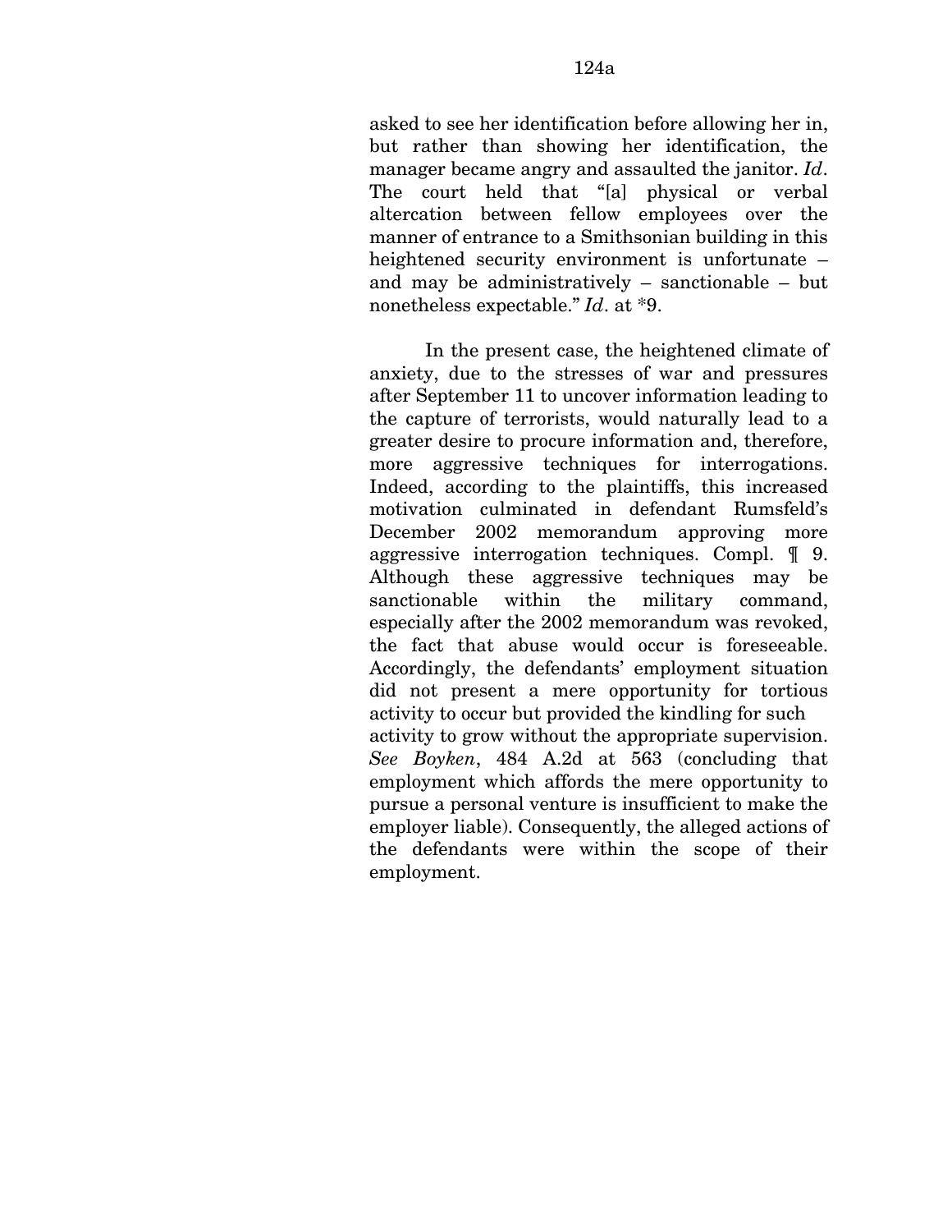asked to see her identification before allowing her in, but rather than showing her identification, the manager became angry and assaulted the janitor. *Id*. The court held that "[a] physical or verbal altercation between fellow employees over the manner of entrance to a Smithsonian building in this heightened security environment is unfortunate – and may be administratively – sanctionable – but nonetheless expectable." *Id*. at *9.

In the present case, the heightened climate of anxiety, due to the stresses of war and pressures after September 11 to uncover information leading to the capture of terrorists, would naturally lead to a greater desire to procure information and, therefore, more aggressive techniques for interrogations. Indeed, according to the plaintiffs, this increased motivation culminated in defendant Rumsfeld's December 2002 memorandum approving more aggressive interrogation techniques. Compl. ¶ 9. Although these aggressive techniques may be sanctionable within the military command, especially after the 2002 memorandum was revoked, the fact that abuse would occur is foreseeable. Accordingly, the defendants' employment situation did not present a mere opportunity for tortious activity to occur but provided the kindling for such activity to grow without the appropriate supervision. *See Boyken*, 484 A.2d at 563 (concluding that employment which affords the mere opportunity to pursue a personal venture is insufficient to make the employer liable). Consequently, the alleged actions of the defendants were within the scope of their employment.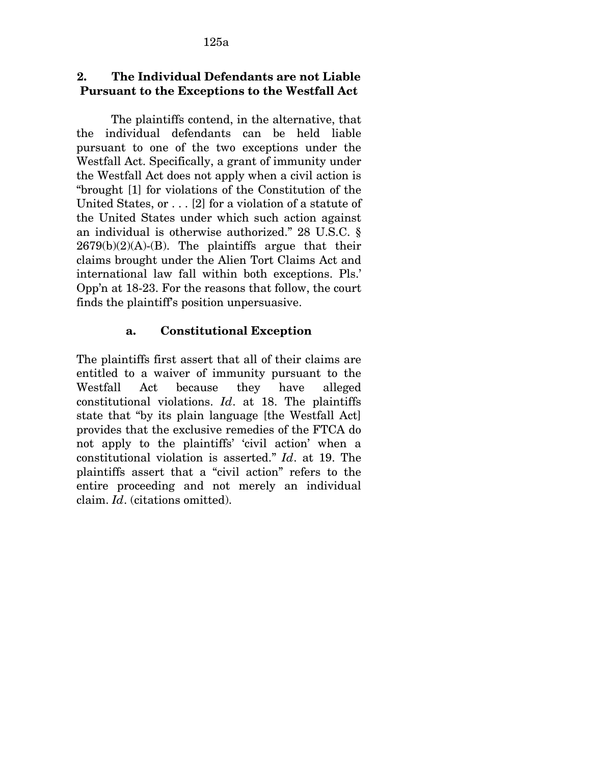## 2. The Individual Defendants are not Liable Pursuant to the Exceptions to the Westfall Act

The plaintiffs contend, in the alternative, that the individual defendants can be held liable pursuant to one of the two exceptions under the Westfall Act. Specifically, a grant of immunity under the Westfall Act does not apply when a civil action is "brought [1] for violations of the Constitution of the United States, or . . . [2] for a violation of a statute of the United States under which such action against an individual is otherwise authorized." 28 U.S.C. § 2679(b)(2)(A)-(B). The plaintiffs argue that their claims brought under the Alien Tort Claims Act and international law fall within both exceptions. Pls.' Opp'n at 18-23. For the reasons that follow, the court finds the plaintiff's position unpersuasive.

### a. Constitutional Exception

The plaintiffs first assert that all of their claims are entitled to a waiver of immunity pursuant to the Westfall Act because they have alleged constitutional violations. *Id*. at 18. The plaintiffs state that "by its plain language [the Westfall Act] provides that the exclusive remedies of the FTCA do not apply to the plaintiffs' 'civil action' when a constitutional violation is asserted." *Id*. at 19. The plaintiffs assert that a "civil action" refers to the entire proceeding and not merely an individual claim. *Id*. (citations omitted).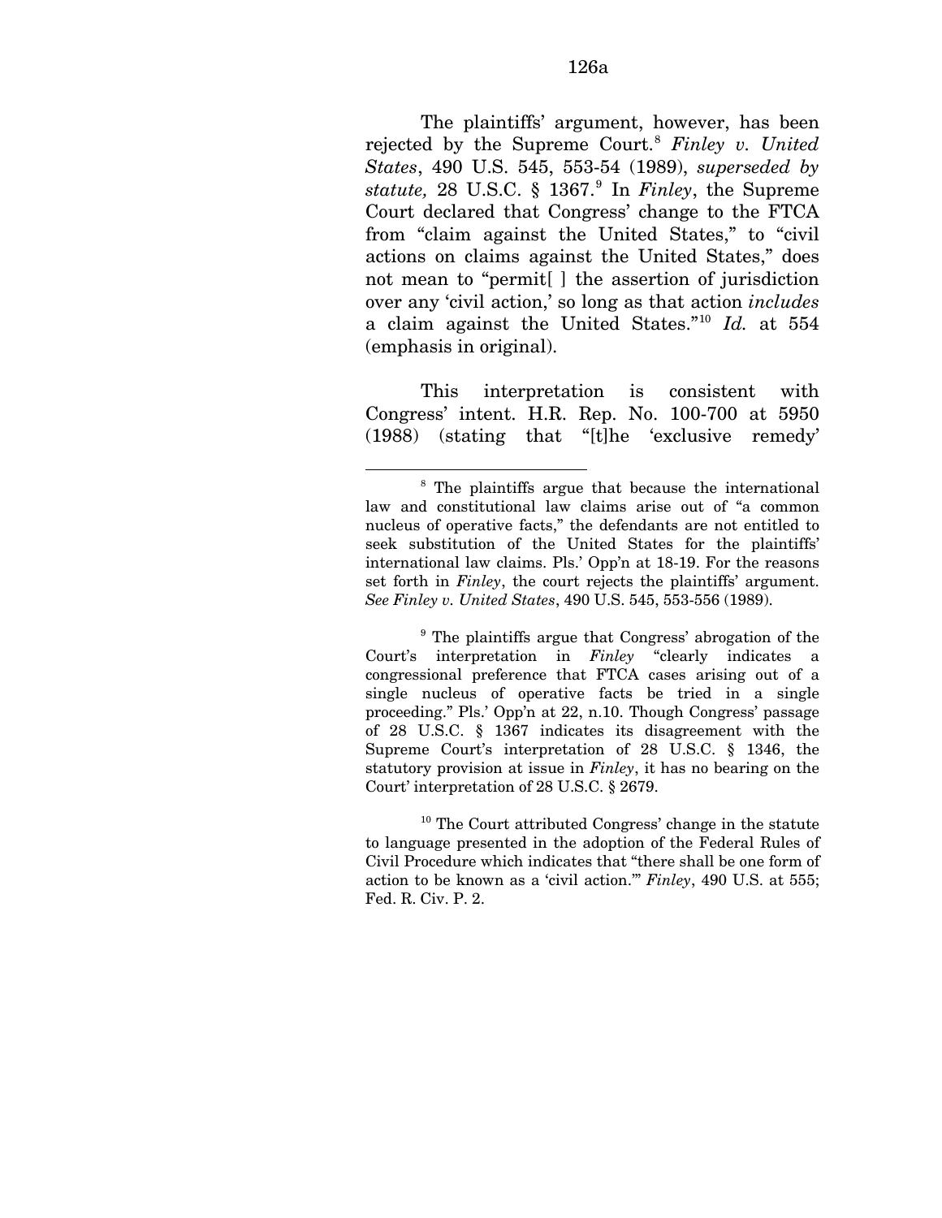The plaintiffs' argument, however, has been rejected by the Supreme Court.[8] *Finley v. United States*, 490 U.S. 545, 553-54 (1989), *superseded by statute,* 28 U.S.C. § 1367.[9] In *Finley*, the Supreme Court declared that Congress' change to the FTCA from "claim against the United States," to "civil actions on claims against the United States," does not mean to "permit[ ] the assertion of jurisdiction over any 'civil action,' so long as that action *includes* a claim against the United States."[10] *Id.* at 554 (emphasis in original).

This interpretation is consistent with Congress' intent. H.R. Rep. No. 100-700 at 5950 (1988) (stating that "[t]he 'exclusive remedy'

---

[8] The plaintiffs argue that because the international law and constitutional law claims arise out of "a common nucleus of operative facts," the defendants are not entitled to seek substitution of the United States for the plaintiffs' international law claims. Pls.' Opp'n at 18-19. For the reasons set forth in *Finley*, the court rejects the plaintiffs' argument. *See Finley v. United States*, 490 U.S. 545, 553-556 (1989).

[9] The plaintiffs argue that Congress' abrogation of the Court's interpretation in *Finley* "clearly indicates a congressional preference that FTCA cases arising out of a single nucleus of operative facts be tried in a single proceeding." Pls.' Opp'n at 22, n.10. Though Congress' passage of 28 U.S.C. § 1367 indicates its disagreement with the Supreme Court's interpretation of 28 U.S.C. § 1346, the statutory provision at issue in *Finley*, it has no bearing on the Court' interpretation of 28 U.S.C. § 2679.

[10] The Court attributed Congress' change in the statute to language presented in the adoption of the Federal Rules of Civil Procedure which indicates that "there shall be one form of action to be known as a 'civil action.'" *Finley*, 490 U.S. at 555; Fed. R. Civ. P. 2.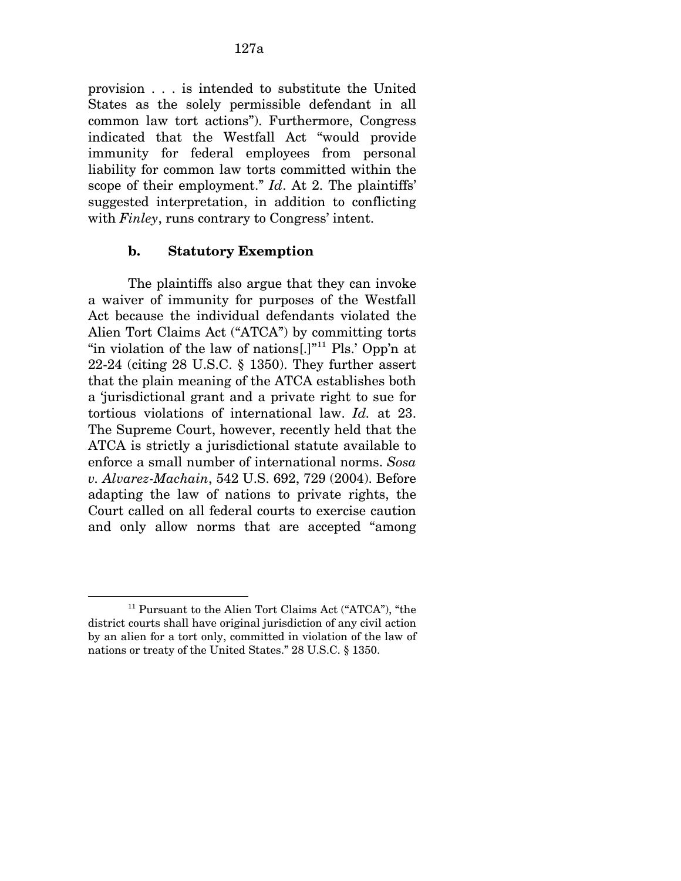provision . . . is intended to substitute the United States as the solely permissible defendant in all common law tort actions"). Furthermore, Congress indicated that the Westfall Act "would provide immunity for federal employees from personal liability for common law torts committed within the scope of their employment." *Id*. At 2. The plaintiffs' suggested interpretation, in addition to conflicting with *Finley*, runs contrary to Congress' intent.

**b. Statutory Exemption**

The plaintiffs also argue that they can invoke a waiver of immunity for purposes of the Westfall Act because the individual defendants violated the Alien Tort Claims Act ("ATCA") by committing torts "in violation of the law of nations[.]"[11] Pls.' Opp'n at 22-24 (citing 28 U.S.C. § 1350). They further assert that the plain meaning of the ATCA establishes both a 'jurisdictional grant and a private right to sue for tortious violations of international law. *Id.* at 23. The Supreme Court, however, recently held that the ATCA is strictly a jurisdictional statute available to enforce a small number of international norms. *Sosa v. Alvarez-Machain*, 542 U.S. 692, 729 (2004). Before adapting the law of nations to private rights, the Court called on all federal courts to exercise caution and only allow norms that are accepted "among

---

[11] Pursuant to the Alien Tort Claims Act ("ATCA"), "the district courts shall have original jurisdiction of any civil action by an alien for a tort only, committed in violation of the law of nations or treaty of the United States." 28 U.S.C. § 1350.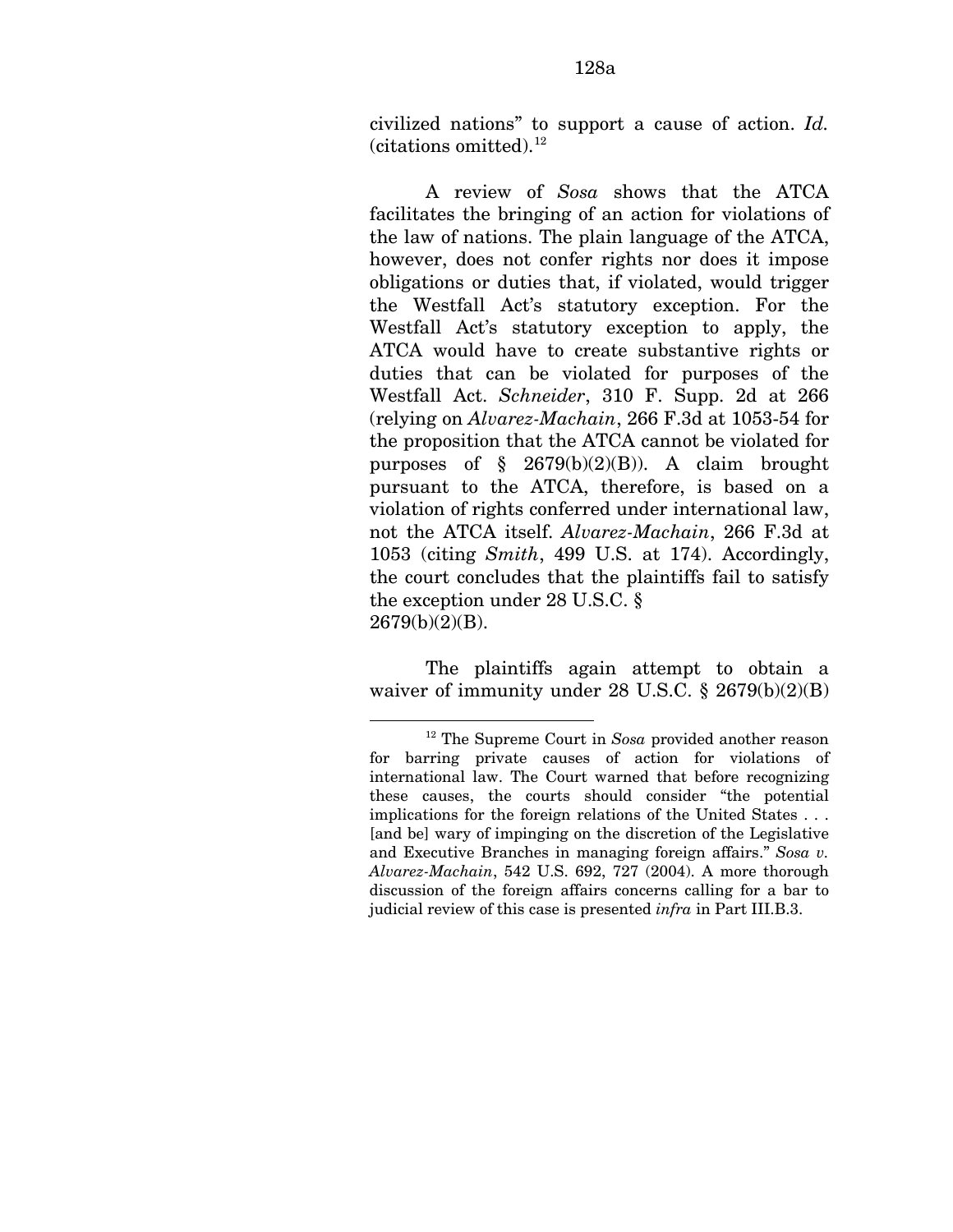civilized nations" to support a cause of action. *Id.* (citations omitted).[12]

A review of *Sosa* shows that the ATCA facilitates the bringing of an action for violations of the law of nations. The plain language of the ATCA, however, does not confer rights nor does it impose obligations or duties that, if violated, would trigger the Westfall Act's statutory exception. For the Westfall Act's statutory exception to apply, the ATCA would have to create substantive rights or duties that can be violated for purposes of the Westfall Act. *Schneider*, 310 F. Supp. 2d at 266 (relying on *Alvarez-Machain*, 266 F.3d at 1053-54 for the proposition that the ATCA cannot be violated for purposes of § 2679(b)(2)(B)). A claim brought pursuant to the ATCA, therefore, is based on a violation of rights conferred under international law, not the ATCA itself. *Alvarez-Machain*, 266 F.3d at 1053 (citing *Smith*, 499 U.S. at 174). Accordingly, the court concludes that the plaintiffs fail to satisfy the exception under 28 U.S.C. § 2679(b)(2)(B).

The plaintiffs again attempt to obtain a waiver of immunity under 28 U.S.C. § 2679(b)(2)(B)

---

[12] The Supreme Court in *Sosa* provided another reason for barring private causes of action for violations of international law. The Court warned that before recognizing these causes, the courts should consider "the potential implications for the foreign relations of the United States . . . [and be] wary of impinging on the discretion of the Legislative and Executive Branches in managing foreign affairs." *Sosa v. Alvarez-Machain*, 542 U.S. 692, 727 (2004). A more thorough discussion of the foreign affairs concerns calling for a bar to judicial review of this case is presented *infra* in Part III.B.3.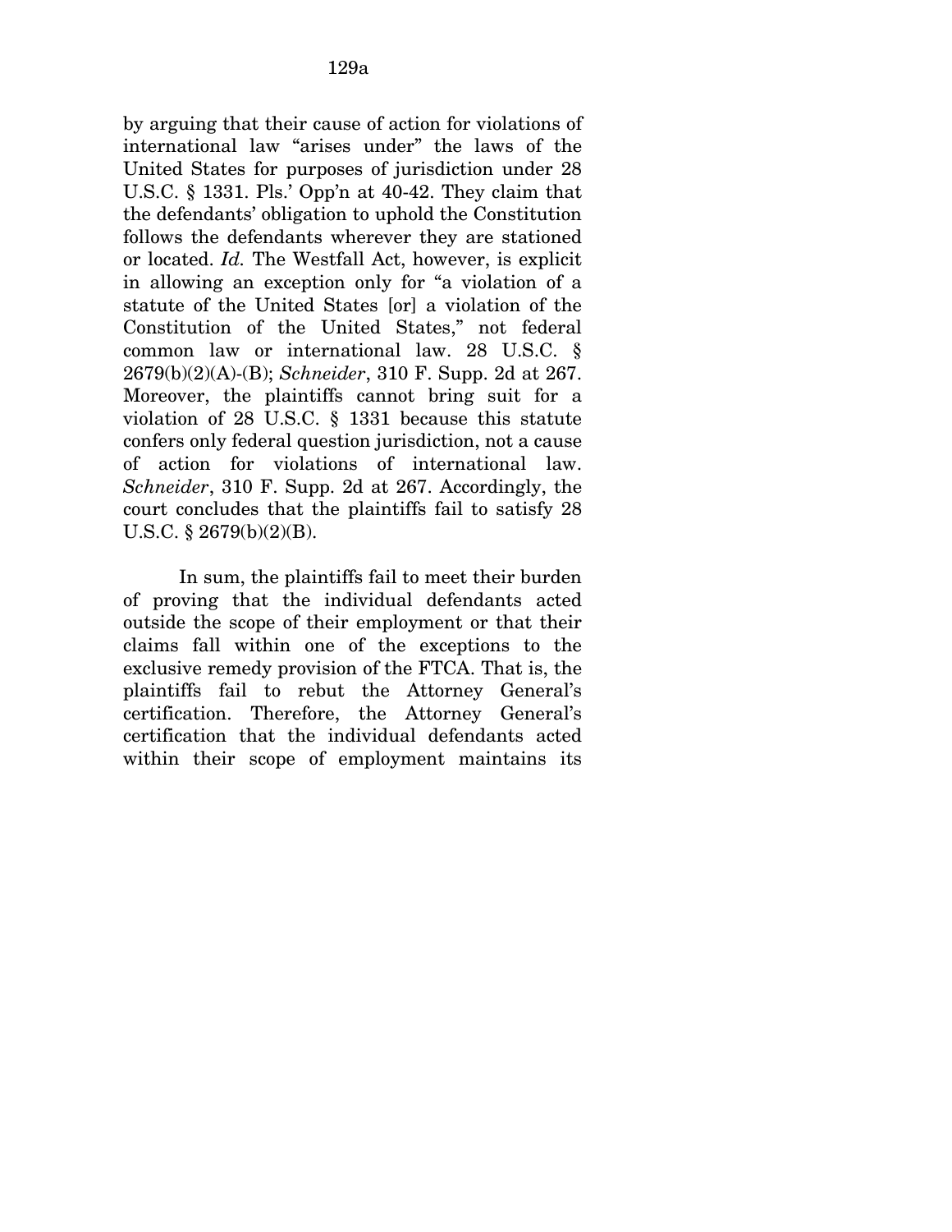by arguing that their cause of action for violations of international law "arises under" the laws of the United States for purposes of jurisdiction under 28 U.S.C. § 1331. Pls.' Opp'n at 40-42. They claim that the defendants' obligation to uphold the Constitution follows the defendants wherever they are stationed or located. *Id.* The Westfall Act, however, is explicit in allowing an exception only for "a violation of a statute of the United States [or] a violation of the Constitution of the United States," not federal common law or international law. 28 U.S.C. § 2679(b)(2)(A)-(B); *Schneider*, 310 F. Supp. 2d at 267. Moreover, the plaintiffs cannot bring suit for a violation of 28 U.S.C. § 1331 because this statute confers only federal question jurisdiction, not a cause of action for violations of international law. *Schneider*, 310 F. Supp. 2d at 267. Accordingly, the court concludes that the plaintiffs fail to satisfy 28 U.S.C. § 2679(b)(2)(B).

In sum, the plaintiffs fail to meet their burden of proving that the individual defendants acted outside the scope of their employment or that their claims fall within one of the exceptions to the exclusive remedy provision of the FTCA. That is, the plaintiffs fail to rebut the Attorney General's certification. Therefore, the Attorney General's certification that the individual defendants acted within their scope of employment maintains its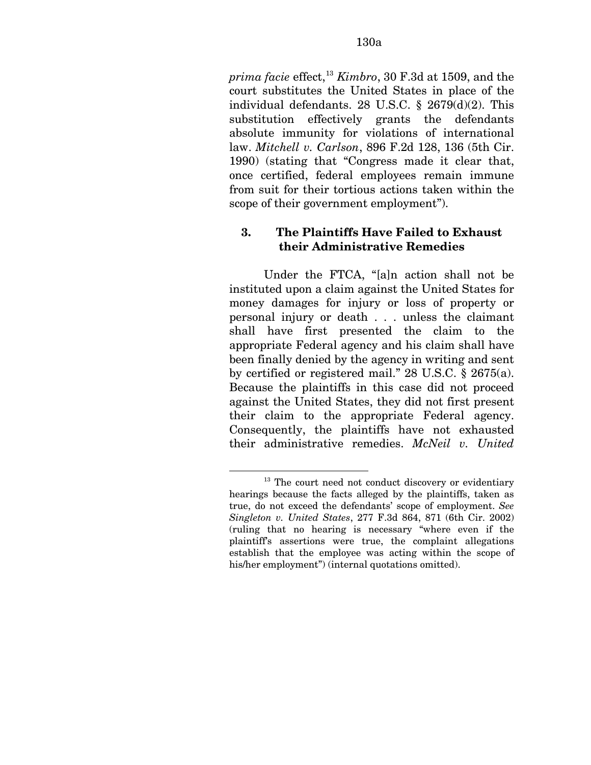*prima facie* effect,[13] *Kimbro*, 30 F.3d at 1509, and the court substitutes the United States in place of the individual defendants. 28 U.S.C. § 2679(d)(2). This substitution effectively grants the defendants absolute immunity for violations of international law. *Mitchell v. Carlson*, 896 F.2d 128, 136 (5th Cir. 1990) (stating that "Congress made it clear that, once certified, federal employees remain immune from suit for their tortious actions taken within the scope of their government employment").

### 3. The Plaintiffs Have Failed to Exhaust their Administrative Remedies

Under the FTCA, "[a]n action shall not be instituted upon a claim against the United States for money damages for injury or loss of property or personal injury or death . . . unless the claimant shall have first presented the claim to the appropriate Federal agency and his claim shall have been finally denied by the agency in writing and sent by certified or registered mail." 28 U.S.C. § 2675(a). Because the plaintiffs in this case did not proceed against the United States, they did not first present their claim to the appropriate Federal agency. Consequently, the plaintiffs have not exhausted their administrative remedies. *McNeil v. United*

---

[13] The court need not conduct discovery or evidentiary hearings because the facts alleged by the plaintiffs, taken as true, do not exceed the defendants' scope of employment. *See Singleton v. United States*, 277 F.3d 864, 871 (6th Cir. 2002) (ruling that no hearing is necessary "where even if the plaintiff's assertions were true, the complaint allegations establish that the employee was acting within the scope of his/her employment") (internal quotations omitted).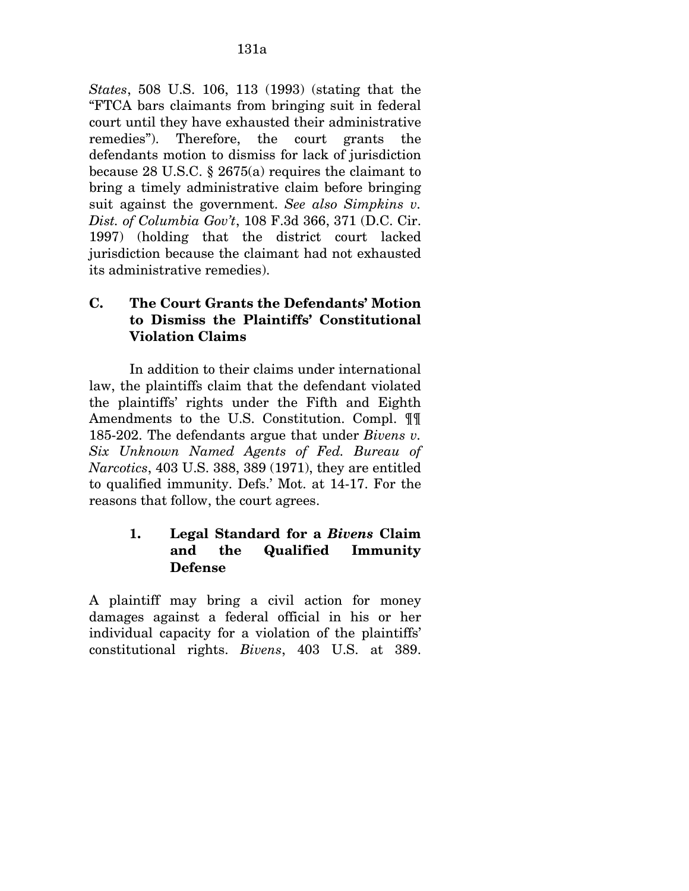*States*, 508 U.S. 106, 113 (1993) (stating that the "FTCA bars claimants from bringing suit in federal court until they have exhausted their administrative remedies"). Therefore, the court grants the defendants motion to dismiss for lack of jurisdiction because 28 U.S.C. § 2675(a) requires the claimant to bring a timely administrative claim before bringing suit against the government. *See also Simpkins v. Dist. of Columbia Gov't*, 108 F.3d 366, 371 (D.C. Cir. 1997) (holding that the district court lacked jurisdiction because the claimant had not exhausted its administrative remedies).

### C. The Court Grants the Defendants' Motion to Dismiss the Plaintiffs' Constitutional Violation Claims

In addition to their claims under international law, the plaintiffs claim that the defendant violated the plaintiffs' rights under the Fifth and Eighth Amendments to the U.S. Constitution. Compl. ¶¶ 185-202. The defendants argue that under *Bivens v. Six Unknown Named Agents of Fed. Bureau of Narcotics*, 403 U.S. 388, 389 (1971), they are entitled to qualified immunity. Defs.' Mot. at 14-17. For the reasons that follow, the court agrees.

#### 1. Legal Standard for a *Bivens* Claim and the Qualified Immunity Defense

A plaintiff may bring a civil action for money damages against a federal official in his or her individual capacity for a violation of the plaintiffs' constitutional rights. *Bivens*, 403 U.S. at 389.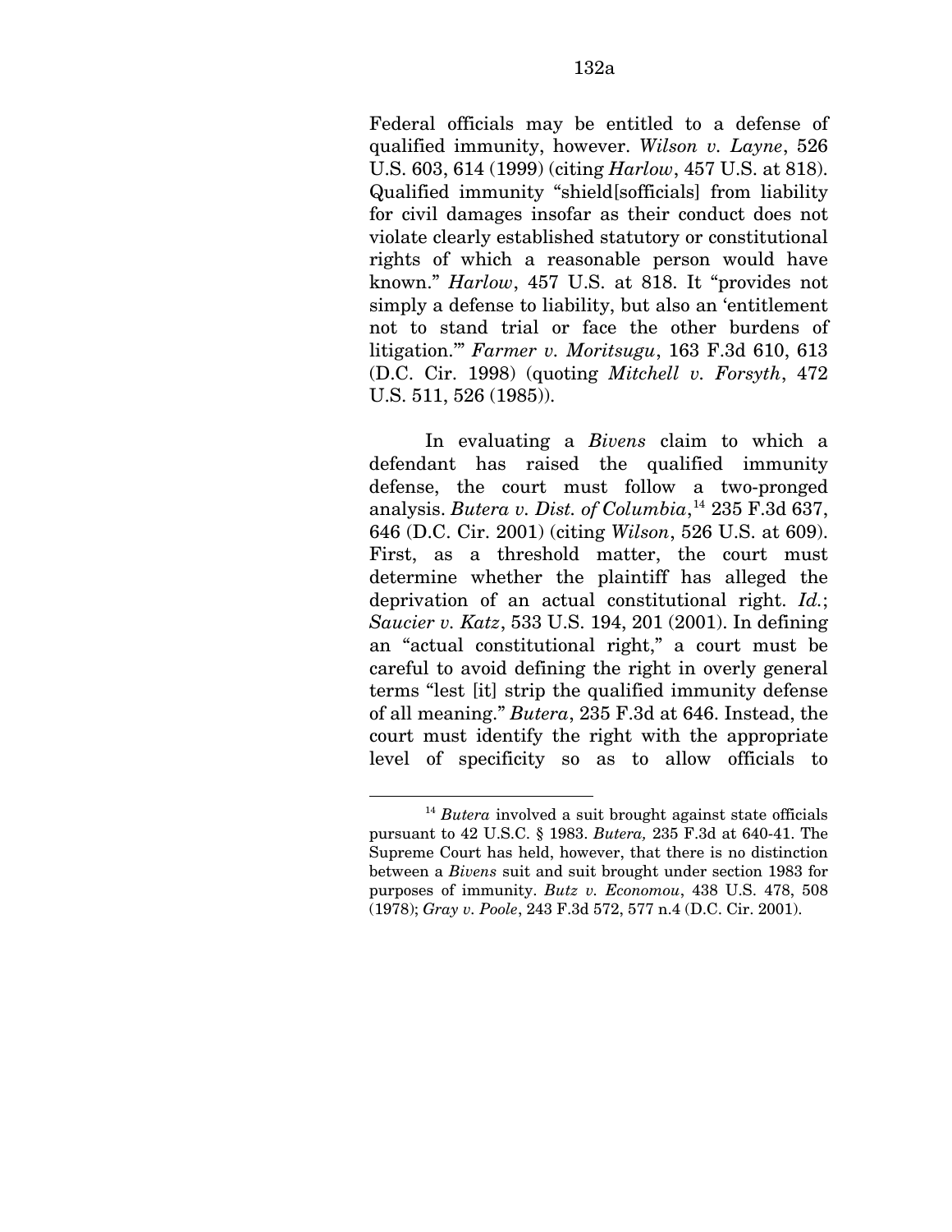Federal officials may be entitled to a defense of qualified immunity, however. *Wilson v. Layne*, 526 U.S. 603, 614 (1999) (citing *Harlow*, 457 U.S. at 818). Qualified immunity "shield[sofficials] from liability for civil damages insofar as their conduct does not violate clearly established statutory or constitutional rights of which a reasonable person would have known." *Harlow*, 457 U.S. at 818. It "provides not simply a defense to liability, but also an 'entitlement not to stand trial or face the other burdens of litigation.'" *Farmer v. Moritsugu*, 163 F.3d 610, 613 (D.C. Cir. 1998) (quoting *Mitchell v. Forsyth*, 472 U.S. 511, 526 (1985)).

In evaluating a *Bivens* claim to which a defendant has raised the qualified immunity defense, the court must follow a two-pronged analysis. *Butera v. Dist. of Columbia*,[14] 235 F.3d 637, 646 (D.C. Cir. 2001) (citing *Wilson*, 526 U.S. at 609). First, as a threshold matter, the court must determine whether the plaintiff has alleged the deprivation of an actual constitutional right. *Id.*; *Saucier v. Katz*, 533 U.S. 194, 201 (2001). In defining an "actual constitutional right," a court must be careful to avoid defining the right in overly general terms "lest [it] strip the qualified immunity defense of all meaning." *Butera*, 235 F.3d at 646. Instead, the court must identify the right with the appropriate level of specificity so as to allow officials to

---

[14] *Butera* involved a suit brought against state officials pursuant to 42 U.S.C. § 1983. *Butera,* 235 F.3d at 640-41. The Supreme Court has held, however, that there is no distinction between a *Bivens* suit and suit brought under section 1983 for purposes of immunity. *Butz v. Economou*, 438 U.S. 478, 508 (1978); *Gray v. Poole*, 243 F.3d 572, 577 n.4 (D.C. Cir. 2001).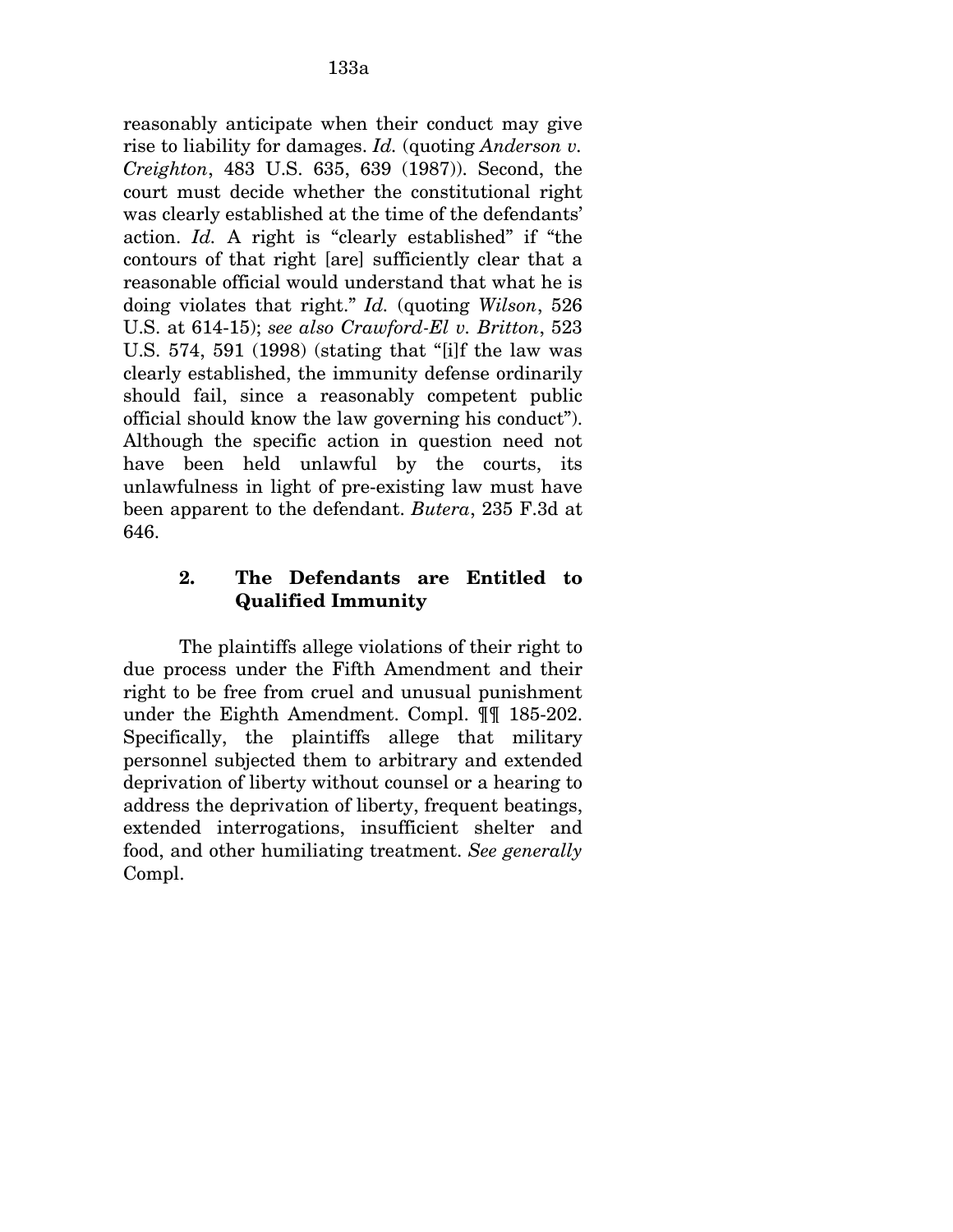reasonably anticipate when their conduct may give rise to liability for damages. *Id.* (quoting *Anderson v. Creighton*, 483 U.S. 635, 639 (1987)). Second, the court must decide whether the constitutional right was clearly established at the time of the defendants' action. *Id.* A right is "clearly established" if "the contours of that right [are] sufficiently clear that a reasonable official would understand that what he is doing violates that right." *Id.* (quoting *Wilson*, 526 U.S. at 614-15); *see also Crawford-El v. Britton*, 523 U.S. 574, 591 (1998) (stating that "[i]f the law was clearly established, the immunity defense ordinarily should fail, since a reasonably competent public official should know the law governing his conduct"). Although the specific action in question need not have been held unlawful by the courts, its unlawfulness in light of pre-existing law must have been apparent to the defendant. *Butera*, 235 F.3d at 646.

### 2. The Defendants are Entitled to Qualified Immunity

The plaintiffs allege violations of their right to due process under the Fifth Amendment and their right to be free from cruel and unusual punishment under the Eighth Amendment. Compl. ¶¶ 185-202. Specifically, the plaintiffs allege that military personnel subjected them to arbitrary and extended deprivation of liberty without counsel or a hearing to address the deprivation of liberty, frequent beatings, extended interrogations, insufficient shelter and food, and other humiliating treatment. *See generally* Compl.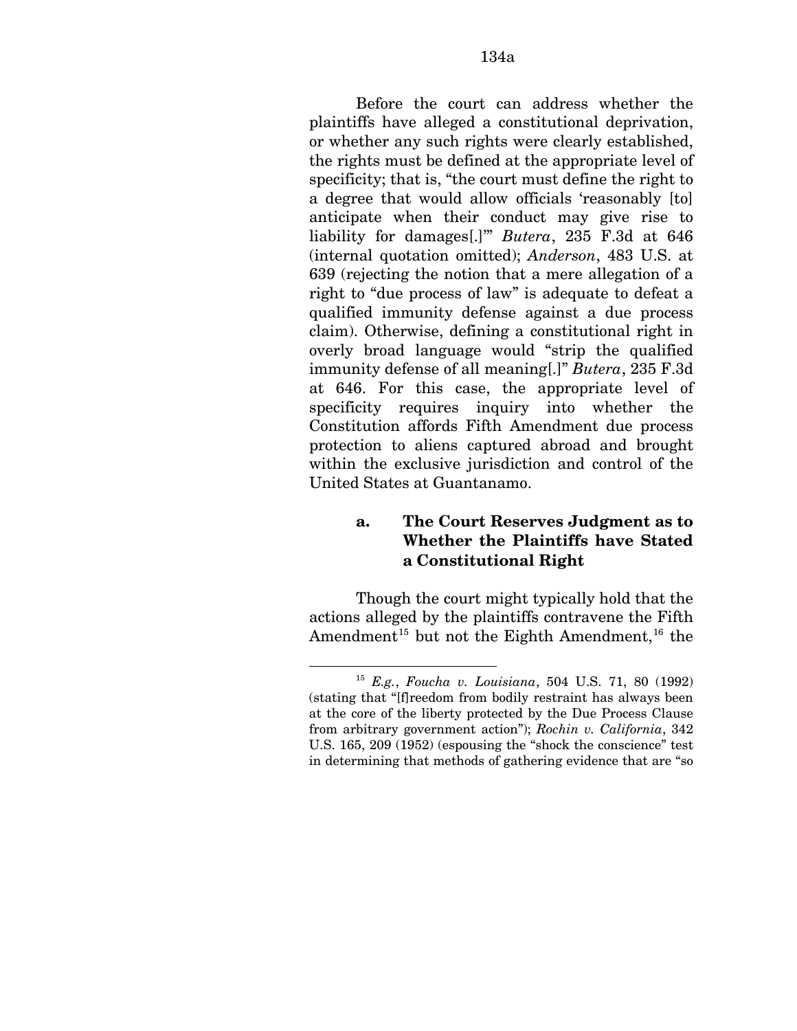Before the court can address whether the plaintiffs have alleged a constitutional deprivation, or whether any such rights were clearly established, the rights must be defined at the appropriate level of specificity; that is, "the court must define the right to a degree that would allow officials 'reasonably [to] anticipate when their conduct may give rise to liability for damages[.]'" *Butera*, 235 F.3d at 646 (internal quotation omitted); *Anderson*, 483 U.S. at 639 (rejecting the notion that a mere allegation of a right to "due process of law" is adequate to defeat a qualified immunity defense against a due process claim). Otherwise, defining a constitutional right in overly broad language would "strip the qualified immunity defense of all meaning[.]" *Butera*, 235 F.3d at 646. For this case, the appropriate level of specificity requires inquiry into whether the Constitution affords Fifth Amendment due process protection to aliens captured abroad and brought within the exclusive jurisdiction and control of the United States at Guantanamo.

### a. The Court Reserves Judgment as to Whether the Plaintiffs have Stated a Constitutional Right

Though the court might typically hold that the actions alleged by the plaintiffs contravene the Fifth Amendment[15] but not the Eighth Amendment,[16] the

---

[15] *E.g.*, *Foucha v. Louisiana*, 504 U.S. 71, 80 (1992) (stating that "[f]reedom from bodily restraint has always been at the core of the liberty protected by the Due Process Clause from arbitrary government action"); *Rochin v. California*, 342 U.S. 165, 209 (1952) (espousing the "shock the conscience" test in determining that methods of gathering evidence that are "so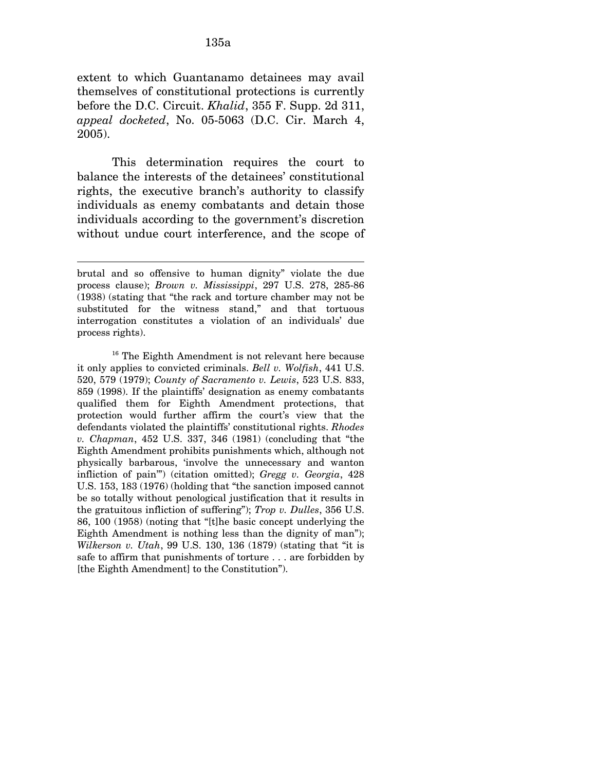extent to which Guantanamo detainees may avail themselves of constitutional protections is currently before the D.C. Circuit. *Khalid*, 355 F. Supp. 2d 311, *appeal docketed*, No. 05-5063 (D.C. Cir. March 4, 2005).

This determination requires the court to balance the interests of the detainees' constitutional rights, the executive branch's authority to classify individuals as enemy combatants and detain those individuals according to the government's discretion without undue court interference, and the scope of

---

brutal and so offensive to human dignity" violate the due process clause); *Brown v. Mississippi*, 297 U.S. 278, 285-86 (1938) (stating that "the rack and torture chamber may not be substituted for the witness stand," and that tortuous interrogation constitutes a violation of an individuals' due process rights).

[16] The Eighth Amendment is not relevant here because it only applies to convicted criminals. *Bell v. Wolfish*, 441 U.S. 520, 579 (1979); *County of Sacramento v. Lewis*, 523 U.S. 833, 859 (1998). If the plaintiffs' designation as enemy combatants qualified them for Eighth Amendment protections, that protection would further affirm the court's view that the defendants violated the plaintiffs' constitutional rights. *Rhodes v. Chapman*, 452 U.S. 337, 346 (1981) (concluding that "the Eighth Amendment prohibits punishments which, although not physically barbarous, 'involve the unnecessary and wanton infliction of pain'") (citation omitted); *Gregg v. Georgia*, 428 U.S. 153, 183 (1976) (holding that "the sanction imposed cannot be so totally without penological justification that it results in the gratuitous infliction of suffering"); *Trop v. Dulles*, 356 U.S. 86, 100 (1958) (noting that "[t]he basic concept underlying the Eighth Amendment is nothing less than the dignity of man"); *Wilkerson v. Utah*, 99 U.S. 130, 136 (1879) (stating that "it is safe to affirm that punishments of torture . . . are forbidden by [the Eighth Amendment] to the Constitution").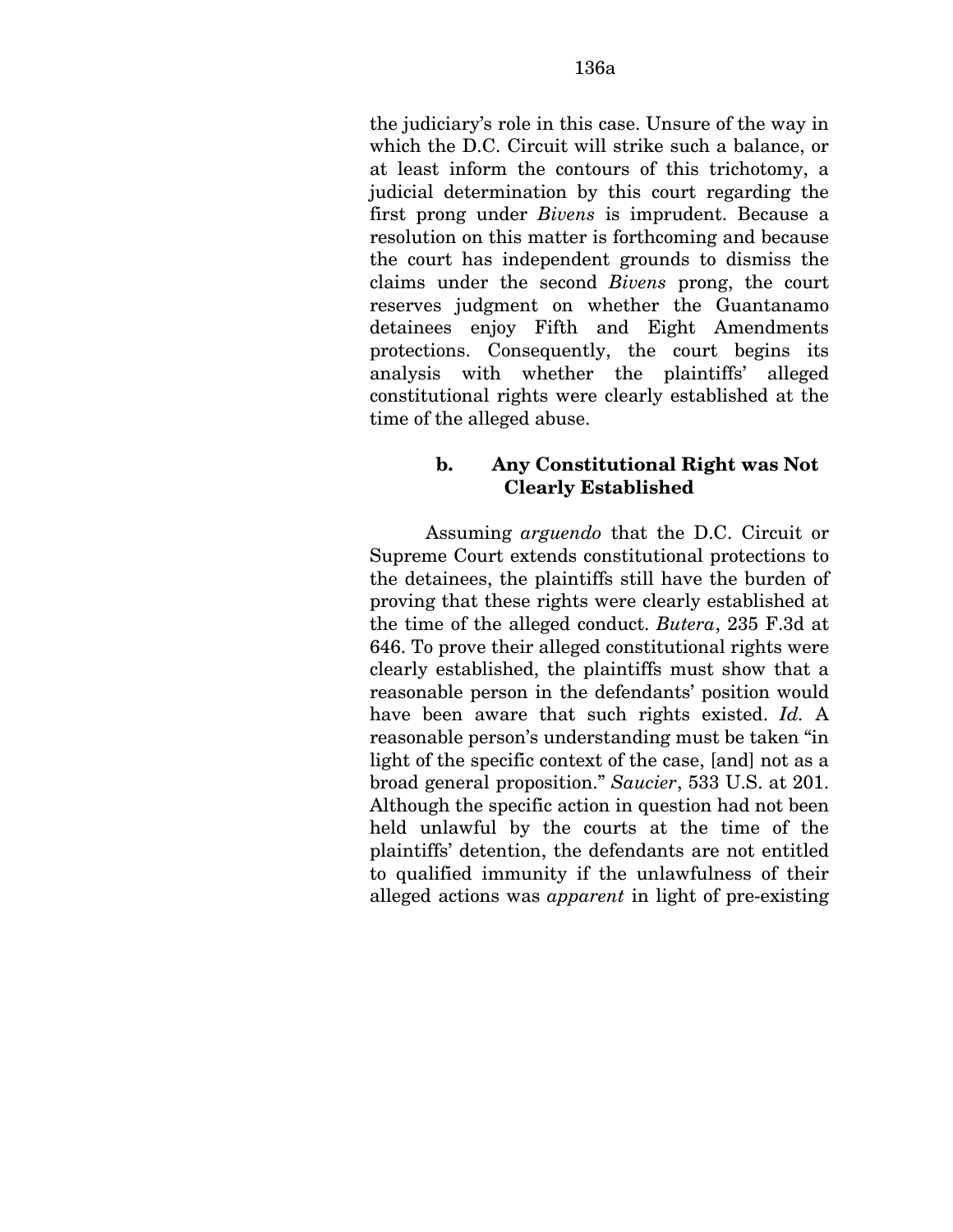the judiciary's role in this case. Unsure of the way in which the D.C. Circuit will strike such a balance, or at least inform the contours of this trichotomy, a judicial determination by this court regarding the first prong under *Bivens* is imprudent. Because a resolution on this matter is forthcoming and because the court has independent grounds to dismiss the claims under the second *Bivens* prong, the court reserves judgment on whether the Guantanamo detainees enjoy Fifth and Eight Amendments protections. Consequently, the court begins its analysis with whether the plaintiffs' alleged constitutional rights were clearly established at the time of the alleged abuse.

### b. Any Constitutional Right was Not Clearly Established

Assuming *arguendo* that the D.C. Circuit or Supreme Court extends constitutional protections to the detainees, the plaintiffs still have the burden of proving that these rights were clearly established at the time of the alleged conduct. *Butera*, 235 F.3d at 646. To prove their alleged constitutional rights were clearly established, the plaintiffs must show that a reasonable person in the defendants' position would have been aware that such rights existed. *Id.* A reasonable person's understanding must be taken "in light of the specific context of the case, [and] not as a broad general proposition." *Saucier*, 533 U.S. at 201. Although the specific action in question had not been held unlawful by the courts at the time of the plaintiffs' detention, the defendants are not entitled to qualified immunity if the unlawfulness of their alleged actions was *apparent* in light of pre-existing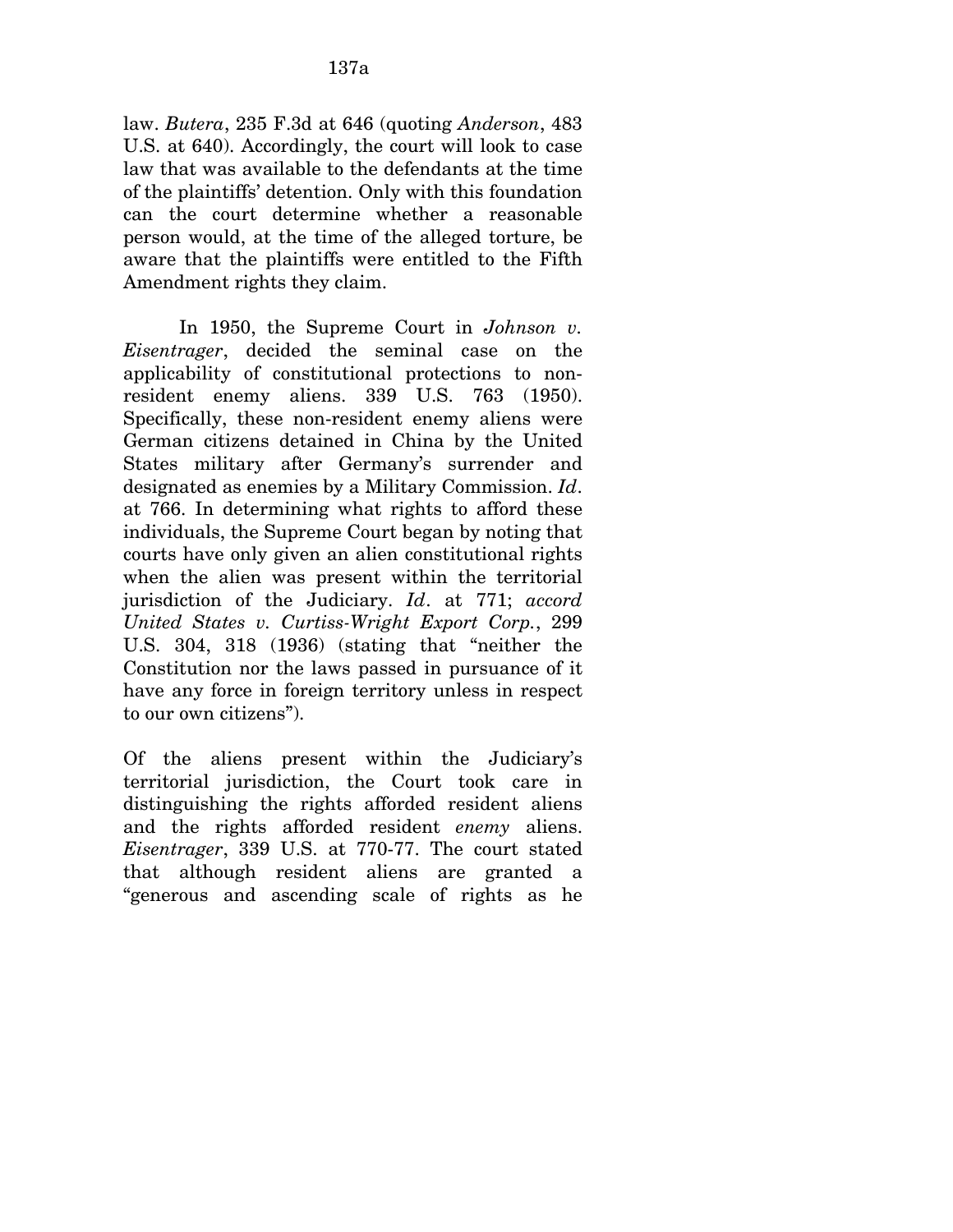law. *Butera*, 235 F.3d at 646 (quoting *Anderson*, 483 U.S. at 640). Accordingly, the court will look to case law that was available to the defendants at the time of the plaintiffs' detention. Only with this foundation can the court determine whether a reasonable person would, at the time of the alleged torture, be aware that the plaintiffs were entitled to the Fifth Amendment rights they claim.

In 1950, the Supreme Court in *Johnson v. Eisentrager*, decided the seminal case on the applicability of constitutional protections to non-resident enemy aliens. 339 U.S. 763 (1950). Specifically, these non-resident enemy aliens were German citizens detained in China by the United States military after Germany's surrender and designated as enemies by a Military Commission. *Id*. at 766. In determining what rights to afford these individuals, the Supreme Court began by noting that courts have only given an alien constitutional rights when the alien was present within the territorial jurisdiction of the Judiciary. *Id*. at 771; *accord United States v. Curtiss-Wright Export Corp.*, 299 U.S. 304, 318 (1936) (stating that "neither the Constitution nor the laws passed in pursuance of it have any force in foreign territory unless in respect to our own citizens").

Of the aliens present within the Judiciary's territorial jurisdiction, the Court took care in distinguishing the rights afforded resident aliens and the rights afforded resident *enemy* aliens. *Eisentrager*, 339 U.S. at 770-77. The court stated that although resident aliens are granted a "generous and ascending scale of rights as he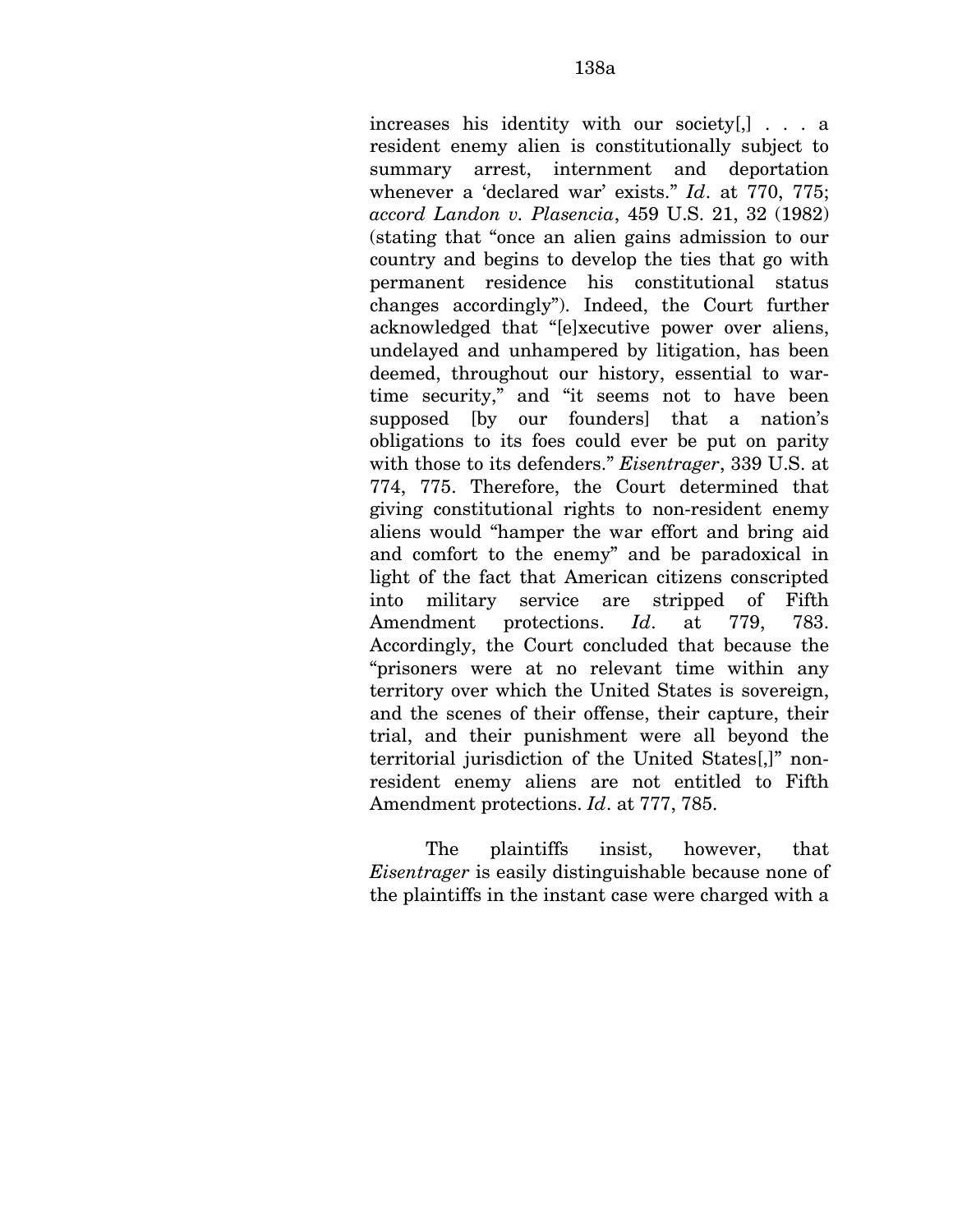increases his identity with our society[,] . . . a resident enemy alien is constitutionally subject to summary arrest, internment and deportation whenever a 'declared war' exists." *Id*. at 770, 775; *accord Landon v. Plasencia*, 459 U.S. 21, 32 (1982) (stating that "once an alien gains admission to our country and begins to develop the ties that go with permanent residence his constitutional status changes accordingly"). Indeed, the Court further acknowledged that "[e]xecutive power over aliens, undelayed and unhampered by litigation, has been deemed, throughout our history, essential to war-time security," and "it seems not to have been supposed [by our founders] that a nation's obligations to its foes could ever be put on parity with those to its defenders." *Eisentrager*, 339 U.S. at 774, 775. Therefore, the Court determined that giving constitutional rights to non-resident enemy aliens would "hamper the war effort and bring aid and comfort to the enemy" and be paradoxical in light of the fact that American citizens conscripted into military service are stripped of Fifth Amendment protections. *Id*. at 779, 783. Accordingly, the Court concluded that because the "prisoners were at no relevant time within any territory over which the United States is sovereign, and the scenes of their offense, their capture, their trial, and their punishment were all beyond the territorial jurisdiction of the United States[,]" non-resident enemy aliens are not entitled to Fifth Amendment protections. *Id*. at 777, 785.

The plaintiffs insist, however, that *Eisentrager* is easily distinguishable because none of the plaintiffs in the instant case were charged with a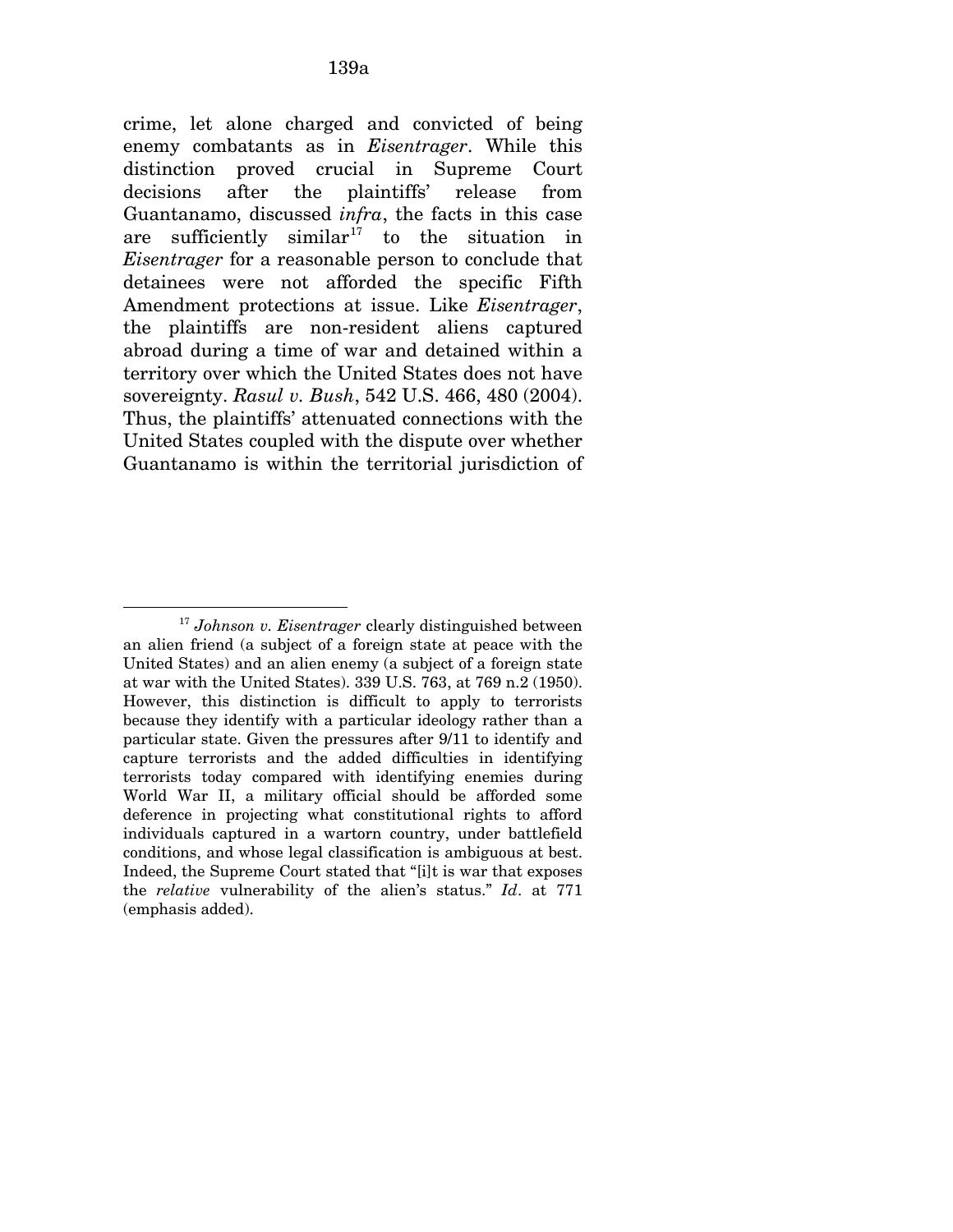crime, let alone charged and convicted of being enemy combatants as in *Eisentrager*. While this distinction proved crucial in Supreme Court decisions after the plaintiffs' release from Guantanamo, discussed *infra*, the facts in this case are sufficiently similar[17] to the situation in *Eisentrager* for a reasonable person to conclude that detainees were not afforded the specific Fifth Amendment protections at issue. Like *Eisentrager*, the plaintiffs are non-resident aliens captured abroad during a time of war and detained within a territory over which the United States does not have sovereignty. *Rasul v. Bush*, 542 U.S. 466, 480 (2004). Thus, the plaintiffs' attenuated connections with the United States coupled with the dispute over whether Guantanamo is within the territorial jurisdiction of

---

[17] *Johnson v. Eisentrager* clearly distinguished between an alien friend (a subject of a foreign state at peace with the United States) and an alien enemy (a subject of a foreign state at war with the United States). 339 U.S. 763, at 769 n.2 (1950). However, this distinction is difficult to apply to terrorists because they identify with a particular ideology rather than a particular state. Given the pressures after 9/11 to identify and capture terrorists and the added difficulties in identifying terrorists today compared with identifying enemies during World War II, a military official should be afforded some deference in projecting what constitutional rights to afford individuals captured in a wartorn country, under battlefield conditions, and whose legal classification is ambiguous at best. Indeed, the Supreme Court stated that "[i]t is war that exposes the *relative* vulnerability of the alien's status." *Id*. at 771 (emphasis added).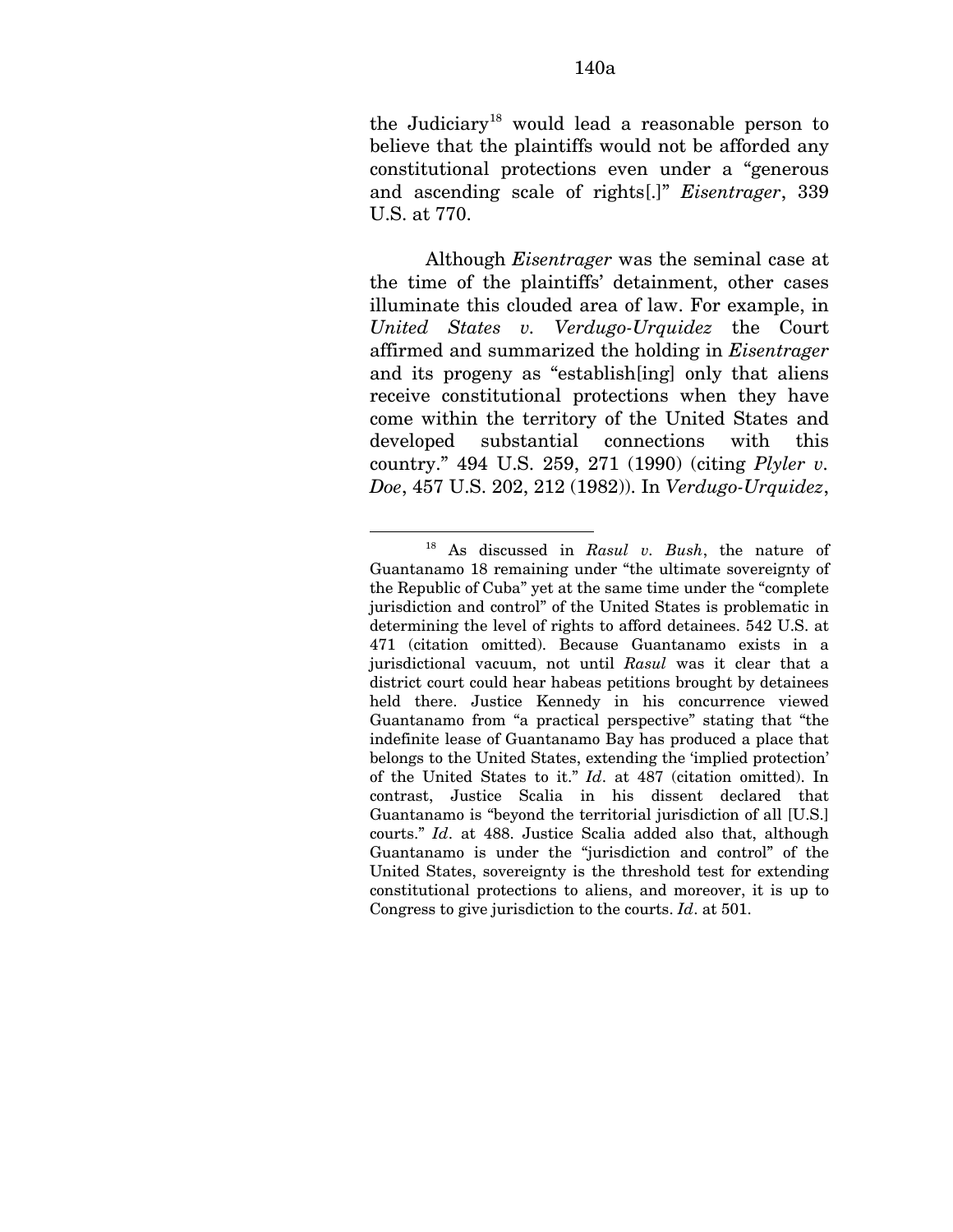the Judiciary[18] would lead a reasonable person to believe that the plaintiffs would not be afforded any constitutional protections even under a "generous and ascending scale of rights[.]" *Eisentrager*, 339 U.S. at 770.

Although *Eisentrager* was the seminal case at the time of the plaintiffs' detainment, other cases illuminate this clouded area of law. For example, in *United States v. Verdugo-Urquidez* the Court affirmed and summarized the holding in *Eisentrager* and its progeny as "establish[ing] only that aliens receive constitutional protections when they have come within the territory of the United States and developed substantial connections with this country." 494 U.S. 259, 271 (1990) (citing *Plyler v. Doe*, 457 U.S. 202, 212 (1982)). In *Verdugo-Urquidez*,

---

[18] As discussed in *Rasul v. Bush*, the nature of Guantanamo 18 remaining under "the ultimate sovereignty of the Republic of Cuba" yet at the same time under the "complete jurisdiction and control" of the United States is problematic in determining the level of rights to afford detainees. 542 U.S. at 471 (citation omitted). Because Guantanamo exists in a jurisdictional vacuum, not until *Rasul* was it clear that a district court could hear habeas petitions brought by detainees held there. Justice Kennedy in his concurrence viewed Guantanamo from "a practical perspective" stating that "the indefinite lease of Guantanamo Bay has produced a place that belongs to the United States, extending the 'implied protection' of the United States to it." *Id*. at 487 (citation omitted). In contrast, Justice Scalia in his dissent declared that Guantanamo is "beyond the territorial jurisdiction of all [U.S.] courts." *Id*. at 488. Justice Scalia added also that, although Guantanamo is under the "jurisdiction and control" of the United States, sovereignty is the threshold test for extending constitutional protections to aliens, and moreover, it is up to Congress to give jurisdiction to the courts. *Id*. at 501.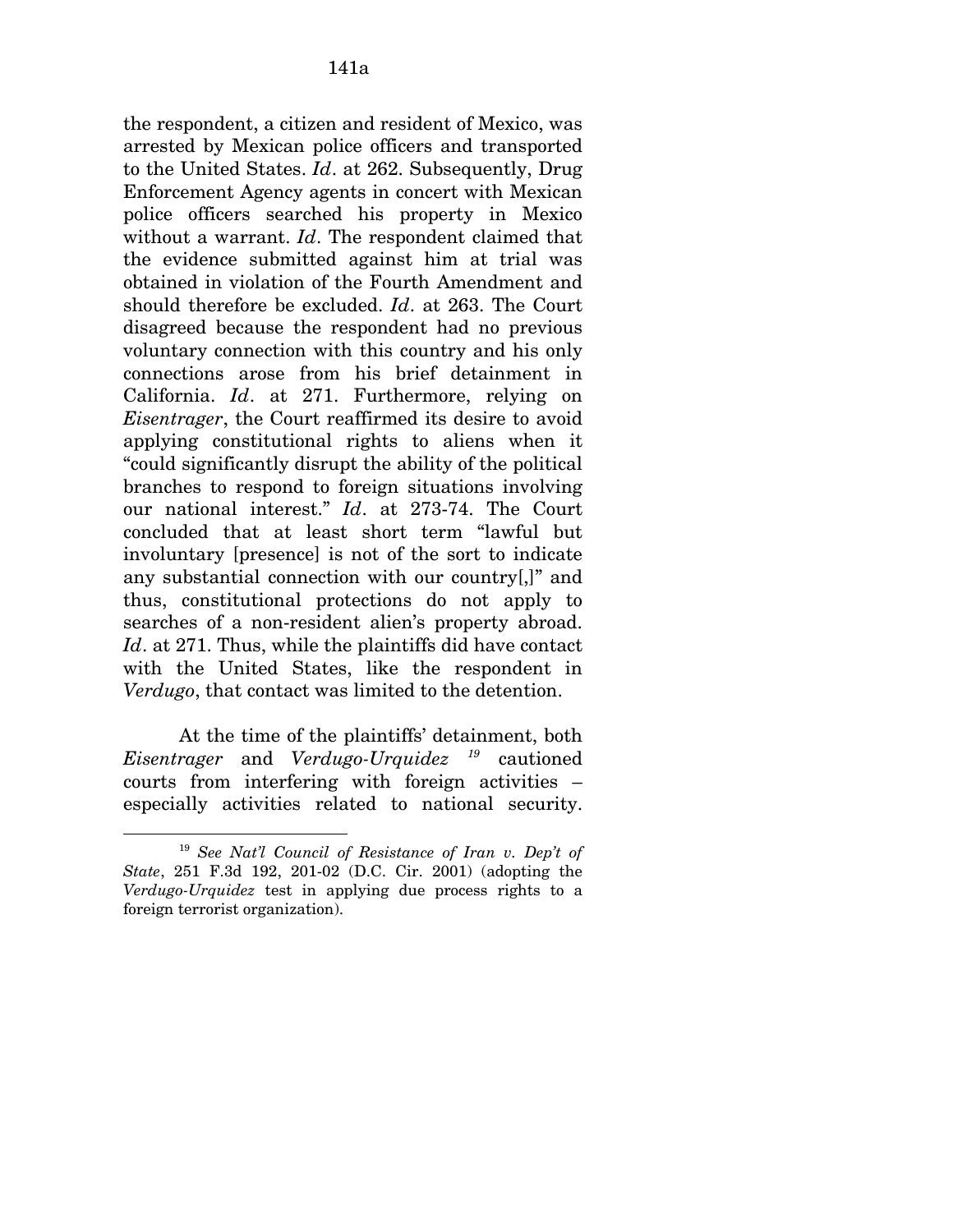the respondent, a citizen and resident of Mexico, was arrested by Mexican police officers and transported to the United States. *Id*. at 262. Subsequently, Drug Enforcement Agency agents in concert with Mexican police officers searched his property in Mexico without a warrant. *Id*. The respondent claimed that the evidence submitted against him at trial was obtained in violation of the Fourth Amendment and should therefore be excluded. *Id*. at 263. The Court disagreed because the respondent had no previous voluntary connection with this country and his only connections arose from his brief detainment in California. *Id*. at 271. Furthermore, relying on *Eisentrager*, the Court reaffirmed its desire to avoid applying constitutional rights to aliens when it "could significantly disrupt the ability of the political branches to respond to foreign situations involving our national interest." *Id*. at 273-74. The Court concluded that at least short term "lawful but involuntary [presence] is not of the sort to indicate any substantial connection with our country[,]" and thus, constitutional protections do not apply to searches of a non-resident alien's property abroad. *Id*. at 271. Thus, while the plaintiffs did have contact with the United States, like the respondent in *Verdugo*, that contact was limited to the detention.

At the time of the plaintiffs' detainment, both *Eisentrager* and *Verdugo-Urquidez* [19] cautioned courts from interfering with foreign activities – especially activities related to national security.

---

[19] *See Nat'l Council of Resistance of Iran v. Dep't of State*, 251 F.3d 192, 201-02 (D.C. Cir. 2001) (adopting the *Verdugo-Urquidez* test in applying due process rights to a foreign terrorist organization).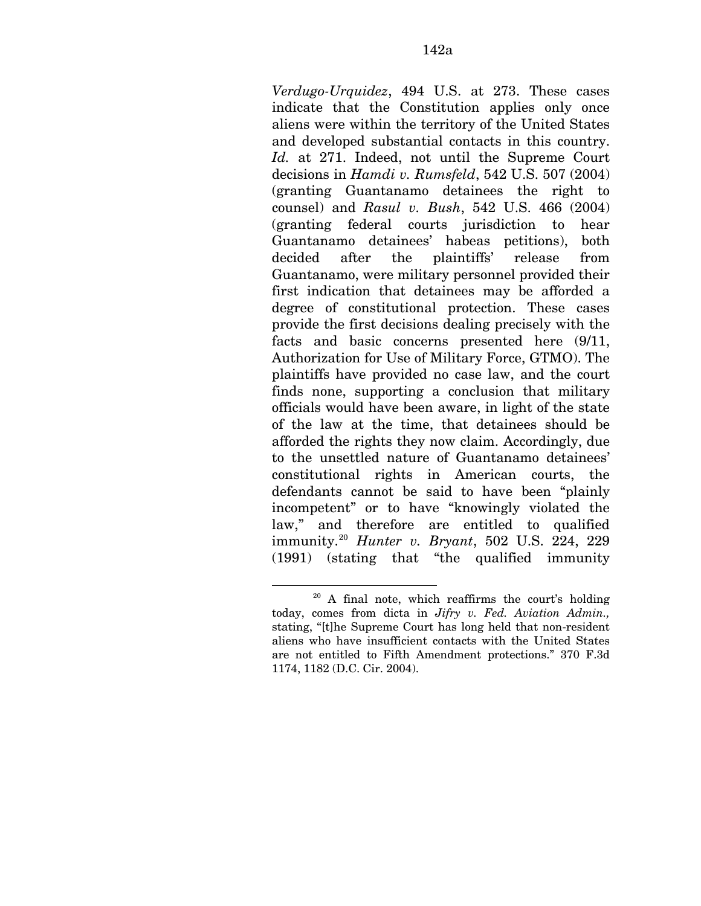*Verdugo-Urquidez*, 494 U.S. at 273. These cases indicate that the Constitution applies only once aliens were within the territory of the United States and developed substantial contacts in this country. *Id.* at 271. Indeed, not until the Supreme Court decisions in *Hamdi v. Rumsfeld*, 542 U.S. 507 (2004) (granting Guantanamo detainees the right to counsel) and *Rasul v. Bush*, 542 U.S. 466 (2004) (granting federal courts jurisdiction to hear Guantanamo detainees' habeas petitions), both decided after the plaintiffs' release from Guantanamo, were military personnel provided their first indication that detainees may be afforded a degree of constitutional protection. These cases provide the first decisions dealing precisely with the facts and basic concerns presented here (9/11, Authorization for Use of Military Force, GTMO). The plaintiffs have provided no case law, and the court finds none, supporting a conclusion that military officials would have been aware, in light of the state of the law at the time, that detainees should be afforded the rights they now claim. Accordingly, due to the unsettled nature of Guantanamo detainees' constitutional rights in American courts, the defendants cannot be said to have been "plainly incompetent" or to have "knowingly violated the law," and therefore are entitled to qualified immunity.[20] *Hunter v. Bryant*, 502 U.S. 224, 229 (1991) (stating that "the qualified immunity

---

[20] A final note, which reaffirms the court's holding today, comes from dicta in *Jifry v. Fed. Aviation Admin.,* stating, "[t]he Supreme Court has long held that non-resident aliens who have insufficient contacts with the United States are not entitled to Fifth Amendment protections." 370 F.3d 1174, 1182 (D.C. Cir. 2004).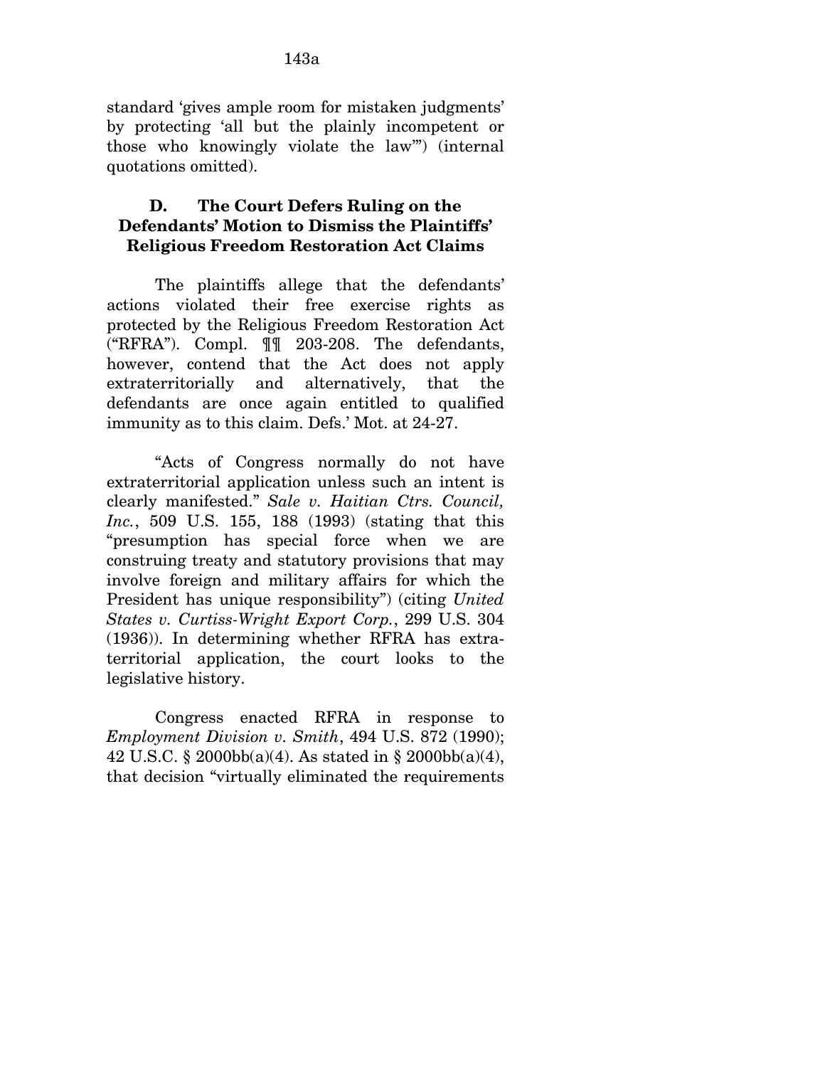standard 'gives ample room for mistaken judgments' by protecting 'all but the plainly incompetent or those who knowingly violate the law'") (internal quotations omitted).

### D. The Court Defers Ruling on the Defendants' Motion to Dismiss the Plaintiffs' Religious Freedom Restoration Act Claims

The plaintiffs allege that the defendants' actions violated their free exercise rights as protected by the Religious Freedom Restoration Act ("RFRA"). Compl. ¶¶ 203-208. The defendants, however, contend that the Act does not apply extraterritorially and alternatively, that the defendants are once again entitled to qualified immunity as to this claim. Defs.' Mot. at 24-27.

"Acts of Congress normally do not have extraterritorial application unless such an intent is clearly manifested." *Sale v. Haitian Ctrs. Council, Inc.*, 509 U.S. 155, 188 (1993) (stating that this "presumption has special force when we are construing treaty and statutory provisions that may involve foreign and military affairs for which the President has unique responsibility") (citing *United States v. Curtiss-Wright Export Corp.*, 299 U.S. 304 (1936)). In determining whether RFRA has extraterritorial application, the court looks to the legislative history.

Congress enacted RFRA in response to *Employment Division v. Smith*, 494 U.S. 872 (1990); 42 U.S.C. § 2000bb(a)(4). As stated in § 2000bb(a)(4), that decision "virtually eliminated the requirements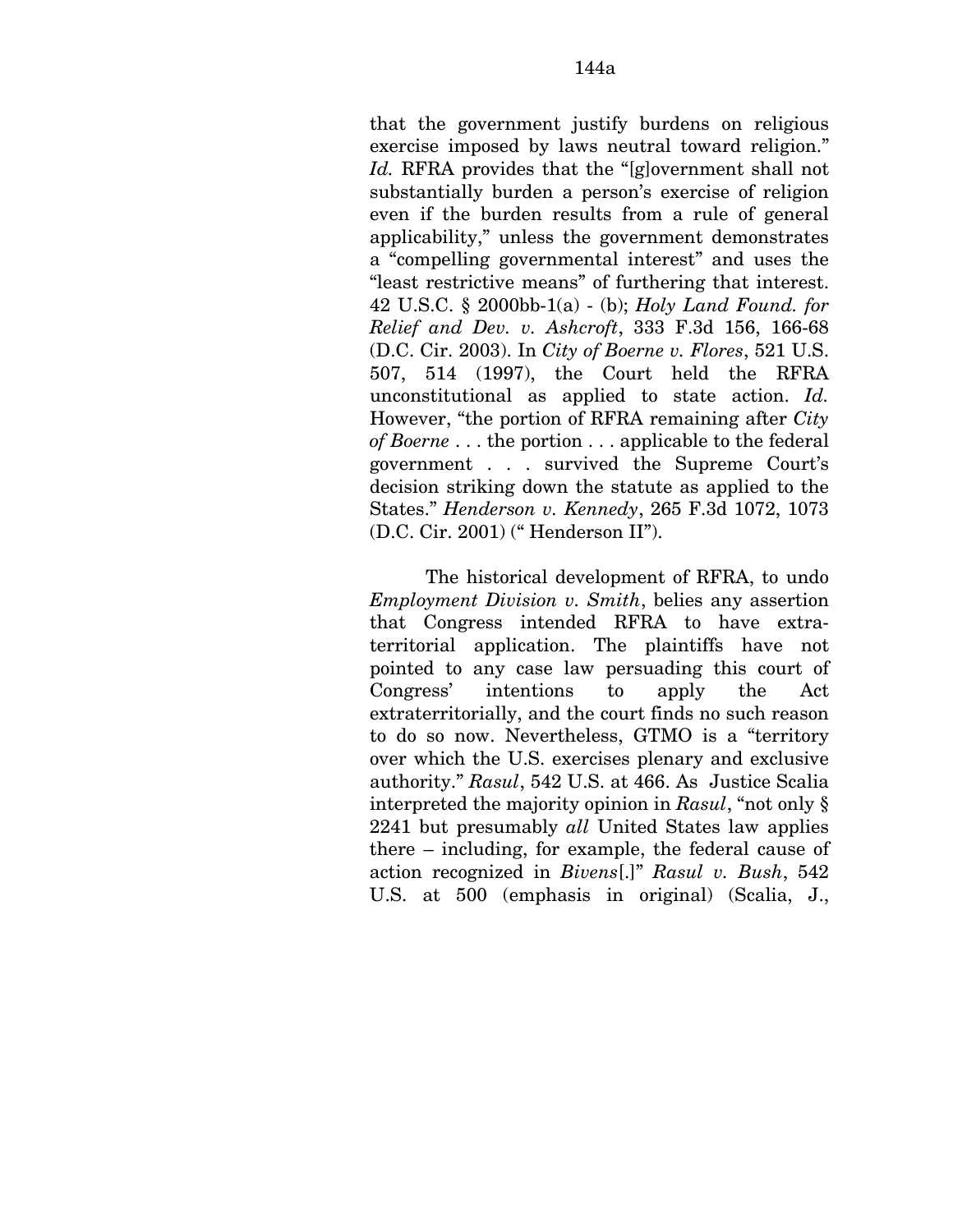that the government justify burdens on religious exercise imposed by laws neutral toward religion." *Id.* RFRA provides that the "[g]overnment shall not substantially burden a person's exercise of religion even if the burden results from a rule of general applicability," unless the government demonstrates a "compelling governmental interest" and uses the "least restrictive means" of furthering that interest. 42 U.S.C. § 2000bb-1(a) - (b); *Holy Land Found. for Relief and Dev. v. Ashcroft*, 333 F.3d 156, 166-68 (D.C. Cir. 2003). In *City of Boerne v. Flores*, 521 U.S. 507, 514 (1997), the Court held the RFRA unconstitutional as applied to state action. *Id.* However, "the portion of RFRA remaining after *City of Boerne* . . . the portion . . . applicable to the federal government . . . survived the Supreme Court's decision striking down the statute as applied to the States." *Henderson v. Kennedy*, 265 F.3d 1072, 1073 (D.C. Cir. 2001) (" Henderson II").

The historical development of RFRA, to undo *Employment Division v. Smith*, belies any assertion that Congress intended RFRA to have extra-territorial application. The plaintiffs have not pointed to any case law persuading this court of Congress' intentions to apply the Act extraterritorially, and the court finds no such reason to do so now. Nevertheless, GTMO is a "territory over which the U.S. exercises plenary and exclusive authority." *Rasul*, 542 U.S. at 466. As Justice Scalia interpreted the majority opinion in *Rasul*, "not only § 2241 but presumably *all* United States law applies there – including, for example, the federal cause of action recognized in *Bivens*[.]" *Rasul v. Bush*, 542 U.S. at 500 (emphasis in original) (Scalia, J.,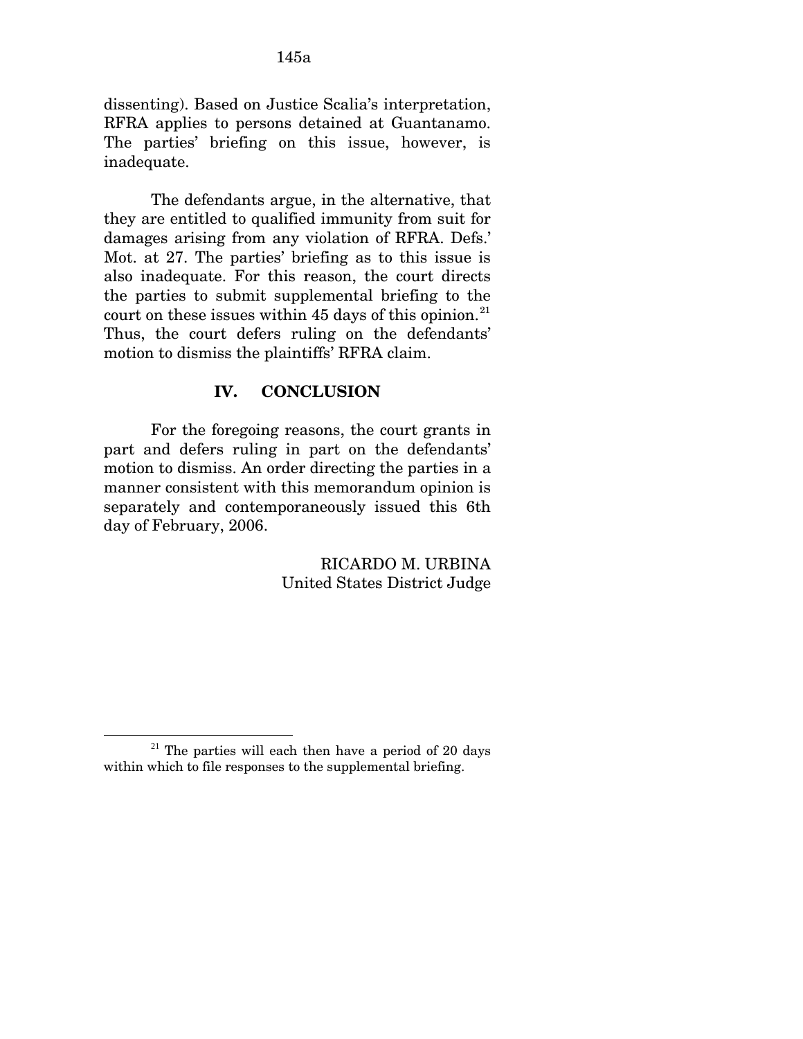dissenting). Based on Justice Scalia's interpretation, RFRA applies to persons detained at Guantanamo. The parties' briefing on this issue, however, is inadequate.

The defendants argue, in the alternative, that they are entitled to qualified immunity from suit for damages arising from any violation of RFRA. Defs.' Mot. at 27. The parties' briefing as to this issue is also inadequate. For this reason, the court directs the parties to submit supplemental briefing to the court on these issues within 45 days of this opinion.[21] Thus, the court defers ruling on the defendants' motion to dismiss the plaintiffs' RFRA claim.

## IV. CONCLUSION

For the foregoing reasons, the court grants in part and defers ruling in part on the defendants' motion to dismiss. An order directing the parties in a manner consistent with this memorandum opinion is separately and contemporaneously issued this 6th day of February, 2006.

RICARDO M. URBINA
United States District Judge

---

[21] The parties will each then have a period of 20 days within which to file responses to the supplemental briefing.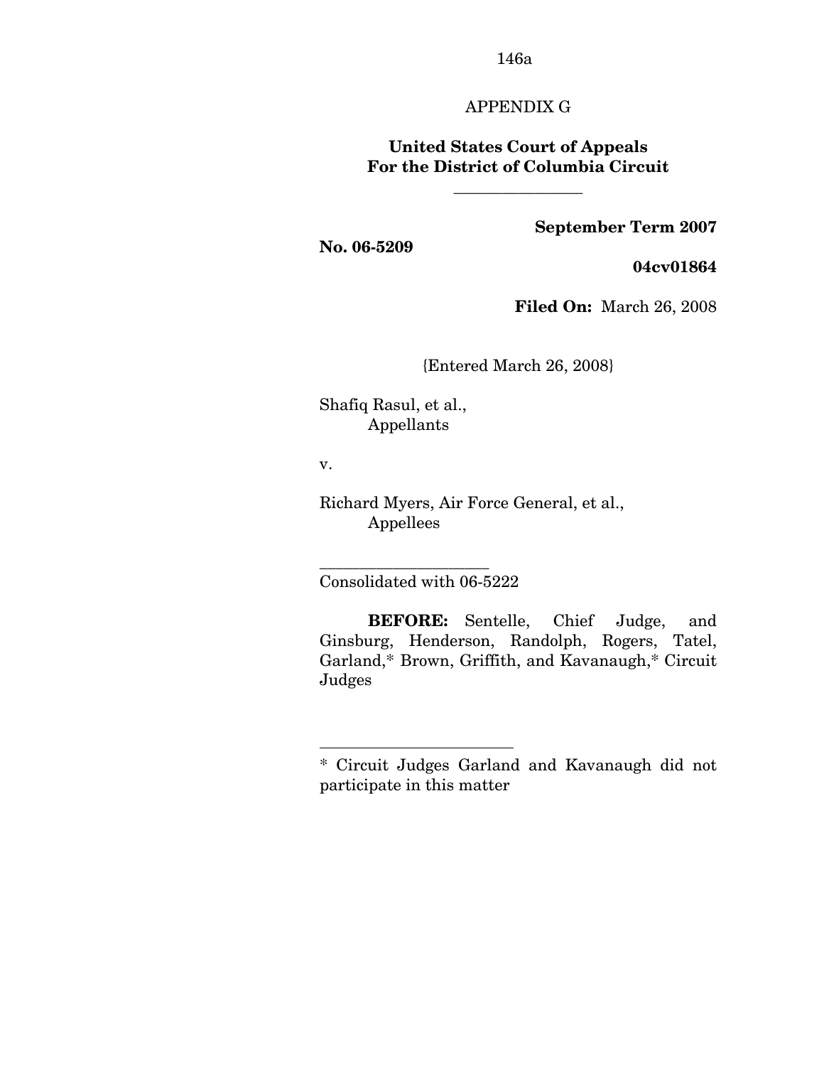APPENDIX G

**United States Court of Appeals**
**For the District of Columbia Circuit**

---

**September Term 2007**

**No. 06-5209**

**04cv01864**

**Filed On:** March 26, 2008

{Entered March 26, 2008}

Shafiq Rasul, et al.,
Appellants

v.

Richard Myers, Air Force General, et al.,
Appellees

---

Consolidated with 06-5222

**BEFORE:** Sentelle, Chief Judge, and Ginsburg, Henderson, Randolph, Rogers, Tatel, Garland,* Brown, Griffith, and Kavanaugh,* Circuit Judges

---

* Circuit Judges Garland and Kavanaugh did not participate in this matter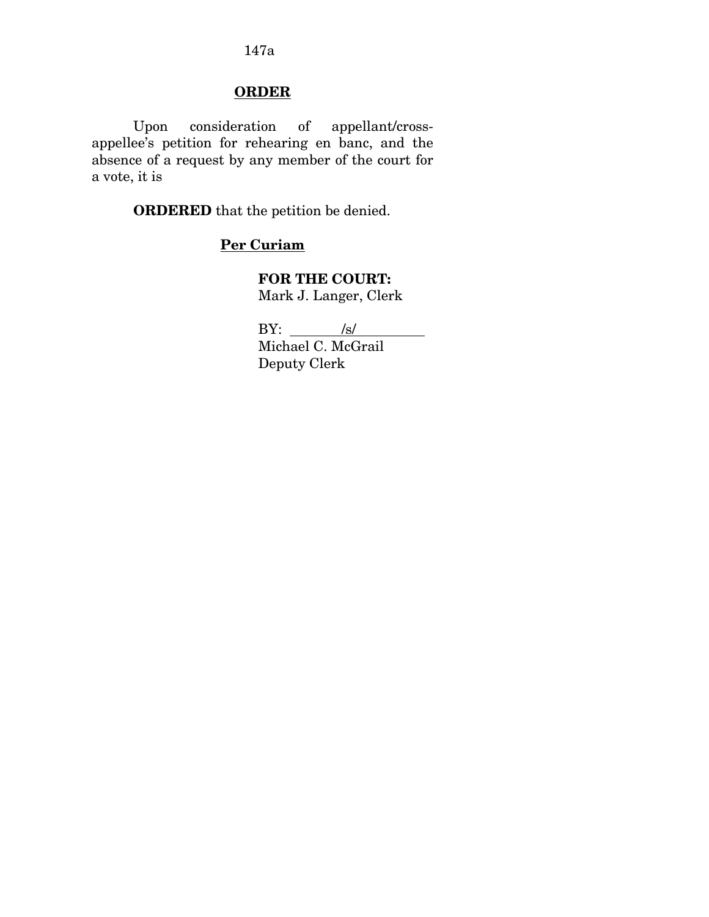## ORDER

Upon consideration of appellant/cross-appellee's petition for rehearing en banc, and the absence of a request by any member of the court for a vote, it is

**ORDERED** that the petition be denied.

**Per Curiam**

**FOR THE COURT:**
Mark J. Langer, Clerk

BY: /s/
Michael C. McGrail
Deputy Clerk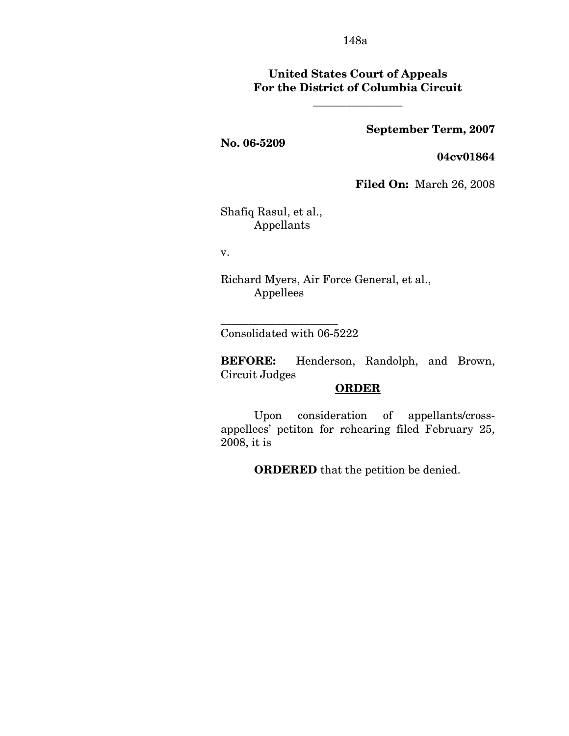**United States Court of Appeals**
**For the District of Columbia Circuit**

\_\_\_\_\_\_\_\_\_\_\_\_\_\_\_\_

**September Term, 2007**

**No. 06-5209**

**04cv01864**

**Filed On:** March 26, 2008

Shafiq Rasul, et al.,
Appellants

v.

Richard Myers, Air Force General, et al.,
Appellees

\_\_\_\_\_\_\_\_\_\_\_\_\_\_\_\_\_\_\_\_\_\_\_\_

Consolidated with 06-5222

**BEFORE:** Henderson, Randolph, and Brown, Circuit Judges

**ORDER**

Upon consideration of appellants/cross-appellees' petiton for rehearing filed February 25, 2008, it is

**ORDERED** that the petition be denied.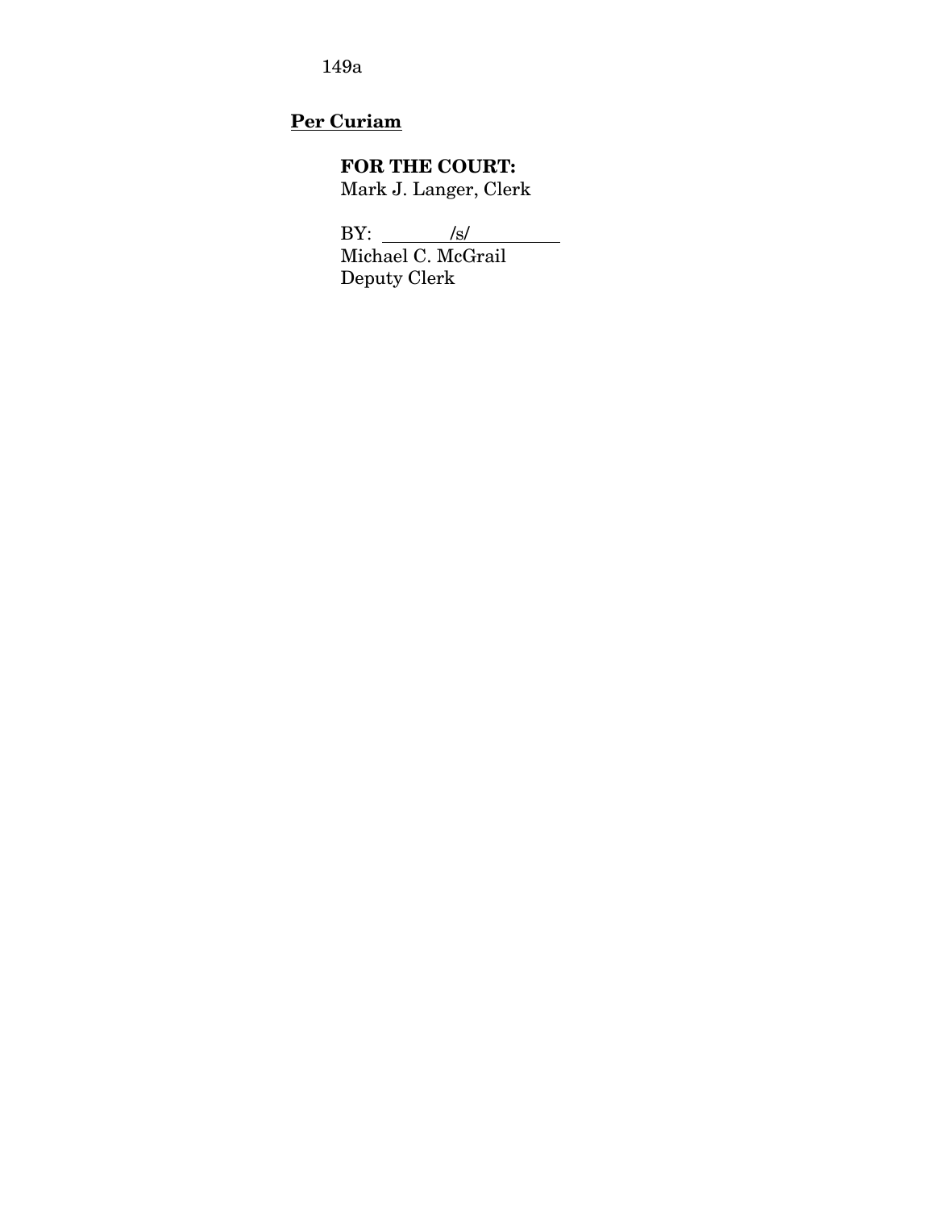**Per Curiam**

**FOR THE COURT:**
Mark J. Langer, Clerk

BY: /s/
Michael C. McGrail
Deputy Clerk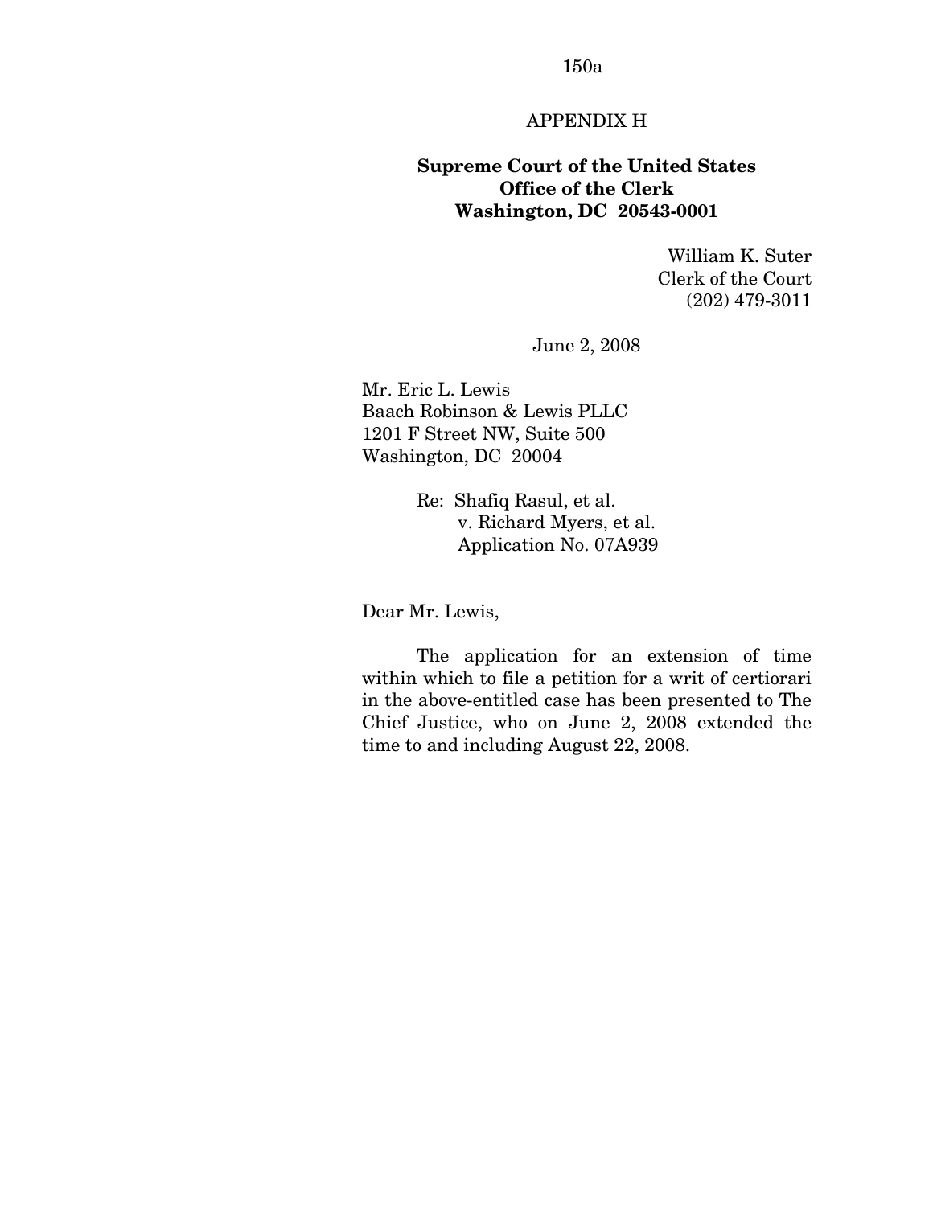APPENDIX H

**Supreme Court of the United States**
**Office of the Clerk**
**Washington, DC 20543-0001**

William K. Suter
Clerk of the Court
(202) 479-3011

June 2, 2008

Mr. Eric L. Lewis
Baach Robinson & Lewis PLLC
1201 F Street NW, Suite 500
Washington, DC 20004

Re: Shafiq Rasul, et al.
v. Richard Myers, et al.
Application No. 07A939

Dear Mr. Lewis,

The application for an extension of time within which to file a petition for a writ of certiorari in the above-entitled case has been presented to The Chief Justice, who on June 2, 2008 extended the time to and including August 22, 2008.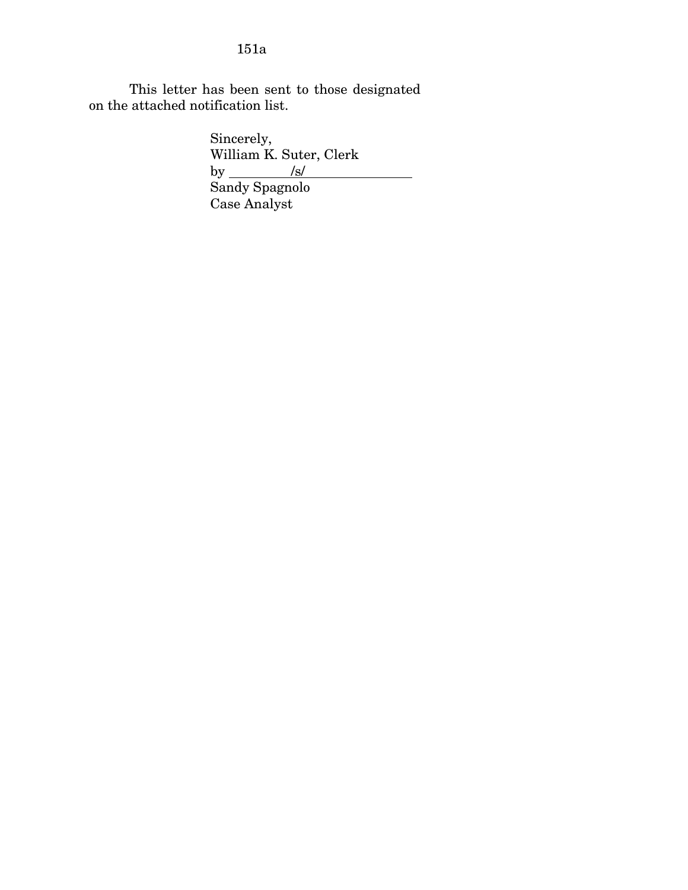This letter has been sent to those designated on the attached notification list.

Sincerely,
William K. Suter, Clerk
by /s/
Sandy Spagnolo
Case Analyst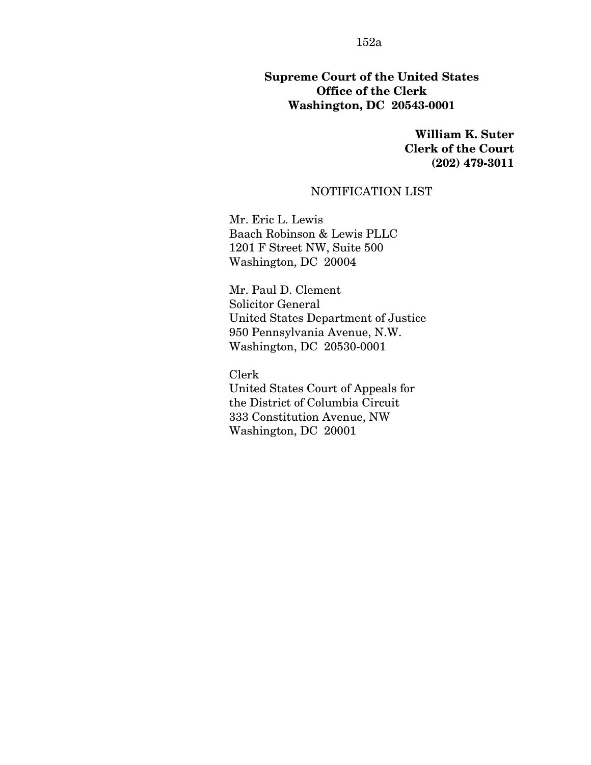**Supreme Court of the United States**
**Office of the Clerk**
**Washington, DC 20543-0001**

**William K. Suter**
**Clerk of the Court**
**(202) 479-3011**

NOTIFICATION LIST

Mr. Eric L. Lewis
Baach Robinson & Lewis PLLC
1201 F Street NW, Suite 500
Washington, DC 20004

Mr. Paul D. Clement
Solicitor General
United States Department of Justice
950 Pennsylvania Avenue, N.W.
Washington, DC 20530-0001

Clerk
United States Court of Appeals for
the District of Columbia Circuit
333 Constitution Avenue, NW
Washington, DC 20001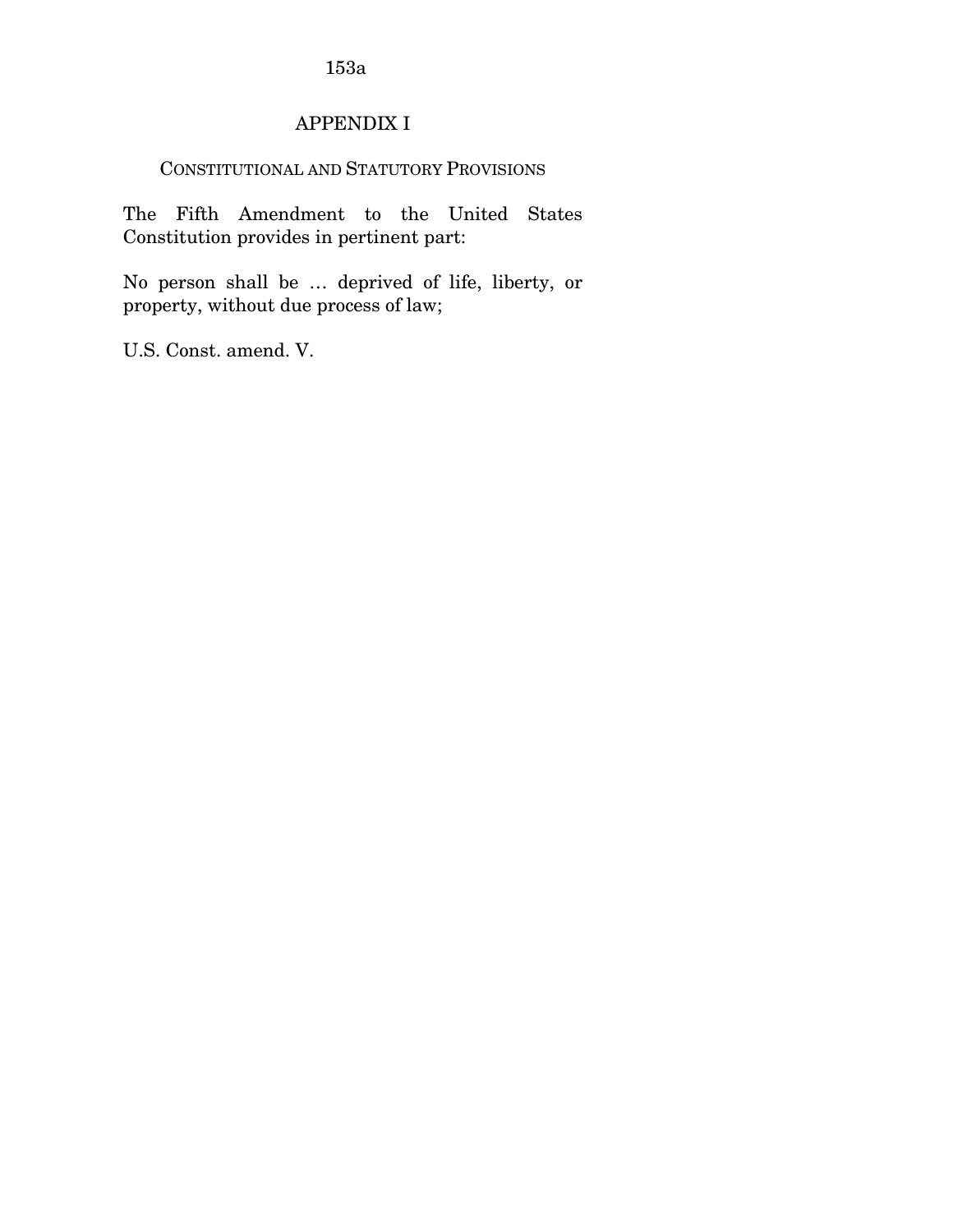## APPENDIX I

### CONSTITUTIONAL AND STATUTORY PROVISIONS

The Fifth Amendment to the United States Constitution provides in pertinent part:

No person shall be … deprived of life, liberty, or property, without due process of law;

U.S. Const. amend. V.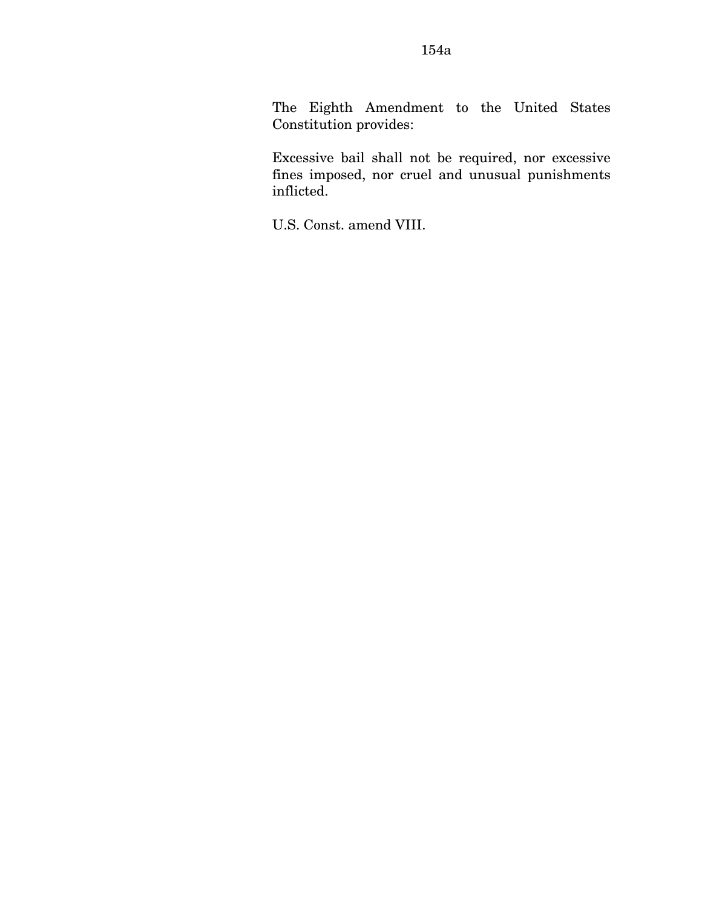The Eighth Amendment to the United States Constitution provides:

Excessive bail shall not be required, nor excessive fines imposed, nor cruel and unusual punishments inflicted.

U.S. Const. amend VIII.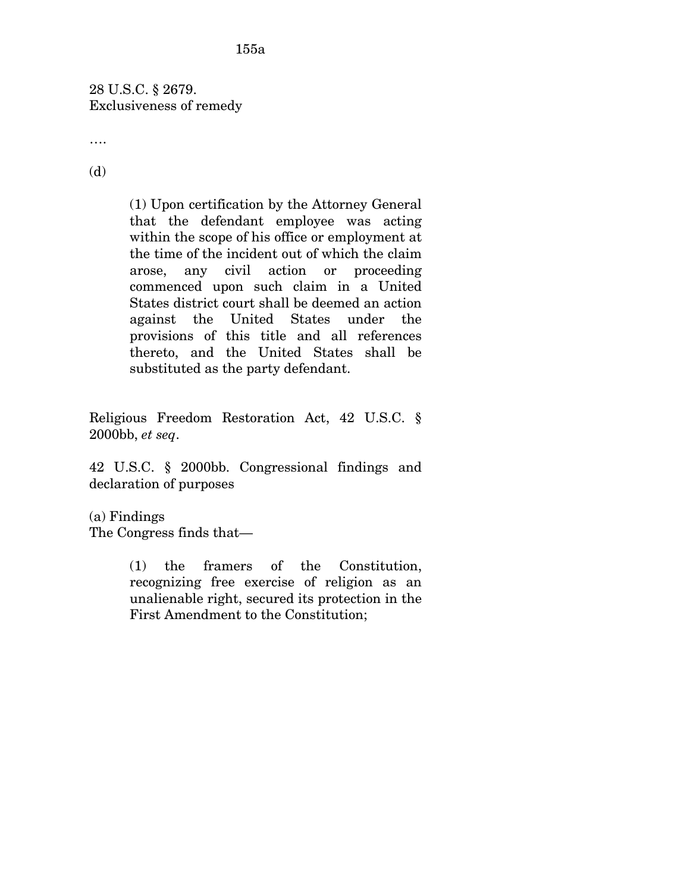28 U.S.C. § 2679.
Exclusiveness of remedy

….

(d)

> (1) Upon certification by the Attorney General that the defendant employee was acting within the scope of his office or employment at the time of the incident out of which the claim arose, any civil action or proceeding commenced upon such claim in a United States district court shall be deemed an action against the United States under the provisions of this title and all references thereto, and the United States shall be substituted as the party defendant.

Religious Freedom Restoration Act, 42 U.S.C. § 2000bb, *et seq*.

42 U.S.C. § 2000bb. Congressional findings and declaration of purposes

(a) Findings
The Congress finds that—

> (1) the framers of the Constitution, recognizing free exercise of religion as an unalienable right, secured its protection in the First Amendment to the Constitution;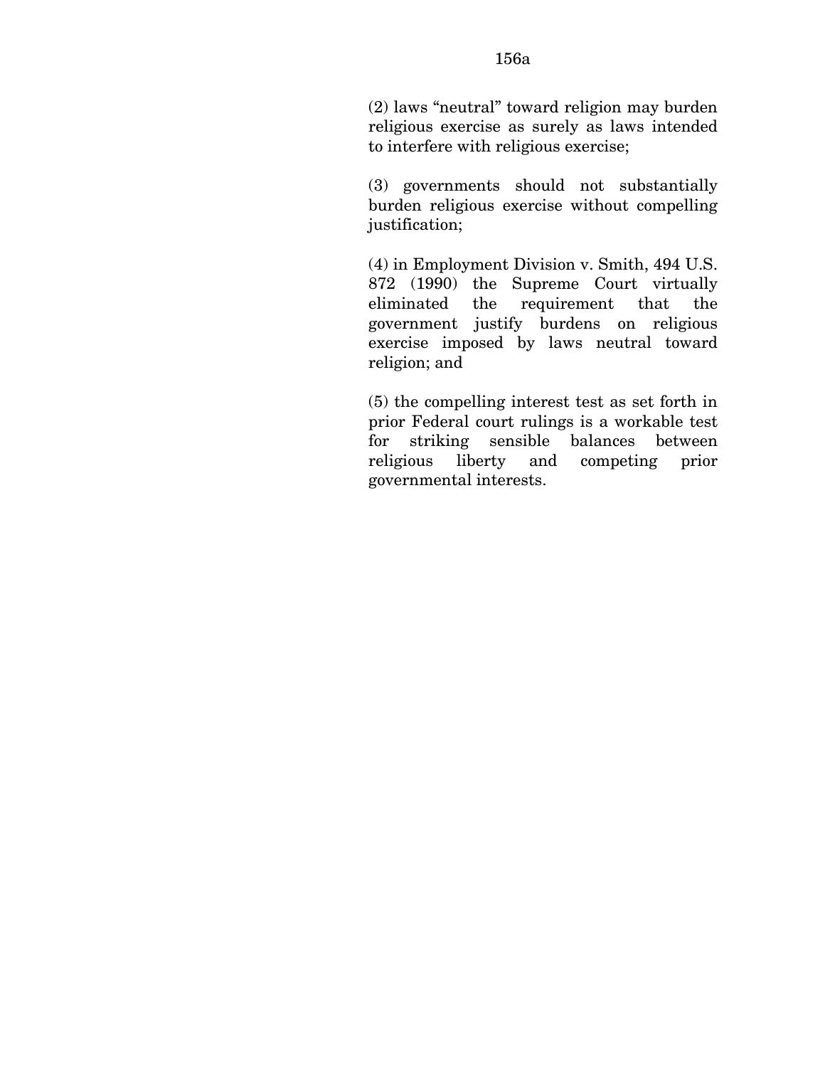(2) laws "neutral" toward religion may burden religious exercise as surely as laws intended to interfere with religious exercise;

(3) governments should not substantially burden religious exercise without compelling justification;

(4) in Employment Division v. Smith, 494 U.S. 872 (1990) the Supreme Court virtually eliminated the requirement that the government justify burdens on religious exercise imposed by laws neutral toward religion; and

(5) the compelling interest test as set forth in prior Federal court rulings is a workable test for striking sensible balances between religious liberty and competing prior governmental interests.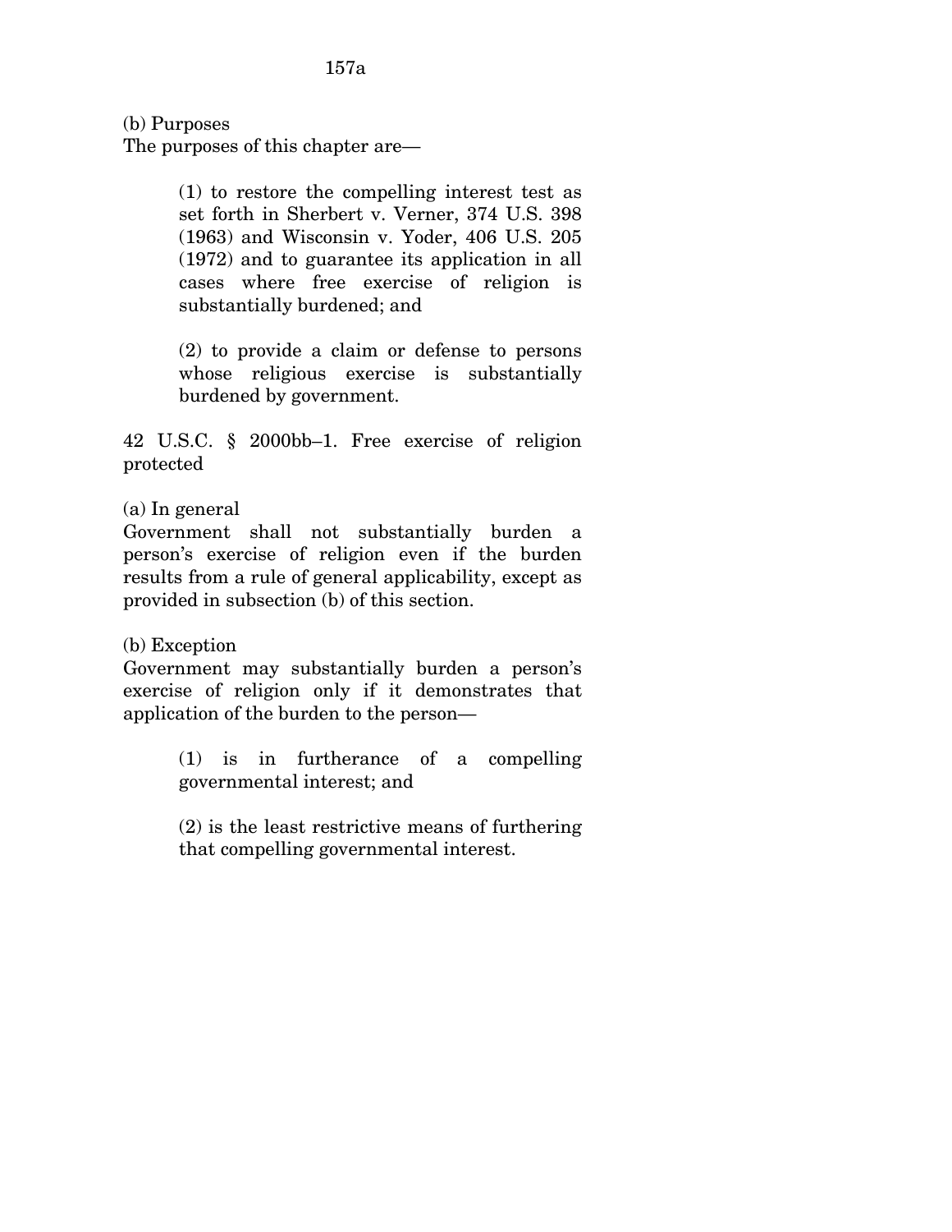(b) Purposes

The purposes of this chapter are—

> (1) to restore the compelling interest test as set forth in Sherbert v. Verner, 374 U.S. 398 (1963) and Wisconsin v. Yoder, 406 U.S. 205 (1972) and to guarantee its application in all cases where free exercise of religion is substantially burdened; and
>
> (2) to provide a claim or defense to persons whose religious exercise is substantially burdened by government.

42 U.S.C. § 2000bb–1. Free exercise of religion protected

(a) In general

Government shall not substantially burden a person's exercise of religion even if the burden results from a rule of general applicability, except as provided in subsection (b) of this section.

(b) Exception

Government may substantially burden a person's exercise of religion only if it demonstrates that application of the burden to the person—

> (1) is in furtherance of a compelling governmental interest; and
>
> (2) is the least restrictive means of furthering that compelling governmental interest.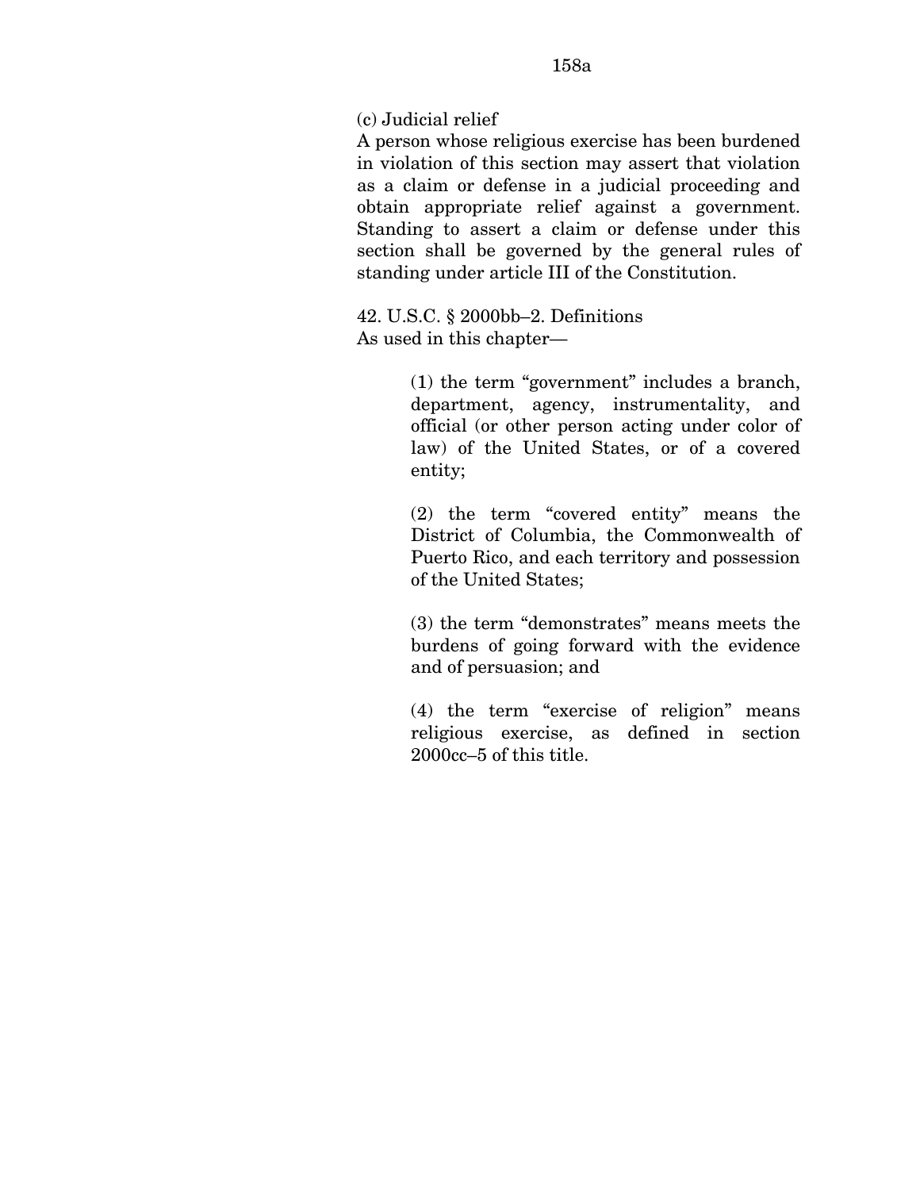(c) Judicial relief

A person whose religious exercise has been burdened in violation of this section may assert that violation as a claim or defense in a judicial proceeding and obtain appropriate relief against a government. Standing to assert a claim or defense under this section shall be governed by the general rules of standing under article III of the Constitution.

42. U.S.C. § 2000bb–2. Definitions

As used in this chapter—

> (1) the term "government" includes a branch, department, agency, instrumentality, and official (or other person acting under color of law) of the United States, or of a covered entity;
>
> (2) the term "covered entity" means the District of Columbia, the Commonwealth of Puerto Rico, and each territory and possession of the United States;
>
> (3) the term "demonstrates" means meets the burdens of going forward with the evidence and of persuasion; and
>
> (4) the term "exercise of religion" means religious exercise, as defined in section 2000cc–5 of this title.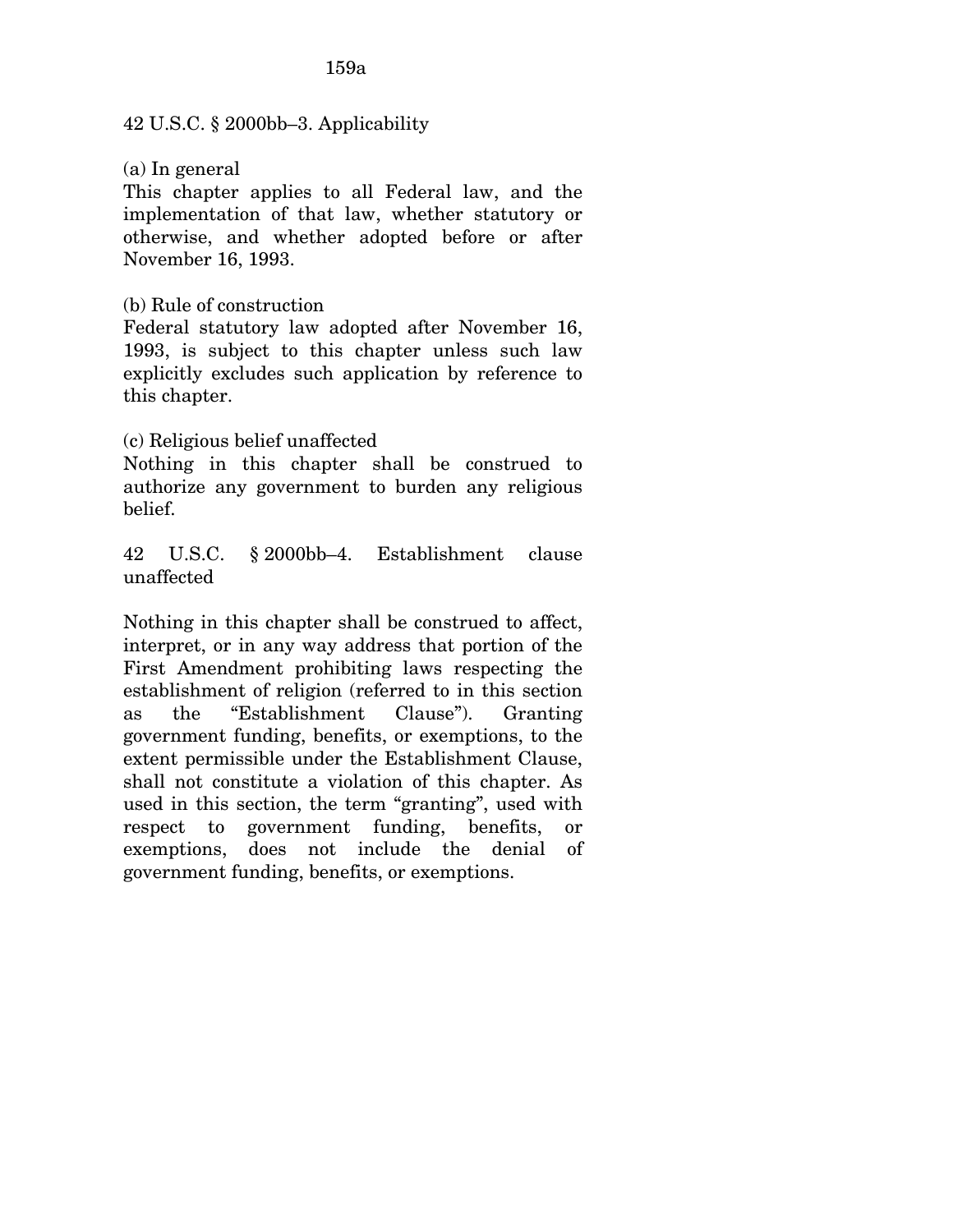42 U.S.C. § 2000bb–3. Applicability

(a) In general
This chapter applies to all Federal law, and the implementation of that law, whether statutory or otherwise, and whether adopted before or after November 16, 1993.

(b) Rule of construction
Federal statutory law adopted after November 16, 1993, is subject to this chapter unless such law explicitly excludes such application by reference to this chapter.

(c) Religious belief unaffected
Nothing in this chapter shall be construed to authorize any government to burden any religious belief.

42 U.S.C. § 2000bb–4. Establishment clause unaffected

Nothing in this chapter shall be construed to affect, interpret, or in any way address that portion of the First Amendment prohibiting laws respecting the establishment of religion (referred to in this section as the "Establishment Clause"). Granting government funding, benefits, or exemptions, to the extent permissible under the Establishment Clause, shall not constitute a violation of this chapter. As used in this section, the term "granting", used with respect to government funding, benefits, or exemptions, does not include the denial of government funding, benefits, or exemptions.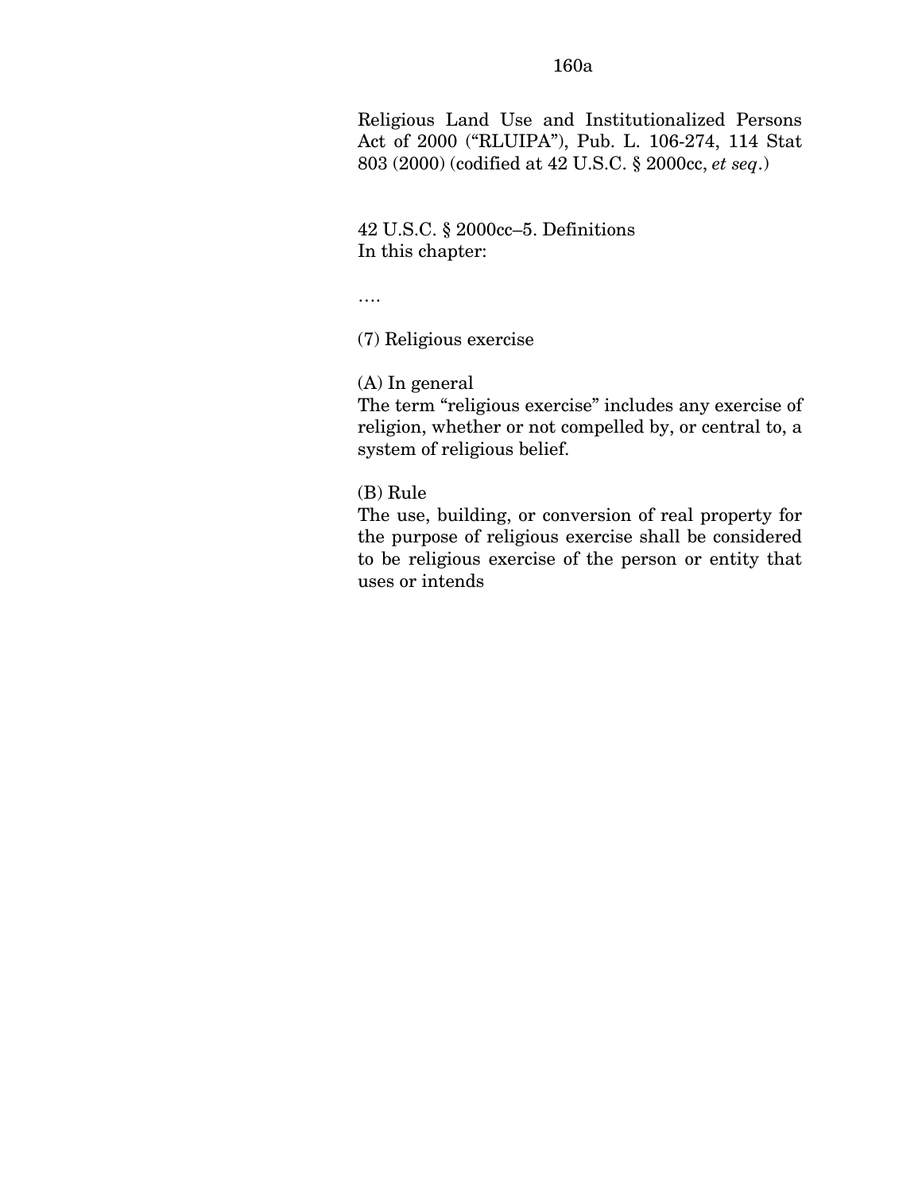Religious Land Use and Institutionalized Persons Act of 2000 ("RLUIPA"), Pub. L. 106-274, 114 Stat 803 (2000) (codified at 42 U.S.C. § 2000cc, *et seq*.)

42 U.S.C. § 2000cc–5. Definitions
In this chapter:

….

(7) Religious exercise

(A) In general
The term "religious exercise" includes any exercise of religion, whether or not compelled by, or central to, a system of religious belief.

(B) Rule
The use, building, or conversion of real property for the purpose of religious exercise shall be considered to be religious exercise of the person or entity that uses or intends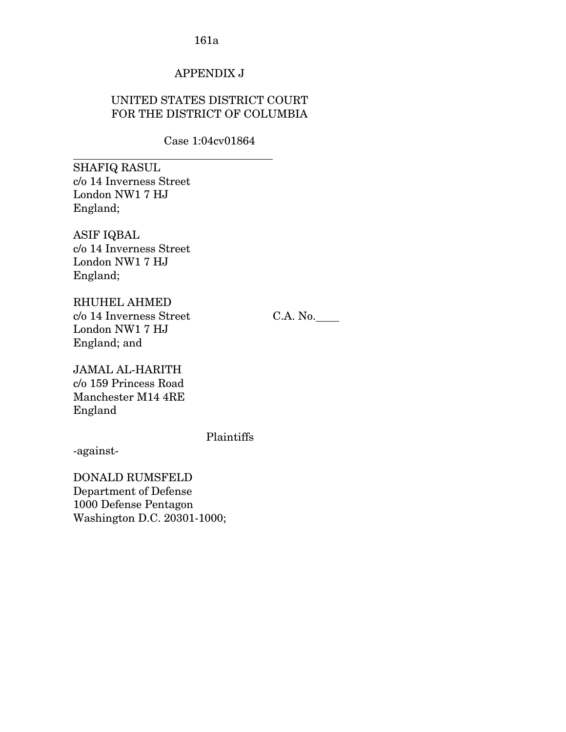APPENDIX J

UNITED STATES DISTRICT COURT
FOR THE DISTRICT OF COLUMBIA

Case 1:04cv01864

---

SHAFIQ RASUL
c/o 14 Inverness Street
London NW1 7 HJ
England;

ASIF IQBAL
c/o 14 Inverness Street
London NW1 7 HJ
England;

RHUHEL AHMED
c/o 14 Inverness Street
London NW1 7 HJ
England; and

C.A. No.____

JAMAL AL-HARITH
c/o 159 Princess Road
Manchester M14 4RE
England

Plaintiffs

-against-

DONALD RUMSFELD
Department of Defense
1000 Defense Pentagon
Washington D.C. 20301-1000;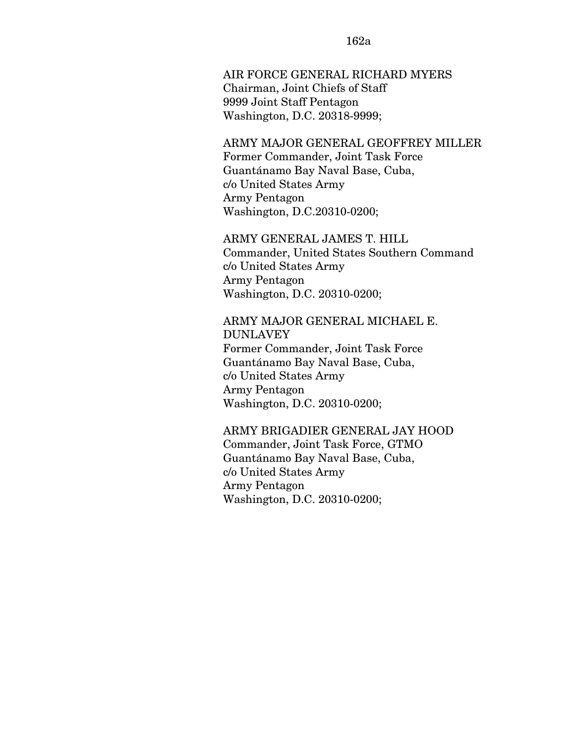AIR FORCE GENERAL RICHARD MYERS
Chairman, Joint Chiefs of Staff
9999 Joint Staff Pentagon
Washington, D.C. 20318-9999;

ARMY MAJOR GENERAL GEOFFREY MILLER
Former Commander, Joint Task Force
Guantánamo Bay Naval Base, Cuba,
c/o United States Army
Army Pentagon
Washington, D.C.20310-0200;

ARMY GENERAL JAMES T. HILL
Commander, United States Southern Command
c/o United States Army
Army Pentagon
Washington, D.C. 20310-0200;

ARMY MAJOR GENERAL MICHAEL E. DUNLAVEY
Former Commander, Joint Task Force
Guantánamo Bay Naval Base, Cuba,
c/o United States Army
Army Pentagon
Washington, D.C. 20310-0200;

ARMY BRIGADIER GENERAL JAY HOOD
Commander, Joint Task Force, GTMO
Guantánamo Bay Naval Base, Cuba,
c/o United States Army
Army Pentagon
Washington, D.C. 20310-0200;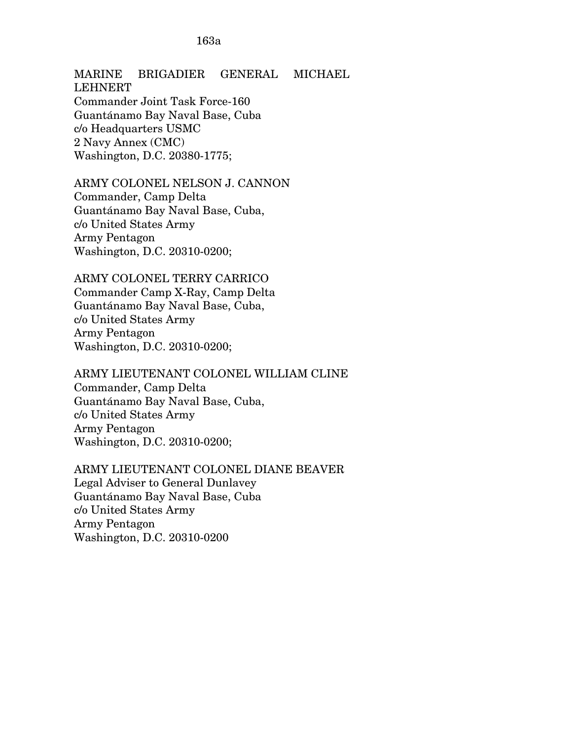MARINE BRIGADIER GENERAL MICHAEL LEHNERT
Commander Joint Task Force-160
Guantánamo Bay Naval Base, Cuba
c/o Headquarters USMC
2 Navy Annex (CMC)
Washington, D.C. 20380-1775;

ARMY COLONEL NELSON J. CANNON
Commander, Camp Delta
Guantánamo Bay Naval Base, Cuba,
c/o United States Army
Army Pentagon
Washington, D.C. 20310-0200;

ARMY COLONEL TERRY CARRICO
Commander Camp X-Ray, Camp Delta
Guantánamo Bay Naval Base, Cuba,
c/o United States Army
Army Pentagon
Washington, D.C. 20310-0200;

ARMY LIEUTENANT COLONEL WILLIAM CLINE
Commander, Camp Delta
Guantánamo Bay Naval Base, Cuba,
c/o United States Army
Army Pentagon
Washington, D.C. 20310-0200;

ARMY LIEUTENANT COLONEL DIANE BEAVER
Legal Adviser to General Dunlavey
Guantánamo Bay Naval Base, Cuba
c/o United States Army
Army Pentagon
Washington, D.C. 20310-0200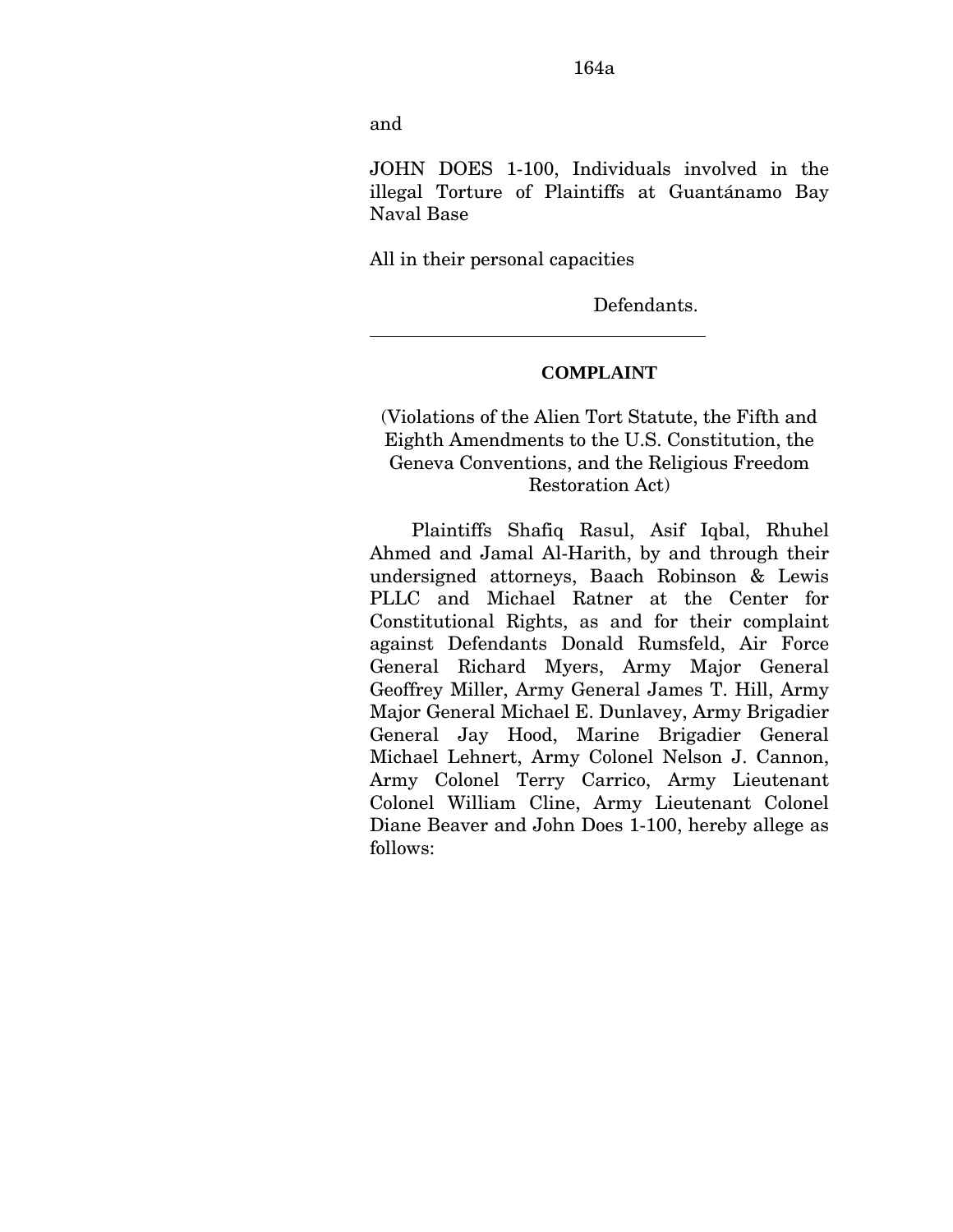and

JOHN DOES 1-100, Individuals involved in the illegal Torture of Plaintiffs at Guantánamo Bay Naval Base

All in their personal capacities

Defendants.

---

**COMPLAINT**

(Violations of the Alien Tort Statute, the Fifth and Eighth Amendments to the U.S. Constitution, the Geneva Conventions, and the Religious Freedom Restoration Act)

Plaintiffs Shafiq Rasul, Asif Iqbal, Rhuhel Ahmed and Jamal Al-Harith, by and through their undersigned attorneys, Baach Robinson & Lewis PLLC and Michael Ratner at the Center for Constitutional Rights, as and for their complaint against Defendants Donald Rumsfeld, Air Force General Richard Myers, Army Major General Geoffrey Miller, Army General James T. Hill, Army Major General Michael E. Dunlavey, Army Brigadier General Jay Hood, Marine Brigadier General Michael Lehnert, Army Colonel Nelson J. Cannon, Army Colonel Terry Carrico, Army Lieutenant Colonel William Cline, Army Lieutenant Colonel Diane Beaver and John Does 1-100, hereby allege as follows: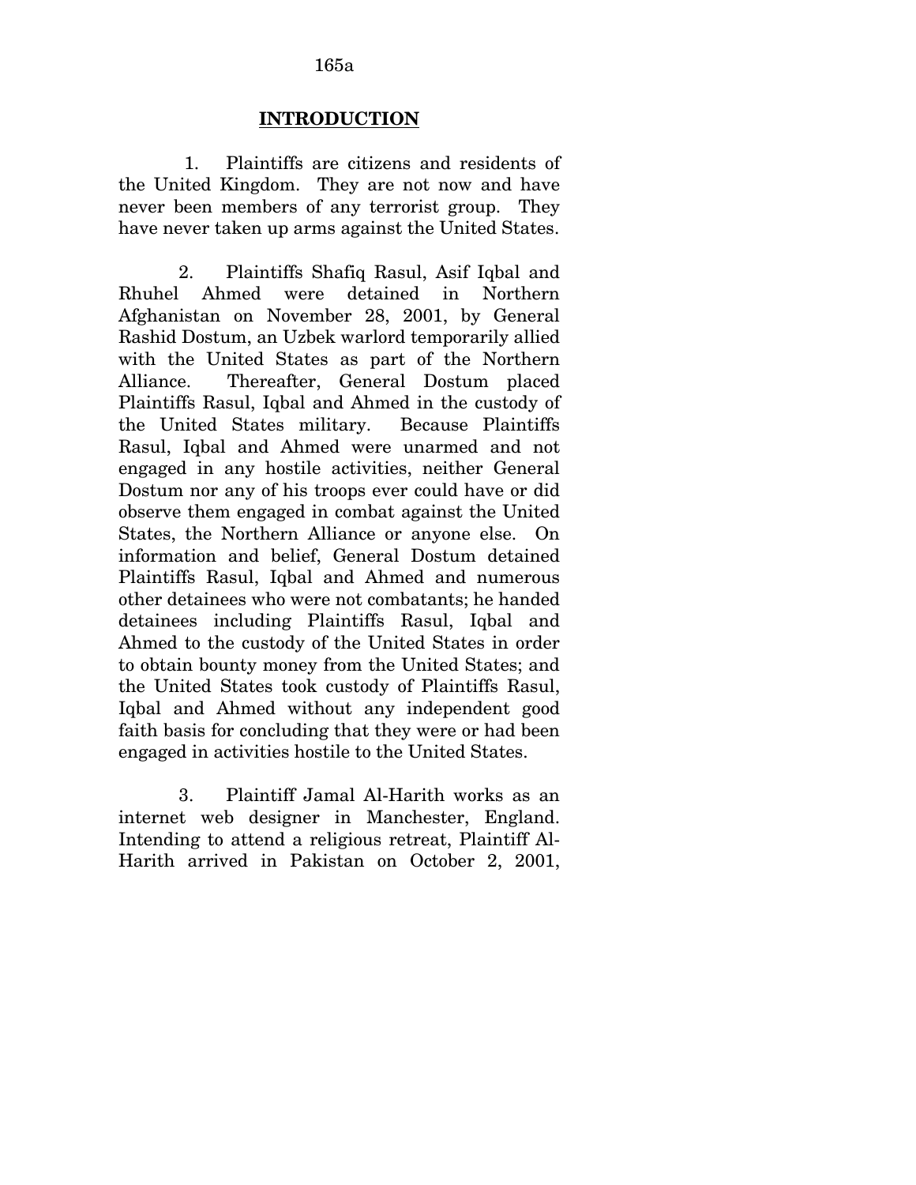## INTRODUCTION

1. Plaintiffs are citizens and residents of the United Kingdom. They are not now and have never been members of any terrorist group. They have never taken up arms against the United States.

2. Plaintiffs Shafiq Rasul, Asif Iqbal and Rhuhel Ahmed were detained in Northern Afghanistan on November 28, 2001, by General Rashid Dostum, an Uzbek warlord temporarily allied with the United States as part of the Northern Alliance. Thereafter, General Dostum placed Plaintiffs Rasul, Iqbal and Ahmed in the custody of the United States military. Because Plaintiffs Rasul, Iqbal and Ahmed were unarmed and not engaged in any hostile activities, neither General Dostum nor any of his troops ever could have or did observe them engaged in combat against the United States, the Northern Alliance or anyone else. On information and belief, General Dostum detained Plaintiffs Rasul, Iqbal and Ahmed and numerous other detainees who were not combatants; he handed detainees including Plaintiffs Rasul, Iqbal and Ahmed to the custody of the United States in order to obtain bounty money from the United States; and the United States took custody of Plaintiffs Rasul, Iqbal and Ahmed without any independent good faith basis for concluding that they were or had been engaged in activities hostile to the United States.

3. Plaintiff Jamal Al-Harith works as an internet web designer in Manchester, England. Intending to attend a religious retreat, Plaintiff Al-Harith arrived in Pakistan on October 2, 2001,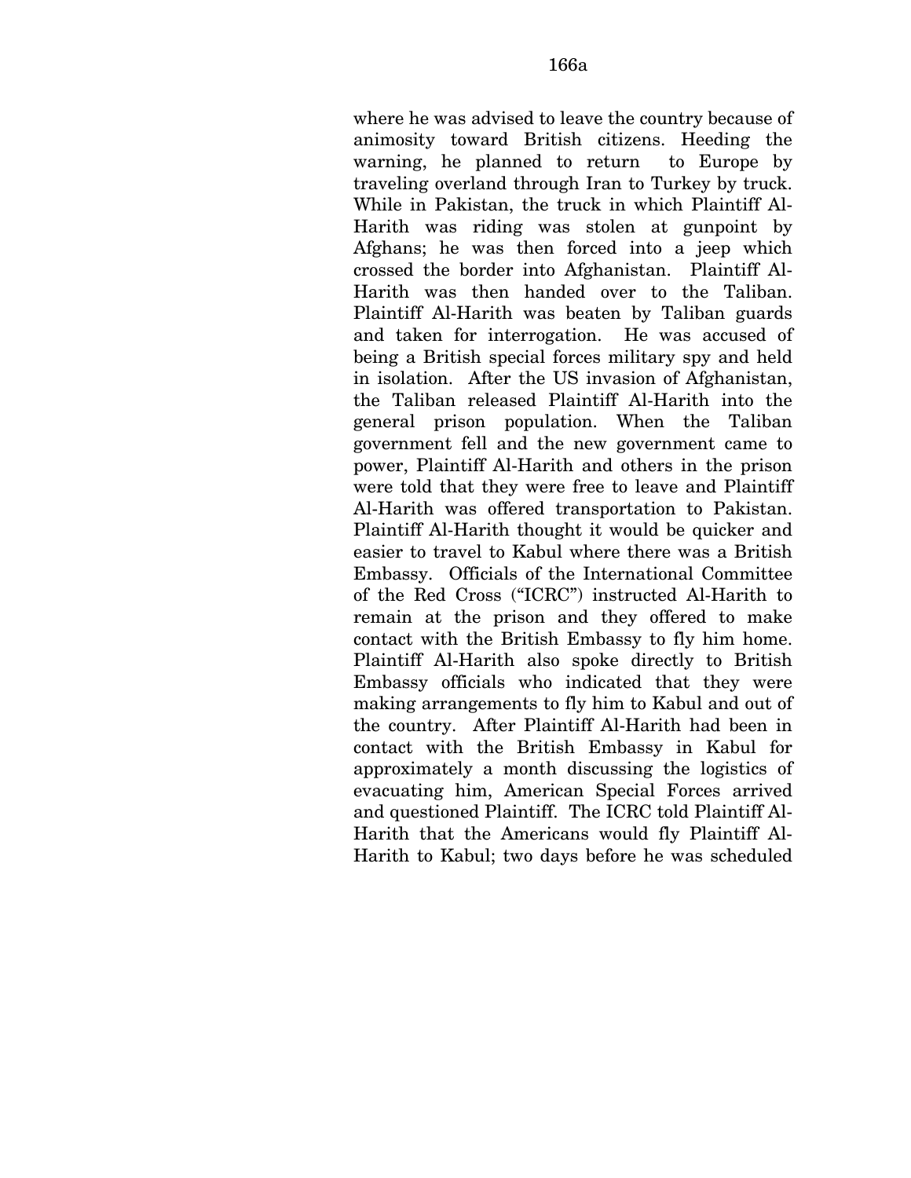where he was advised to leave the country because of animosity toward British citizens. Heeding the warning, he planned to return to Europe by traveling overland through Iran to Turkey by truck. While in Pakistan, the truck in which Plaintiff Al-Harith was riding was stolen at gunpoint by Afghans; he was then forced into a jeep which crossed the border into Afghanistan. Plaintiff Al-Harith was then handed over to the Taliban. Plaintiff Al-Harith was beaten by Taliban guards and taken for interrogation. He was accused of being a British special forces military spy and held in isolation. After the US invasion of Afghanistan, the Taliban released Plaintiff Al-Harith into the general prison population. When the Taliban government fell and the new government came to power, Plaintiff Al-Harith and others in the prison were told that they were free to leave and Plaintiff Al-Harith was offered transportation to Pakistan. Plaintiff Al-Harith thought it would be quicker and easier to travel to Kabul where there was a British Embassy. Officials of the International Committee of the Red Cross ("ICRC") instructed Al-Harith to remain at the prison and they offered to make contact with the British Embassy to fly him home. Plaintiff Al-Harith also spoke directly to British Embassy officials who indicated that they were making arrangements to fly him to Kabul and out of the country. After Plaintiff Al-Harith had been in contact with the British Embassy in Kabul for approximately a month discussing the logistics of evacuating him, American Special Forces arrived and questioned Plaintiff. The ICRC told Plaintiff Al-Harith that the Americans would fly Plaintiff Al-Harith to Kabul; two days before he was scheduled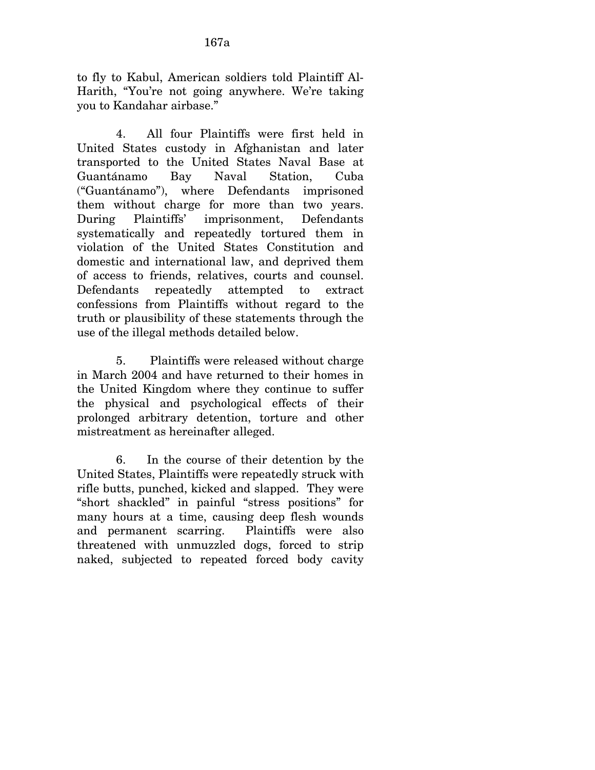to fly to Kabul, American soldiers told Plaintiff Al-Harith, "You're not going anywhere. We're taking you to Kandahar airbase."

4. All four Plaintiffs were first held in United States custody in Afghanistan and later transported to the United States Naval Base at Guantánamo Bay Naval Station, Cuba ("Guantánamo"), where Defendants imprisoned them without charge for more than two years. During Plaintiffs' imprisonment, Defendants systematically and repeatedly tortured them in violation of the United States Constitution and domestic and international law, and deprived them of access to friends, relatives, courts and counsel. Defendants repeatedly attempted to extract confessions from Plaintiffs without regard to the truth or plausibility of these statements through the use of the illegal methods detailed below.

5. Plaintiffs were released without charge in March 2004 and have returned to their homes in the United Kingdom where they continue to suffer the physical and psychological effects of their prolonged arbitrary detention, torture and other mistreatment as hereinafter alleged.

6. In the course of their detention by the United States, Plaintiffs were repeatedly struck with rifle butts, punched, kicked and slapped. They were "short shackled" in painful "stress positions" for many hours at a time, causing deep flesh wounds and permanent scarring. Plaintiffs were also threatened with unmuzzled dogs, forced to strip naked, subjected to repeated forced body cavity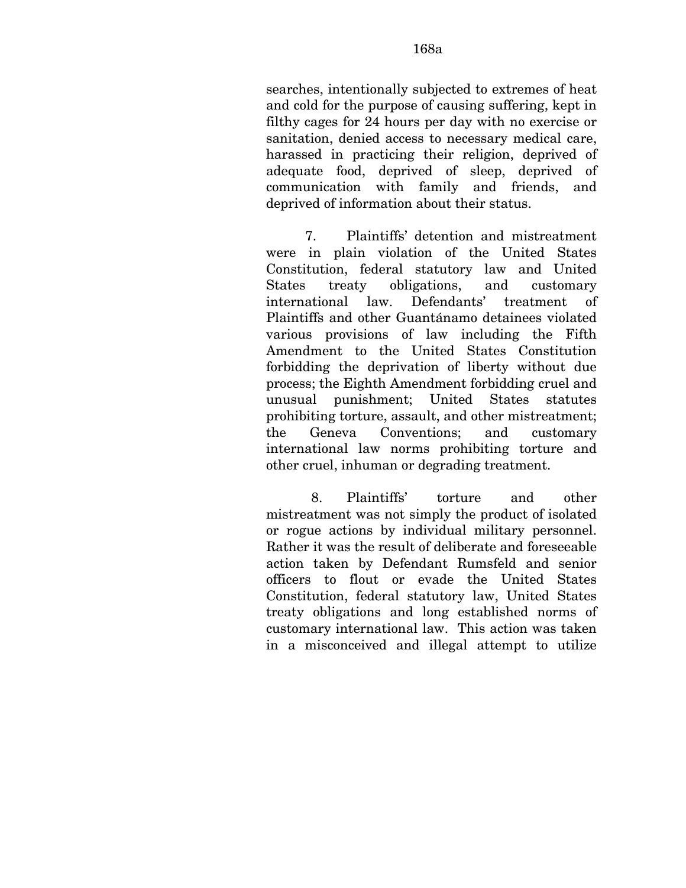searches, intentionally subjected to extremes of heat and cold for the purpose of causing suffering, kept in filthy cages for 24 hours per day with no exercise or sanitation, denied access to necessary medical care, harassed in practicing their religion, deprived of adequate food, deprived of sleep, deprived of communication with family and friends, and deprived of information about their status.

7. Plaintiffs' detention and mistreatment were in plain violation of the United States Constitution, federal statutory law and United States treaty obligations, and customary international law. Defendants' treatment of Plaintiffs and other Guantánamo detainees violated various provisions of law including the Fifth Amendment to the United States Constitution forbidding the deprivation of liberty without due process; the Eighth Amendment forbidding cruel and unusual punishment; United States statutes prohibiting torture, assault, and other mistreatment; the Geneva Conventions; and customary international law norms prohibiting torture and other cruel, inhuman or degrading treatment.

8. Plaintiffs' torture and other mistreatment was not simply the product of isolated or rogue actions by individual military personnel. Rather it was the result of deliberate and foreseeable action taken by Defendant Rumsfeld and senior officers to flout or evade the United States Constitution, federal statutory law, United States treaty obligations and long established norms of customary international law. This action was taken in a misconceived and illegal attempt to utilize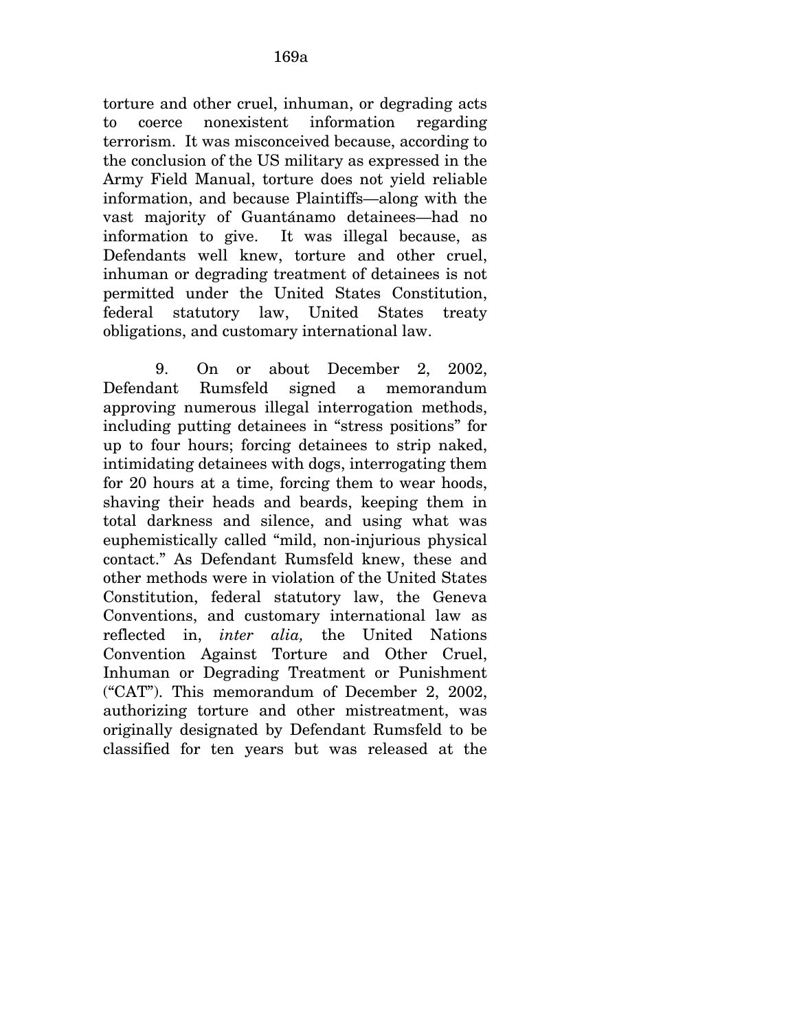torture and other cruel, inhuman, or degrading acts to coerce nonexistent information regarding terrorism. It was misconceived because, according to the conclusion of the US military as expressed in the Army Field Manual, torture does not yield reliable information, and because Plaintiffs—along with the vast majority of Guantánamo detainees—had no information to give. It was illegal because, as Defendants well knew, torture and other cruel, inhuman or degrading treatment of detainees is not permitted under the United States Constitution, federal statutory law, United States treaty obligations, and customary international law.

9. On or about December 2, 2002, Defendant Rumsfeld signed a memorandum approving numerous illegal interrogation methods, including putting detainees in "stress positions" for up to four hours; forcing detainees to strip naked, intimidating detainees with dogs, interrogating them for 20 hours at a time, forcing them to wear hoods, shaving their heads and beards, keeping them in total darkness and silence, and using what was euphemistically called "mild, non-injurious physical contact." As Defendant Rumsfeld knew, these and other methods were in violation of the United States Constitution, federal statutory law, the Geneva Conventions, and customary international law as reflected in, *inter alia,* the United Nations Convention Against Torture and Other Cruel, Inhuman or Degrading Treatment or Punishment ("CAT"). This memorandum of December 2, 2002, authorizing torture and other mistreatment, was originally designated by Defendant Rumsfeld to be classified for ten years but was released at the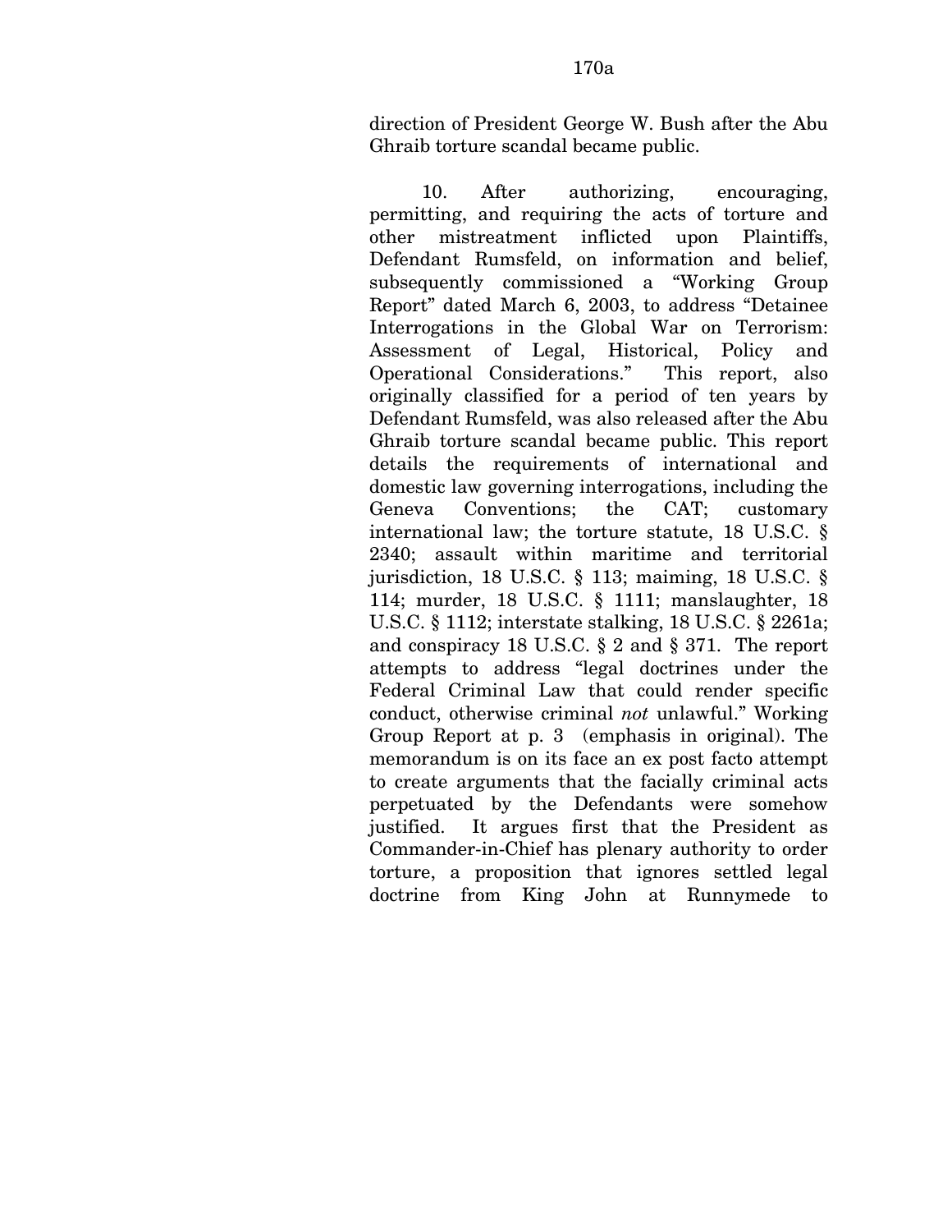direction of President George W. Bush after the Abu Ghraib torture scandal became public.

10. After authorizing, encouraging, permitting, and requiring the acts of torture and other mistreatment inflicted upon Plaintiffs, Defendant Rumsfeld, on information and belief, subsequently commissioned a "Working Group Report" dated March 6, 2003, to address "Detainee Interrogations in the Global War on Terrorism: Assessment of Legal, Historical, Policy and Operational Considerations." This report, also originally classified for a period of ten years by Defendant Rumsfeld, was also released after the Abu Ghraib torture scandal became public. This report details the requirements of international and domestic law governing interrogations, including the Geneva Conventions; the CAT; customary international law; the torture statute, 18 U.S.C. § 2340; assault within maritime and territorial jurisdiction, 18 U.S.C. § 113; maiming, 18 U.S.C. § 114; murder, 18 U.S.C. § 1111; manslaughter, 18 U.S.C. § 1112; interstate stalking, 18 U.S.C. § 2261a; and conspiracy 18 U.S.C. § 2 and § 371. The report attempts to address "legal doctrines under the Federal Criminal Law that could render specific conduct, otherwise criminal *not* unlawful." Working Group Report at p. 3 (emphasis in original). The memorandum is on its face an ex post facto attempt to create arguments that the facially criminal acts perpetuated by the Defendants were somehow justified. It argues first that the President as Commander-in-Chief has plenary authority to order torture, a proposition that ignores settled legal doctrine from King John at Runnymede to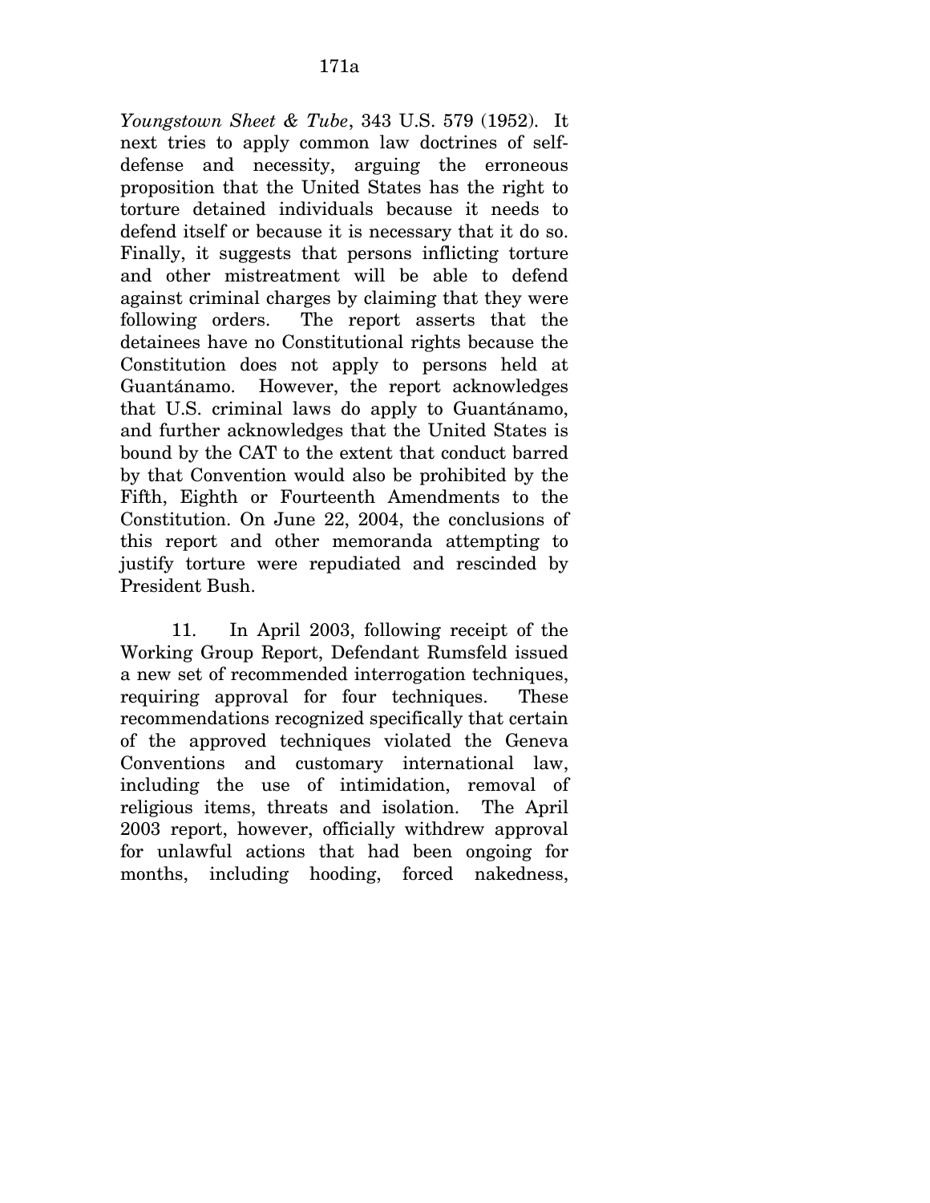*Youngstown Sheet & Tube*, 343 U.S. 579 (1952). It next tries to apply common law doctrines of self-defense and necessity, arguing the erroneous proposition that the United States has the right to torture detained individuals because it needs to defend itself or because it is necessary that it do so. Finally, it suggests that persons inflicting torture and other mistreatment will be able to defend against criminal charges by claiming that they were following orders. The report asserts that the detainees have no Constitutional rights because the Constitution does not apply to persons held at Guantánamo. However, the report acknowledges that U.S. criminal laws do apply to Guantánamo, and further acknowledges that the United States is bound by the CAT to the extent that conduct barred by that Convention would also be prohibited by the Fifth, Eighth or Fourteenth Amendments to the Constitution. On June 22, 2004, the conclusions of this report and other memoranda attempting to justify torture were repudiated and rescinded by President Bush.

11. In April 2003, following receipt of the Working Group Report, Defendant Rumsfeld issued a new set of recommended interrogation techniques, requiring approval for four techniques. These recommendations recognized specifically that certain of the approved techniques violated the Geneva Conventions and customary international law, including the use of intimidation, removal of religious items, threats and isolation. The April 2003 report, however, officially withdrew approval for unlawful actions that had been ongoing for months, including hooding, forced nakedness,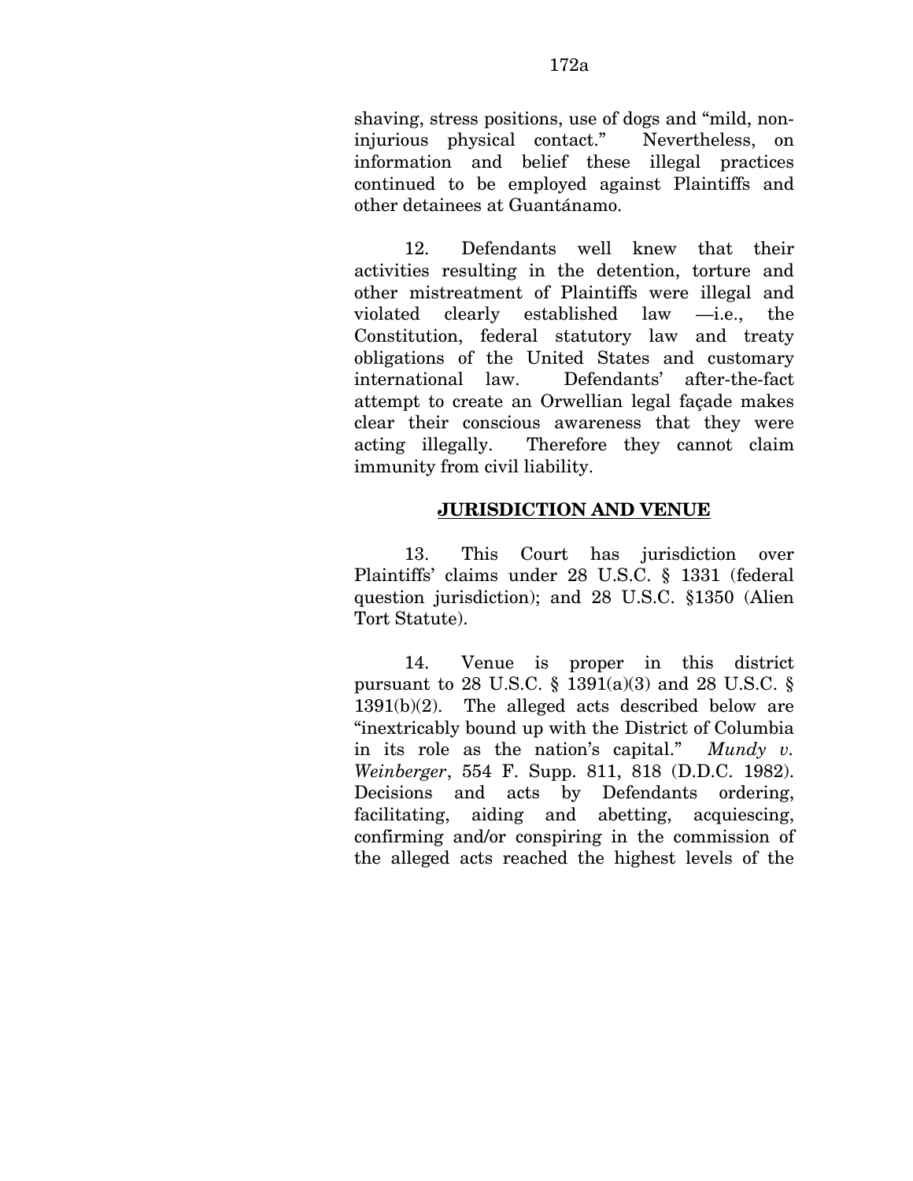shaving, stress positions, use of dogs and "mild, non-injurious physical contact." Nevertheless, on information and belief these illegal practices continued to be employed against Plaintiffs and other detainees at Guantánamo.

12. Defendants well knew that their activities resulting in the detention, torture and other mistreatment of Plaintiffs were illegal and violated clearly established law —i.e., the Constitution, federal statutory law and treaty obligations of the United States and customary international law. Defendants' after-the-fact attempt to create an Orwellian legal façade makes clear their conscious awareness that they were acting illegally. Therefore they cannot claim immunity from civil liability.

## JURISDICTION AND VENUE

13. This Court has jurisdiction over Plaintiffs' claims under 28 U.S.C. § 1331 (federal question jurisdiction); and 28 U.S.C. §1350 (Alien Tort Statute).

14. Venue is proper in this district pursuant to 28 U.S.C. § 1391(a)(3) and 28 U.S.C. § 1391(b)(2). The alleged acts described below are "inextricably bound up with the District of Columbia in its role as the nation's capital." *Mundy v. Weinberger*, 554 F. Supp. 811, 818 (D.D.C. 1982). Decisions and acts by Defendants ordering, facilitating, aiding and abetting, acquiescing, confirming and/or conspiring in the commission of the alleged acts reached the highest levels of the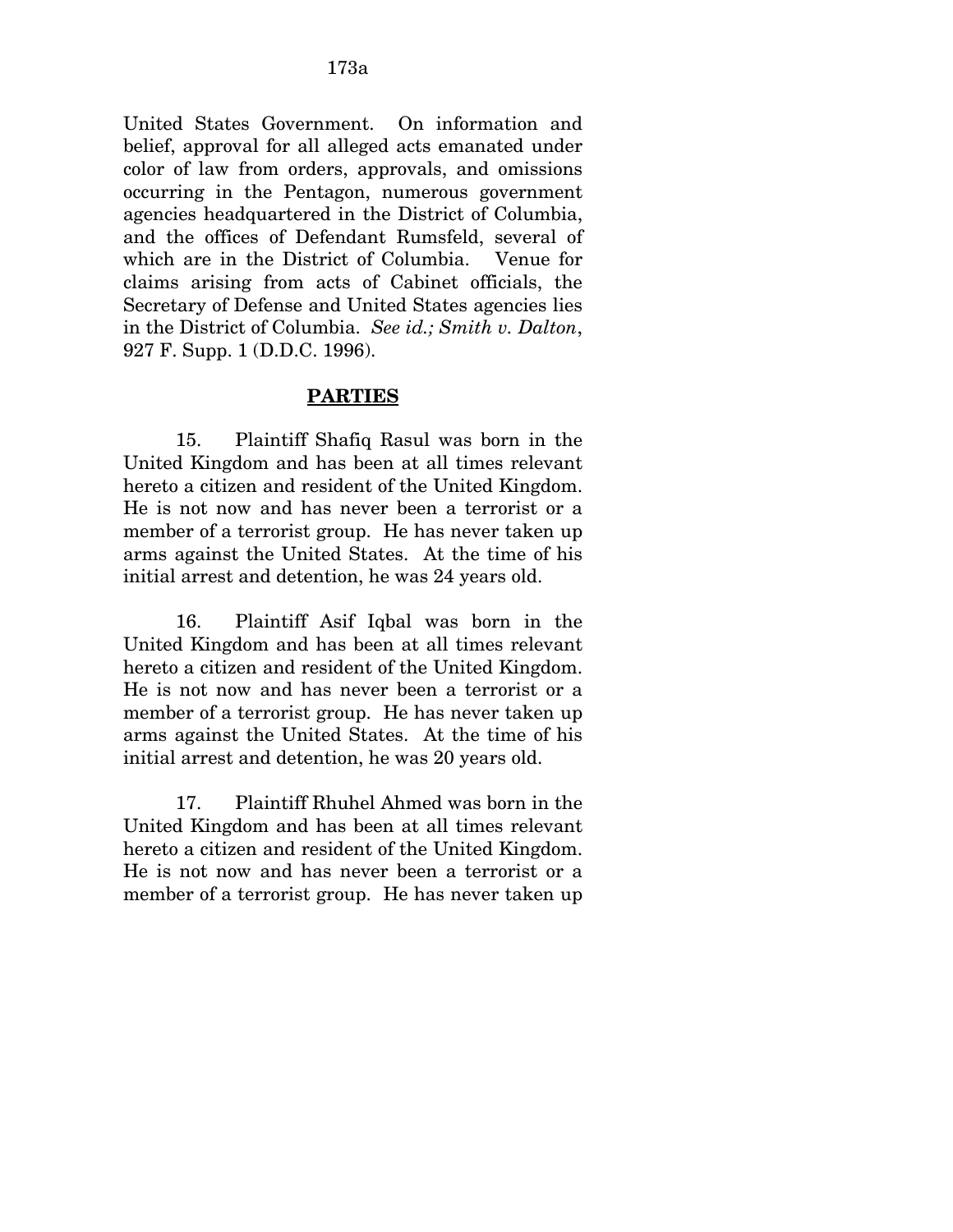United States Government. On information and belief, approval for all alleged acts emanated under color of law from orders, approvals, and omissions occurring in the Pentagon, numerous government agencies headquartered in the District of Columbia, and the offices of Defendant Rumsfeld, several of which are in the District of Columbia. Venue for claims arising from acts of Cabinet officials, the Secretary of Defense and United States agencies lies in the District of Columbia. *See id.; Smith v. Dalton*, 927 F. Supp. 1 (D.D.C. 1996).

## **PARTIES**

15. Plaintiff Shafiq Rasul was born in the United Kingdom and has been at all times relevant hereto a citizen and resident of the United Kingdom. He is not now and has never been a terrorist or a member of a terrorist group. He has never taken up arms against the United States. At the time of his initial arrest and detention, he was 24 years old.

16. Plaintiff Asif Iqbal was born in the United Kingdom and has been at all times relevant hereto a citizen and resident of the United Kingdom. He is not now and has never been a terrorist or a member of a terrorist group. He has never taken up arms against the United States. At the time of his initial arrest and detention, he was 20 years old.

17. Plaintiff Rhuhel Ahmed was born in the United Kingdom and has been at all times relevant hereto a citizen and resident of the United Kingdom. He is not now and has never been a terrorist or a member of a terrorist group. He has never taken up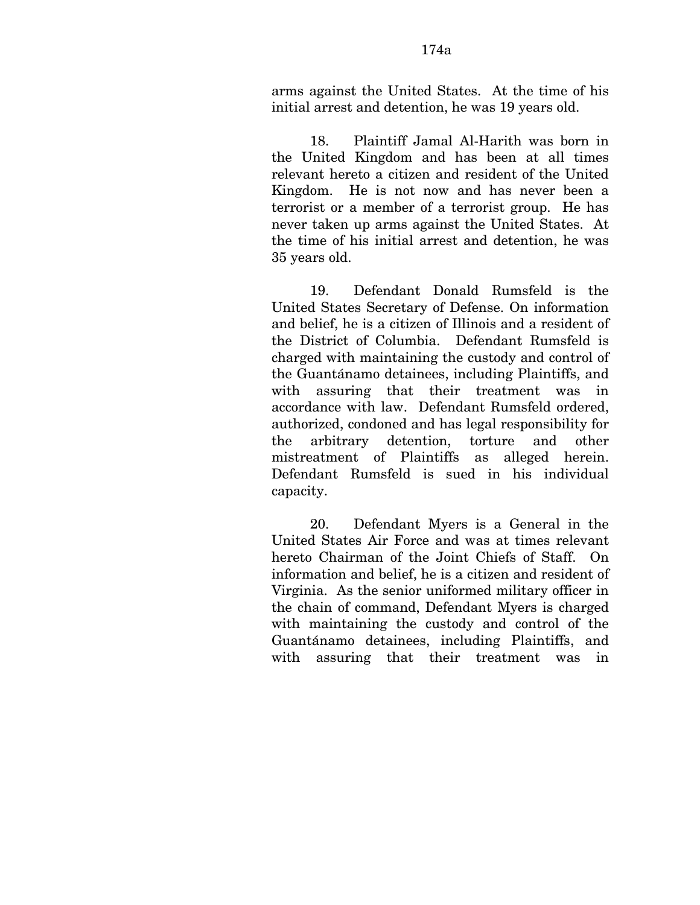arms against the United States. At the time of his initial arrest and detention, he was 19 years old.

18. Plaintiff Jamal Al-Harith was born in the United Kingdom and has been at all times relevant hereto a citizen and resident of the United Kingdom. He is not now and has never been a terrorist or a member of a terrorist group. He has never taken up arms against the United States. At the time of his initial arrest and detention, he was 35 years old.

19. Defendant Donald Rumsfeld is the United States Secretary of Defense. On information and belief, he is a citizen of Illinois and a resident of the District of Columbia. Defendant Rumsfeld is charged with maintaining the custody and control of the Guantánamo detainees, including Plaintiffs, and with assuring that their treatment was in accordance with law. Defendant Rumsfeld ordered, authorized, condoned and has legal responsibility for the arbitrary detention, torture and other mistreatment of Plaintiffs as alleged herein. Defendant Rumsfeld is sued in his individual capacity.

20. Defendant Myers is a General in the United States Air Force and was at times relevant hereto Chairman of the Joint Chiefs of Staff. On information and belief, he is a citizen and resident of Virginia. As the senior uniformed military officer in the chain of command, Defendant Myers is charged with maintaining the custody and control of the Guantánamo detainees, including Plaintiffs, and with assuring that their treatment was in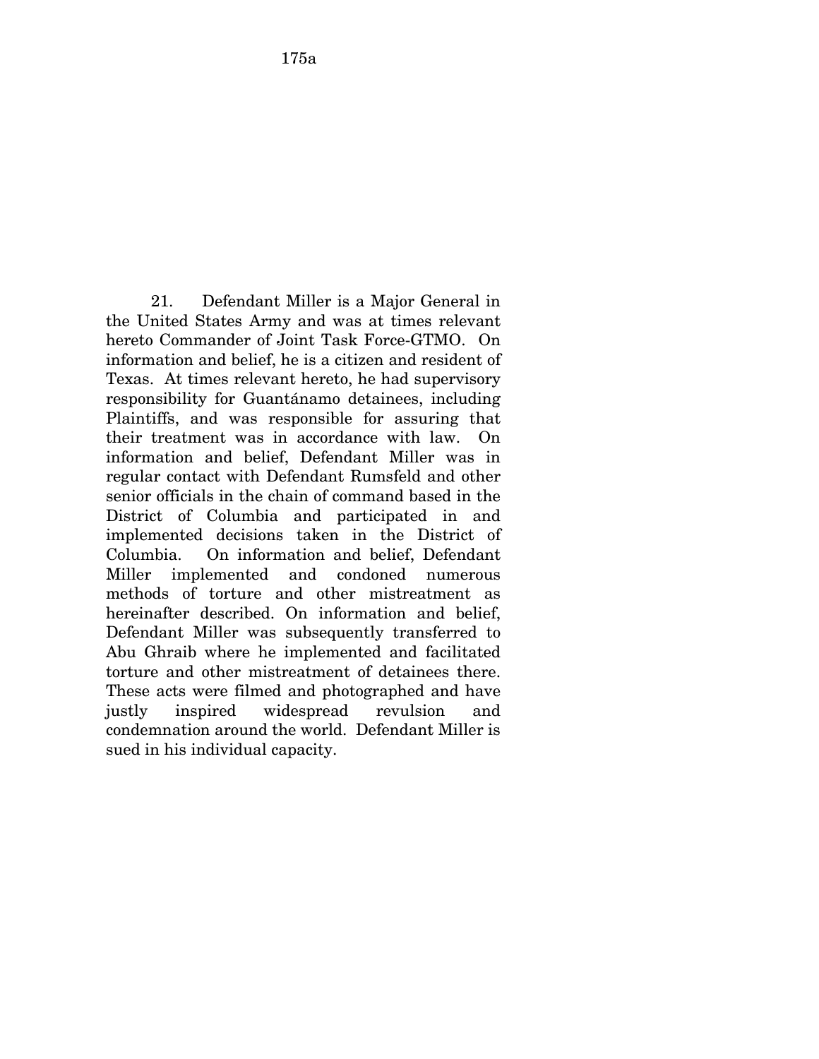21. Defendant Miller is a Major General in the United States Army and was at times relevant hereto Commander of Joint Task Force-GTMO. On information and belief, he is a citizen and resident of Texas. At times relevant hereto, he had supervisory responsibility for Guantánamo detainees, including Plaintiffs, and was responsible for assuring that their treatment was in accordance with law. On information and belief, Defendant Miller was in regular contact with Defendant Rumsfeld and other senior officials in the chain of command based in the District of Columbia and participated in and implemented decisions taken in the District of Columbia. On information and belief, Defendant Miller implemented and condoned numerous methods of torture and other mistreatment as hereinafter described. On information and belief, Defendant Miller was subsequently transferred to Abu Ghraib where he implemented and facilitated torture and other mistreatment of detainees there. These acts were filmed and photographed and have justly inspired widespread revulsion and condemnation around the world. Defendant Miller is sued in his individual capacity.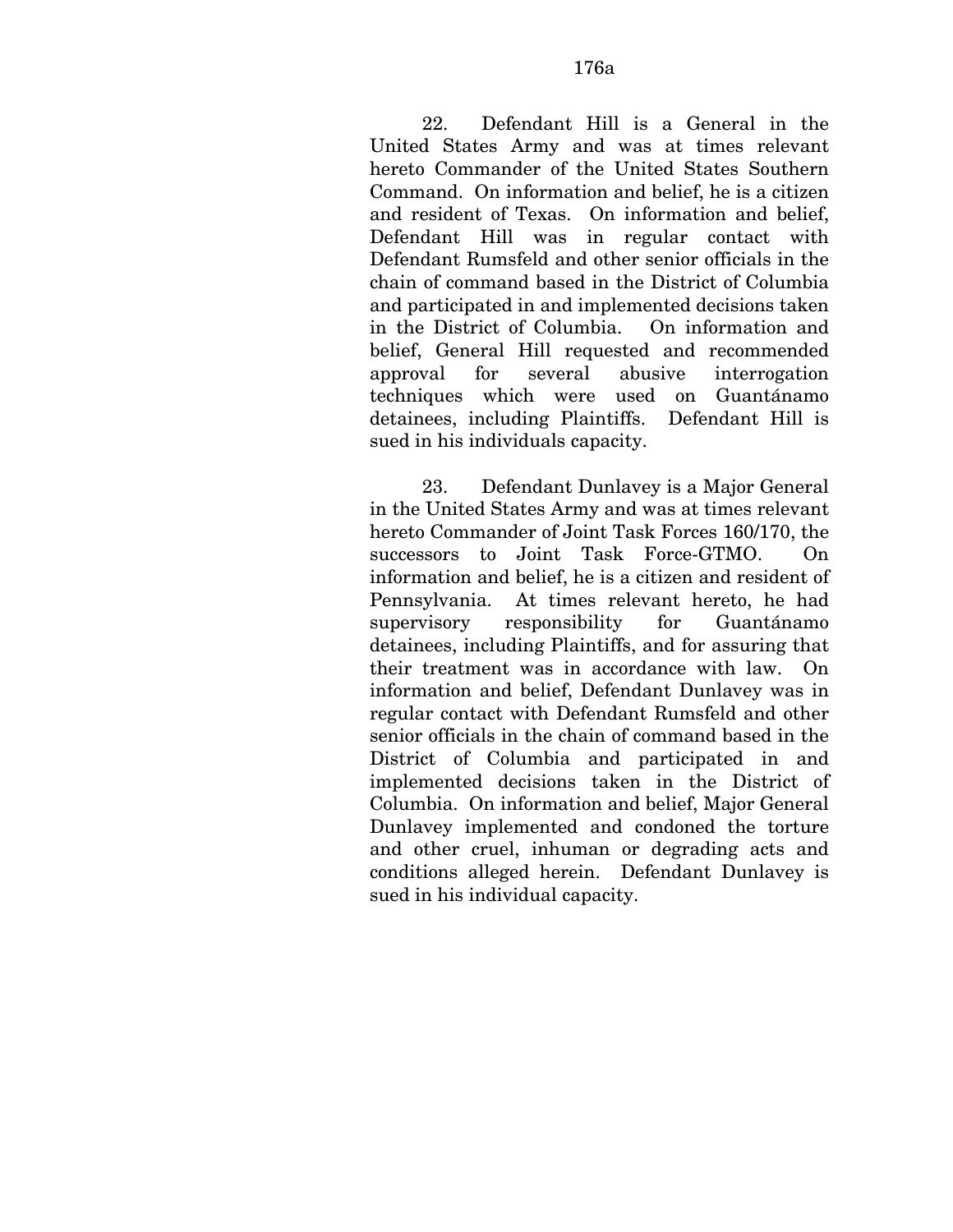22. Defendant Hill is a General in the United States Army and was at times relevant hereto Commander of the United States Southern Command. On information and belief, he is a citizen and resident of Texas. On information and belief, Defendant Hill was in regular contact with Defendant Rumsfeld and other senior officials in the chain of command based in the District of Columbia and participated in and implemented decisions taken in the District of Columbia. On information and belief, General Hill requested and recommended approval for several abusive interrogation techniques which were used on Guantánamo detainees, including Plaintiffs. Defendant Hill is sued in his individuals capacity.

23. Defendant Dunlavey is a Major General in the United States Army and was at times relevant hereto Commander of Joint Task Forces 160/170, the successors to Joint Task Force-GTMO. On information and belief, he is a citizen and resident of Pennsylvania. At times relevant hereto, he had supervisory responsibility for Guantánamo detainees, including Plaintiffs, and for assuring that their treatment was in accordance with law. On information and belief, Defendant Dunlavey was in regular contact with Defendant Rumsfeld and other senior officials in the chain of command based in the District of Columbia and participated in and implemented decisions taken in the District of Columbia. On information and belief, Major General Dunlavey implemented and condoned the torture and other cruel, inhuman or degrading acts and conditions alleged herein. Defendant Dunlavey is sued in his individual capacity.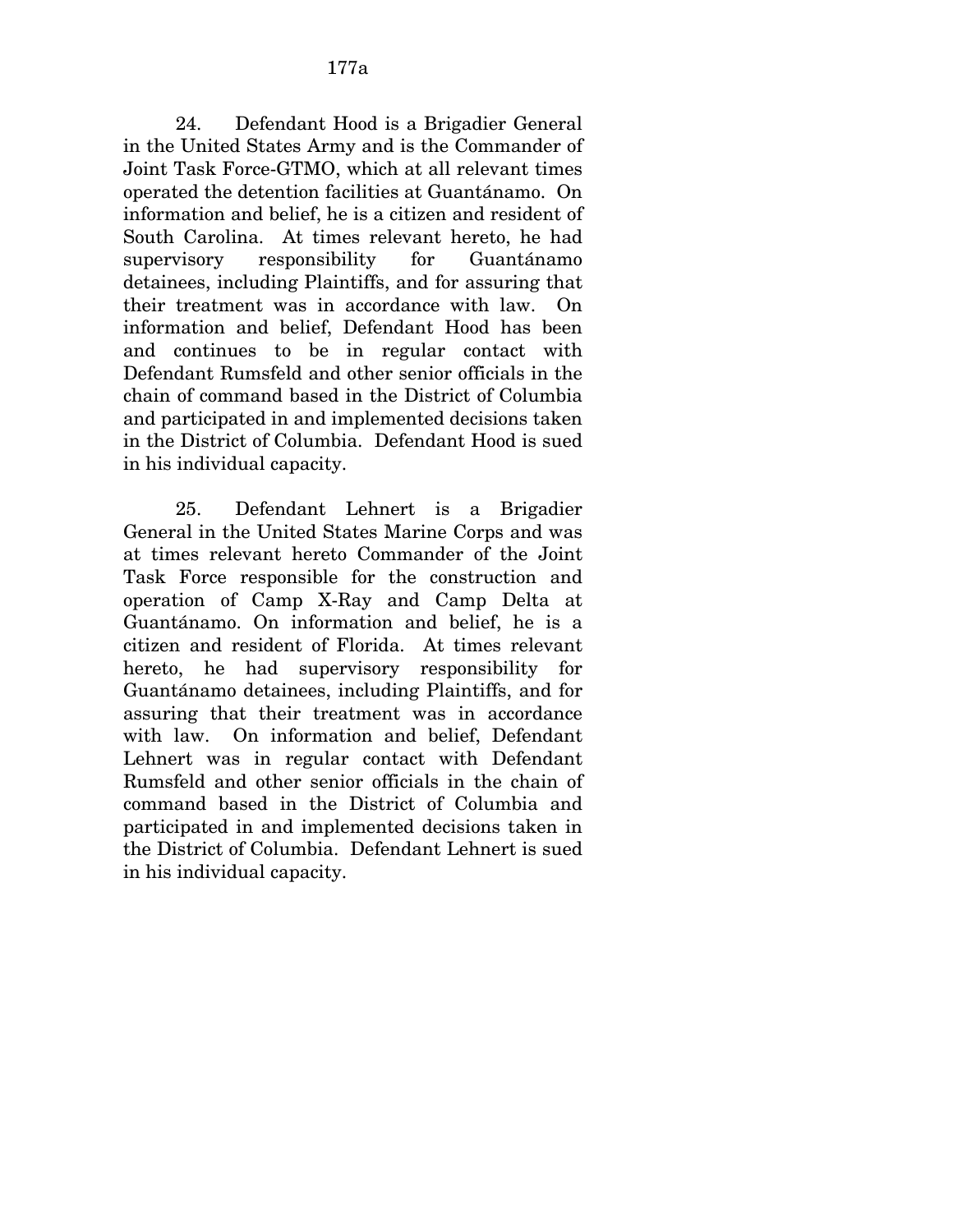24. Defendant Hood is a Brigadier General in the United States Army and is the Commander of Joint Task Force-GTMO, which at all relevant times operated the detention facilities at Guantánamo. On information and belief, he is a citizen and resident of South Carolina. At times relevant hereto, he had supervisory responsibility for Guantánamo detainees, including Plaintiffs, and for assuring that their treatment was in accordance with law. On information and belief, Defendant Hood has been and continues to be in regular contact with Defendant Rumsfeld and other senior officials in the chain of command based in the District of Columbia and participated in and implemented decisions taken in the District of Columbia. Defendant Hood is sued in his individual capacity.

25. Defendant Lehnert is a Brigadier General in the United States Marine Corps and was at times relevant hereto Commander of the Joint Task Force responsible for the construction and operation of Camp X-Ray and Camp Delta at Guantánamo. On information and belief, he is a citizen and resident of Florida. At times relevant hereto, he had supervisory responsibility for Guantánamo detainees, including Plaintiffs, and for assuring that their treatment was in accordance with law. On information and belief, Defendant Lehnert was in regular contact with Defendant Rumsfeld and other senior officials in the chain of command based in the District of Columbia and participated in and implemented decisions taken in the District of Columbia. Defendant Lehnert is sued in his individual capacity.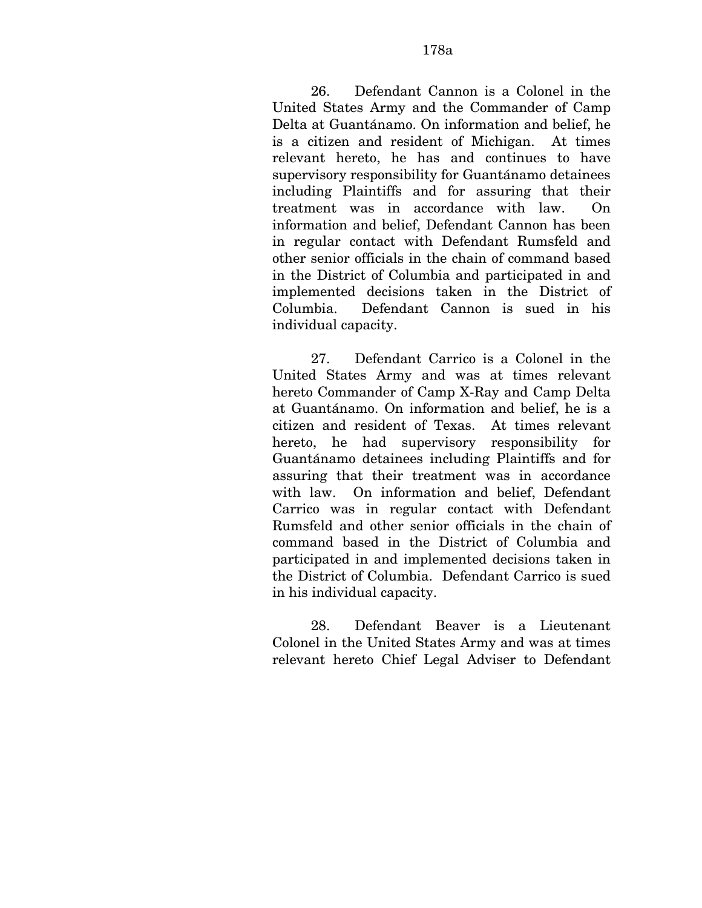26. Defendant Cannon is a Colonel in the United States Army and the Commander of Camp Delta at Guantánamo. On information and belief, he is a citizen and resident of Michigan. At times relevant hereto, he has and continues to have supervisory responsibility for Guantánamo detainees including Plaintiffs and for assuring that their treatment was in accordance with law. On information and belief, Defendant Cannon has been in regular contact with Defendant Rumsfeld and other senior officials in the chain of command based in the District of Columbia and participated in and implemented decisions taken in the District of Columbia. Defendant Cannon is sued in his individual capacity.

27. Defendant Carrico is a Colonel in the United States Army and was at times relevant hereto Commander of Camp X-Ray and Camp Delta at Guantánamo. On information and belief, he is a citizen and resident of Texas. At times relevant hereto, he had supervisory responsibility for Guantánamo detainees including Plaintiffs and for assuring that their treatment was in accordance with law. On information and belief, Defendant Carrico was in regular contact with Defendant Rumsfeld and other senior officials in the chain of command based in the District of Columbia and participated in and implemented decisions taken in the District of Columbia. Defendant Carrico is sued in his individual capacity.

28. Defendant Beaver is a Lieutenant Colonel in the United States Army and was at times relevant hereto Chief Legal Adviser to Defendant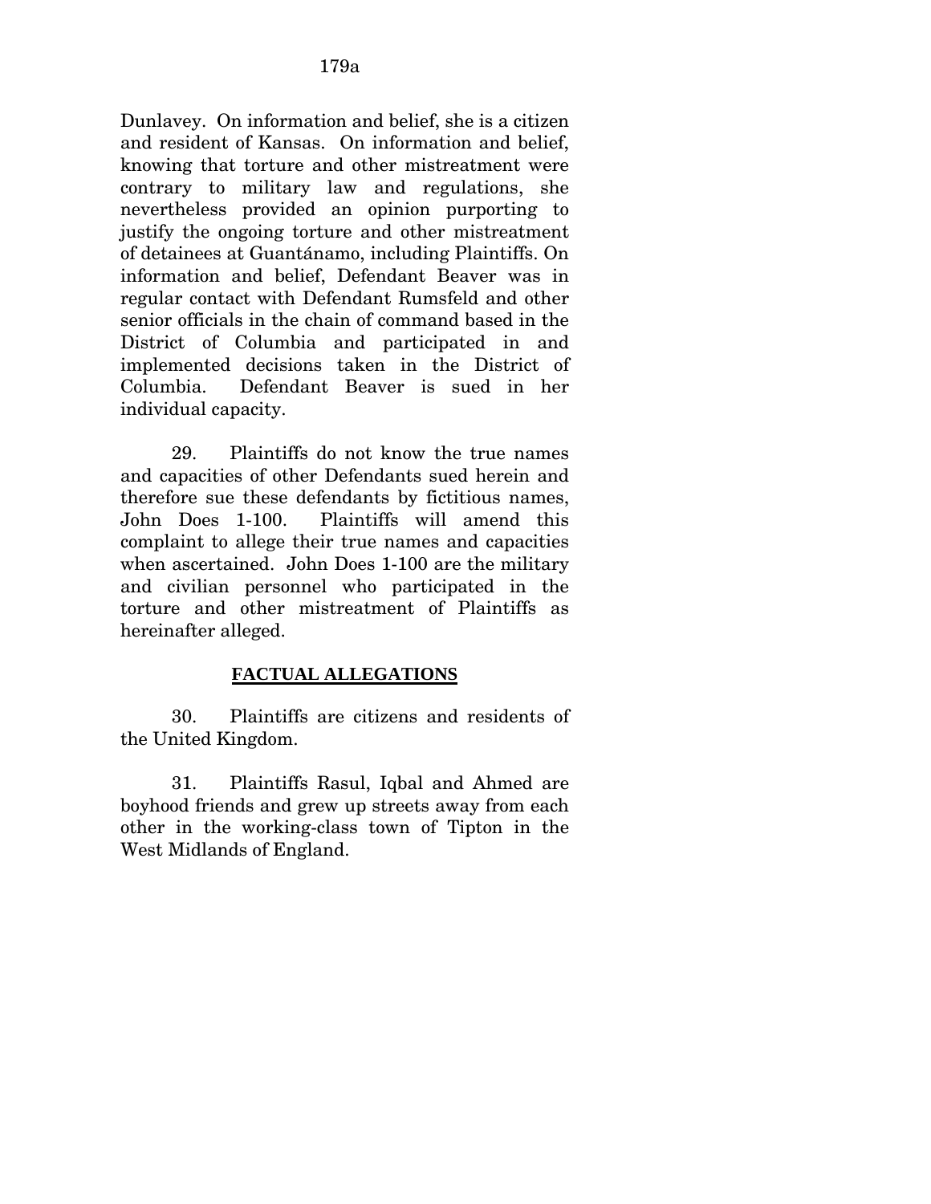Dunlavey. On information and belief, she is a citizen and resident of Kansas. On information and belief, knowing that torture and other mistreatment were contrary to military law and regulations, she nevertheless provided an opinion purporting to justify the ongoing torture and other mistreatment of detainees at Guantánamo, including Plaintiffs. On information and belief, Defendant Beaver was in regular contact with Defendant Rumsfeld and other senior officials in the chain of command based in the District of Columbia and participated in and implemented decisions taken in the District of Columbia. Defendant Beaver is sued in her individual capacity.

29. Plaintiffs do not know the true names and capacities of other Defendants sued herein and therefore sue these defendants by fictitious names, John Does 1-100. Plaintiffs will amend this complaint to allege their true names and capacities when ascertained. John Does 1-100 are the military and civilian personnel who participated in the torture and other mistreatment of Plaintiffs as hereinafter alleged.

## FACTUAL ALLEGATIONS

30. Plaintiffs are citizens and residents of the United Kingdom.

31. Plaintiffs Rasul, Iqbal and Ahmed are boyhood friends and grew up streets away from each other in the working-class town of Tipton in the West Midlands of England.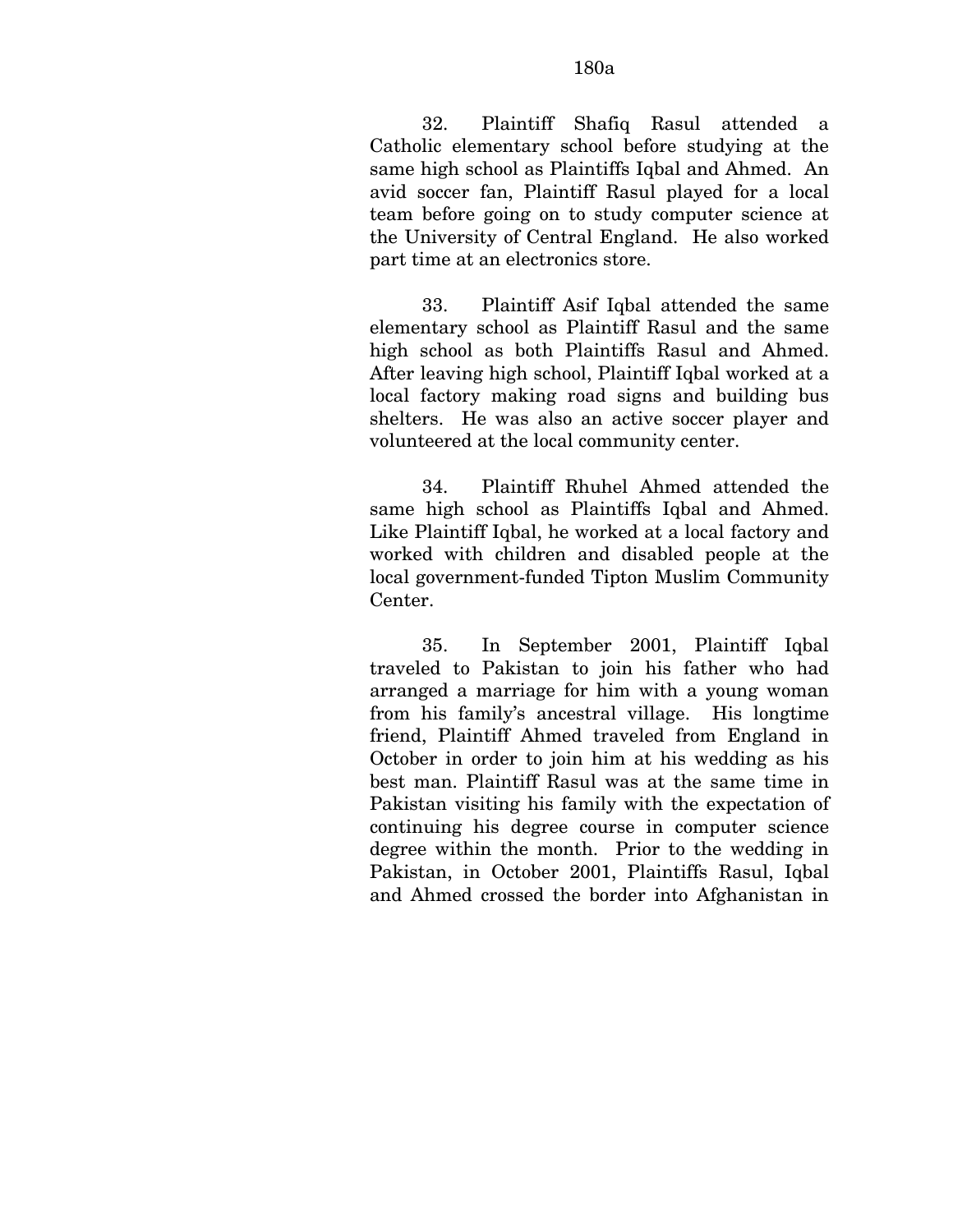32. Plaintiff Shafiq Rasul attended a Catholic elementary school before studying at the same high school as Plaintiffs Iqbal and Ahmed. An avid soccer fan, Plaintiff Rasul played for a local team before going on to study computer science at the University of Central England. He also worked part time at an electronics store.

33. Plaintiff Asif Iqbal attended the same elementary school as Plaintiff Rasul and the same high school as both Plaintiffs Rasul and Ahmed. After leaving high school, Plaintiff Iqbal worked at a local factory making road signs and building bus shelters. He was also an active soccer player and volunteered at the local community center.

34. Plaintiff Rhuhel Ahmed attended the same high school as Plaintiffs Iqbal and Ahmed. Like Plaintiff Iqbal, he worked at a local factory and worked with children and disabled people at the local government-funded Tipton Muslim Community Center.

35. In September 2001, Plaintiff Iqbal traveled to Pakistan to join his father who had arranged a marriage for him with a young woman from his family's ancestral village. His longtime friend, Plaintiff Ahmed traveled from England in October in order to join him at his wedding as his best man. Plaintiff Rasul was at the same time in Pakistan visiting his family with the expectation of continuing his degree course in computer science degree within the month. Prior to the wedding in Pakistan, in October 2001, Plaintiffs Rasul, Iqbal and Ahmed crossed the border into Afghanistan in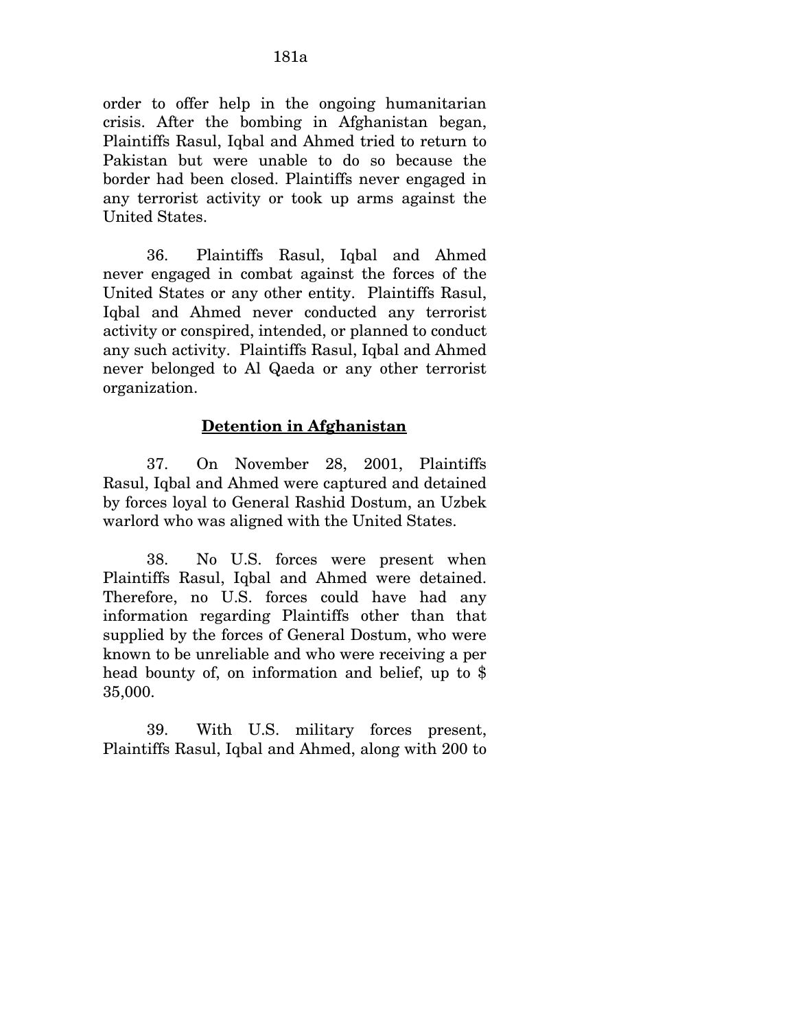order to offer help in the ongoing humanitarian crisis. After the bombing in Afghanistan began, Plaintiffs Rasul, Iqbal and Ahmed tried to return to Pakistan but were unable to do so because the border had been closed. Plaintiffs never engaged in any terrorist activity or took up arms against the United States.

36. Plaintiffs Rasul, Iqbal and Ahmed never engaged in combat against the forces of the United States or any other entity. Plaintiffs Rasul, Iqbal and Ahmed never conducted any terrorist activity or conspired, intended, or planned to conduct any such activity. Plaintiffs Rasul, Iqbal and Ahmed never belonged to Al Qaeda or any other terrorist organization.

## Detention in Afghanistan

37. On November 28, 2001, Plaintiffs Rasul, Iqbal and Ahmed were captured and detained by forces loyal to General Rashid Dostum, an Uzbek warlord who was aligned with the United States.

38. No U.S. forces were present when Plaintiffs Rasul, Iqbal and Ahmed were detained. Therefore, no U.S. forces could have had any information regarding Plaintiffs other than that supplied by the forces of General Dostum, who were known to be unreliable and who were receiving a per head bounty of, on information and belief, up to $ 35,000.

39. With U.S. military forces present, Plaintiffs Rasul, Iqbal and Ahmed, along with 200 to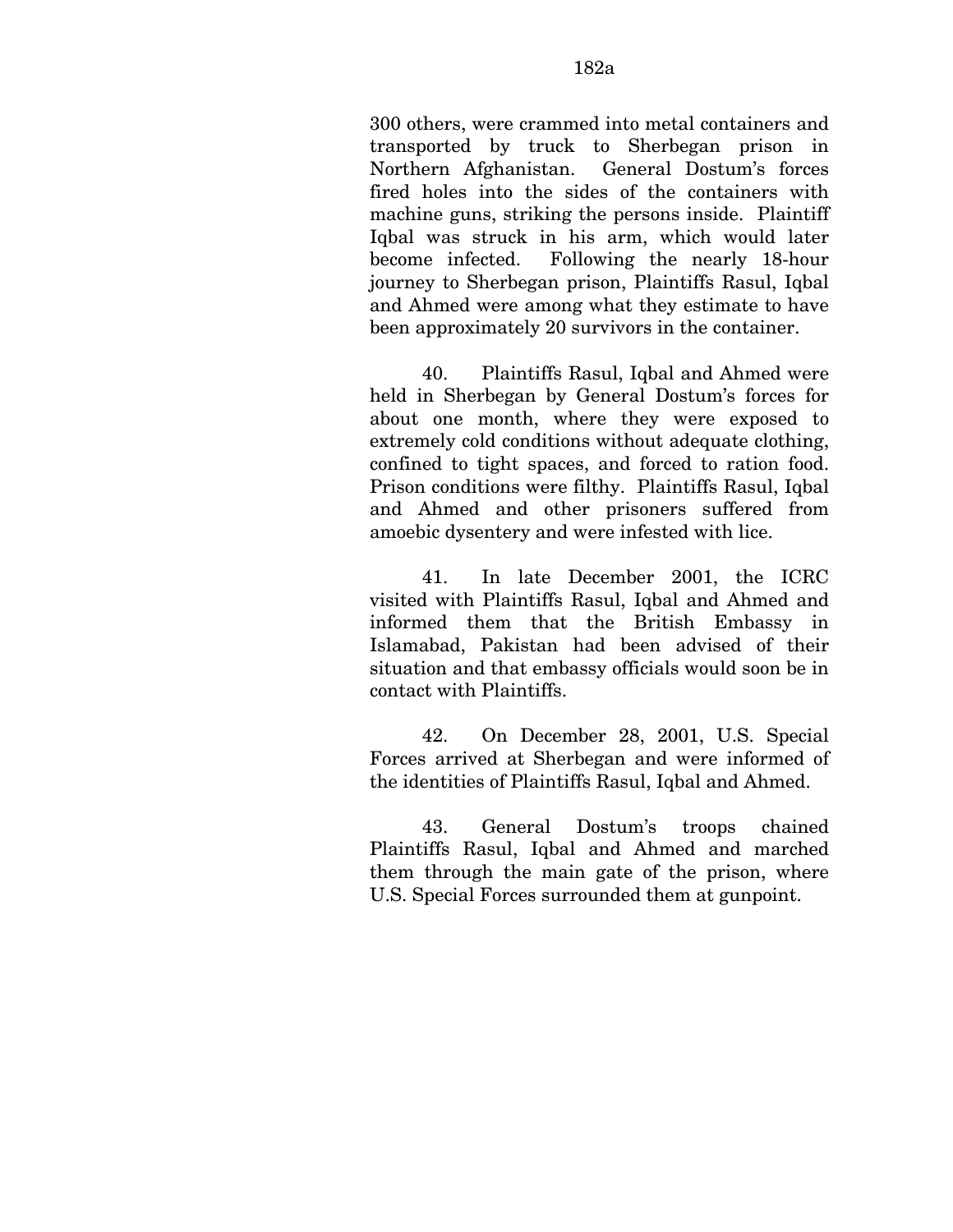300 others, were crammed into metal containers and transported by truck to Sherbegan prison in Northern Afghanistan. General Dostum's forces fired holes into the sides of the containers with machine guns, striking the persons inside. Plaintiff Iqbal was struck in his arm, which would later become infected. Following the nearly 18-hour journey to Sherbegan prison, Plaintiffs Rasul, Iqbal and Ahmed were among what they estimate to have been approximately 20 survivors in the container.

40. Plaintiffs Rasul, Iqbal and Ahmed were held in Sherbegan by General Dostum's forces for about one month, where they were exposed to extremely cold conditions without adequate clothing, confined to tight spaces, and forced to ration food. Prison conditions were filthy. Plaintiffs Rasul, Iqbal and Ahmed and other prisoners suffered from amoebic dysentery and were infested with lice.

41. In late December 2001, the ICRC visited with Plaintiffs Rasul, Iqbal and Ahmed and informed them that the British Embassy in Islamabad, Pakistan had been advised of their situation and that embassy officials would soon be in contact with Plaintiffs.

42. On December 28, 2001, U.S. Special Forces arrived at Sherbegan and were informed of the identities of Plaintiffs Rasul, Iqbal and Ahmed.

43. General Dostum's troops chained Plaintiffs Rasul, Iqbal and Ahmed and marched them through the main gate of the prison, where U.S. Special Forces surrounded them at gunpoint.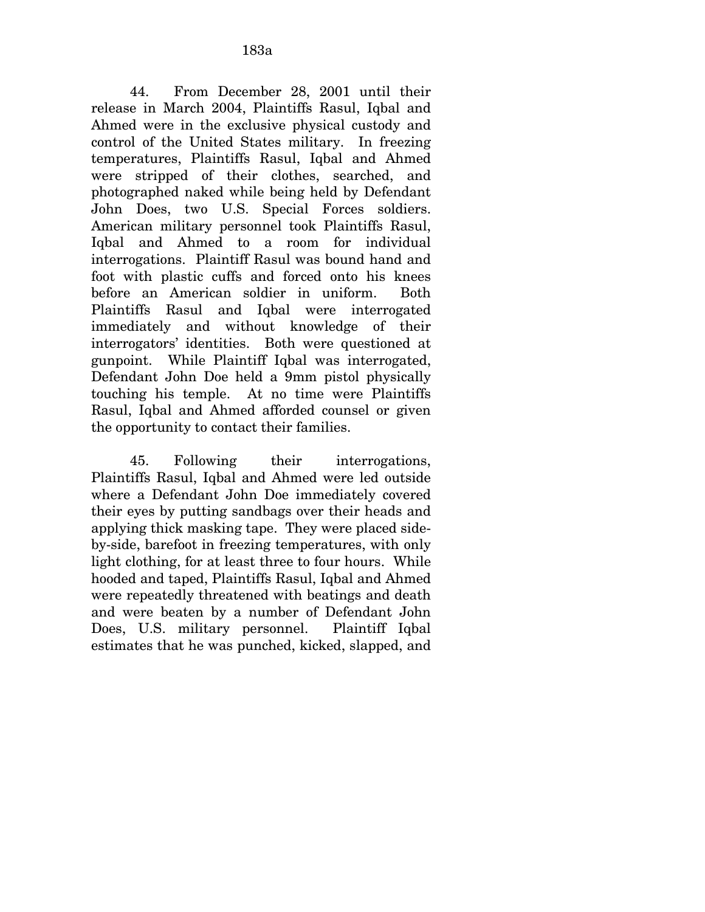44. From December 28, 2001 until their release in March 2004, Plaintiffs Rasul, Iqbal and Ahmed were in the exclusive physical custody and control of the United States military. In freezing temperatures, Plaintiffs Rasul, Iqbal and Ahmed were stripped of their clothes, searched, and photographed naked while being held by Defendant John Does, two U.S. Special Forces soldiers. American military personnel took Plaintiffs Rasul, Iqbal and Ahmed to a room for individual interrogations. Plaintiff Rasul was bound hand and foot with plastic cuffs and forced onto his knees before an American soldier in uniform. Both Plaintiffs Rasul and Iqbal were interrogated immediately and without knowledge of their interrogators' identities. Both were questioned at gunpoint. While Plaintiff Iqbal was interrogated, Defendant John Doe held a 9mm pistol physically touching his temple. At no time were Plaintiffs Rasul, Iqbal and Ahmed afforded counsel or given the opportunity to contact their families.

45. Following their interrogations, Plaintiffs Rasul, Iqbal and Ahmed were led outside where a Defendant John Doe immediately covered their eyes by putting sandbags over their heads and applying thick masking tape. They were placed side-by-side, barefoot in freezing temperatures, with only light clothing, for at least three to four hours. While hooded and taped, Plaintiffs Rasul, Iqbal and Ahmed were repeatedly threatened with beatings and death and were beaten by a number of Defendant John Does, U.S. military personnel. Plaintiff Iqbal estimates that he was punched, kicked, slapped, and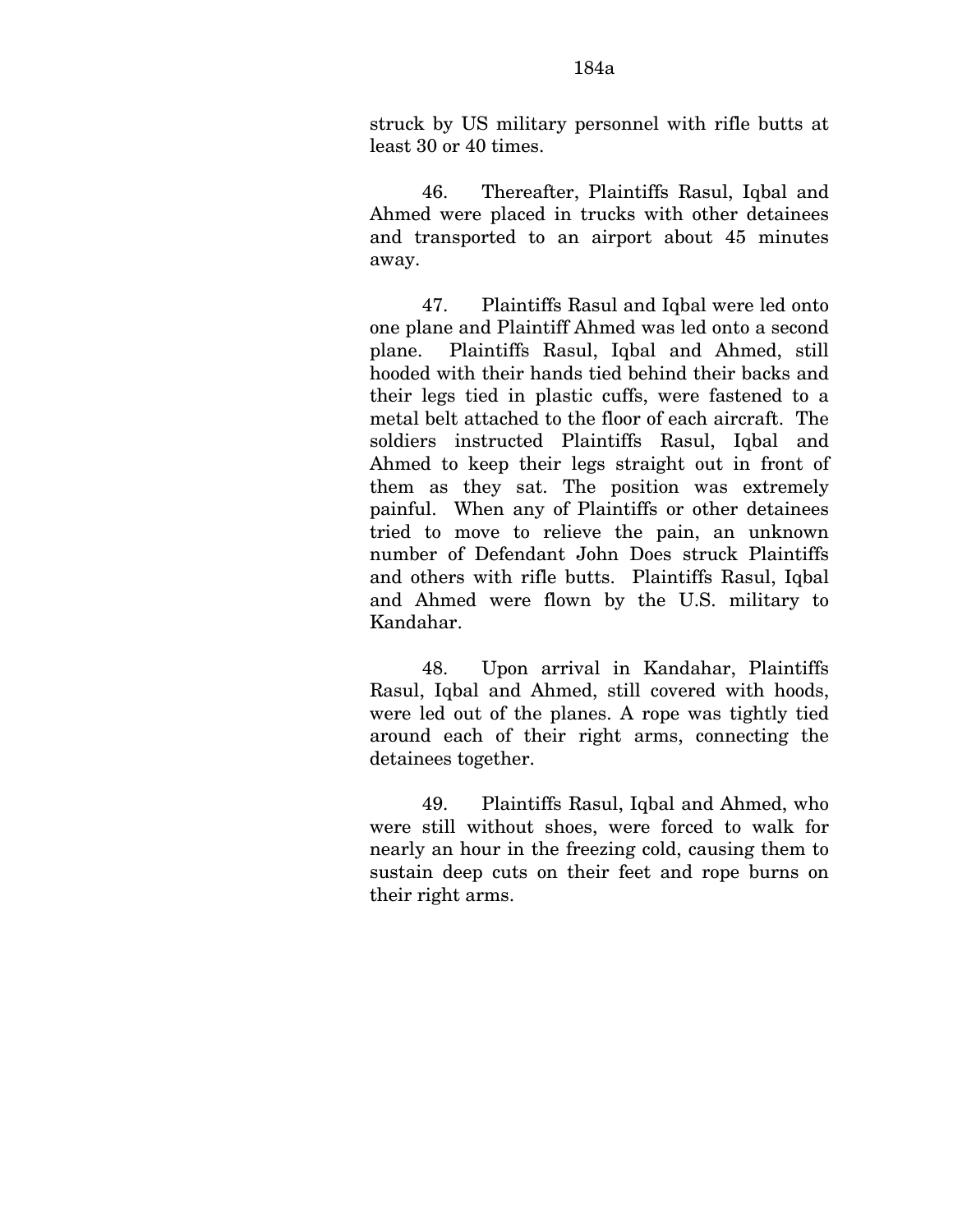struck by US military personnel with rifle butts at least 30 or 40 times.

46. Thereafter, Plaintiffs Rasul, Iqbal and Ahmed were placed in trucks with other detainees and transported to an airport about 45 minutes away.

47. Plaintiffs Rasul and Iqbal were led onto one plane and Plaintiff Ahmed was led onto a second plane. Plaintiffs Rasul, Iqbal and Ahmed, still hooded with their hands tied behind their backs and their legs tied in plastic cuffs, were fastened to a metal belt attached to the floor of each aircraft. The soldiers instructed Plaintiffs Rasul, Iqbal and Ahmed to keep their legs straight out in front of them as they sat. The position was extremely painful. When any of Plaintiffs or other detainees tried to move to relieve the pain, an unknown number of Defendant John Does struck Plaintiffs and others with rifle butts. Plaintiffs Rasul, Iqbal and Ahmed were flown by the U.S. military to Kandahar.

48. Upon arrival in Kandahar, Plaintiffs Rasul, Iqbal and Ahmed, still covered with hoods, were led out of the planes. A rope was tightly tied around each of their right arms, connecting the detainees together.

49. Plaintiffs Rasul, Iqbal and Ahmed, who were still without shoes, were forced to walk for nearly an hour in the freezing cold, causing them to sustain deep cuts on their feet and rope burns on their right arms.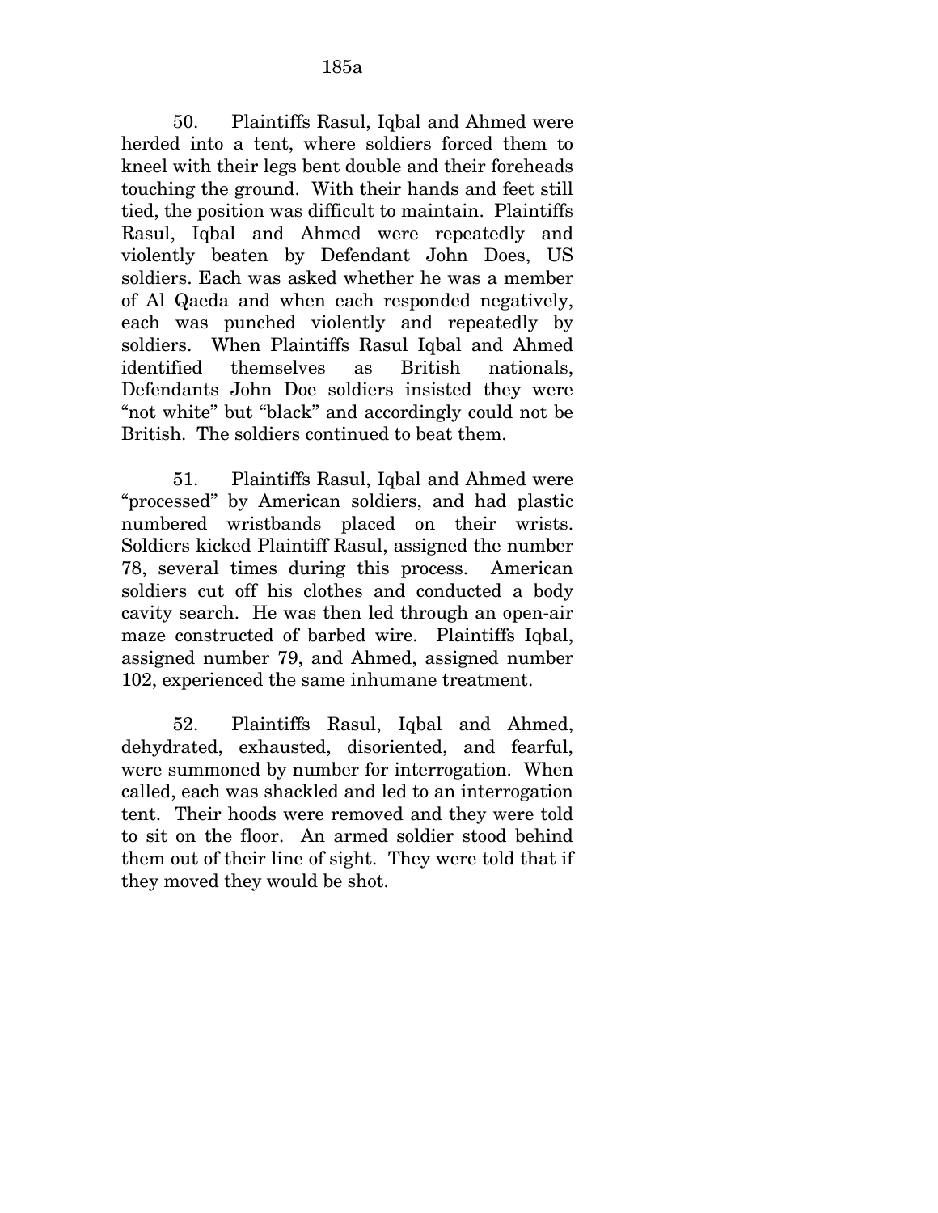50. Plaintiffs Rasul, Iqbal and Ahmed were herded into a tent, where soldiers forced them to kneel with their legs bent double and their foreheads touching the ground. With their hands and feet still tied, the position was difficult to maintain. Plaintiffs Rasul, Iqbal and Ahmed were repeatedly and violently beaten by Defendant John Does, US soldiers. Each was asked whether he was a member of Al Qaeda and when each responded negatively, each was punched violently and repeatedly by soldiers. When Plaintiffs Rasul Iqbal and Ahmed identified themselves as British nationals, Defendants John Doe soldiers insisted they were "not white" but "black" and accordingly could not be British. The soldiers continued to beat them.

51. Plaintiffs Rasul, Iqbal and Ahmed were "processed" by American soldiers, and had plastic numbered wristbands placed on their wrists. Soldiers kicked Plaintiff Rasul, assigned the number 78, several times during this process. American soldiers cut off his clothes and conducted a body cavity search. He was then led through an open-air maze constructed of barbed wire. Plaintiffs Iqbal, assigned number 79, and Ahmed, assigned number 102, experienced the same inhumane treatment.

52. Plaintiffs Rasul, Iqbal and Ahmed, dehydrated, exhausted, disoriented, and fearful, were summoned by number for interrogation. When called, each was shackled and led to an interrogation tent. Their hoods were removed and they were told to sit on the floor. An armed soldier stood behind them out of their line of sight. They were told that if they moved they would be shot.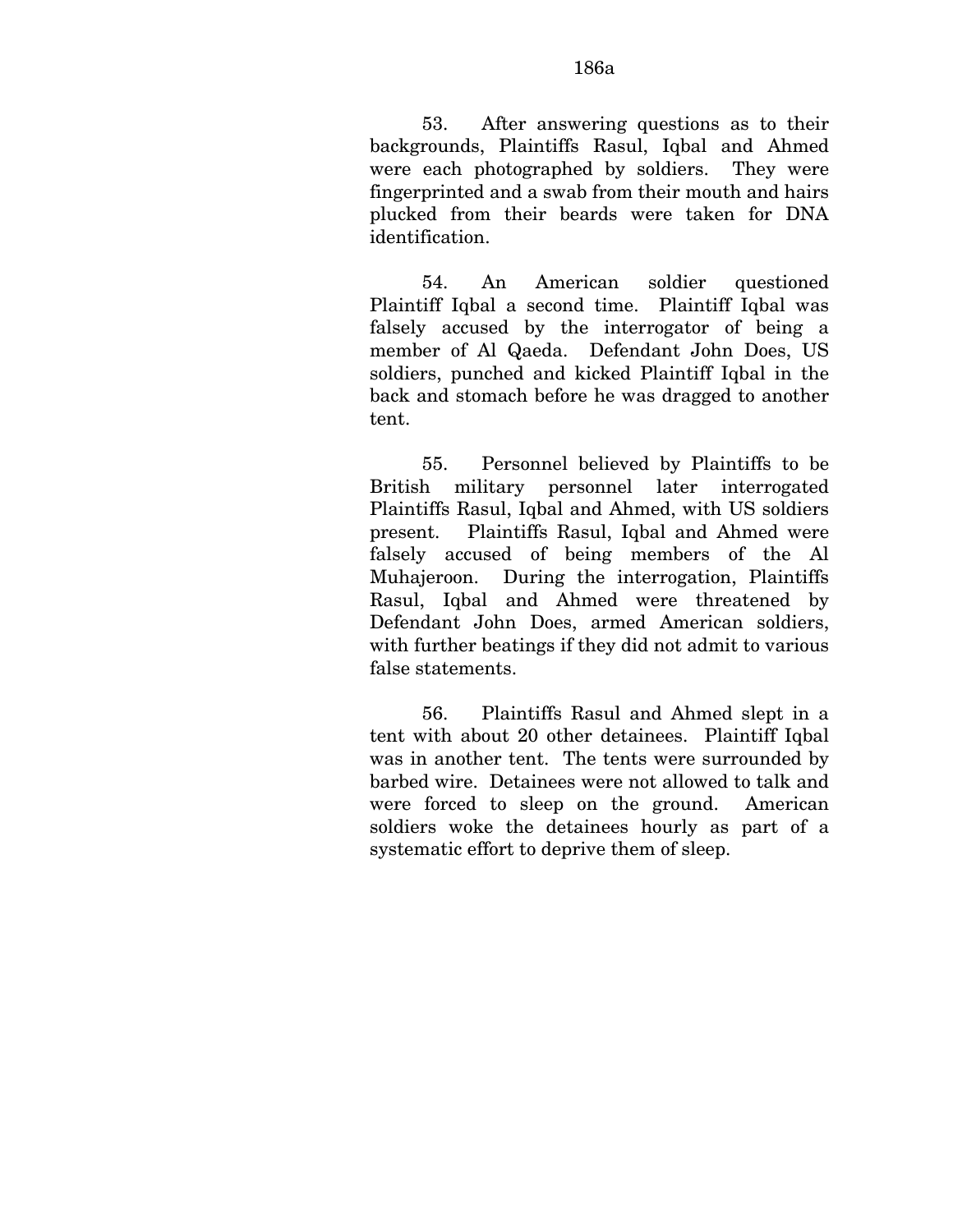53. After answering questions as to their backgrounds, Plaintiffs Rasul, Iqbal and Ahmed were each photographed by soldiers. They were fingerprinted and a swab from their mouth and hairs plucked from their beards were taken for DNA identification.

54. An American soldier questioned Plaintiff Iqbal a second time. Plaintiff Iqbal was falsely accused by the interrogator of being a member of Al Qaeda. Defendant John Does, US soldiers, punched and kicked Plaintiff Iqbal in the back and stomach before he was dragged to another tent.

55. Personnel believed by Plaintiffs to be British military personnel later interrogated Plaintiffs Rasul, Iqbal and Ahmed, with US soldiers present. Plaintiffs Rasul, Iqbal and Ahmed were falsely accused of being members of the Al Muhajeroon. During the interrogation, Plaintiffs Rasul, Iqbal and Ahmed were threatened by Defendant John Does, armed American soldiers, with further beatings if they did not admit to various false statements.

56. Plaintiffs Rasul and Ahmed slept in a tent with about 20 other detainees. Plaintiff Iqbal was in another tent. The tents were surrounded by barbed wire. Detainees were not allowed to talk and were forced to sleep on the ground. American soldiers woke the detainees hourly as part of a systematic effort to deprive them of sleep.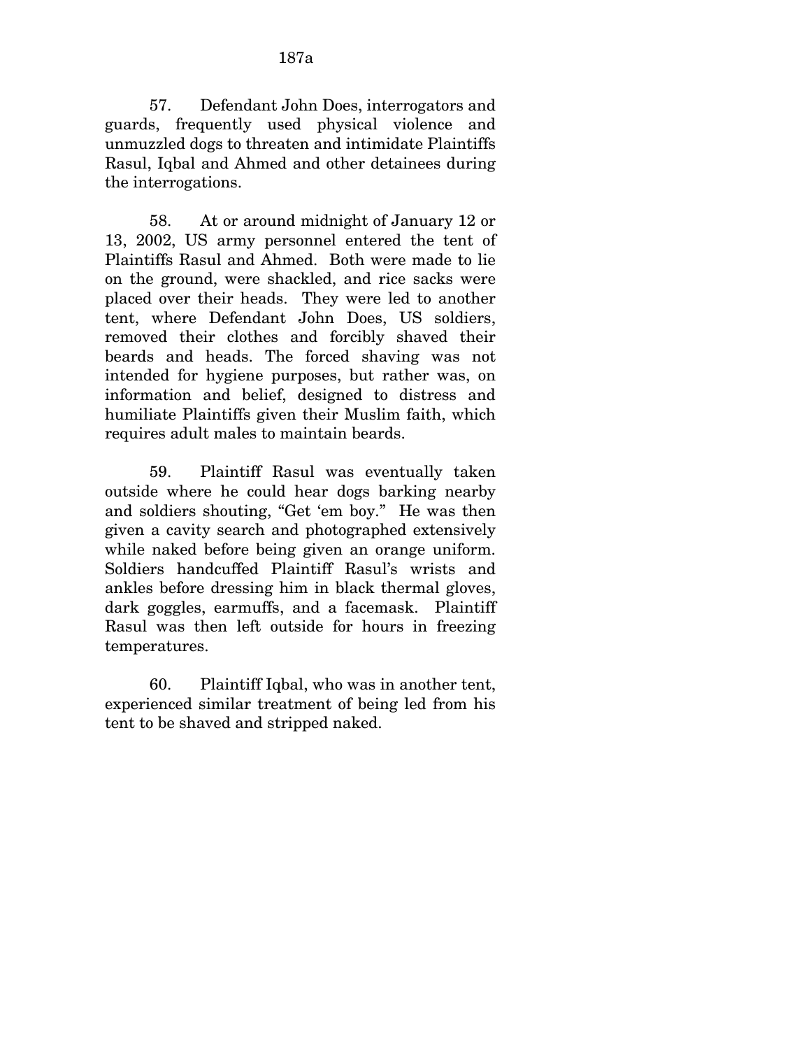57. Defendant John Does, interrogators and guards, frequently used physical violence and unmuzzled dogs to threaten and intimidate Plaintiffs Rasul, Iqbal and Ahmed and other detainees during the interrogations.

58. At or around midnight of January 12 or 13, 2002, US army personnel entered the tent of Plaintiffs Rasul and Ahmed. Both were made to lie on the ground, were shackled, and rice sacks were placed over their heads. They were led to another tent, where Defendant John Does, US soldiers, removed their clothes and forcibly shaved their beards and heads. The forced shaving was not intended for hygiene purposes, but rather was, on information and belief, designed to distress and humiliate Plaintiffs given their Muslim faith, which requires adult males to maintain beards.

59. Plaintiff Rasul was eventually taken outside where he could hear dogs barking nearby and soldiers shouting, "Get 'em boy." He was then given a cavity search and photographed extensively while naked before being given an orange uniform. Soldiers handcuffed Plaintiff Rasul's wrists and ankles before dressing him in black thermal gloves, dark goggles, earmuffs, and a facemask. Plaintiff Rasul was then left outside for hours in freezing temperatures.

60. Plaintiff Iqbal, who was in another tent, experienced similar treatment of being led from his tent to be shaved and stripped naked.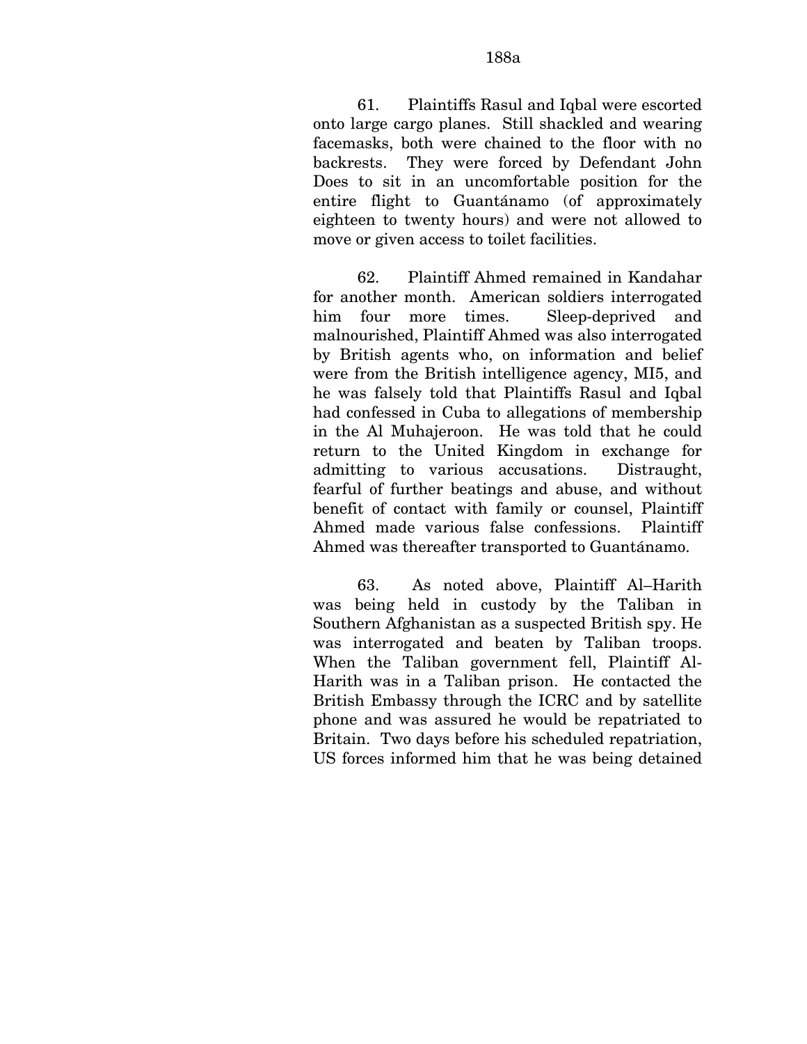61. Plaintiffs Rasul and Iqbal were escorted onto large cargo planes. Still shackled and wearing facemasks, both were chained to the floor with no backrests. They were forced by Defendant John Does to sit in an uncomfortable position for the entire flight to Guantánamo (of approximately eighteen to twenty hours) and were not allowed to move or given access to toilet facilities.

62. Plaintiff Ahmed remained in Kandahar for another month. American soldiers interrogated him four more times. Sleep-deprived and malnourished, Plaintiff Ahmed was also interrogated by British agents who, on information and belief were from the British intelligence agency, MI5, and he was falsely told that Plaintiffs Rasul and Iqbal had confessed in Cuba to allegations of membership in the Al Muhajeroon. He was told that he could return to the United Kingdom in exchange for admitting to various accusations. Distraught, fearful of further beatings and abuse, and without benefit of contact with family or counsel, Plaintiff Ahmed made various false confessions. Plaintiff Ahmed was thereafter transported to Guantánamo.

63. As noted above, Plaintiff Al–Harith was being held in custody by the Taliban in Southern Afghanistan as a suspected British spy. He was interrogated and beaten by Taliban troops. When the Taliban government fell, Plaintiff Al-Harith was in a Taliban prison. He contacted the British Embassy through the ICRC and by satellite phone and was assured he would be repatriated to Britain. Two days before his scheduled repatriation, US forces informed him that he was being detained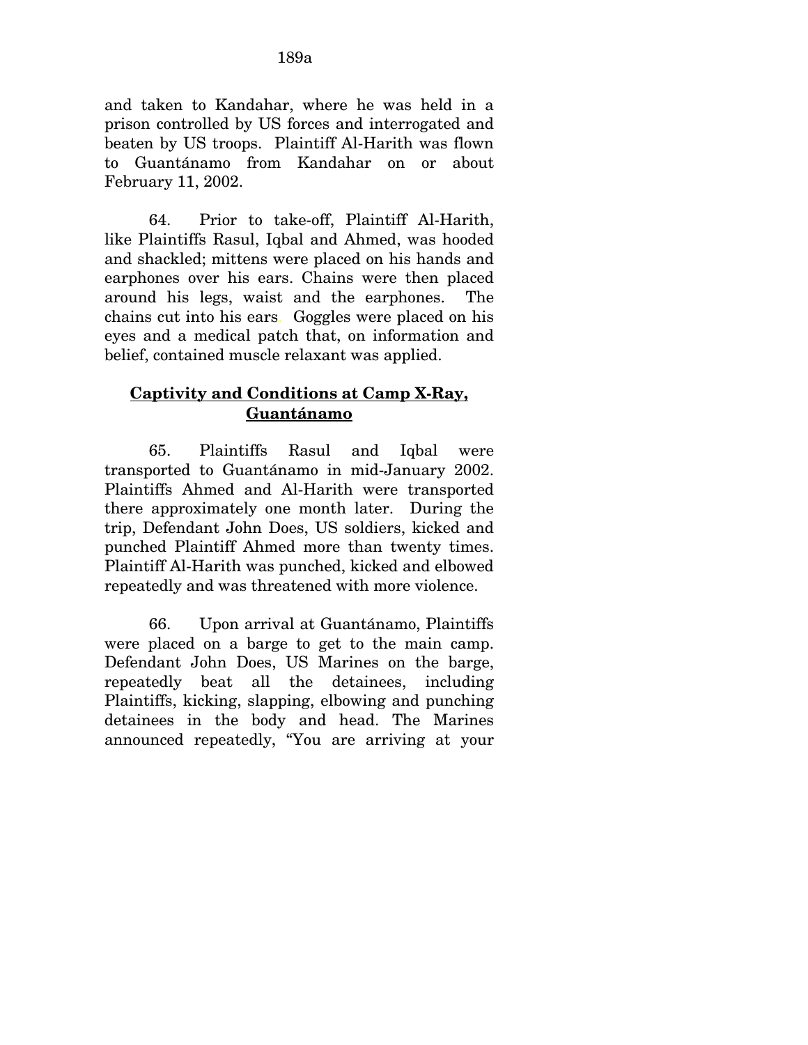and taken to Kandahar, where he was held in a prison controlled by US forces and interrogated and beaten by US troops. Plaintiff Al-Harith was flown to Guantánamo from Kandahar on or about February 11, 2002.

64. Prior to take-off, Plaintiff Al-Harith, like Plaintiffs Rasul, Iqbal and Ahmed, was hooded and shackled; mittens were placed on his hands and earphones over his ears. Chains were then placed around his legs, waist and the earphones. The chains cut into his ears. Goggles were placed on his eyes and a medical patch that, on information and belief, contained muscle relaxant was applied.

## **Captivity and Conditions at Camp X-Ray, Guantánamo**

65. Plaintiffs Rasul and Iqbal were transported to Guantánamo in mid-January 2002. Plaintiffs Ahmed and Al-Harith were transported there approximately one month later. During the trip, Defendant John Does, US soldiers, kicked and punched Plaintiff Ahmed more than twenty times. Plaintiff Al-Harith was punched, kicked and elbowed repeatedly and was threatened with more violence.

66. Upon arrival at Guantánamo, Plaintiffs were placed on a barge to get to the main camp. Defendant John Does, US Marines on the barge, repeatedly beat all the detainees, including Plaintiffs, kicking, slapping, elbowing and punching detainees in the body and head. The Marines announced repeatedly, "You are arriving at your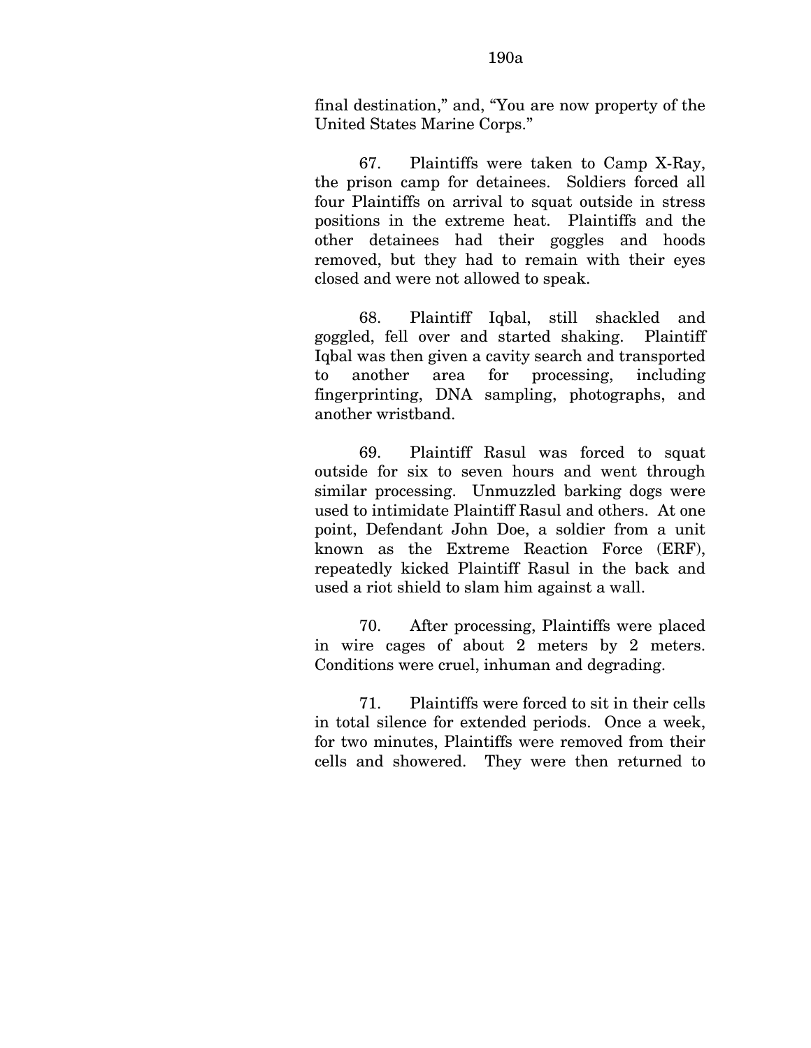final destination," and, "You are now property of the United States Marine Corps."

67. Plaintiffs were taken to Camp X-Ray, the prison camp for detainees. Soldiers forced all four Plaintiffs on arrival to squat outside in stress positions in the extreme heat. Plaintiffs and the other detainees had their goggles and hoods removed, but they had to remain with their eyes closed and were not allowed to speak.

68. Plaintiff Iqbal, still shackled and goggled, fell over and started shaking. Plaintiff Iqbal was then given a cavity search and transported to another area for processing, including fingerprinting, DNA sampling, photographs, and another wristband.

69. Plaintiff Rasul was forced to squat outside for six to seven hours and went through similar processing. Unmuzzled barking dogs were used to intimidate Plaintiff Rasul and others. At one point, Defendant John Doe, a soldier from a unit known as the Extreme Reaction Force (ERF), repeatedly kicked Plaintiff Rasul in the back and used a riot shield to slam him against a wall.

70. After processing, Plaintiffs were placed in wire cages of about 2 meters by 2 meters. Conditions were cruel, inhuman and degrading.

71. Plaintiffs were forced to sit in their cells in total silence for extended periods. Once a week, for two minutes, Plaintiffs were removed from their cells and showered. They were then returned to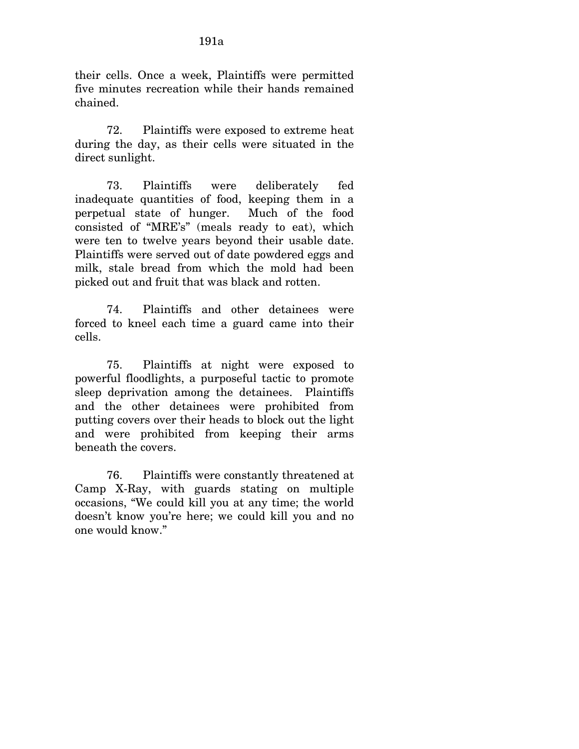their cells. Once a week, Plaintiffs were permitted five minutes recreation while their hands remained chained.

72. Plaintiffs were exposed to extreme heat during the day, as their cells were situated in the direct sunlight.

73. Plaintiffs were deliberately fed inadequate quantities of food, keeping them in a perpetual state of hunger. Much of the food consisted of "MRE's" (meals ready to eat), which were ten to twelve years beyond their usable date. Plaintiffs were served out of date powdered eggs and milk, stale bread from which the mold had been picked out and fruit that was black and rotten.

74. Plaintiffs and other detainees were forced to kneel each time a guard came into their cells.

75. Plaintiffs at night were exposed to powerful floodlights, a purposeful tactic to promote sleep deprivation among the detainees. Plaintiffs and the other detainees were prohibited from putting covers over their heads to block out the light and were prohibited from keeping their arms beneath the covers.

76. Plaintiffs were constantly threatened at Camp X-Ray, with guards stating on multiple occasions, "We could kill you at any time; the world doesn't know you're here; we could kill you and no one would know."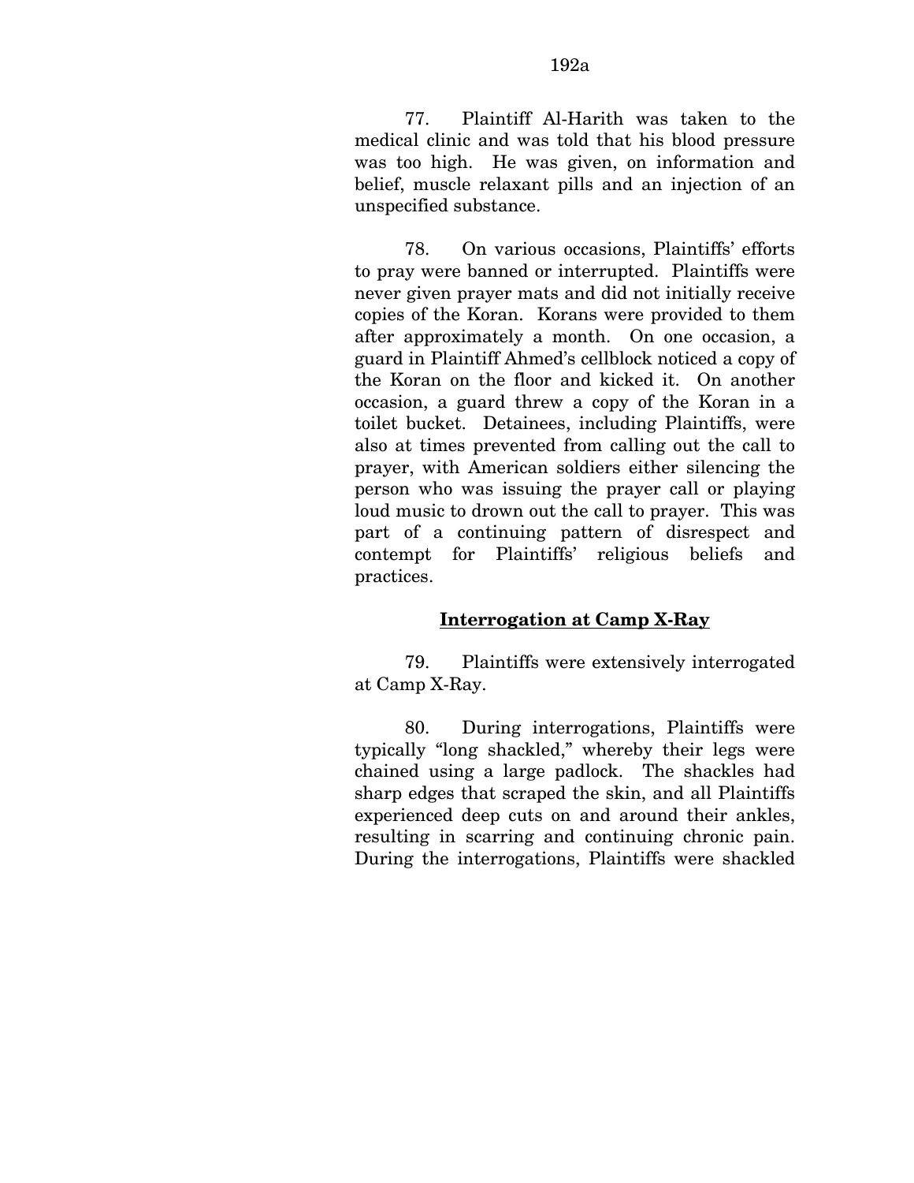77. Plaintiff Al-Harith was taken to the medical clinic and was told that his blood pressure was too high. He was given, on information and belief, muscle relaxant pills and an injection of an unspecified substance.

78. On various occasions, Plaintiffs' efforts to pray were banned or interrupted. Plaintiffs were never given prayer mats and did not initially receive copies of the Koran. Korans were provided to them after approximately a month. On one occasion, a guard in Plaintiff Ahmed's cellblock noticed a copy of the Koran on the floor and kicked it. On another occasion, a guard threw a copy of the Koran in a toilet bucket. Detainees, including Plaintiffs, were also at times prevented from calling out the call to prayer, with American soldiers either silencing the person who was issuing the prayer call or playing loud music to drown out the call to prayer. This was part of a continuing pattern of disrespect and contempt for Plaintiffs' religious beliefs and practices.

## Interrogation at Camp X-Ray

79. Plaintiffs were extensively interrogated at Camp X-Ray.

80. During interrogations, Plaintiffs were typically "long shackled," whereby their legs were chained using a large padlock. The shackles had sharp edges that scraped the skin, and all Plaintiffs experienced deep cuts on and around their ankles, resulting in scarring and continuing chronic pain. During the interrogations, Plaintiffs were shackled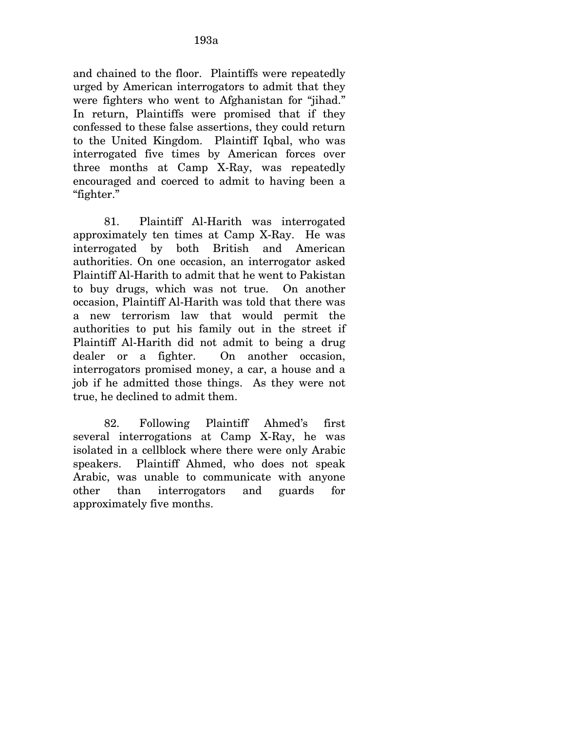and chained to the floor. Plaintiffs were repeatedly urged by American interrogators to admit that they were fighters who went to Afghanistan for "jihad." In return, Plaintiffs were promised that if they confessed to these false assertions, they could return to the United Kingdom. Plaintiff Iqbal, who was interrogated five times by American forces over three months at Camp X-Ray, was repeatedly encouraged and coerced to admit to having been a "fighter."

81. Plaintiff Al-Harith was interrogated approximately ten times at Camp X-Ray. He was interrogated by both British and American authorities. On one occasion, an interrogator asked Plaintiff Al-Harith to admit that he went to Pakistan to buy drugs, which was not true. On another occasion, Plaintiff Al-Harith was told that there was a new terrorism law that would permit the authorities to put his family out in the street if Plaintiff Al-Harith did not admit to being a drug dealer or a fighter. On another occasion, interrogators promised money, a car, a house and a job if he admitted those things. As they were not true, he declined to admit them.

82. Following Plaintiff Ahmed's first several interrogations at Camp X-Ray, he was isolated in a cellblock where there were only Arabic speakers. Plaintiff Ahmed, who does not speak Arabic, was unable to communicate with anyone other than interrogators and guards for approximately five months.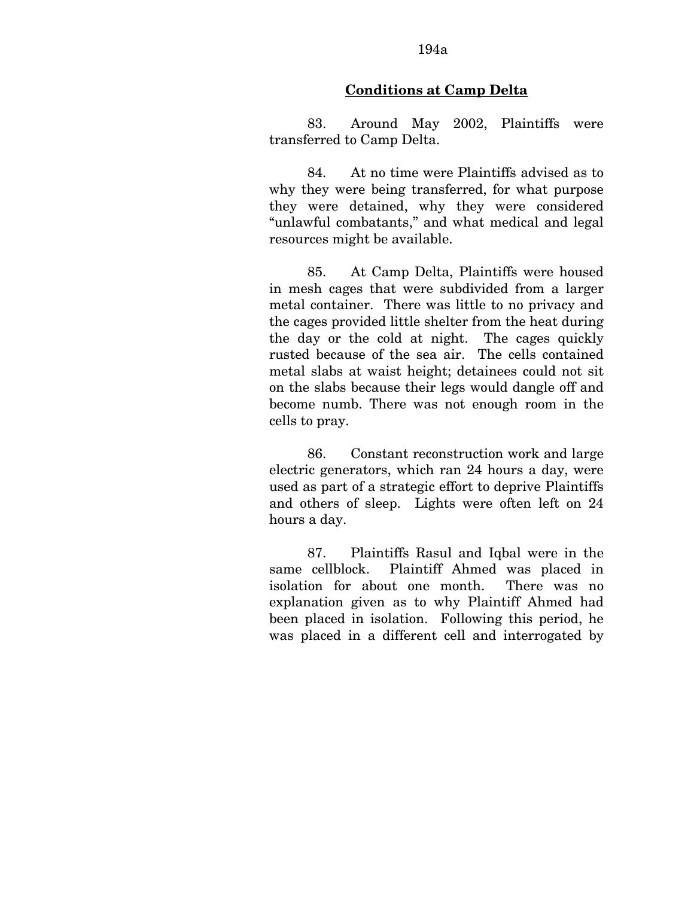## Conditions at Camp Delta

83. Around May 2002, Plaintiffs were transferred to Camp Delta.

84. At no time were Plaintiffs advised as to why they were being transferred, for what purpose they were detained, why they were considered "unlawful combatants," and what medical and legal resources might be available.

85. At Camp Delta, Plaintiffs were housed in mesh cages that were subdivided from a larger metal container. There was little to no privacy and the cages provided little shelter from the heat during the day or the cold at night. The cages quickly rusted because of the sea air. The cells contained metal slabs at waist height; detainees could not sit on the slabs because their legs would dangle off and become numb. There was not enough room in the cells to pray.

86. Constant reconstruction work and large electric generators, which ran 24 hours a day, were used as part of a strategic effort to deprive Plaintiffs and others of sleep. Lights were often left on 24 hours a day.

87. Plaintiffs Rasul and Iqbal were in the same cellblock. Plaintiff Ahmed was placed in isolation for about one month. There was no explanation given as to why Plaintiff Ahmed had been placed in isolation. Following this period, he was placed in a different cell and interrogated by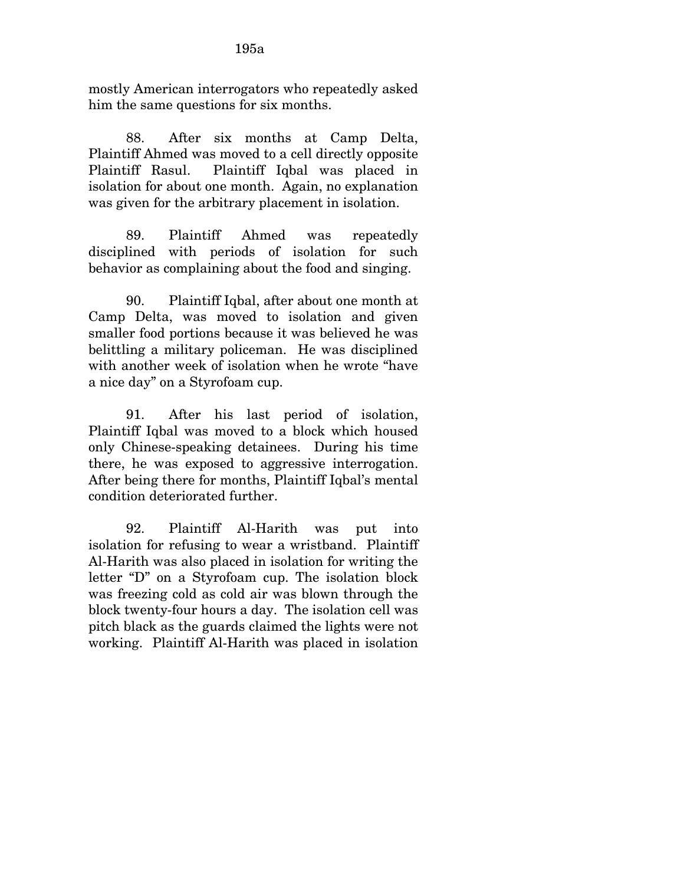mostly American interrogators who repeatedly asked him the same questions for six months.

88. After six months at Camp Delta, Plaintiff Ahmed was moved to a cell directly opposite Plaintiff Rasul. Plaintiff Iqbal was placed in isolation for about one month. Again, no explanation was given for the arbitrary placement in isolation.

89. Plaintiff Ahmed was repeatedly disciplined with periods of isolation for such behavior as complaining about the food and singing.

90. Plaintiff Iqbal, after about one month at Camp Delta, was moved to isolation and given smaller food portions because it was believed he was belittling a military policeman. He was disciplined with another week of isolation when he wrote "have a nice day" on a Styrofoam cup.

91. After his last period of isolation, Plaintiff Iqbal was moved to a block which housed only Chinese-speaking detainees. During his time there, he was exposed to aggressive interrogation. After being there for months, Plaintiff Iqbal's mental condition deteriorated further.

92. Plaintiff Al-Harith was put into isolation for refusing to wear a wristband. Plaintiff Al-Harith was also placed in isolation for writing the letter "D" on a Styrofoam cup. The isolation block was freezing cold as cold air was blown through the block twenty-four hours a day. The isolation cell was pitch black as the guards claimed the lights were not working. Plaintiff Al-Harith was placed in isolation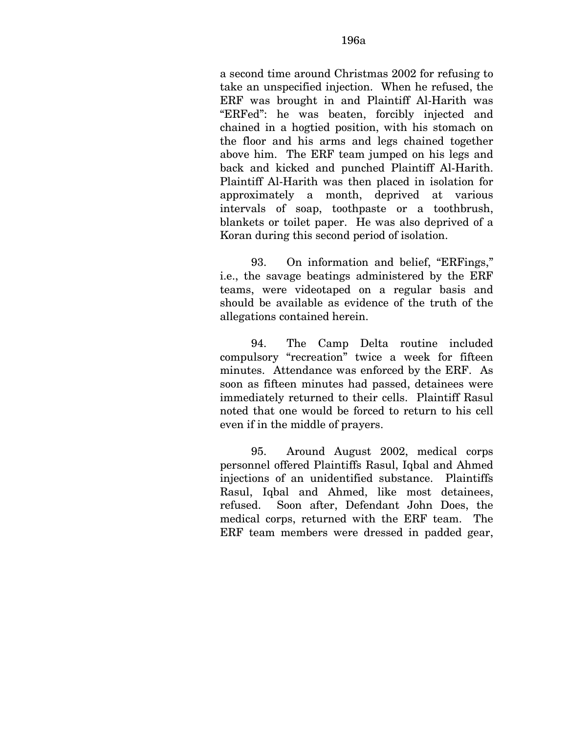a second time around Christmas 2002 for refusing to take an unspecified injection. When he refused, the ERF was brought in and Plaintiff Al-Harith was "ERFed": he was beaten, forcibly injected and chained in a hogtied position, with his stomach on the floor and his arms and legs chained together above him. The ERF team jumped on his legs and back and kicked and punched Plaintiff Al-Harith. Plaintiff Al-Harith was then placed in isolation for approximately a month, deprived at various intervals of soap, toothpaste or a toothbrush, blankets or toilet paper. He was also deprived of a Koran during this second period of isolation.

93. On information and belief, "ERFings," i.e., the savage beatings administered by the ERF teams, were videotaped on a regular basis and should be available as evidence of the truth of the allegations contained herein.

94. The Camp Delta routine included compulsory "recreation" twice a week for fifteen minutes. Attendance was enforced by the ERF. As soon as fifteen minutes had passed, detainees were immediately returned to their cells. Plaintiff Rasul noted that one would be forced to return to his cell even if in the middle of prayers.

95. Around August 2002, medical corps personnel offered Plaintiffs Rasul, Iqbal and Ahmed injections of an unidentified substance. Plaintiffs Rasul, Iqbal and Ahmed, like most detainees, refused. Soon after, Defendant John Does, the medical corps, returned with the ERF team. The ERF team members were dressed in padded gear,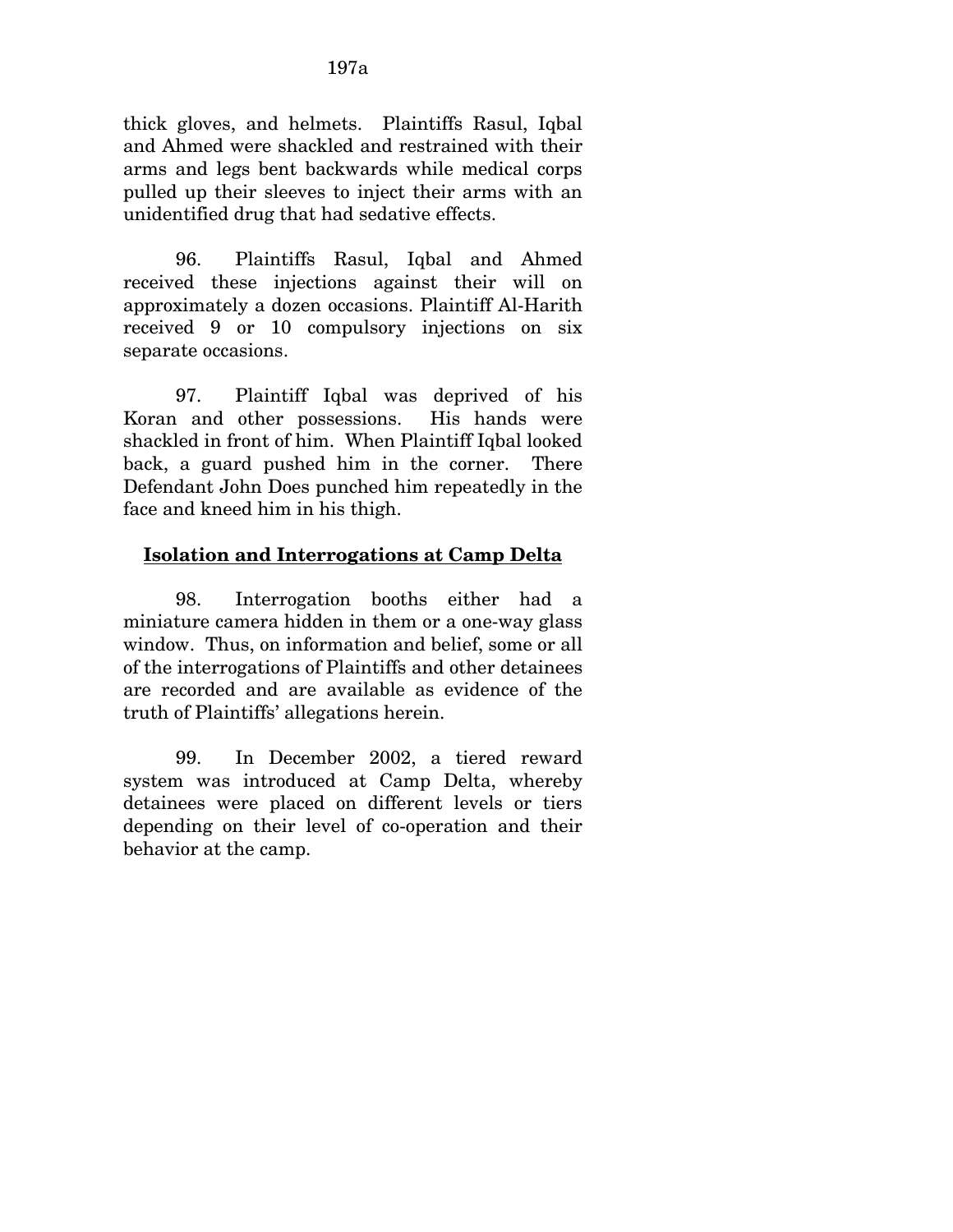thick gloves, and helmets. Plaintiffs Rasul, Iqbal and Ahmed were shackled and restrained with their arms and legs bent backwards while medical corps pulled up their sleeves to inject their arms with an unidentified drug that had sedative effects.

96. Plaintiffs Rasul, Iqbal and Ahmed received these injections against their will on approximately a dozen occasions. Plaintiff Al-Harith received 9 or 10 compulsory injections on six separate occasions.

97. Plaintiff Iqbal was deprived of his Koran and other possessions. His hands were shackled in front of him. When Plaintiff Iqbal looked back, a guard pushed him in the corner. There Defendant John Does punched him repeatedly in the face and kneed him in his thigh.

**Isolation and Interrogations at Camp Delta**

98. Interrogation booths either had a miniature camera hidden in them or a one-way glass window. Thus, on information and belief, some or all of the interrogations of Plaintiffs and other detainees are recorded and are available as evidence of the truth of Plaintiffs' allegations herein.

99. In December 2002, a tiered reward system was introduced at Camp Delta, whereby detainees were placed on different levels or tiers depending on their level of co-operation and their behavior at the camp.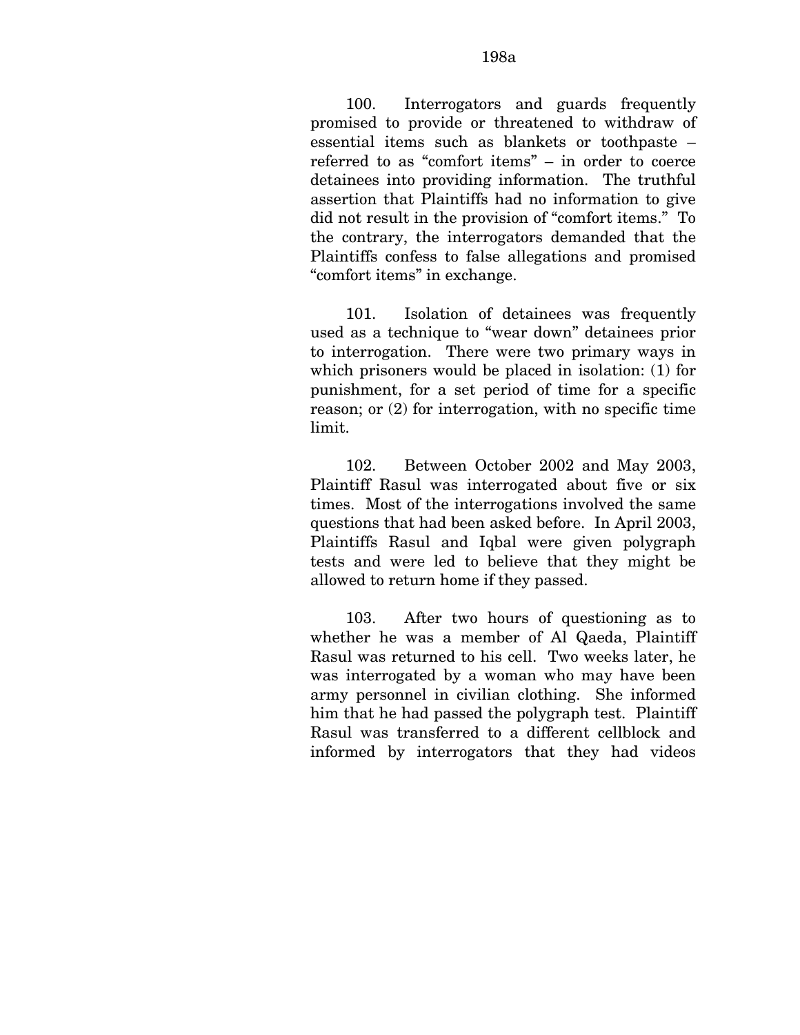100. Interrogators and guards frequently promised to provide or threatened to withdraw of essential items such as blankets or toothpaste – referred to as "comfort items" – in order to coerce detainees into providing information. The truthful assertion that Plaintiffs had no information to give did not result in the provision of "comfort items." To the contrary, the interrogators demanded that the Plaintiffs confess to false allegations and promised "comfort items" in exchange.

101. Isolation of detainees was frequently used as a technique to "wear down" detainees prior to interrogation. There were two primary ways in which prisoners would be placed in isolation: (1) for punishment, for a set period of time for a specific reason; or (2) for interrogation, with no specific time limit.

102. Between October 2002 and May 2003, Plaintiff Rasul was interrogated about five or six times. Most of the interrogations involved the same questions that had been asked before. In April 2003, Plaintiffs Rasul and Iqbal were given polygraph tests and were led to believe that they might be allowed to return home if they passed.

103. After two hours of questioning as to whether he was a member of Al Qaeda, Plaintiff Rasul was returned to his cell. Two weeks later, he was interrogated by a woman who may have been army personnel in civilian clothing. She informed him that he had passed the polygraph test. Plaintiff Rasul was transferred to a different cellblock and informed by interrogators that they had videos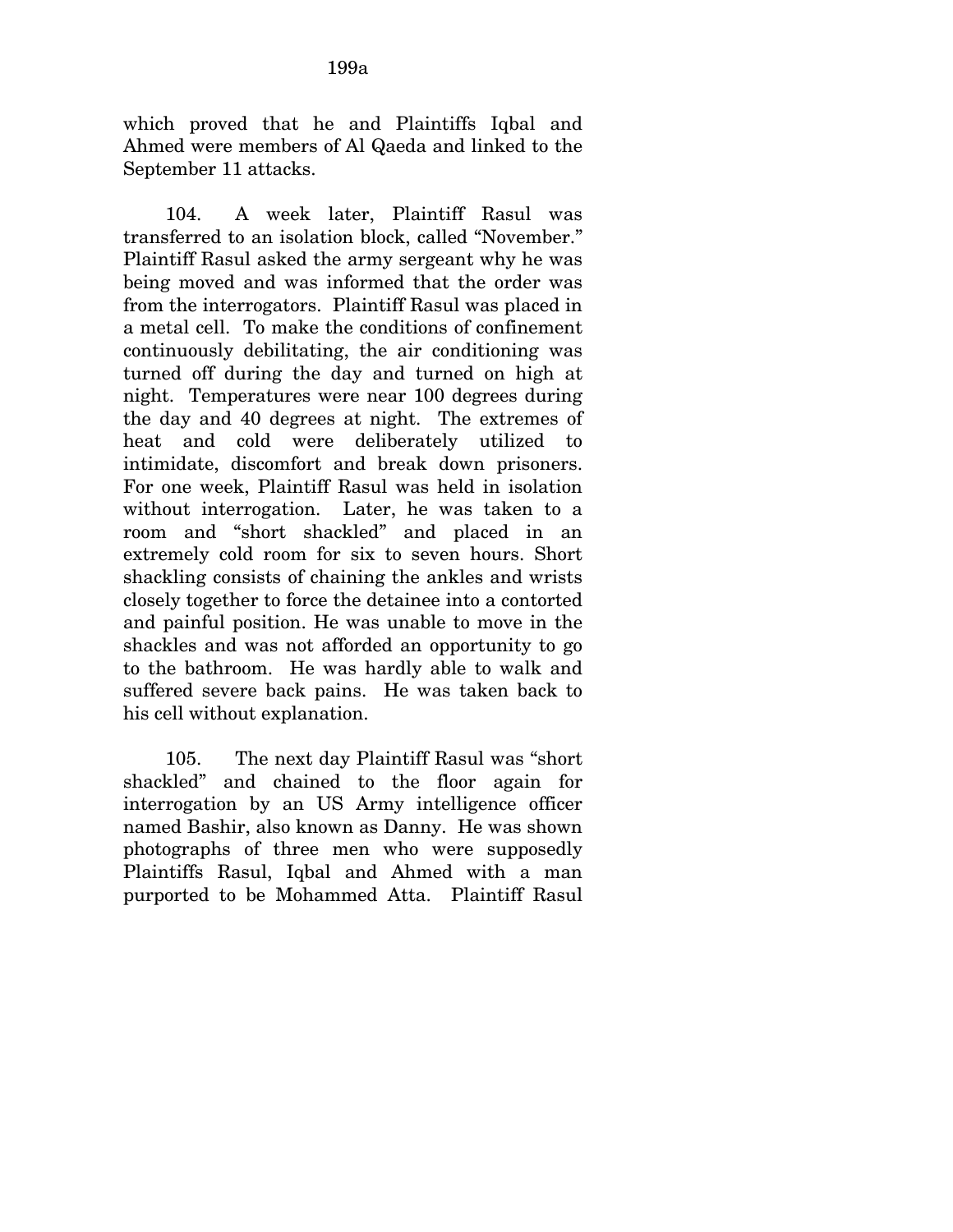which proved that he and Plaintiffs Iqbal and Ahmed were members of Al Qaeda and linked to the September 11 attacks.

104. A week later, Plaintiff Rasul was transferred to an isolation block, called "November." Plaintiff Rasul asked the army sergeant why he was being moved and was informed that the order was from the interrogators. Plaintiff Rasul was placed in a metal cell. To make the conditions of confinement continuously debilitating, the air conditioning was turned off during the day and turned on high at night. Temperatures were near 100 degrees during the day and 40 degrees at night. The extremes of heat and cold were deliberately utilized to intimidate, discomfort and break down prisoners. For one week, Plaintiff Rasul was held in isolation without interrogation. Later, he was taken to a room and "short shackled" and placed in an extremely cold room for six to seven hours. Short shackling consists of chaining the ankles and wrists closely together to force the detainee into a contorted and painful position. He was unable to move in the shackles and was not afforded an opportunity to go to the bathroom. He was hardly able to walk and suffered severe back pains. He was taken back to his cell without explanation.

105. The next day Plaintiff Rasul was "short shackled" and chained to the floor again for interrogation by an US Army intelligence officer named Bashir, also known as Danny. He was shown photographs of three men who were supposedly Plaintiffs Rasul, Iqbal and Ahmed with a man purported to be Mohammed Atta. Plaintiff Rasul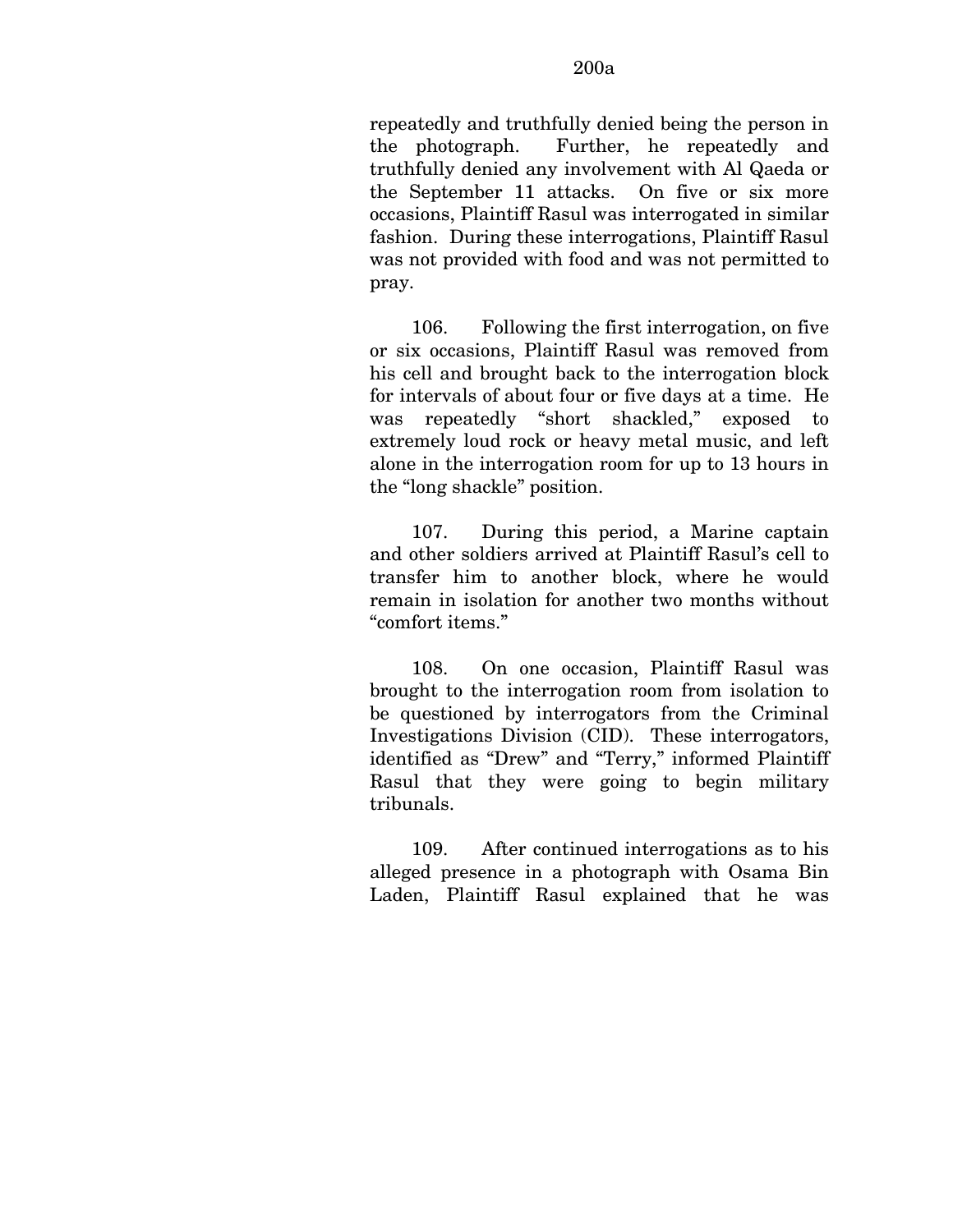repeatedly and truthfully denied being the person in the photograph. Further, he repeatedly and truthfully denied any involvement with Al Qaeda or the September 11 attacks. On five or six more occasions, Plaintiff Rasul was interrogated in similar fashion. During these interrogations, Plaintiff Rasul was not provided with food and was not permitted to pray.

106. Following the first interrogation, on five or six occasions, Plaintiff Rasul was removed from his cell and brought back to the interrogation block for intervals of about four or five days at a time. He was repeatedly "short shackled," exposed to extremely loud rock or heavy metal music, and left alone in the interrogation room for up to 13 hours in the "long shackle" position.

107. During this period, a Marine captain and other soldiers arrived at Plaintiff Rasul's cell to transfer him to another block, where he would remain in isolation for another two months without "comfort items."

108. On one occasion, Plaintiff Rasul was brought to the interrogation room from isolation to be questioned by interrogators from the Criminal Investigations Division (CID). These interrogators, identified as "Drew" and "Terry," informed Plaintiff Rasul that they were going to begin military tribunals.

109. After continued interrogations as to his alleged presence in a photograph with Osama Bin Laden, Plaintiff Rasul explained that he was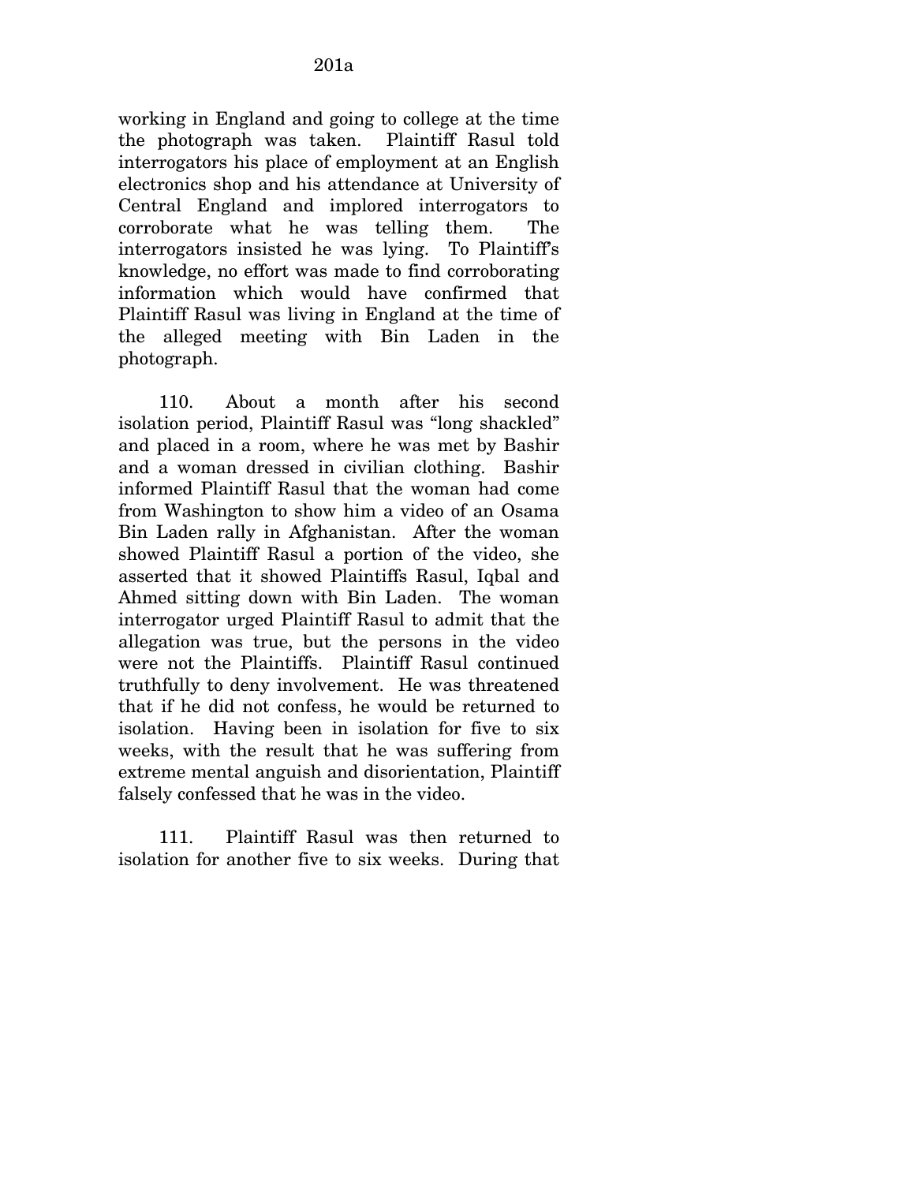working in England and going to college at the time the photograph was taken. Plaintiff Rasul told interrogators his place of employment at an English electronics shop and his attendance at University of Central England and implored interrogators to corroborate what he was telling them. The interrogators insisted he was lying. To Plaintiff's knowledge, no effort was made to find corroborating information which would have confirmed that Plaintiff Rasul was living in England at the time of the alleged meeting with Bin Laden in the photograph.

110. About a month after his second isolation period, Plaintiff Rasul was "long shackled" and placed in a room, where he was met by Bashir and a woman dressed in civilian clothing. Bashir informed Plaintiff Rasul that the woman had come from Washington to show him a video of an Osama Bin Laden rally in Afghanistan. After the woman showed Plaintiff Rasul a portion of the video, she asserted that it showed Plaintiffs Rasul, Iqbal and Ahmed sitting down with Bin Laden. The woman interrogator urged Plaintiff Rasul to admit that the allegation was true, but the persons in the video were not the Plaintiffs. Plaintiff Rasul continued truthfully to deny involvement. He was threatened that if he did not confess, he would be returned to isolation. Having been in isolation for five to six weeks, with the result that he was suffering from extreme mental anguish and disorientation, Plaintiff falsely confessed that he was in the video.

111. Plaintiff Rasul was then returned to isolation for another five to six weeks. During that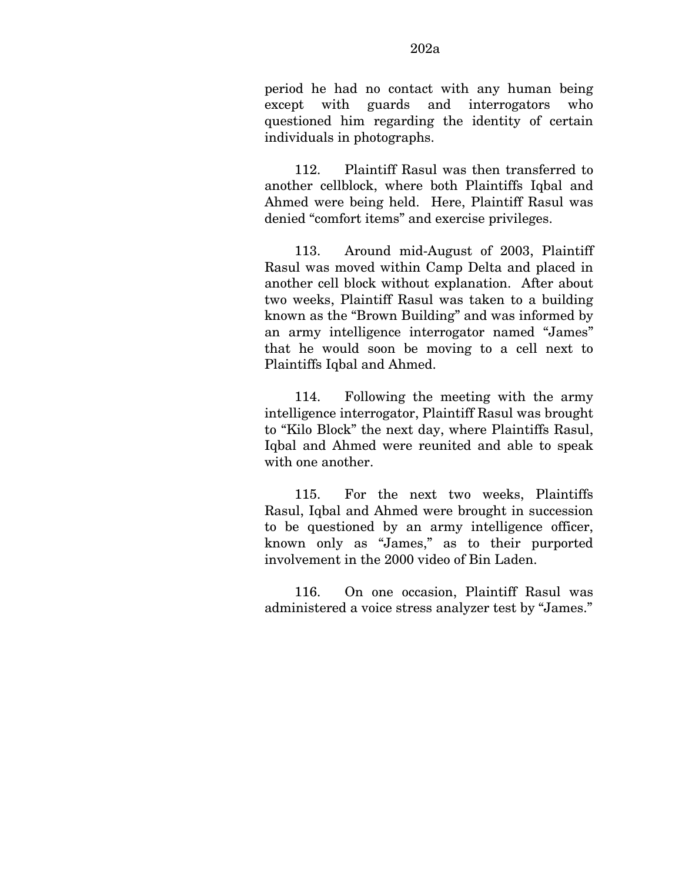period he had no contact with any human being except with guards and interrogators who questioned him regarding the identity of certain individuals in photographs.

112. Plaintiff Rasul was then transferred to another cellblock, where both Plaintiffs Iqbal and Ahmed were being held. Here, Plaintiff Rasul was denied "comfort items" and exercise privileges.

113. Around mid-August of 2003, Plaintiff Rasul was moved within Camp Delta and placed in another cell block without explanation. After about two weeks, Plaintiff Rasul was taken to a building known as the "Brown Building" and was informed by an army intelligence interrogator named "James" that he would soon be moving to a cell next to Plaintiffs Iqbal and Ahmed.

114. Following the meeting with the army intelligence interrogator, Plaintiff Rasul was brought to "Kilo Block" the next day, where Plaintiffs Rasul, Iqbal and Ahmed were reunited and able to speak with one another.

115. For the next two weeks, Plaintiffs Rasul, Iqbal and Ahmed were brought in succession to be questioned by an army intelligence officer, known only as "James," as to their purported involvement in the 2000 video of Bin Laden.

116. On one occasion, Plaintiff Rasul was administered a voice stress analyzer test by "James."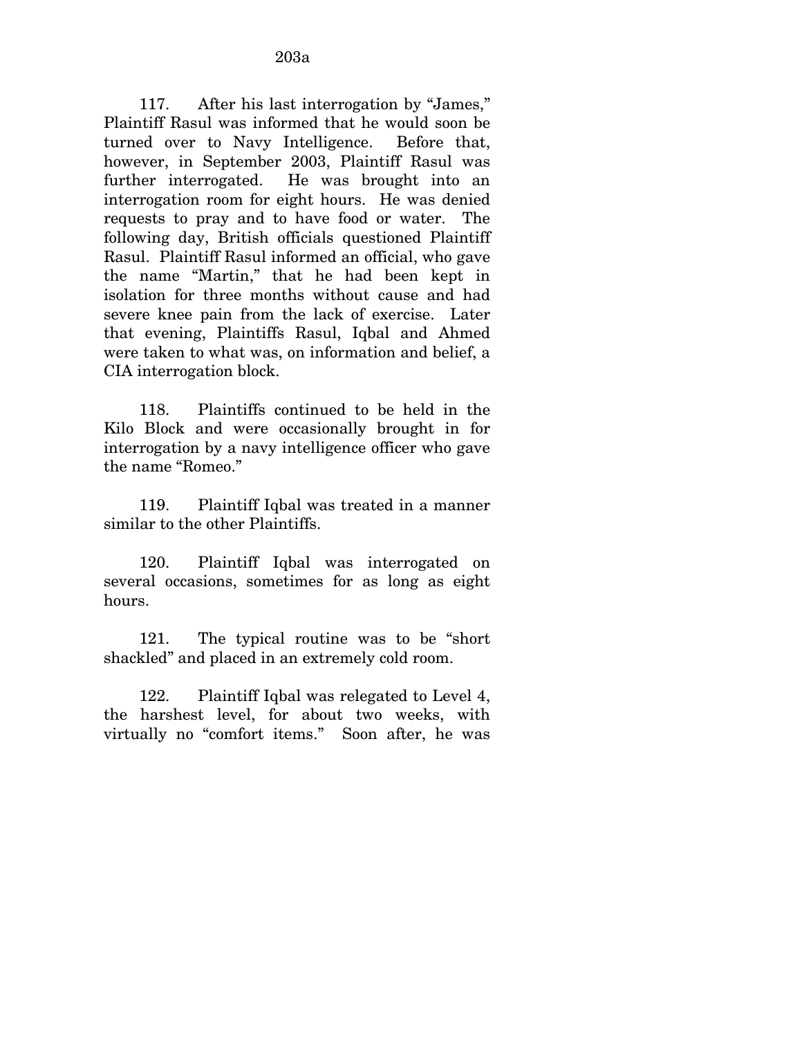117. After his last interrogation by "James," Plaintiff Rasul was informed that he would soon be turned over to Navy Intelligence. Before that, however, in September 2003, Plaintiff Rasul was further interrogated. He was brought into an interrogation room for eight hours. He was denied requests to pray and to have food or water. The following day, British officials questioned Plaintiff Rasul. Plaintiff Rasul informed an official, who gave the name "Martin," that he had been kept in isolation for three months without cause and had severe knee pain from the lack of exercise. Later that evening, Plaintiffs Rasul, Iqbal and Ahmed were taken to what was, on information and belief, a CIA interrogation block.

118. Plaintiffs continued to be held in the Kilo Block and were occasionally brought in for interrogation by a navy intelligence officer who gave the name "Romeo."

119. Plaintiff Iqbal was treated in a manner similar to the other Plaintiffs.

120. Plaintiff Iqbal was interrogated on several occasions, sometimes for as long as eight hours.

121. The typical routine was to be "short shackled" and placed in an extremely cold room.

122. Plaintiff Iqbal was relegated to Level 4, the harshest level, for about two weeks, with virtually no "comfort items." Soon after, he was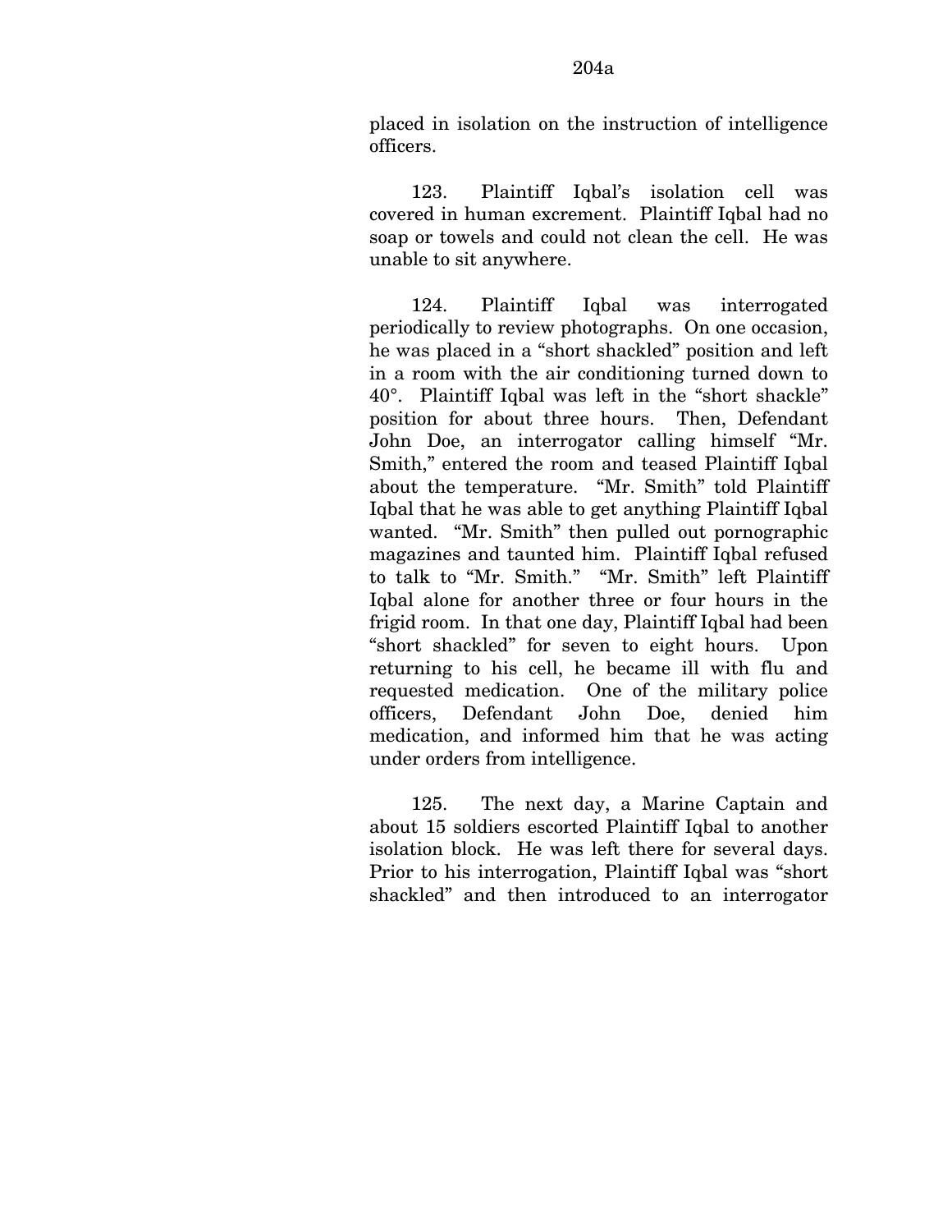placed in isolation on the instruction of intelligence officers.

123. Plaintiff Iqbal's isolation cell was covered in human excrement. Plaintiff Iqbal had no soap or towels and could not clean the cell. He was unable to sit anywhere.

124. Plaintiff Iqbal was interrogated periodically to review photographs. On one occasion, he was placed in a "short shackled" position and left in a room with the air conditioning turned down to 40°. Plaintiff Iqbal was left in the "short shackle" position for about three hours. Then, Defendant John Doe, an interrogator calling himself "Mr. Smith," entered the room and teased Plaintiff Iqbal about the temperature. "Mr. Smith" told Plaintiff Iqbal that he was able to get anything Plaintiff Iqbal wanted. "Mr. Smith" then pulled out pornographic magazines and taunted him. Plaintiff Iqbal refused to talk to "Mr. Smith." "Mr. Smith" left Plaintiff Iqbal alone for another three or four hours in the frigid room. In that one day, Plaintiff Iqbal had been "short shackled" for seven to eight hours. Upon returning to his cell, he became ill with flu and requested medication. One of the military police officers, Defendant John Doe, denied him medication, and informed him that he was acting under orders from intelligence.

125. The next day, a Marine Captain and about 15 soldiers escorted Plaintiff Iqbal to another isolation block. He was left there for several days. Prior to his interrogation, Plaintiff Iqbal was "short shackled" and then introduced to an interrogator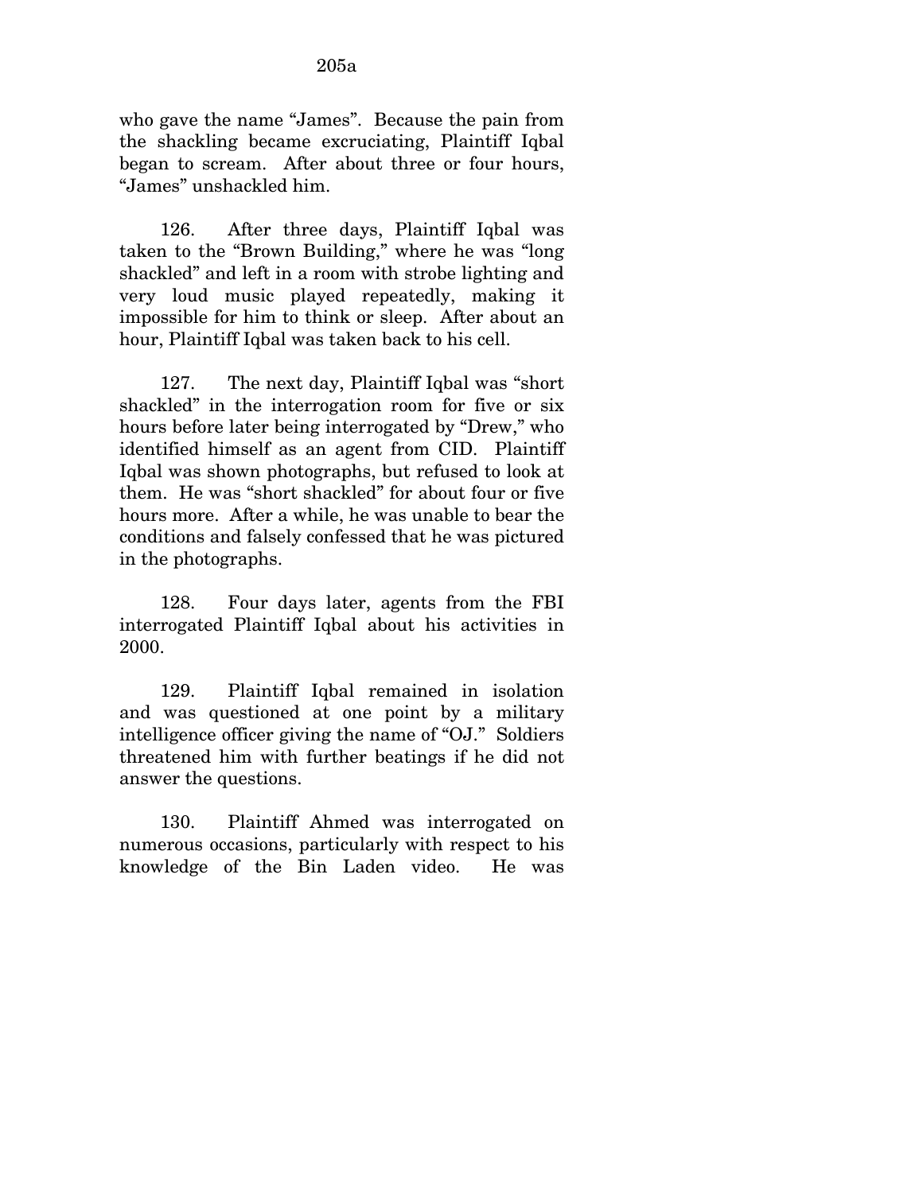who gave the name "James". Because the pain from the shackling became excruciating, Plaintiff Iqbal began to scream. After about three or four hours, "James" unshackled him.

126. After three days, Plaintiff Iqbal was taken to the "Brown Building," where he was "long shackled" and left in a room with strobe lighting and very loud music played repeatedly, making it impossible for him to think or sleep. After about an hour, Plaintiff Iqbal was taken back to his cell.

127. The next day, Plaintiff Iqbal was "short shackled" in the interrogation room for five or six hours before later being interrogated by "Drew," who identified himself as an agent from CID. Plaintiff Iqbal was shown photographs, but refused to look at them. He was "short shackled" for about four or five hours more. After a while, he was unable to bear the conditions and falsely confessed that he was pictured in the photographs.

128. Four days later, agents from the FBI interrogated Plaintiff Iqbal about his activities in 2000.

129. Plaintiff Iqbal remained in isolation and was questioned at one point by a military intelligence officer giving the name of "OJ." Soldiers threatened him with further beatings if he did not answer the questions.

130. Plaintiff Ahmed was interrogated on numerous occasions, particularly with respect to his knowledge of the Bin Laden video. He was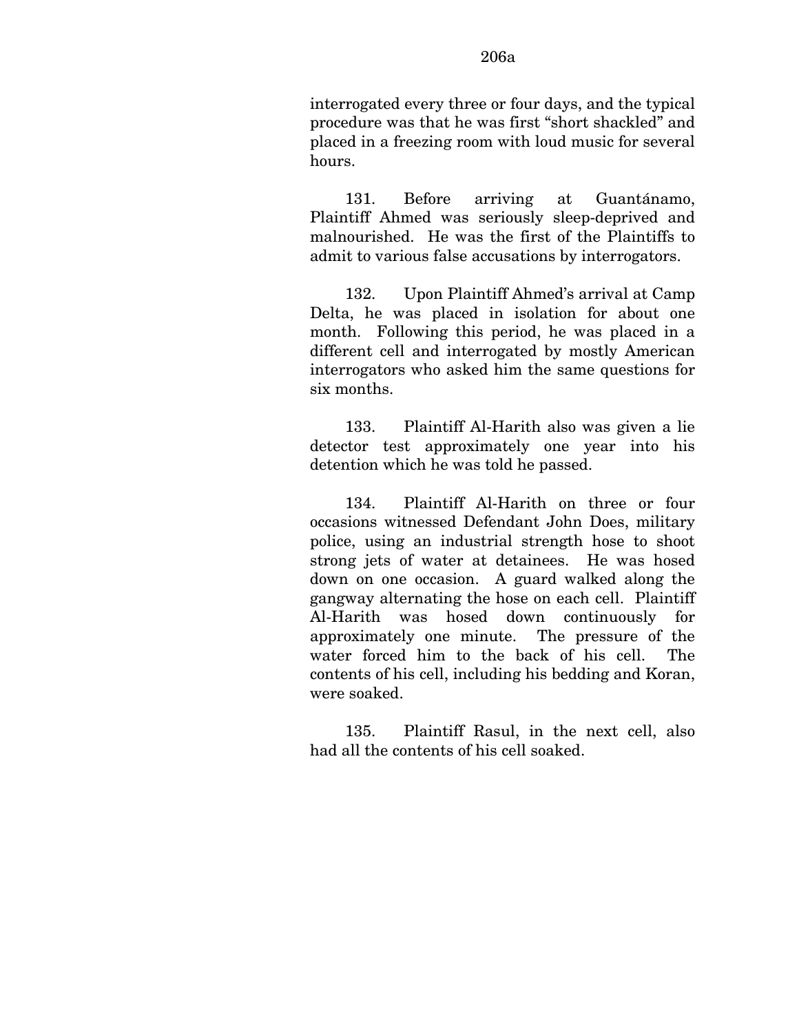interrogated every three or four days, and the typical procedure was that he was first "short shackled" and placed in a freezing room with loud music for several hours.

131. Before arriving at Guantánamo, Plaintiff Ahmed was seriously sleep-deprived and malnourished. He was the first of the Plaintiffs to admit to various false accusations by interrogators.

132. Upon Plaintiff Ahmed's arrival at Camp Delta, he was placed in isolation for about one month. Following this period, he was placed in a different cell and interrogated by mostly American interrogators who asked him the same questions for six months.

133. Plaintiff Al-Harith also was given a lie detector test approximately one year into his detention which he was told he passed.

134. Plaintiff Al-Harith on three or four occasions witnessed Defendant John Does, military police, using an industrial strength hose to shoot strong jets of water at detainees. He was hosed down on one occasion. A guard walked along the gangway alternating the hose on each cell. Plaintiff Al-Harith was hosed down continuously for approximately one minute. The pressure of the water forced him to the back of his cell. The contents of his cell, including his bedding and Koran, were soaked.

135. Plaintiff Rasul, in the next cell, also had all the contents of his cell soaked.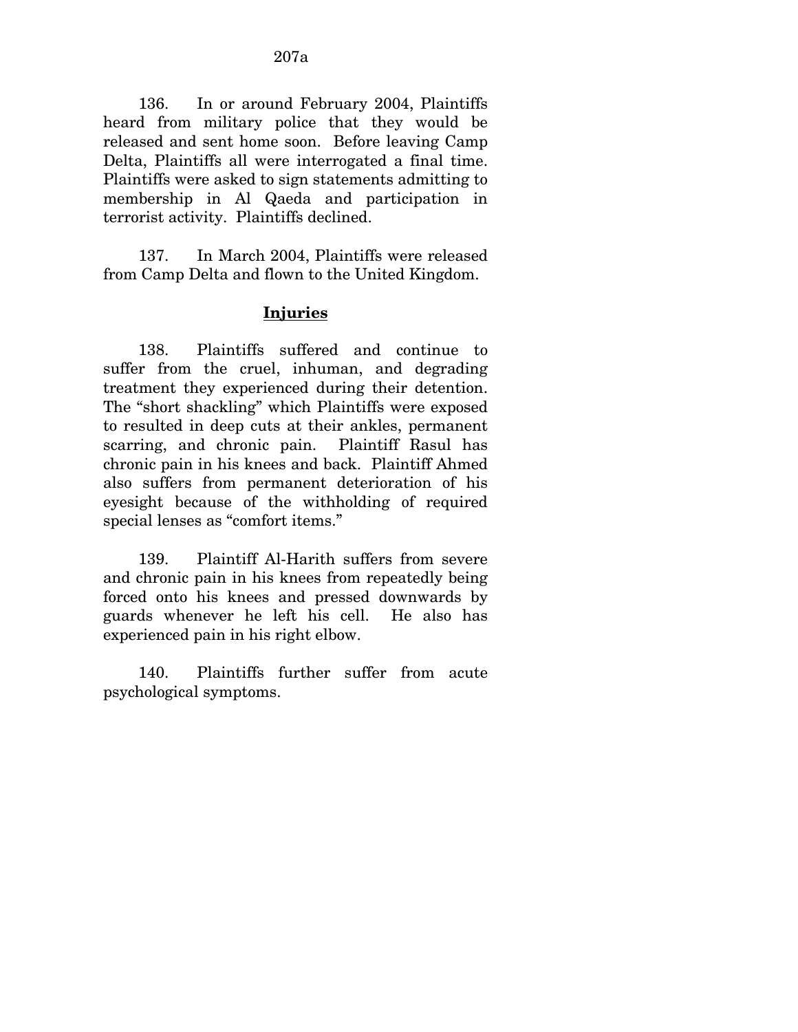136. In or around February 2004, Plaintiffs heard from military police that they would be released and sent home soon. Before leaving Camp Delta, Plaintiffs all were interrogated a final time. Plaintiffs were asked to sign statements admitting to membership in Al Qaeda and participation in terrorist activity. Plaintiffs declined.

137. In March 2004, Plaintiffs were released from Camp Delta and flown to the United Kingdom.

## Injuries

138. Plaintiffs suffered and continue to suffer from the cruel, inhuman, and degrading treatment they experienced during their detention. The "short shackling" which Plaintiffs were exposed to resulted in deep cuts at their ankles, permanent scarring, and chronic pain. Plaintiff Rasul has chronic pain in his knees and back. Plaintiff Ahmed also suffers from permanent deterioration of his eyesight because of the withholding of required special lenses as "comfort items."

139. Plaintiff Al-Harith suffers from severe and chronic pain in his knees from repeatedly being forced onto his knees and pressed downwards by guards whenever he left his cell. He also has experienced pain in his right elbow.

140. Plaintiffs further suffer from acute psychological symptoms.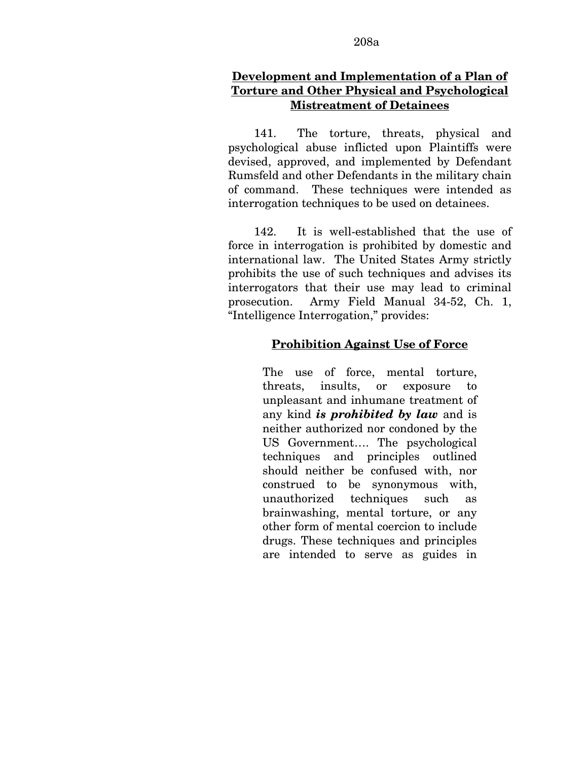**Development and Implementation of a Plan of Torture and Other Physical and Psychological Mistreatment of Detainees**

141. The torture, threats, physical and psychological abuse inflicted upon Plaintiffs were devised, approved, and implemented by Defendant Rumsfeld and other Defendants in the military chain of command. These techniques were intended as interrogation techniques to be used on detainees.

142. It is well-established that the use of force in interrogation is prohibited by domestic and international law. The United States Army strictly prohibits the use of such techniques and advises its interrogators that their use may lead to criminal prosecution. Army Field Manual 34-52, Ch. 1, "Intelligence Interrogation," provides:

> **Prohibition Against Use of Force**
>
> The use of force, mental torture, threats, insults, or exposure to unpleasant and inhumane treatment of any kind ***is prohibited by law*** and is neither authorized nor condoned by the US Government.... The psychological techniques and principles outlined should neither be confused with, nor construed to be synonymous with, unauthorized techniques such as brainwashing, mental torture, or any other form of mental coercion to include drugs. These techniques and principles are intended to serve as guides in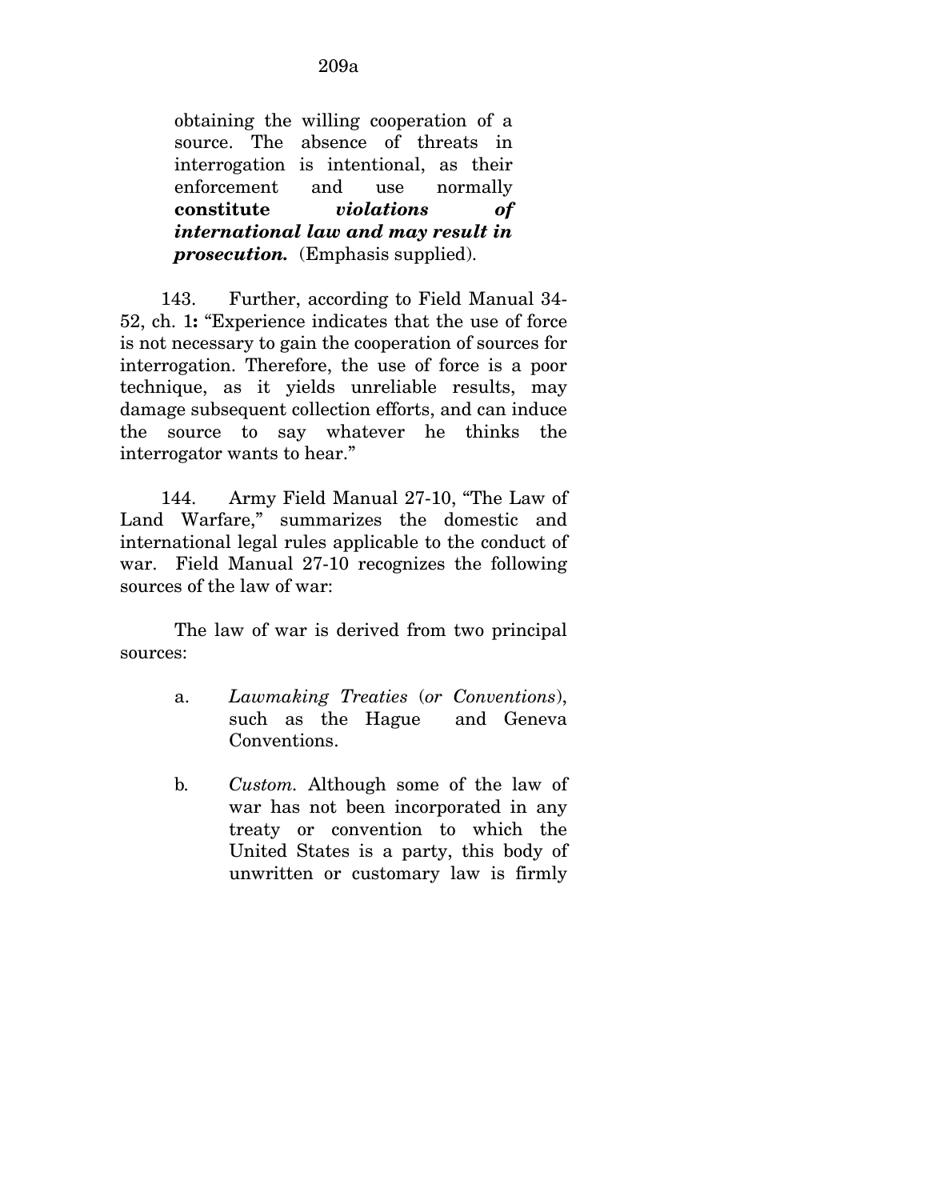> obtaining the willing cooperation of a source. The absence of threats in interrogation is intentional, as their enforcement and use normally **constitute** ***violations of international law and may result in prosecution.*** (Emphasis supplied).

143. Further, according to Field Manual 34-52, ch. 1**:** "Experience indicates that the use of force is not necessary to gain the cooperation of sources for interrogation. Therefore, the use of force is a poor technique, as it yields unreliable results, may damage subsequent collection efforts, and can induce the source to say whatever he thinks the interrogator wants to hear."

144. Army Field Manual 27-10, "The Law of Land Warfare," summarizes the domestic and international legal rules applicable to the conduct of war. Field Manual 27-10 recognizes the following sources of the law of war:

The law of war is derived from two principal sources:

> a. *Lawmaking Treaties* (*or Conventions*), such as the Hague and Geneva Conventions.
>
> b. *Custom.* Although some of the law of war has not been incorporated in any treaty or convention to which the United States is a party, this body of unwritten or customary law is firmly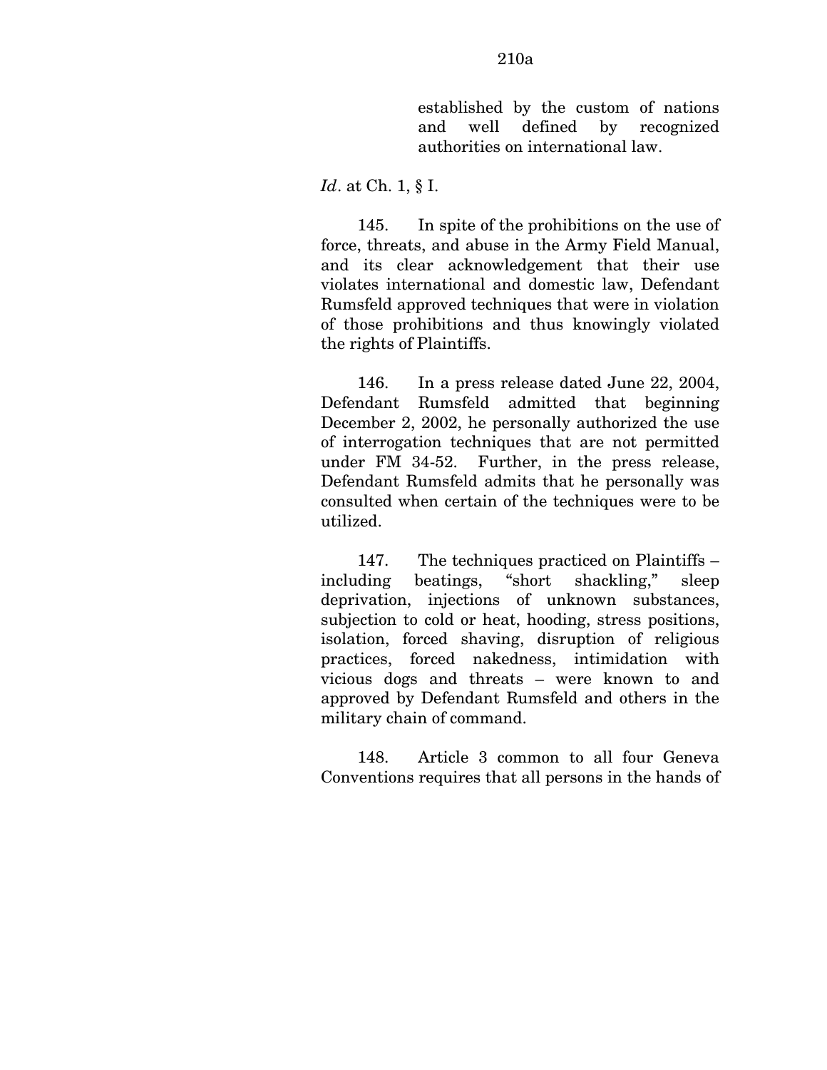> established by the custom of nations and well defined by recognized authorities on international law.

*Id*. at Ch. 1, § I.

145. In spite of the prohibitions on the use of force, threats, and abuse in the Army Field Manual, and its clear acknowledgement that their use violates international and domestic law, Defendant Rumsfeld approved techniques that were in violation of those prohibitions and thus knowingly violated the rights of Plaintiffs.

146. In a press release dated June 22, 2004, Defendant Rumsfeld admitted that beginning December 2, 2002, he personally authorized the use of interrogation techniques that are not permitted under FM 34-52. Further, in the press release, Defendant Rumsfeld admits that he personally was consulted when certain of the techniques were to be utilized.

147. The techniques practiced on Plaintiffs – including beatings, "short shackling," sleep deprivation, injections of unknown substances, subjection to cold or heat, hooding, stress positions, isolation, forced shaving, disruption of religious practices, forced nakedness, intimidation with vicious dogs and threats – were known to and approved by Defendant Rumsfeld and others in the military chain of command.

148. Article 3 common to all four Geneva Conventions requires that all persons in the hands of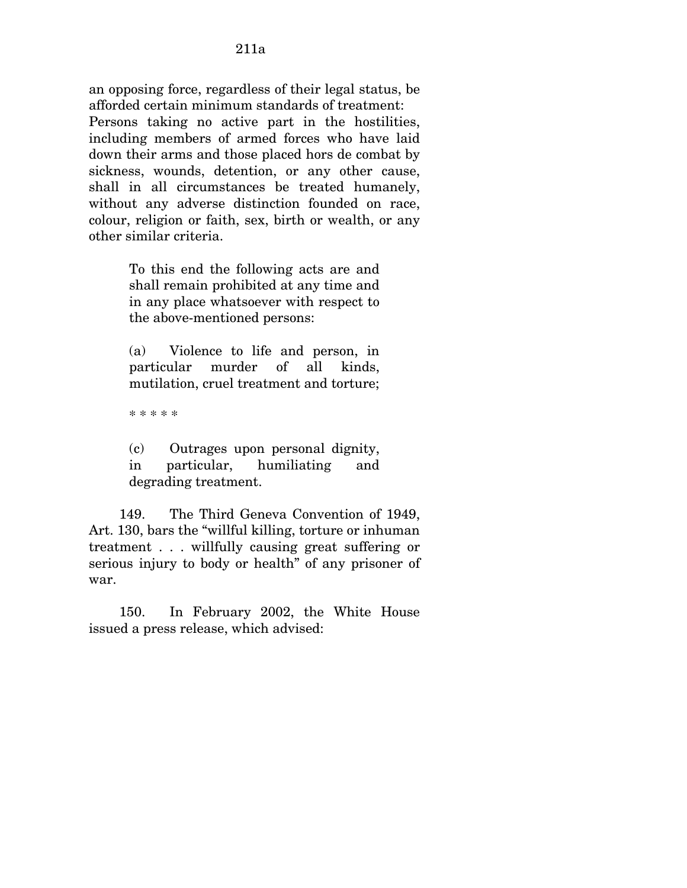an opposing force, regardless of their legal status, be afforded certain minimum standards of treatment: Persons taking no active part in the hostilities, including members of armed forces who have laid down their arms and those placed hors de combat by sickness, wounds, detention, or any other cause, shall in all circumstances be treated humanely, without any adverse distinction founded on race, colour, religion or faith, sex, birth or wealth, or any other similar criteria.

> To this end the following acts are and shall remain prohibited at any time and in any place whatsoever with respect to the above-mentioned persons:
>
> (a) Violence to life and person, in particular murder of all kinds, mutilation, cruel treatment and torture;
>
> * * * * *
>
> (c) Outrages upon personal dignity, in particular, humiliating and degrading treatment.

149. The Third Geneva Convention of 1949, Art. 130, bars the "willful killing, torture or inhuman treatment . . . willfully causing great suffering or serious injury to body or health" of any prisoner of war.

150. In February 2002, the White House issued a press release, which advised: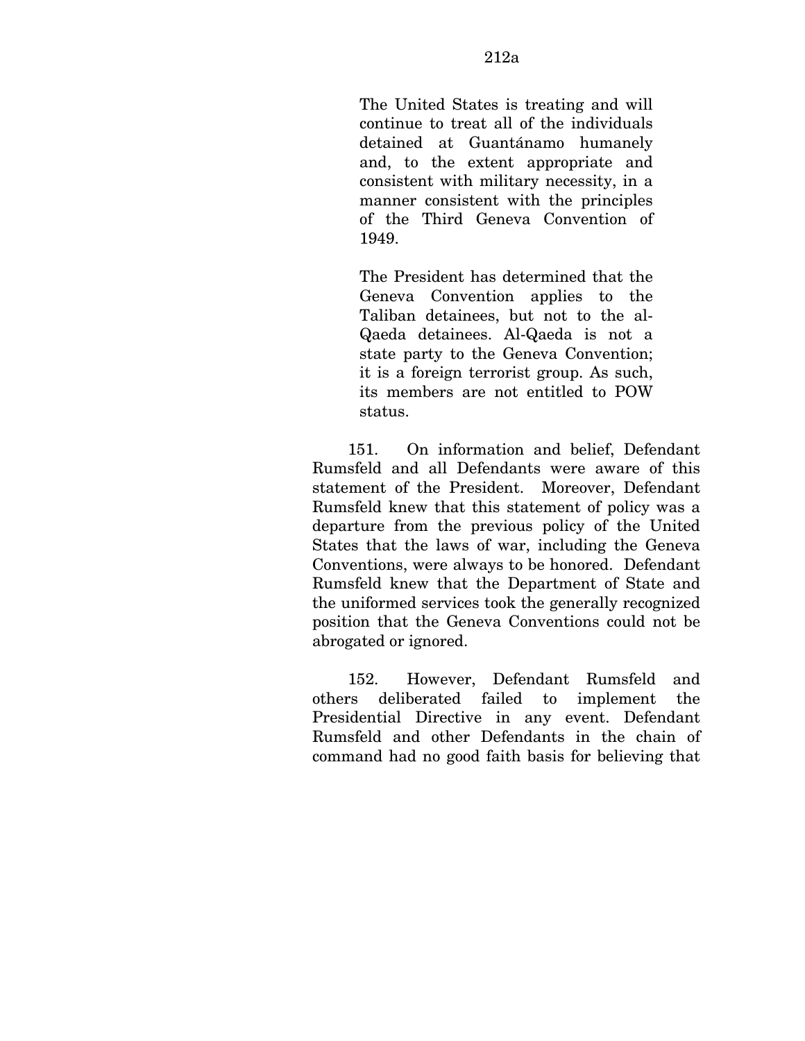> The United States is treating and will continue to treat all of the individuals detained at Guantánamo humanely and, to the extent appropriate and consistent with military necessity, in a manner consistent with the principles of the Third Geneva Convention of 1949.
>
> The President has determined that the Geneva Convention applies to the Taliban detainees, but not to the al-Qaeda detainees. Al-Qaeda is not a state party to the Geneva Convention; it is a foreign terrorist group. As such, its members are not entitled to POW status.

151. On information and belief, Defendant Rumsfeld and all Defendants were aware of this statement of the President. Moreover, Defendant Rumsfeld knew that this statement of policy was a departure from the previous policy of the United States that the laws of war, including the Geneva Conventions, were always to be honored. Defendant Rumsfeld knew that the Department of State and the uniformed services took the generally recognized position that the Geneva Conventions could not be abrogated or ignored.

152. However, Defendant Rumsfeld and others deliberated failed to implement the Presidential Directive in any event. Defendant Rumsfeld and other Defendants in the chain of command had no good faith basis for believing that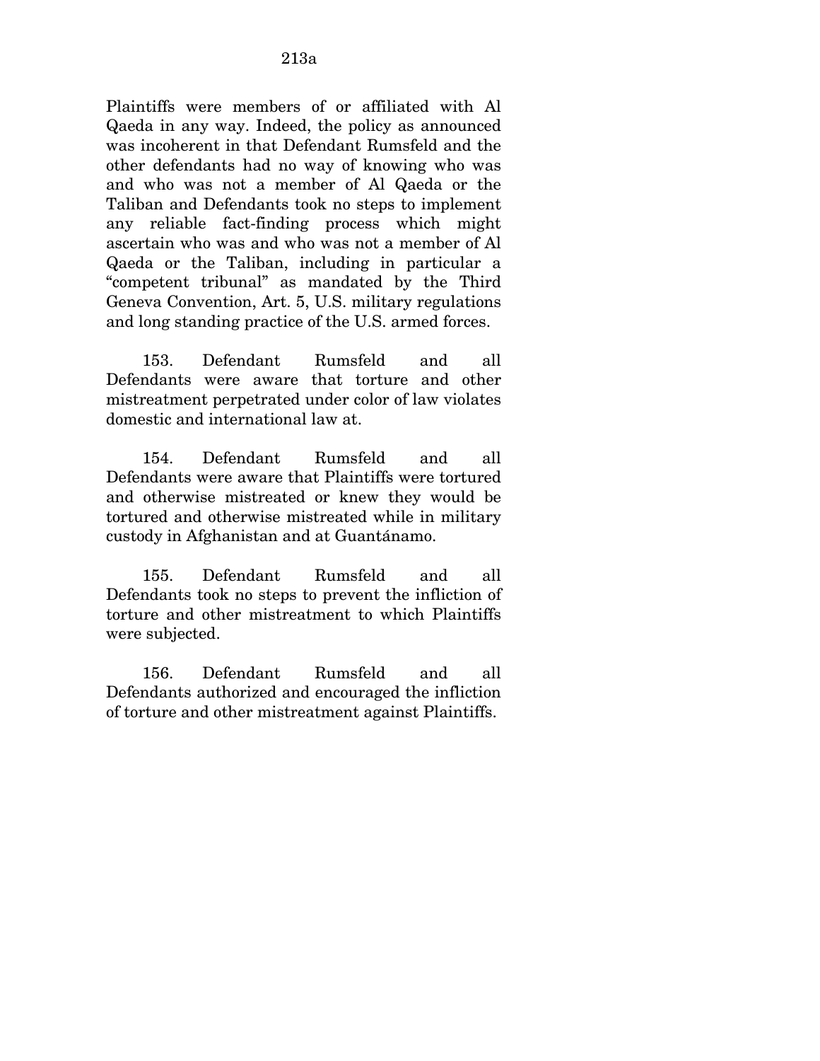Plaintiffs were members of or affiliated with Al Qaeda in any way. Indeed, the policy as announced was incoherent in that Defendant Rumsfeld and the other defendants had no way of knowing who was and who was not a member of Al Qaeda or the Taliban and Defendants took no steps to implement any reliable fact-finding process which might ascertain who was and who was not a member of Al Qaeda or the Taliban, including in particular a "competent tribunal" as mandated by the Third Geneva Convention, Art. 5, U.S. military regulations and long standing practice of the U.S. armed forces.

153. Defendant Rumsfeld and all Defendants were aware that torture and other mistreatment perpetrated under color of law violates domestic and international law at.

154. Defendant Rumsfeld and all Defendants were aware that Plaintiffs were tortured and otherwise mistreated or knew they would be tortured and otherwise mistreated while in military custody in Afghanistan and at Guantánamo.

155. Defendant Rumsfeld and all Defendants took no steps to prevent the infliction of torture and other mistreatment to which Plaintiffs were subjected.

156. Defendant Rumsfeld and all Defendants authorized and encouraged the infliction of torture and other mistreatment against Plaintiffs.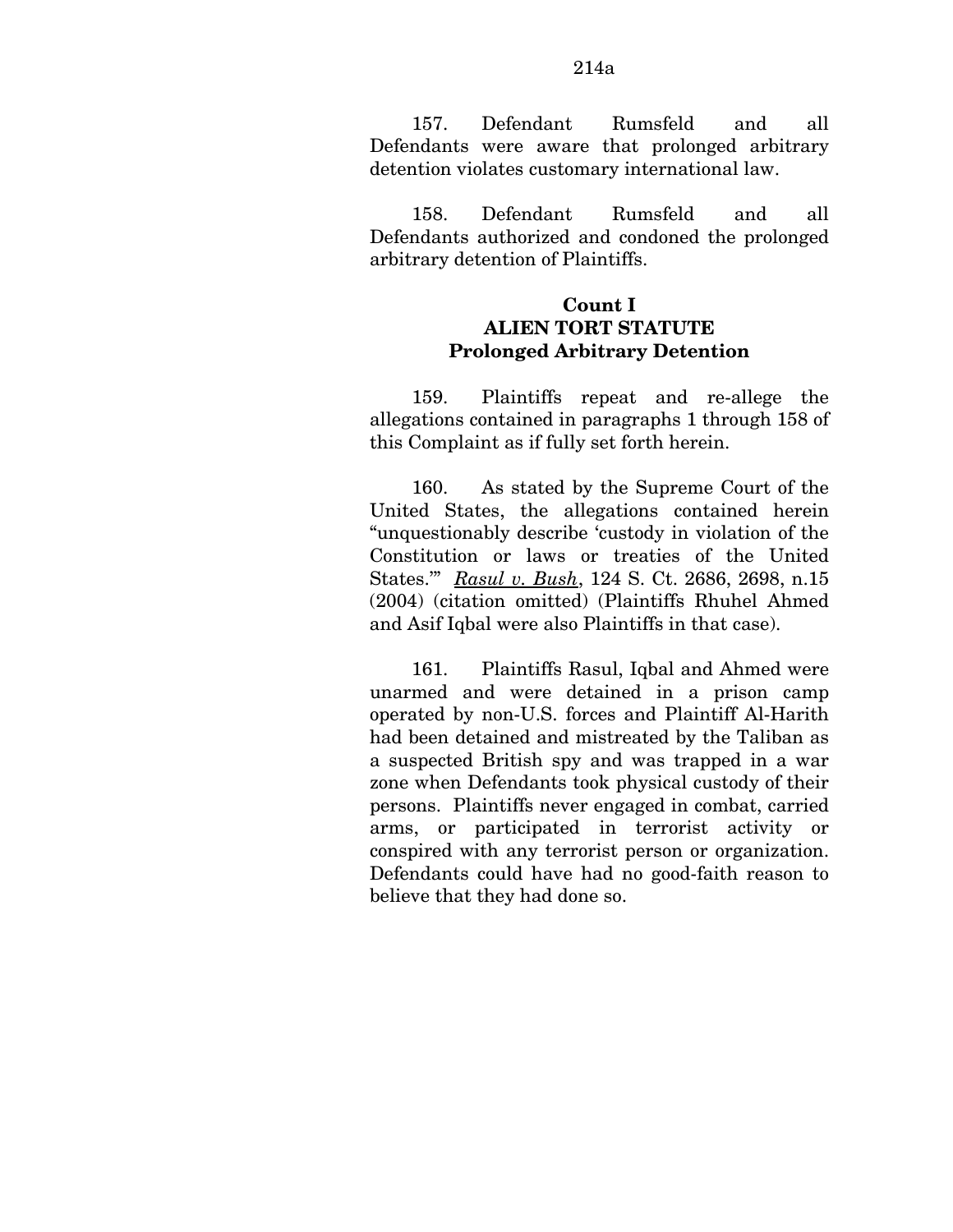157. Defendant Rumsfeld and all Defendants were aware that prolonged arbitrary detention violates customary international law.

158. Defendant Rumsfeld and all Defendants authorized and condoned the prolonged arbitrary detention of Plaintiffs.

**Count I**
**ALIEN TORT STATUTE**
**Prolonged Arbitrary Detention**

159. Plaintiffs repeat and re-allege the allegations contained in paragraphs 1 through 158 of this Complaint as if fully set forth herein.

160. As stated by the Supreme Court of the United States, the allegations contained herein "unquestionably describe 'custody in violation of the Constitution or laws or treaties of the United States.'" *Rasul v. Bush*, 124 S. Ct. 2686, 2698, n.15 (2004) (citation omitted) (Plaintiffs Rhuhel Ahmed and Asif Iqbal were also Plaintiffs in that case).

161. Plaintiffs Rasul, Iqbal and Ahmed were unarmed and were detained in a prison camp operated by non-U.S. forces and Plaintiff Al-Harith had been detained and mistreated by the Taliban as a suspected British spy and was trapped in a war zone when Defendants took physical custody of their persons. Plaintiffs never engaged in combat, carried arms, or participated in terrorist activity or conspired with any terrorist person or organization. Defendants could have had no good-faith reason to believe that they had done so.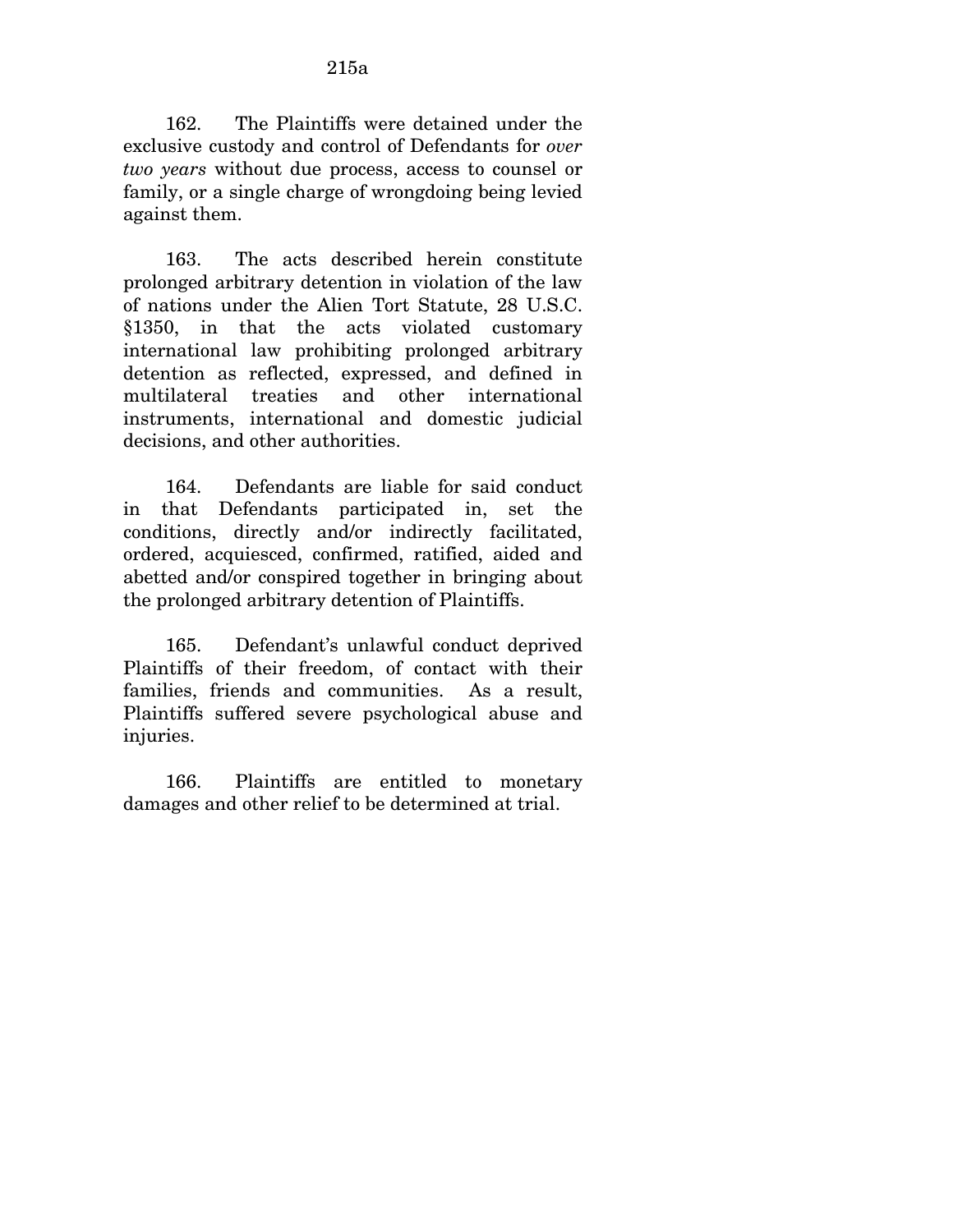162. The Plaintiffs were detained under the exclusive custody and control of Defendants for *over two years* without due process, access to counsel or family, or a single charge of wrongdoing being levied against them.

163. The acts described herein constitute prolonged arbitrary detention in violation of the law of nations under the Alien Tort Statute, 28 U.S.C. §1350, in that the acts violated customary international law prohibiting prolonged arbitrary detention as reflected, expressed, and defined in multilateral treaties and other international instruments, international and domestic judicial decisions, and other authorities.

164. Defendants are liable for said conduct in that Defendants participated in, set the conditions, directly and/or indirectly facilitated, ordered, acquiesced, confirmed, ratified, aided and abetted and/or conspired together in bringing about the prolonged arbitrary detention of Plaintiffs.

165. Defendant's unlawful conduct deprived Plaintiffs of their freedom, of contact with their families, friends and communities. As a result, Plaintiffs suffered severe psychological abuse and injuries.

166. Plaintiffs are entitled to monetary damages and other relief to be determined at trial.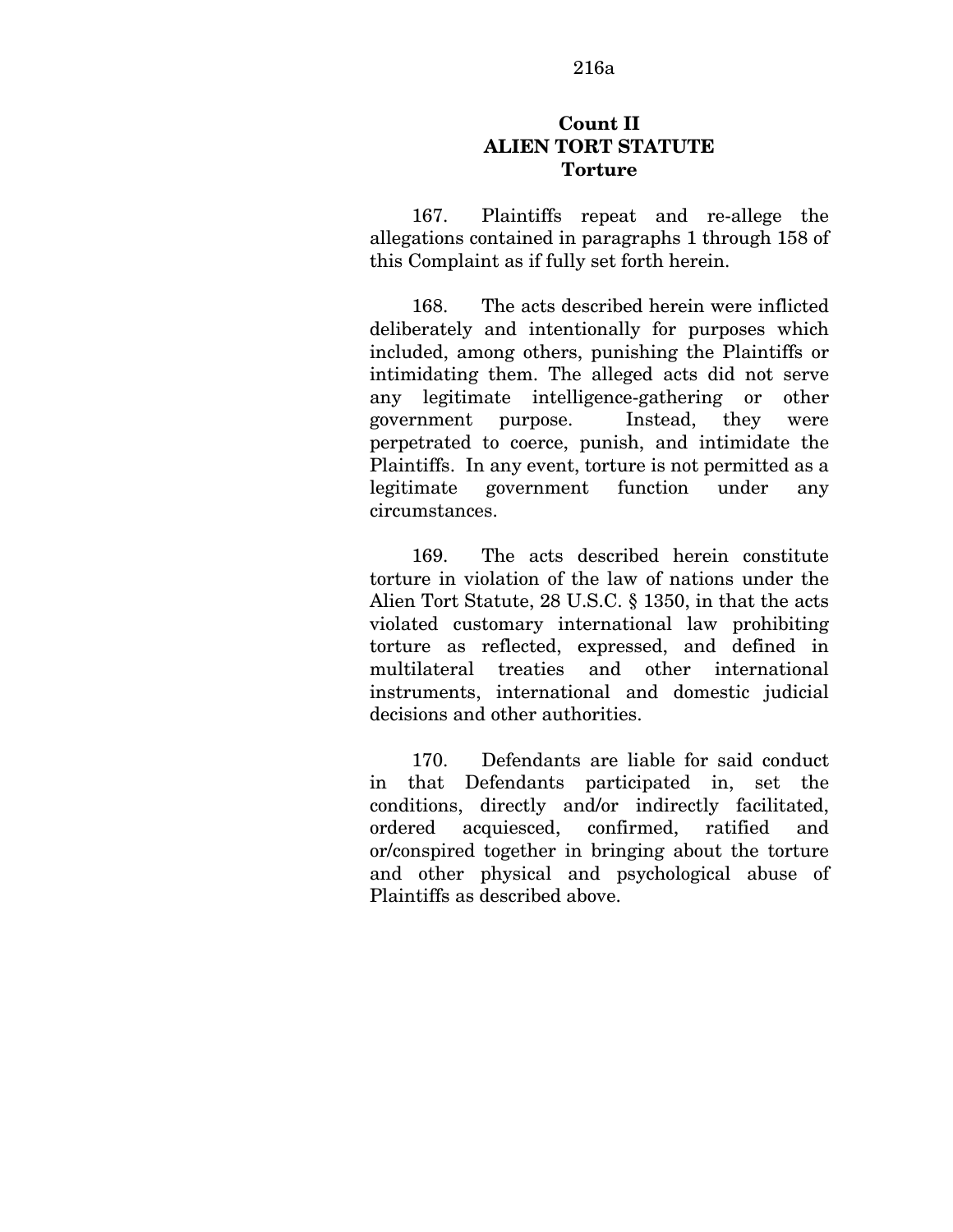**Count II**
**ALIEN TORT STATUTE**
**Torture**

167. Plaintiffs repeat and re-allege the allegations contained in paragraphs 1 through 158 of this Complaint as if fully set forth herein.

168. The acts described herein were inflicted deliberately and intentionally for purposes which included, among others, punishing the Plaintiffs or intimidating them. The alleged acts did not serve any legitimate intelligence-gathering or other government purpose. Instead, they were perpetrated to coerce, punish, and intimidate the Plaintiffs. In any event, torture is not permitted as a legitimate government function under any circumstances.

169. The acts described herein constitute torture in violation of the law of nations under the Alien Tort Statute, 28 U.S.C. § 1350, in that the acts violated customary international law prohibiting torture as reflected, expressed, and defined in multilateral treaties and other international instruments, international and domestic judicial decisions and other authorities.

170. Defendants are liable for said conduct in that Defendants participated in, set the conditions, directly and/or indirectly facilitated, ordered acquiesced, confirmed, ratified and or/conspired together in bringing about the torture and other physical and psychological abuse of Plaintiffs as described above.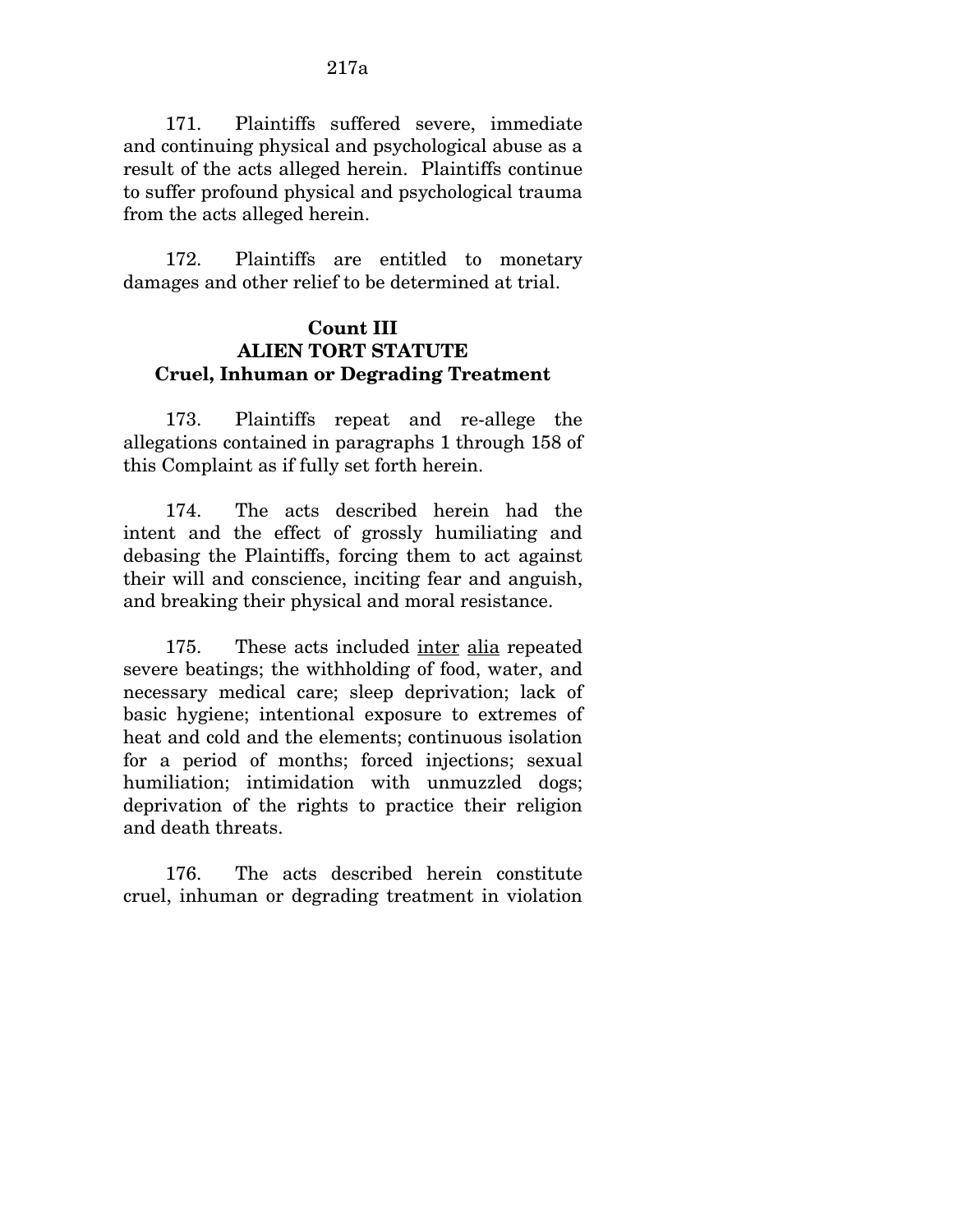171. Plaintiffs suffered severe, immediate and continuing physical and psychological abuse as a result of the acts alleged herein. Plaintiffs continue to suffer profound physical and psychological trauma from the acts alleged herein.

172. Plaintiffs are entitled to monetary damages and other relief to be determined at trial.

**Count III**
**ALIEN TORT STATUTE**
**Cruel, Inhuman or Degrading Treatment**

173. Plaintiffs repeat and re-allege the allegations contained in paragraphs 1 through 158 of this Complaint as if fully set forth herein.

174. The acts described herein had the intent and the effect of grossly humiliating and debasing the Plaintiffs, forcing them to act against their will and conscience, inciting fear and anguish, and breaking their physical and moral resistance.

175. These acts included inter alia repeated severe beatings; the withholding of food, water, and necessary medical care; sleep deprivation; lack of basic hygiene; intentional exposure to extremes of heat and cold and the elements; continuous isolation for a period of months; forced injections; sexual humiliation; intimidation with unmuzzled dogs; deprivation of the rights to practice their religion and death threats.

176. The acts described herein constitute cruel, inhuman or degrading treatment in violation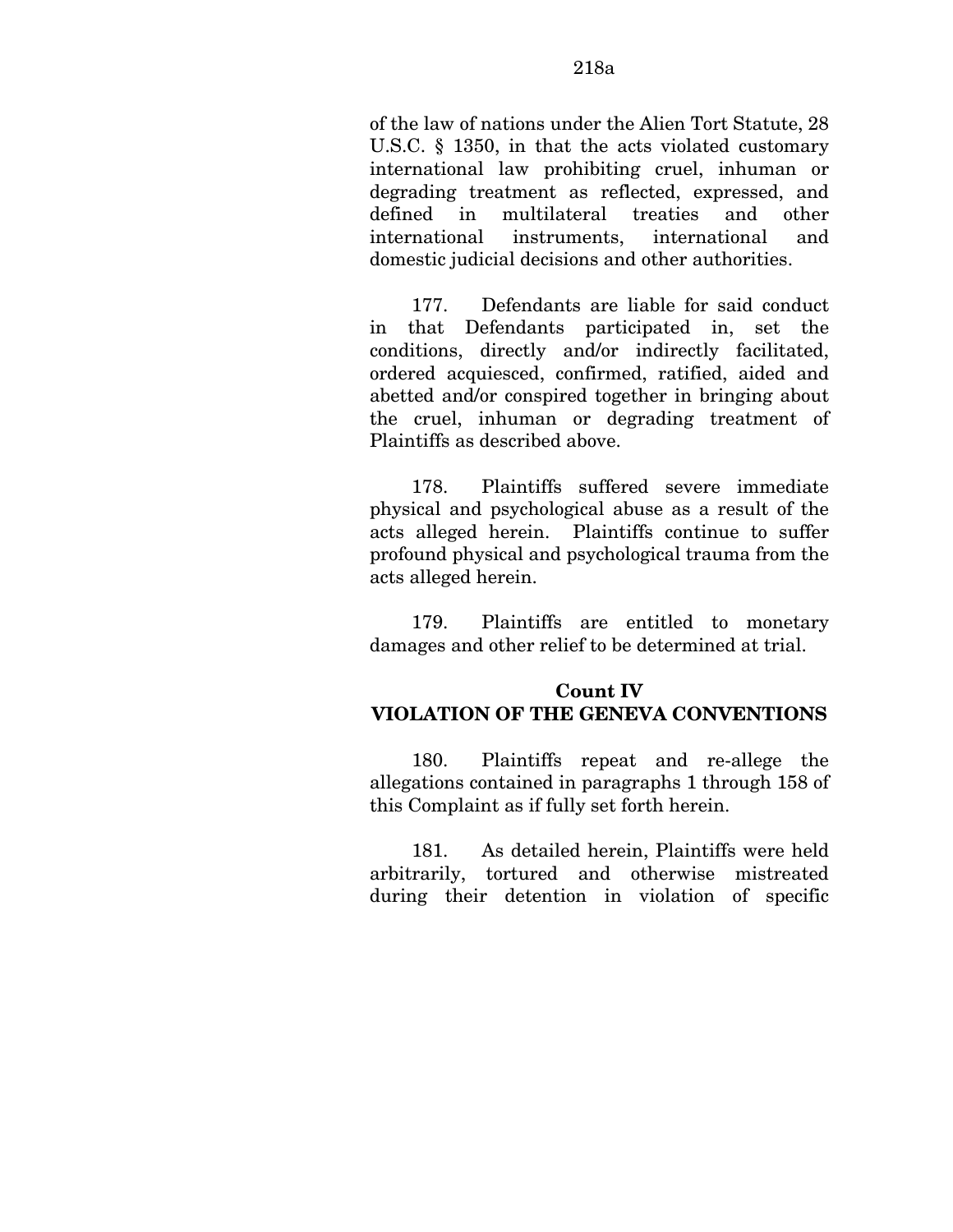of the law of nations under the Alien Tort Statute, 28 U.S.C. § 1350, in that the acts violated customary international law prohibiting cruel, inhuman or degrading treatment as reflected, expressed, and defined in multilateral treaties and other international instruments, international and domestic judicial decisions and other authorities.

177. Defendants are liable for said conduct in that Defendants participated in, set the conditions, directly and/or indirectly facilitated, ordered acquiesced, confirmed, ratified, aided and abetted and/or conspired together in bringing about the cruel, inhuman or degrading treatment of Plaintiffs as described above.

178. Plaintiffs suffered severe immediate physical and psychological abuse as a result of the acts alleged herein. Plaintiffs continue to suffer profound physical and psychological trauma from the acts alleged herein.

179. Plaintiffs are entitled to monetary damages and other relief to be determined at trial.

**Count IV**
**VIOLATION OF THE GENEVA CONVENTIONS**

180. Plaintiffs repeat and re-allege the allegations contained in paragraphs 1 through 158 of this Complaint as if fully set forth herein.

181. As detailed herein, Plaintiffs were held arbitrarily, tortured and otherwise mistreated during their detention in violation of specific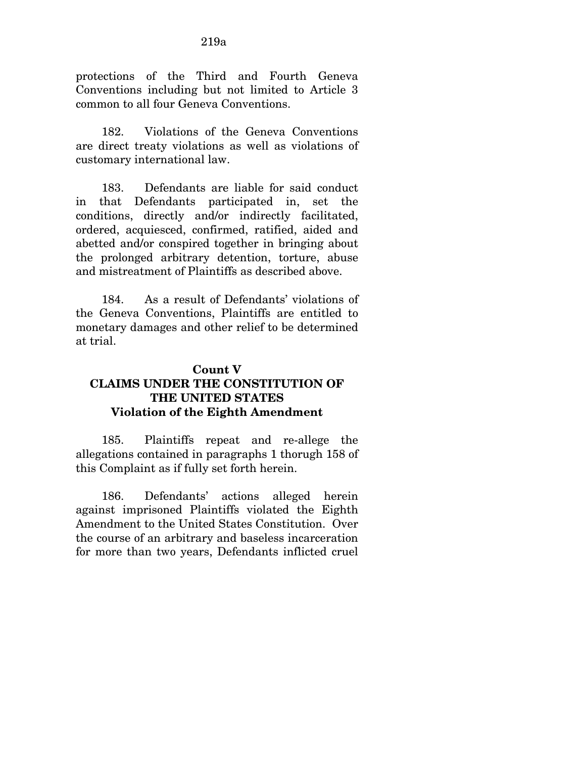protections of the Third and Fourth Geneva Conventions including but not limited to Article 3 common to all four Geneva Conventions.

182. Violations of the Geneva Conventions are direct treaty violations as well as violations of customary international law.

183. Defendants are liable for said conduct in that Defendants participated in, set the conditions, directly and/or indirectly facilitated, ordered, acquiesced, confirmed, ratified, aided and abetted and/or conspired together in bringing about the prolonged arbitrary detention, torture, abuse and mistreatment of Plaintiffs as described above.

184. As a result of Defendants' violations of the Geneva Conventions, Plaintiffs are entitled to monetary damages and other relief to be determined at trial.

**Count V**
**CLAIMS UNDER THE CONSTITUTION OF THE UNITED STATES**
**Violation of the Eighth Amendment**

185. Plaintiffs repeat and re-allege the allegations contained in paragraphs 1 thorugh 158 of this Complaint as if fully set forth herein.

186. Defendants' actions alleged herein against imprisoned Plaintiffs violated the Eighth Amendment to the United States Constitution. Over the course of an arbitrary and baseless incarceration for more than two years, Defendants inflicted cruel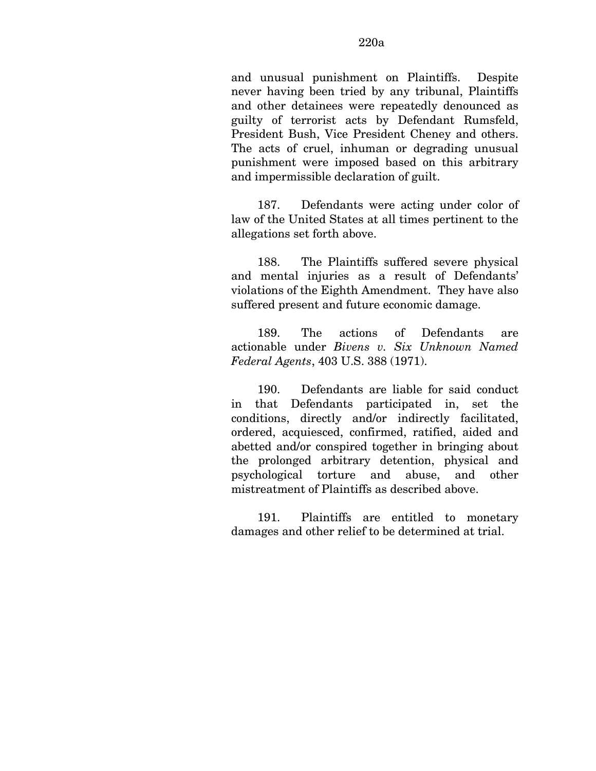and unusual punishment on Plaintiffs. Despite never having been tried by any tribunal, Plaintiffs and other detainees were repeatedly denounced as guilty of terrorist acts by Defendant Rumsfeld, President Bush, Vice President Cheney and others. The acts of cruel, inhuman or degrading unusual punishment were imposed based on this arbitrary and impermissible declaration of guilt.

187. Defendants were acting under color of law of the United States at all times pertinent to the allegations set forth above.

188. The Plaintiffs suffered severe physical and mental injuries as a result of Defendants' violations of the Eighth Amendment. They have also suffered present and future economic damage.

189. The actions of Defendants are actionable under *Bivens v. Six Unknown Named Federal Agents*, 403 U.S. 388 (1971).

190. Defendants are liable for said conduct in that Defendants participated in, set the conditions, directly and/or indirectly facilitated, ordered, acquiesced, confirmed, ratified, aided and abetted and/or conspired together in bringing about the prolonged arbitrary detention, physical and psychological torture and abuse, and other mistreatment of Plaintiffs as described above.

191. Plaintiffs are entitled to monetary damages and other relief to be determined at trial.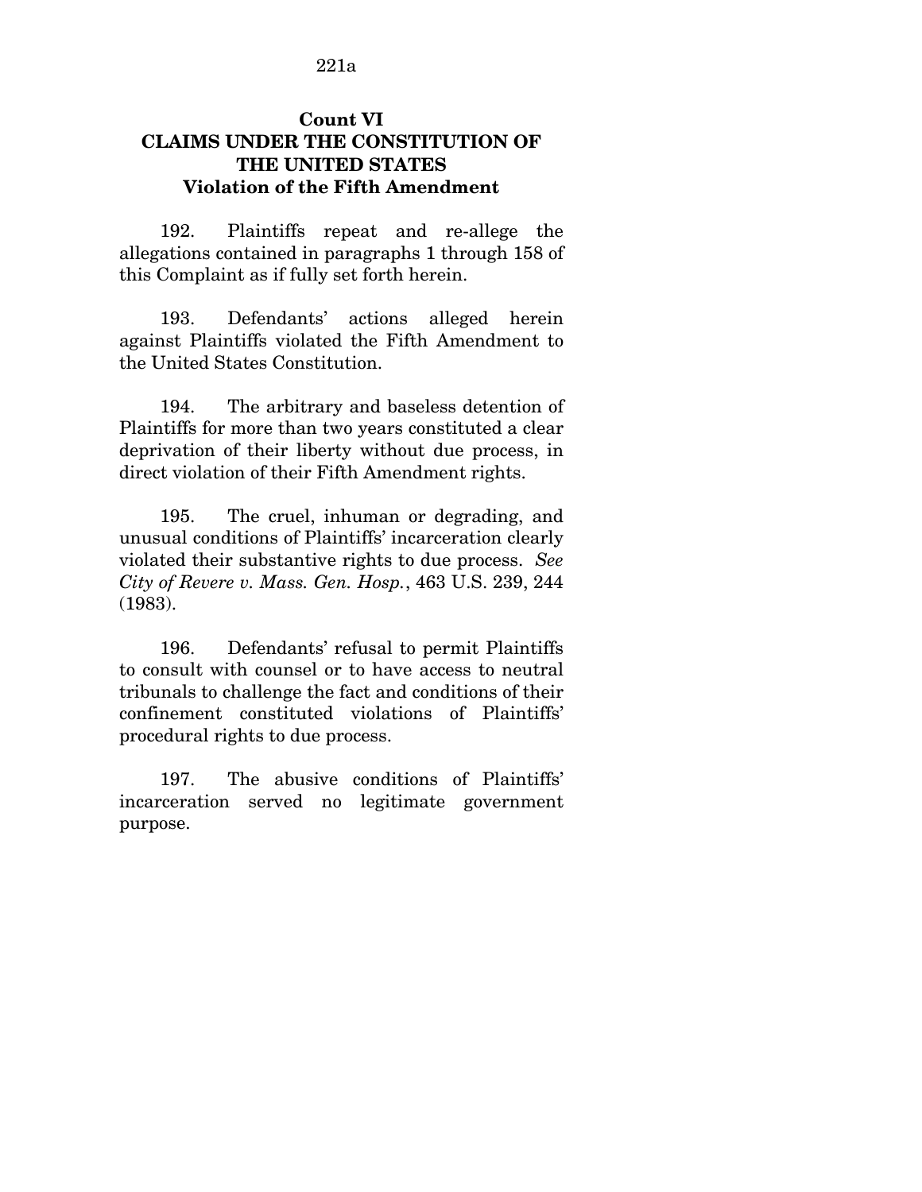## Count VI
## CLAIMS UNDER THE CONSTITUTION OF THE UNITED STATES
## Violation of the Fifth Amendment

192. Plaintiffs repeat and re-allege the allegations contained in paragraphs 1 through 158 of this Complaint as if fully set forth herein.

193. Defendants' actions alleged herein against Plaintiffs violated the Fifth Amendment to the United States Constitution.

194. The arbitrary and baseless detention of Plaintiffs for more than two years constituted a clear deprivation of their liberty without due process, in direct violation of their Fifth Amendment rights.

195. The cruel, inhuman or degrading, and unusual conditions of Plaintiffs' incarceration clearly violated their substantive rights to due process. *See City of Revere v. Mass. Gen. Hosp.*, 463 U.S. 239, 244 (1983).

196. Defendants' refusal to permit Plaintiffs to consult with counsel or to have access to neutral tribunals to challenge the fact and conditions of their confinement constituted violations of Plaintiffs' procedural rights to due process.

197. The abusive conditions of Plaintiffs' incarceration served no legitimate government purpose.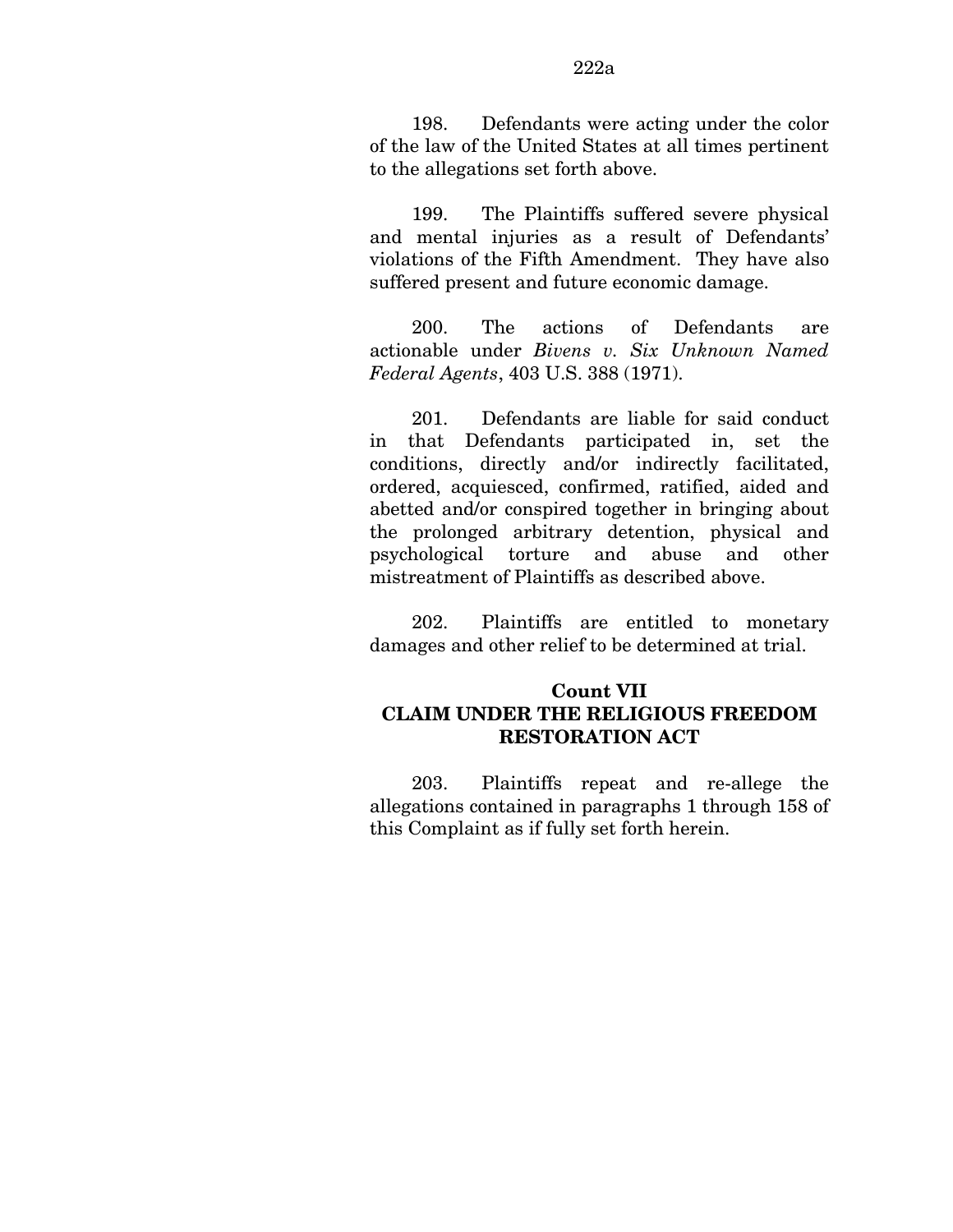198. Defendants were acting under the color of the law of the United States at all times pertinent to the allegations set forth above.

199. The Plaintiffs suffered severe physical and mental injuries as a result of Defendants' violations of the Fifth Amendment. They have also suffered present and future economic damage.

200. The actions of Defendants are actionable under *Bivens v. Six Unknown Named Federal Agents*, 403 U.S. 388 (1971).

201. Defendants are liable for said conduct in that Defendants participated in, set the conditions, directly and/or indirectly facilitated, ordered, acquiesced, confirmed, ratified, aided and abetted and/or conspired together in bringing about the prolonged arbitrary detention, physical and psychological torture and abuse and other mistreatment of Plaintiffs as described above.

202. Plaintiffs are entitled to monetary damages and other relief to be determined at trial.

## Count VII
## CLAIM UNDER THE RELIGIOUS FREEDOM RESTORATION ACT

203. Plaintiffs repeat and re-allege the allegations contained in paragraphs 1 through 158 of this Complaint as if fully set forth herein.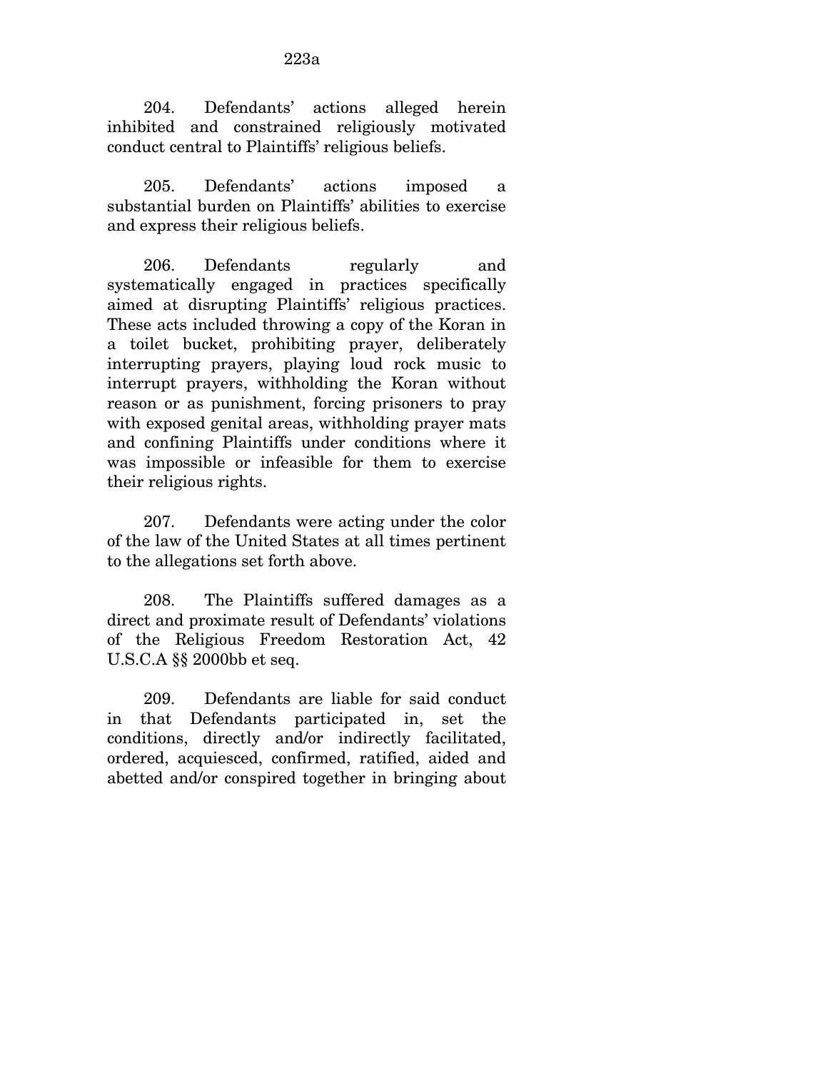204. Defendants' actions alleged herein inhibited and constrained religiously motivated conduct central to Plaintiffs' religious beliefs.

205. Defendants' actions imposed a substantial burden on Plaintiffs' abilities to exercise and express their religious beliefs.

206. Defendants regularly and systematically engaged in practices specifically aimed at disrupting Plaintiffs' religious practices. These acts included throwing a copy of the Koran in a toilet bucket, prohibiting prayer, deliberately interrupting prayers, playing loud rock music to interrupt prayers, withholding the Koran without reason or as punishment, forcing prisoners to pray with exposed genital areas, withholding prayer mats and confining Plaintiffs under conditions where it was impossible or infeasible for them to exercise their religious rights.

207. Defendants were acting under the color of the law of the United States at all times pertinent to the allegations set forth above.

208. The Plaintiffs suffered damages as a direct and proximate result of Defendants' violations of the Religious Freedom Restoration Act, 42 U.S.C.A §§ 2000bb et seq.

209. Defendants are liable for said conduct in that Defendants participated in, set the conditions, directly and/or indirectly facilitated, ordered, acquiesced, confirmed, ratified, aided and abetted and/or conspired together in bringing about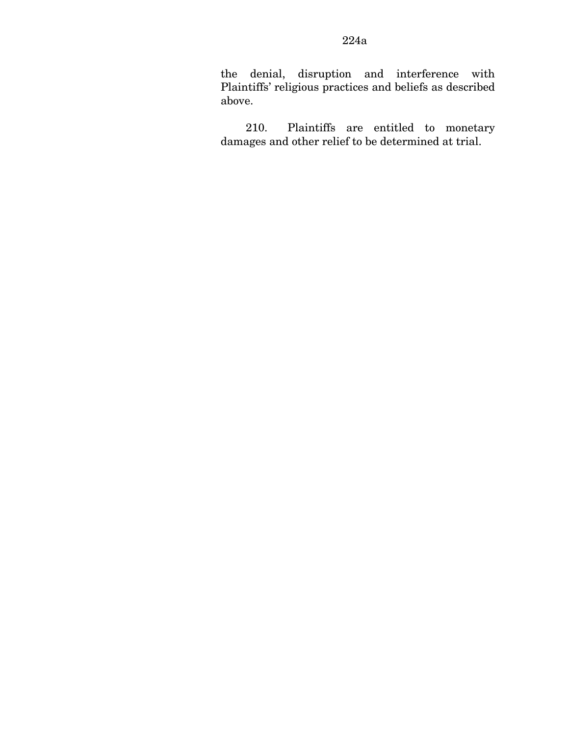the denial, disruption and interference with Plaintiffs' religious practices and beliefs as described above.

210. Plaintiffs are entitled to monetary damages and other relief to be determined at trial.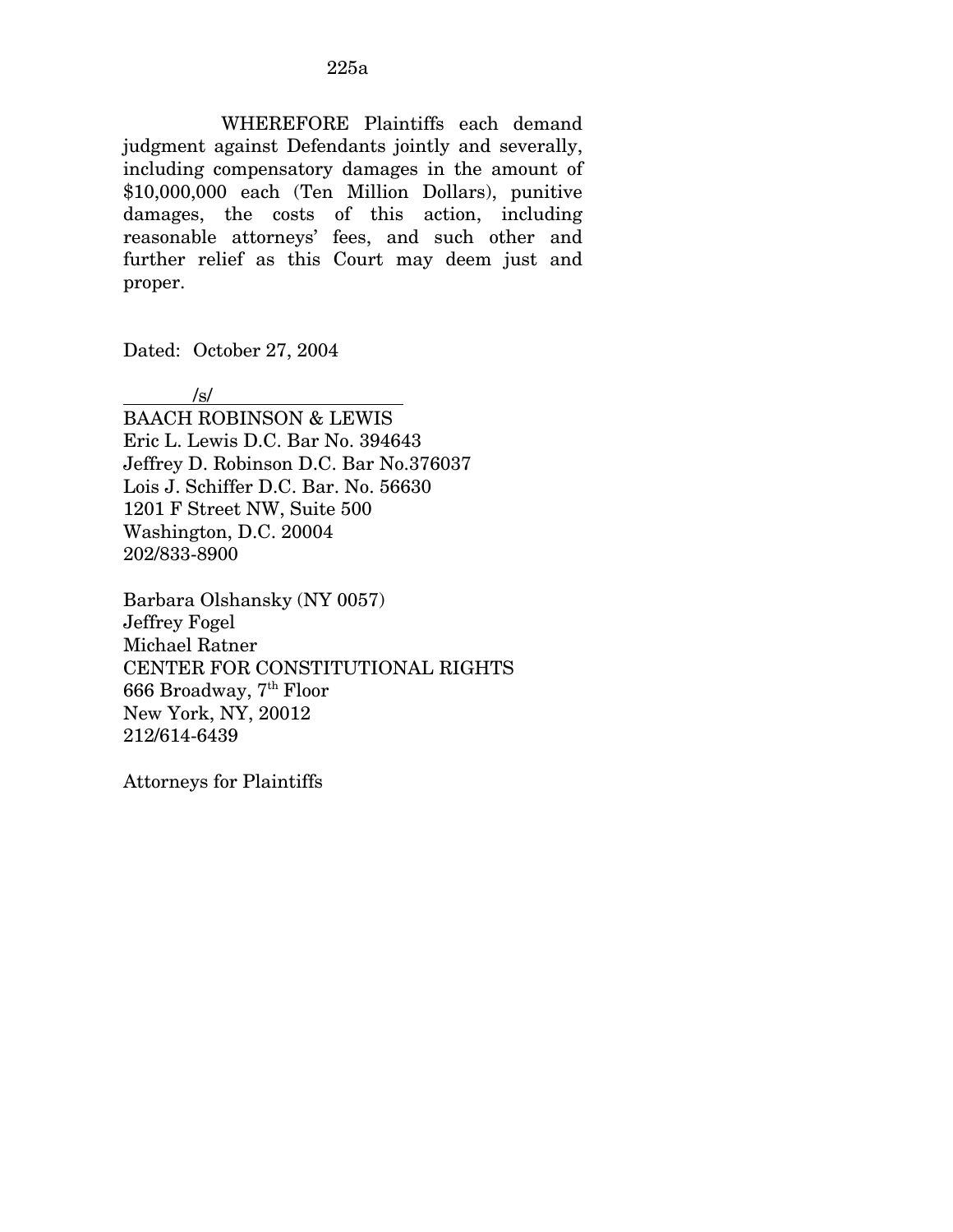WHEREFORE Plaintiffs each demand judgment against Defendants jointly and severally, including compensatory damages in the amount of $10,000,000 each (Ten Million Dollars), punitive damages, the costs of this action, including reasonable attorneys' fees, and such other and further relief as this Court may deem just and proper.

Dated: October 27, 2004

/s/

BAACH ROBINSON & LEWIS
Eric L. Lewis D.C. Bar No. 394643
Jeffrey D. Robinson D.C. Bar No.376037
Lois J. Schiffer D.C. Bar. No. 56630
1201 F Street NW, Suite 500
Washington, D.C. 20004
202/833-8900

Barbara Olshansky (NY 0057)
Jeffrey Fogel
Michael Ratner
CENTER FOR CONSTITUTIONAL RIGHTS
666 Broadway, 7th Floor
New York, NY, 20012
212/614-6439

Attorneys for Plaintiffs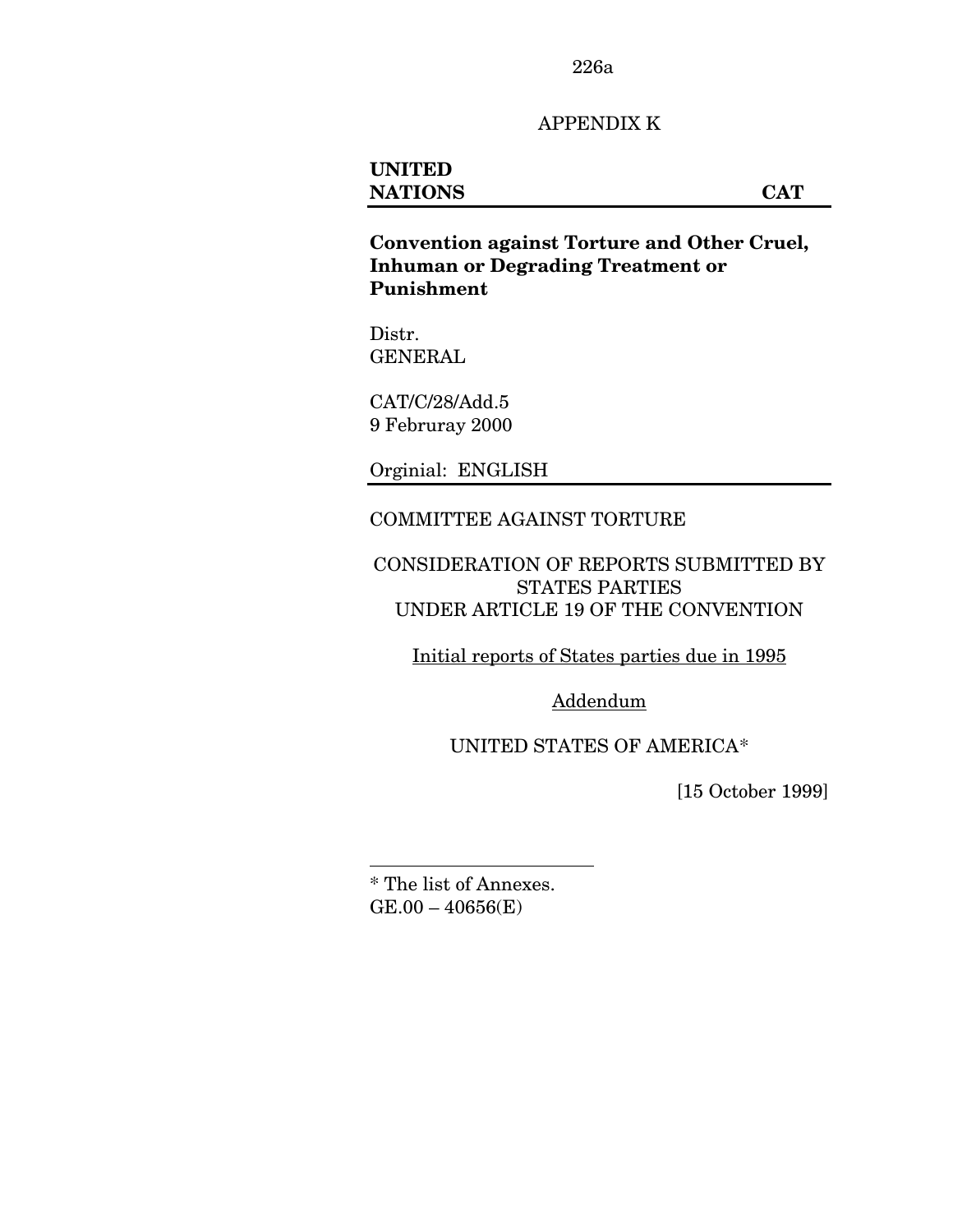# APPENDIX K

**UNITED NATIONS** **CAT**

**Convention against Torture and Other Cruel, Inhuman or Degrading Treatment or Punishment**

Distr.
GENERAL

CAT/C/28/Add.5
9 Februray 2000

Orginial: ENGLISH

COMMITTEE AGAINST TORTURE

CONSIDERATION OF REPORTS SUBMITTED BY STATES PARTIES UNDER ARTICLE 19 OF THE CONVENTION

Initial reports of States parties due in 1995

Addendum

UNITED STATES OF AMERICA*

[15 October 1999]

---

* The list of Annexes.
GE.00 – 40656(E)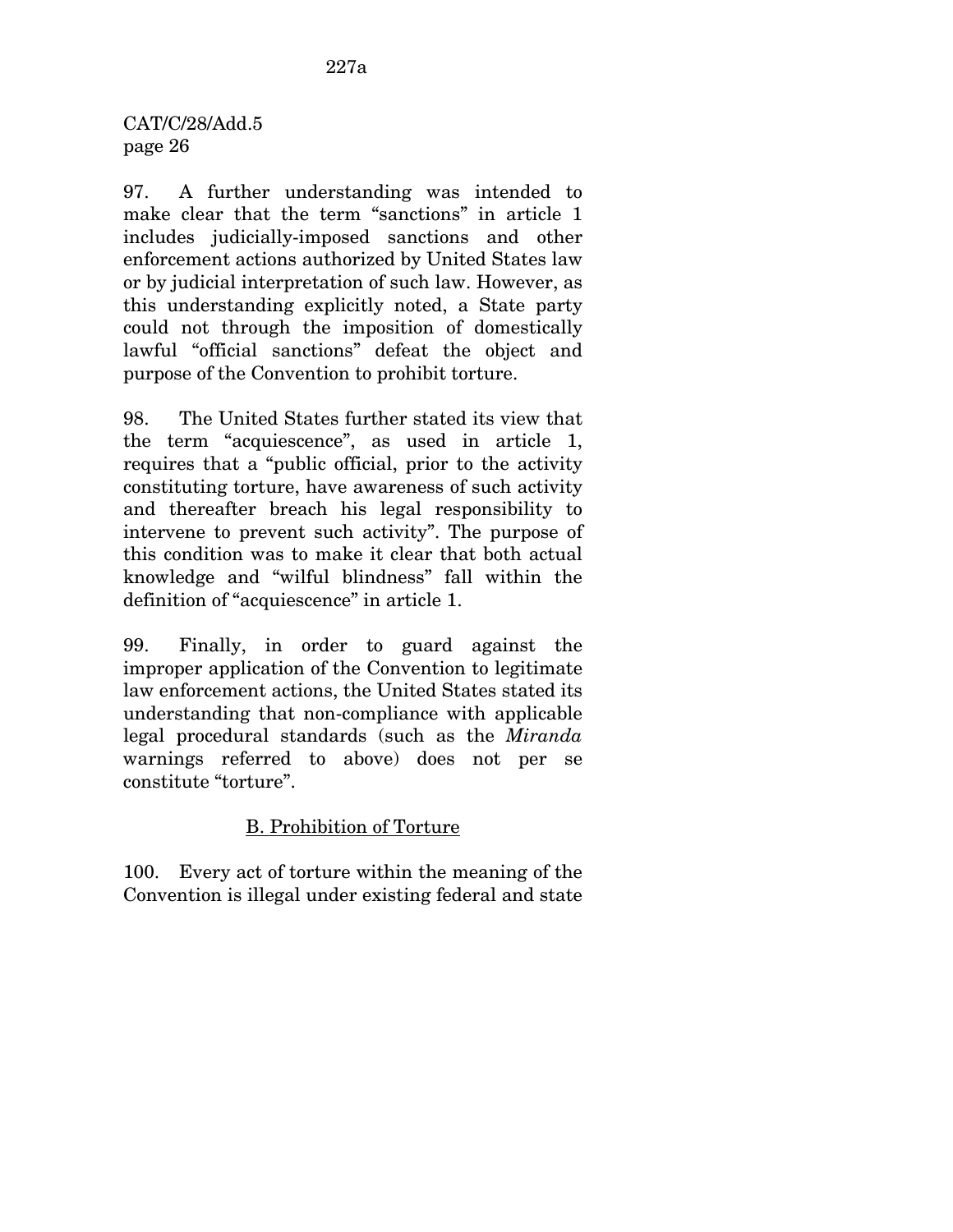97. A further understanding was intended to make clear that the term "sanctions" in article 1 includes judicially-imposed sanctions and other enforcement actions authorized by United States law or by judicial interpretation of such law. However, as this understanding explicitly noted, a State party could not through the imposition of domestically lawful "official sanctions" defeat the object and purpose of the Convention to prohibit torture.

98. The United States further stated its view that the term "acquiescence", as used in article 1, requires that a "public official, prior to the activity constituting torture, have awareness of such activity and thereafter breach his legal responsibility to intervene to prevent such activity". The purpose of this condition was to make it clear that both actual knowledge and "wilful blindness" fall within the definition of "acquiescence" in article 1.

99. Finally, in order to guard against the improper application of the Convention to legitimate law enforcement actions, the United States stated its understanding that non-compliance with applicable legal procedural standards (such as the *Miranda* warnings referred to above) does not per se constitute "torture".

## B. Prohibition of Torture

100. Every act of torture within the meaning of the Convention is illegal under existing federal and state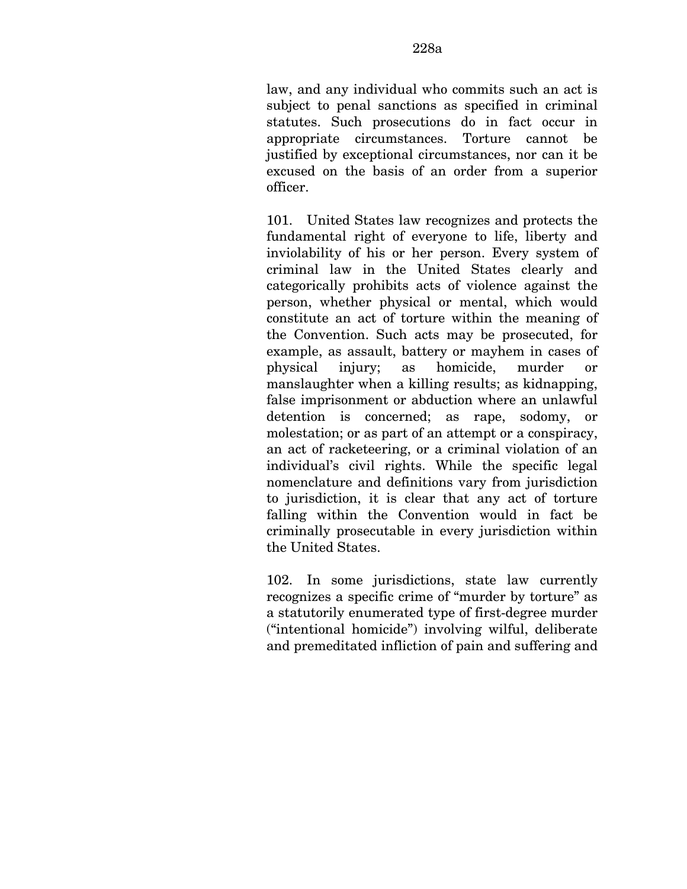law, and any individual who commits such an act is subject to penal sanctions as specified in criminal statutes. Such prosecutions do in fact occur in appropriate circumstances. Torture cannot be justified by exceptional circumstances, nor can it be excused on the basis of an order from a superior officer.

101. United States law recognizes and protects the fundamental right of everyone to life, liberty and inviolability of his or her person. Every system of criminal law in the United States clearly and categorically prohibits acts of violence against the person, whether physical or mental, which would constitute an act of torture within the meaning of the Convention. Such acts may be prosecuted, for example, as assault, battery or mayhem in cases of physical injury; as homicide, murder or manslaughter when a killing results; as kidnapping, false imprisonment or abduction where an unlawful detention is concerned; as rape, sodomy, or molestation; or as part of an attempt or a conspiracy, an act of racketeering, or a criminal violation of an individual's civil rights. While the specific legal nomenclature and definitions vary from jurisdiction to jurisdiction, it is clear that any act of torture falling within the Convention would in fact be criminally prosecutable in every jurisdiction within the United States.

102. In some jurisdictions, state law currently recognizes a specific crime of "murder by torture" as a statutorily enumerated type of first-degree murder ("intentional homicide") involving wilful, deliberate and premeditated infliction of pain and suffering and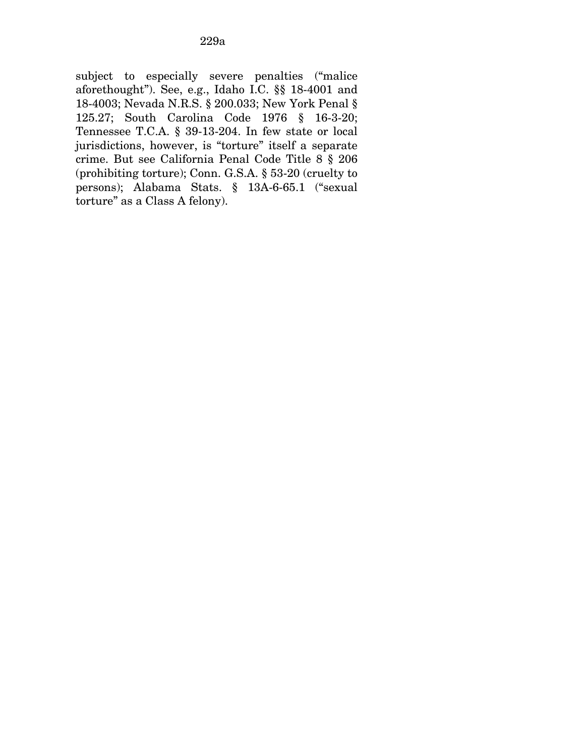subject to especially severe penalties ("malice aforethought"). See, e.g., Idaho I.C. §§ 18-4001 and 18-4003; Nevada N.R.S. § 200.033; New York Penal § 125.27; South Carolina Code 1976 § 16-3-20; Tennessee T.C.A. § 39-13-204. In few state or local jurisdictions, however, is "torture" itself a separate crime. But see California Penal Code Title 8 § 206 (prohibiting torture); Conn. G.S.A. § 53-20 (cruelty to persons); Alabama Stats. § 13A-6-65.1 ("sexual torture" as a Class A felony).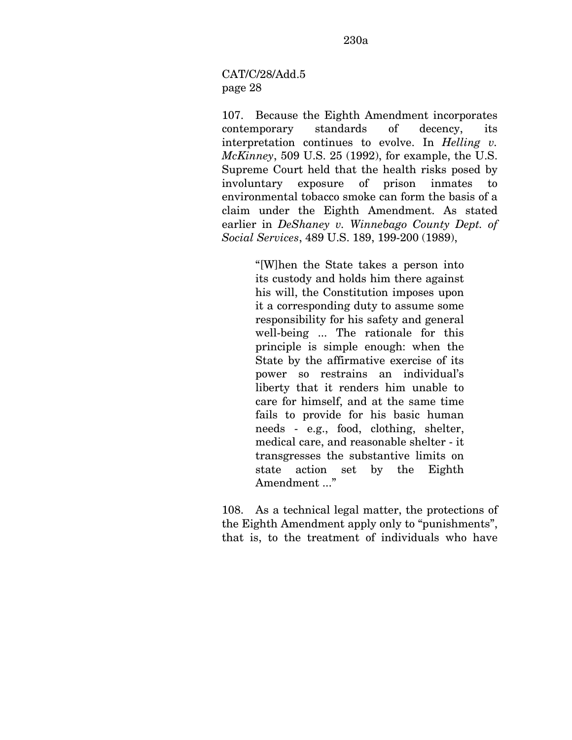107. Because the Eighth Amendment incorporates contemporary standards of decency, its interpretation continues to evolve. In *Helling v. McKinney*, 509 U.S. 25 (1992), for example, the U.S. Supreme Court held that the health risks posed by involuntary exposure of prison inmates to environmental tobacco smoke can form the basis of a claim under the Eighth Amendment. As stated earlier in *DeShaney v. Winnebago County Dept. of Social Services*, 489 U.S. 189, 199-200 (1989),

> "[W]hen the State takes a person into its custody and holds him there against his will, the Constitution imposes upon it a corresponding duty to assume some responsibility for his safety and general well-being ... The rationale for this principle is simple enough: when the State by the affirmative exercise of its power so restrains an individual's liberty that it renders him unable to care for himself, and at the same time fails to provide for his basic human needs - e.g., food, clothing, shelter, medical care, and reasonable shelter - it transgresses the substantive limits on state action set by the Eighth Amendment ..."

108. As a technical legal matter, the protections of the Eighth Amendment apply only to "punishments", that is, to the treatment of individuals who have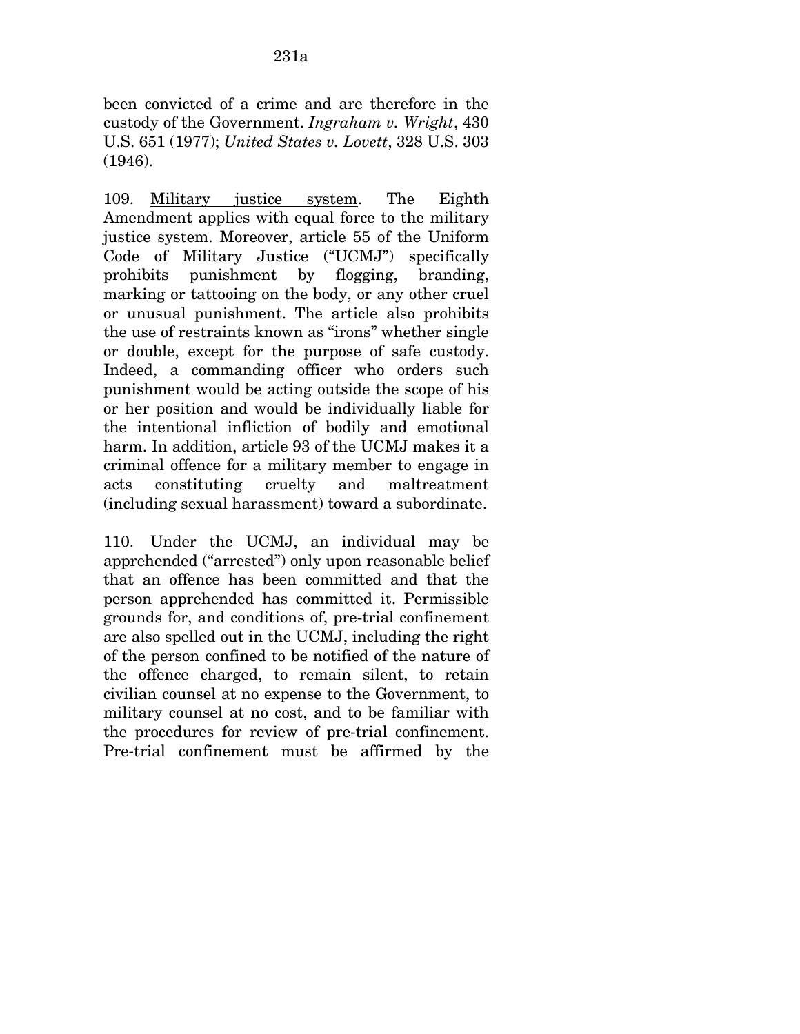been convicted of a crime and are therefore in the custody of the Government. *Ingraham v. Wright*, 430 U.S. 651 (1977); *United States v. Lovett*, 328 U.S. 303 (1946).

109. Military justice system. The Eighth Amendment applies with equal force to the military justice system. Moreover, article 55 of the Uniform Code of Military Justice ("UCMJ") specifically prohibits punishment by flogging, branding, marking or tattooing on the body, or any other cruel or unusual punishment. The article also prohibits the use of restraints known as "irons" whether single or double, except for the purpose of safe custody. Indeed, a commanding officer who orders such punishment would be acting outside the scope of his or her position and would be individually liable for the intentional infliction of bodily and emotional harm. In addition, article 93 of the UCMJ makes it a criminal offence for a military member to engage in acts constituting cruelty and maltreatment (including sexual harassment) toward a subordinate.

110. Under the UCMJ, an individual may be apprehended ("arrested") only upon reasonable belief that an offence has been committed and that the person apprehended has committed it. Permissible grounds for, and conditions of, pre-trial confinement are also spelled out in the UCMJ, including the right of the person confined to be notified of the nature of the offence charged, to remain silent, to retain civilian counsel at no expense to the Government, to military counsel at no cost, and to be familiar with the procedures for review of pre-trial confinement. Pre-trial confinement must be affirmed by the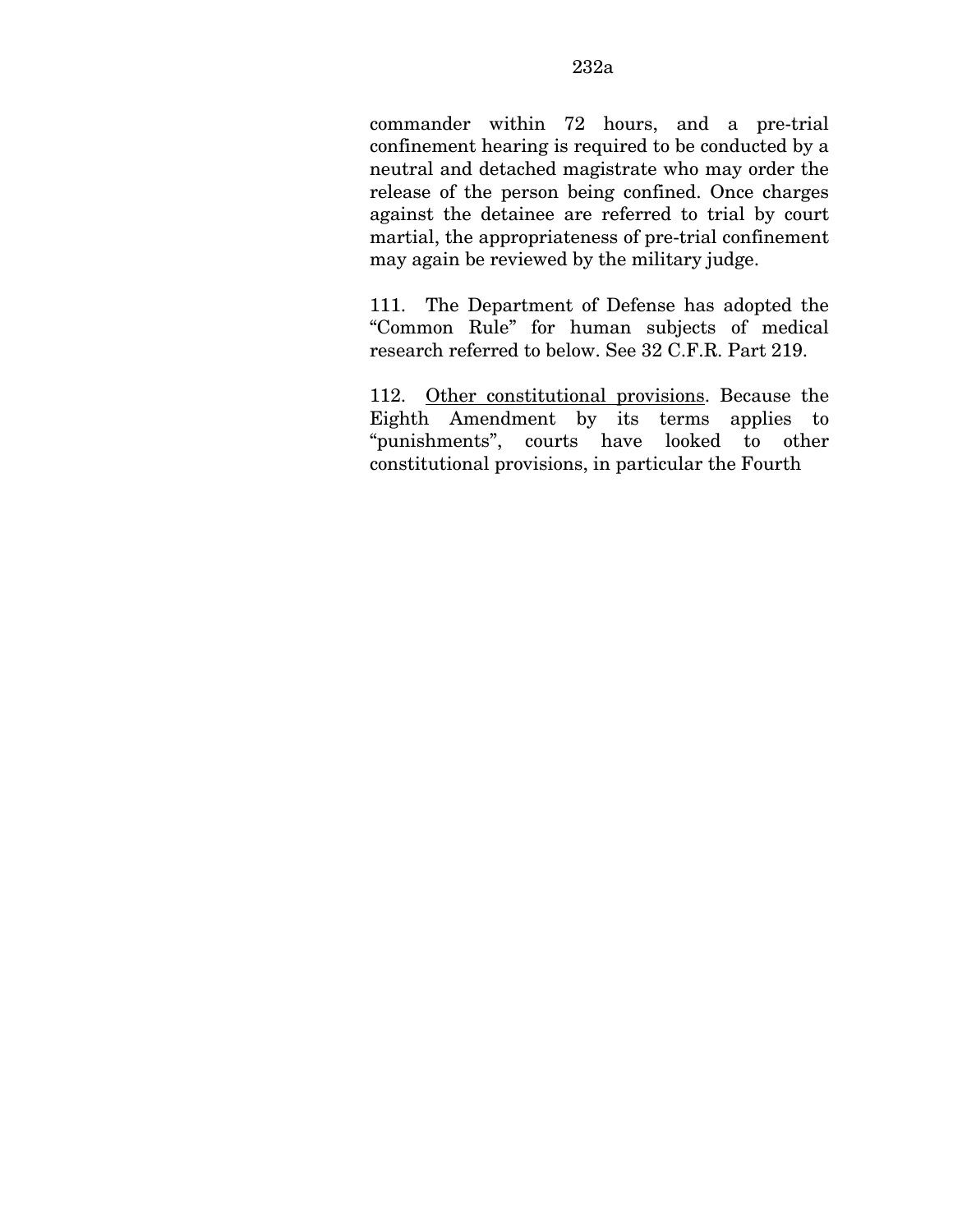commander within 72 hours, and a pre-trial confinement hearing is required to be conducted by a neutral and detached magistrate who may order the release of the person being confined. Once charges against the detainee are referred to trial by court martial, the appropriateness of pre-trial confinement may again be reviewed by the military judge.

111. The Department of Defense has adopted the "Common Rule" for human subjects of medical research referred to below. See 32 C.F.R. Part 219.

112. <u>Other constitutional provisions</u>. Because the Eighth Amendment by its terms applies to "punishments", courts have looked to other constitutional provisions, in particular the Fourth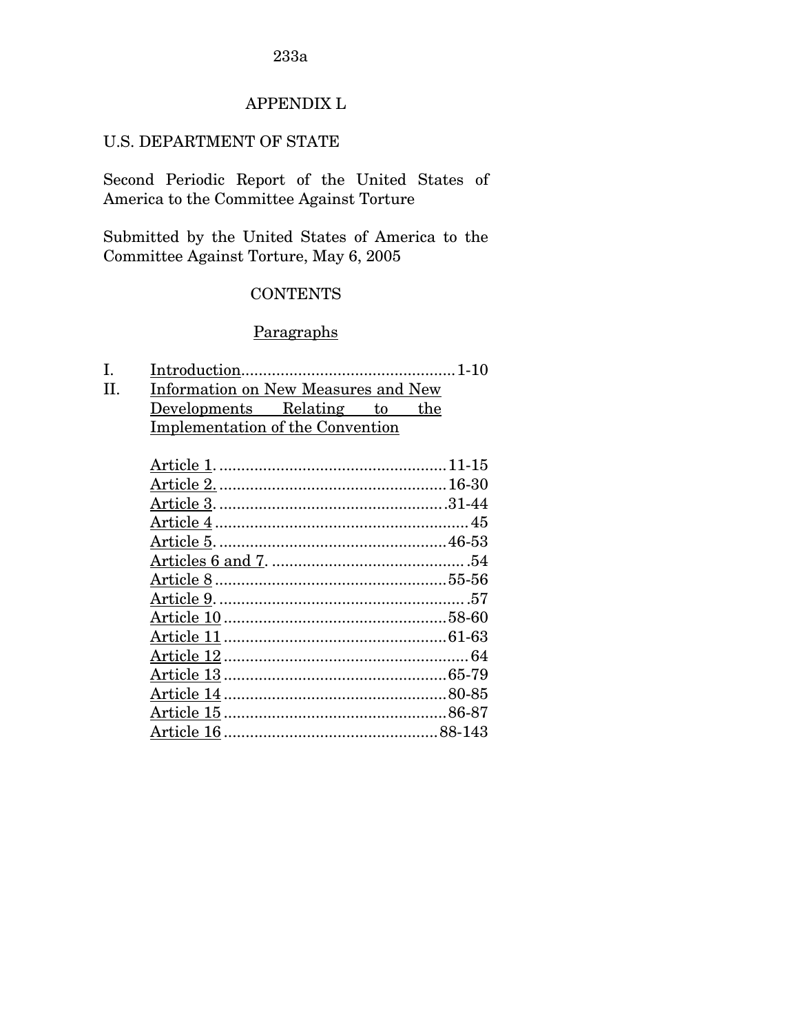# APPENDIX L

U.S. DEPARTMENT OF STATE

Second Periodic Report of the United States of America to the Committee Against Torture

Submitted by the United States of America to the Committee Against Torture, May 6, 2005

## CONTENTS

Paragraphs

| | | |
|---|---|---|
| I. | Introduction | 1-10 |
| II. | Information on New Measures and New Developments Relating to the Implementation of the Convention | |
| | Article 1. | 11-15 |
| | Article 2. | 16-30 |
| | Article 3. | 31-44 |
| | Article 4 | 45 |
| | Article 5. | 46-53 |
| | Articles 6 and 7. | .54 |
| | Article 8 | 55-56 |
| | Article 9. | .57 |
| | Article 10 | 58-60 |
| | Article 11 | 61-63 |
| | Article 12 | 64 |
| | Article 13 | 65-79 |
| | Article 14 | 80-85 |
| | Article 15 | 86-87 |
| | Article 16 | 88-143 |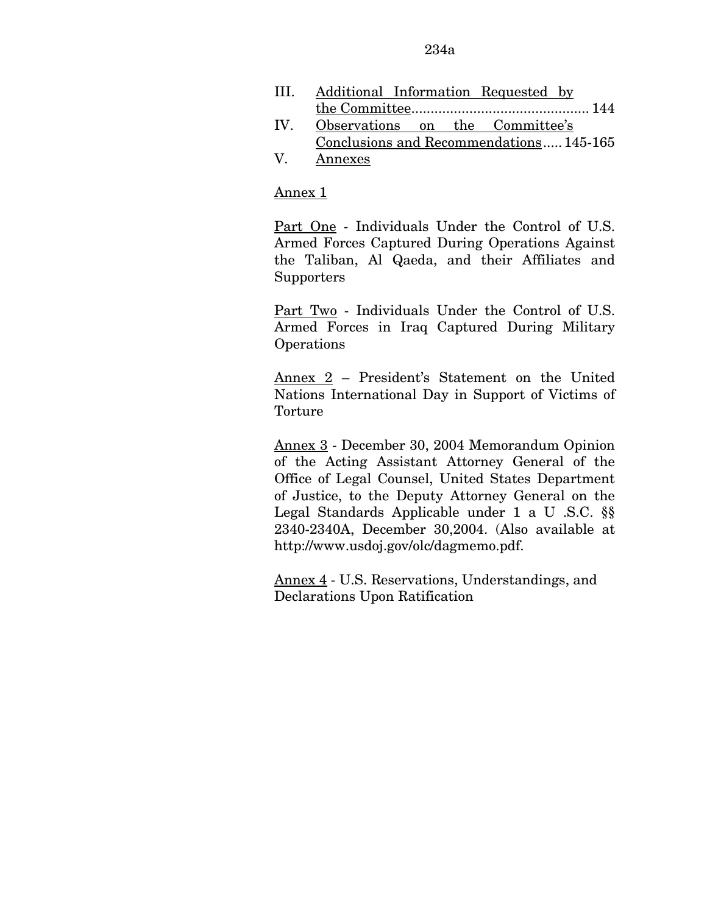III. Additional Information Requested by the Committee............................................. 144

IV. Observations on the Committee's Conclusions and Recommendations..... 145-165

V. Annexes

Annex 1

Part One - Individuals Under the Control of U.S. Armed Forces Captured During Operations Against the Taliban, Al Qaeda, and their Affiliates and Supporters

Part Two - Individuals Under the Control of U.S. Armed Forces in Iraq Captured During Military Operations

Annex 2 – President's Statement on the United Nations International Day in Support of Victims of Torture

Annex 3 - December 30, 2004 Memorandum Opinion of the Acting Assistant Attorney General of the Office of Legal Counsel, United States Department of Justice, to the Deputy Attorney General on the Legal Standards Applicable under 1 a U .S.C. §§ 2340-2340A, December 30,2004. (Also available at http://www.usdoj.gov/olc/dagmemo.pdf.

Annex 4 - U.S. Reservations, Understandings, and Declarations Upon Ratification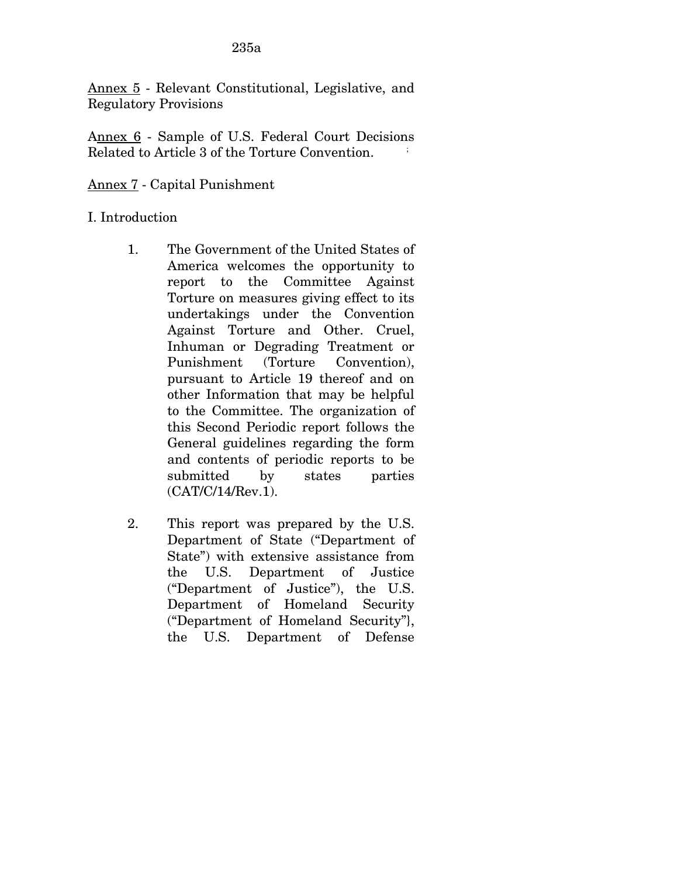Annex 5 - Relevant Constitutional, Legislative, and Regulatory Provisions

Annex 6 - Sample of U.S. Federal Court Decisions Related to Article 3 of the Torture Convention.

Annex 7 - Capital Punishment

I. Introduction

1. The Government of the United States of America welcomes the opportunity to report to the Committee Against Torture on measures giving effect to its undertakings under the Convention Against Torture and Other. Cruel, Inhuman or Degrading Treatment or Punishment (Torture Convention), pursuant to Article 19 thereof and on other Information that may be helpful to the Committee. The organization of this Second Periodic report follows the General guidelines regarding the form and contents of periodic reports to be submitted by states parties (CAT/C/14/Rev.1).

2. This report was prepared by the U.S. Department of State ("Department of State") with extensive assistance from the U.S. Department of Justice ("Department of Justice"), the U.S. Department of Homeland Security ("Department of Homeland Security"}, the U.S. Department of Defense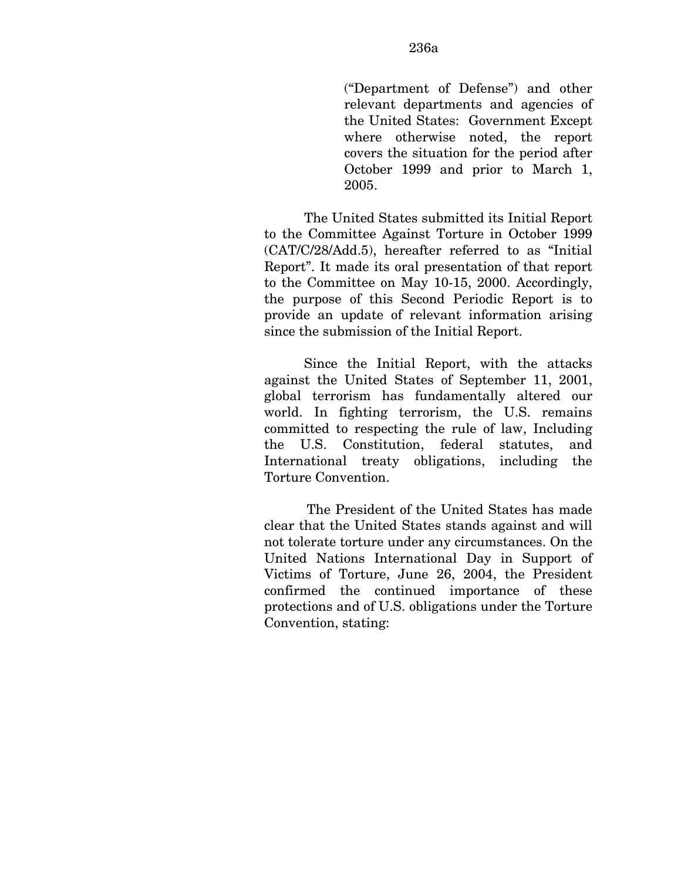("Department of Defense") and other relevant departments and agencies of the United States: Government Except where otherwise noted, the report covers the situation for the period after October 1999 and prior to March 1, 2005.

The United States submitted its Initial Report to the Committee Against Torture in October 1999 (CAT/C/28/Add.5), hereafter referred to as "Initial Report". It made its oral presentation of that report to the Committee on May 10-15, 2000. Accordingly, the purpose of this Second Periodic Report is to provide an update of relevant information arising since the submission of the Initial Report.

Since the Initial Report, with the attacks against the United States of September 11, 2001, global terrorism has fundamentally altered our world. In fighting terrorism, the U.S. remains committed to respecting the rule of law, Including the U.S. Constitution, federal statutes, and International treaty obligations, including the Torture Convention.

The President of the United States has made clear that the United States stands against and will not tolerate torture under any circumstances. On the United Nations International Day in Support of Victims of Torture, June 26, 2004, the President confirmed the continued importance of these protections and of U.S. obligations under the Torture Convention, stating: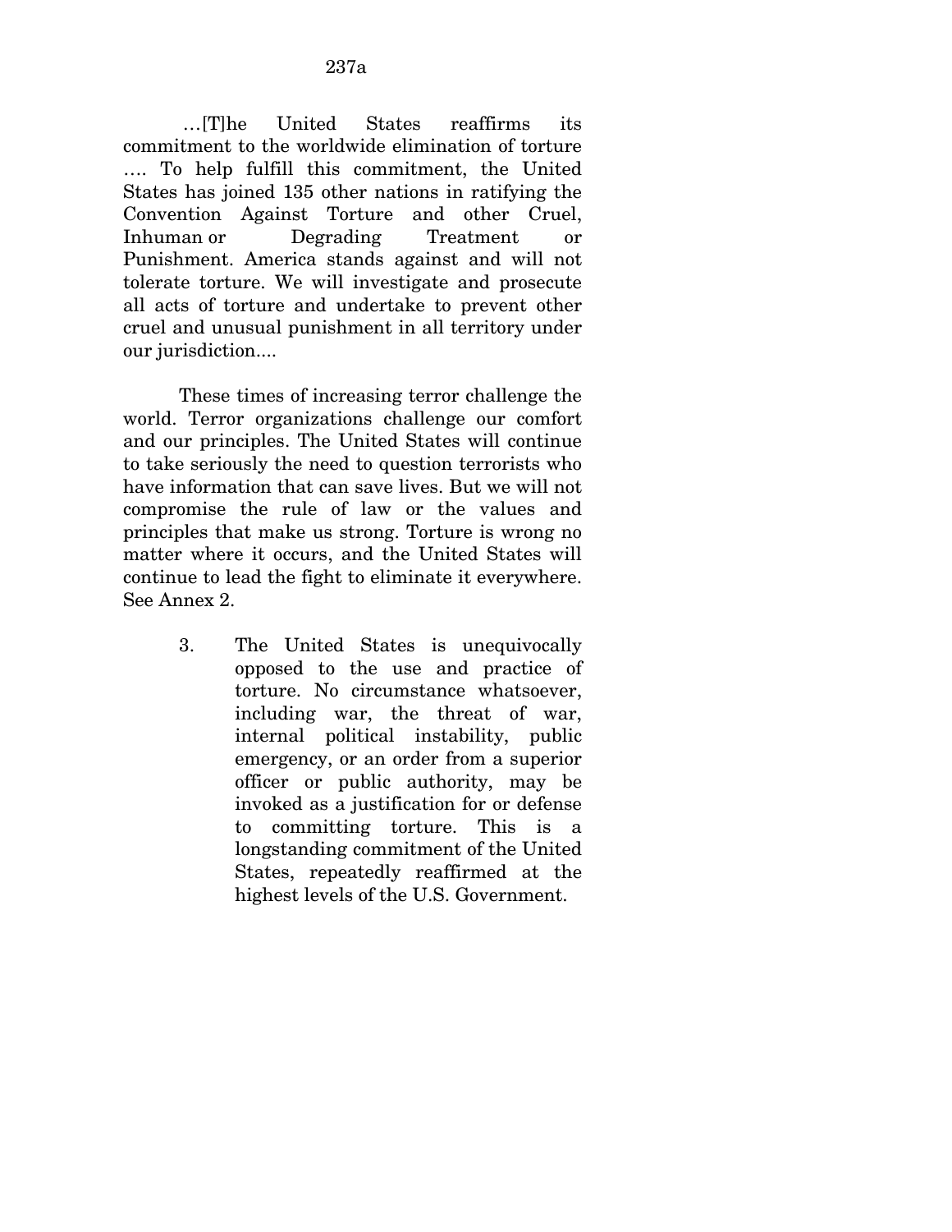…[T]he United States reaffirms its commitment to the worldwide elimination of torture …. To help fulfill this commitment, the United States has joined 135 other nations in ratifying the Convention Against Torture and other Cruel, Inhuman or Degrading Treatment or Punishment. America stands against and will not tolerate torture. We will investigate and prosecute all acts of torture and undertake to prevent other cruel and unusual punishment in all territory under our jurisdiction....

These times of increasing terror challenge the world. Terror organizations challenge our comfort and our principles. The United States will continue to take seriously the need to question terrorists who have information that can save lives. But we will not compromise the rule of law or the values and principles that make us strong. Torture is wrong no matter where it occurs, and the United States will continue to lead the fight to eliminate it everywhere. See Annex 2.

3. The United States is unequivocally opposed to the use and practice of torture. No circumstance whatsoever, including war, the threat of war, internal political instability, public emergency, or an order from a superior officer or public authority, may be invoked as a justification for or defense to committing torture. This is a longstanding commitment of the United States, repeatedly reaffirmed at the highest levels of the U.S. Government.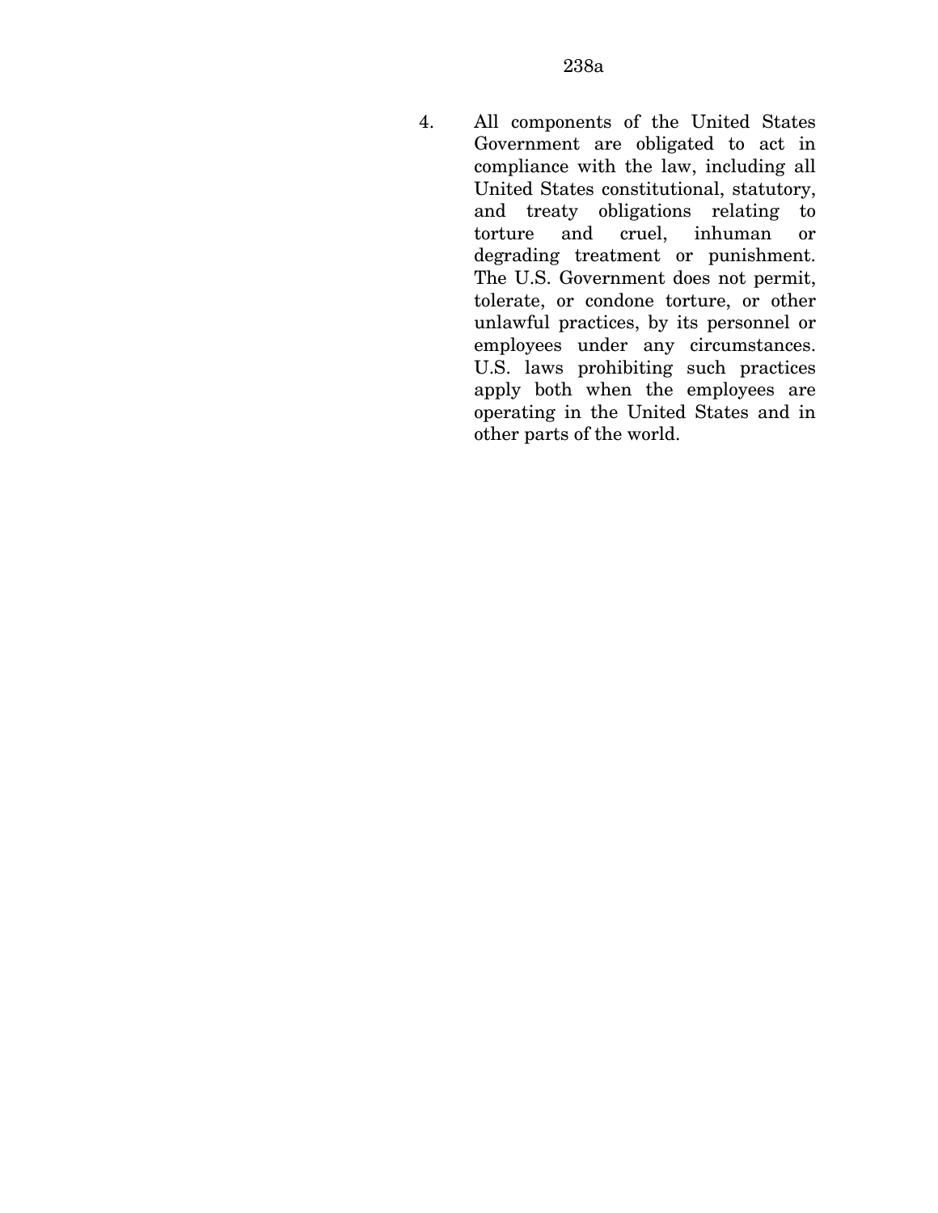4. All components of the United States Government are obligated to act in compliance with the law, including all United States constitutional, statutory, and treaty obligations relating to torture and cruel, inhuman or degrading treatment or punishment. The U.S. Government does not permit, tolerate, or condone torture, or other unlawful practices, by its personnel or employees under any circumstances. U.S. laws prohibiting such practices apply both when the employees are operating in the United States and in other parts of the world.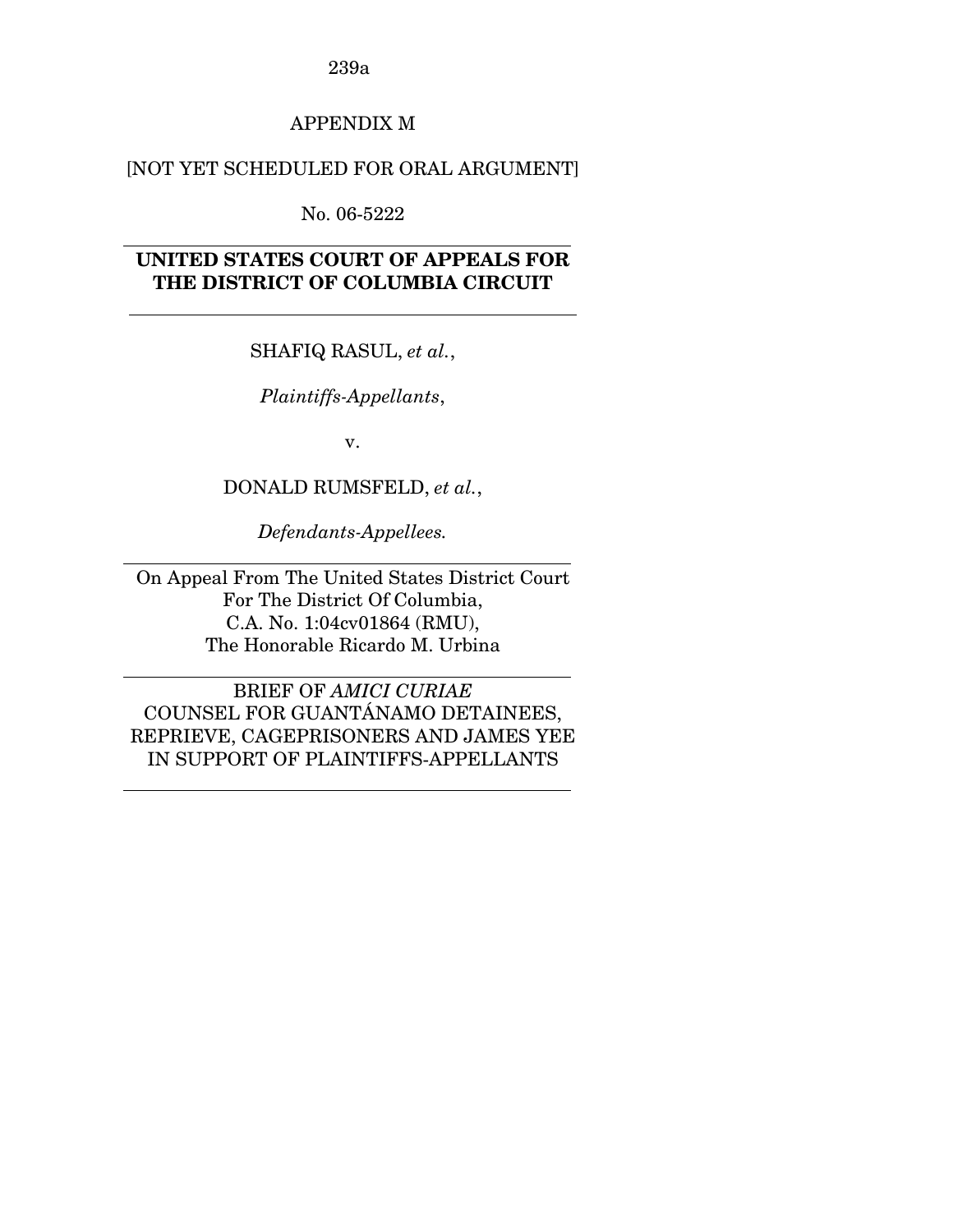# APPENDIX M

[NOT YET SCHEDULED FOR ORAL ARGUMENT]

No. 06-5222

---

**UNITED STATES COURT OF APPEALS FOR THE DISTRICT OF COLUMBIA CIRCUIT**

---

SHAFIQ RASUL, *et al.*,

*Plaintiffs-Appellants*,

v.

DONALD RUMSFELD, *et al.*,

*Defendants-Appellees.*

---

On Appeal From The United States District Court For The District Of Columbia, C.A. No. 1:04cv01864 (RMU), The Honorable Ricardo M. Urbina

---

BRIEF OF *AMICI CURIAE* COUNSEL FOR GUANTÁNAMO DETAINEES, REPRIEVE, CAGEPRISONERS AND JAMES YEE IN SUPPORT OF PLAINTIFFS-APPELLANTS

---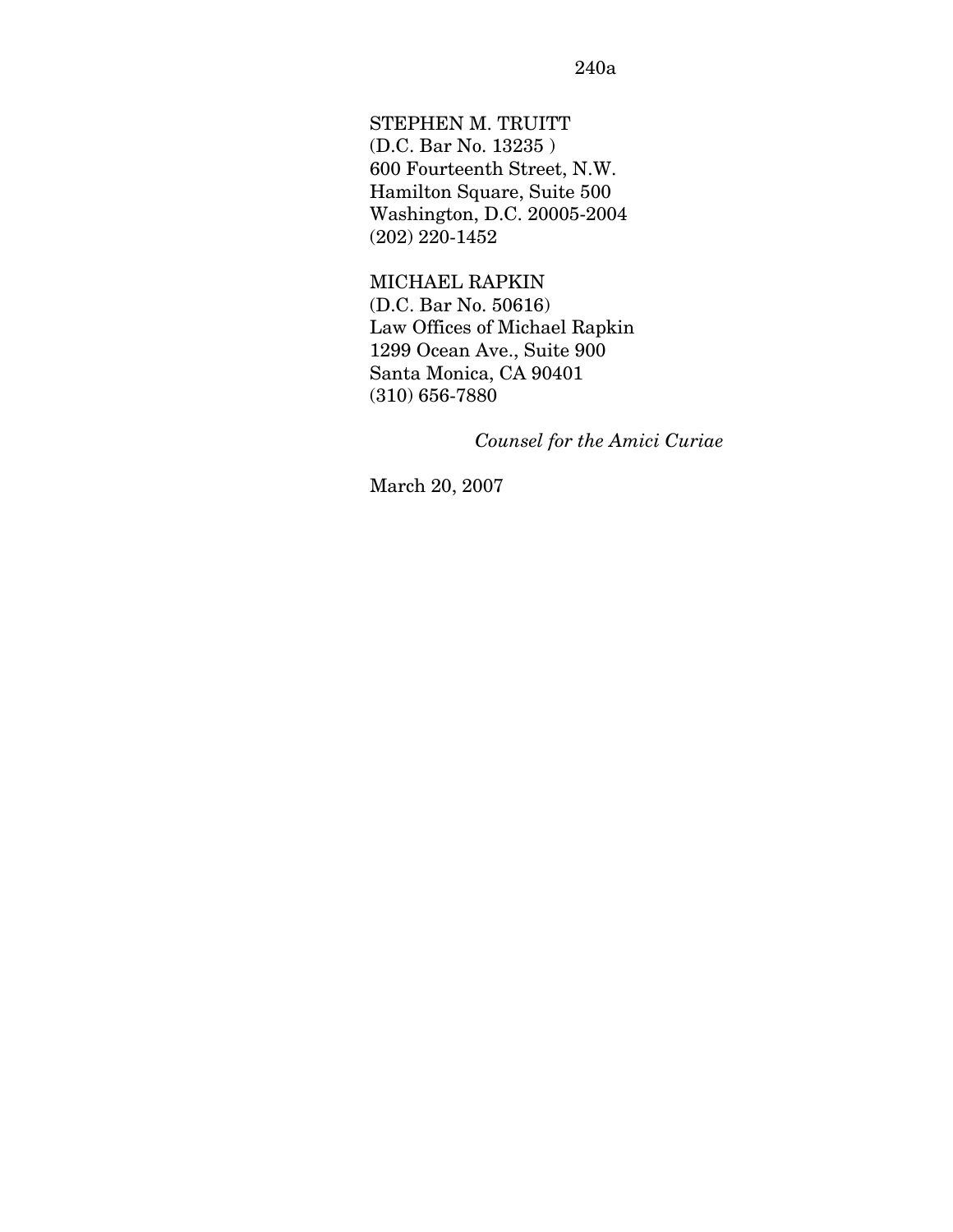STEPHEN M. TRUITT
(D.C. Bar No. 13235 )
600 Fourteenth Street, N.W.
Hamilton Square, Suite 500
Washington, D.C. 20005-2004
(202) 220-1452

MICHAEL RAPKIN
(D.C. Bar No. 50616)
Law Offices of Michael Rapkin
1299 Ocean Ave., Suite 900
Santa Monica, CA 90401
(310) 656-7880

*Counsel for the Amici Curiae*

March 20, 2007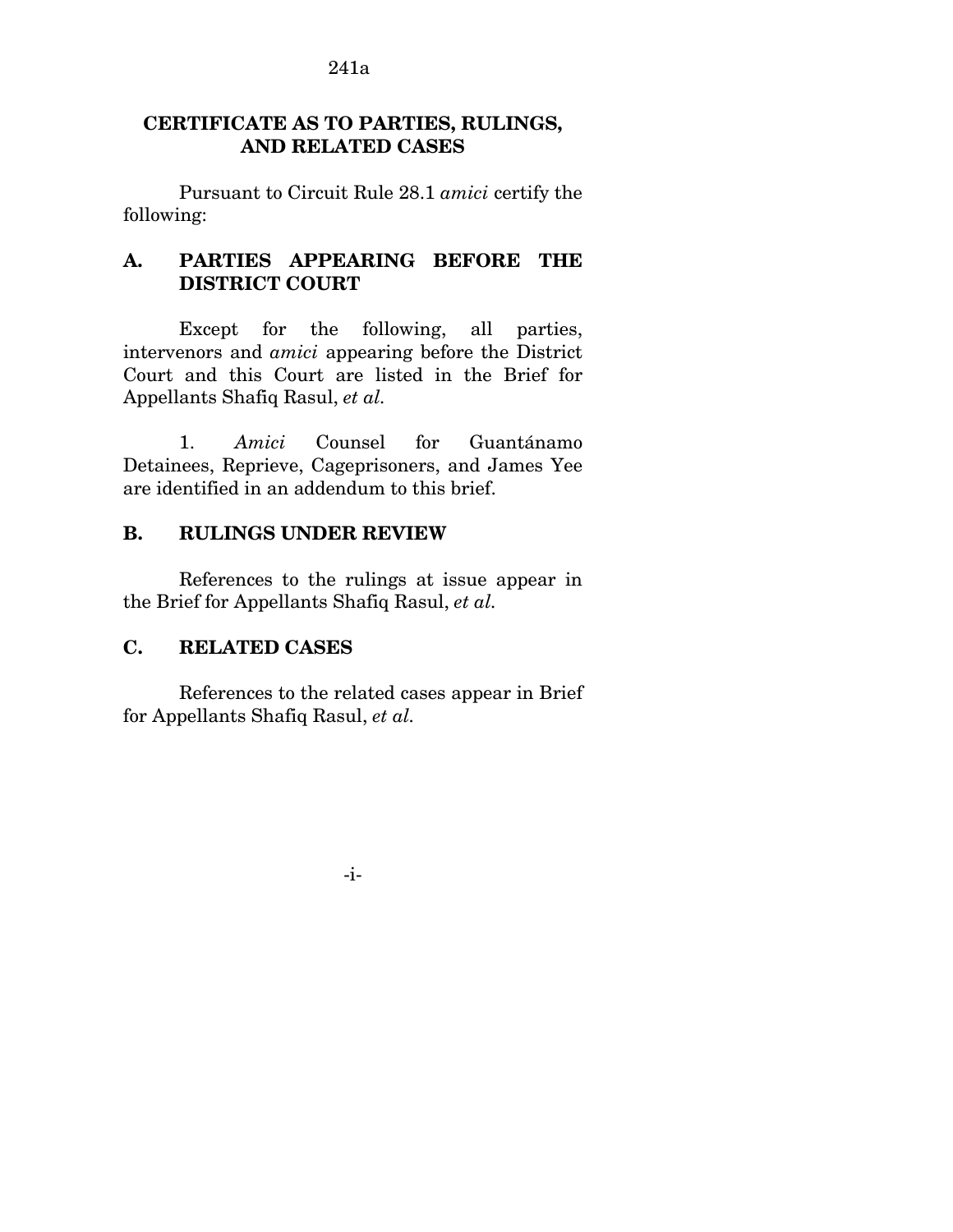## CERTIFICATE AS TO PARTIES, RULINGS, AND RELATED CASES

Pursuant to Circuit Rule 28.1 *amici* certify the following:

### A. PARTIES APPEARING BEFORE THE DISTRICT COURT

Except for the following, all parties, intervenors and *amici* appearing before the District Court and this Court are listed in the Brief for Appellants Shafiq Rasul, *et al.*

1. *Amici* Counsel for Guantánamo Detainees, Reprieve, Cageprisoners, and James Yee are identified in an addendum to this brief.

### B. RULINGS UNDER REVIEW

References to the rulings at issue appear in the Brief for Appellants Shafiq Rasul, *et al.*

### C. RELATED CASES

References to the related cases appear in Brief for Appellants Shafiq Rasul, *et al.*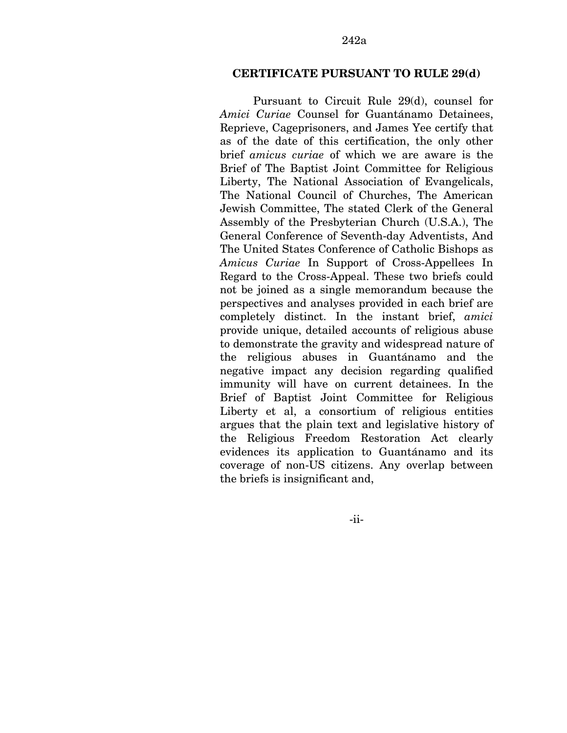## CERTIFICATE PURSUANT TO RULE 29(d)

Pursuant to Circuit Rule 29(d), counsel for *Amici Curiae* Counsel for Guantánamo Detainees, Reprieve, Cageprisoners, and James Yee certify that as of the date of this certification, the only other brief *amicus curiae* of which we are aware is the Brief of The Baptist Joint Committee for Religious Liberty, The National Association of Evangelicals, The National Council of Churches, The American Jewish Committee, The stated Clerk of the General Assembly of the Presbyterian Church (U.S.A.), The General Conference of Seventh-day Adventists, And The United States Conference of Catholic Bishops as *Amicus Curiae* In Support of Cross-Appellees In Regard to the Cross-Appeal. These two briefs could not be joined as a single memorandum because the perspectives and analyses provided in each brief are completely distinct. In the instant brief, *amici* provide unique, detailed accounts of religious abuse to demonstrate the gravity and widespread nature of the religious abuses in Guantánamo and the negative impact any decision regarding qualified immunity will have on current detainees. In the Brief of Baptist Joint Committee for Religious Liberty et al, a consortium of religious entities argues that the plain text and legislative history of the Religious Freedom Restoration Act clearly evidences its application to Guantánamo and its coverage of non-US citizens. Any overlap between the briefs is insignificant and,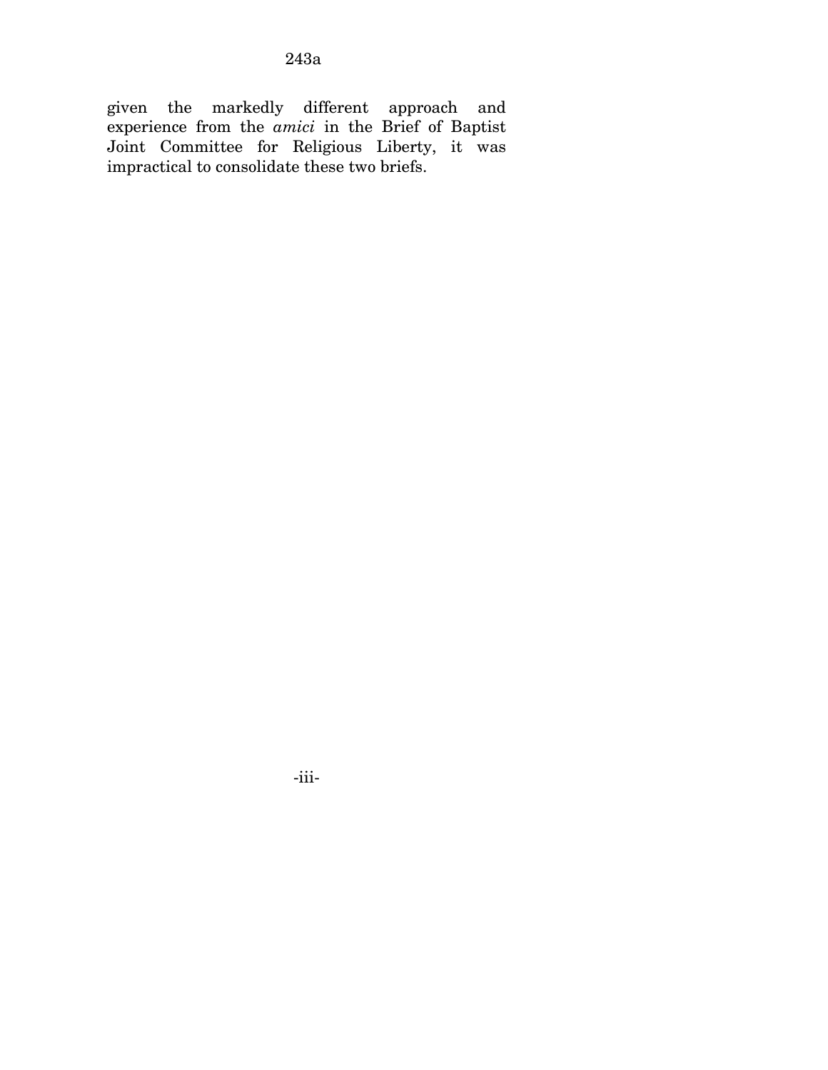given the markedly different approach and experience from the *amici* in the Brief of Baptist Joint Committee for Religious Liberty, it was impractical to consolidate these two briefs.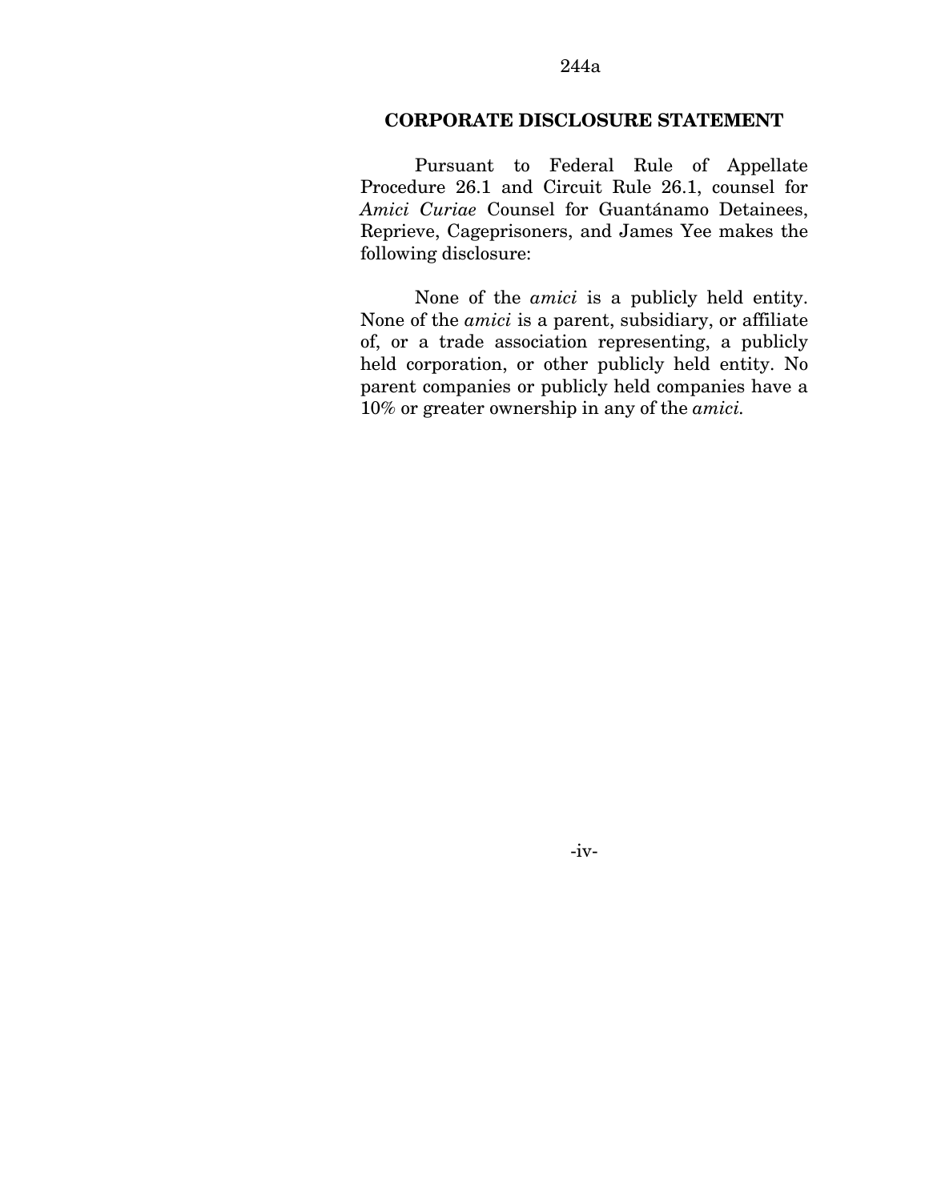## CORPORATE DISCLOSURE STATEMENT

Pursuant to Federal Rule of Appellate Procedure 26.1 and Circuit Rule 26.1, counsel for *Amici Curiae* Counsel for Guantánamo Detainees, Reprieve, Cageprisoners, and James Yee makes the following disclosure:

None of the *amici* is a publicly held entity. None of the *amici* is a parent, subsidiary, or affiliate of, or a trade association representing, a publicly held corporation, or other publicly held entity. No parent companies or publicly held companies have a 10% or greater ownership in any of the *amici.*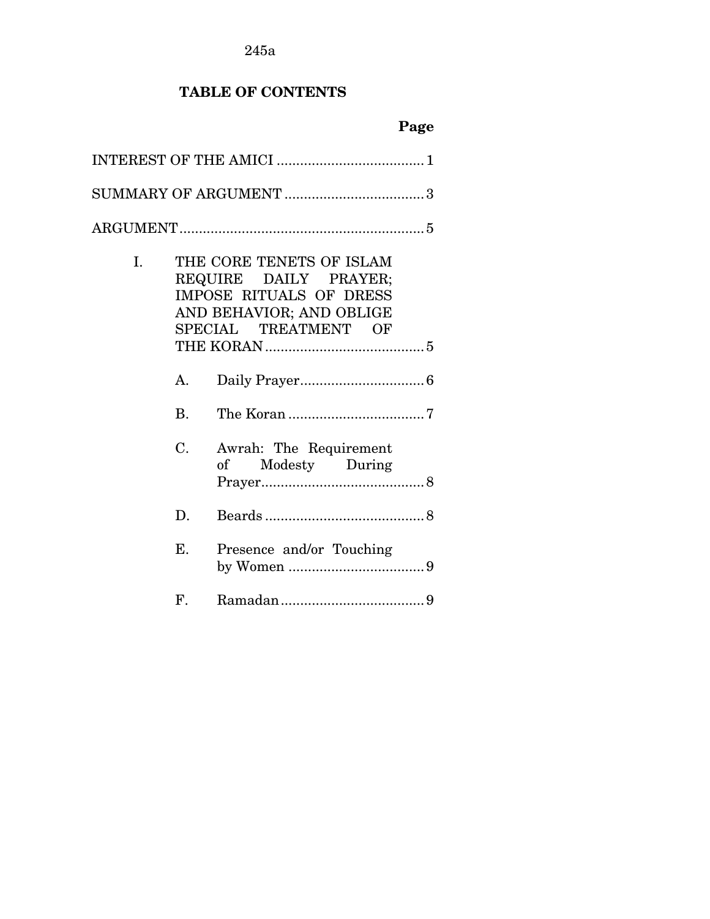## TABLE OF CONTENTS

| | Page |
|---|---|
| INTEREST OF THE AMICI | 1 |
| SUMMARY OF ARGUMENT | 3 |
| ARGUMENT | 5 |
| I. THE CORE TENETS OF ISLAM REQUIRE DAILY PRAYER; IMPOSE RITUALS OF DRESS AND BEHAVIOR; AND OBLIGE SPECIAL TREATMENT OF THE KORAN | 5 |
| A. Daily Prayer | 6 |
| B. The Koran | 7 |
| C. Awrah: The Requirement of Modesty During Prayer | 8 |
| D. Beards | 8 |
| E. Presence and/or Touching by Women | 9 |
| F. Ramadan | 9 |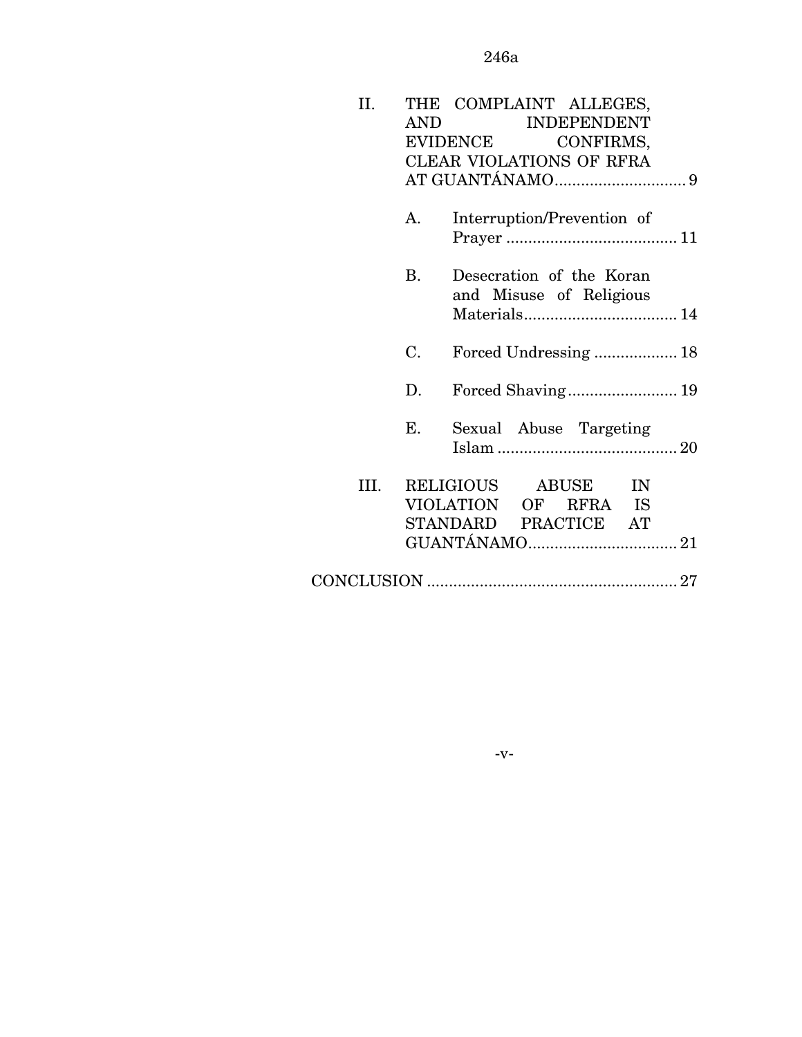II. THE COMPLAINT ALLEGES, AND INDEPENDENT EVIDENCE CONFIRMS, CLEAR VIOLATIONS OF RFRA AT GUANTÁNAMO .............................. 9

  A. Interruption/Prevention of Prayer ....................................... 11

  B. Desecration of the Koran and Misuse of Religious Materials ................................... 14

  C. Forced Undressing ................... 18

  D. Forced Shaving ......................... 19

  E. Sexual Abuse Targeting Islam ......................................... 20

III. RELIGIOUS ABUSE IN VIOLATION OF RFRA IS STANDARD PRACTICE AT GUANTÁNAMO .................................. 21

CONCLUSION ......................................................... 27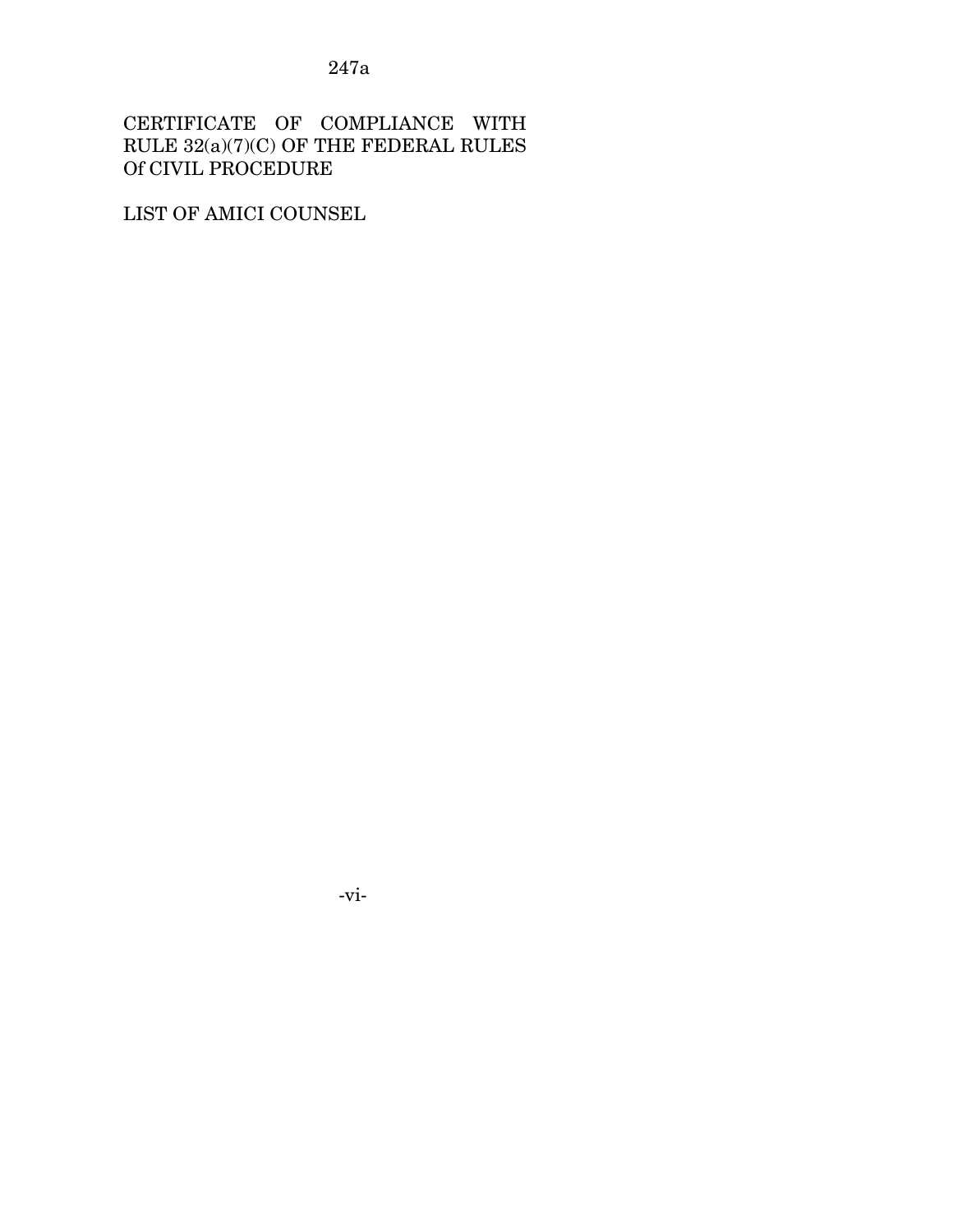CERTIFICATE OF COMPLIANCE WITH RULE 32(a)(7)(C) OF THE FEDERAL RULES Of CIVIL PROCEDURE

LIST OF AMICI COUNSEL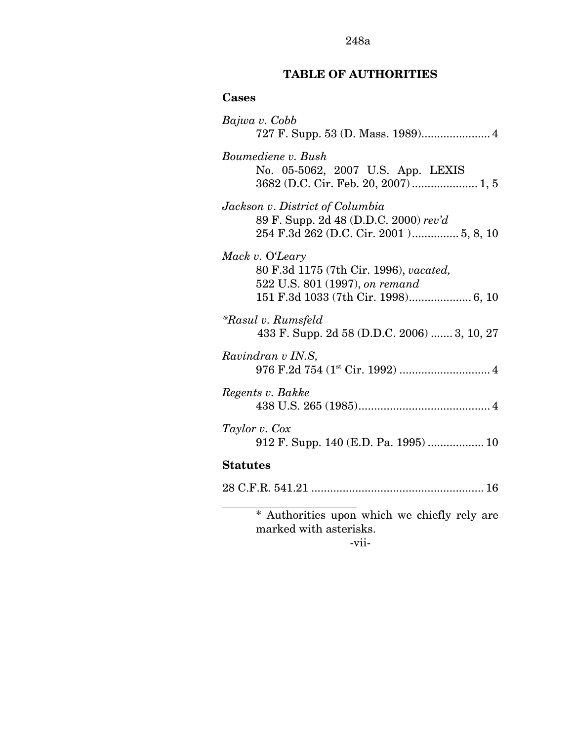## TABLE OF AUTHORITIES

### Cases

*Bajwa v. Cobb*
727 F. Supp. 53 (D. Mass. 1989)...................... 4

*Boumediene v. Bush*
No. 05-5062, 2007 U.S. App. LEXIS 3682 (D.C. Cir. Feb. 20, 2007) ..................... 1, 5

*Jackson v. District of Columbia*
89 F. Supp. 2d 48 (D.D.C. 2000) *rev'd*
254 F.3d 262 (D.C. Cir. 2001 ) ............... 5, 8, 10

*Mack v. O'Leary*
80 F.3d 1175 (7th Cir. 1996), *vacated,*
522 U.S. 801 (1997), *on remand*
151 F.3d 1033 (7th Cir. 1998).................... 6, 10

*\*Rasul v. Rumsfeld*
433 F. Supp. 2d 58 (D.D.C. 2006) ....... 3, 10, 27

*Ravindran v IN.S,*
976 F.2d 754 (1st Cir. 1992) ............................. 4

*Regents v. Bakke*
438 U.S. 265 (1985).......................................... 4

*Taylor v. Cox*
912 F. Supp. 140 (E.D. Pa. 1995) .................. 10

### Statutes

28 C.F.R. 541.21 ...................................................... 16

---

\* Authorities upon which we chiefly rely are marked with asterisks.

-vii-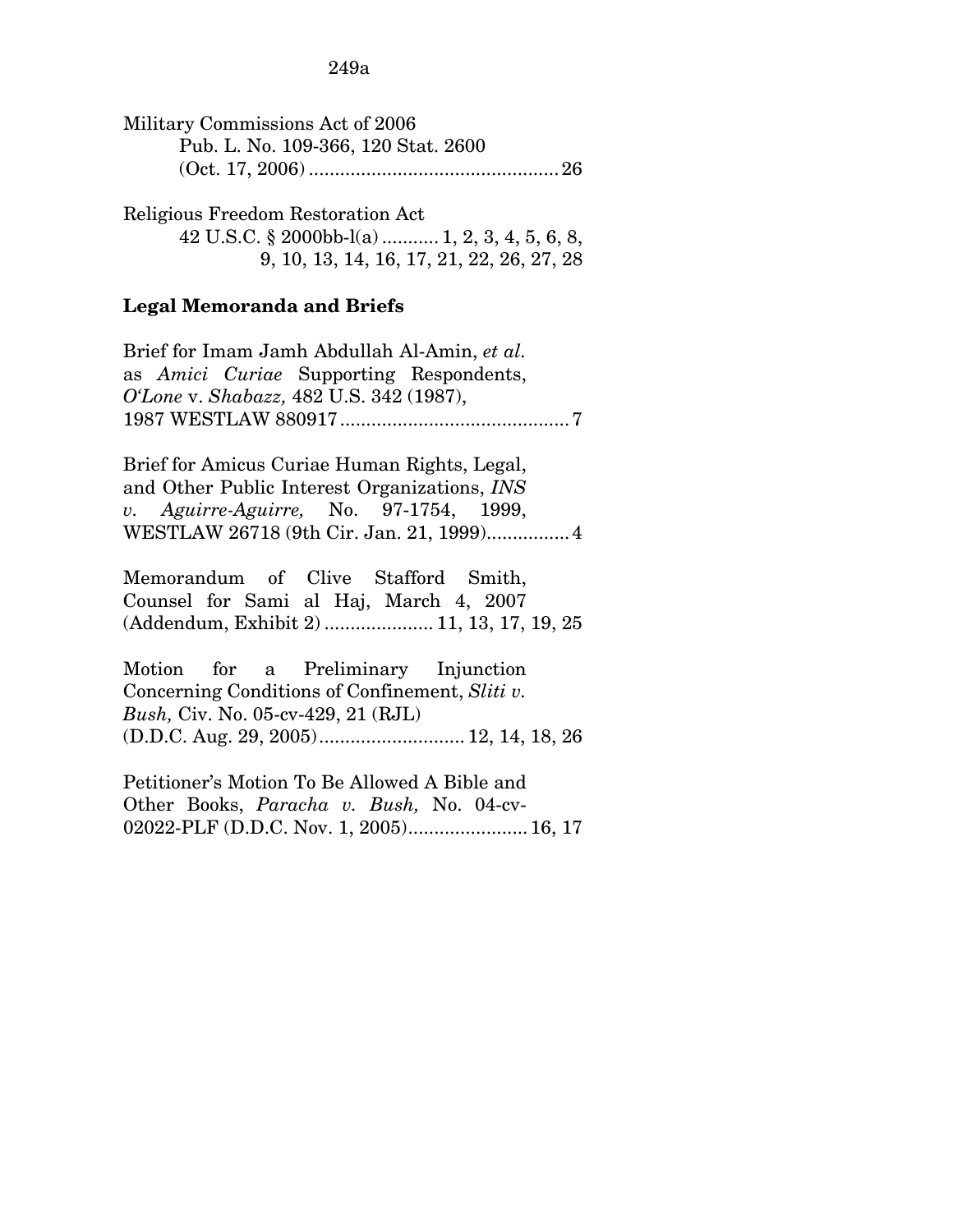Military Commissions Act of 2006
Pub. L. No. 109-366, 120 Stat. 2600
(Oct. 17, 2006) ................................................ 26

Religious Freedom Restoration Act
42 U.S.C. § 2000bb-l(a) ........... 1, 2, 3, 4, 5, 6, 8, 9, 10, 13, 14, 16, 17, 21, 22, 26, 27, 28

**Legal Memoranda and Briefs**

Brief for Imam Jamh Abdullah Al-Amin, *et al.* as *Amici Curiae* Supporting Respondents, *O'Lone* v. *Shabazz,* 482 U.S. 342 (1987), 1987 WESTLAW 880917 ............................................ 7

Brief for Amicus Curiae Human Rights, Legal, and Other Public Interest Organizations, *INS v. Aguirre-Aguirre,* No. 97-1754, 1999, WESTLAW 26718 (9th Cir. Jan. 21, 1999)................ 4

Memorandum of Clive Stafford Smith, Counsel for Sami al Haj, March 4, 2007 (Addendum, Exhibit 2) ..................... 11, 13, 17, 19, 25

Motion for a Preliminary Injunction Concerning Conditions of Confinement, *Sliti v. Bush,* Civ. No. 05-cv-429, 21 (RJL) (D.D.C. Aug. 29, 2005)............................ 12, 14, 18, 26

Petitioner's Motion To Be Allowed A Bible and Other Books, *Paracha v. Bush,* No. 04-cv-02022-PLF (D.D.C. Nov. 1, 2005)....................... 16, 17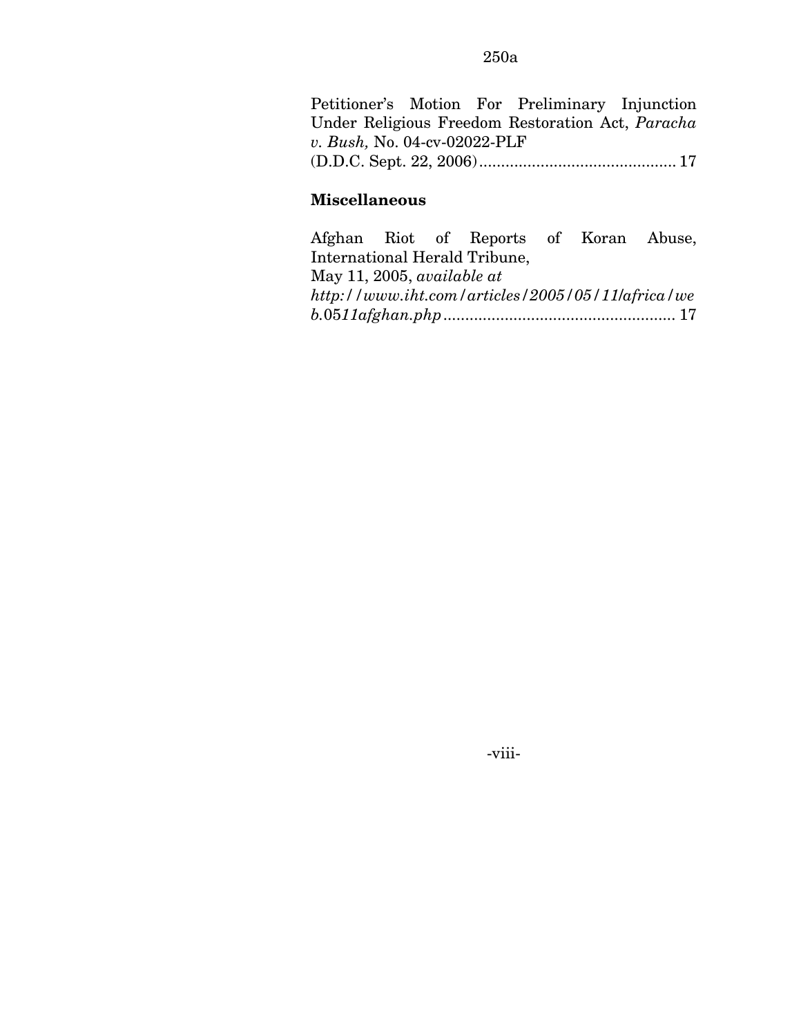Petitioner's Motion For Preliminary Injunction Under Religious Freedom Restoration Act, *Paracha v. Bush,* No. 04-cv-02022-PLF (D.D.C. Sept. 22, 2006) ............................................ 17

**Miscellaneous**

Afghan Riot of Reports of Koran Abuse, International Herald Tribune, May 11, 2005, *available at http://www.iht.com/articles/2005/05/11/africa/web.0511afghan.php* .................................................... 17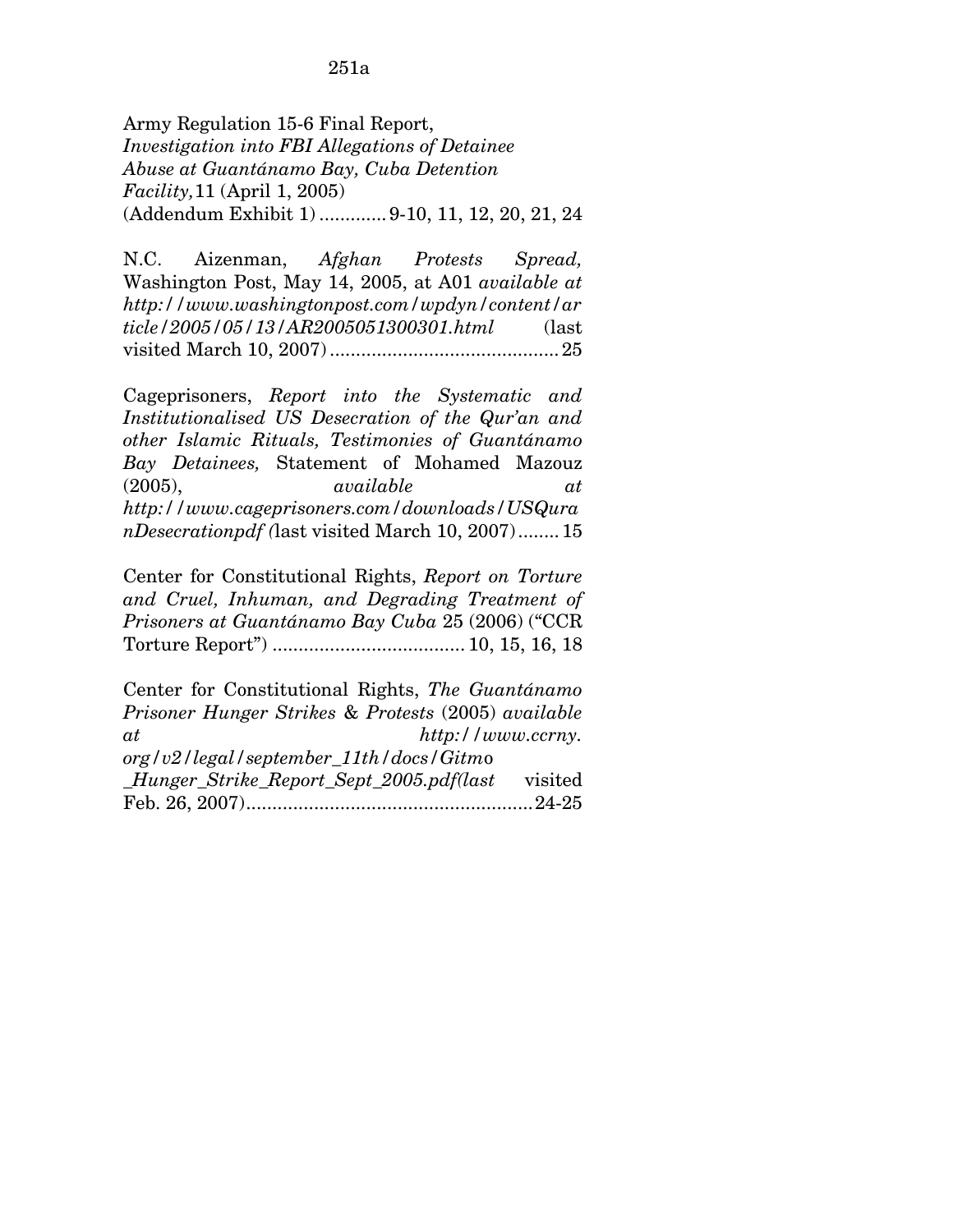Army Regulation 15-6 Final Report, *Investigation into FBI Allegations of Detainee Abuse at Guantánamo Bay, Cuba Detention Facility,* 11 (April 1, 2005) (Addendum Exhibit 1) ............. 9-10, 11, 12, 20, 21, 24

N.C. Aizenman, *Afghan Protests Spread,* Washington Post, May 14, 2005, at A01 *available at http://www.washingtonpost.com/wpdyn/content/article/2005/05/13/AR2005051300301.html* (last visited March 10, 2007) ........................................... 25

Cageprisoners, *Report into the Systematic and Institutionalised US Desecration of the Qur'an and other Islamic Rituals, Testimonies of Guantánamo Bay Detainees,* Statement of Mohamed Mazouz (2005), *available at http://www.cageprisoners.com/downloads/USQuranDesecrationpdf (*last visited March 10, 2007) ........ 15

Center for Constitutional Rights, *Report on Torture and Cruel, Inhuman, and Degrading Treatment of Prisoners at Guantánamo Bay Cuba* 25 (2006) ("CCR Torture Report") .................................... 10, 15, 16, 18

Center for Constitutional Rights, *The Guantánamo Prisoner Hunger Strikes & Protests* (2005) *available at http://www.ccrny.org/v2/legal/september_11th/docs/Gitmo_Hunger_Strike_Report_Sept_2005.pdf(last* visited Feb. 26, 2007)...................................................... 24-25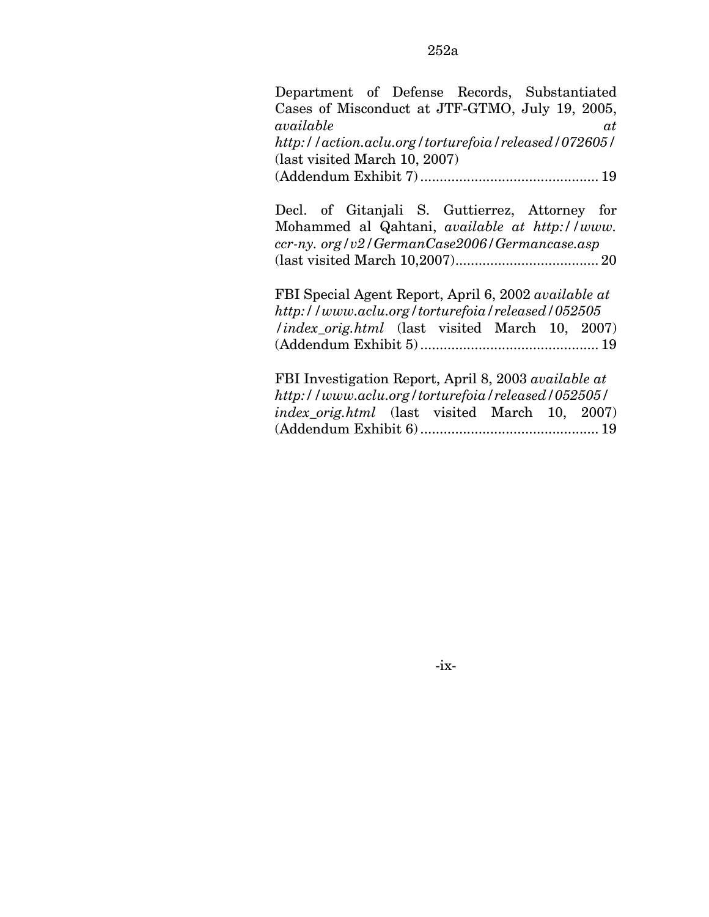Department of Defense Records, Substantiated Cases of Misconduct at JTF-GTMO, July 19, 2005, *available at http://action.aclu.org/torturefoia/released/072605/* (last visited March 10, 2007) (Addendum Exhibit 7) .............................................. 19

Decl. of Gitanjali S. Guttierrez, Attorney for Mohammed al Qahtani, *available at http://www. ccr-ny. org/v2/GermanCase2006/Germancase.asp* (last visited March 10,2007)..................................... 20

FBI Special Agent Report, April 6, 2002 *available at http://www.aclu.org/torturefoia/released/052505 /index_orig.html* (last visited March 10, 2007) (Addendum Exhibit 5) .............................................. 19

FBI Investigation Report, April 8, 2003 *available at http://www.aclu.org/torturefoia/released/052505/ index_orig.html* (last visited March 10, 2007) (Addendum Exhibit 6) .............................................. 19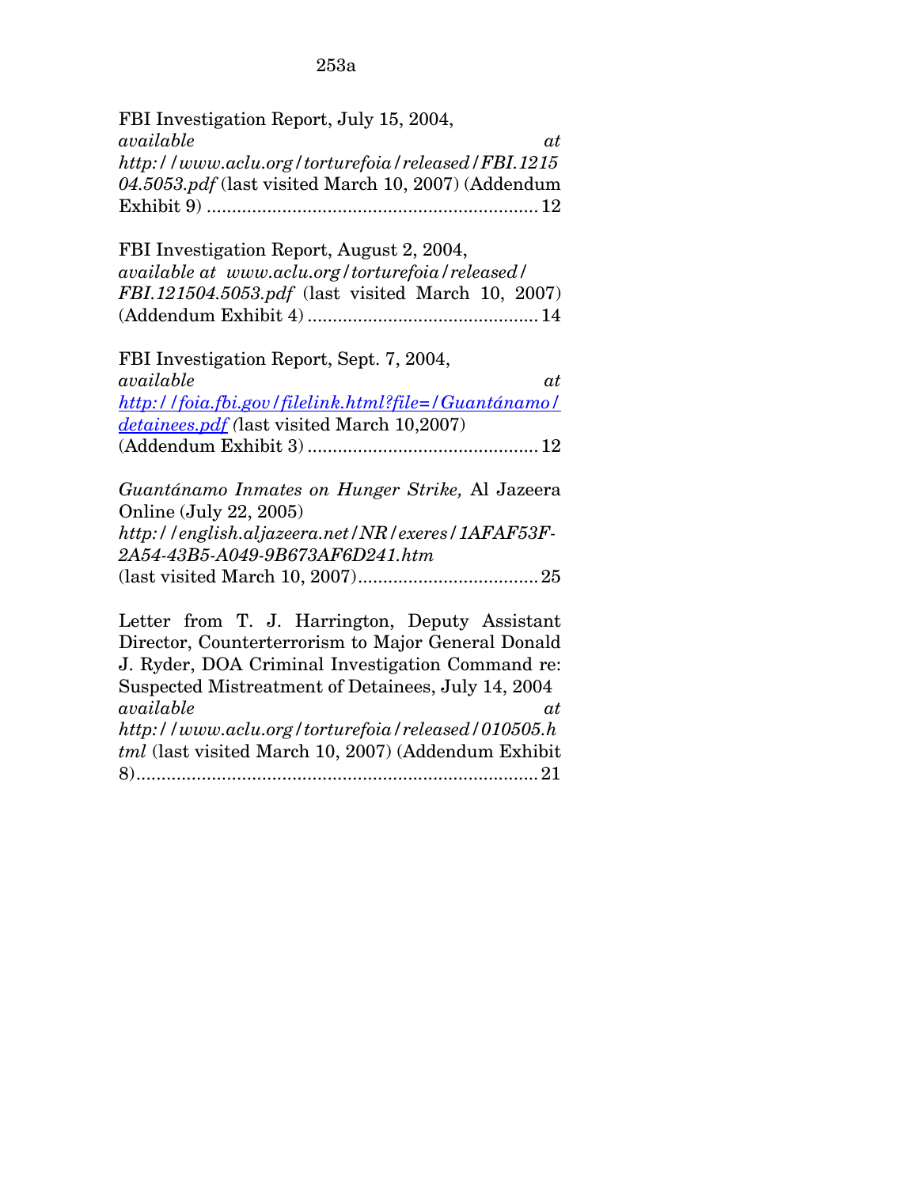FBI Investigation Report, July 15, 2004, *available at http://www.aclu.org/torturefoia/released/FBI.121504.5053.pdf* (last visited March 10, 2007) (Addendum Exhibit 9) .................................................................. 12

FBI Investigation Report, August 2, 2004, *available at www.aclu.org/torturefoia/released/ FBI.121504.5053.pdf* (last visited March 10, 2007) (Addendum Exhibit 4) .............................................. 14

FBI Investigation Report, Sept. 7, 2004, *available at [http://foia.fbi.gov/filelink.html?file=/Guantánamo/detainees.pdf](http://foia.fbi.gov/filelink.html?file=/Guantánamo/detainees.pdf)* (last visited March 10,2007) (Addendum Exhibit 3) .............................................. 12

*Guantánamo Inmates on Hunger Strike,* Al Jazeera Online (July 22, 2005) *http://english.aljazeera.net/NR/exeres/1AFAF53F-2A54-43B5-A049-9B673AF6D241.htm* (last visited March 10, 2007).................................... 25

Letter from T. J. Harrington, Deputy Assistant Director, Counterterrorism to Major General Donald J. Ryder, DOA Criminal Investigation Command re: Suspected Mistreatment of Detainees, July 14, 2004 *available at http://www.aclu.org/torturefoia/released/010505.html* (last visited March 10, 2007) (Addendum Exhibit 8)................................................................................ 21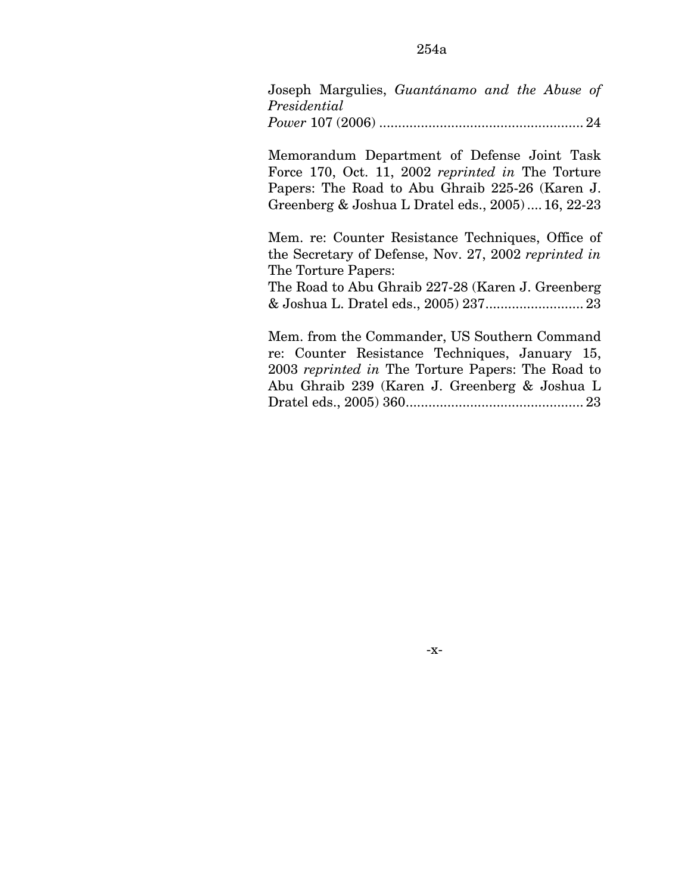Joseph Margulies, *Guantánamo and the Abuse of Presidential Power* 107 (2006) ...................................................... 24

Memorandum Department of Defense Joint Task Force 170, Oct. 11, 2002 *reprinted in* The Torture Papers: The Road to Abu Ghraib 225-26 (Karen J. Greenberg & Joshua L Dratel eds., 2005) .... 16, 22-23

Mem. re: Counter Resistance Techniques, Office of the Secretary of Defense, Nov. 27, 2002 *reprinted in* The Torture Papers: The Road to Abu Ghraib 227-28 (Karen J. Greenberg & Joshua L. Dratel eds., 2005) 237.......................... 23

Mem. from the Commander, US Southern Command re: Counter Resistance Techniques, January 15, 2003 *reprinted in* The Torture Papers: The Road to Abu Ghraib 239 (Karen J. Greenberg & Joshua L Dratel eds., 2005) 360............................................... 23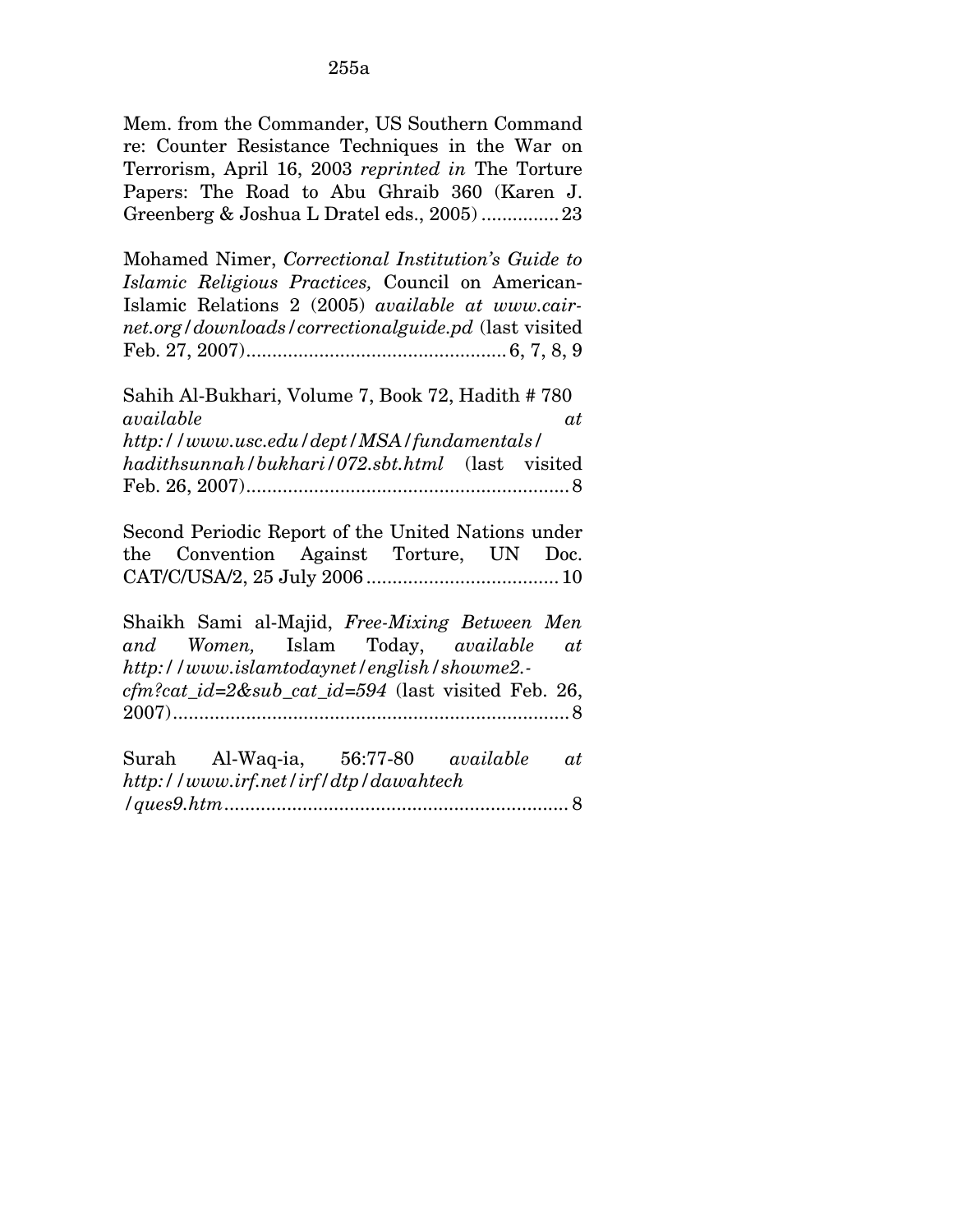Mem. from the Commander, US Southern Command re: Counter Resistance Techniques in the War on Terrorism, April 16, 2003 *reprinted in* The Torture Papers: The Road to Abu Ghraib 360 (Karen J. Greenberg & Joshua L Dratel eds., 2005) ............... 23

Mohamed Nimer, *Correctional Institution's Guide to Islamic Religious Practices,* Council on American-Islamic Relations 2 (2005) *available at www.cair-net.org/downloads/correctionalguide.pd* (last visited Feb. 27, 2007).................................................. 6, 7, 8, 9

Sahih Al-Bukhari, Volume 7, Book 72, Hadith # 780 *available at http://www.usc.edu/dept/MSA/fundamentals/hadithsunnah/bukhari/072.sbt.html* (last visited Feb. 26, 2007).............................................................. 8

Second Periodic Report of the United Nations under the Convention Against Torture, UN Doc. CAT/C/USA/2, 25 July 2006..................................... 10

Shaikh Sami al-Majid, *Free-Mixing Between Men and Women,* Islam Today, *available at http://www.islamtodaynet/english/showme2.-cfm?cat_id=2&sub_cat_id=594* (last visited Feb. 26, 2007)............................................................................ 8

Surah Al-Waq-ia, 56:77-80 *available at http://www.irf.net/irf/dtp/dawahtech/ques9.htm*.................................................................. 8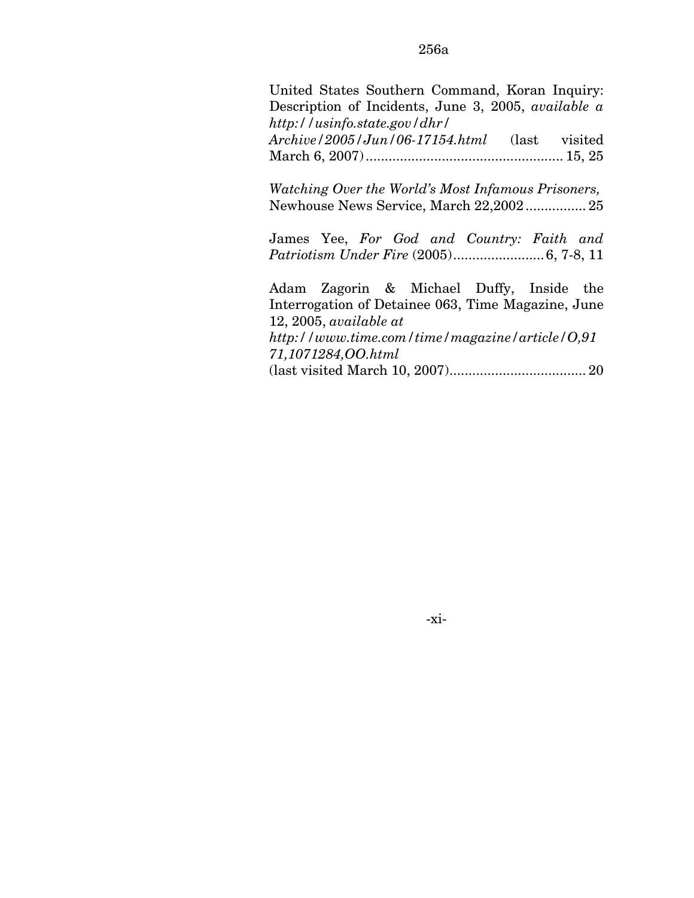United States Southern Command, Koran Inquiry: Description of Incidents, June 3, 2005, *available a http://usinfo.state.gov/dhr/ Archive/2005/Jun/06-17154.html* (last visited March 6, 2007).................................................... 15, 25

*Watching Over the World's Most Infamous Prisoners,* Newhouse News Service, March 22,2002................ 25

James Yee, *For God and Country: Faith and Patriotism Under Fire* (2005)........................ 6, 7-8, 11

Adam Zagorin & Michael Duffy, Inside the Interrogation of Detainee 063, Time Magazine, June 12, 2005, *available at http://www.time.com/time/magazine/article/O,9171,1071284,OO.html* (last visited March 10, 2007).................................... 20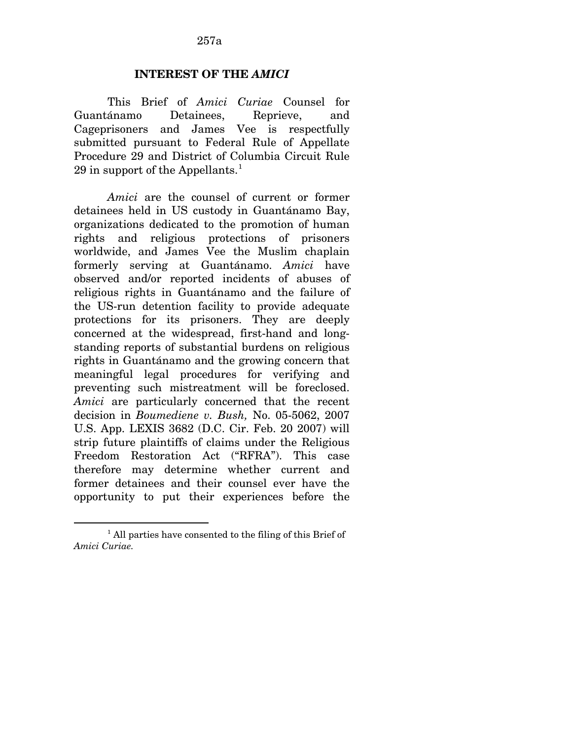## INTEREST OF THE *AMICI*

This Brief of *Amici Curiae* Counsel for Guantánamo Detainees, Reprieve, and Cageprisoners and James Vee is respectfully submitted pursuant to Federal Rule of Appellate Procedure 29 and District of Columbia Circuit Rule 29 in support of the Appellants.[1]

*Amici* are the counsel of current or former detainees held in US custody in Guantánamo Bay, organizations dedicated to the promotion of human rights and religious protections of prisoners worldwide, and James Vee the Muslim chaplain formerly serving at Guantánamo. *Amici* have observed and/or reported incidents of abuses of religious rights in Guantánamo and the failure of the US-run detention facility to provide adequate protections for its prisoners. They are deeply concerned at the widespread, first-hand and long-standing reports of substantial burdens on religious rights in Guantánamo and the growing concern that meaningful legal procedures for verifying and preventing such mistreatment will be foreclosed. *Amici* are particularly concerned that the recent decision in *Boumediene v. Bush,* No. 05-5062, 2007 U.S. App. LEXIS 3682 (D.C. Cir. Feb. 20 2007) will strip future plaintiffs of claims under the Religious Freedom Restoration Act ("RFRA"). This case therefore may determine whether current and former detainees and their counsel ever have the opportunity to put their experiences before the

[1] All parties have consented to the filing of this Brief of *Amici Curiae.*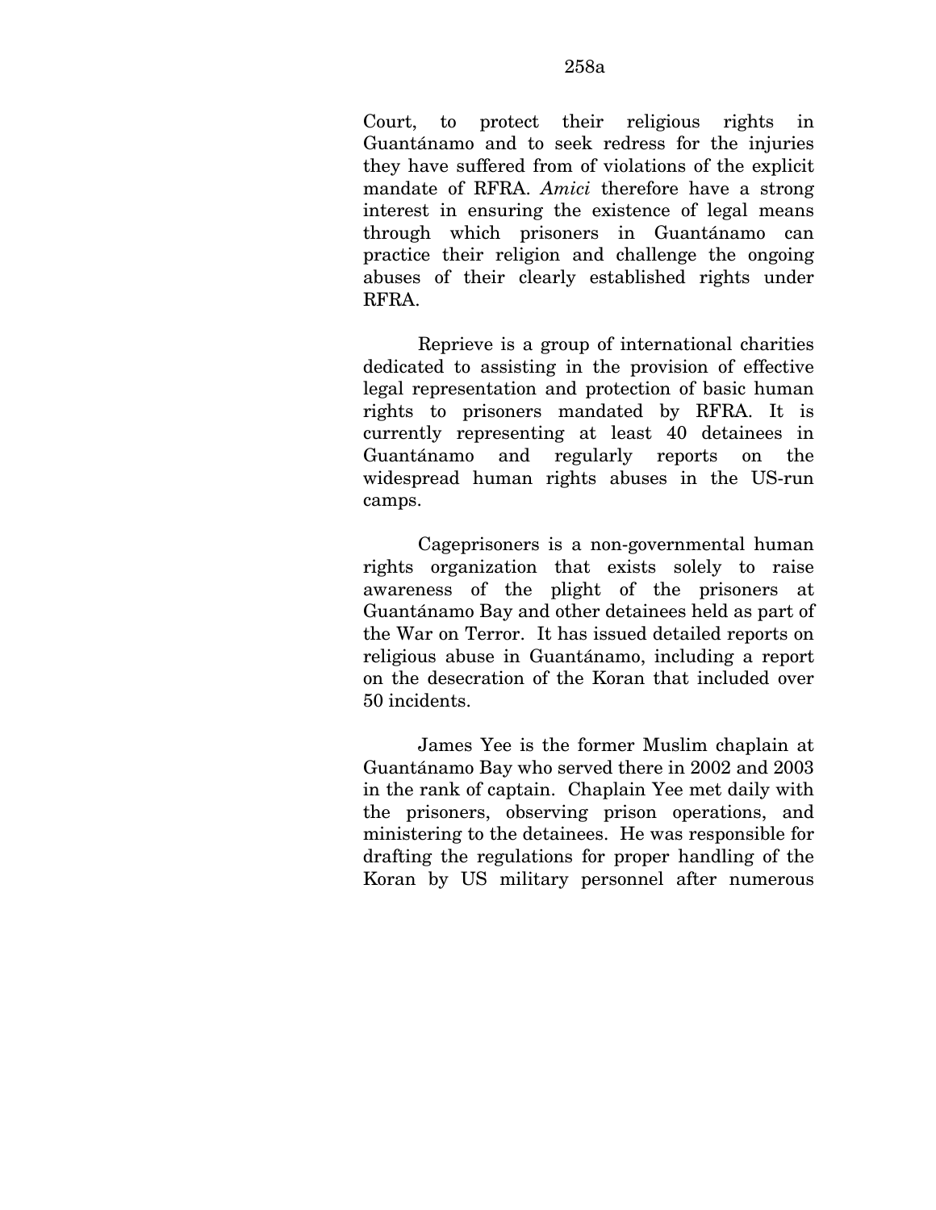Court, to protect their religious rights in Guantánamo and to seek redress for the injuries they have suffered from of violations of the explicit mandate of RFRA. *Amici* therefore have a strong interest in ensuring the existence of legal means through which prisoners in Guantánamo can practice their religion and challenge the ongoing abuses of their clearly established rights under RFRA.

Reprieve is a group of international charities dedicated to assisting in the provision of effective legal representation and protection of basic human rights to prisoners mandated by RFRA. It is currently representing at least 40 detainees in Guantánamo and regularly reports on the widespread human rights abuses in the US-run camps.

Cageprisoners is a non-governmental human rights organization that exists solely to raise awareness of the plight of the prisoners at Guantánamo Bay and other detainees held as part of the War on Terror. It has issued detailed reports on religious abuse in Guantánamo, including a report on the desecration of the Koran that included over 50 incidents.

James Yee is the former Muslim chaplain at Guantánamo Bay who served there in 2002 and 2003 in the rank of captain. Chaplain Yee met daily with the prisoners, observing prison operations, and ministering to the detainees. He was responsible for drafting the regulations for proper handling of the Koran by US military personnel after numerous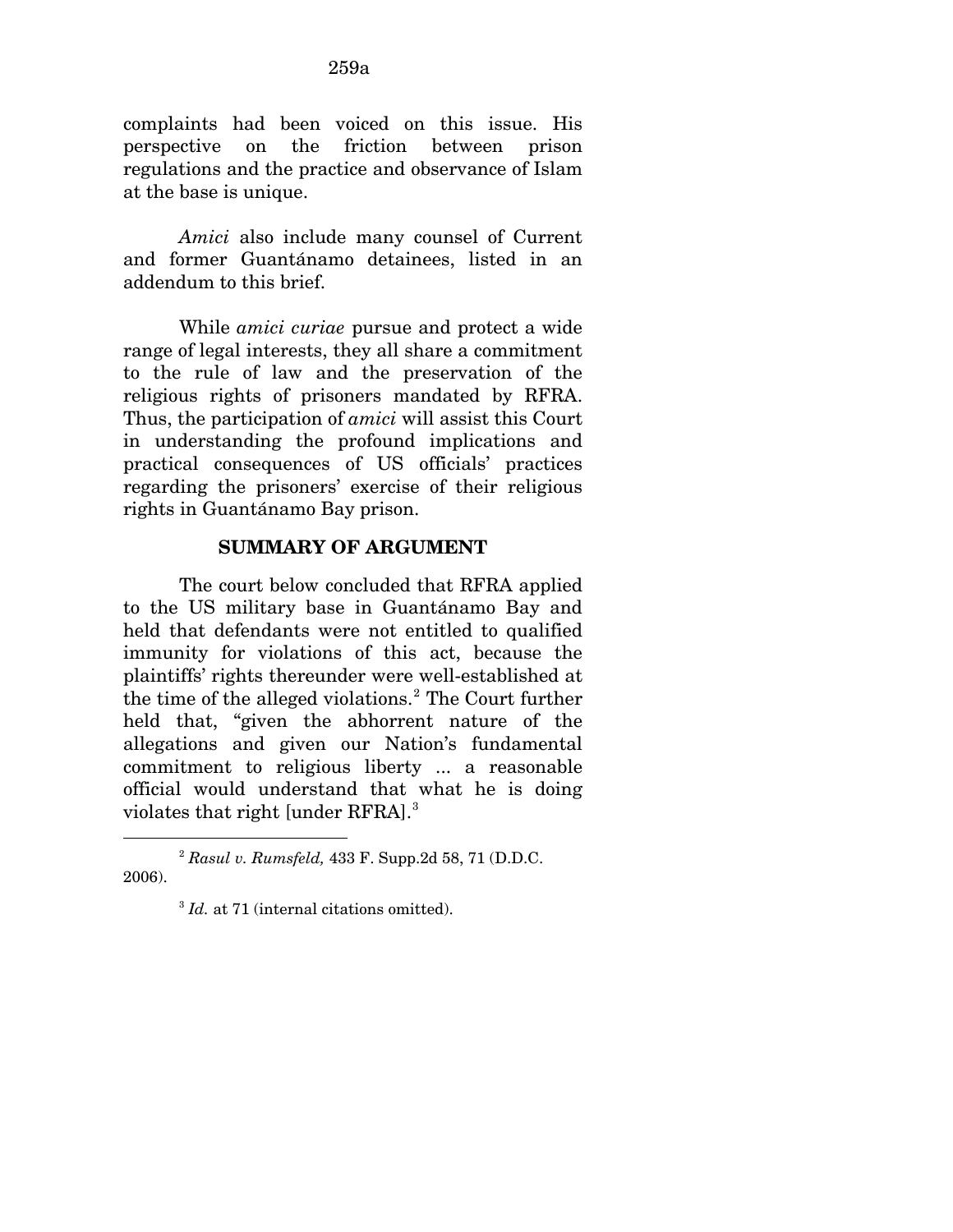complaints had been voiced on this issue. His perspective on the friction between prison regulations and the practice and observance of Islam at the base is unique.

*Amici* also include many counsel of Current and former Guantánamo detainees, listed in an addendum to this brief.

While *amici curiae* pursue and protect a wide range of legal interests, they all share a commitment to the rule of law and the preservation of the religious rights of prisoners mandated by RFRA. Thus, the participation of *amici* will assist this Court in understanding the profound implications and practical consequences of US officials' practices regarding the prisoners' exercise of their religious rights in Guantánamo Bay prison.

## SUMMARY OF ARGUMENT

The court below concluded that RFRA applied to the US military base in Guantánamo Bay and held that defendants were not entitled to qualified immunity for violations of this act, because the plaintiffs' rights thereunder were well-established at the time of the alleged violations.[2] The Court further held that, "given the abhorrent nature of the allegations and given our Nation's fundamental commitment to religious liberty ... a reasonable official would understand that what he is doing violates that right [under RFRA].[3]

---

[2] *Rasul v. Rumsfeld,* 433 F. Supp.2d 58, 71 (D.D.C. 2006).

[3] *Id.* at 71 (internal citations omitted).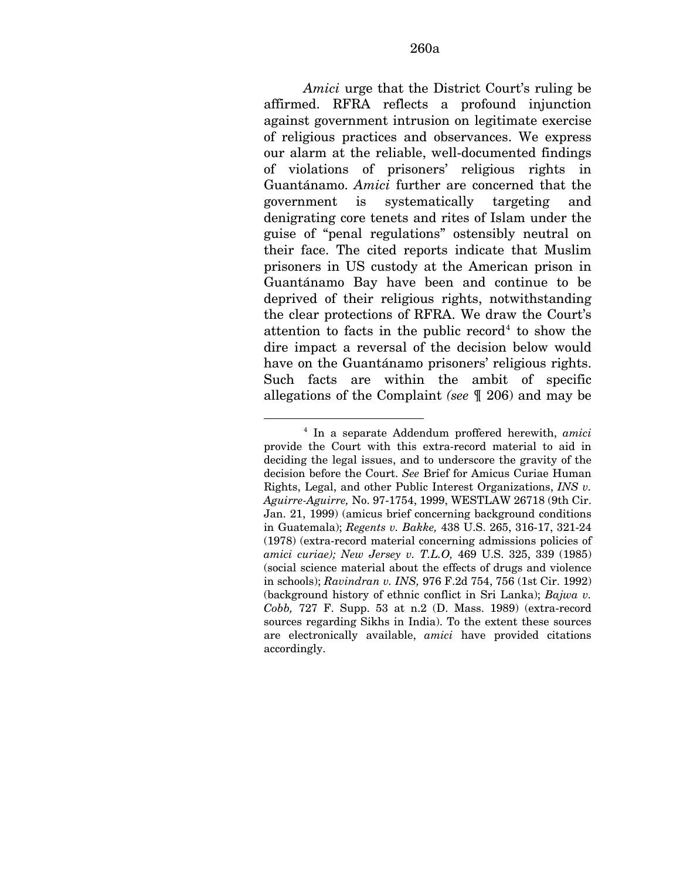*Amici* urge that the District Court's ruling be affirmed. RFRA reflects a profound injunction against government intrusion on legitimate exercise of religious practices and observances. We express our alarm at the reliable, well-documented findings of violations of prisoners' religious rights in Guantánamo. *Amici* further are concerned that the government is systematically targeting and denigrating core tenets and rites of Islam under the guise of "penal regulations" ostensibly neutral on their face. The cited reports indicate that Muslim prisoners in US custody at the American prison in Guantánamo Bay have been and continue to be deprived of their religious rights, notwithstanding the clear protections of RFRA. We draw the Court's attention to facts in the public record[4] to show the dire impact a reversal of the decision below would have on the Guantánamo prisoners' religious rights. Such facts are within the ambit of specific allegations of the Complaint *(see* ¶ 206) and may be

---

[4] In a separate Addendum proffered herewith, *amici* provide the Court with this extra-record material to aid in deciding the legal issues, and to underscore the gravity of the decision before the Court. *See* Brief for Amicus Curiae Human Rights, Legal, and other Public Interest Organizations, *INS v. Aguirre-Aguirre,* No. 97-1754, 1999, WESTLAW 26718 (9th Cir. Jan. 21, 1999) (amicus brief concerning background conditions in Guatemala); *Regents v. Bakke,* 438 U.S. 265, 316-17, 321-24 (1978) (extra-record material concerning admissions policies of *amici curiae); New Jersey v. T.L.O,* 469 U.S. 325, 339 (1985) (social science material about the effects of drugs and violence in schools); *Ravindran v. INS,* 976 F.2d 754, 756 (1st Cir. 1992) (background history of ethnic conflict in Sri Lanka); *Bajwa v. Cobb,* 727 F. Supp. 53 at n.2 (D. Mass. 1989) (extra-record sources regarding Sikhs in India). To the extent these sources are electronically available, *amici* have provided citations accordingly.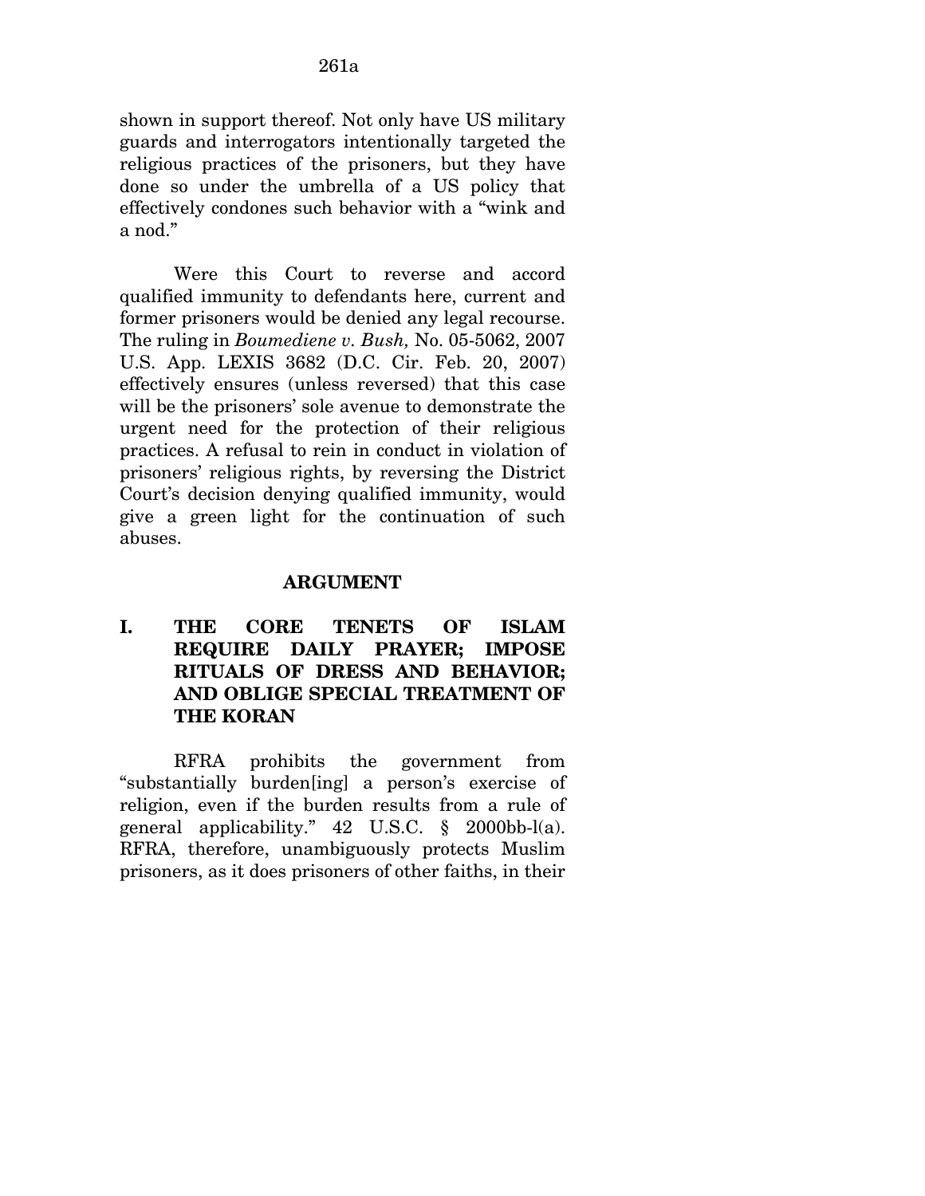shown in support thereof. Not only have US military guards and interrogators intentionally targeted the religious practices of the prisoners, but they have done so under the umbrella of a US policy that effectively condones such behavior with a "wink and a nod."

Were this Court to reverse and accord qualified immunity to defendants here, current and former prisoners would be denied any legal recourse. The ruling in *Boumediene v. Bush,* No. 05-5062, 2007 U.S. App. LEXIS 3682 (D.C. Cir. Feb. 20, 2007) effectively ensures (unless reversed) that this case will be the prisoners' sole avenue to demonstrate the urgent need for the protection of their religious practices. A refusal to rein in conduct in violation of prisoners' religious rights, by reversing the District Court's decision denying qualified immunity, would give a green light for the continuation of such abuses.

## ARGUMENT

### I. THE CORE TENETS OF ISLAM REQUIRE DAILY PRAYER; IMPOSE RITUALS OF DRESS AND BEHAVIOR; AND OBLIGE SPECIAL TREATMENT OF THE KORAN

RFRA prohibits the government from "substantially burden[ing] a person's exercise of religion, even if the burden results from a rule of general applicability." 42 U.S.C. § 2000bb-l(a). RFRA, therefore, unambiguously protects Muslim prisoners, as it does prisoners of other faiths, in their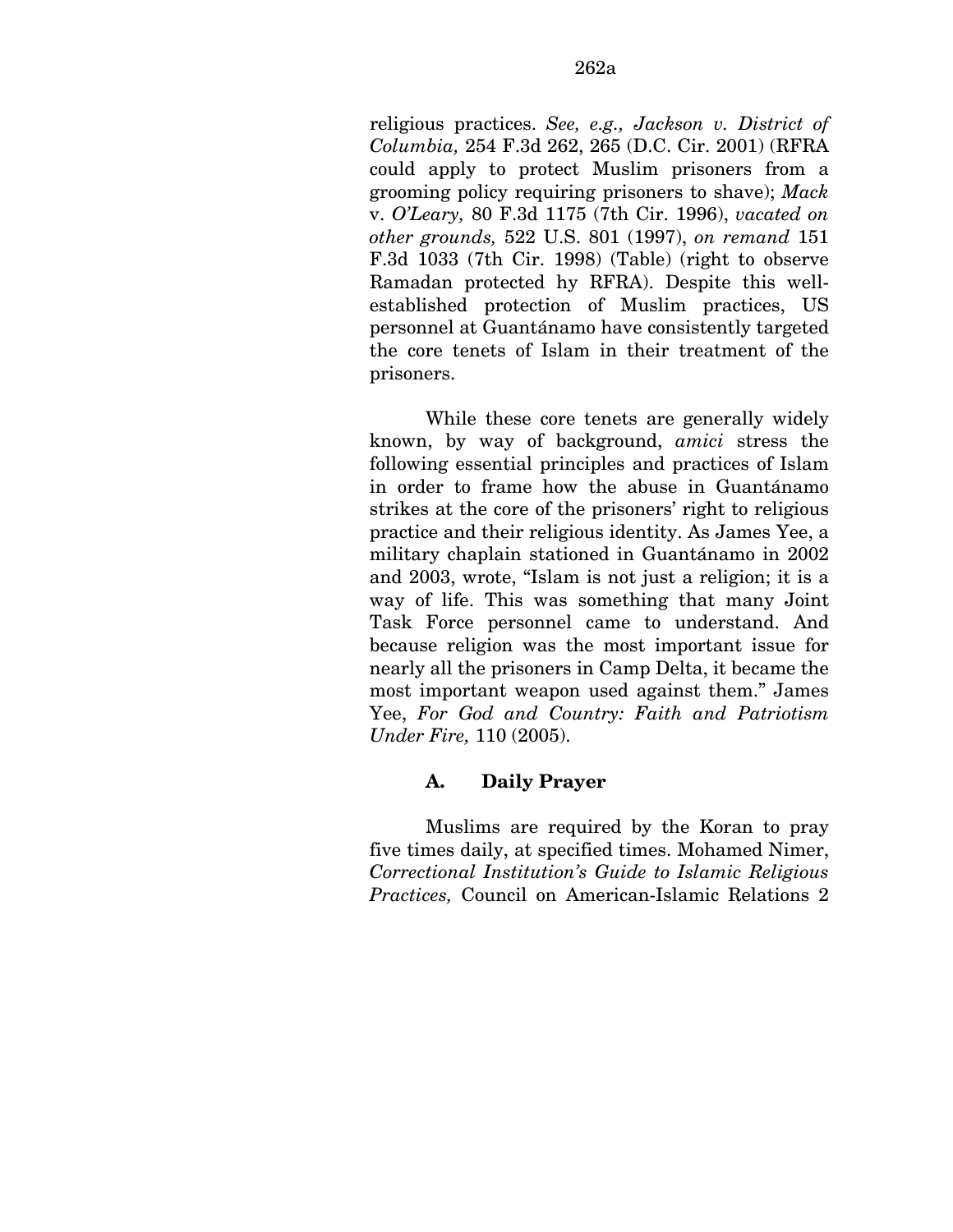religious practices. *See, e.g., Jackson v. District of Columbia,* 254 F.3d 262, 265 (D.C. Cir. 2001) (RFRA could apply to protect Muslim prisoners from a grooming policy requiring prisoners to shave); *Mack* v. *O'Leary,* 80 F.3d 1175 (7th Cir. 1996), *vacated on other grounds,* 522 U.S. 801 (1997), *on remand* 151 F.3d 1033 (7th Cir. 1998) (Table) (right to observe Ramadan protected hy RFRA). Despite this well-established protection of Muslim practices, US personnel at Guantánamo have consistently targeted the core tenets of Islam in their treatment of the prisoners.

While these core tenets are generally widely known, by way of background, *amici* stress the following essential principles and practices of Islam in order to frame how the abuse in Guantánamo strikes at the core of the prisoners' right to religious practice and their religious identity. As James Yee, a military chaplain stationed in Guantánamo in 2002 and 2003, wrote, "Islam is not just a religion; it is a way of life. This was something that many Joint Task Force personnel came to understand. And because religion was the most important issue for nearly all the prisoners in Camp Delta, it became the most important weapon used against them." James Yee, *For God and Country: Faith and Patriotism Under Fire,* 110 (2005).

### A. Daily Prayer

Muslims are required by the Koran to pray five times daily, at specified times. Mohamed Nimer, *Correctional Institution's Guide to Islamic Religious Practices,* Council on American-Islamic Relations 2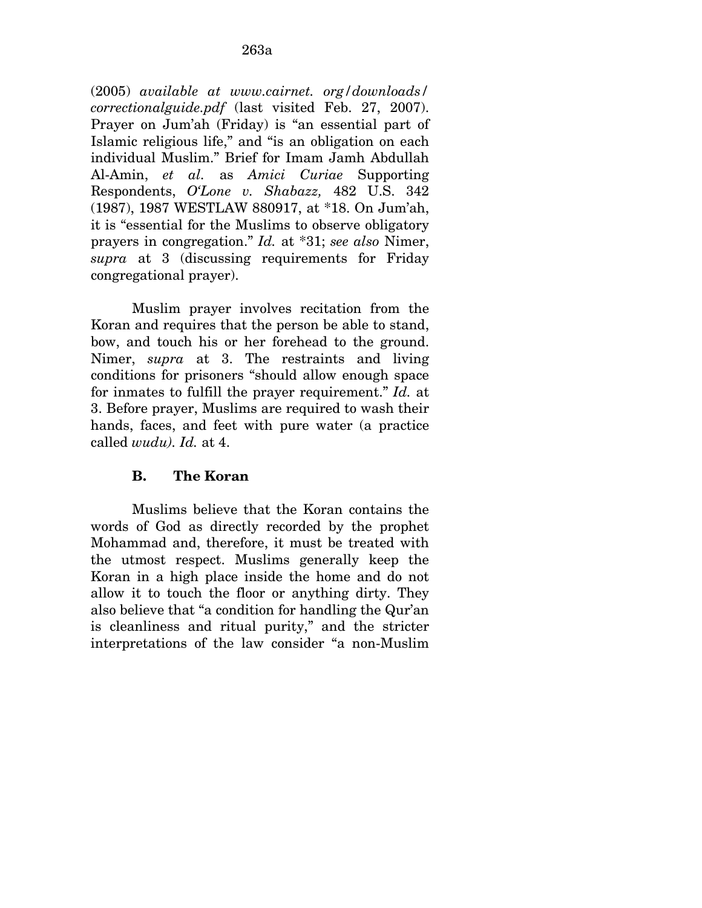(2005) *available at www.cairnet. org/downloads/ correctionalguide.pdf* (last visited Feb. 27, 2007). Prayer on Jum'ah (Friday) is "an essential part of Islamic religious life," and "is an obligation on each individual Muslim." Brief for Imam Jamh Abdullah Al-Amin, *et al.* as *Amici Curiae* Supporting Respondents, *O'Lone v. Shabazz,* 482 U.S. 342 (1987), 1987 WESTLAW 880917, at *18. On Jum'ah, it is "essential for the Muslims to observe obligatory prayers in congregation." *Id.* at *31; *see also* Nimer, *supra* at 3 (discussing requirements for Friday congregational prayer).

Muslim prayer involves recitation from the Koran and requires that the person be able to stand, bow, and touch his or her forehead to the ground. Nimer, *supra* at 3. The restraints and living conditions for prisoners "should allow enough space for inmates to fulfill the prayer requirement." *Id.* at 3. Before prayer, Muslims are required to wash their hands, faces, and feet with pure water (a practice called *wudu). Id.* at 4.

### B. The Koran

Muslims believe that the Koran contains the words of God as directly recorded by the prophet Mohammad and, therefore, it must be treated with the utmost respect. Muslims generally keep the Koran in a high place inside the home and do not allow it to touch the floor or anything dirty. They also believe that "a condition for handling the Qur'an is cleanliness and ritual purity," and the stricter interpretations of the law consider "a non-Muslim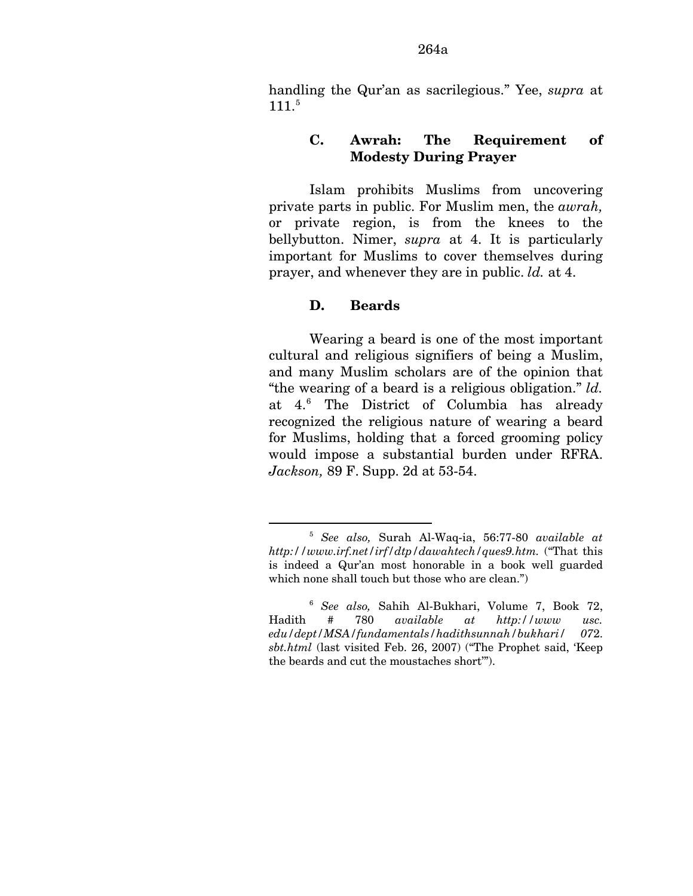handling the Qur'an as sacrilegious." Yee, *supra* at 111.[5]

### C. Awrah: The Requirement of Modesty During Prayer

Islam prohibits Muslims from uncovering private parts in public. For Muslim men, the *awrah,* or private region, is from the knees to the bellybutton. Nimer, *supra* at 4. It is particularly important for Muslims to cover themselves during prayer, and whenever they are in public. *Id.* at 4.

### D. Beards

Wearing a beard is one of the most important cultural and religious signifiers of being a Muslim, and many Muslim scholars are of the opinion that "the wearing of a beard is a religious obligation." *Id.* at 4.[6] The District of Columbia has already recognized the religious nature of wearing a beard for Muslims, holding that a forced grooming policy would impose a substantial burden under RFRA. *Jackson,* 89 F. Supp. 2d at 53-54.

---

[5] *See also,* Surah Al-Waq-ia, 56:77-80 *available at http://www.irf.net/irf/dtp/dawahtech/ques9.htm.* ("That this is indeed a Qur'an most honorable in a book well guarded which none shall touch but those who are clean.")

[6] *See also,* Sahih Al-Bukhari, Volume 7, Book 72, Hadith # 780 *available at http://www usc. edu/dept/MSA/fundamentals/hadithsunnah/bukhari/ 072. sbt.html* (last visited Feb. 26, 2007) ("The Prophet said, 'Keep the beards and cut the moustaches short'").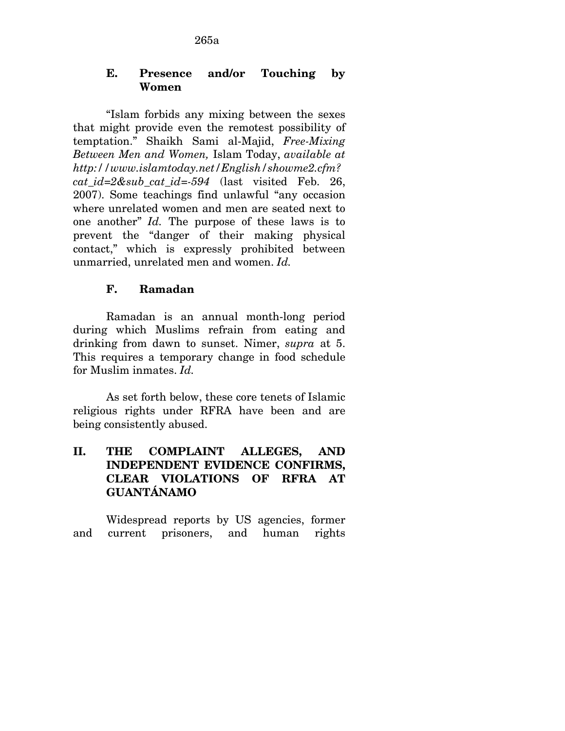### E. Presence and/or Touching by Women

"Islam forbids any mixing between the sexes that might provide even the remotest possibility of temptation." Shaikh Sami al-Majid, *Free-Mixing Between Men and Women,* Islam Today, *available at http://www.islamtoday.net/English/showme2.cfm?cat_id=2&sub_cat_id=-594* (last visited Feb. 26, 2007). Some teachings find unlawful "any occasion where unrelated women and men are seated next to one another" *Id.* The purpose of these laws is to prevent the "danger of their making physical contact," which is expressly prohibited between unmarried, unrelated men and women. *Id.*

### F. Ramadan

Ramadan is an annual month-long period during which Muslims refrain from eating and drinking from dawn to sunset. Nimer, *supra* at 5. This requires a temporary change in food schedule for Muslim inmates. *Id.*

As set forth below, these core tenets of Islamic religious rights under RFRA have been and are being consistently abused.

## II. THE COMPLAINT ALLEGES, AND INDEPENDENT EVIDENCE CONFIRMS, CLEAR VIOLATIONS OF RFRA AT GUANTÁNAMO

Widespread reports by US agencies, former and current prisoners, and human rights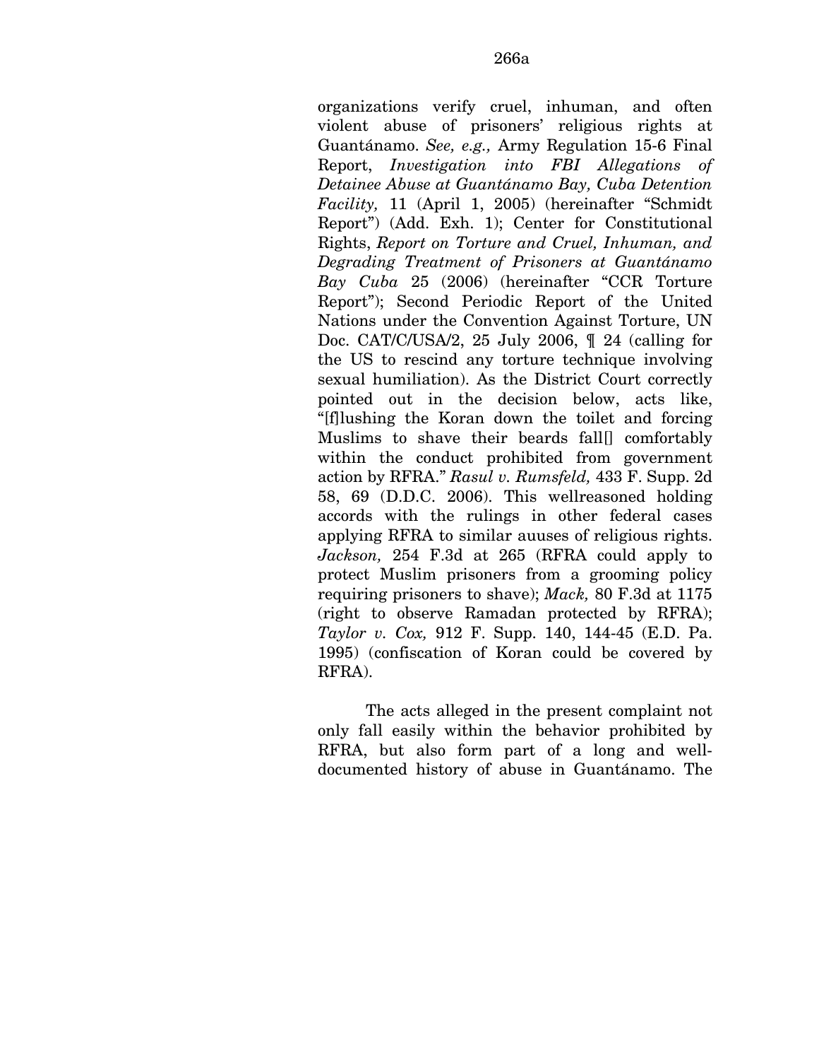organizations verify cruel, inhuman, and often violent abuse of prisoners' religious rights at Guantánamo. *See, e.g.,* Army Regulation 15-6 Final Report, *Investigation into FBI Allegations of Detainee Abuse at Guantánamo Bay, Cuba Detention Facility,* 11 (April 1, 2005) (hereinafter "Schmidt Report") (Add. Exh. 1); Center for Constitutional Rights, *Report on Torture and Cruel, Inhuman, and Degrading Treatment of Prisoners at Guantánamo Bay Cuba* 25 (2006) (hereinafter "CCR Torture Report"); Second Periodic Report of the United Nations under the Convention Against Torture, UN Doc. CAT/C/USA/2, 25 July 2006, ¶ 24 (calling for the US to rescind any torture technique involving sexual humiliation). As the District Court correctly pointed out in the decision below, acts like, "[f]lushing the Koran down the toilet and forcing Muslims to shave their beards fall[] comfortably within the conduct prohibited from government action by RFRA." *Rasul v. Rumsfeld,* 433 F. Supp. 2d 58, 69 (D.D.C. 2006). This wellreasoned holding accords with the rulings in other federal cases applying RFRA to similar auuses of religious rights. *Jackson,* 254 F.3d at 265 (RFRA could apply to protect Muslim prisoners from a grooming policy requiring prisoners to shave); *Mack,* 80 F.3d at 1175 (right to observe Ramadan protected by RFRA); *Taylor v. Cox,* 912 F. Supp. 140, 144-45 (E.D. Pa. 1995) (confiscation of Koran could be covered by RFRA).

The acts alleged in the present complaint not only fall easily within the behavior prohibited by RFRA, but also form part of a long and well-documented history of abuse in Guantánamo. The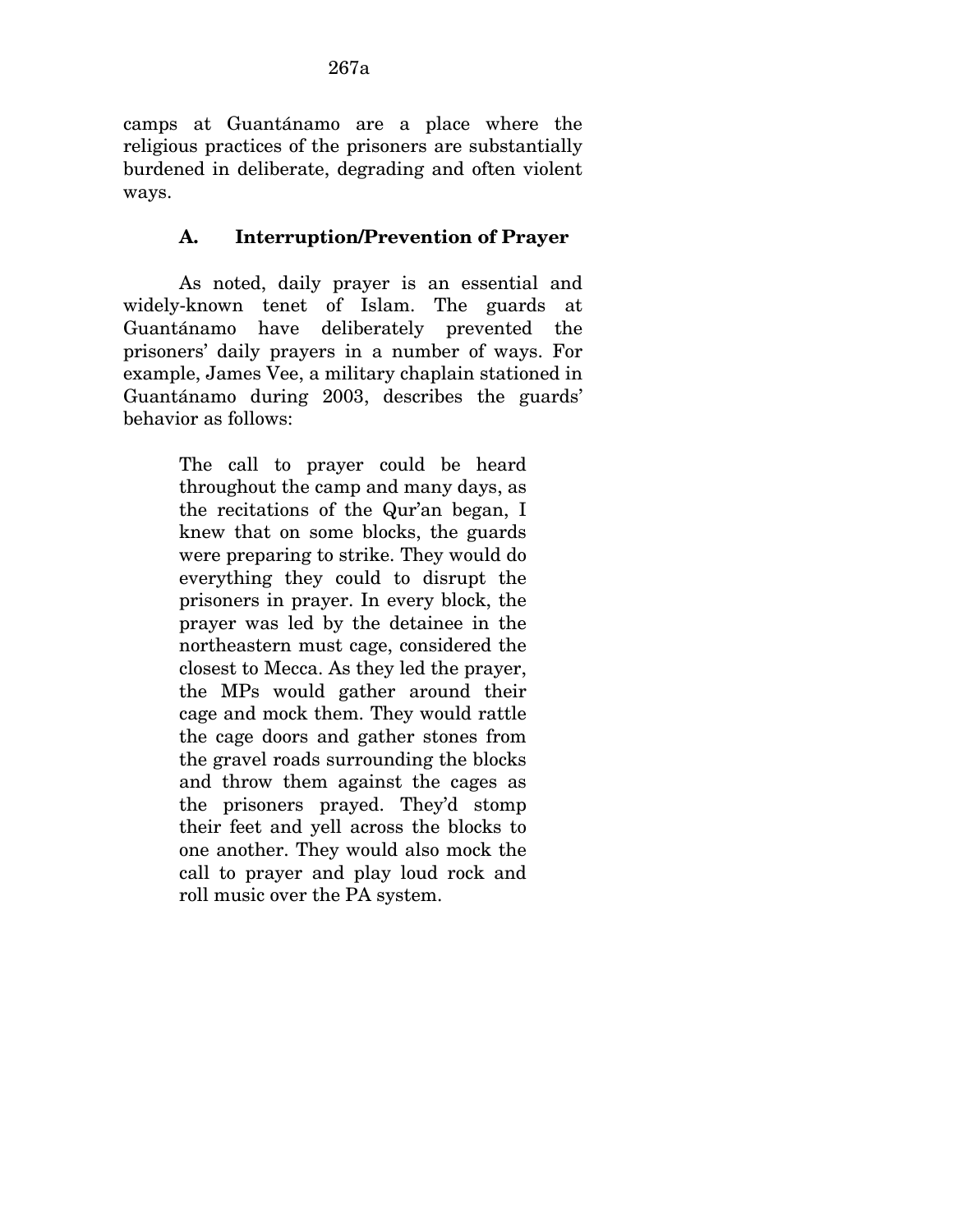camps at Guantánamo are a place where the religious practices of the prisoners are substantially burdened in deliberate, degrading and often violent ways.

### A. Interruption/Prevention of Prayer

As noted, daily prayer is an essential and widely-known tenet of Islam. The guards at Guantánamo have deliberately prevented the prisoners' daily prayers in a number of ways. For example, James Vee, a military chaplain stationed in Guantánamo during 2003, describes the guards' behavior as follows:

> The call to prayer could be heard throughout the camp and many days, as the recitations of the Qur'an began, I knew that on some blocks, the guards were preparing to strike. They would do everything they could to disrupt the prisoners in prayer. In every block, the prayer was led by the detainee in the northeastern must cage, considered the closest to Mecca. As they led the prayer, the MPs would gather around their cage and mock them. They would rattle the cage doors and gather stones from the gravel roads surrounding the blocks and throw them against the cages as the prisoners prayed. They'd stomp their feet and yell across the blocks to one another. They would also mock the call to prayer and play loud rock and roll music over the PA system.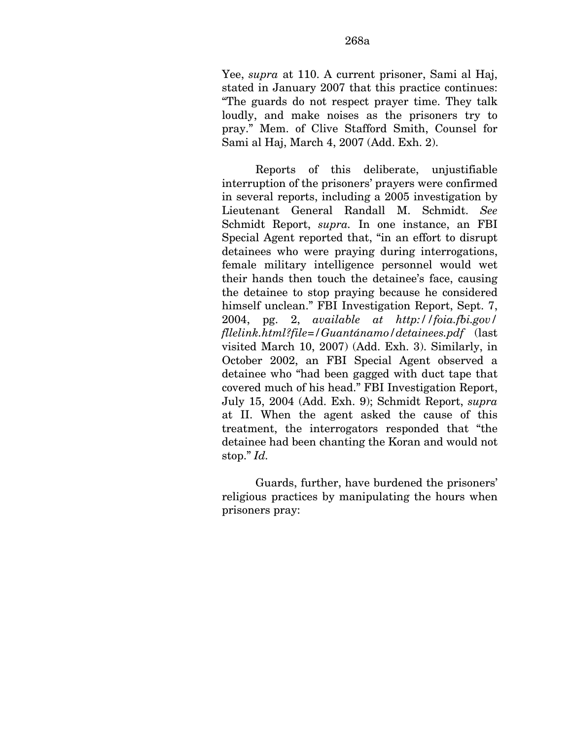Yee, *supra* at 110. A current prisoner, Sami al Haj, stated in January 2007 that this practice continues: "The guards do not respect prayer time. They talk loudly, and make noises as the prisoners try to pray." Mem. of Clive Stafford Smith, Counsel for Sami al Haj, March 4, 2007 (Add. Exh. 2).

Reports of this deliberate, unjustifiable interruption of the prisoners' prayers were confirmed in several reports, including a 2005 investigation by Lieutenant General Randall M. Schmidt. *See* Schmidt Report, *supra.* In one instance, an FBI Special Agent reported that, "in an effort to disrupt detainees who were praying during interrogations, female military intelligence personnel would wet their hands then touch the detainee's face, causing the detainee to stop praying because he considered himself unclean." FBI Investigation Report, Sept. 7, 2004, pg. 2, *available at http://foia.fbi.gov/fllelink.html?file=/Guantánamo/detainees.pdf* (last visited March 10, 2007) (Add. Exh. 3). Similarly, in October 2002, an FBI Special Agent observed a detainee who "had been gagged with duct tape that covered much of his head." FBI Investigation Report, July 15, 2004 (Add. Exh. 9); Schmidt Report, *supra* at II. When the agent asked the cause of this treatment, the interrogators responded that "the detainee had been chanting the Koran and would not stop." *Id.*

Guards, further, have burdened the prisoners' religious practices by manipulating the hours when prisoners pray: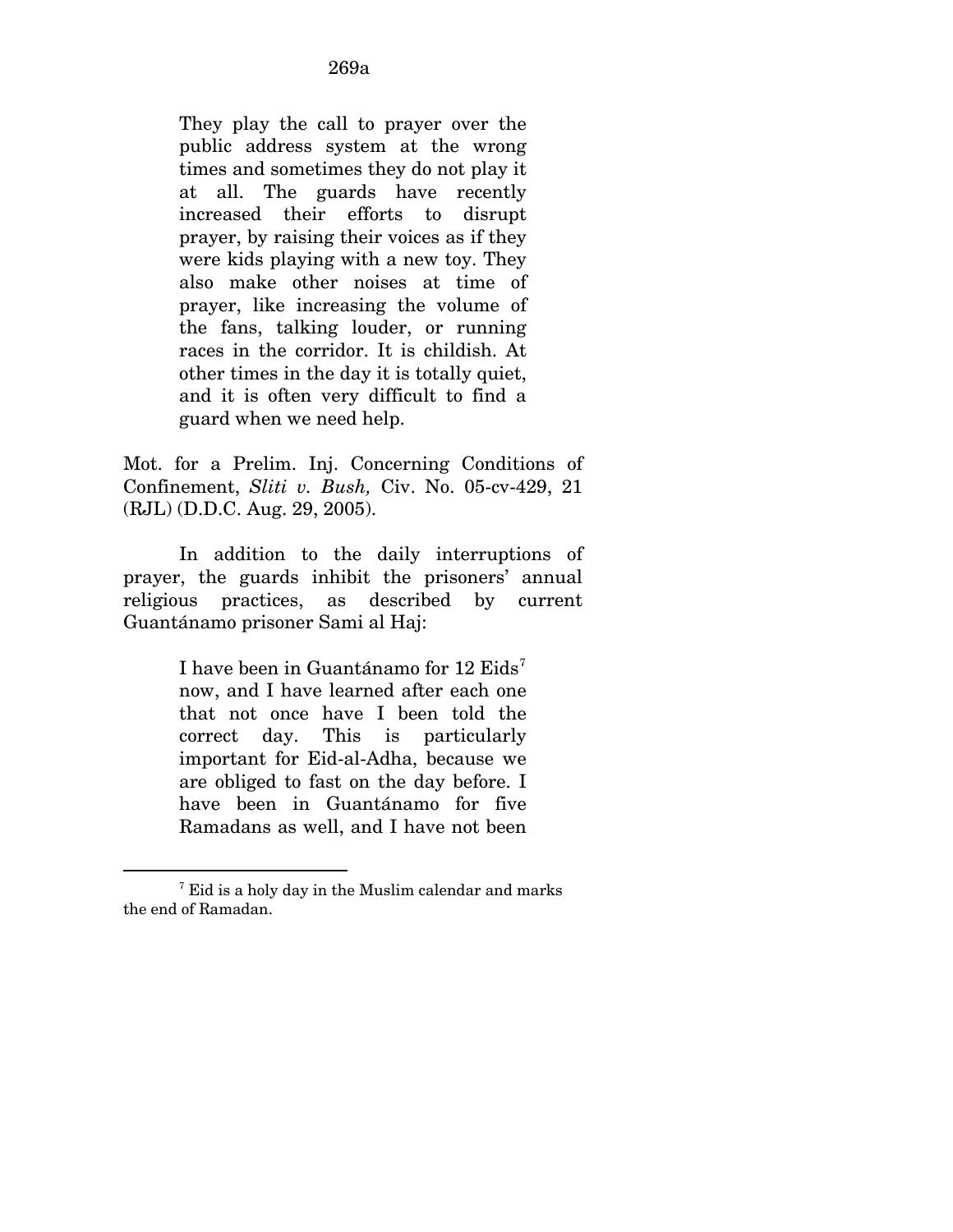> They play the call to prayer over the public address system at the wrong times and sometimes they do not play it at all. The guards have recently increased their efforts to disrupt prayer, by raising their voices as if they were kids playing with a new toy. They also make other noises at time of prayer, like increasing the volume of the fans, talking louder, or running races in the corridor. It is childish. At other times in the day it is totally quiet, and it is often very difficult to find a guard when we need help.

Mot. for a Prelim. Inj. Concerning Conditions of Confinement, *Sliti v. Bush,* Civ. No. 05-cv-429, 21 (RJL) (D.D.C. Aug. 29, 2005).

In addition to the daily interruptions of prayer, the guards inhibit the prisoners' annual religious practices, as described by current Guantánamo prisoner Sami al Haj:

> I have been in Guantánamo for 12 Eids[7] now, and I have learned after each one that not once have I been told the correct day. This is particularly important for Eid-al-Adha, because we are obliged to fast on the day before. I have been in Guantánamo for five Ramadans as well, and I have not been

[7] Eid is a holy day in the Muslim calendar and marks the end of Ramadan.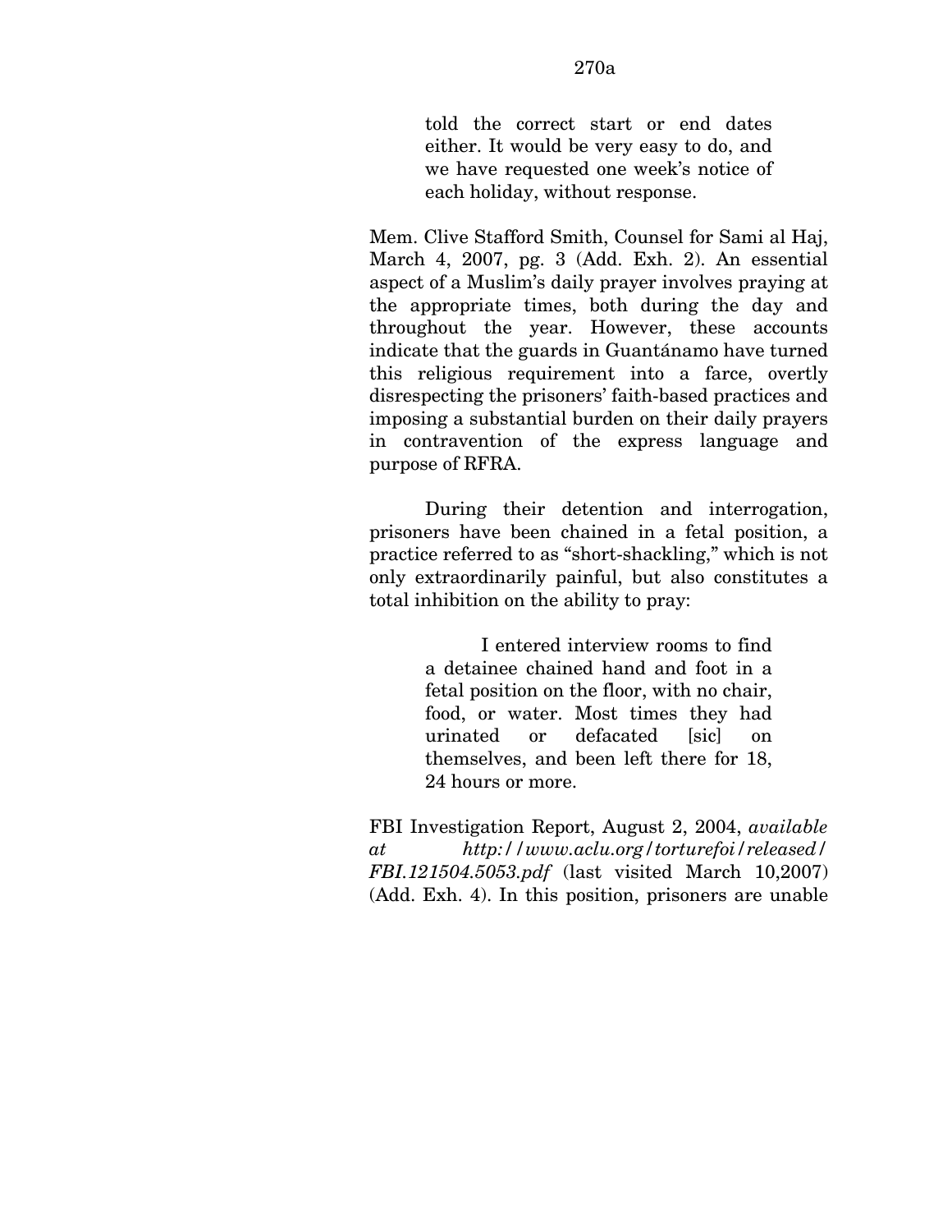> told the correct start or end dates either. It would be very easy to do, and we have requested one week's notice of each holiday, without response.

Mem. Clive Stafford Smith, Counsel for Sami al Haj, March 4, 2007, pg. 3 (Add. Exh. 2). An essential aspect of a Muslim's daily prayer involves praying at the appropriate times, both during the day and throughout the year. However, these accounts indicate that the guards in Guantánamo have turned this religious requirement into a farce, overtly disrespecting the prisoners' faith-based practices and imposing a substantial burden on their daily prayers in contravention of the express language and purpose of RFRA.

During their detention and interrogation, prisoners have been chained in a fetal position, a practice referred to as "short-shackling," which is not only extraordinarily painful, but also constitutes a total inhibition on the ability to pray:

> I entered interview rooms to find a detainee chained hand and foot in a fetal position on the floor, with no chair, food, or water. Most times they had urinated or defacated [sic] on themselves, and been left there for 18, 24 hours or more.

FBI Investigation Report, August 2, 2004, *available at http://www.aclu.org/torturefoi/released/FBI.121504.5053.pdf* (last visited March 10,2007) (Add. Exh. 4). In this position, prisoners are unable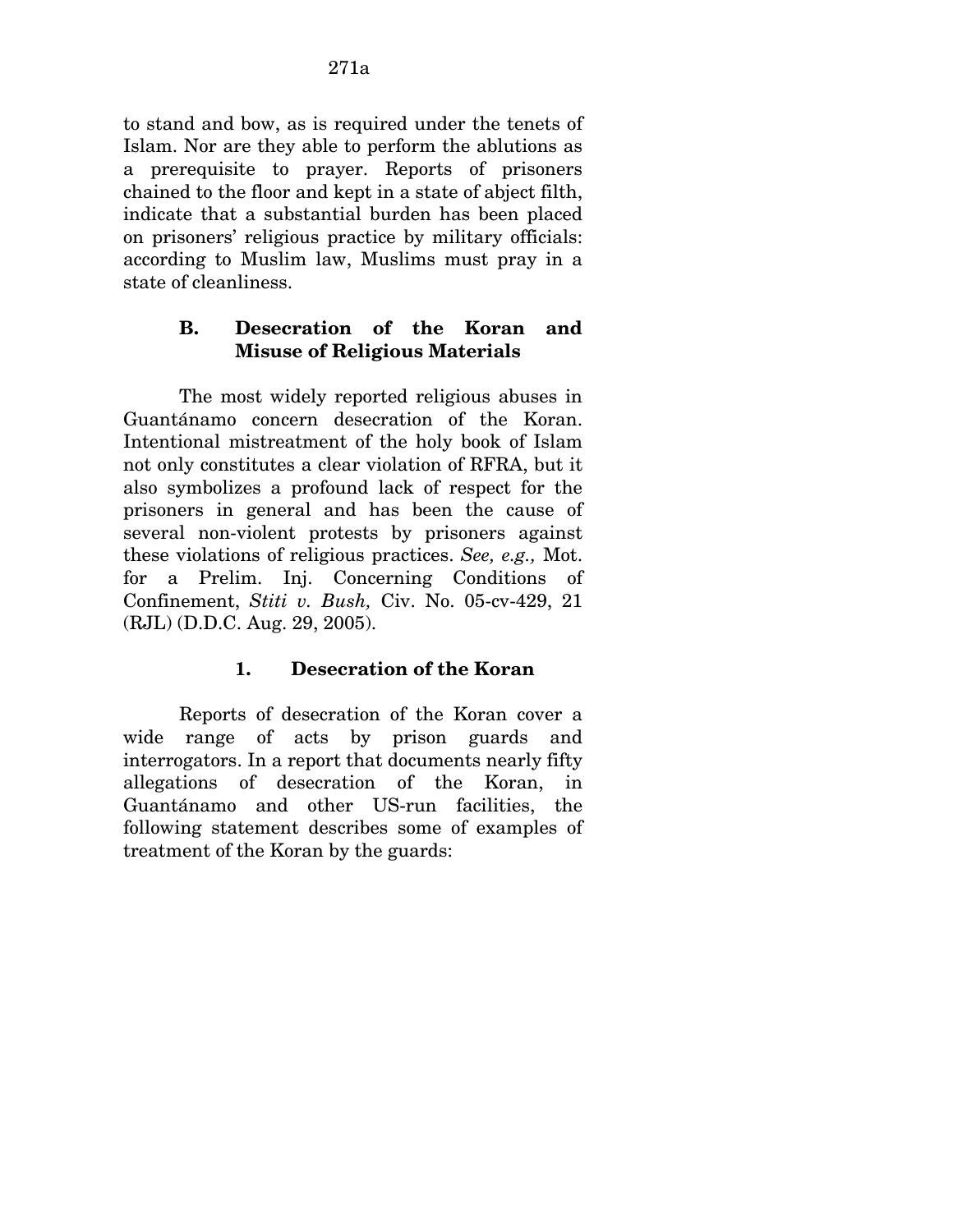to stand and bow, as is required under the tenets of Islam. Nor are they able to perform the ablutions as a prerequisite to prayer. Reports of prisoners chained to the floor and kept in a state of abject filth, indicate that a substantial burden has been placed on prisoners' religious practice by military officials: according to Muslim law, Muslims must pray in a state of cleanliness.

### B. Desecration of the Koran and Misuse of Religious Materials

The most widely reported religious abuses in Guantánamo concern desecration of the Koran. Intentional mistreatment of the holy book of Islam not only constitutes a clear violation of RFRA, but it also symbolizes a profound lack of respect for the prisoners in general and has been the cause of several non-violent protests by prisoners against these violations of religious practices. *See, e.g.,* Mot. for a Prelim. Inj. Concerning Conditions of Confinement, *Stiti v. Bush,* Civ. No. 05-cv-429, 21 (RJL) (D.D.C. Aug. 29, 2005).

#### 1. Desecration of the Koran

Reports of desecration of the Koran cover a wide range of acts by prison guards and interrogators. In a report that documents nearly fifty allegations of desecration of the Koran, in Guantánamo and other US-run facilities, the following statement describes some of examples of treatment of the Koran by the guards: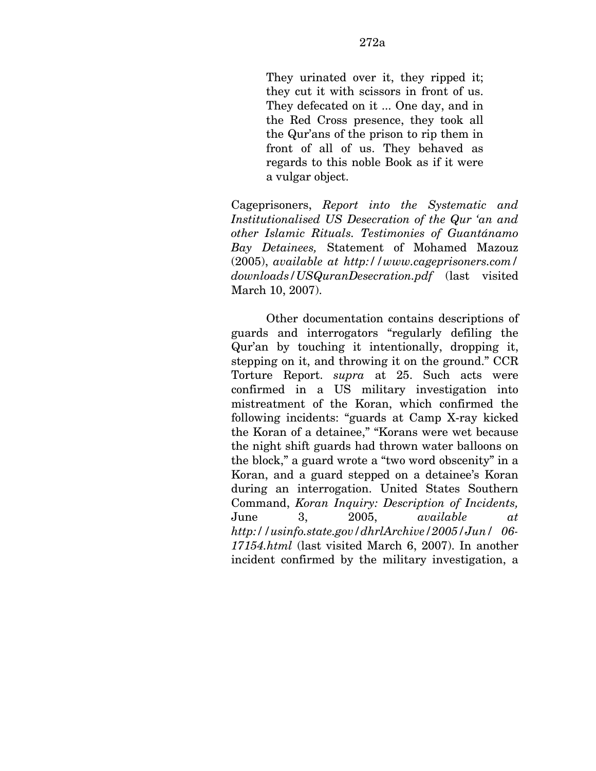> They urinated over it, they ripped it; they cut it with scissors in front of us. They defecated on it ... One day, and in the Red Cross presence, they took all the Qur'ans of the prison to rip them in front of all of us. They behaved as regards to this noble Book as if it were a vulgar object.

Cageprisoners, *Report into the Systematic and Institutionalised US Desecration of the Qur 'an and other Islamic Rituals. Testimonies of Guantánamo Bay Detainees,* Statement of Mohamed Mazouz (2005), *available at http://www.cageprisoners.com/downloads/USQuranDesecration.pdf* (last visited March 10, 2007).

Other documentation contains descriptions of guards and interrogators "regularly defiling the Qur'an by touching it intentionally, dropping it, stepping on it, and throwing it on the ground." CCR Torture Report. *supra* at 25. Such acts were confirmed in a US military investigation into mistreatment of the Koran, which confirmed the following incidents: "guards at Camp X-ray kicked the Koran of a detainee," "Korans were wet because the night shift guards had thrown water balloons on the block," a guard wrote a "two word obscenity" in a Koran, and a guard stepped on a detainee's Koran during an interrogation. United States Southern Command, *Koran Inquiry: Description of Incidents,* June 3, 2005, *available at http://usinfo.state.gov/dhrlArchive/2005/Jun/ 06-17154.html* (last visited March 6, 2007). In another incident confirmed by the military investigation, a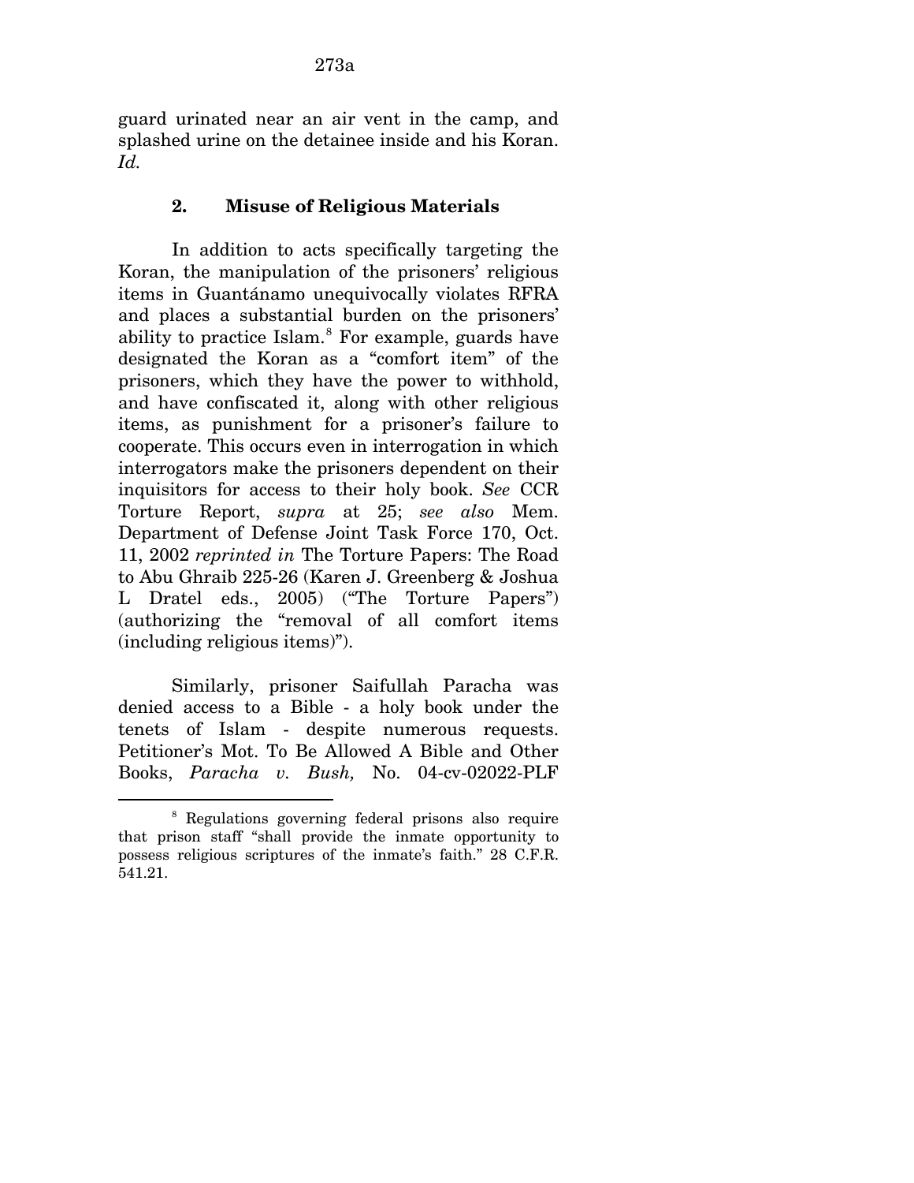guard urinated near an air vent in the camp, and splashed urine on the detainee inside and his Koran. *Id.*

### 2. Misuse of Religious Materials

In addition to acts specifically targeting the Koran, the manipulation of the prisoners' religious items in Guantánamo unequivocally violates RFRA and places a substantial burden on the prisoners' ability to practice Islam.[8] For example, guards have designated the Koran as a "comfort item" of the prisoners, which they have the power to withhold, and have confiscated it, along with other religious items, as punishment for a prisoner's failure to cooperate. This occurs even in interrogation in which interrogators make the prisoners dependent on their inquisitors for access to their holy book. *See* CCR Torture Report, *supra* at 25; *see also* Mem. Department of Defense Joint Task Force 170, Oct. 11, 2002 *reprinted in* The Torture Papers: The Road to Abu Ghraib 225-26 (Karen J. Greenberg & Joshua L Dratel eds., 2005) ("The Torture Papers") (authorizing the "removal of all comfort items (including religious items)").

Similarly, prisoner Saifullah Paracha was denied access to a Bible - a holy book under the tenets of Islam - despite numerous requests. Petitioner's Mot. To Be Allowed A Bible and Other Books, *Paracha v. Bush,* No. 04-cv-02022-PLF

[8] Regulations governing federal prisons also require that prison staff "shall provide the inmate opportunity to possess religious scriptures of the inmate's faith." 28 C.F.R. 541.21.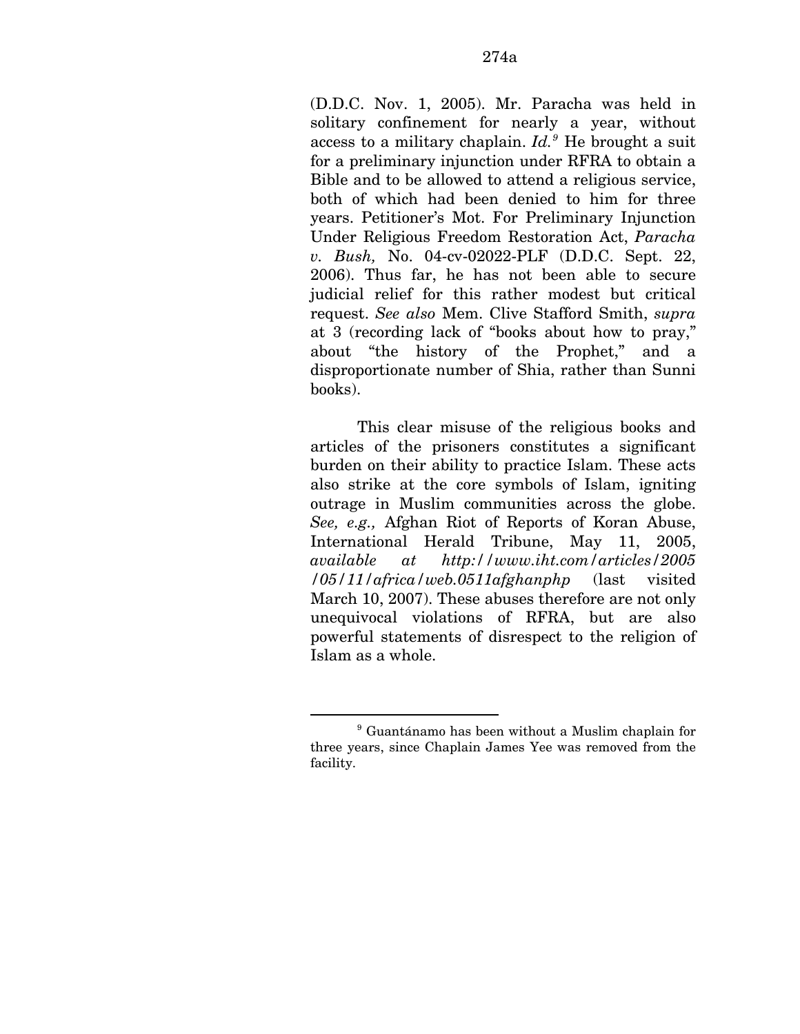(D.D.C. Nov. 1, 2005). Mr. Paracha was held in solitary confinement for nearly a year, without access to a military chaplain. *Id.*[9] He brought a suit for a preliminary injunction under RFRA to obtain a Bible and to be allowed to attend a religious service, both of which had been denied to him for three years. Petitioner's Mot. For Preliminary Injunction Under Religious Freedom Restoration Act, *Paracha v. Bush,* No. 04-cv-02022-PLF (D.D.C. Sept. 22, 2006). Thus far, he has not been able to secure judicial relief for this rather modest but critical request. *See also* Mem. Clive Stafford Smith, *supra* at 3 (recording lack of "books about how to pray," about "the history of the Prophet," and a disproportionate number of Shia, rather than Sunni books).

This clear misuse of the religious books and articles of the prisoners constitutes a significant burden on their ability to practice Islam. These acts also strike at the core symbols of Islam, igniting outrage in Muslim communities across the globe. *See, e.g.,* Afghan Riot of Reports of Koran Abuse, International Herald Tribune, May 11, 2005, *available at http://www.iht.com/articles/2005/05/11/africa/web.0511afghanphp* (last visited March 10, 2007). These abuses therefore are not only unequivocal violations of RFRA, but are also powerful statements of disrespect to the religion of Islam as a whole.

---

[9] Guantánamo has been without a Muslim chaplain for three years, since Chaplain James Yee was removed from the facility.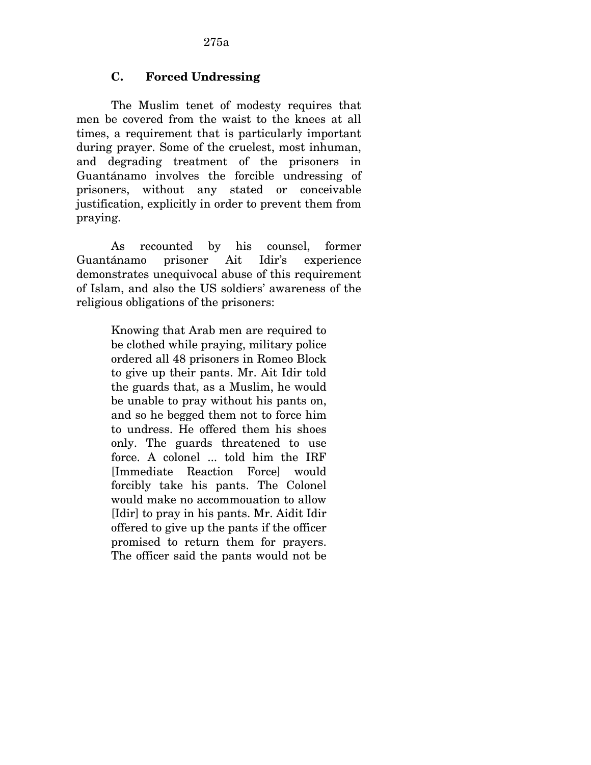### C. Forced Undressing

The Muslim tenet of modesty requires that men be covered from the waist to the knees at all times, a requirement that is particularly important during prayer. Some of the cruelest, most inhuman, and degrading treatment of the prisoners in Guantánamo involves the forcible undressing of prisoners, without any stated or conceivable justification, explicitly in order to prevent them from praying.

As recounted by his counsel, former Guantánamo prisoner Ait Idir's experience demonstrates unequivocal abuse of this requirement of Islam, and also the US soldiers' awareness of the religious obligations of the prisoners:

> Knowing that Arab men are required to be clothed while praying, military police ordered all 48 prisoners in Romeo Block to give up their pants. Mr. Ait Idir told the guards that, as a Muslim, he would be unable to pray without his pants on, and so he begged them not to force him to undress. He offered them his shoes only. The guards threatened to use force. A colonel ... told him the IRF [Immediate Reaction Force] would forcibly take his pants. The Colonel would make no accommouation to allow [Idir] to pray in his pants. Mr. Aidit Idir offered to give up the pants if the officer promised to return them for prayers. The officer said the pants would not be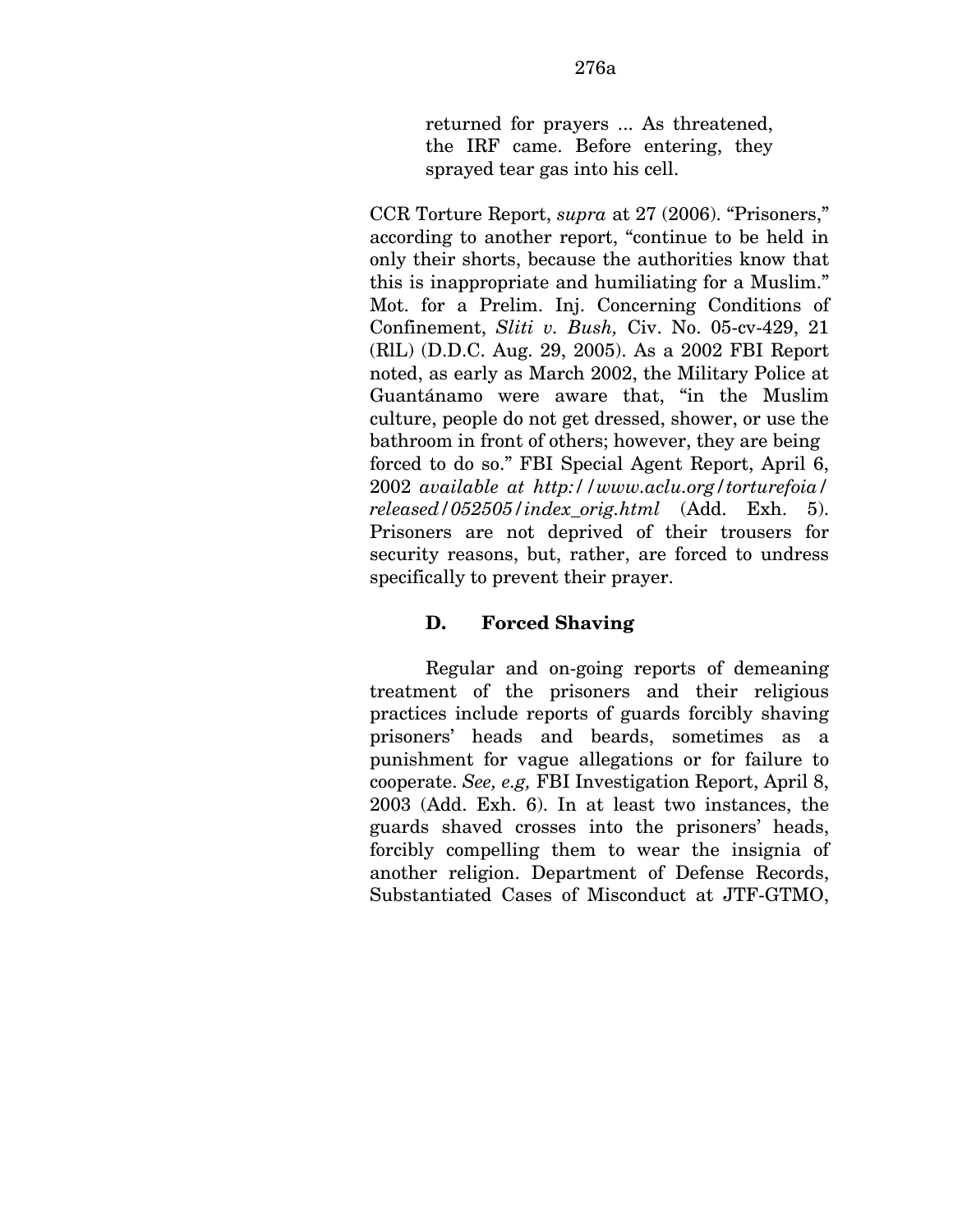> returned for prayers ... As threatened, the IRF came. Before entering, they sprayed tear gas into his cell.

CCR Torture Report, *supra* at 27 (2006). "Prisoners," according to another report, "continue to be held in only their shorts, because the authorities know that this is inappropriate and humiliating for a Muslim." Mot. for a Prelim. Inj. Concerning Conditions of Confinement, *Sliti v. Bush,* Civ. No. 05-cv-429, 21 (RlL) (D.D.C. Aug. 29, 2005). As a 2002 FBI Report noted, as early as March 2002, the Military Police at Guantánamo were aware that, "in the Muslim culture, people do not get dressed, shower, or use the bathroom in front of others; however, they are being forced to do so." FBI Special Agent Report, April 6, 2002 *available at http://www.aclu.org/torturefoia/released/052505/index_orig.html* (Add. Exh. 5). Prisoners are not deprived of their trousers for security reasons, but, rather, are forced to undress specifically to prevent their prayer.

### D. Forced Shaving

Regular and on-going reports of demeaning treatment of the prisoners and their religious practices include reports of guards forcibly shaving prisoners' heads and beards, sometimes as a punishment for vague allegations or for failure to cooperate. *See, e.g,* FBI Investigation Report, April 8, 2003 (Add. Exh. 6). In at least two instances, the guards shaved crosses into the prisoners' heads, forcibly compelling them to wear the insignia of another religion. Department of Defense Records, Substantiated Cases of Misconduct at JTF-GTMO,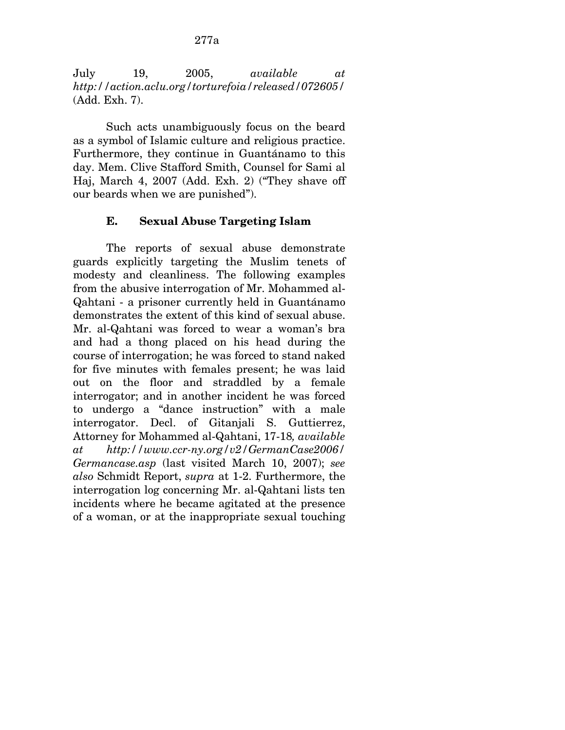July 19, 2005, *available at http://action.aclu.org/torturefoia/released/072605/* (Add. Exh. 7).

Such acts unambiguously focus on the beard as a symbol of Islamic culture and religious practice. Furthermore, they continue in Guantánamo to this day. Mem. Clive Stafford Smith, Counsel for Sami al Haj, March 4, 2007 (Add. Exh. 2) ("They shave off our beards when we are punished").

### E. Sexual Abuse Targeting Islam

The reports of sexual abuse demonstrate guards explicitly targeting the Muslim tenets of modesty and cleanliness. The following examples from the abusive interrogation of Mr. Mohammed al-Qahtani - a prisoner currently held in Guantánamo demonstrates the extent of this kind of sexual abuse. Mr. al-Qahtani was forced to wear a woman's bra and had a thong placed on his head during the course of interrogation; he was forced to stand naked for five minutes with females present; he was laid out on the floor and straddled by a female interrogator; and in another incident he was forced to undergo a "dance instruction" with a male interrogator. Decl. of Gitanjali S. Guttierrez, Attorney for Mohammed al-Qahtani, 17-18*, available at http://www.ccr-ny.org/v2/GermanCase2006/Germancase.asp* (last visited March 10, 2007); *see also* Schmidt Report, *supra* at 1-2. Furthermore, the interrogation log concerning Mr. al-Qahtani lists ten incidents where he became agitated at the presence of a woman, or at the inappropriate sexual touching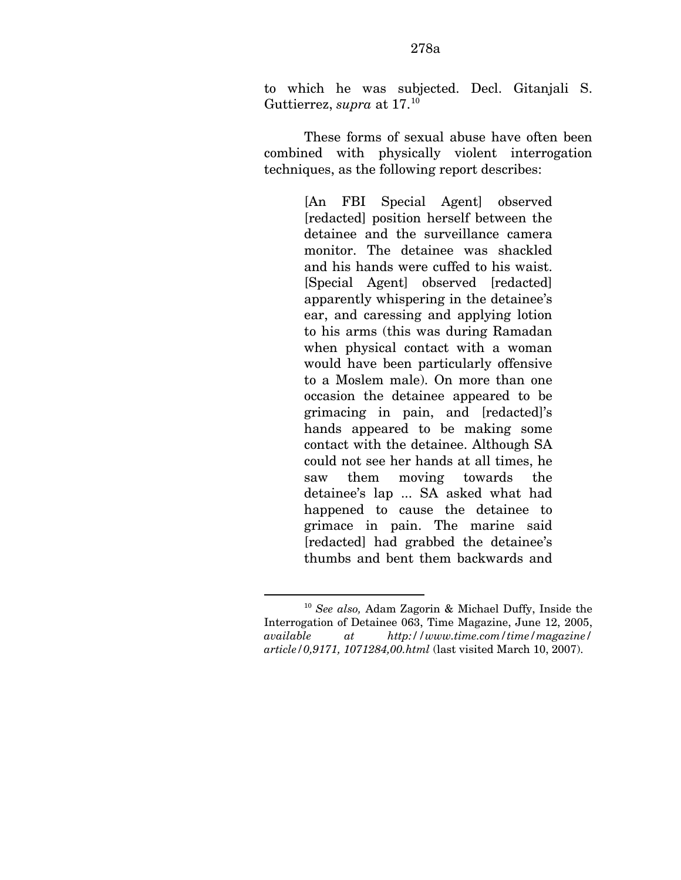to which he was subjected. Decl. Gitanjali S. Guttierrez, *supra* at 17.[10]

These forms of sexual abuse have often been combined with physically violent interrogation techniques, as the following report describes:

> [An FBI Special Agent] observed [redacted] position herself between the detainee and the surveillance camera monitor. The detainee was shackled and his hands were cuffed to his waist. [Special Agent] observed [redacted] apparently whispering in the detainee's ear, and caressing and applying lotion to his arms (this was during Ramadan when physical contact with a woman would have been particularly offensive to a Moslem male). On more than one occasion the detainee appeared to be grimacing in pain, and [redacted]'s hands appeared to be making some contact with the detainee. Although SA could not see her hands at all times, he saw them moving towards the detainee's lap ... SA asked what had happened to cause the detainee to grimace in pain. The marine said [redacted] had grabbed the detainee's thumbs and bent them backwards and

---

[10] *See also,* Adam Zagorin & Michael Duffy, Inside the Interrogation of Detainee 063, Time Magazine, June 12, 2005, *available at http://www.time.com/time/magazine/article/0,9171, 1071284,00.html* (last visited March 10, 2007).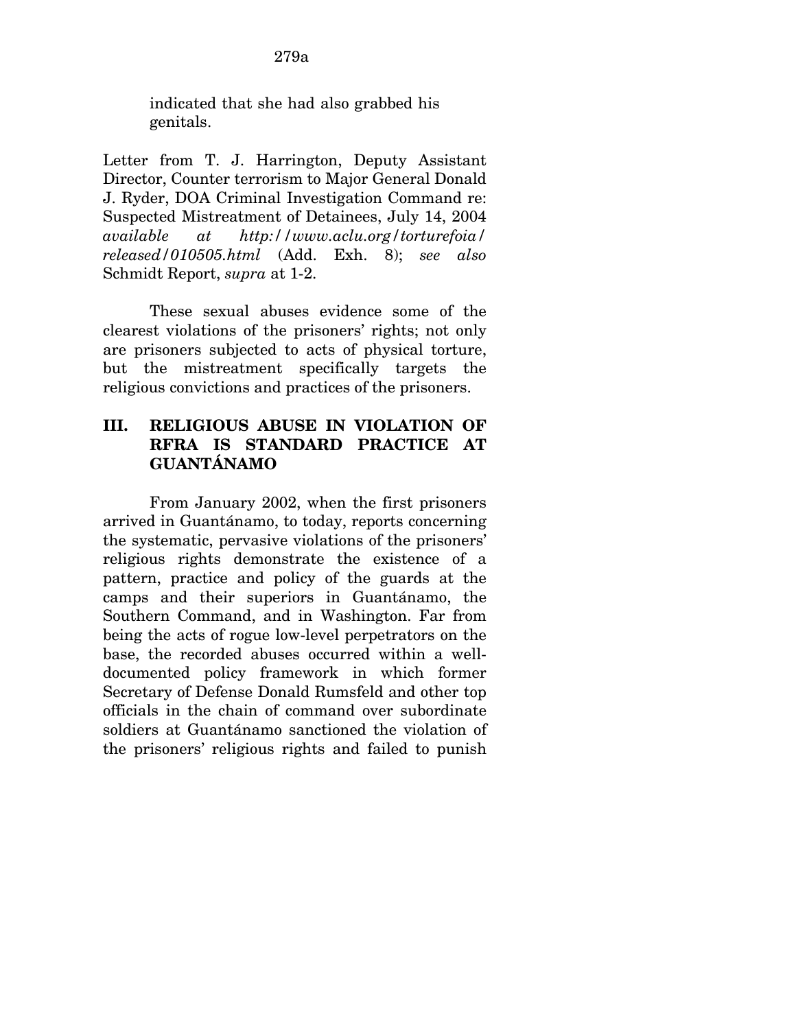indicated that she had also grabbed his genitals.

Letter from T. J. Harrington, Deputy Assistant Director, Counter terrorism to Major General Donald J. Ryder, DOA Criminal Investigation Command re: Suspected Mistreatment of Detainees, July 14, 2004 *available at http://www.aclu.org/torturefoia/released/010505.html* (Add. Exh. 8); *see also* Schmidt Report, *supra* at 1-2.

These sexual abuses evidence some of the clearest violations of the prisoners' rights; not only are prisoners subjected to acts of physical torture, but the mistreatment specifically targets the religious convictions and practices of the prisoners.

## III. RELIGIOUS ABUSE IN VIOLATION OF RFRA IS STANDARD PRACTICE AT GUANTÁNAMO

From January 2002, when the first prisoners arrived in Guantánamo, to today, reports concerning the systematic, pervasive violations of the prisoners' religious rights demonstrate the existence of a pattern, practice and policy of the guards at the camps and their superiors in Guantánamo, the Southern Command, and in Washington. Far from being the acts of rogue low-level perpetrators on the base, the recorded abuses occurred within a well-documented policy framework in which former Secretary of Defense Donald Rumsfeld and other top officials in the chain of command over subordinate soldiers at Guantánamo sanctioned the violation of the prisoners' religious rights and failed to punish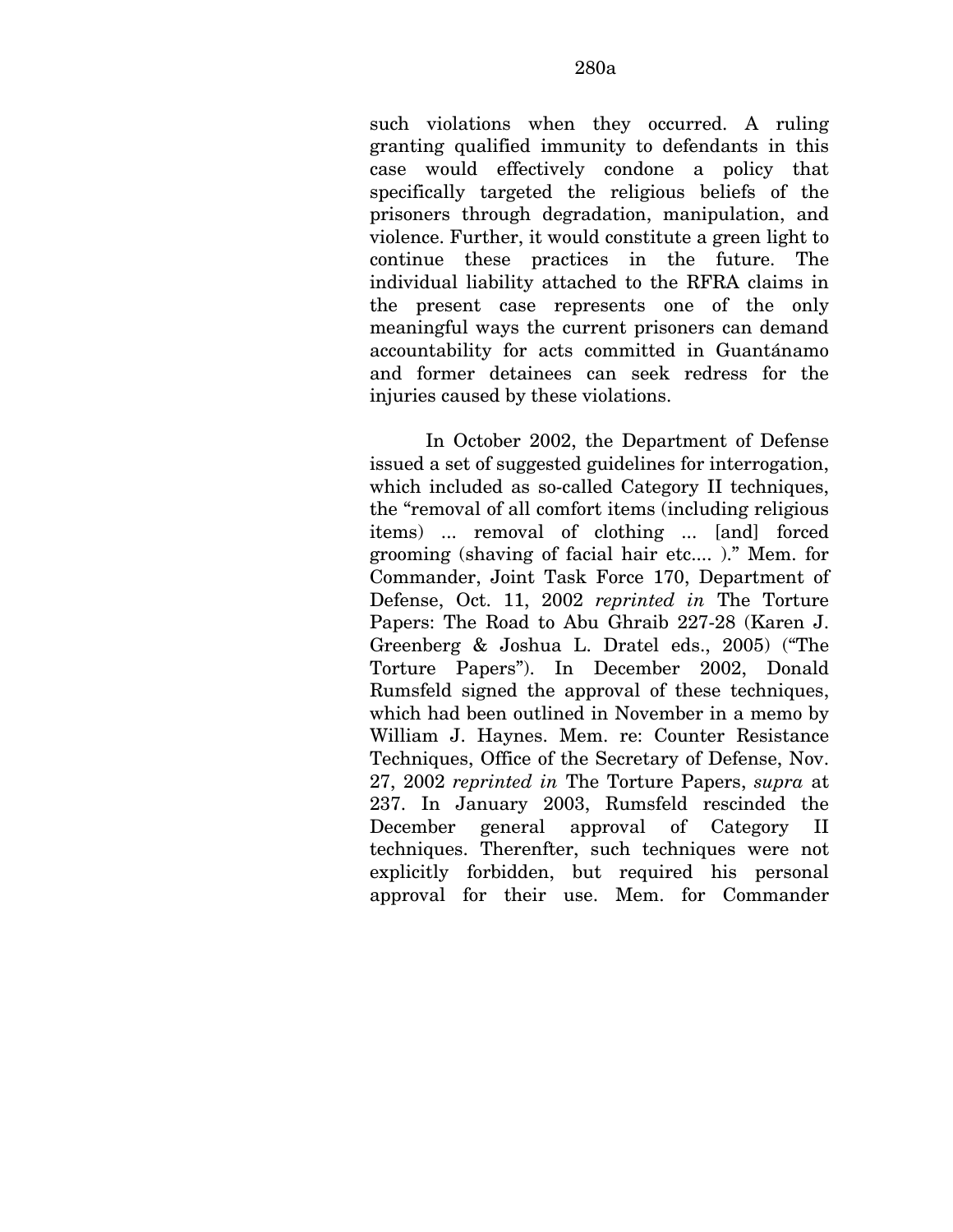such violations when they occurred. A ruling granting qualified immunity to defendants in this case would effectively condone a policy that specifically targeted the religious beliefs of the prisoners through degradation, manipulation, and violence. Further, it would constitute a green light to continue these practices in the future. The individual liability attached to the RFRA claims in the present case represents one of the only meaningful ways the current prisoners can demand accountability for acts committed in Guantánamo and former detainees can seek redress for the injuries caused by these violations.

In October 2002, the Department of Defense issued a set of suggested guidelines for interrogation, which included as so-called Category II techniques, the "removal of all comfort items (including religious items) ... removal of clothing ... [and] forced grooming (shaving of facial hair etc.... )." Mem. for Commander, Joint Task Force 170, Department of Defense, Oct. 11, 2002 *reprinted in* The Torture Papers: The Road to Abu Ghraib 227-28 (Karen J. Greenberg & Joshua L. Dratel eds., 2005) ("The Torture Papers"). In December 2002, Donald Rumsfeld signed the approval of these techniques, which had been outlined in November in a memo by William J. Haynes. Mem. re: Counter Resistance Techniques, Office of the Secretary of Defense, Nov. 27, 2002 *reprinted in* The Torture Papers, *supra* at 237. In January 2003, Rumsfeld rescinded the December general approval of Category II techniques. Therenfter, such techniques were not explicitly forbidden, but required his personal approval for their use. Mem. for Commander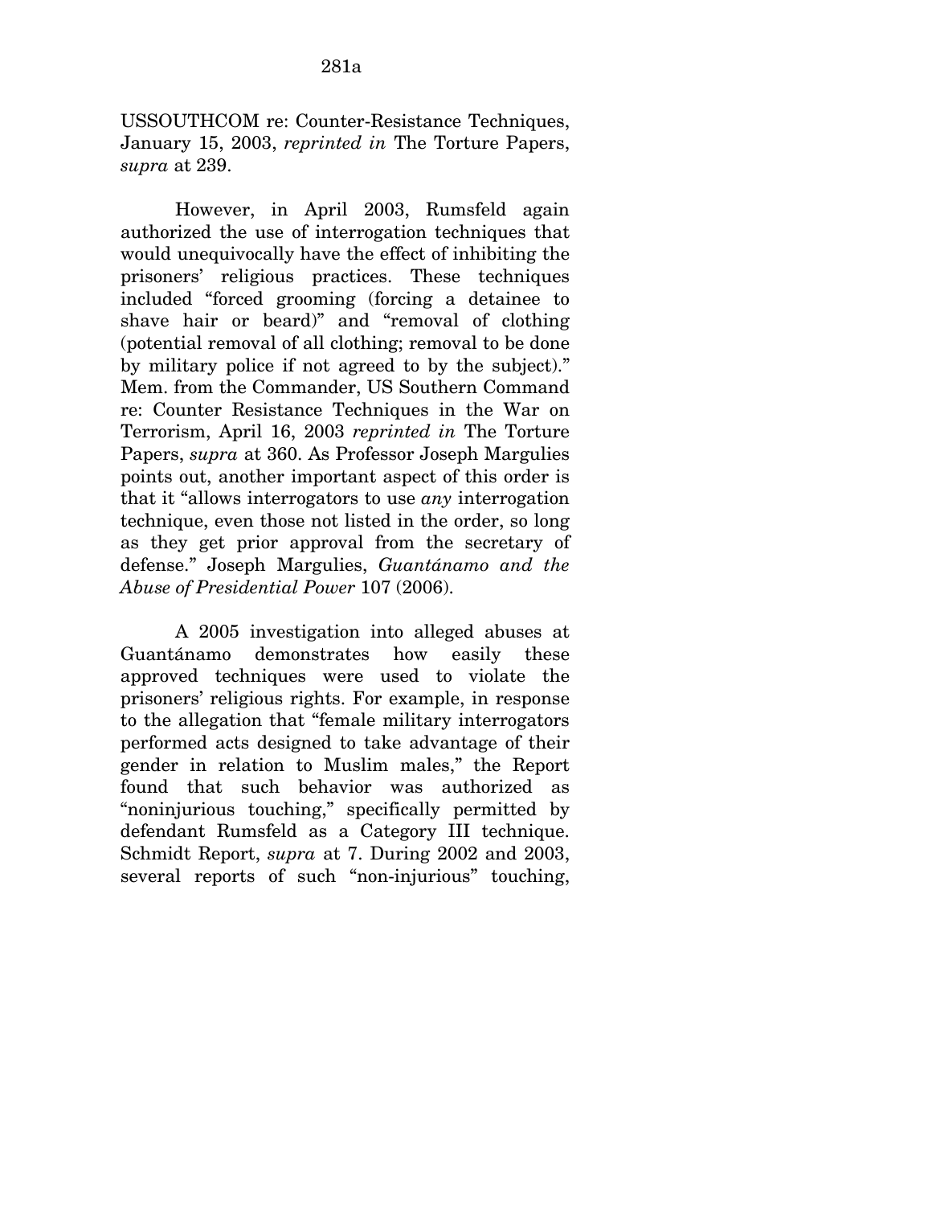USSOUTHCOM re: Counter-Resistance Techniques, January 15, 2003, *reprinted in* The Torture Papers, *supra* at 239.

However, in April 2003, Rumsfeld again authorized the use of interrogation techniques that would unequivocally have the effect of inhibiting the prisoners' religious practices. These techniques included "forced grooming (forcing a detainee to shave hair or beard)" and "removal of clothing (potential removal of all clothing; removal to be done by military police if not agreed to by the subject)." Mem. from the Commander, US Southern Command re: Counter Resistance Techniques in the War on Terrorism, April 16, 2003 *reprinted in* The Torture Papers, *supra* at 360. As Professor Joseph Margulies points out, another important aspect of this order is that it "allows interrogators to use *any* interrogation technique, even those not listed in the order, so long as they get prior approval from the secretary of defense." Joseph Margulies, *Guantánamo and the Abuse of Presidential Power* 107 (2006).

A 2005 investigation into alleged abuses at Guantánamo demonstrates how easily these approved techniques were used to violate the prisoners' religious rights. For example, in response to the allegation that "female military interrogators performed acts designed to take advantage of their gender in relation to Muslim males," the Report found that such behavior was authorized as "noninjurious touching," specifically permitted by defendant Rumsfeld as a Category III technique. Schmidt Report, *supra* at 7. During 2002 and 2003, several reports of such "non-injurious" touching,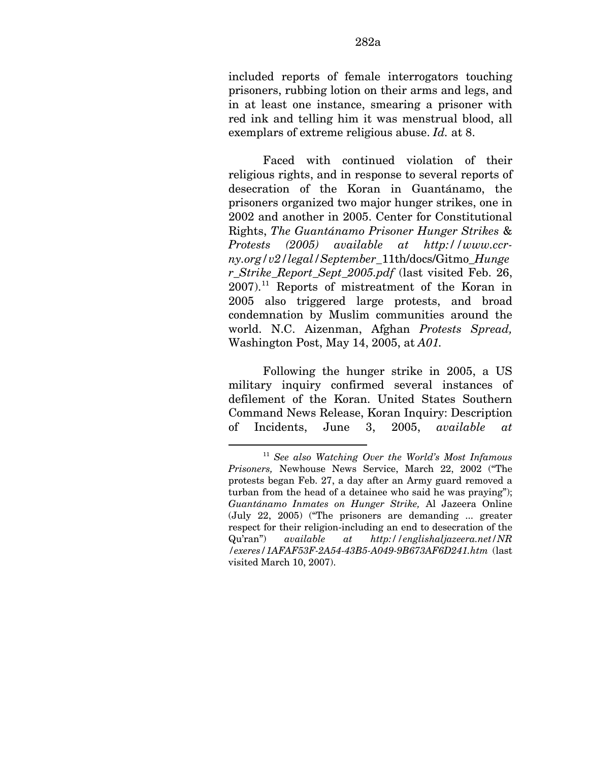included reports of female interrogators touching prisoners, rubbing lotion on their arms and legs, and in at least one instance, smearing a prisoner with red ink and telling him it was menstrual blood, all exemplars of extreme religious abuse. *Id.* at 8.

Faced with continued violation of their religious rights, and in response to several reports of desecration of the Koran in Guantánamo, the prisoners organized two major hunger strikes, one in 2002 and another in 2005. Center for Constitutional Rights, *The Guantánamo Prisoner Hunger Strikes & Protests (2005) available at http://www.ccr-ny.org/v2/legal/September*_11th/docs/Gitmo_*Hunger_Strike_Report_Sept_2005.pdf* (last visited Feb. 26, 2007).[11] Reports of mistreatment of the Koran in 2005 also triggered large protests, and broad condemnation by Muslim communities around the world. N.C. Aizenman, Afghan *Protests Spread,* Washington Post, May 14, 2005, at *A01.*

Following the hunger strike in 2005, a US military inquiry confirmed several instances of defilement of the Koran. United States Southern Command News Release, Koran Inquiry: Description of Incidents, June 3, 2005, *available at*

---

[11] *See also Watching Over the World's Most Infamous Prisoners,* Newhouse News Service, March 22, 2002 ("The protests began Feb. 27, a day after an Army guard removed a turban from the head of a detainee who said he was praying"); *Guantánamo Inmates on Hunger Strike,* Al Jazeera Online (July 22, 2005) ("The prisoners are demanding ... greater respect for their religion-including an end to desecration of the Qu'ran") *available at http://englishaljazeera.net/NR/exeres/1AFAF53F-2A54-43B5-A049-9B673AF6D241.htm* (last visited March 10, 2007).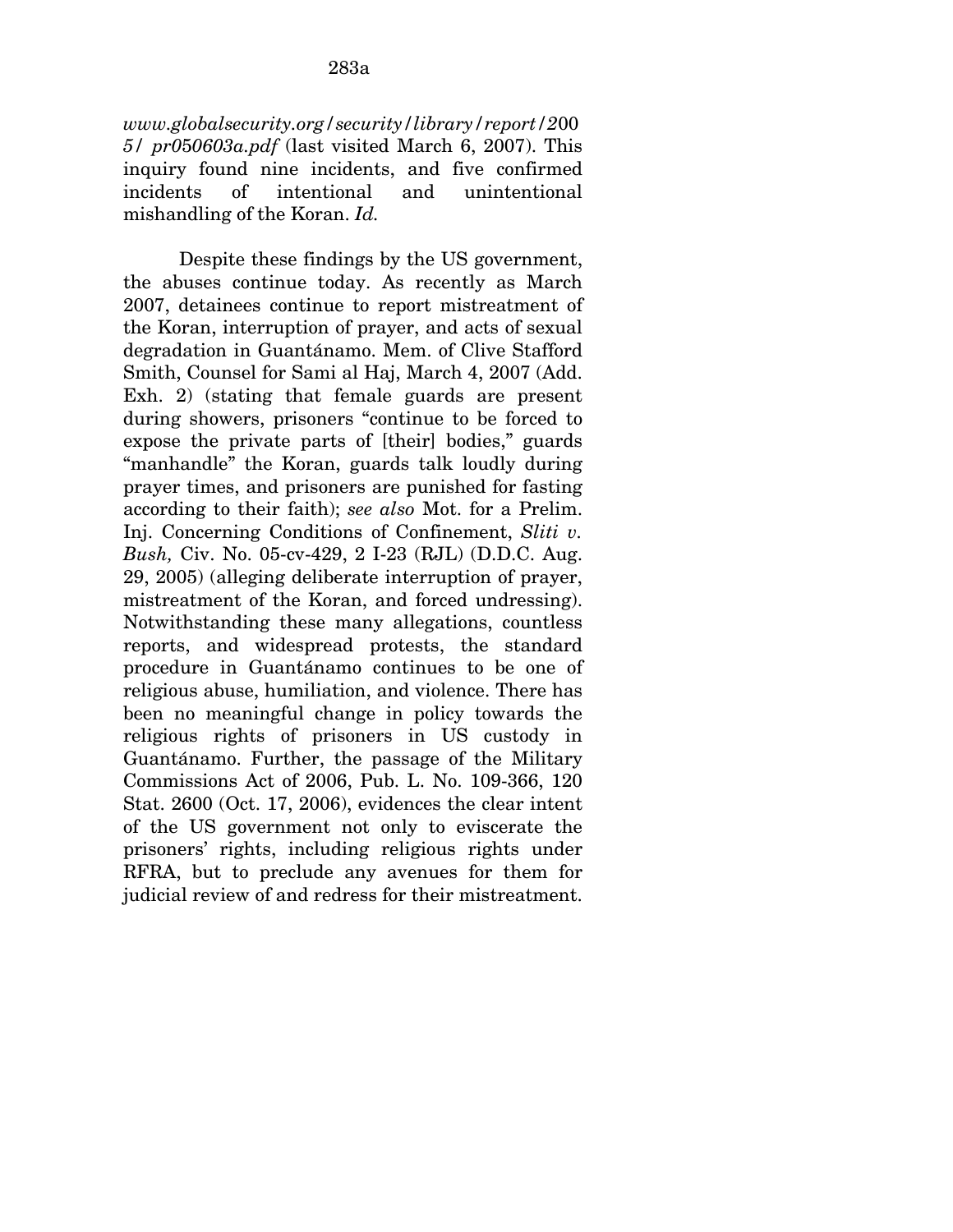*www.globalsecurity.org/security/library/report/2005/ pr050603a.pdf* (last visited March 6, 2007). This inquiry found nine incidents, and five confirmed incidents of intentional and unintentional mishandling of the Koran. *Id.*

Despite these findings by the US government, the abuses continue today. As recently as March 2007, detainees continue to report mistreatment of the Koran, interruption of prayer, and acts of sexual degradation in Guantánamo. Mem. of Clive Stafford Smith, Counsel for Sami al Haj, March 4, 2007 (Add. Exh. 2) (stating that female guards are present during showers, prisoners "continue to be forced to expose the private parts of [their] bodies," guards "manhandle" the Koran, guards talk loudly during prayer times, and prisoners are punished for fasting according to their faith); *see also* Mot. for a Prelim. Inj. Concerning Conditions of Confinement, *Sliti v. Bush,* Civ. No. 05-cv-429, 2 I-23 (RJL) (D.D.C. Aug. 29, 2005) (alleging deliberate interruption of prayer, mistreatment of the Koran, and forced undressing). Notwithstanding these many allegations, countless reports, and widespread protests, the standard procedure in Guantánamo continues to be one of religious abuse, humiliation, and violence. There has been no meaningful change in policy towards the religious rights of prisoners in US custody in Guantánamo. Further, the passage of the Military Commissions Act of 2006, Pub. L. No. 109-366, 120 Stat. 2600 (Oct. 17, 2006), evidences the clear intent of the US government not only to eviscerate the prisoners' rights, including religious rights under RFRA, but to preclude any avenues for them for judicial review of and redress for their mistreatment.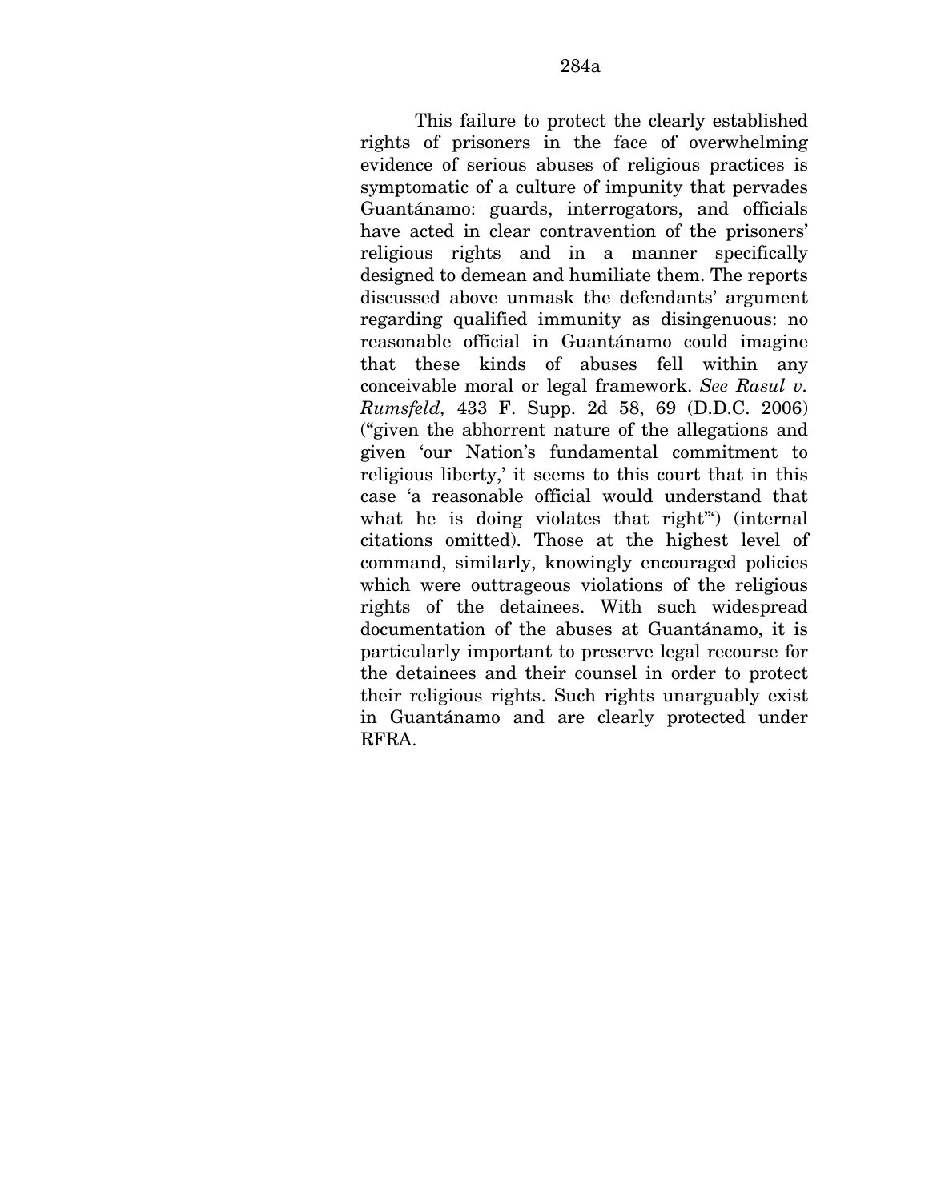This failure to protect the clearly established rights of prisoners in the face of overwhelming evidence of serious abuses of religious practices is symptomatic of a culture of impunity that pervades Guantánamo: guards, interrogators, and officials have acted in clear contravention of the prisoners' religious rights and in a manner specifically designed to demean and humiliate them. The reports discussed above unmask the defendants' argument regarding qualified immunity as disingenuous: no reasonable official in Guantánamo could imagine that these kinds of abuses fell within any conceivable moral or legal framework. *See Rasul v. Rumsfeld,* 433 F. Supp. 2d 58, 69 (D.D.C. 2006) ("given the abhorrent nature of the allegations and given 'our Nation's fundamental commitment to religious liberty,' it seems to this court that in this case 'a reasonable official would understand that what he is doing violates that right"') (internal citations omitted). Those at the highest level of command, similarly, knowingly encouraged policies which were outtrageous violations of the religious rights of the detainees. With such widespread documentation of the abuses at Guantánamo, it is particularly important to preserve legal recourse for the detainees and their counsel in order to protect their religious rights. Such rights unarguably exist in Guantánamo and are clearly protected under RFRA.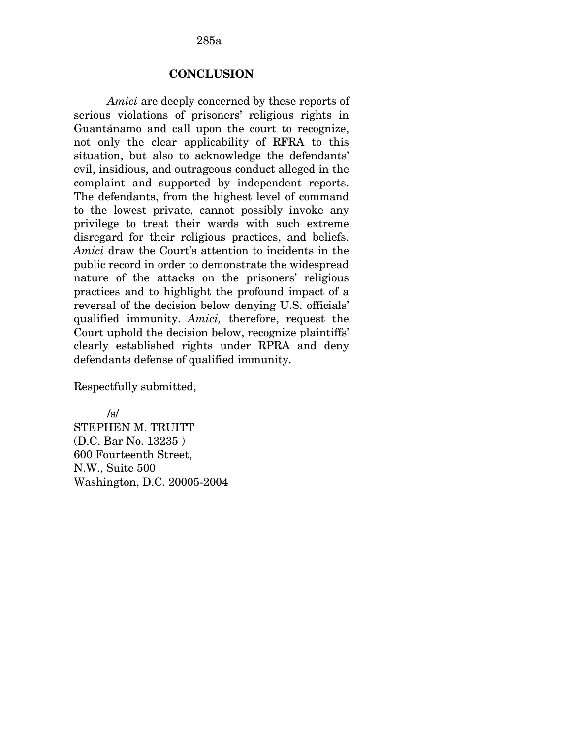## CONCLUSION

*Amici* are deeply concerned by these reports of serious violations of prisoners' religious rights in Guantánamo and call upon the court to recognize, not only the clear applicability of RFRA to this situation, but also to acknowledge the defendants' evil, insidious, and outrageous conduct alleged in the complaint and supported by independent reports. The defendants, from the highest level of command to the lowest private, cannot possibly invoke any privilege to treat their wards with such extreme disregard for their religious practices, and beliefs. *Amici* draw the Court's attention to incidents in the public record in order to demonstrate the widespread nature of the attacks on the prisoners' religious practices and to highlight the profound impact of a reversal of the decision below denying U.S. officials' qualified immunity. *Amici,* therefore, request the Court uphold the decision below, recognize plaintiffs' clearly established rights under RPRA and deny defendants defense of qualified immunity.

Respectfully submitted,

/s/

STEPHEN M. TRUITT
(D.C. Bar No. 13235 )
600 Fourteenth Street,
N.W., Suite 500
Washington, D.C. 20005-2004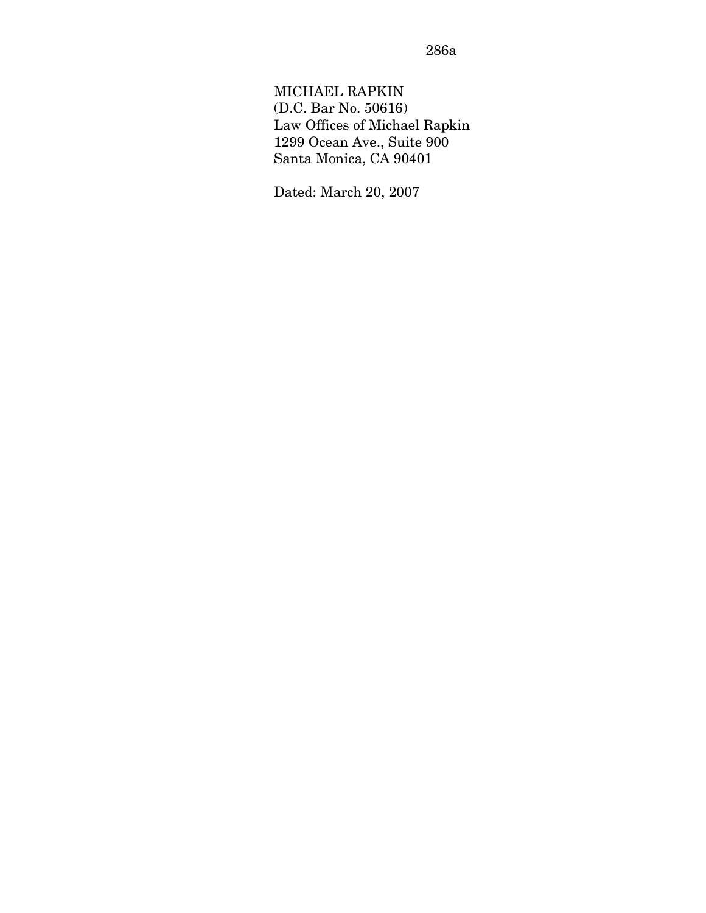MICHAEL RAPKIN
(D.C. Bar No. 50616)
Law Offices of Michael Rapkin
1299 Ocean Ave., Suite 900
Santa Monica, CA 90401

Dated: March 20, 2007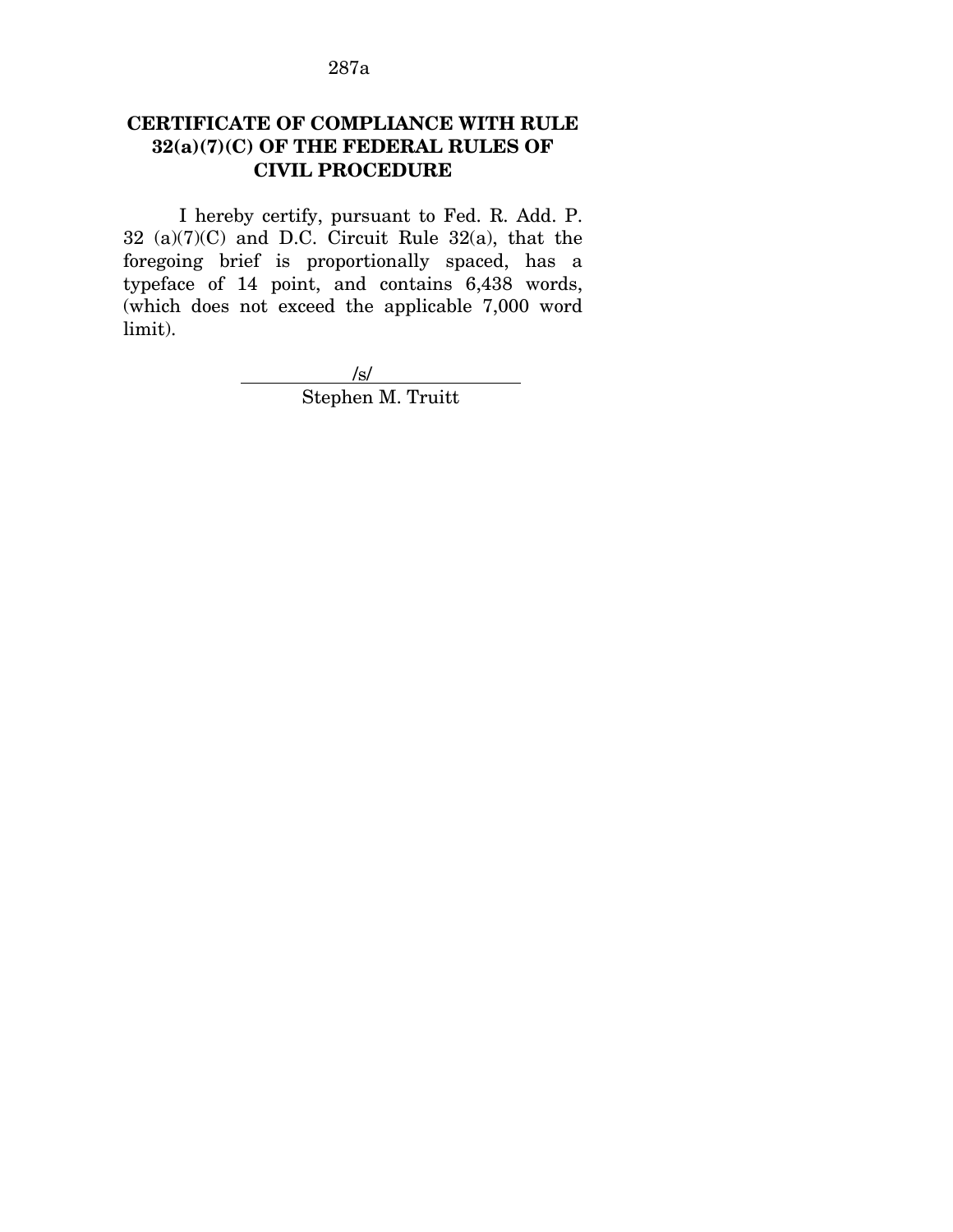## CERTIFICATE OF COMPLIANCE WITH RULE 32(a)(7)(C) OF THE FEDERAL RULES OF CIVIL PROCEDURE

I hereby certify, pursuant to Fed. R. Add. P. 32 (a)(7)(C) and D.C. Circuit Rule 32(a), that the foregoing brief is proportionally spaced, has a typeface of 14 point, and contains 6,438 words, (which does not exceed the applicable 7,000 word limit).

/s/
Stephen M. Truitt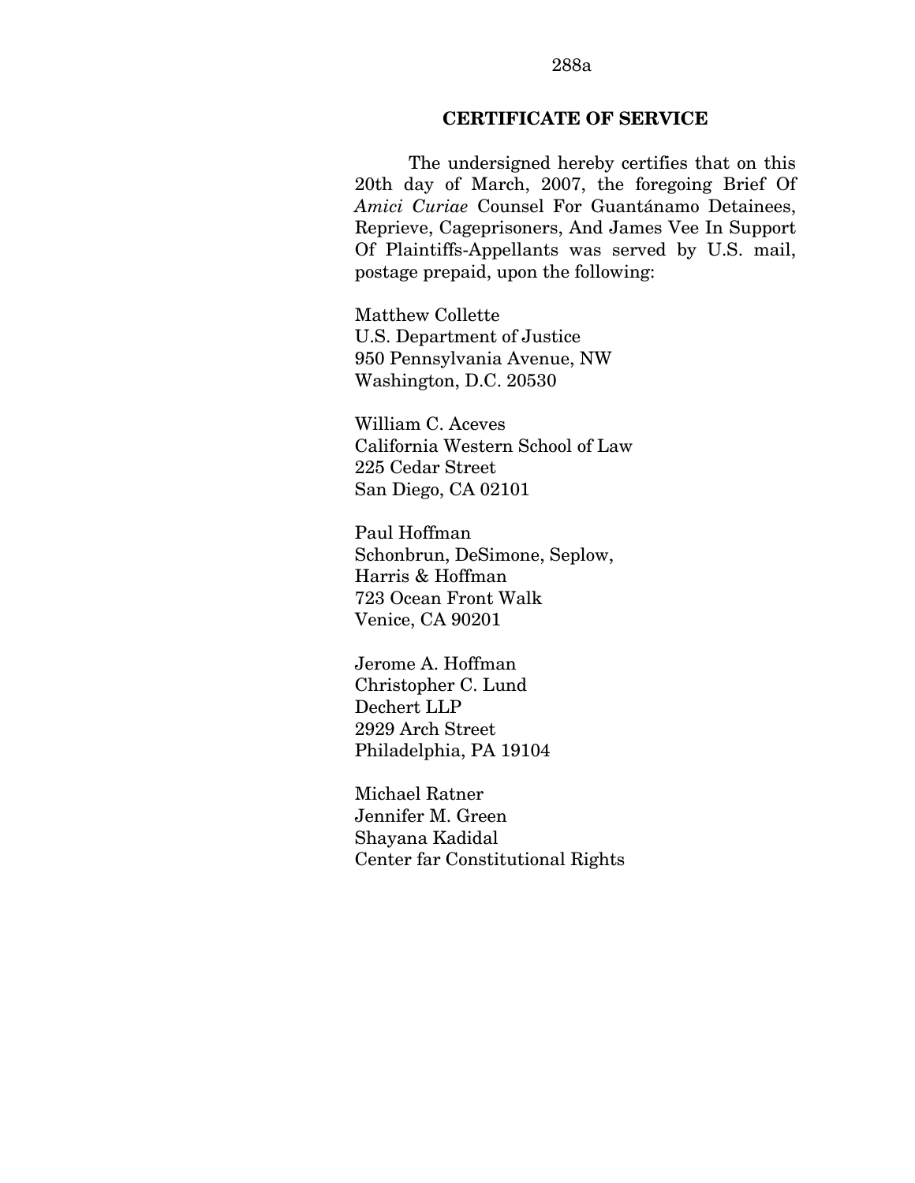## CERTIFICATE OF SERVICE

The undersigned hereby certifies that on this 20th day of March, 2007, the foregoing Brief Of *Amici Curiae* Counsel For Guantánamo Detainees, Reprieve, Cageprisoners, And James Vee In Support Of Plaintiffs-Appellants was served by U.S. mail, postage prepaid, upon the following:

Matthew Collette
U.S. Department of Justice
950 Pennsylvania Avenue, NW
Washington, D.C. 20530

William C. Aceves
California Western School of Law
225 Cedar Street
San Diego, CA 02101

Paul Hoffman
Schonbrun, DeSimone, Seplow,
Harris & Hoffman
723 Ocean Front Walk
Venice, CA 90201

Jerome A. Hoffman
Christopher C. Lund
Dechert LLP
2929 Arch Street
Philadelphia, PA 19104

Michael Ratner
Jennifer M. Green
Shayana Kadidal
Center far Constitutional Rights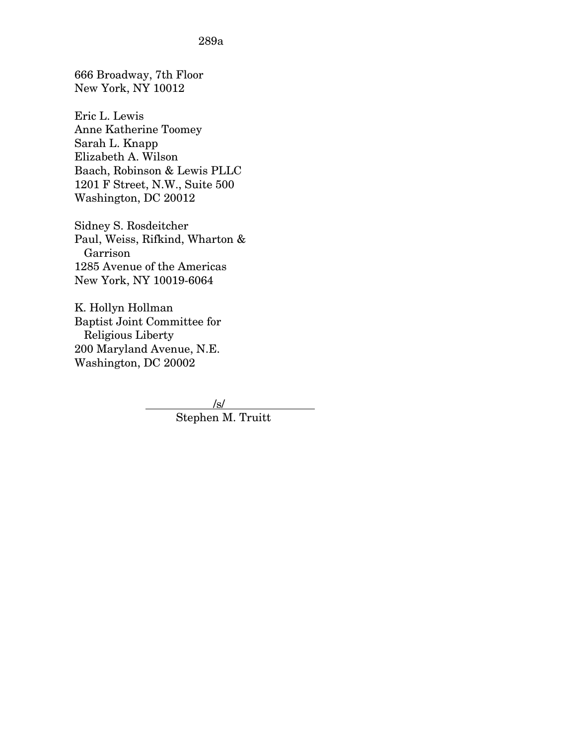666 Broadway, 7th Floor
New York, NY 10012

Eric L. Lewis
Anne Katherine Toomey
Sarah L. Knapp
Elizabeth A. Wilson
Baach, Robinson & Lewis PLLC
1201 F Street, N.W., Suite 500
Washington, DC 20012

Sidney S. Rosdeitcher
Paul, Weiss, Rifkind, Wharton & Garrison
1285 Avenue of the Americas
New York, NY 10019-6064

K. Hollyn Hollman
Baptist Joint Committee for Religious Liberty
200 Maryland Avenue, N.E.
Washington, DC 20002

/s/
Stephen M. Truitt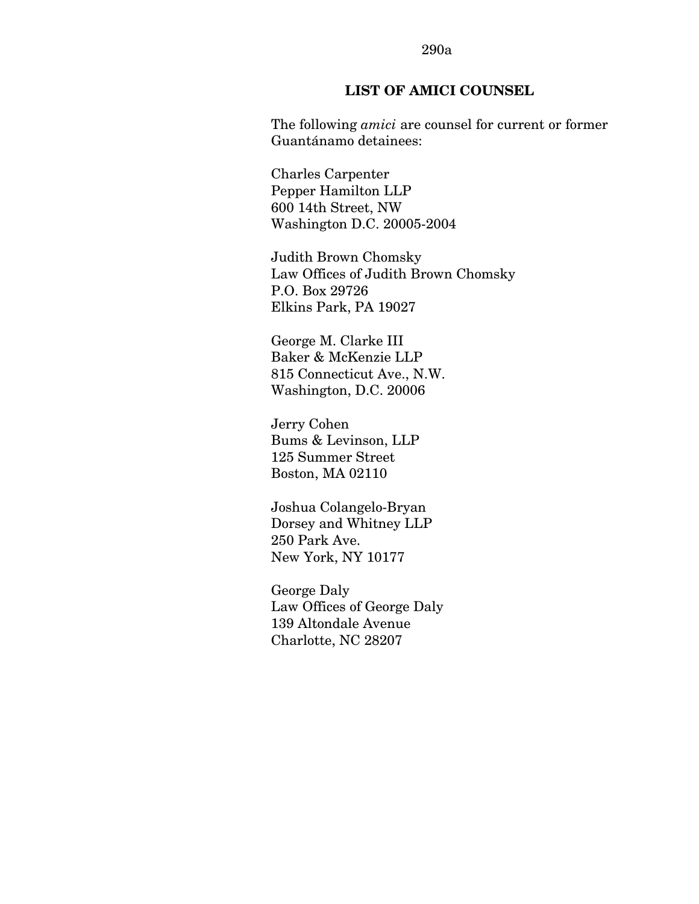## LIST OF AMICI COUNSEL

The following *amici* are counsel for current or former Guantánamo detainees:

Charles Carpenter
Pepper Hamilton LLP
600 14th Street, NW
Washington D.C. 20005-2004

Judith Brown Chomsky
Law Offices of Judith Brown Chomsky
P.O. Box 29726
Elkins Park, PA 19027

George M. Clarke III
Baker & McKenzie LLP
815 Connecticut Ave., N.W.
Washington, D.C. 20006

Jerry Cohen
Bums & Levinson, LLP
125 Summer Street
Boston, MA 02110

Joshua Colangelo-Bryan
Dorsey and Whitney LLP
250 Park Ave.
New York, NY 10177

George Daly
Law Offices of George Daly
139 Altondale Avenue
Charlotte, NC 28207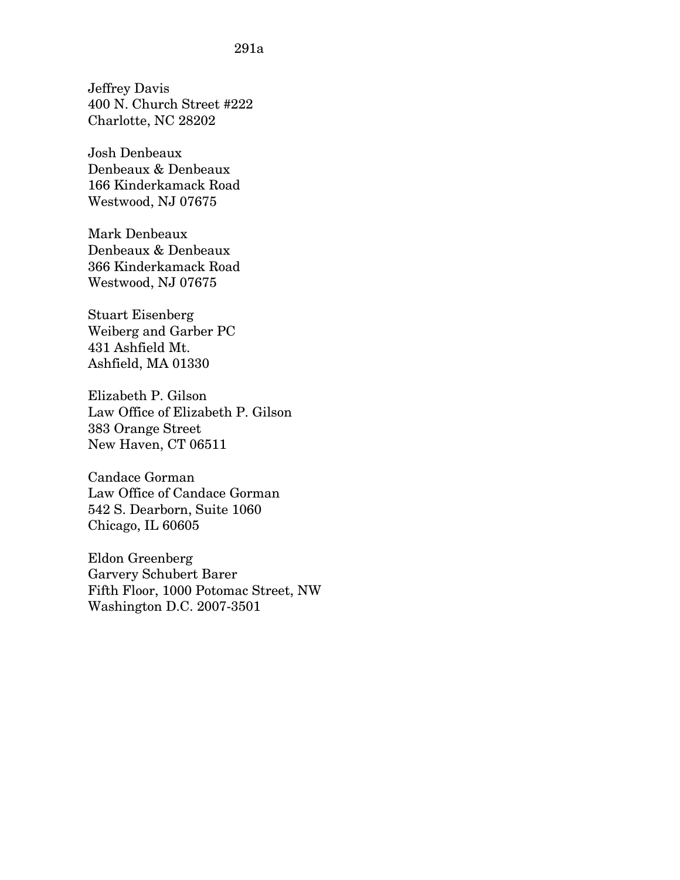Jeffrey Davis
400 N. Church Street #222
Charlotte, NC 28202

Josh Denbeaux
Denbeaux & Denbeaux
166 Kinderkamack Road
Westwood, NJ 07675

Mark Denbeaux
Denbeaux & Denbeaux
366 Kinderkamack Road
Westwood, NJ 07675

Stuart Eisenberg
Weiberg and Garber PC
431 Ashfield Mt.
Ashfield, MA 01330

Elizabeth P. Gilson
Law Office of Elizabeth P. Gilson
383 Orange Street
New Haven, CT 06511

Candace Gorman
Law Office of Candace Gorman
542 S. Dearborn, Suite 1060
Chicago, IL 60605

Eldon Greenberg
Garvery Schubert Barer
Fifth Floor, 1000 Potomac Street, NW
Washington D.C. 2007-3501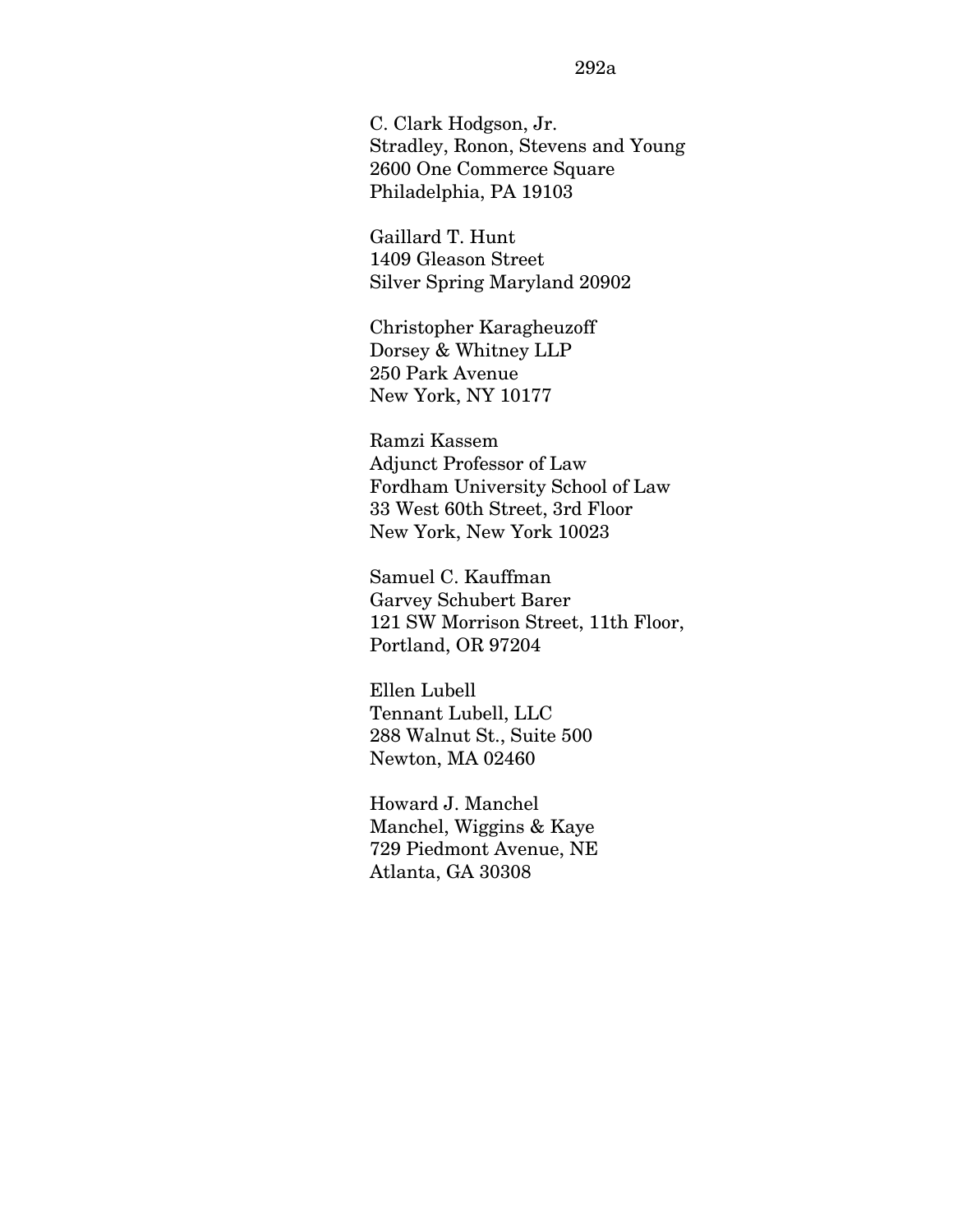C. Clark Hodgson, Jr.
Stradley, Ronon, Stevens and Young
2600 One Commerce Square
Philadelphia, PA 19103

Gaillard T. Hunt
1409 Gleason Street
Silver Spring Maryland 20902

Christopher Karagheuzoff
Dorsey & Whitney LLP
250 Park Avenue
New York, NY 10177

Ramzi Kassem
Adjunct Professor of Law
Fordham University School of Law
33 West 60th Street, 3rd Floor
New York, New York 10023

Samuel C. Kauffman
Garvey Schubert Barer
121 SW Morrison Street, 11th Floor,
Portland, OR 97204

Ellen Lubell
Tennant Lubell, LLC
288 Walnut St., Suite 500
Newton, MA 02460

Howard J. Manchel
Manchel, Wiggins & Kaye
729 Piedmont Avenue, NE
Atlanta, GA 30308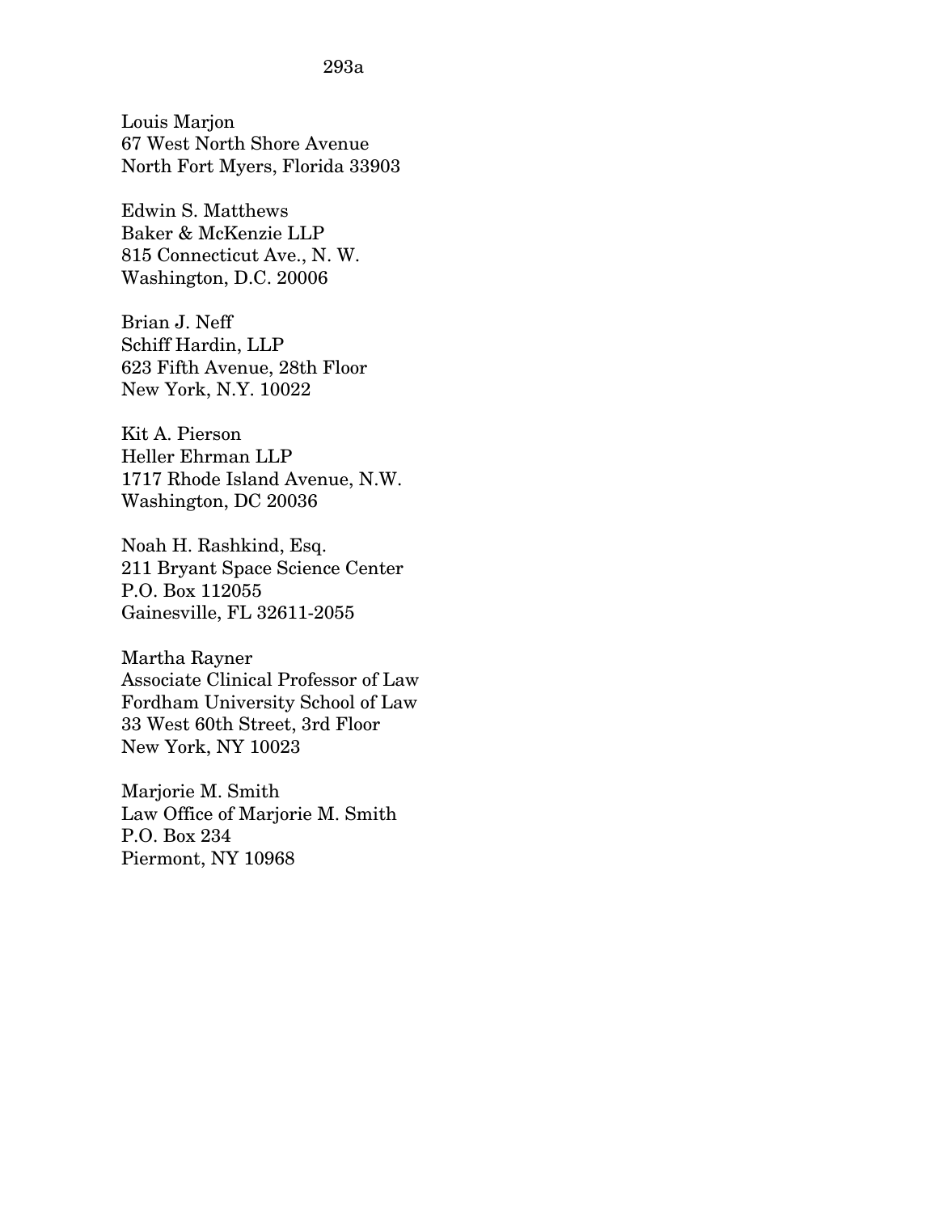Louis Marjon
67 West North Shore Avenue
North Fort Myers, Florida 33903

Edwin S. Matthews
Baker & McKenzie LLP
815 Connecticut Ave., N. W.
Washington, D.C. 20006

Brian J. Neff
Schiff Hardin, LLP
623 Fifth Avenue, 28th Floor
New York, N.Y. 10022

Kit A. Pierson
Heller Ehrman LLP
1717 Rhode Island Avenue, N.W.
Washington, DC 20036

Noah H. Rashkind, Esq.
211 Bryant Space Science Center
P.O. Box 112055
Gainesville, FL 32611-2055

Martha Rayner
Associate Clinical Professor of Law
Fordham University School of Law
33 West 60th Street, 3rd Floor
New York, NY 10023

Marjorie M. Smith
Law Office of Marjorie M. Smith
P.O. Box 234
Piermont, NY 10968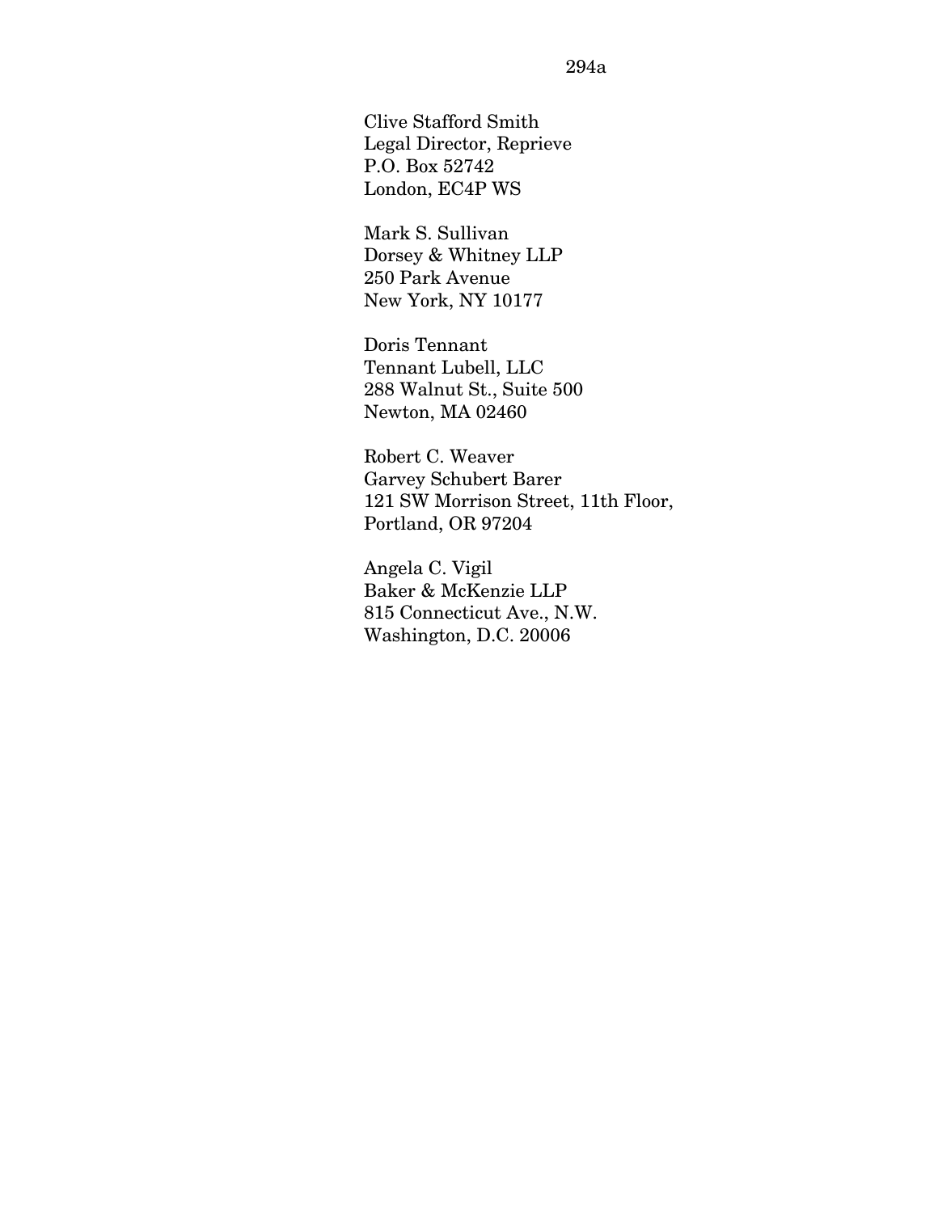Clive Stafford Smith
Legal Director, Reprieve
P.O. Box 52742
London, EC4P WS

Mark S. Sullivan
Dorsey & Whitney LLP
250 Park Avenue
New York, NY 10177

Doris Tennant
Tennant Lubell, LLC
288 Walnut St., Suite 500
Newton, MA 02460

Robert C. Weaver
Garvey Schubert Barer
121 SW Morrison Street, 11th Floor,
Portland, OR 97204

Angela C. Vigil
Baker & McKenzie LLP
815 Connecticut Ave., N.W.
Washington, D.C. 20006